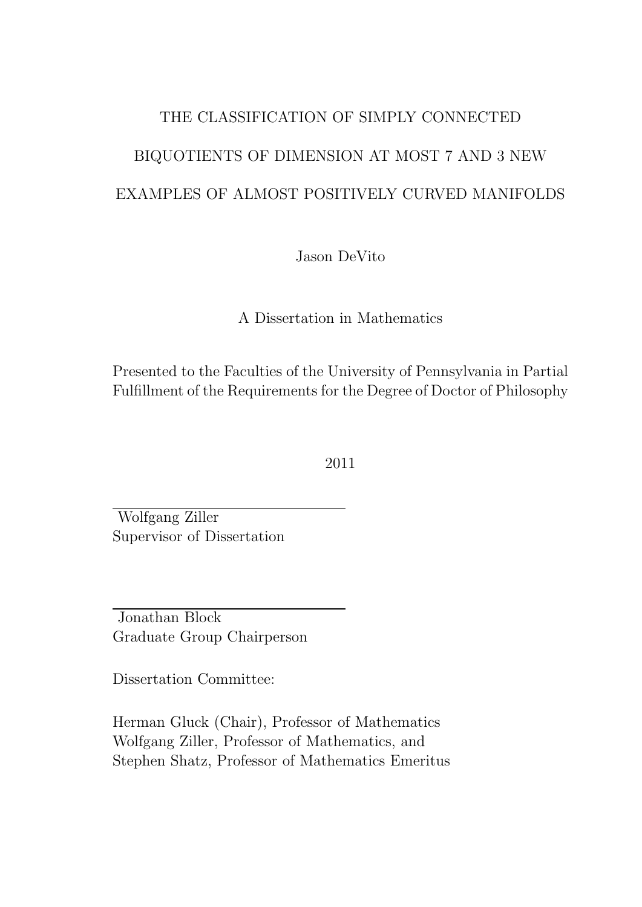# THE CLASSIFICATION OF SIMPLY CONNECTED BIQUOTIENTS OF DIMENSION AT MOST 7 AND 3 NEW EXAMPLES OF ALMOST POSITIVELY CURVED MANIFOLDS

Jason DeVito

A Dissertation in Mathematics

Presented to the Faculties of the University of Pennsylvania in Partial Fulfillment of the Requirements for the Degree of Doctor of Philosophy

2011

Wolfgang Ziller
Supervisor of Dissertation

Jonathan Block
Graduate Group Chairperson

Dissertation Committee:

Herman Gluck (Chair), Professor of Mathematics
Wolfgang Ziller, Professor of Mathematics, and
Stephen Shatz, Professor of Mathematics Emeritus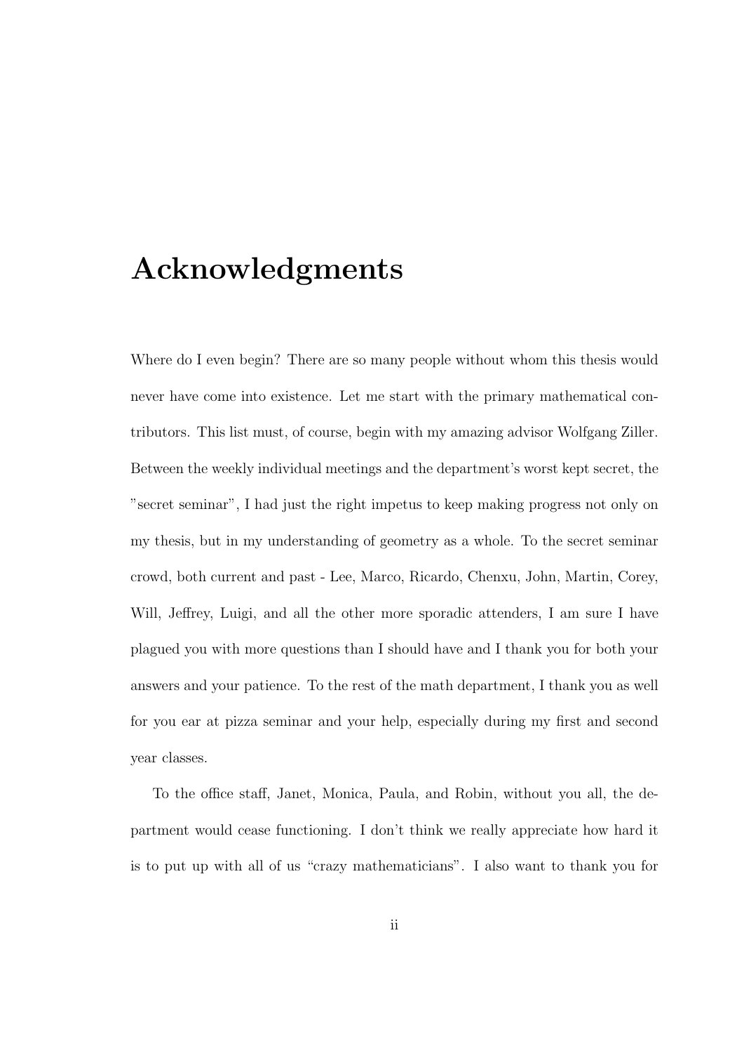# Acknowledgments

Where do I even begin? There are so many people without whom this thesis would never have come into existence. Let me start with the primary mathematical contributors. This list must, of course, begin with my amazing advisor Wolfgang Ziller. Between the weekly individual meetings and the department's worst kept secret, the "secret seminar", I had just the right impetus to keep making progress not only on my thesis, but in my understanding of geometry as a whole. To the secret seminar crowd, both current and past - Lee, Marco, Ricardo, Chenxu, John, Martin, Corey, Will, Jeffrey, Luigi, and all the other more sporadic attenders, I am sure I have plagued you with more questions than I should have and I thank you for both your answers and your patience. To the rest of the math department, I thank you as well for you ear at pizza seminar and your help, especially during my first and second year classes.

To the office staff, Janet, Monica, Paula, and Robin, without you all, the department would cease functioning. I don't think we really appreciate how hard it is to put up with all of us "crazy mathematicians". I also want to thank you for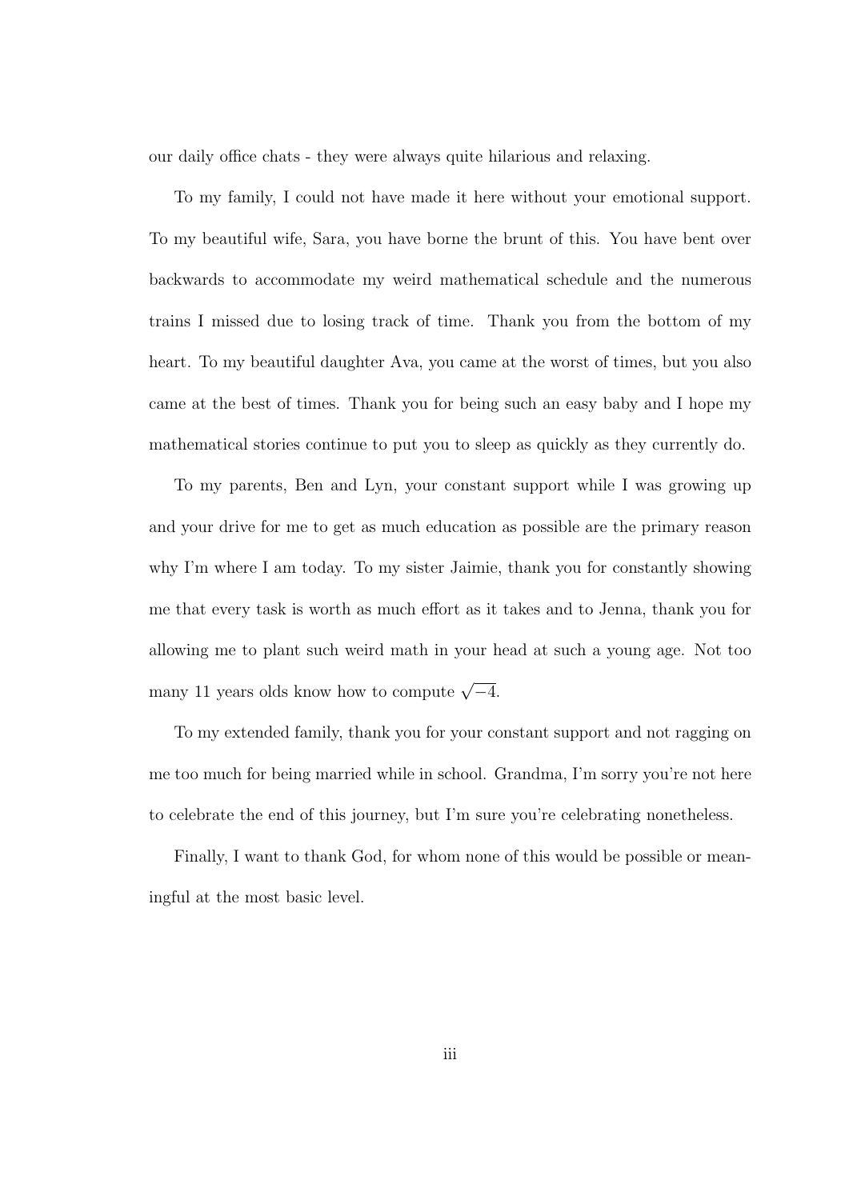our daily office chats - they were always quite hilarious and relaxing.

To my family, I could not have made it here without your emotional support. To my beautiful wife, Sara, you have borne the brunt of this. You have bent over backwards to accommodate my weird mathematical schedule and the numerous trains I missed due to losing track of time. Thank you from the bottom of my heart. To my beautiful daughter Ava, you came at the worst of times, but you also came at the best of times. Thank you for being such an easy baby and I hope my mathematical stories continue to put you to sleep as quickly as they currently do.

To my parents, Ben and Lyn, your constant support while I was growing up and your drive for me to get as much education as possible are the primary reason why I'm where I am today. To my sister Jaimie, thank you for constantly showing me that every task is worth as much effort as it takes and to Jenna, thank you for allowing me to plant such weird math in your head at such a young age. Not too many 11 years olds know how to compute $\sqrt{-4}$.

To my extended family, thank you for your constant support and not ragging on me too much for being married while in school. Grandma, I'm sorry you're not here to celebrate the end of this journey, but I'm sure you're celebrating nonetheless.

Finally, I want to thank God, for whom none of this would be possible or meaningful at the most basic level.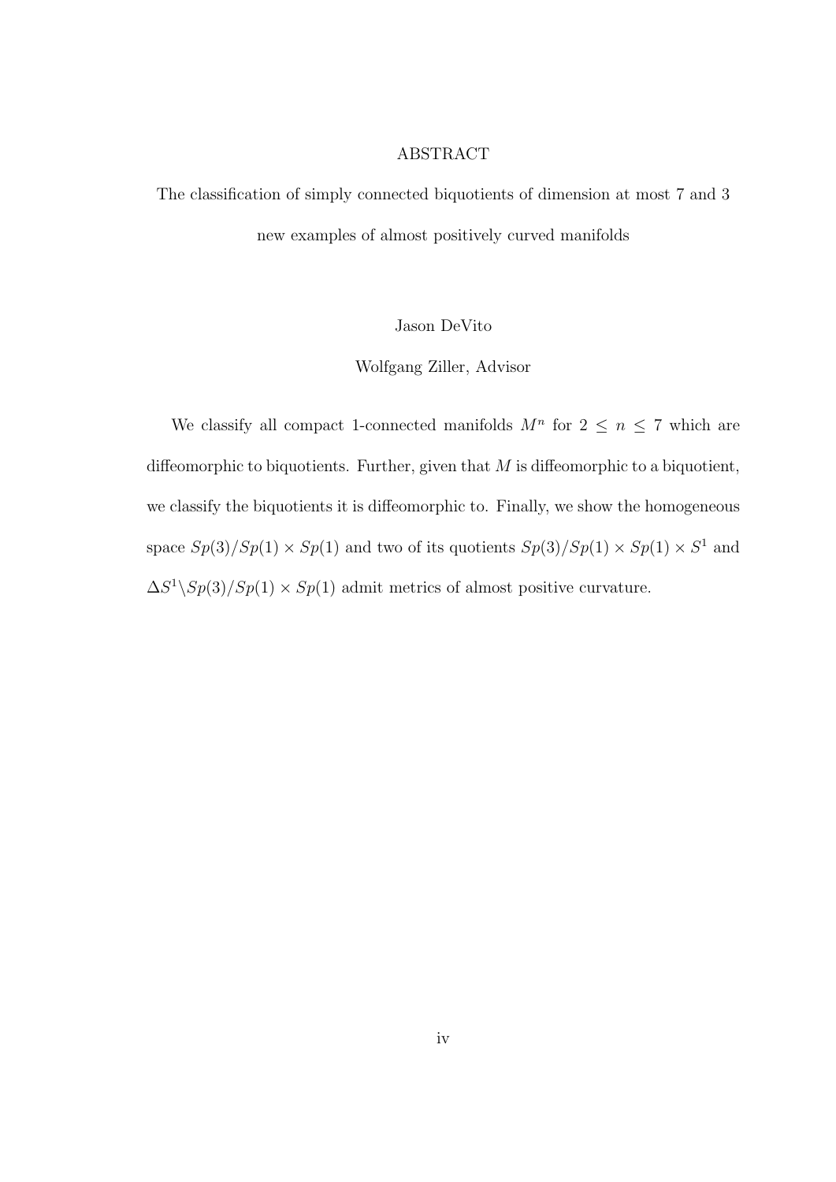## ABSTRACT

The classification of simply connected biquotients of dimension at most 7 and 3 new examples of almost positively curved manifolds

Jason DeVito

Wolfgang Ziller, Advisor

We classify all compact 1-connected manifolds $M^n$ for $2 \leq n \leq 7$ which are diffeomorphic to biquotients. Further, given that $M$ is diffeomorphic to a biquotient, we classify the biquotients it is diffeomorphic to. Finally, we show the homogeneous space $Sp(3)/Sp(1) \times Sp(1)$ and two of its quotients $Sp(3)/Sp(1) \times Sp(1) \times S^1$ and $\Delta S^1 \backslash Sp(3)/Sp(1) \times Sp(1)$ admit metrics of almost positive curvature.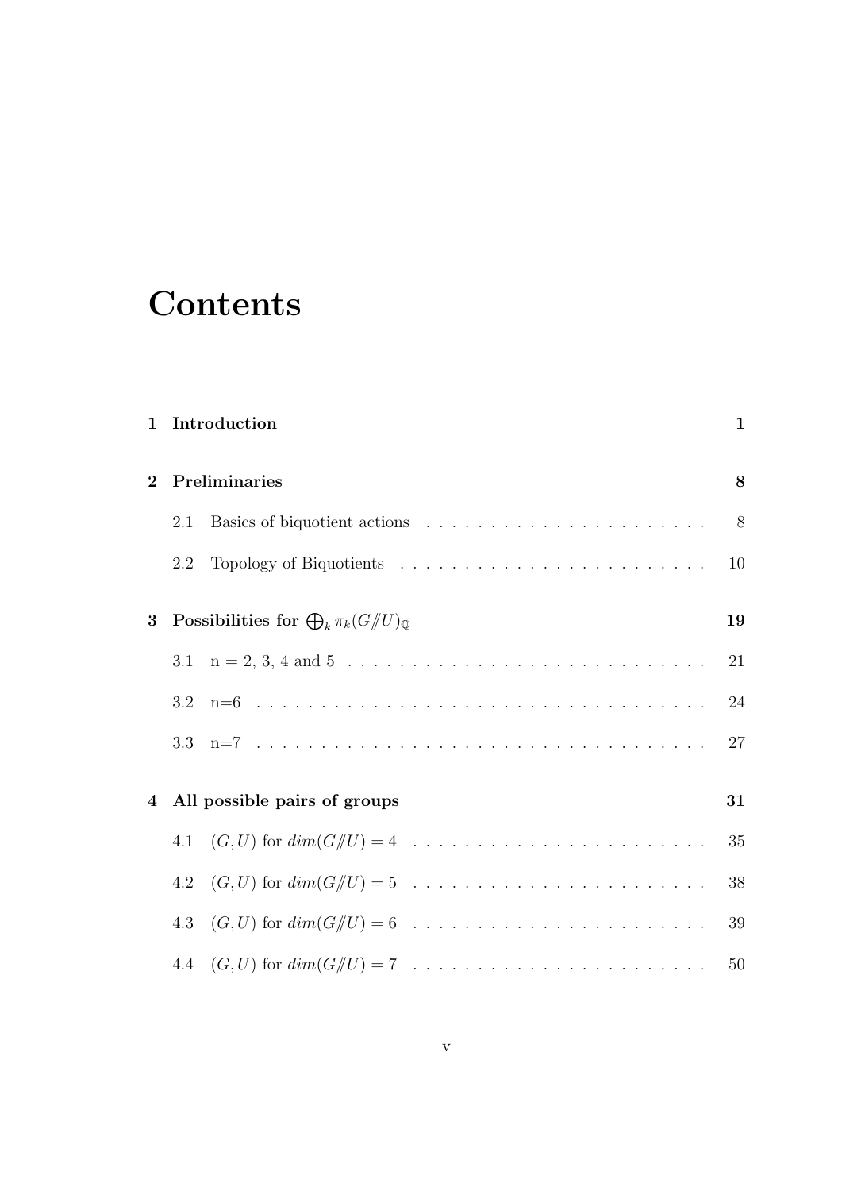# Contents

1 Introduction 1

2 Preliminaries 8

- 2.1 Basics of biquotient actions 8
- 2.2 Topology of Biquotients 10

3 Possibilities for $\bigoplus_k \pi_k(G/\!\!/U)_{\mathbb{Q}}$ 19

- 3.1 n = 2, 3, 4 and 5 21
- 3.2 n=6 24
- 3.3 n=7 27

4 All possible pairs of groups 31

- 4.1 $(G, U)$ for $dim(G/\!\!/U) = 4$ 35
- 4.2 $(G, U)$ for $dim(G/\!\!/U) = 5$ 38
- 4.3 $(G, U)$ for $dim(G/\!\!/U) = 6$ 39
- 4.4 $(G, U)$ for $dim(G/\!\!/U) = 7$ 50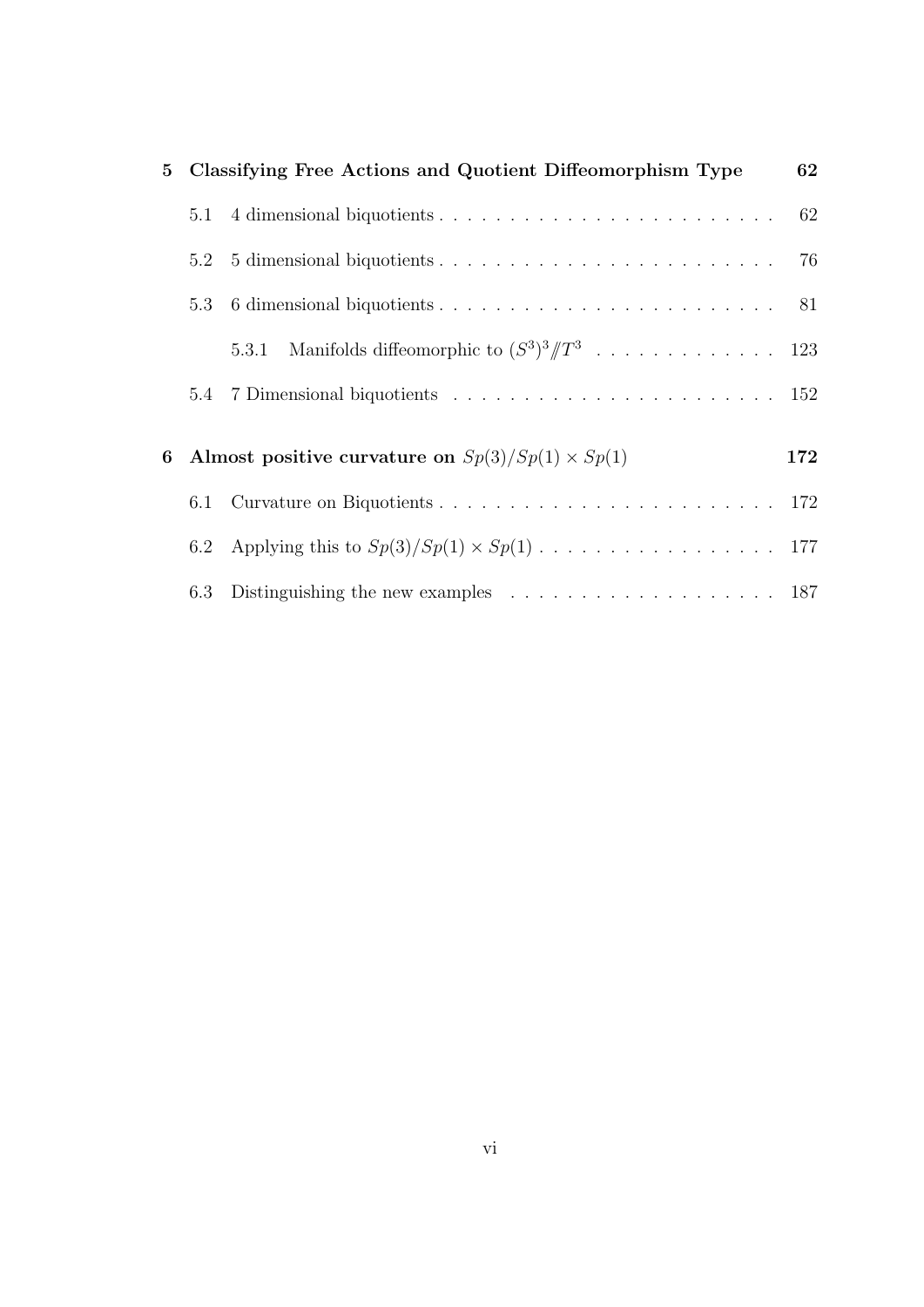**5 Classifying Free Actions and Quotient Diffeomorphism Type** **62**

- 5.1 4 dimensional biquotients . . . . . . . . . . . . . . . . . . . . . . . . 62
- 5.2 5 dimensional biquotients . . . . . . . . . . . . . . . . . . . . . . . . 76
- 5.3 6 dimensional biquotients . . . . . . . . . . . . . . . . . . . . . . . . 81
  - 5.3.1 Manifolds diffeomorphic to $(S^3)^3/\!\!/T^3$ . . . . . . . . . . . . . 123
- 5.4 7 Dimensional biquotients . . . . . . . . . . . . . . . . . . . . . . . 152

**6 Almost positive curvature on $Sp(3)/Sp(1) \times Sp(1)$** **172**

- 6.1 Curvature on Biquotients . . . . . . . . . . . . . . . . . . . . . . . . 172
- 6.2 Applying this to $Sp(3)/Sp(1) \times Sp(1)$ . . . . . . . . . . . . . . . . . 177
- 6.3 Distinguishing the new examples . . . . . . . . . . . . . . . . . . . 187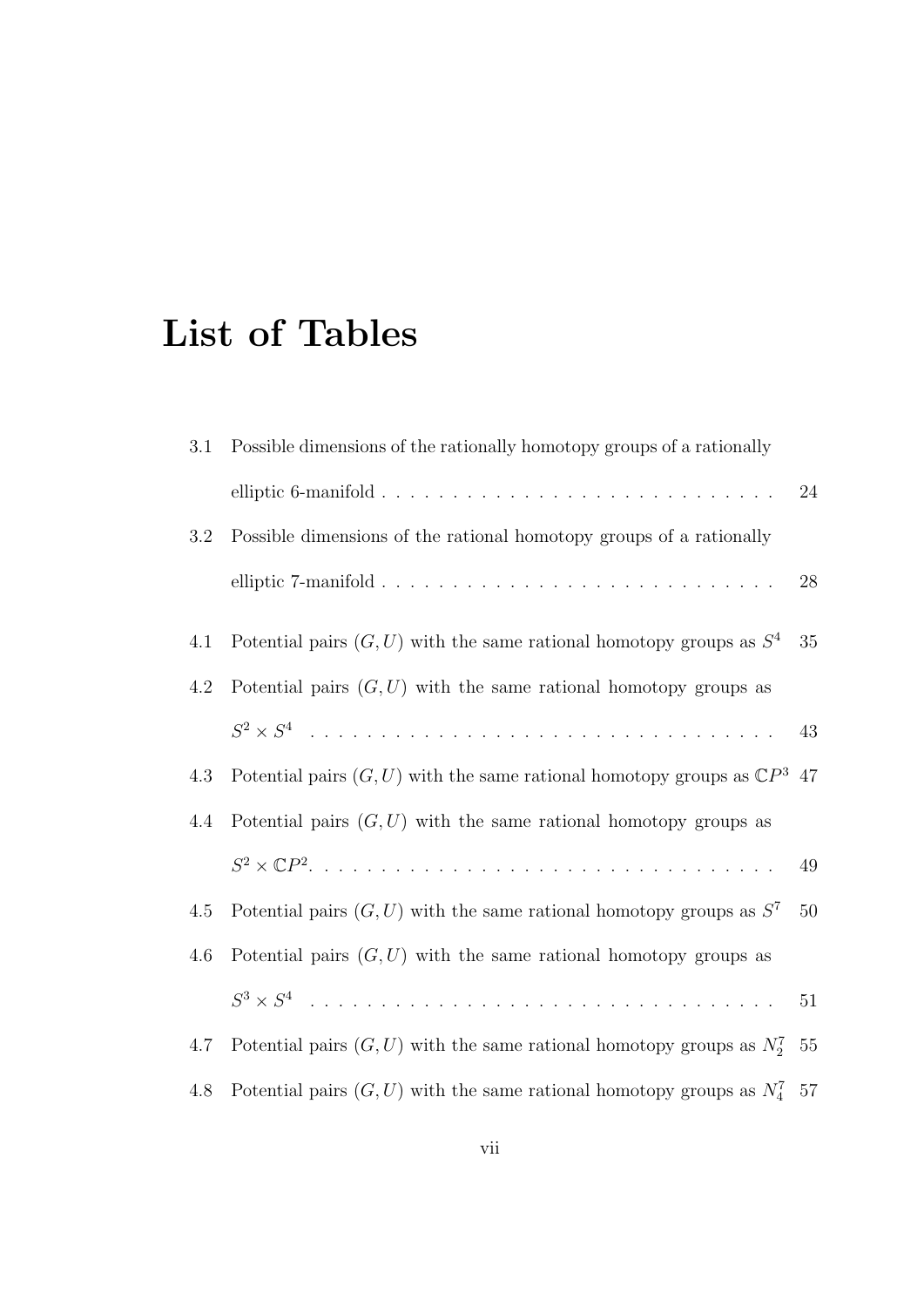# List of Tables

3.1 Possible dimensions of the rationally homotopy groups of a rationally elliptic 6-manifold . . . . . . . . . . . . . . . . . . . . . . . . . . . . 24

3.2 Possible dimensions of the rational homotopy groups of a rationally elliptic 7-manifold . . . . . . . . . . . . . . . . . . . . . . . . . . . . 28

4.1 Potential pairs $(G, U)$ with the same rational homotopy groups as $S^4$ 35

4.2 Potential pairs $(G, U)$ with the same rational homotopy groups as $S^2 \times S^4$ . . . . . . . . . . . . . . . . . . . . . . . . . . . . . . . . . 43

4.3 Potential pairs $(G, U)$ with the same rational homotopy groups as $\mathbb{C}P^3$ 47

4.4 Potential pairs $(G, U)$ with the same rational homotopy groups as $S^2 \times \mathbb{C}P^2$. . . . . . . . . . . . . . . . . . . . . . . . . . . . . . . . 49

4.5 Potential pairs $(G, U)$ with the same rational homotopy groups as $S^7$ 50

4.6 Potential pairs $(G, U)$ with the same rational homotopy groups as $S^3 \times S^4$ . . . . . . . . . . . . . . . . . . . . . . . . . . . . . . . . . 51

4.7 Potential pairs $(G, U)$ with the same rational homotopy groups as $N^7_2$ 55

4.8 Potential pairs $(G, U)$ with the same rational homotopy groups as $N^7_4$ 57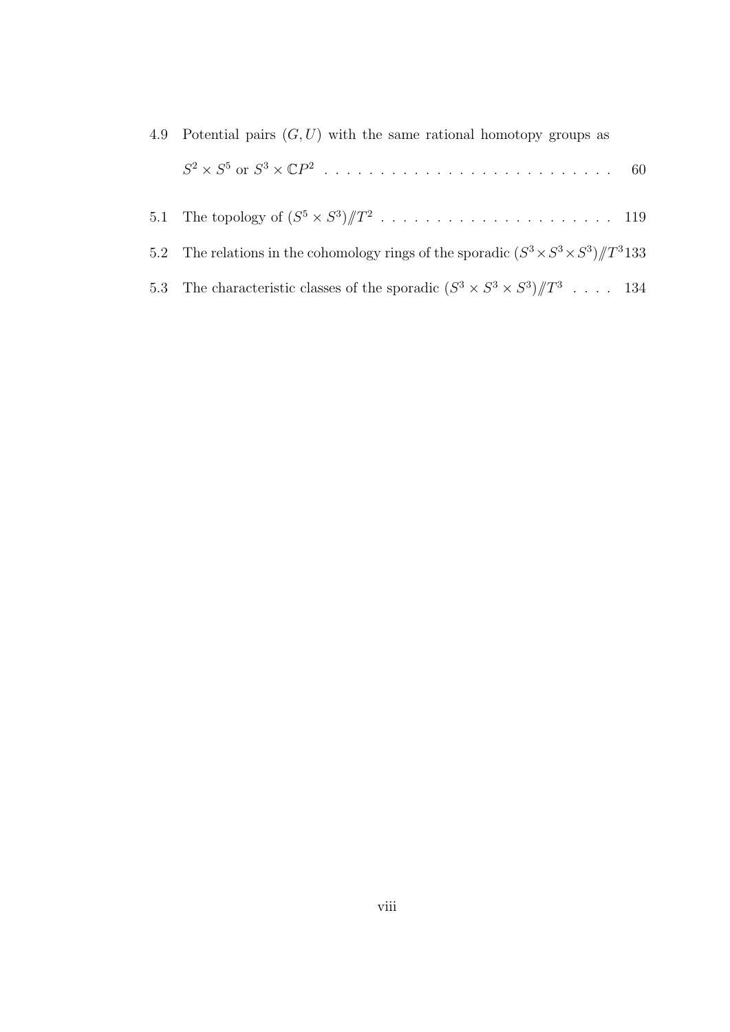4.9 Potential pairs $(G, U)$ with the same rational homotopy groups as $S^2 \times S^5$ or $S^3 \times \mathbb{C}P^2$ . . . . . . . . . . . . . . . . . . . . . . . . . . . 60

5.1 The topology of $(S^5 \times S^3)/\!\!/T^2$ . . . . . . . . . . . . . . . . . . . . . . 119

5.2 The relations in the cohomology rings of the sporadic $(S^3 \times S^3 \times S^3)/\!\!/T^3$ 133

5.3 The characteristic classes of the sporadic $(S^3 \times S^3 \times S^3)/\!\!/T^3$ . . . . 134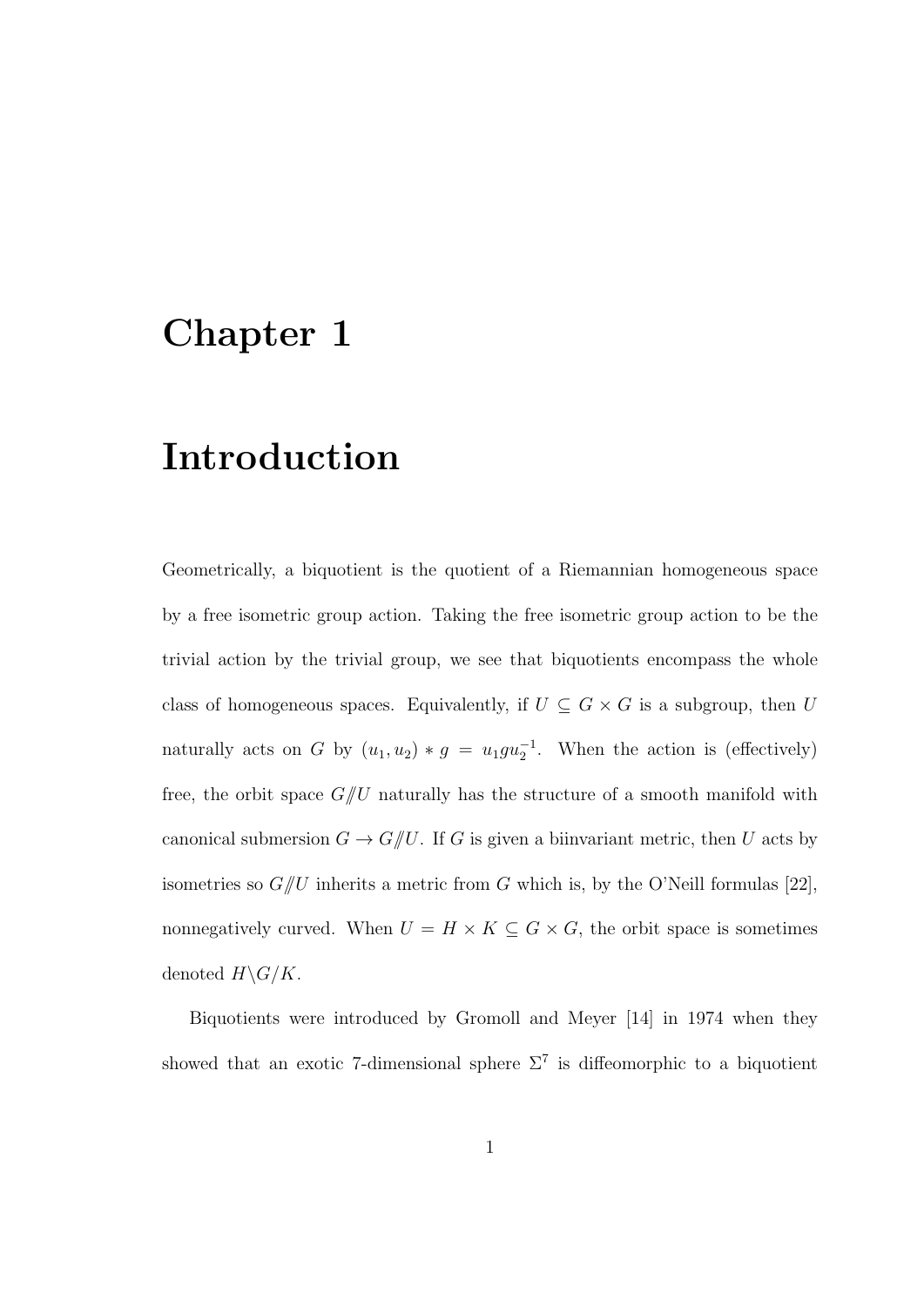# Chapter 1

# Introduction

Geometrically, a biquotient is the quotient of a Riemannian homogeneous space by a free isometric group action. Taking the free isometric group action to be the trivial action by the trivial group, we see that biquotients encompass the whole class of homogeneous spaces. Equivalently, if $U \subseteq G \times G$ is a subgroup, then $U$ naturally acts on $G$ by $(u_1, u_2) * g = u_1 g u_2^{-1}$. When the action is (effectively) free, the orbit space $G/\!\!/U$ naturally has the structure of a smooth manifold with canonical submersion $G \to G/\!\!/U$. If $G$ is given a biinvariant metric, then $U$ acts by isometries so $G/\!\!/U$ inherits a metric from $G$ which is, by the O'Neill formulas [22], nonnegatively curved. When $U = H \times K \subseteq G \times G$, the orbit space is sometimes denoted $H \backslash G / K$.

Biquotients were introduced by Gromoll and Meyer [14] in 1974 when they showed that an exotic 7-dimensional sphere $\Sigma^7$ is diffeomorphic to a biquotient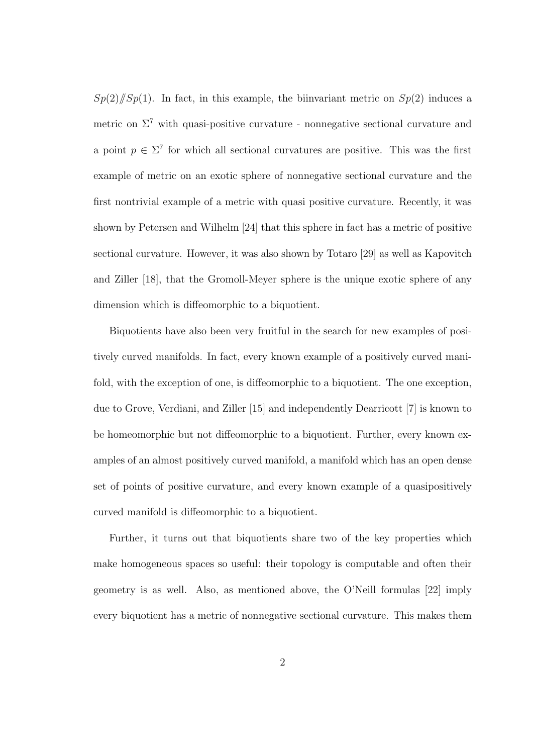$Sp(2)/\!\!/Sp(1)$. In fact, in this example, the biinvariant metric on $Sp(2)$ induces a metric on $\Sigma^7$ with quasi-positive curvature - nonnegative sectional curvature and a point $p \in \Sigma^7$ for which all sectional curvatures are positive. This was the first example of metric on an exotic sphere of nonnegative sectional curvature and the first nontrivial example of a metric with quasi positive curvature. Recently, it was shown by Petersen and Wilhelm [24] that this sphere in fact has a metric of positive sectional curvature. However, it was also shown by Totaro [29] as well as Kapovitch and Ziller [18], that the Gromoll-Meyer sphere is the unique exotic sphere of any dimension which is diffeomorphic to a biquotient.

Biquotients have also been very fruitful in the search for new examples of positively curved manifolds. In fact, every known example of a positively curved manifold, with the exception of one, is diffeomorphic to a biquotient. The one exception, due to Grove, Verdiani, and Ziller [15] and independently Dearricott [7] is known to be homeomorphic but not diffeomorphic to a biquotient. Further, every known examples of an almost positively curved manifold, a manifold which has an open dense set of points of positive curvature, and every known example of a quasipositively curved manifold is diffeomorphic to a biquotient.

Further, it turns out that biquotients share two of the key properties which make homogeneous spaces so useful: their topology is computable and often their geometry is as well. Also, as mentioned above, the O'Neill formulas [22] imply every biquotient has a metric of nonnegative sectional curvature. This makes them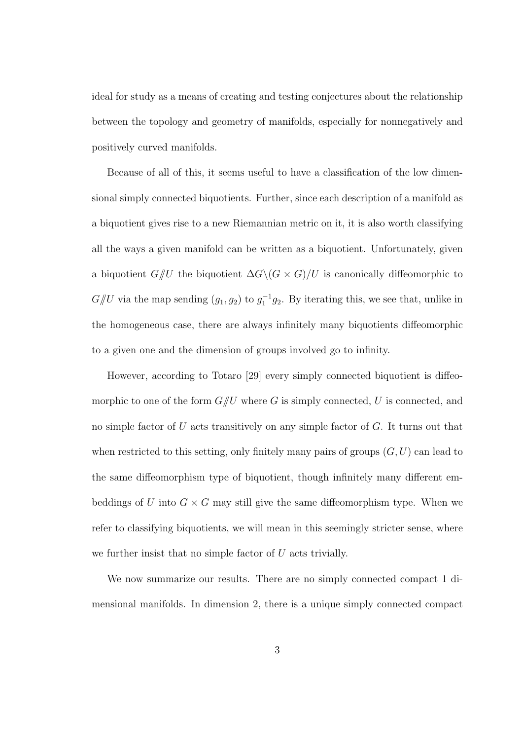ideal for study as a means of creating and testing conjectures about the relationship between the topology and geometry of manifolds, especially for nonnegatively and positively curved manifolds.

Because of all of this, it seems useful to have a classification of the low dimensional simply connected biquotients. Further, since each description of a manifold as a biquotient gives rise to a new Riemannian metric on it, it is also worth classifying all the ways a given manifold can be written as a biquotient. Unfortunately, given a biquotient $G/\!\!/U$ the biquotient $\Delta G\backslash(G \times G)/U$ is canonically diffeomorphic to $G/\!\!/U$ via the map sending $(g_1, g_2)$ to $g_1^{-1}g_2$. By iterating this, we see that, unlike in the homogeneous case, there are always infinitely many biquotients diffeomorphic to a given one and the dimension of groups involved go to infinity.

However, according to Totaro [29] every simply connected biquotient is diffeomorphic to one of the form $G/\!\!/U$ where $G$ is simply connected, $U$ is connected, and no simple factor of $U$ acts transitively on any simple factor of $G$. It turns out that when restricted to this setting, only finitely many pairs of groups $(G, U)$ can lead to the same diffeomorphism type of biquotient, though infinitely many different embeddings of $U$ into $G \times G$ may still give the same diffeomorphism type. When we refer to classifying biquotients, we will mean in this seemingly stricter sense, where we further insist that no simple factor of $U$ acts trivially.

We now summarize our results. There are no simply connected compact 1 dimensional manifolds. In dimension 2, there is a unique simply connected compact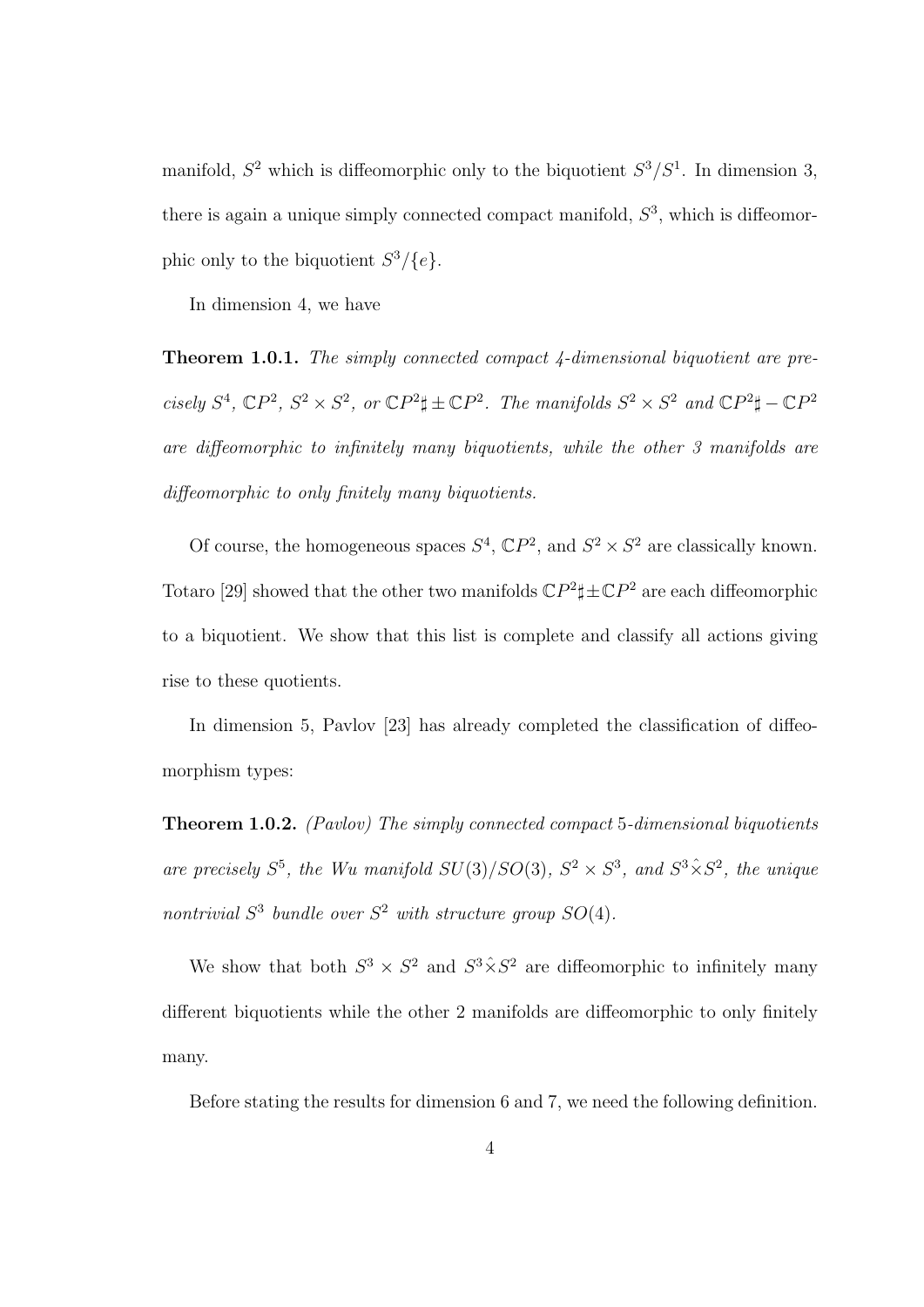manifold, $S^2$ which is diffeomorphic only to the biquotient $S^3/S^1$. In dimension 3, there is again a unique simply connected compact manifold, $S^3$, which is diffeomorphic only to the biquotient $S^3/\{e\}$.

In dimension 4, we have

**Theorem 1.0.1.** *The simply connected compact 4-dimensional biquotient are precisely $S^4$, $\mathbb{C}P^2$, $S^2 \times S^2$, or $\mathbb{C}P^2 \sharp \pm \mathbb{C}P^2$. The manifolds $S^2 \times S^2$ and $\mathbb{C}P^2 \sharp - \mathbb{C}P^2$ are diffeomorphic to infinitely many biquotients, while the other 3 manifolds are diffeomorphic to only finitely many biquotients.*

Of course, the homogeneous spaces $S^4$, $\mathbb{C}P^2$, and $S^2 \times S^2$ are classically known. Totaro [29] showed that the other two manifolds $\mathbb{C}P^2 \sharp \pm \mathbb{C}P^2$ are each diffeomorphic to a biquotient. We show that this list is complete and classify all actions giving rise to these quotients.

In dimension 5, Pavlov [23] has already completed the classification of diffeomorphism types:

**Theorem 1.0.2.** *(Pavlov) The simply connected compact 5-dimensional biquotients are precisely $S^5$, the Wu manifold $SU(3)/SO(3)$, $S^2 \times S^3$, and $S^3 \hat{\times} S^2$, the unique nontrivial $S^3$ bundle over $S^2$ with structure group $SO(4)$.*

We show that both $S^3 \times S^2$ and $S^3 \hat{\times} S^2$ are diffeomorphic to infinitely many different biquotients while the other 2 manifolds are diffeomorphic to only finitely many.

Before stating the results for dimension 6 and 7, we need the following definition.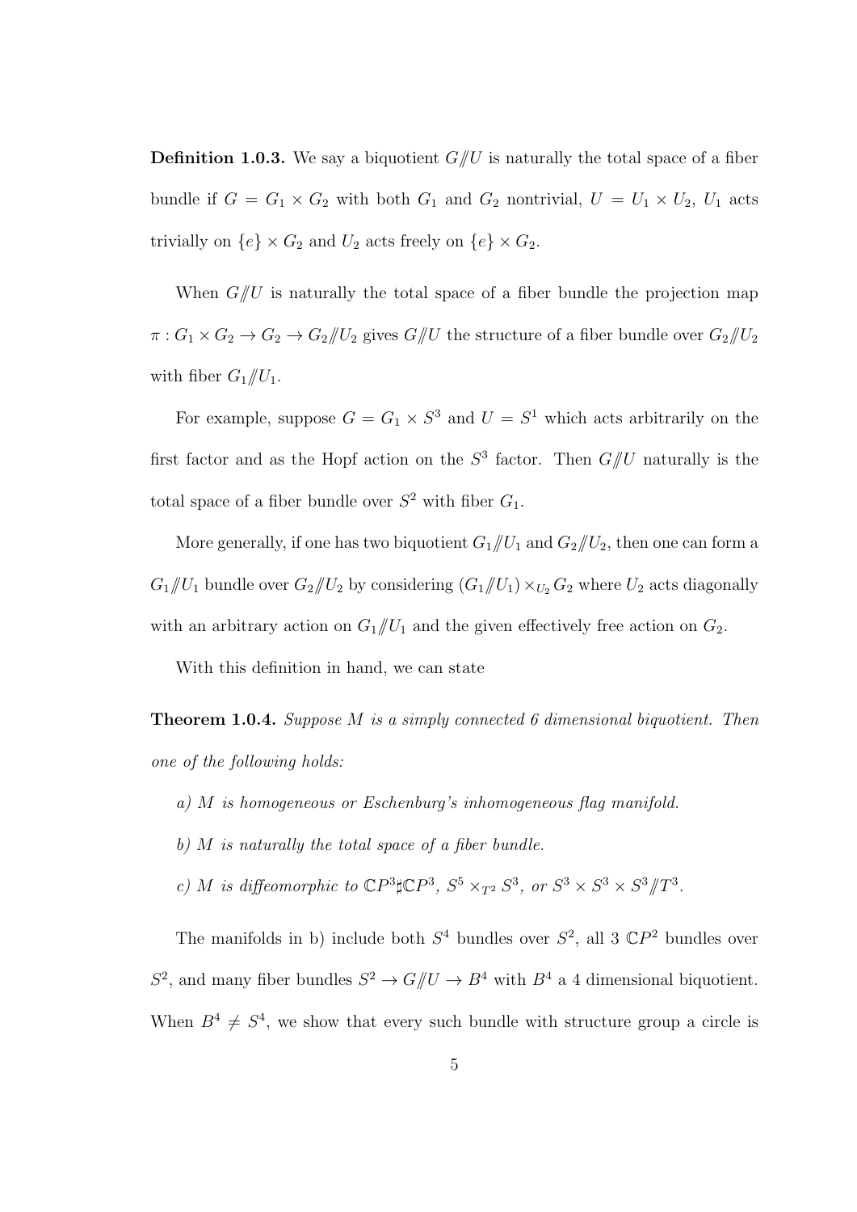**Definition 1.0.3.** We say a biquotient $G/\!\!/U$ is naturally the total space of a fiber bundle if $G = G_1 \times G_2$ with both $G_1$ and $G_2$ nontrivial, $U = U_1 \times U_2$, $U_1$ acts trivially on $\{e\} \times G_2$ and $U_2$ acts freely on $\{e\} \times G_2$.

When $G/\!\!/U$ is naturally the total space of a fiber bundle the projection map $\pi : G_1 \times G_2 \to G_2 \to G_2/\!\!/U_2$ gives $G/\!\!/U$ the structure of a fiber bundle over $G_2/\!\!/U_2$ with fiber $G_1/\!\!/U_1$.

For example, suppose $G = G_1 \times S^3$ and $U = S^1$ which acts arbitrarily on the first factor and as the Hopf action on the $S^3$ factor. Then $G/\!\!/U$ naturally is the total space of a fiber bundle over $S^2$ with fiber $G_1$.

More generally, if one has two biquotient $G_1/\!\!/U_1$ and $G_2/\!\!/U_2$, then one can form a $G_1/\!\!/U_1$ bundle over $G_2/\!\!/U_2$ by considering $(G_1/\!\!/U_1) \times_{U_2} G_2$ where $U_2$ acts diagonally with an arbitrary action on $G_1/\!\!/U_1$ and the given effectively free action on $G_2$.

With this definition in hand, we can state

**Theorem 1.0.4.** *Suppose $M$ is a simply connected 6 dimensional biquotient. Then one of the following holds:*

*a) $M$ is homogeneous or Eschenburg's inhomogeneous flag manifold.*

*b) $M$ is naturally the total space of a fiber bundle.*

*c) $M$ is diffeomorphic to $\mathbb{C}P^3 \sharp \mathbb{C}P^3$, $S^5 \times_{T^2} S^3$, or $S^3 \times S^3 \times S^3/\!\!/T^3$.*

The manifolds in b) include both $S^4$ bundles over $S^2$, all 3 $\mathbb{C}P^2$ bundles over $S^2$, and many fiber bundles $S^2 \to G/\!\!/U \to B^4$ with $B^4$ a 4 dimensional biquotient. When $B^4 \neq S^4$, we show that every such bundle with structure group a circle is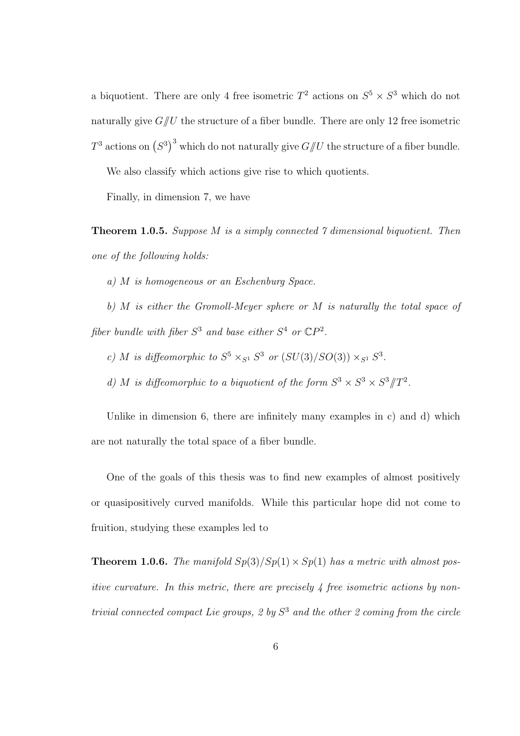a biquotient. There are only 4 free isometric $T^2$ actions on $S^5 \times S^3$ which do not naturally give $G/\!\!/U$ the structure of a fiber bundle. There are only 12 free isometric $T^3$ actions on $\left(S^3\right)^3$ which do not naturally give $G/\!\!/U$ the structure of a fiber bundle.

We also classify which actions give rise to which quotients.

Finally, in dimension 7, we have

**Theorem 1.0.5.** *Suppose $M$ is a simply connected 7 dimensional biquotient. Then one of the following holds:*

*a) $M$ is homogeneous or an Eschenburg Space.*

*b) $M$ is either the Gromoll-Meyer sphere or $M$ is naturally the total space of fiber bundle with fiber $S^3$ and base either $S^4$ or $\mathbb{C}P^2$.*

*c) $M$ is diffeomorphic to $S^5 \times_{S^1} S^3$ or $(SU(3)/SO(3)) \times_{S^1} S^3$.*

*d) $M$ is diffeomorphic to a biquotient of the form $S^3 \times S^3 \times S^3 /\!\!/ T^2$.*

Unlike in dimension 6, there are infinitely many examples in c) and d) which are not naturally the total space of a fiber bundle.

One of the goals of this thesis was to find new examples of almost positively or quasipositively curved manifolds. While this particular hope did not come to fruition, studying these examples led to

**Theorem 1.0.6.** *The manifold $Sp(3)/Sp(1) \times Sp(1)$ has a metric with almost positive curvature. In this metric, there are precisely 4 free isometric actions by nontrivial connected compact Lie groups, 2 by $S^3$ and the other 2 coming from the circle*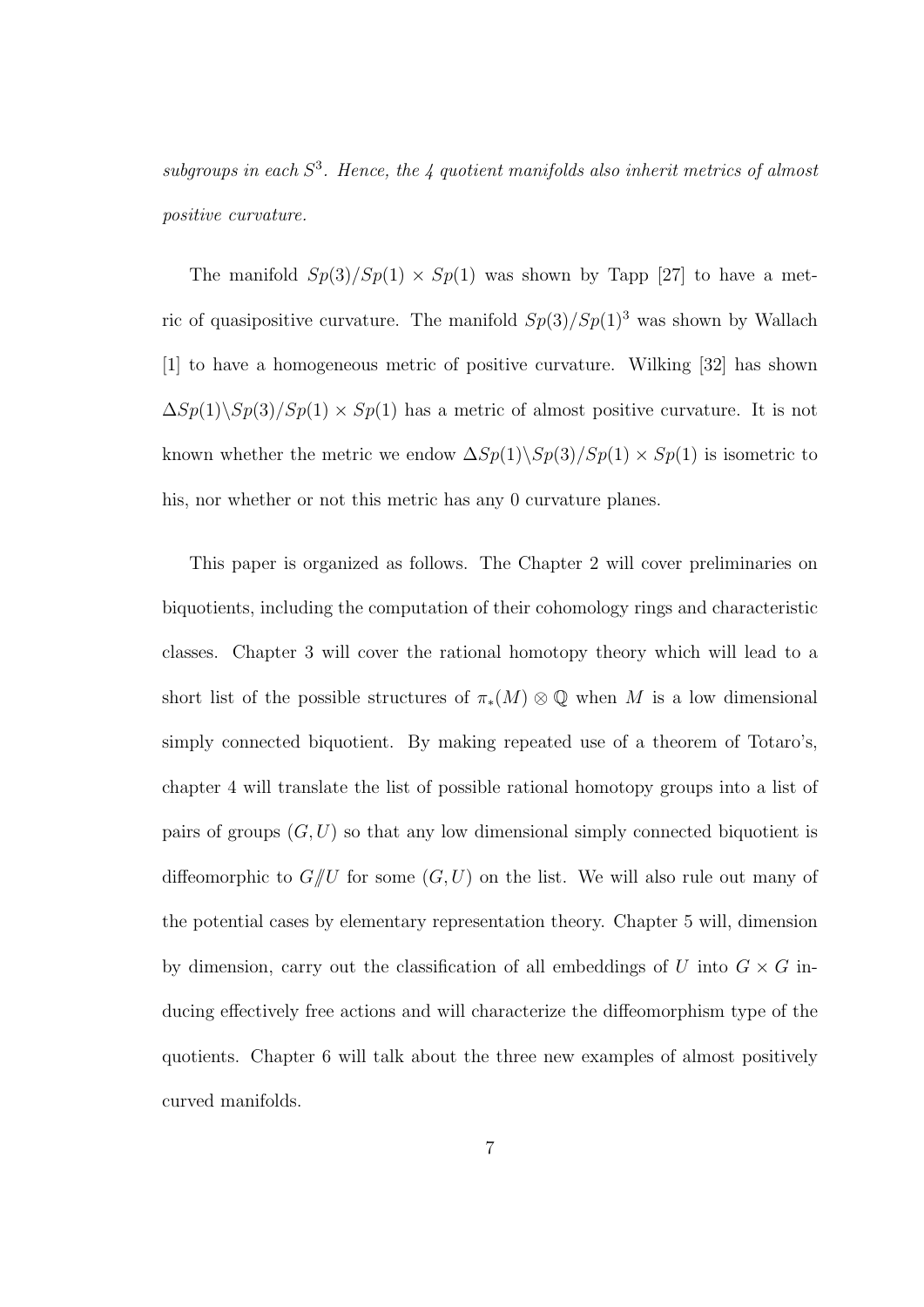*subgroups in each $S^3$. Hence, the 4 quotient manifolds also inherit metrics of almost positive curvature.*

The manifold $Sp(3)/Sp(1) \times Sp(1)$ was shown by Tapp [27] to have a metric of quasipositive curvature. The manifold $Sp(3)/Sp(1)^3$ was shown by Wallach [1] to have a homogeneous metric of positive curvature. Wilking [32] has shown $\Delta Sp(1)\backslash Sp(3)/Sp(1) \times Sp(1)$ has a metric of almost positive curvature. It is not known whether the metric we endow $\Delta Sp(1)\backslash Sp(3)/Sp(1) \times Sp(1)$ is isometric to his, nor whether or not this metric has any 0 curvature planes.

This paper is organized as follows. The Chapter 2 will cover preliminaries on biquotients, including the computation of their cohomology rings and characteristic classes. Chapter 3 will cover the rational homotopy theory which will lead to a short list of the possible structures of $\pi_*(M) \otimes \mathbb{Q}$ when $M$ is a low dimensional simply connected biquotient. By making repeated use of a theorem of Totaro's, chapter 4 will translate the list of possible rational homotopy groups into a list of pairs of groups $(G, U)$ so that any low dimensional simply connected biquotient is diffeomorphic to $G/\!\!/U$ for some $(G, U)$ on the list. We will also rule out many of the potential cases by elementary representation theory. Chapter 5 will, dimension by dimension, carry out the classification of all embeddings of $U$ into $G \times G$ inducing effectively free actions and will characterize the diffeomorphism type of the quotients. Chapter 6 will talk about the three new examples of almost positively curved manifolds.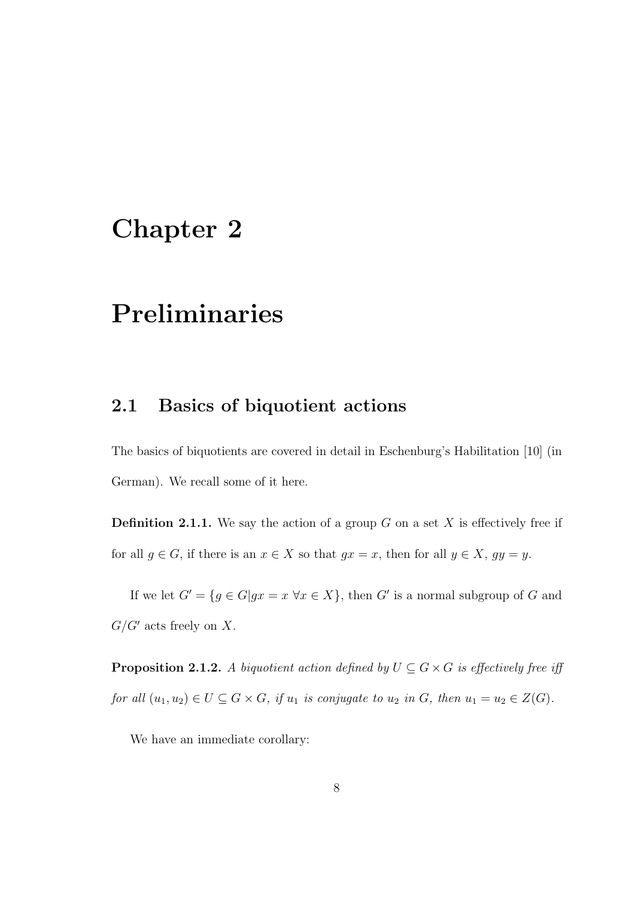# Chapter 2

# Preliminaries

## 2.1 Basics of biquotient actions

The basics of biquotients are covered in detail in Eschenburg's Habilitation [10] (in German). We recall some of it here.

**Definition 2.1.1.** We say the action of a group $G$ on a set $X$ is effectively free if for all $g \in G$, if there is an $x \in X$ so that $gx = x$, then for all $y \in X$, $gy = y$.

If we let $G' = \{g \in G | gx = x \ \forall x \in X\}$, then $G'$ is a normal subgroup of $G$ and $G/G'$ acts freely on $X$.

**Proposition 2.1.2.** *A biquotient action defined by $U \subseteq G \times G$ is effectively free iff for all $(u_1, u_2) \in U \subseteq G \times G$, if $u_1$ is conjugate to $u_2$ in $G$, then $u_1 = u_2 \in Z(G)$.*

We have an immediate corollary: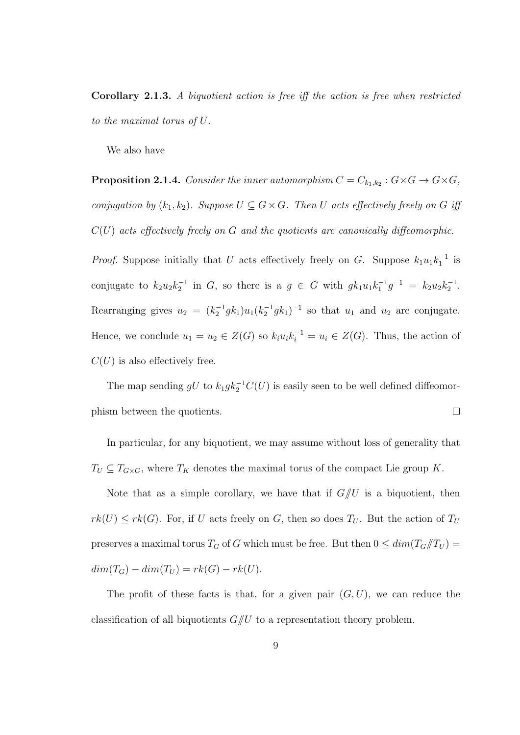**Corollary 2.1.3.** *A biquotient action is free iff the action is free when restricted to the maximal torus of $U$.*

We also have

**Proposition 2.1.4.** *Consider the inner automorphism $C = C_{k_1,k_2} : G \times G \to G \times G$, conjugation by $(k_1, k_2)$. Suppose $U \subseteq G \times G$. Then $U$ acts effectively freely on $G$ iff $C(U)$ acts effectively freely on $G$ and the quotients are canonically diffeomorphic.*

*Proof.* Suppose initially that $U$ acts effectively freely on $G$. Suppose $k_1 u_1 k_1^{-1}$ is conjugate to $k_2 u_2 k_2^{-1}$ in $G$, so there is a $g \in G$ with $g k_1 u_1 k_1^{-1} g^{-1} = k_2 u_2 k_2^{-1}$. Rearranging gives $u_2 = (k_2^{-1} g k_1) u_1 (k_2^{-1} g k_1)^{-1}$ so that $u_1$ and $u_2$ are conjugate. Hence, we conclude $u_1 = u_2 \in Z(G)$ so $k_i u_i k_i^{-1} = u_i \in Z(G)$. Thus, the action of $C(U)$ is also effectively free.

The map sending $gU$ to $k_1 g k_2^{-1} C(U)$ is easily seen to be well defined diffeomorphism between the quotients. $\square$

In particular, for any biquotient, we may assume without loss of generality that $T_U \subseteq T_{G \times G}$, where $T_K$ denotes the maximal torus of the compact Lie group $K$.

Note that as a simple corollary, we have that if $G /\!\!/ U$ is a biquotient, then $rk(U) \leq rk(G)$. For, if $U$ acts freely on $G$, then so does $T_U$. But the action of $T_U$ preserves a maximal torus $T_G$ of $G$ which must be free. But then $0 \leq dim(T_G /\!\!/ T_U) = dim(T_G) - dim(T_U) = rk(G) - rk(U)$.

The profit of these facts is that, for a given pair $(G, U)$, we can reduce the classification of all biquotients $G /\!\!/ U$ to a representation theory problem.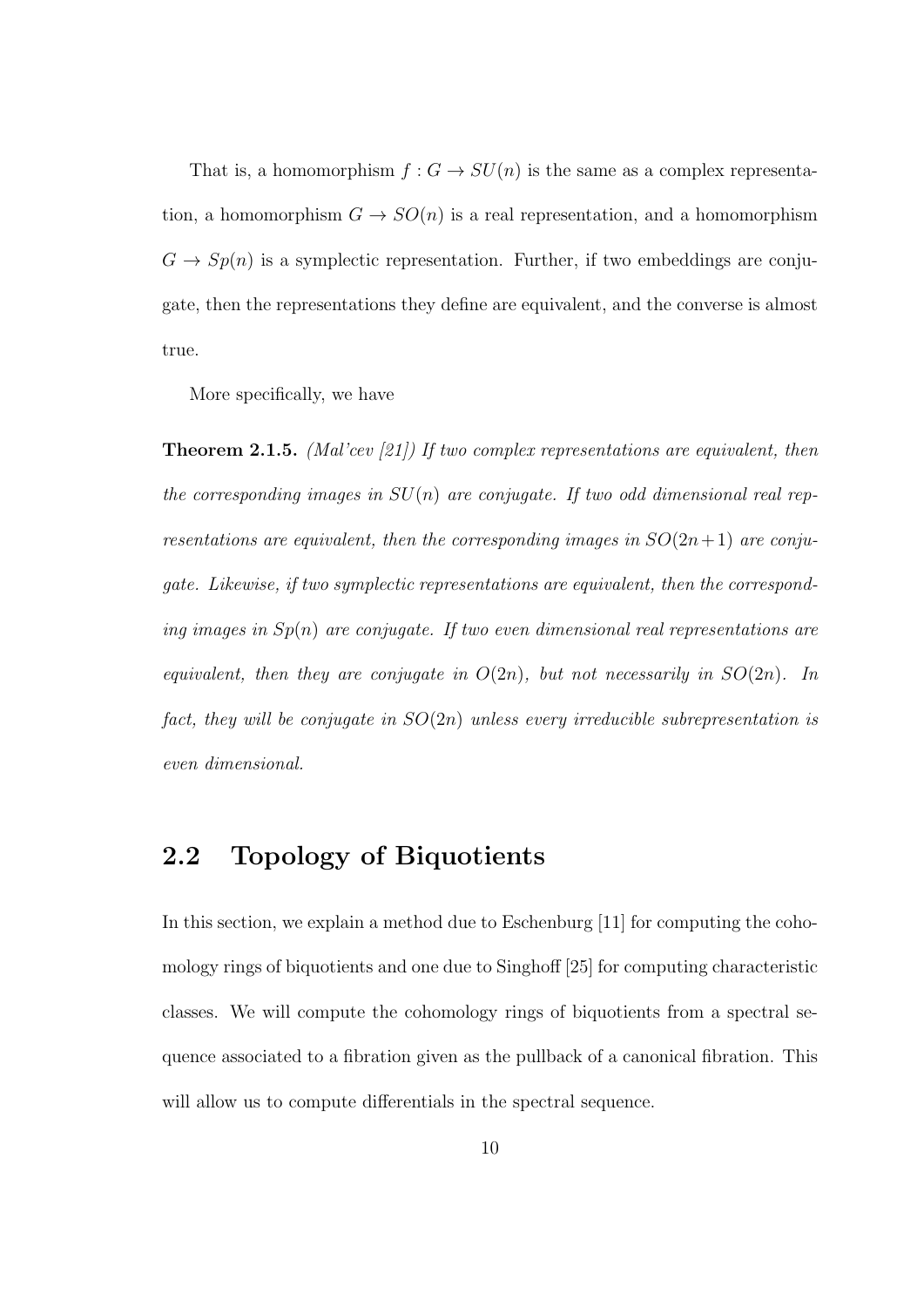That is, a homomorphism $f : G \to SU(n)$ is the same as a complex representation, a homomorphism $G \to SO(n)$ is a real representation, and a homomorphism $G \to Sp(n)$ is a symplectic representation. Further, if two embeddings are conjugate, then the representations they define are equivalent, and the converse is almost true.

More specifically, we have

**Theorem 2.1.5.** *(Mal'cev [21]) If two complex representations are equivalent, then the corresponding images in $SU(n)$ are conjugate. If two odd dimensional real representations are equivalent, then the corresponding images in $SO(2n+1)$ are conjugate. Likewise, if two symplectic representations are equivalent, then the corresponding images in $Sp(n)$ are conjugate. If two even dimensional real representations are equivalent, then they are conjugate in $O(2n)$, but not necessarily in $SO(2n)$. In fact, they will be conjugate in $SO(2n)$ unless every irreducible subrepresentation is even dimensional.*

## 2.2 Topology of Biquotients

In this section, we explain a method due to Eschenburg [11] for computing the cohomology rings of biquotients and one due to Singhoff [25] for computing characteristic classes. We will compute the cohomology rings of biquotients from a spectral sequence associated to a fibration given as the pullback of a canonical fibration. This will allow us to compute differentials in the spectral sequence.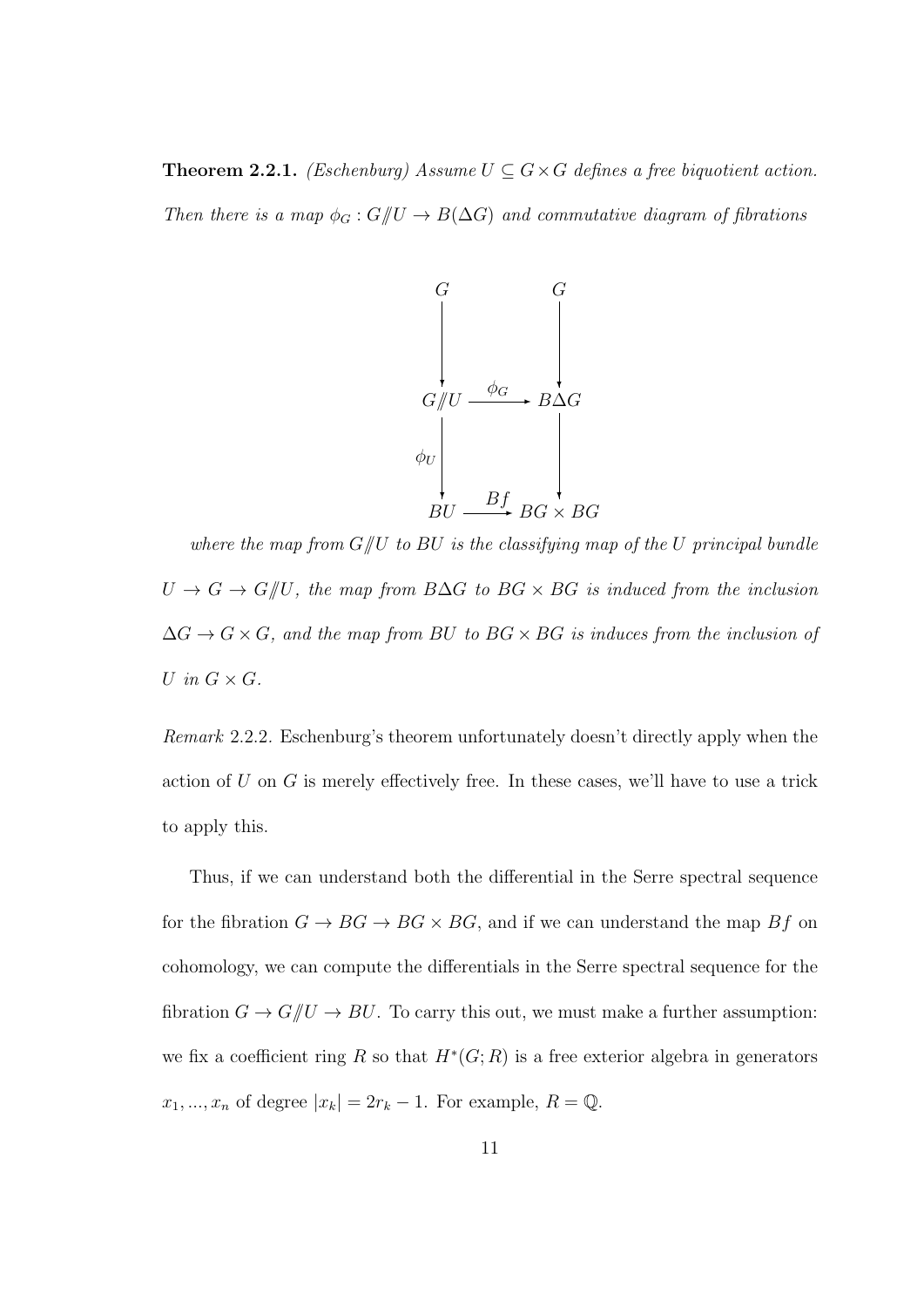**Theorem 2.2.1.** *(Eschenburg) Assume $U \subseteq G \times G$ defines a free biquotient action. Then there is a map $\phi_G : G/\!\!/U \to B(\Delta G)$ and commutative diagram of fibrations*

$$\begin{array}{ccc}
G & & G \\
\downarrow & & \downarrow \\
G/\!\!/U & \xrightarrow{\phi_G} & B\Delta G \\
{\scriptstyle \phi_U}\downarrow & & \downarrow \\
BU & \xrightarrow{Bf} & BG \times BG
\end{array}$$

*where the map from $G/\!\!/U$ to $BU$ is the classifying map of the $U$ principal bundle $U \to G \to G/\!\!/U$, the map from $B\Delta G$ to $BG \times BG$ is induced from the inclusion $\Delta G \to G \times G$, and the map from $BU$ to $BG \times BG$ is induces from the inclusion of $U$ in $G \times G$.*

*Remark* 2.2.2. Eschenburg's theorem unfortunately doesn't directly apply when the action of $U$ on $G$ is merely effectively free. In these cases, we'll have to use a trick to apply this.

Thus, if we can understand both the differential in the Serre spectral sequence for the fibration $G \to BG \to BG \times BG$, and if we can understand the map $Bf$ on cohomology, we can compute the differentials in the Serre spectral sequence for the fibration $G \to G/\!\!/U \to BU$. To carry this out, we must make a further assumption: we fix a coefficient ring $R$ so that $H^*(G; R)$ is a free exterior algebra in generators $x_1, ..., x_n$ of degree $|x_k| = 2r_k - 1$. For example, $R = \mathbb{Q}$.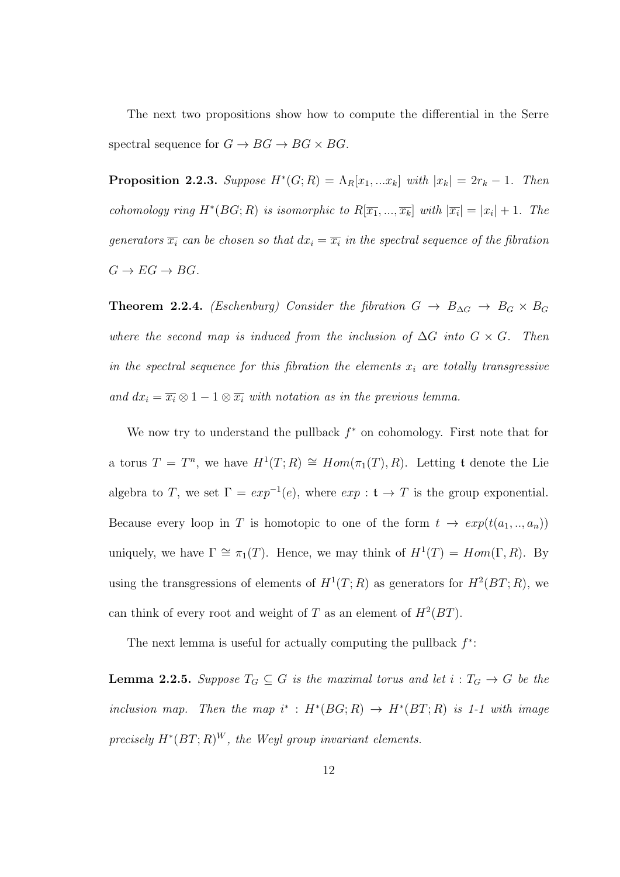The next two propositions show how to compute the differential in the Serre spectral sequence for $G \to BG \to BG \times BG$.

**Proposition 2.2.3.** *Suppose $H^*(G;R) = \Lambda_R[x_1, ...x_k]$ with $|x_k| = 2r_k - 1$. Then cohomology ring $H^*(BG;R)$ is isomorphic to $R[\overline{x_1}, ..., \overline{x_k}]$ with $|\overline{x_i}| = |x_i| + 1$. The generators $\overline{x_i}$ can be chosen so that $dx_i = \overline{x_i}$ in the spectral sequence of the fibration $G \to EG \to BG$.*

**Theorem 2.2.4.** *(Eschenburg) Consider the fibration $G \to B_{\Delta G} \to B_G \times B_G$ where the second map is induced from the inclusion of $\Delta G$ into $G \times G$. Then in the spectral sequence for this fibration the elements $x_i$ are totally transgressive and $dx_i = \overline{x_i} \otimes 1 - 1 \otimes \overline{x_i}$ with notation as in the previous lemma.*

We now try to understand the pullback $f^*$ on cohomology. First note that for a torus $T = T^n$, we have $H^1(T;R) \cong Hom(\pi_1(T), R)$. Letting $\mathfrak{t}$ denote the Lie algebra to $T$, we set $\Gamma = exp^{-1}(e)$, where $exp : \mathfrak{t} \to T$ is the group exponential. Because every loop in $T$ is homotopic to one of the form $t \to exp(t(a_1, .., a_n))$ uniquely, we have $\Gamma \cong \pi_1(T)$. Hence, we may think of $H^1(T) = Hom(\Gamma, R)$. By using the transgressions of elements of $H^1(T;R)$ as generators for $H^2(BT;R)$, we can think of every root and weight of $T$ as an element of $H^2(BT)$.

The next lemma is useful for actually computing the pullback $f^*$:

**Lemma 2.2.5.** *Suppose $T_G \subseteq G$ is the maximal torus and let $i : T_G \to G$ be the inclusion map. Then the map $i^* : H^*(BG;R) \to H^*(BT;R)$ is 1-1 with image precisely $H^*(BT;R)^W$, the Weyl group invariant elements.*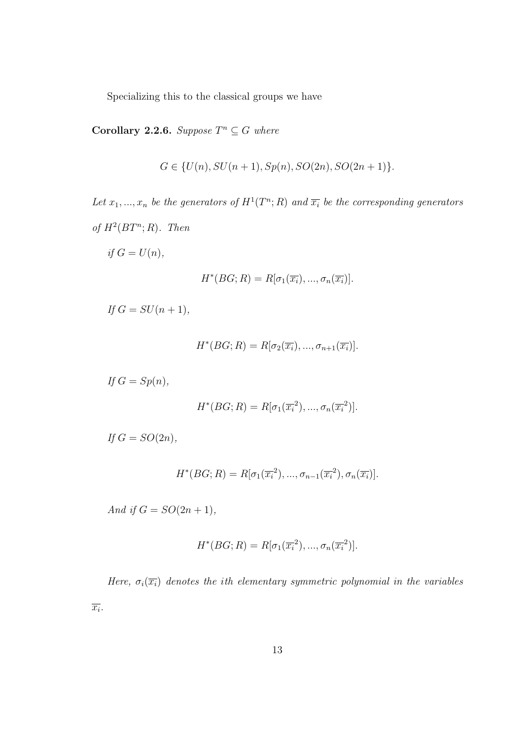Specializing this to the classical groups we have

**Corollary 2.2.6.** *Suppose $T^n \subseteq G$ where*

$$G \in \{U(n), SU(n+1), Sp(n), SO(2n), SO(2n+1)\}.$$

*Let $x_1, ..., x_n$ be the generators of $H^1(T^n; R)$ and $\overline{x_i}$ be the corresponding generators of $H^2(BT^n; R)$. Then*

*if $G = U(n)$,*

$$H^*(BG; R) = R[\sigma_1(\overline{x_i}), ..., \sigma_n(\overline{x_i})].$$

*If $G = SU(n+1)$,*

$$H^*(BG; R) = R[\sigma_2(\overline{x_i}), ..., \sigma_{n+1}(\overline{x_i})].$$

*If $G = Sp(n)$,*

$$H^*(BG; R) = R[\sigma_1(\overline{x_i}^2), ..., \sigma_n(\overline{x_i}^2)].$$

*If $G = SO(2n)$,*

$$H^*(BG; R) = R[\sigma_1(\overline{x_i}^2), ..., \sigma_{n-1}(\overline{x_i}^2), \sigma_n(\overline{x_i})].$$

*And if $G = SO(2n+1)$,*

$$H^*(BG; R) = R[\sigma_1(\overline{x_i}^2), ..., \sigma_n(\overline{x_i}^2)].$$

*Here, $\sigma_i(\overline{x_i})$ denotes the ith elementary symmetric polynomial in the variables $\overline{x_i}$.*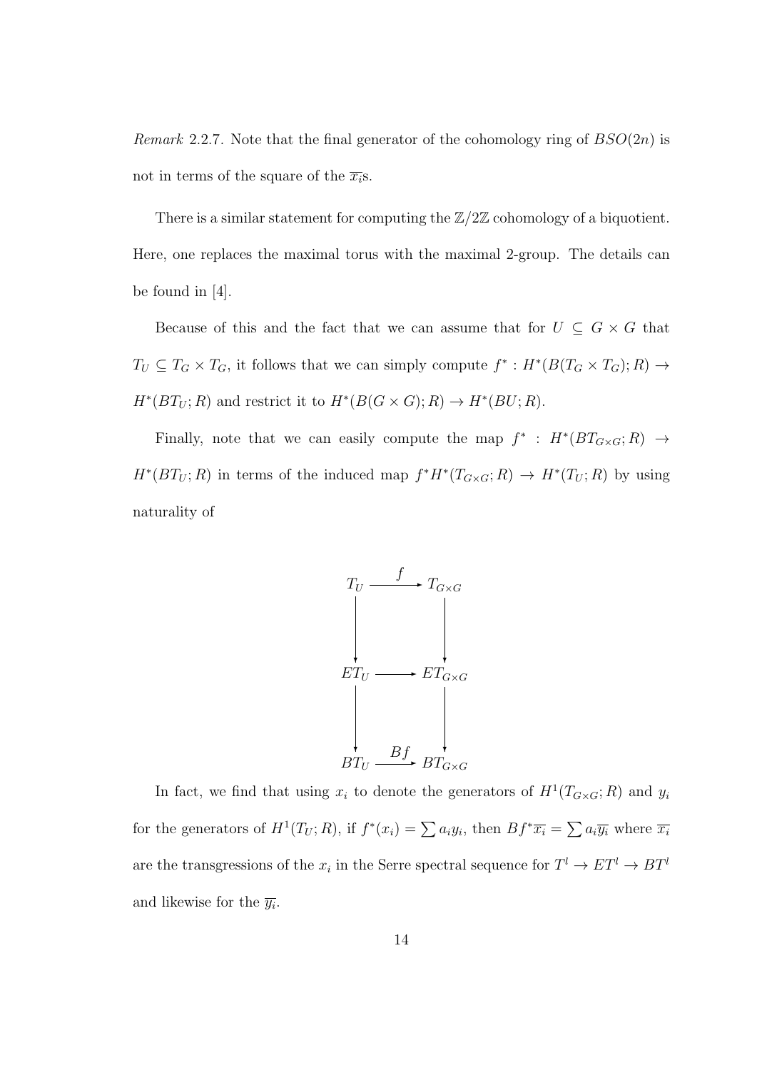*Remark* 2.2.7. Note that the final generator of the cohomology ring of $BSO(2n)$ is not in terms of the square of the $\overline{x_i}$s.

There is a similar statement for computing the $\mathbb{Z}/2\mathbb{Z}$ cohomology of a biquotient. Here, one replaces the maximal torus with the maximal 2-group. The details can be found in [4].

Because of this and the fact that we can assume that for $U \subseteq G \times G$ that $T_U \subseteq T_G \times T_G$, it follows that we can simply compute $f^* : H^*(B(T_G \times T_G); R) \to H^*(BT_U; R)$ and restrict it to $H^*(B(G \times G); R) \to H^*(BU; R)$.

Finally, note that we can easily compute the map $f^* : H^*(BT_{G\times G}; R) \to H^*(BT_U; R)$ in terms of the induced map $f^*H^*(T_{G\times G}; R) \to H^*(T_U; R)$ by using naturality of

$$
\begin{array}{ccc}
T_U & \xrightarrow{f} & T_{G\times G} \\
\downarrow & & \downarrow \\
ET_U & \longrightarrow & ET_{G\times G} \\
\downarrow & & \downarrow \\
BT_U & \xrightarrow{Bf} & BT_{G\times G}
\end{array}
$$

In fact, we find that using $x_i$ to denote the generators of $H^1(T_{G\times G}; R)$ and $y_i$ for the generators of $H^1(T_U; R)$, if $f^*(x_i) = \sum a_i y_i$, then $Bf^*\overline{x_i} = \sum a_i \overline{y_i}$ where $\overline{x_i}$ are the transgressions of the $x_i$ in the Serre spectral sequence for $T^l \to ET^l \to BT^l$ and likewise for the $\overline{y_i}$.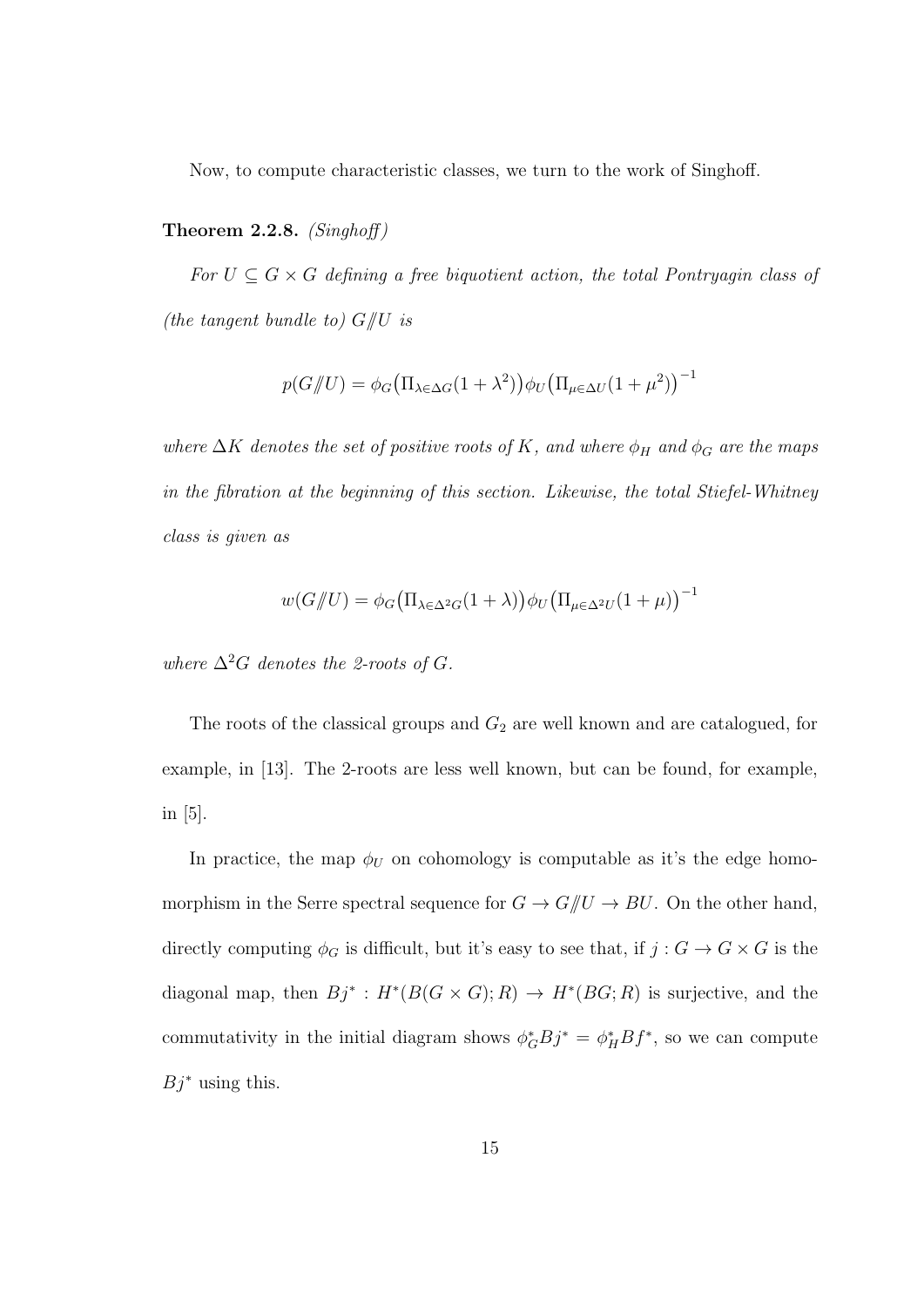Now, to compute characteristic classes, we turn to the work of Singhoff.

**Theorem 2.2.8.** *(Singhoff)*

*For $U \subseteq G \times G$ defining a free biquotient action, the total Pontryagin class of (the tangent bundle to) $G /\!\!/ U$ is*

$$p(G /\!\!/ U) = \phi_G\big(\Pi_{\lambda \in \Delta G}(1+\lambda^2)\big)\phi_U\big(\Pi_{\mu \in \Delta U}(1+\mu^2)\big)^{-1}$$

*where $\Delta K$ denotes the set of positive roots of $K$, and where $\phi_H$ and $\phi_G$ are the maps in the fibration at the beginning of this section. Likewise, the total Stiefel-Whitney class is given as*

$$w(G /\!\!/ U) = \phi_G\big(\Pi_{\lambda \in \Delta^2 G}(1+\lambda)\big)\phi_U\big(\Pi_{\mu \in \Delta^2 U}(1+\mu)\big)^{-1}$$

*where $\Delta^2 G$ denotes the 2-roots of $G$.*

The roots of the classical groups and $G_2$ are well known and are catalogued, for example, in [13]. The 2-roots are less well known, but can be found, for example, in [5].

In practice, the map $\phi_U$ on cohomology is computable as it's the edge homomorphism in the Serre spectral sequence for $G \to G /\!\!/ U \to BU$. On the other hand, directly computing $\phi_G$ is difficult, but it's easy to see that, if $j : G \to G \times G$ is the diagonal map, then $Bj^* : H^*(B(G \times G); R) \to H^*(BG; R)$ is surjective, and the commutativity in the initial diagram shows $\phi_G^* Bj^* = \phi_H^* Bf^*$, so we can compute $Bj^*$ using this.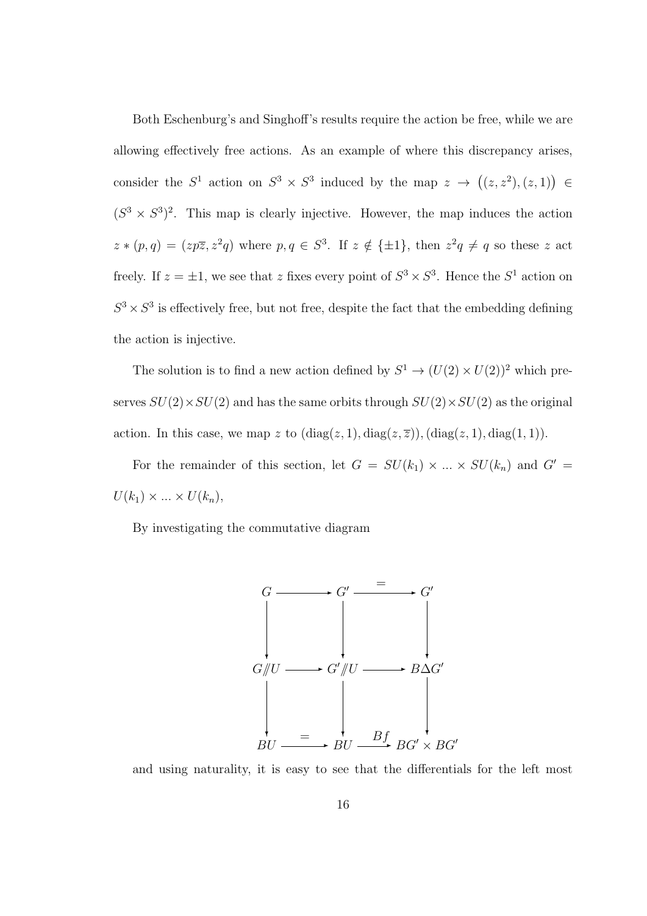Both Eschenburg's and Singhoff's results require the action be free, while we are allowing effectively free actions. As an example of where this discrepancy arises, consider the $S^1$ action on $S^3 \times S^3$ induced by the map $z \to \big((z, z^2), (z, 1)\big) \in (S^3 \times S^3)^2$. This map is clearly injective. However, the map induces the action $z * (p, q) = (zp\overline{z}, z^2 q)$ where $p, q \in S^3$. If $z \notin \{\pm 1\}$, then $z^2 q \neq q$ so these $z$ act freely. If $z = \pm 1$, we see that $z$ fixes every point of $S^3 \times S^3$. Hence the $S^1$ action on $S^3 \times S^3$ is effectively free, but not free, despite the fact that the embedding defining the action is injective.

The solution is to find a new action defined by $S^1 \to (U(2) \times U(2))^2$ which preserves $SU(2) \times SU(2)$ and has the same orbits through $SU(2) \times SU(2)$ as the original action. In this case, we map $z$ to $(\mathrm{diag}(z, 1), \mathrm{diag}(z, \overline{z})), (\mathrm{diag}(z, 1), \mathrm{diag}(1, 1))$.

For the remainder of this section, let $G = SU(k_1) \times ... \times SU(k_n)$ and $G' = U(k_1) \times ... \times U(k_n)$,

By investigating the commutative diagram

$$
\begin{array}{ccccc}
G & \longrightarrow & G' & \xrightarrow{=} & G' \\
\downarrow & & \downarrow & & \downarrow \\
G/\!\!/U & \longrightarrow & G'/\!\!/U & \longrightarrow & B\Delta G' \\
\downarrow & & \downarrow & & \downarrow \\
BU & \xrightarrow{=} & BU & \xrightarrow{Bf} & BG' \times BG'
\end{array}
$$

and using naturality, it is easy to see that the differentials for the left most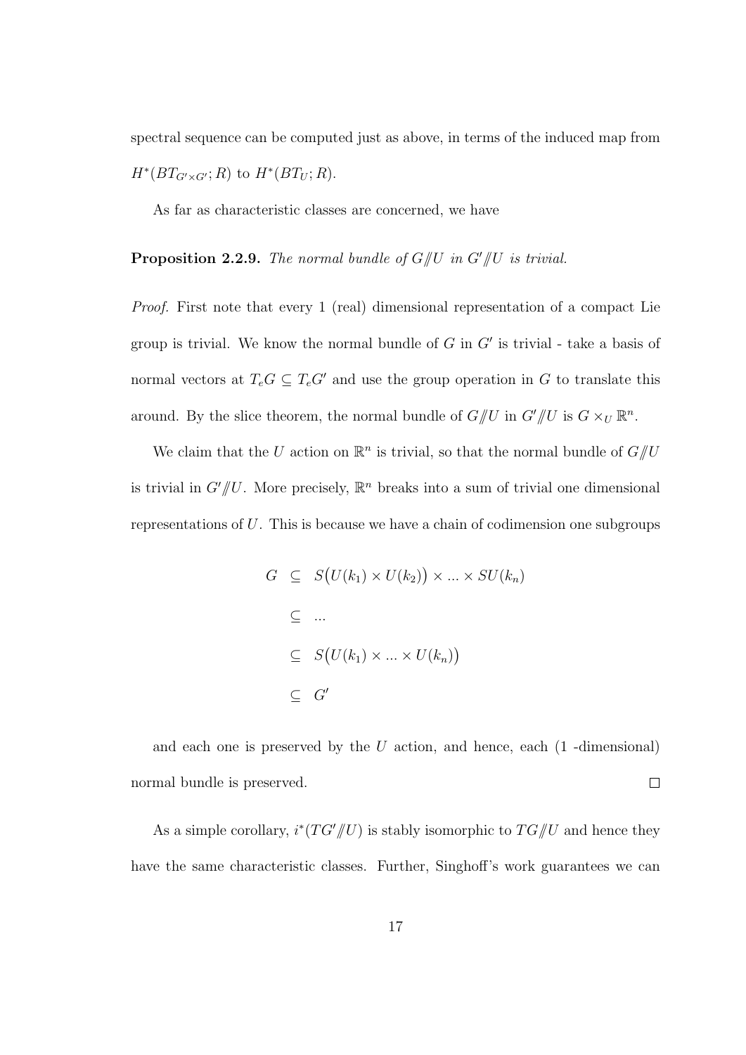spectral sequence can be computed just as above, in terms of the induced map from $H^*(BT_{G' \times G'}; R)$ to $H^*(BT_U; R)$.

As far as characteristic classes are concerned, we have

**Proposition 2.2.9.** *The normal bundle of $G/\!\!/U$ in $G'/\!\!/U$ is trivial.*

*Proof.* First note that every 1 (real) dimensional representation of a compact Lie group is trivial. We know the normal bundle of $G$ in $G'$ is trivial - take a basis of normal vectors at $T_eG \subseteq T_eG'$ and use the group operation in $G$ to translate this around. By the slice theorem, the normal bundle of $G/\!\!/U$ in $G'/\!\!/U$ is $G \times_U \mathbb{R}^n$.

We claim that the $U$ action on $\mathbb{R}^n$ is trivial, so that the normal bundle of $G/\!\!/U$ is trivial in $G'/\!\!/U$. More precisely, $\mathbb{R}^n$ breaks into a sum of trivial one dimensional representations of $U$. This is because we have a chain of codimension one subgroups

$$
\begin{aligned}
G &\subseteq S\big(U(k_1) \times U(k_2)\big) \times ... \times SU(k_n) \\
&\subseteq ... \\
&\subseteq S\big(U(k_1) \times ... \times U(k_n)\big) \\
&\subseteq G'
\end{aligned}
$$

and each one is preserved by the $U$ action, and hence, each (1 -dimensional) normal bundle is preserved. $\square$

As a simple corollary, $i^*(TG'/\!\!/U)$ is stably isomorphic to $TG/\!\!/U$ and hence they have the same characteristic classes. Further, Singhoff's work guarantees we can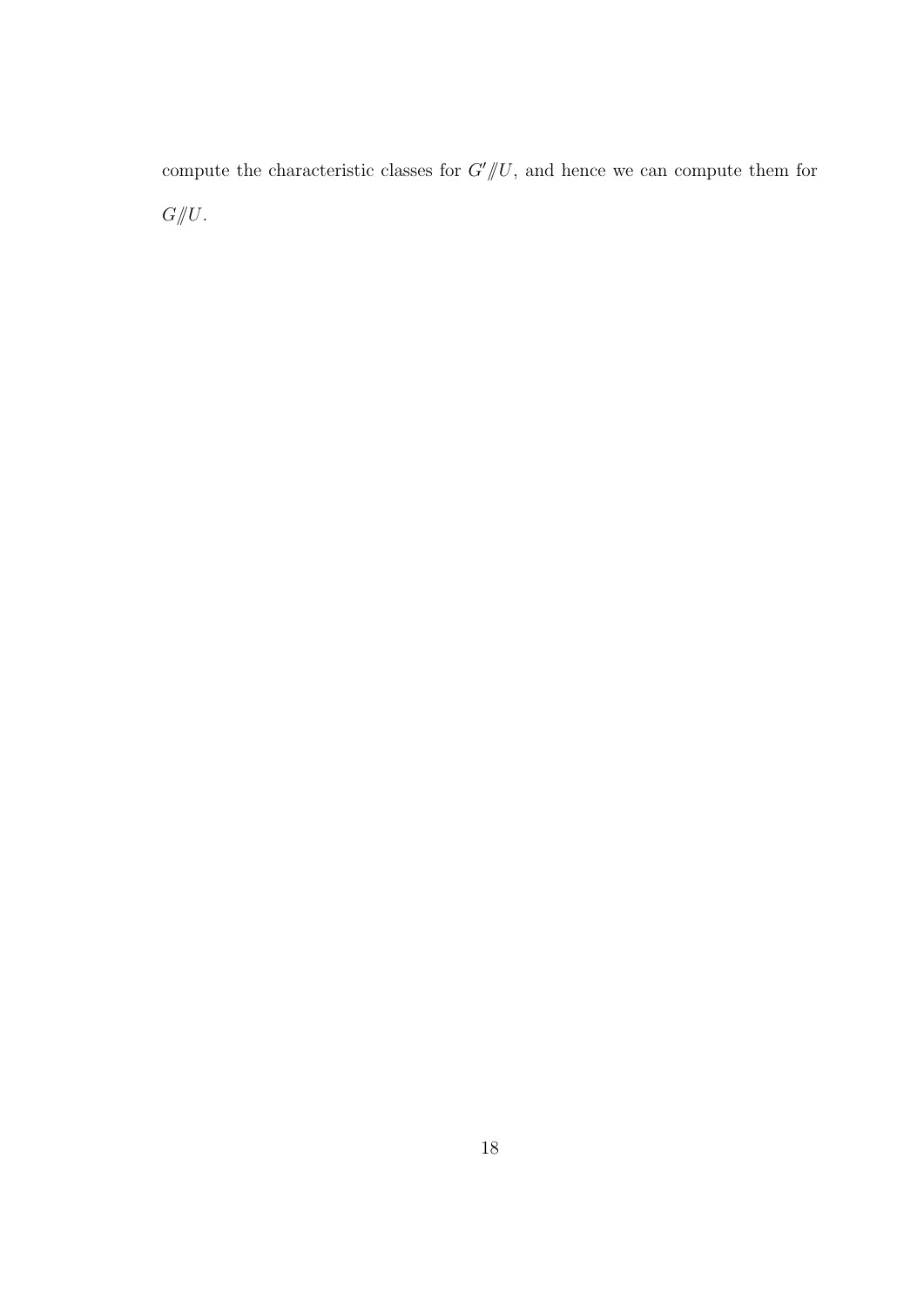compute the characteristic classes for $G' /\!\!/ U$, and hence we can compute them for $G /\!\!/ U$.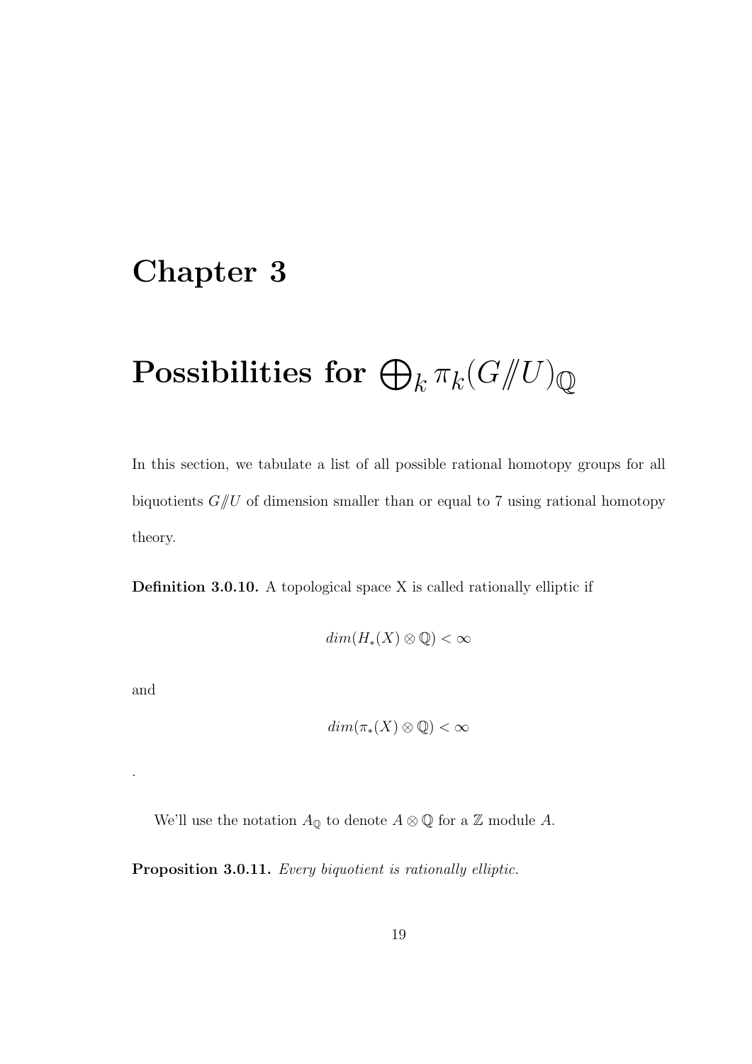# Chapter 3

# Possibilities for $\bigoplus_k \pi_k(G/\!\!/U)_{\mathbb{Q}}$

In this section, we tabulate a list of all possible rational homotopy groups for all biquotients $G/\!\!/U$ of dimension smaller than or equal to 7 using rational homotopy theory.

**Definition 3.0.10.** A topological space X is called rationally elliptic if

$$dim(H_*(X) \otimes \mathbb{Q}) < \infty$$

and

$$dim(\pi_*(X) \otimes \mathbb{Q}) < \infty$$

.

We'll use the notation $A_{\mathbb{Q}}$ to denote $A \otimes \mathbb{Q}$ for a $\mathbb{Z}$ module $A$.

**Proposition 3.0.11.** *Every biquotient is rationally elliptic.*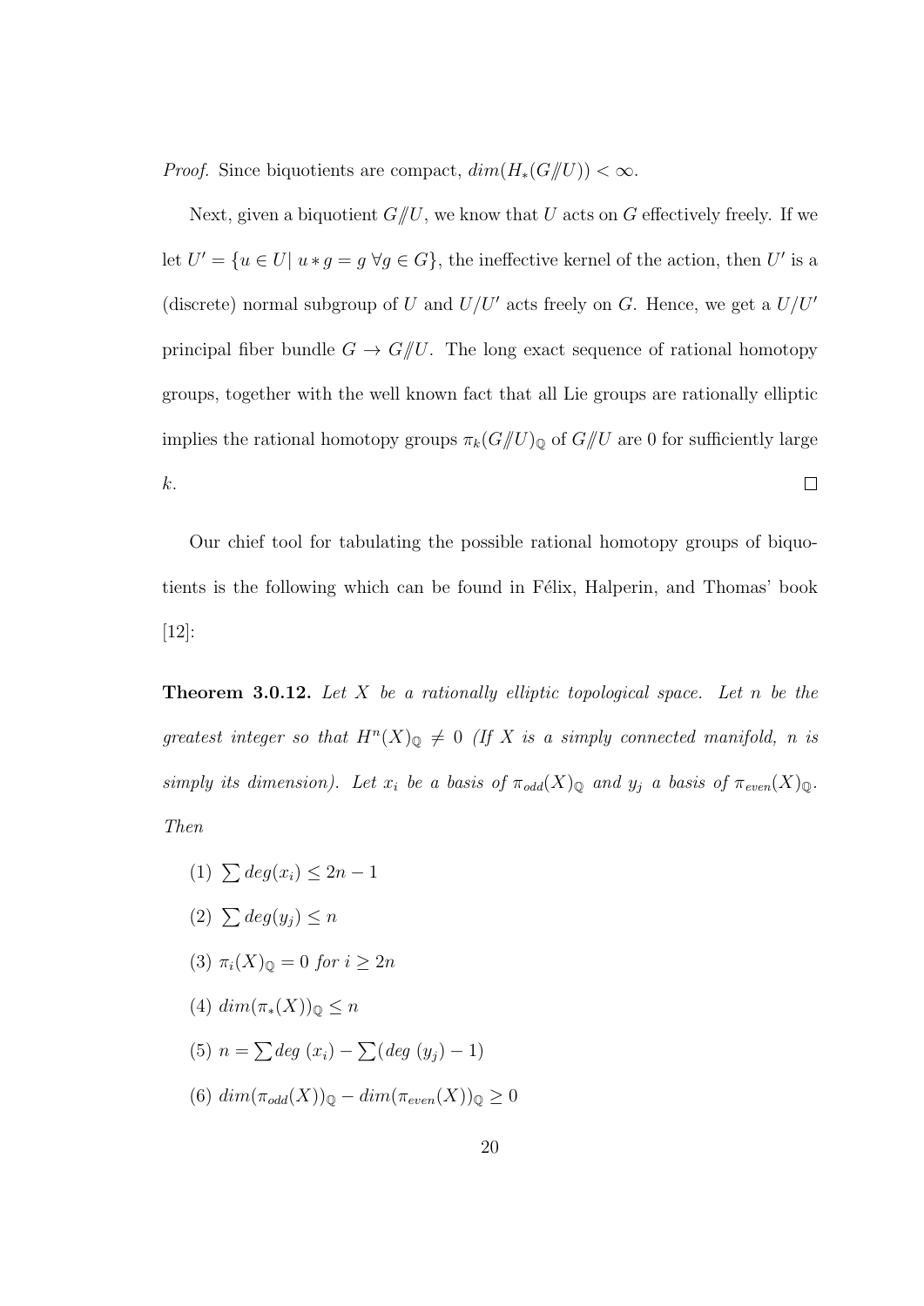*Proof.* Since biquotients are compact, $dim(H_*(G/\!\!/U)) < \infty$.

Next, given a biquotient $G/\!\!/U$, we know that $U$ acts on $G$ effectively freely. If we let $U' = \{u \in U |\ u * g = g\ \forall g \in G\}$, the ineffective kernel of the action, then $U'$ is a (discrete) normal subgroup of $U$ and $U/U'$ acts freely on $G$. Hence, we get a $U/U'$ principal fiber bundle $G \to G/\!\!/U$. The long exact sequence of rational homotopy groups, together with the well known fact that all Lie groups are rationally elliptic implies the rational homotopy groups $\pi_k(G/\!\!/U)_{\mathbb{Q}}$ of $G/\!\!/U$ are 0 for sufficiently large $k$. $\square$

Our chief tool for tabulating the possible rational homotopy groups of biquotients is the following which can be found in Félix, Halperin, and Thomas' book [12]:

**Theorem 3.0.12.** *Let $X$ be a rationally elliptic topological space. Let $n$ be the greatest integer so that $H^n(X)_{\mathbb{Q}} \neq 0$ (If $X$ is a simply connected manifold, $n$ is simply its dimension). Let $x_i$ be a basis of $\pi_{odd}(X)_{\mathbb{Q}}$ and $y_j$ a basis of $\pi_{even}(X)_{\mathbb{Q}}$. Then*

(1) $\sum deg(x_i) \leq 2n - 1$

(2) $\sum deg(y_j) \leq n$

(3) $\pi_i(X)_{\mathbb{Q}} = 0$ *for* $i \geq 2n$

(4) $dim(\pi_*(X))_{\mathbb{Q}} \leq n$

(5) $n = \sum deg\ (x_i) - \sum (deg\ (y_j) - 1)$

(6) $dim(\pi_{odd}(X))_{\mathbb{Q}} - dim(\pi_{even}(X))_{\mathbb{Q}} \geq 0$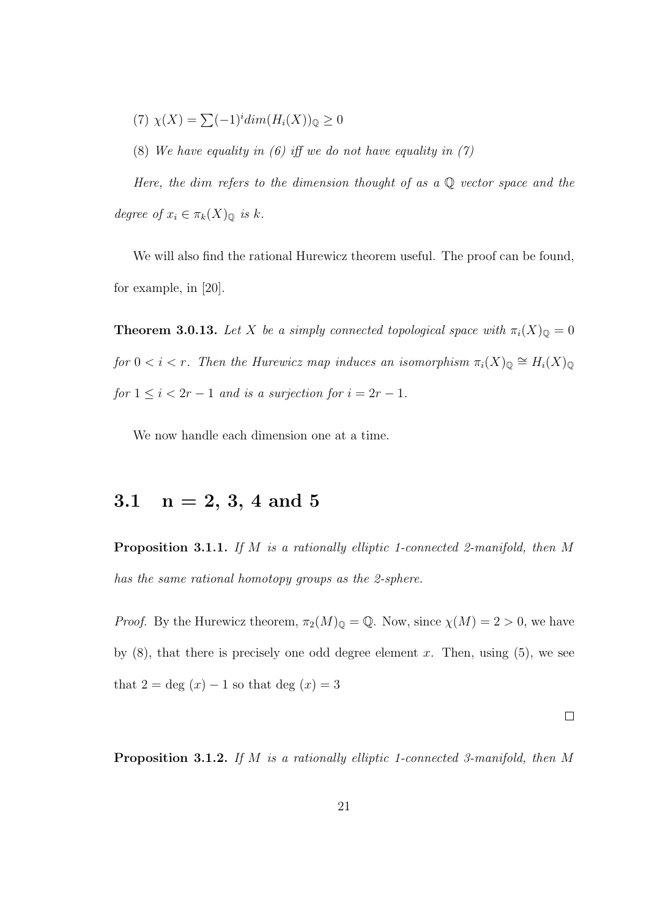(7) $\chi(X) = \sum(-1)^i dim(H_i(X))_{\mathbb{Q}} \geq 0$

(8) *We have equality in (6) iff we do not have equality in (7)*

*Here, the dim refers to the dimension thought of as a $\mathbb{Q}$ vector space and the degree of $x_i \in \pi_k(X)_{\mathbb{Q}}$ is $k$.*

We will also find the rational Hurewicz theorem useful. The proof can be found, for example, in [20].

**Theorem 3.0.13.** *Let $X$ be a simply connected topological space with $\pi_i(X)_{\mathbb{Q}} = 0$ for $0 < i < r$. Then the Hurewicz map induces an isomorphism $\pi_i(X)_{\mathbb{Q}} \cong H_i(X)_{\mathbb{Q}}$ for $1 \leq i < 2r - 1$ and is a surjection for $i = 2r - 1$.*

We now handle each dimension one at a time.

## 3.1 n = 2, 3, 4 and 5

**Proposition 3.1.1.** *If $M$ is a rationally elliptic 1-connected 2-manifold, then $M$ has the same rational homotopy groups as the 2-sphere.*

*Proof.* By the Hurewicz theorem, $\pi_2(M)_{\mathbb{Q}} = \mathbb{Q}$. Now, since $\chi(M) = 2 > 0$, we have by (8), that there is precisely one odd degree element $x$. Then, using (5), we see that $2 = \deg(x) - 1$ so that $\deg(x) = 3$

□

**Proposition 3.1.2.** *If $M$ is a rationally elliptic 1-connected 3-manifold, then $M$*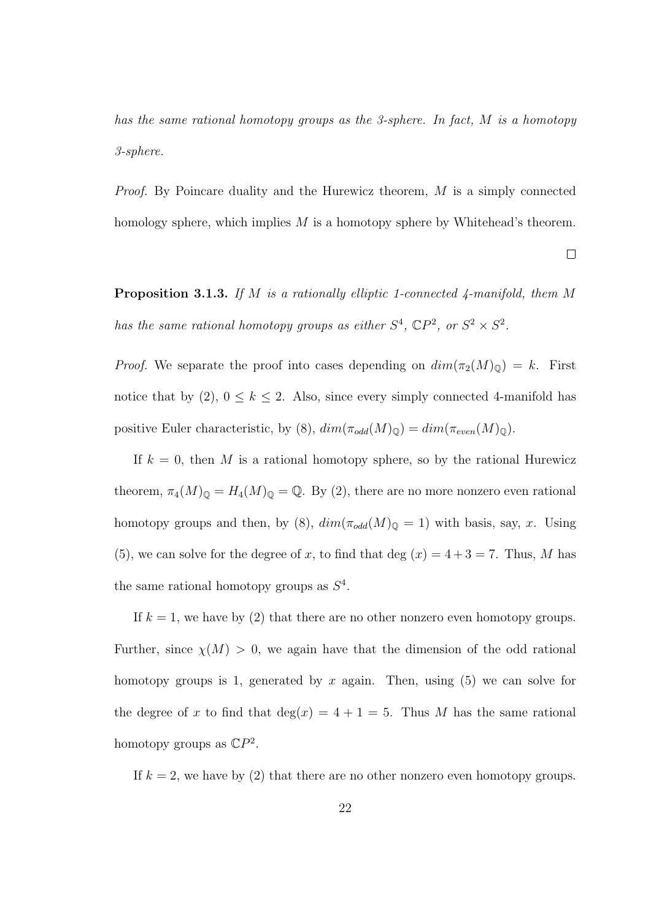*has the same rational homotopy groups as the 3-sphere. In fact, $M$ is a homotopy 3-sphere.*

*Proof.* By Poincare duality and the Hurewicz theorem, $M$ is a simply connected homology sphere, which implies $M$ is a homotopy sphere by Whitehead's theorem. $\square$

**Proposition 3.1.3.** *If $M$ is a rationally elliptic 1-connected 4-manifold, them $M$ has the same rational homotopy groups as either $S^4$, $\mathbb{C}P^2$, or $S^2 \times S^2$.*

*Proof.* We separate the proof into cases depending on $dim(\pi_2(M)_{\mathbb{Q}}) = k$. First notice that by (2), $0 \leq k \leq 2$. Also, since every simply connected 4-manifold has positive Euler characteristic, by (8), $dim(\pi_{odd}(M)_{\mathbb{Q}}) = dim(\pi_{even}(M)_{\mathbb{Q}})$.

If $k = 0$, then $M$ is a rational homotopy sphere, so by the rational Hurewicz theorem, $\pi_4(M)_{\mathbb{Q}} = H_4(M)_{\mathbb{Q}} = \mathbb{Q}$. By (2), there are no more nonzero even rational homotopy groups and then, by (8), $dim(\pi_{odd}(M)_{\mathbb{Q}} = 1)$ with basis, say, $x$. Using (5), we can solve for the degree of $x$, to find that deg $(x) = 4 + 3 = 7$. Thus, $M$ has the same rational homotopy groups as $S^4$.

If $k = 1$, we have by (2) that there are no other nonzero even homotopy groups. Further, since $\chi(M) > 0$, we again have that the dimension of the odd rational homotopy groups is 1, generated by $x$ again. Then, using (5) we can solve for the degree of $x$ to find that $\deg(x) = 4 + 1 = 5$. Thus $M$ has the same rational homotopy groups as $\mathbb{C}P^2$.

If $k = 2$, we have by (2) that there are no other nonzero even homotopy groups.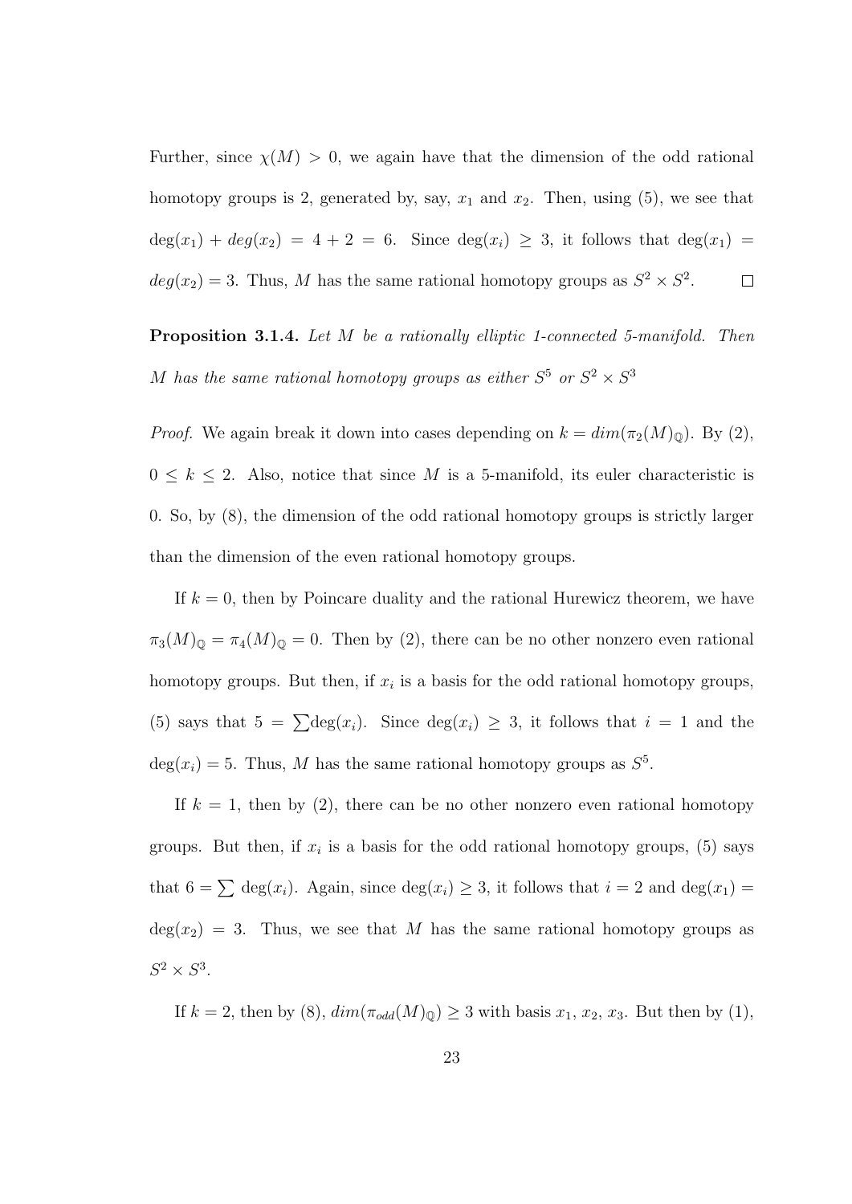Further, since $\chi(M) > 0$, we again have that the dimension of the odd rational homotopy groups is 2, generated by, say, $x_1$ and $x_2$. Then, using (5), we see that $\deg(x_1) + deg(x_2) = 4 + 2 = 6$. Since $\deg(x_i) \geq 3$, it follows that $\deg(x_1) = deg(x_2) = 3$. Thus, $M$ has the same rational homotopy groups as $S^2 \times S^2$. $\square$

**Proposition 3.1.4.** *Let $M$ be a rationally elliptic 1-connected 5-manifold. Then $M$ has the same rational homotopy groups as either $S^5$ or $S^2 \times S^3$*

*Proof.* We again break it down into cases depending on $k = dim(\pi_2(M)_{\mathbb{Q}})$. By (2), $0 \leq k \leq 2$. Also, notice that since $M$ is a 5-manifold, its euler characteristic is 0. So, by (8), the dimension of the odd rational homotopy groups is strictly larger than the dimension of the even rational homotopy groups.

If $k = 0$, then by Poincare duality and the rational Hurewicz theorem, we have $\pi_3(M)_{\mathbb{Q}} = \pi_4(M)_{\mathbb{Q}} = 0$. Then by (2), there can be no other nonzero even rational homotopy groups. But then, if $x_i$ is a basis for the odd rational homotopy groups, (5) says that $5 = \sum \deg(x_i)$. Since $\deg(x_i) \geq 3$, it follows that $i = 1$ and the $\deg(x_i) = 5$. Thus, $M$ has the same rational homotopy groups as $S^5$.

If $k = 1$, then by (2), there can be no other nonzero even rational homotopy groups. But then, if $x_i$ is a basis for the odd rational homotopy groups, (5) says that $6 = \sum \deg(x_i)$. Again, since $\deg(x_i) \geq 3$, it follows that $i = 2$ and $\deg(x_1) = \deg(x_2) = 3$. Thus, we see that $M$ has the same rational homotopy groups as $S^2 \times S^3$.

If $k = 2$, then by (8), $dim(\pi_{odd}(M)_{\mathbb{Q}}) \geq 3$ with basis $x_1$, $x_2$, $x_3$. But then by (1),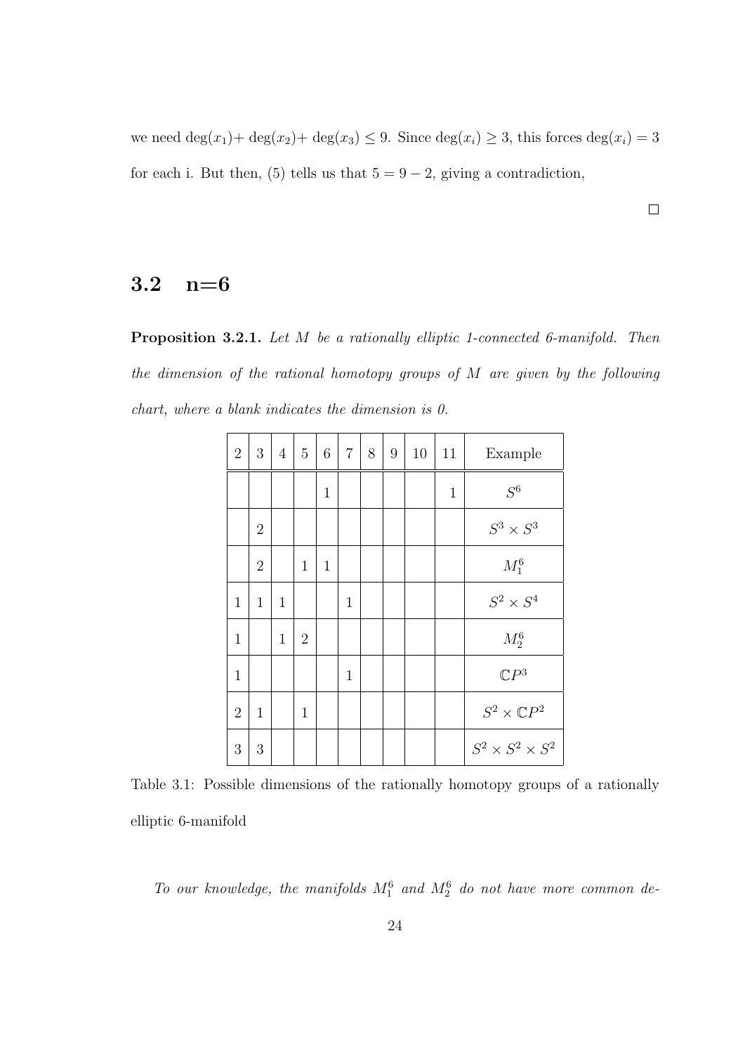we need $\deg(x_1)+\deg(x_2)+\deg(x_3) \leq 9$. Since $\deg(x_i) \geq 3$, this forces $\deg(x_i) = 3$ for each i. But then, (5) tells us that $5 = 9 - 2$, giving a contradiction,

$\square$

## 3.2 n=6

**Proposition 3.2.1.** *Let $M$ be a rationally elliptic 1-connected 6-manifold. Then the dimension of the rational homotopy groups of $M$ are given by the following chart, where a blank indicates the dimension is 0.*

| 2 | 3 | 4 | 5 | 6 | 7 | 8 | 9 | 10 | 11 | Example |
|---|---|---|---|---|---|---|---|---|---|---|
| | | | | 1 | | | | | 1 | $S^6$ |
| | 2 | | | | | | | | | $S^3 \times S^3$ |
| | 2 | | 1 | 1 | | | | | | $M_1^6$ |
| 1 | 1 | 1 | | | 1 | | | | | $S^2 \times S^4$ |
| 1 | | 1 | 2 | | | | | | | $M_2^6$ |
| 1 | | | | | 1 | | | | | $\mathbb{C}P^3$ |
| 2 | 1 | | 1 | | | | | | | $S^2 \times \mathbb{C}P^2$ |
| 3 | 3 | | | | | | | | | $S^2 \times S^2 \times S^2$ |

Table 3.1: Possible dimensions of the rationally homotopy groups of a rationally elliptic 6-manifold

*To our knowledge, the manifolds $M_1^6$ and $M_2^6$ do not have more common de-*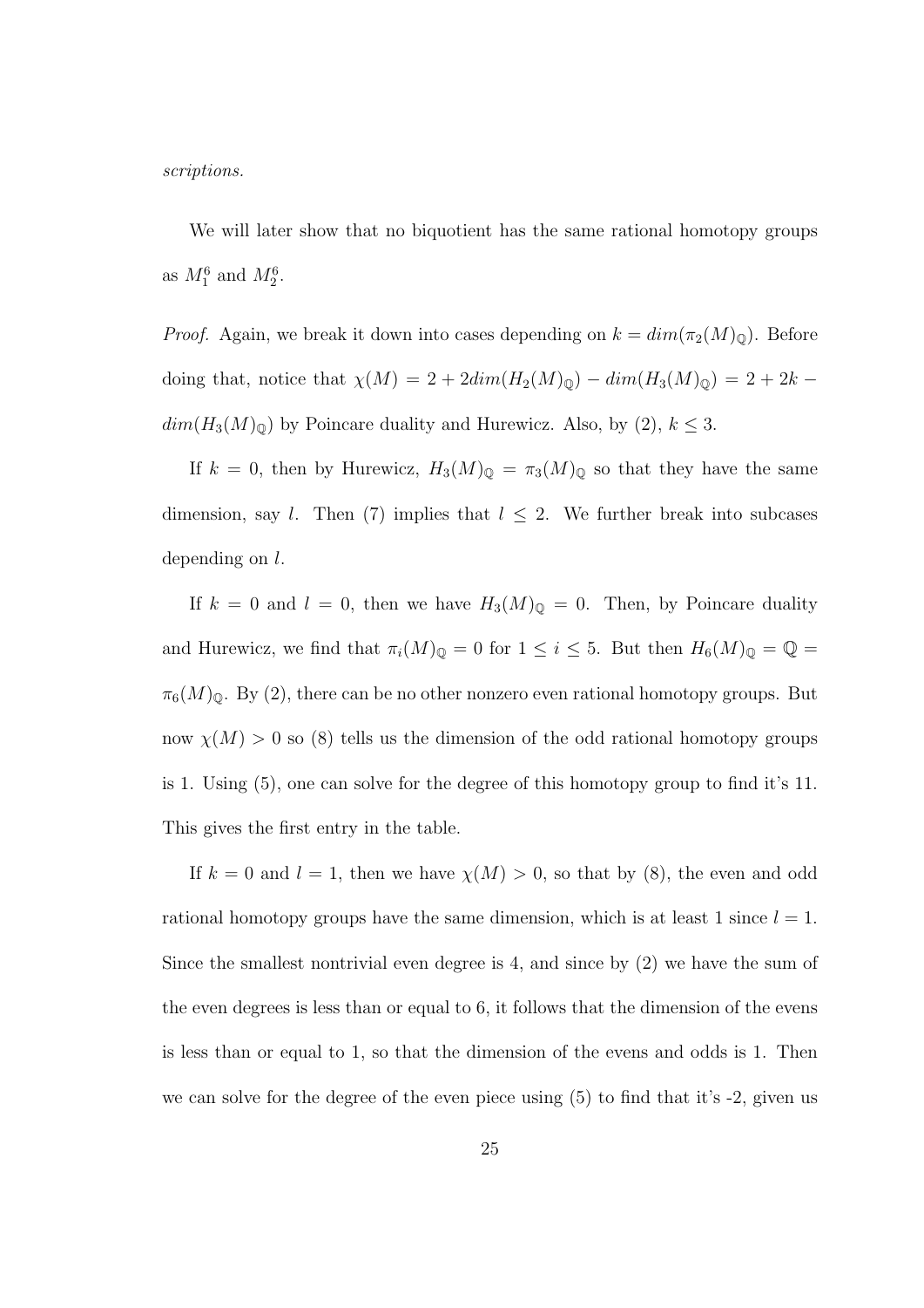*scriptions.*

We will later show that no biquotient has the same rational homotopy groups as $M_1^6$ and $M_2^6$.

*Proof.* Again, we break it down into cases depending on $k = dim(\pi_2(M)_{\mathbb{Q}})$. Before doing that, notice that $\chi(M) = 2 + 2dim(H_2(M)_{\mathbb{Q}}) - dim(H_3(M)_{\mathbb{Q}}) = 2 + 2k - dim(H_3(M)_{\mathbb{Q}})$ by Poincare duality and Hurewicz. Also, by (2), $k \leq 3$.

If $k = 0$, then by Hurewicz, $H_3(M)_{\mathbb{Q}} = \pi_3(M)_{\mathbb{Q}}$ so that they have the same dimension, say $l$. Then (7) implies that $l \leq 2$. We further break into subcases depending on $l$.

If $k = 0$ and $l = 0$, then we have $H_3(M)_{\mathbb{Q}} = 0$. Then, by Poincare duality and Hurewicz, we find that $\pi_i(M)_{\mathbb{Q}} = 0$ for $1 \leq i \leq 5$. But then $H_6(M)_{\mathbb{Q}} = \mathbb{Q} = \pi_6(M)_{\mathbb{Q}}$. By (2), there can be no other nonzero even rational homotopy groups. But now $\chi(M) > 0$ so (8) tells us the dimension of the odd rational homotopy groups is 1. Using (5), one can solve for the degree of this homotopy group to find it's 11. This gives the first entry in the table.

If $k = 0$ and $l = 1$, then we have $\chi(M) > 0$, so that by (8), the even and odd rational homotopy groups have the same dimension, which is at least 1 since $l = 1$. Since the smallest nontrivial even degree is 4, and since by (2) we have the sum of the even degrees is less than or equal to 6, it follows that the dimension of the evens is less than or equal to 1, so that the dimension of the evens and odds is 1. Then we can solve for the degree of the even piece using (5) to find that it's -2, given us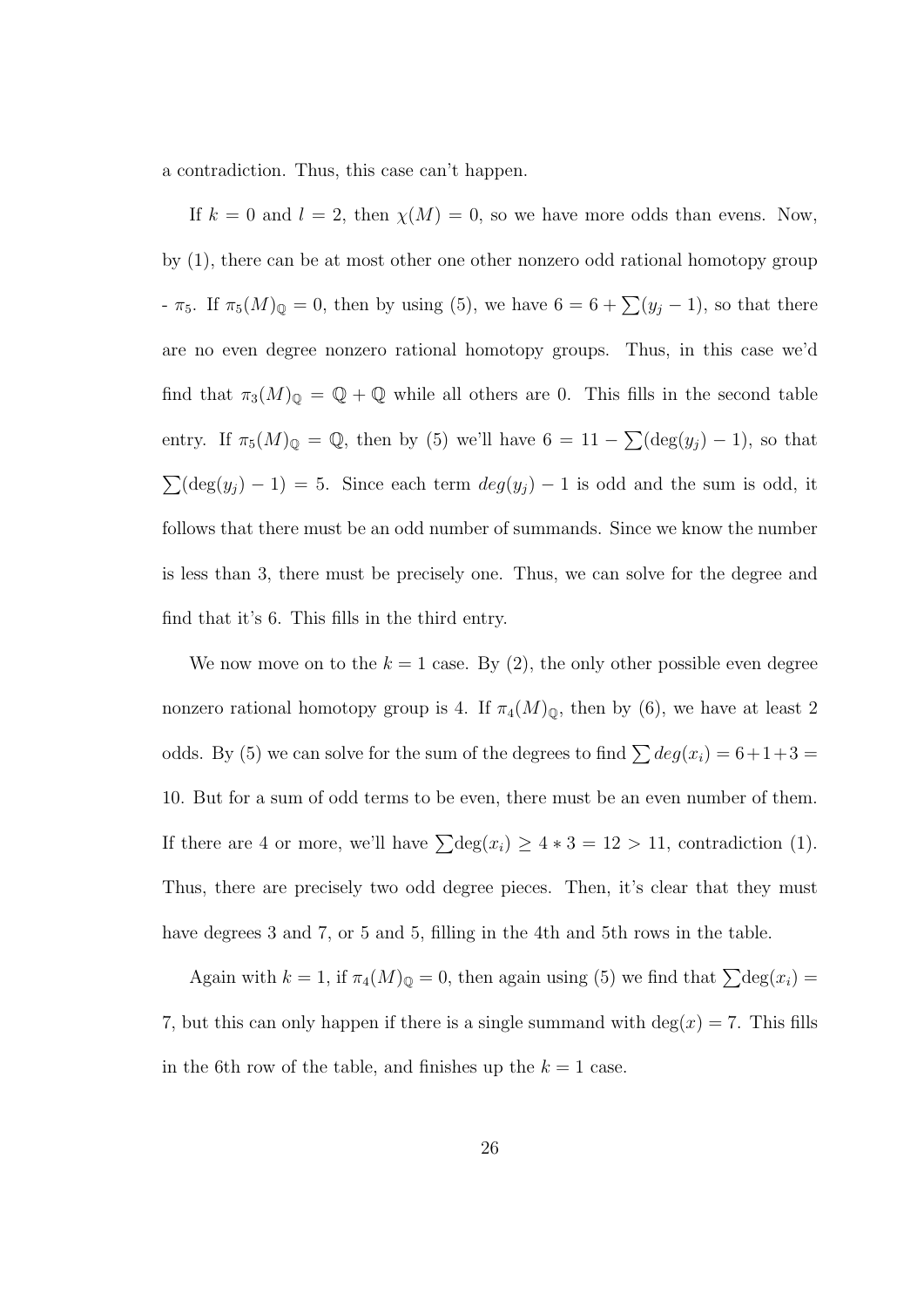a contradiction. Thus, this case can't happen.

If $k = 0$ and $l = 2$, then $\chi(M) = 0$, so we have more odds than evens. Now, by (1), there can be at most other one other nonzero odd rational homotopy group - $\pi_5$. If $\pi_5(M)_\mathbb{Q} = 0$, then by using (5), we have $6 = 6 + \sum(y_j - 1)$, so that there are no even degree nonzero rational homotopy groups. Thus, in this case we'd find that $\pi_3(M)_\mathbb{Q} = \mathbb{Q} + \mathbb{Q}$ while all others are 0. This fills in the second table entry. If $\pi_5(M)_\mathbb{Q} = \mathbb{Q}$, then by (5) we'll have $6 = 11 - \sum(\deg(y_j) - 1)$, so that $\sum(\deg(y_j) - 1) = 5$. Since each term $deg(y_j) - 1$ is odd and the sum is odd, it follows that there must be an odd number of summands. Since we know the number is less than 3, there must be precisely one. Thus, we can solve for the degree and find that it's 6. This fills in the third entry.

We now move on to the $k = 1$ case. By (2), the only other possible even degree nonzero rational homotopy group is 4. If $\pi_4(M)_\mathbb{Q}$, then by (6), we have at least 2 odds. By (5) we can solve for the sum of the degrees to find $\sum deg(x_i) = 6+1+3 = 10$. But for a sum of odd terms to be even, there must be an even number of them. If there are 4 or more, we'll have $\sum\deg(x_i) \geq 4 * 3 = 12 > 11$, contradiction (1). Thus, there are precisely two odd degree pieces. Then, it's clear that they must have degrees 3 and 7, or 5 and 5, filling in the 4th and 5th rows in the table.

Again with $k = 1$, if $\pi_4(M)_\mathbb{Q} = 0$, then again using (5) we find that $\sum\deg(x_i) = 7$, but this can only happen if there is a single summand with $\deg(x) = 7$. This fills in the 6th row of the table, and finishes up the $k = 1$ case.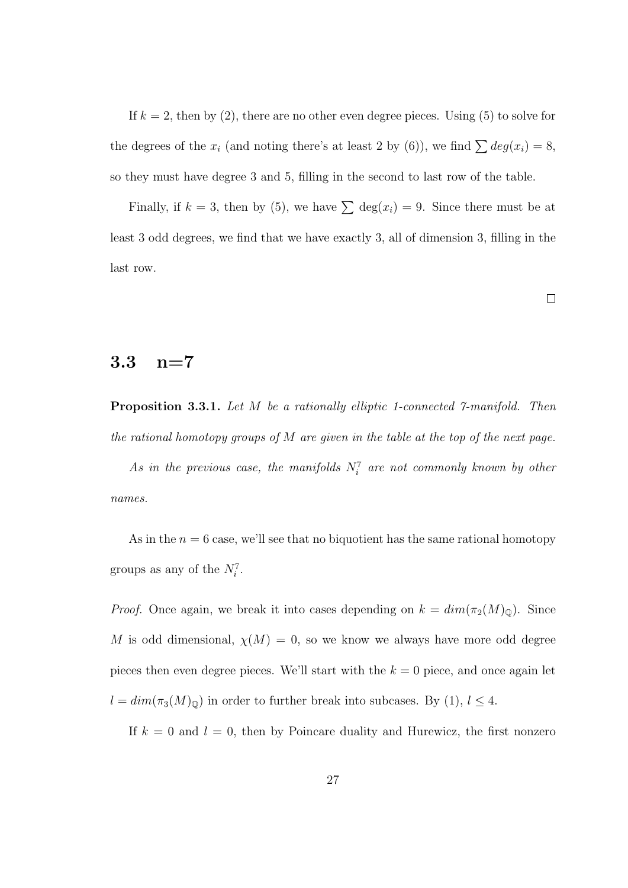If $k = 2$, then by (2), there are no other even degree pieces. Using (5) to solve for the degrees of the $x_i$ (and noting there's at least 2 by (6)), we find $\sum deg(x_i) = 8$, so they must have degree 3 and 5, filling in the second to last row of the table.

Finally, if $k = 3$, then by (5), we have $\sum \deg(x_i) = 9$. Since there must be at least 3 odd degrees, we find that we have exactly 3, all of dimension 3, filling in the last row.

□

## 3.3 n=7

**Proposition 3.3.1.** *Let $M$ be a rationally elliptic 1-connected 7-manifold. Then the rational homotopy groups of $M$ are given in the table at the top of the next page.*

*As in the previous case, the manifolds $N_i^7$ are not commonly known by other names.*

As in the $n = 6$ case, we'll see that no biquotient has the same rational homotopy groups as any of the $N_i^7$.

*Proof.* Once again, we break it into cases depending on $k = dim(\pi_2(M)_\mathbb{Q})$. Since $M$ is odd dimensional, $\chi(M) = 0$, so we know we always have more odd degree pieces then even degree pieces. We'll start with the $k = 0$ piece, and once again let $l = dim(\pi_3(M)_\mathbb{Q})$ in order to further break into subcases. By (1), $l \leq 4$.

If $k = 0$ and $l = 0$, then by Poincare duality and Hurewicz, the first nonzero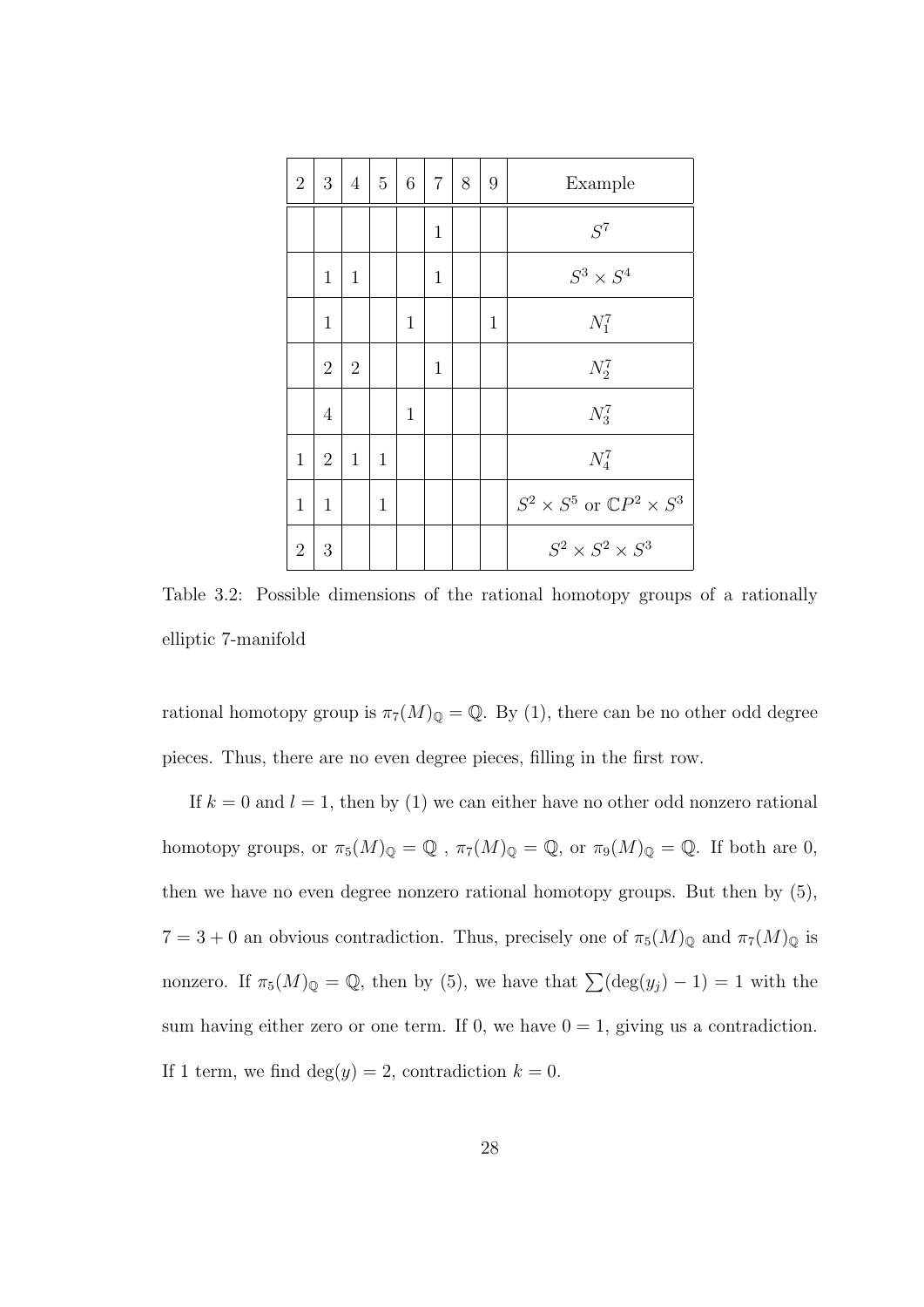| 2 | 3 | 4 | 5 | 6 | 7 | 8 | 9 | Example |
|---|---|---|---|---|---|---|---|---|
| | | | | | 1 | | | $S^7$ |
| | 1 | 1 | | | 1 | | | $S^3 \times S^4$ |
| | 1 | | | 1 | | | 1 | $N_1^7$ |
| | 2 | 2 | | | 1 | | | $N_2^7$ |
| | 4 | | | 1 | | | | $N_3^7$ |
| 1 | 2 | 1 | 1 | | | | | $N_4^7$ |
| 1 | 1 | | 1 | | | | | $S^2 \times S^5$ or $\mathbb{C}P^2 \times S^3$ |
| 2 | 3 | | | | | | | $S^2 \times S^2 \times S^3$ |

Table 3.2: Possible dimensions of the rational homotopy groups of a rationally elliptic 7-manifold

rational homotopy group is $\pi_7(M)_\mathbb{Q} = \mathbb{Q}$. By (1), there can be no other odd degree pieces. Thus, there are no even degree pieces, filling in the first row.

If $k = 0$ and $l = 1$, then by (1) we can either have no other odd nonzero rational homotopy groups, or $\pi_5(M)_\mathbb{Q} = \mathbb{Q}$ , $\pi_7(M)_\mathbb{Q} = \mathbb{Q}$, or $\pi_9(M)_\mathbb{Q} = \mathbb{Q}$. If both are 0, then we have no even degree nonzero rational homotopy groups. But then by (5), $7 = 3 + 0$ an obvious contradiction. Thus, precisely one of $\pi_5(M)_\mathbb{Q}$ and $\pi_7(M)_\mathbb{Q}$ is nonzero. If $\pi_5(M)_\mathbb{Q} = \mathbb{Q}$, then by (5), we have that $\sum(\deg(y_j) - 1) = 1$ with the sum having either zero or one term. If 0, we have $0 = 1$, giving us a contradiction. If 1 term, we find $\deg(y) = 2$, contradiction $k = 0$.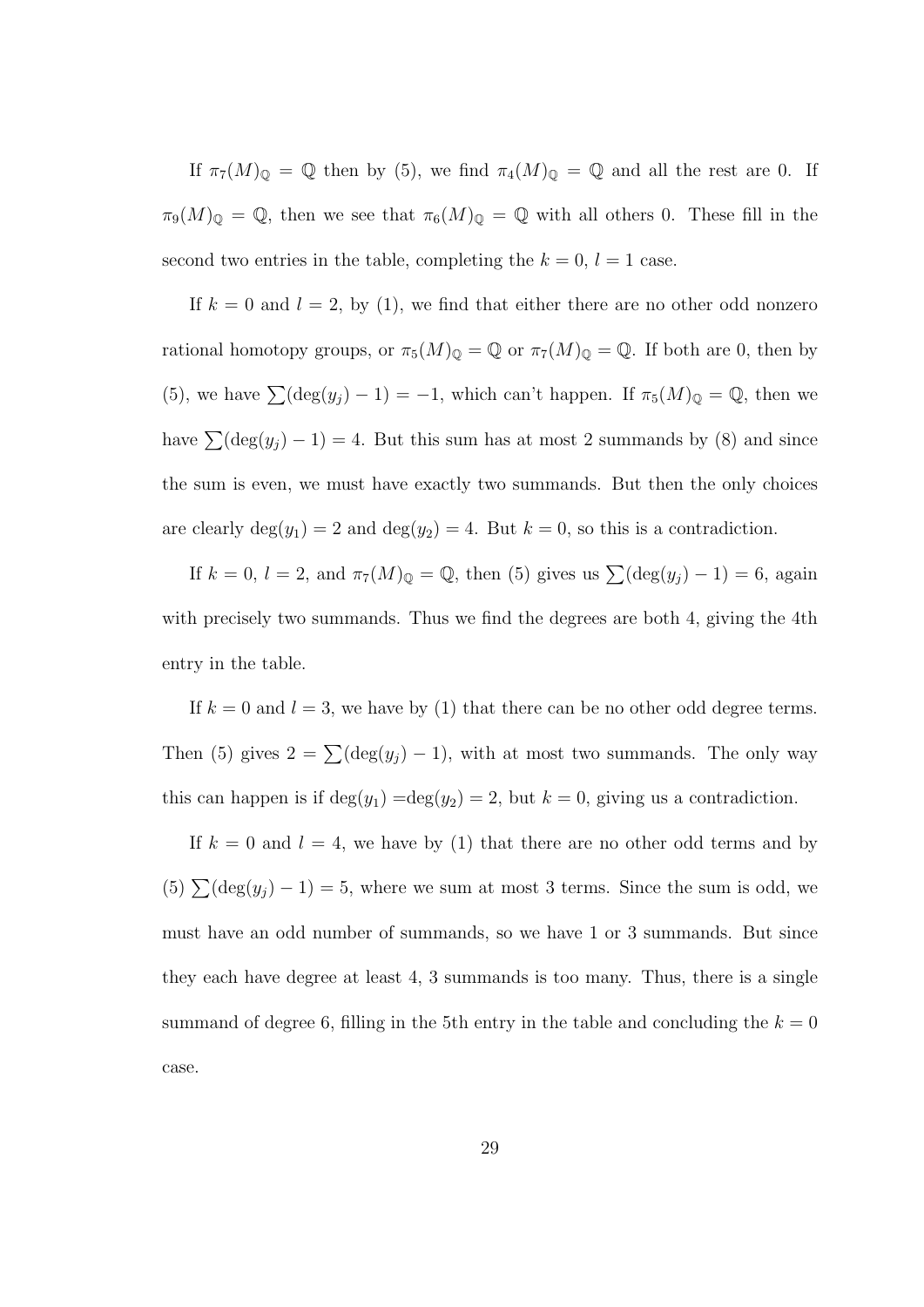If $\pi_7(M)_\mathbb{Q} = \mathbb{Q}$ then by (5), we find $\pi_4(M)_\mathbb{Q} = \mathbb{Q}$ and all the rest are 0. If $\pi_9(M)_\mathbb{Q} = \mathbb{Q}$, then we see that $\pi_6(M)_\mathbb{Q} = \mathbb{Q}$ with all others 0. These fill in the second two entries in the table, completing the $k = 0$, $l = 1$ case.

If $k = 0$ and $l = 2$, by (1), we find that either there are no other odd nonzero rational homotopy groups, or $\pi_5(M)_\mathbb{Q} = \mathbb{Q}$ or $\pi_7(M)_\mathbb{Q} = \mathbb{Q}$. If both are 0, then by (5), we have $\sum(\deg(y_j) - 1) = -1$, which can't happen. If $\pi_5(M)_\mathbb{Q} = \mathbb{Q}$, then we have $\sum(\deg(y_j) - 1) = 4$. But this sum has at most 2 summands by (8) and since the sum is even, we must have exactly two summands. But then the only choices are clearly $\deg(y_1) = 2$ and $\deg(y_2) = 4$. But $k = 0$, so this is a contradiction.

If $k = 0$, $l = 2$, and $\pi_7(M)_\mathbb{Q} = \mathbb{Q}$, then (5) gives us $\sum(\deg(y_j) - 1) = 6$, again with precisely two summands. Thus we find the degrees are both 4, giving the 4th entry in the table.

If $k = 0$ and $l = 3$, we have by (1) that there can be no other odd degree terms. Then (5) gives $2 = \sum(\deg(y_j) - 1)$, with at most two summands. The only way this can happen is if $\deg(y_1) = \deg(y_2) = 2$, but $k = 0$, giving us a contradiction.

If $k = 0$ and $l = 4$, we have by (1) that there are no other odd terms and by (5) $\sum(\deg(y_j) - 1) = 5$, where we sum at most 3 terms. Since the sum is odd, we must have an odd number of summands, so we have 1 or 3 summands. But since they each have degree at least 4, 3 summands is too many. Thus, there is a single summand of degree 6, filling in the 5th entry in the table and concluding the $k = 0$ case.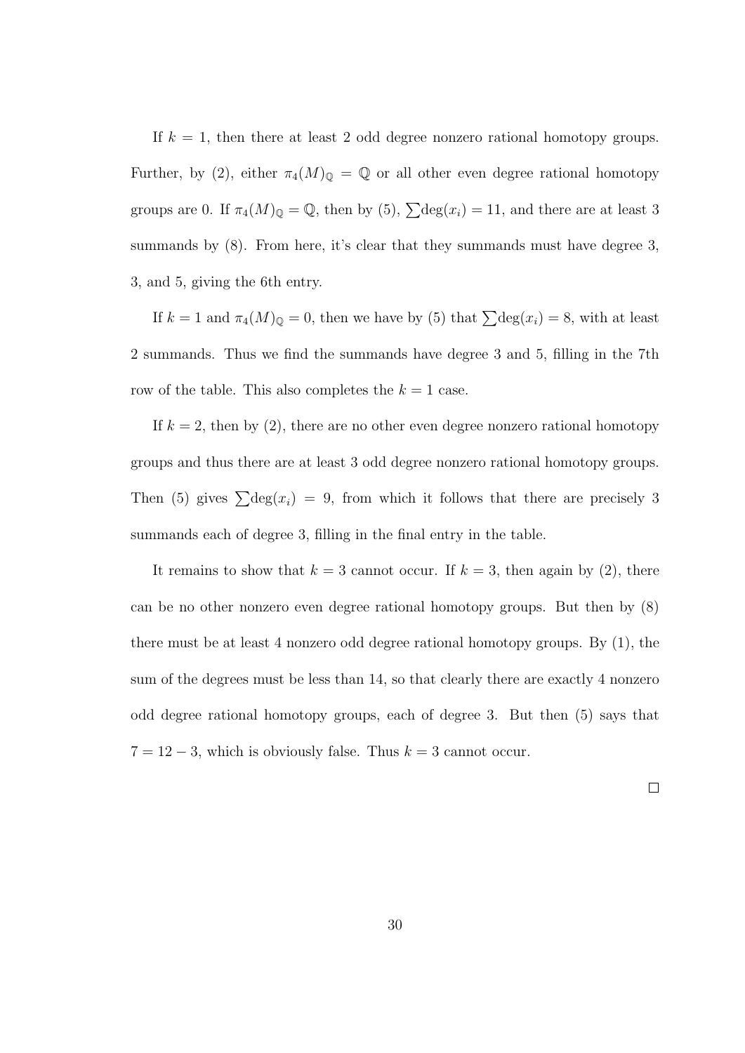If $k = 1$, then there at least 2 odd degree nonzero rational homotopy groups. Further, by (2), either $\pi_4(M)_{\mathbb{Q}} = \mathbb{Q}$ or all other even degree rational homotopy groups are 0. If $\pi_4(M)_{\mathbb{Q}} = \mathbb{Q}$, then by (5), $\sum \deg(x_i) = 11$, and there are at least 3 summands by (8). From here, it's clear that they summands must have degree 3, 3, and 5, giving the 6th entry.

If $k = 1$ and $\pi_4(M)_{\mathbb{Q}} = 0$, then we have by (5) that $\sum \deg(x_i) = 8$, with at least 2 summands. Thus we find the summands have degree 3 and 5, filling in the 7th row of the table. This also completes the $k = 1$ case.

If $k = 2$, then by (2), there are no other even degree nonzero rational homotopy groups and thus there are at least 3 odd degree nonzero rational homotopy groups. Then (5) gives $\sum \deg(x_i) = 9$, from which it follows that there are precisely 3 summands each of degree 3, filling in the final entry in the table.

It remains to show that $k = 3$ cannot occur. If $k = 3$, then again by (2), there can be no other nonzero even degree rational homotopy groups. But then by (8) there must be at least 4 nonzero odd degree rational homotopy groups. By (1), the sum of the degrees must be less than 14, so that clearly there are exactly 4 nonzero odd degree rational homotopy groups, each of degree 3. But then (5) says that $7 = 12 - 3$, which is obviously false. Thus $k = 3$ cannot occur.

$\square$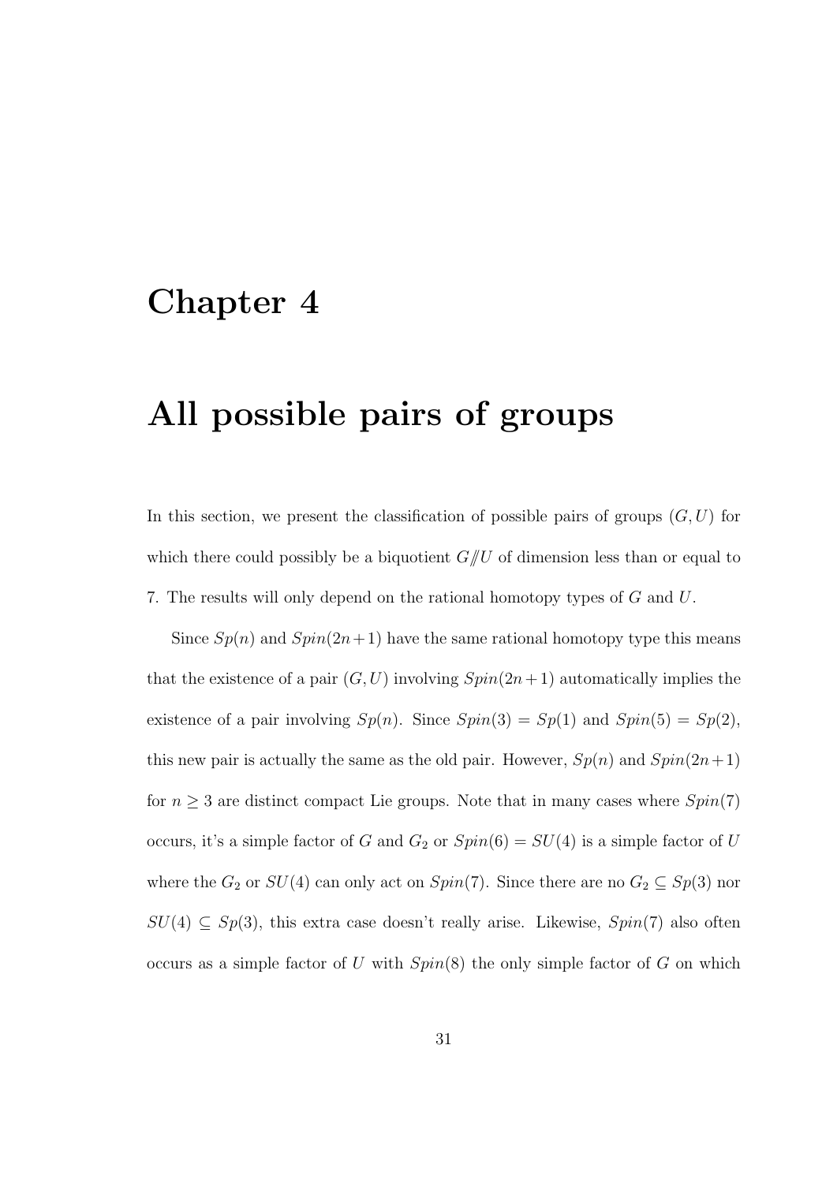# Chapter 4

# All possible pairs of groups

In this section, we present the classification of possible pairs of groups $(G, U)$ for which there could possibly be a biquotient $G/\!\!/U$ of dimension less than or equal to 7. The results will only depend on the rational homotopy types of $G$ and $U$.

Since $Sp(n)$ and $Spin(2n+1)$ have the same rational homotopy type this means that the existence of a pair $(G, U)$ involving $Spin(2n+1)$ automatically implies the existence of a pair involving $Sp(n)$. Since $Spin(3) = Sp(1)$ and $Spin(5) = Sp(2)$, this new pair is actually the same as the old pair. However, $Sp(n)$ and $Spin(2n+1)$ for $n \geq 3$ are distinct compact Lie groups. Note that in many cases where $Spin(7)$ occurs, it's a simple factor of $G$ and $G_2$ or $Spin(6) = SU(4)$ is a simple factor of $U$ where the $G_2$ or $SU(4)$ can only act on $Spin(7)$. Since there are no $G_2 \subseteq Sp(3)$ nor $SU(4) \subseteq Sp(3)$, this extra case doesn't really arise. Likewise, $Spin(7)$ also often occurs as a simple factor of $U$ with $Spin(8)$ the only simple factor of $G$ on which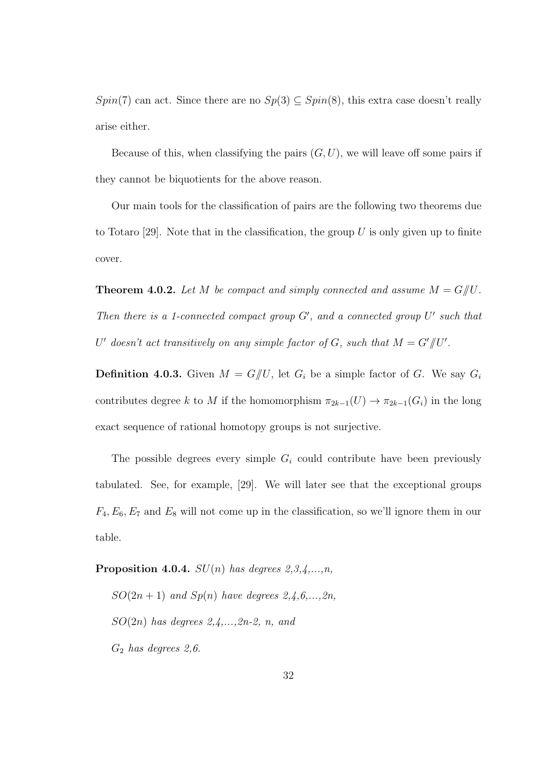$Spin(7)$ can act. Since there are no $Sp(3) \subseteq Spin(8)$, this extra case doesn't really arise either.

Because of this, when classifying the pairs $(G, U)$, we will leave off some pairs if they cannot be biquotients for the above reason.

Our main tools for the classification of pairs are the following two theorems due to Totaro [29]. Note that in the classification, the group $U$ is only given up to finite cover.

**Theorem 4.0.2.** *Let $M$ be compact and simply connected and assume $M = G/\!\!/U$. Then there is a 1-connected compact group $G'$, and a connected group $U'$ such that $U'$ doesn't act transitively on any simple factor of $G$, such that $M = G'/\!\!/U'$.*

**Definition 4.0.3.** Given $M = G/\!\!/U$, let $G_i$ be a simple factor of $G$. We say $G_i$ contributes degree $k$ to $M$ if the homomorphism $\pi_{2k-1}(U) \to \pi_{2k-1}(G_i)$ in the long exact sequence of rational homotopy groups is not surjective.

The possible degrees every simple $G_i$ could contribute have been previously tabulated. See, for example, [29]. We will later see that the exceptional groups $F_4, E_6, E_7$ and $E_8$ will not come up in the classification, so we'll ignore them in our table.

**Proposition 4.0.4.** *$SU(n)$ has degrees 2,3,4,...,n,*

*$SO(2n+1)$ and $Sp(n)$ have degrees 2,4,6,...,2n,*

*$SO(2n)$ has degrees 2,4,...,2n-2, n, and*

*$G_2$ has degrees 2,6.*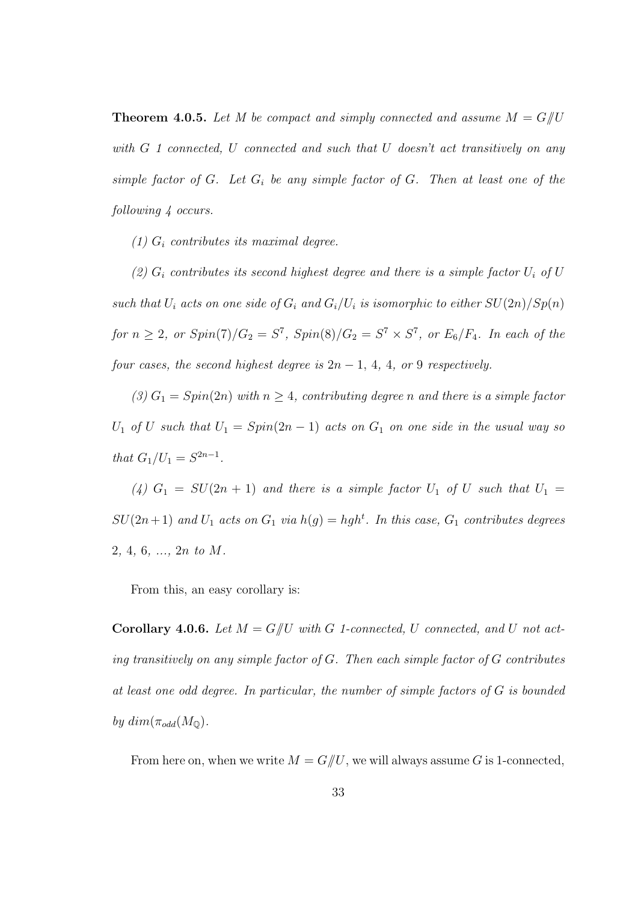**Theorem 4.0.5.** *Let $M$ be compact and simply connected and assume $M = G /\!\!/ U$ with $G$ 1 connected, $U$ connected and such that $U$ doesn't act transitively on any simple factor of $G$. Let $G_i$ be any simple factor of $G$. Then at least one of the following 4 occurs.*

*(1) $G_i$ contributes its maximal degree.*

*(2) $G_i$ contributes its second highest degree and there is a simple factor $U_i$ of $U$ such that $U_i$ acts on one side of $G_i$ and $G_i/U_i$ is isomorphic to either $SU(2n)/Sp(n)$ for $n \geq 2$, or $Spin(7)/G_2 = S^7$, $Spin(8)/G_2 = S^7 \times S^7$, or $E_6/F_4$. In each of the four cases, the second highest degree is $2n-1$, 4, 4, or 9 respectively.*

*(3) $G_1 = Spin(2n)$ with $n \geq 4$, contributing degree $n$ and there is a simple factor $U_1$ of $U$ such that $U_1 = Spin(2n-1)$ acts on $G_1$ on one side in the usual way so that $G_1/U_1 = S^{2n-1}$.*

*(4) $G_1 = SU(2n+1)$ and there is a simple factor $U_1$ of $U$ such that $U_1 = SU(2n+1)$ and $U_1$ acts on $G_1$ via $h(g) = hgh^t$. In this case, $G_1$ contributes degrees 2, 4, 6, ..., $2n$ to $M$.*

From this, an easy corollary is:

**Corollary 4.0.6.** *Let $M = G /\!\!/ U$ with $G$ 1-connected, $U$ connected, and $U$ not acting transitively on any simple factor of $G$. Then each simple factor of $G$ contributes at least one odd degree. In particular, the number of simple factors of $G$ is bounded by $dim(\pi_{odd}(M_{\mathbb{Q}})$.*

From here on, when we write $M = G /\!\!/ U$, we will always assume $G$ is 1-connected,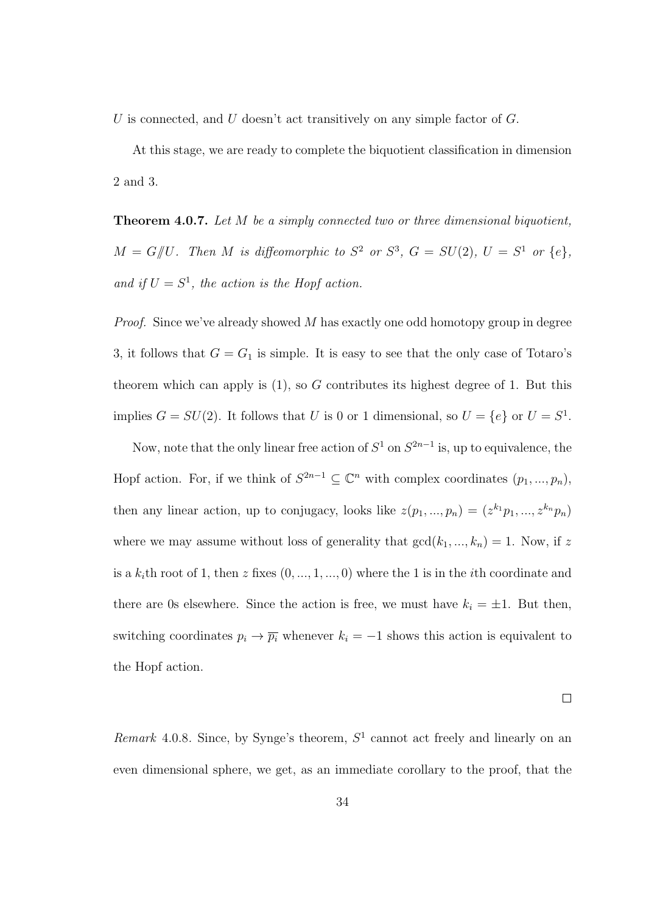$U$ is connected, and $U$ doesn't act transitively on any simple factor of $G$.

At this stage, we are ready to complete the biquotient classification in dimension 2 and 3.

**Theorem 4.0.7.** *Let $M$ be a simply connected two or three dimensional biquotient, $M = G/\!\!/U$. Then $M$ is diffeomorphic to $S^2$ or $S^3$, $G = SU(2)$, $U = S^1$ or $\{e\}$, and if $U = S^1$, the action is the Hopf action.*

*Proof.* Since we've already showed $M$ has exactly one odd homotopy group in degree 3, it follows that $G = G_1$ is simple. It is easy to see that the only case of Totaro's theorem which can apply is (1), so $G$ contributes its highest degree of 1. But this implies $G = SU(2)$. It follows that $U$ is 0 or 1 dimensional, so $U = \{e\}$ or $U = S^1$.

Now, note that the only linear free action of $S^1$ on $S^{2n-1}$ is, up to equivalence, the Hopf action. For, if we think of $S^{2n-1} \subseteq \mathbb{C}^n$ with complex coordinates $(p_1, ..., p_n)$, then any linear action, up to conjugacy, looks like $z(p_1, ..., p_n) = (z^{k_1}p_1, ..., z^{k_n}p_n)$ where we may assume without loss of generality that $\gcd(k_1, ..., k_n) = 1$. Now, if $z$ is a $k_i$th root of 1, then $z$ fixes $(0, ..., 1, ..., 0)$ where the 1 is in the $i$th coordinate and there are 0s elsewhere. Since the action is free, we must have $k_i = \pm 1$. But then, switching coordinates $p_i \to \overline{p_i}$ whenever $k_i = -1$ shows this action is equivalent to the Hopf action.

□

*Remark* 4.0.8. Since, by Synge's theorem, $S^1$ cannot act freely and linearly on an even dimensional sphere, we get, as an immediate corollary to the proof, that the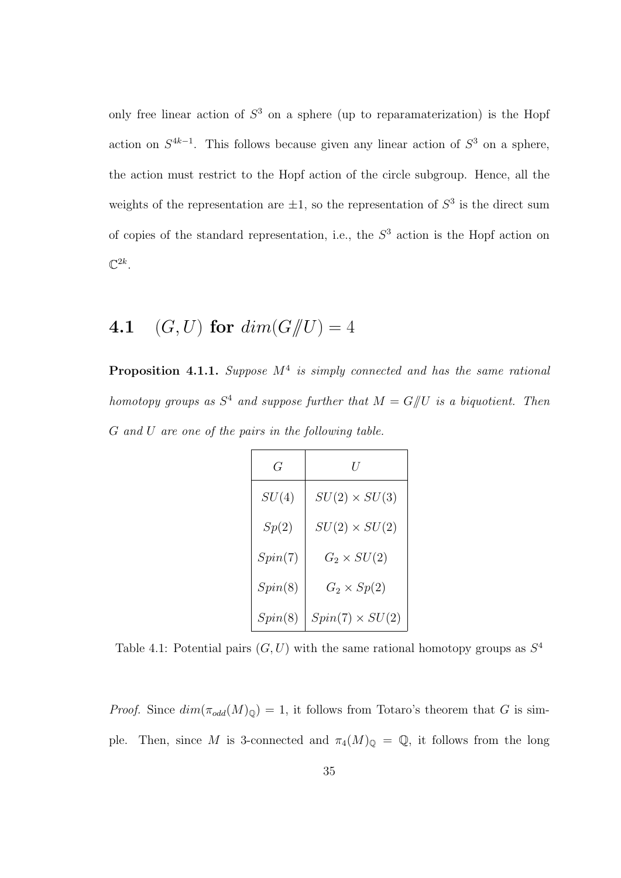only free linear action of $S^3$ on a sphere (up to reparamaterization) is the Hopf action on $S^{4k-1}$. This follows because given any linear action of $S^3$ on a sphere, the action must restrict to the Hopf action of the circle subgroup. Hence, all the weights of the representation are $\pm 1$, so the representation of $S^3$ is the direct sum of copies of the standard representation, i.e., the $S^3$ action is the Hopf action on $\mathbb{C}^{2k}$.

## 4.1 $(G, U)$ for $dim(G/\!\!/U) = 4$

**Proposition 4.1.1.** *Suppose $M^4$ is simply connected and has the same rational homotopy groups as $S^4$ and suppose further that $M = G/\!\!/U$ is a biquotient. Then $G$ and $U$ are one of the pairs in the following table.*

| $G$ | $U$ |
|---|---|
| $SU(4)$ | $SU(2) \times SU(3)$ |
| $Sp(2)$ | $SU(2) \times SU(2)$ |
| $Spin(7)$ | $G_2 \times SU(2)$ |
| $Spin(8)$ | $G_2 \times Sp(2)$ |
| $Spin(8)$ | $Spin(7) \times SU(2)$ |

Table 4.1: Potential pairs $(G, U)$ with the same rational homotopy groups as $S^4$

*Proof.* Since $dim(\pi_{odd}(M)_{\mathbb{Q}}) = 1$, it follows from Totaro's theorem that $G$ is simple. Then, since $M$ is 3-connected and $\pi_4(M)_{\mathbb{Q}} = \mathbb{Q}$, it follows from the long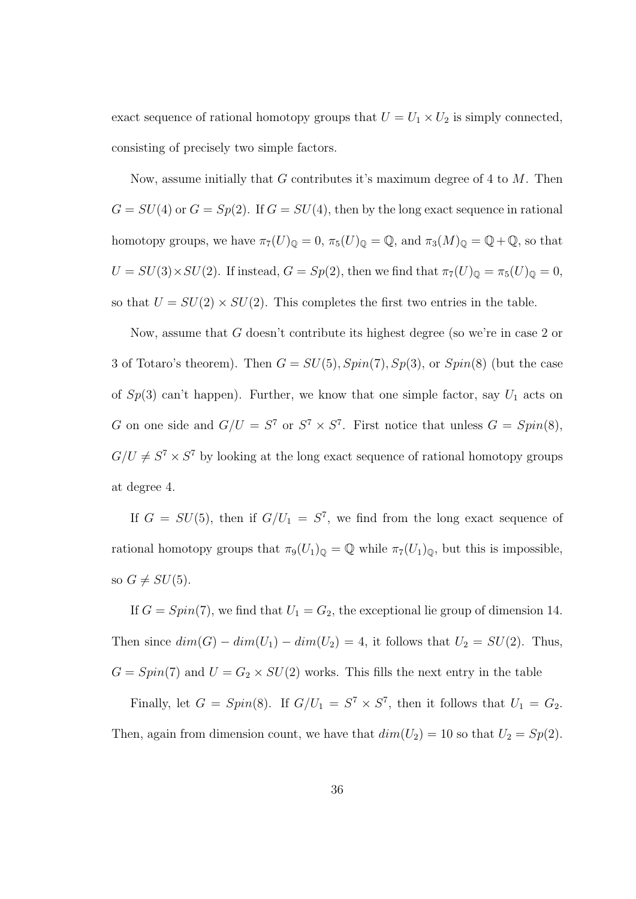exact sequence of rational homotopy groups that $U = U_1 \times U_2$ is simply connected, consisting of precisely two simple factors.

Now, assume initially that $G$ contributes it's maximum degree of 4 to $M$. Then $G = SU(4)$ or $G = Sp(2)$. If $G = SU(4)$, then by the long exact sequence in rational homotopy groups, we have $\pi_7(U)_{\mathbb{Q}} = 0$, $\pi_5(U)_{\mathbb{Q}} = \mathbb{Q}$, and $\pi_3(M)_{\mathbb{Q}} = \mathbb{Q} + \mathbb{Q}$, so that $U = SU(3) \times SU(2)$. If instead, $G = Sp(2)$, then we find that $\pi_7(U)_{\mathbb{Q}} = \pi_5(U)_{\mathbb{Q}} = 0$, so that $U = SU(2) \times SU(2)$. This completes the first two entries in the table.

Now, assume that $G$ doesn't contribute its highest degree (so we're in case 2 or 3 of Totaro's theorem). Then $G = SU(5), Spin(7), Sp(3)$, or $Spin(8)$ (but the case of $Sp(3)$ can't happen). Further, we know that one simple factor, say $U_1$ acts on $G$ on one side and $G/U = S^7$ or $S^7 \times S^7$. First notice that unless $G = Spin(8)$, $G/U \neq S^7 \times S^7$ by looking at the long exact sequence of rational homotopy groups at degree 4.

If $G = SU(5)$, then if $G/U_1 = S^7$, we find from the long exact sequence of rational homotopy groups that $\pi_9(U_1)_{\mathbb{Q}} = \mathbb{Q}$ while $\pi_7(U_1)_{\mathbb{Q}}$, but this is impossible, so $G \neq SU(5)$.

If $G = Spin(7)$, we find that $U_1 = G_2$, the exceptional lie group of dimension 14. Then since $dim(G) - dim(U_1) - dim(U_2) = 4$, it follows that $U_2 = SU(2)$. Thus, $G = Spin(7)$ and $U = G_2 \times SU(2)$ works. This fills the next entry in the table

Finally, let $G = Spin(8)$. If $G/U_1 = S^7 \times S^7$, then it follows that $U_1 = G_2$. Then, again from dimension count, we have that $dim(U_2) = 10$ so that $U_2 = Sp(2)$.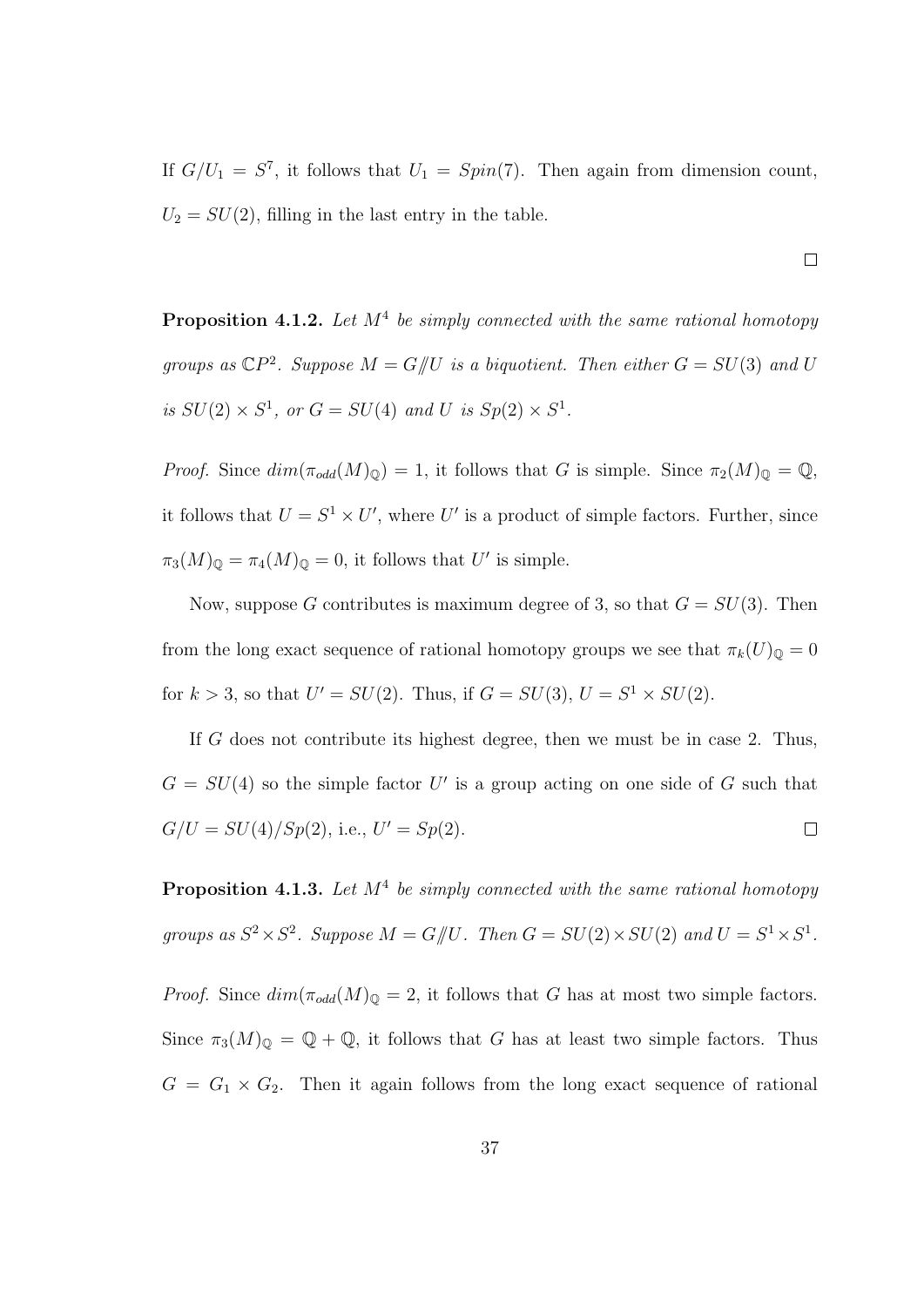If $G/U_1 = S^7$, it follows that $U_1 = Spin(7)$. Then again from dimension count, $U_2 = SU(2)$, filling in the last entry in the table.

□

**Proposition 4.1.2.** *Let $M^4$ be simply connected with the same rational homotopy groups as $\mathbb{C}P^2$. Suppose $M = G/\!\!/U$ is a biquotient. Then either $G = SU(3)$ and $U$ is $SU(2) \times S^1$, or $G = SU(4)$ and $U$ is $Sp(2) \times S^1$.*

*Proof.* Since $dim(\pi_{odd}(M)_{\mathbb{Q}}) = 1$, it follows that $G$ is simple. Since $\pi_2(M)_{\mathbb{Q}} = \mathbb{Q}$, it follows that $U = S^1 \times U'$, where $U'$ is a product of simple factors. Further, since $\pi_3(M)_{\mathbb{Q}} = \pi_4(M)_{\mathbb{Q}} = 0$, it follows that $U'$ is simple.

Now, suppose $G$ contributes is maximum degree of 3, so that $G = SU(3)$. Then from the long exact sequence of rational homotopy groups we see that $\pi_k(U)_{\mathbb{Q}} = 0$ for $k > 3$, so that $U' = SU(2)$. Thus, if $G = SU(3)$, $U = S^1 \times SU(2)$.

If $G$ does not contribute its highest degree, then we must be in case 2. Thus, $G = SU(4)$ so the simple factor $U'$ is a group acting on one side of $G$ such that $G/U = SU(4)/Sp(2)$, i.e., $U' = Sp(2)$. □

**Proposition 4.1.3.** *Let $M^4$ be simply connected with the same rational homotopy groups as $S^2 \times S^2$. Suppose $M = G/\!\!/U$. Then $G = SU(2) \times SU(2)$ and $U = S^1 \times S^1$.*

*Proof.* Since $dim(\pi_{odd}(M)_{\mathbb{Q}} = 2$, it follows that $G$ has at most two simple factors. Since $\pi_3(M)_{\mathbb{Q}} = \mathbb{Q} + \mathbb{Q}$, it follows that $G$ has at least two simple factors. Thus $G = G_1 \times G_2$. Then it again follows from the long exact sequence of rational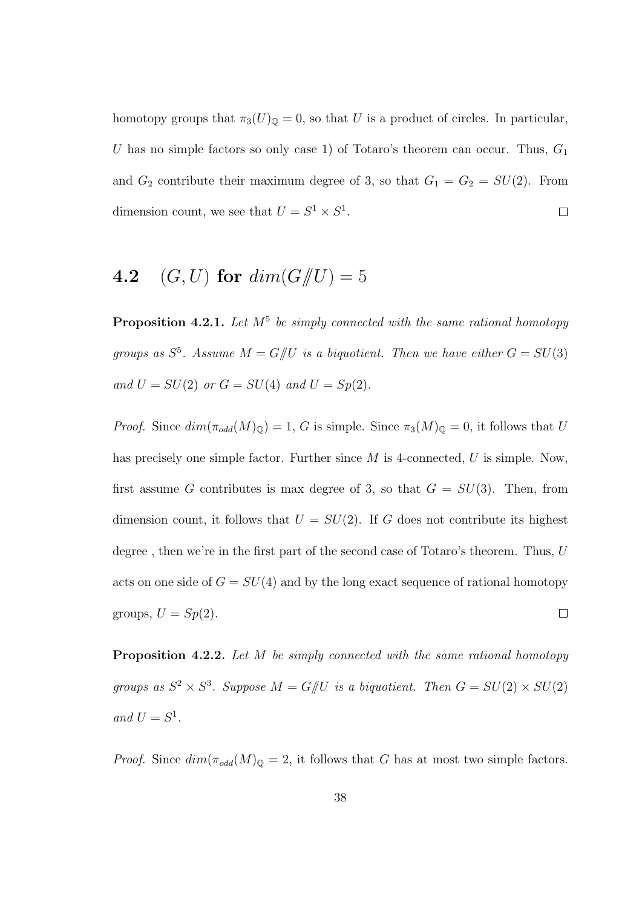homotopy groups that $\pi_3(U)_{\mathbb{Q}} = 0$, so that $U$ is a product of circles. In particular, $U$ has no simple factors so only case 1) of Totaro's theorem can occur. Thus, $G_1$ and $G_2$ contribute their maximum degree of 3, so that $G_1 = G_2 = SU(2)$. From dimension count, we see that $U = S^1 \times S^1$. □

## 4.2 $(G, U)$ for $dim(G/\!\!/U) = 5$

**Proposition 4.2.1.** *Let $M^5$ be simply connected with the same rational homotopy groups as $S^5$. Assume $M = G/\!\!/U$ is a biquotient. Then we have either $G = SU(3)$ and $U = SU(2)$ or $G = SU(4)$ and $U = Sp(2)$.*

*Proof.* Since $dim(\pi_{odd}(M)_{\mathbb{Q}}) = 1$, $G$ is simple. Since $\pi_3(M)_{\mathbb{Q}} = 0$, it follows that $U$ has precisely one simple factor. Further since $M$ is 4-connected, $U$ is simple. Now, first assume $G$ contributes is max degree of 3, so that $G = SU(3)$. Then, from dimension count, it follows that $U = SU(2)$. If $G$ does not contribute its highest degree , then we're in the first part of the second case of Totaro's theorem. Thus, $U$ acts on one side of $G = SU(4)$ and by the long exact sequence of rational homotopy groups, $U = Sp(2)$. □

**Proposition 4.2.2.** *Let $M$ be simply connected with the same rational homotopy groups as $S^2 \times S^3$. Suppose $M = G/\!\!/U$ is a biquotient. Then $G = SU(2) \times SU(2)$ and $U = S^1$.*

*Proof.* Since $dim(\pi_{odd}(M)_{\mathbb{Q}} = 2$, it follows that $G$ has at most two simple factors.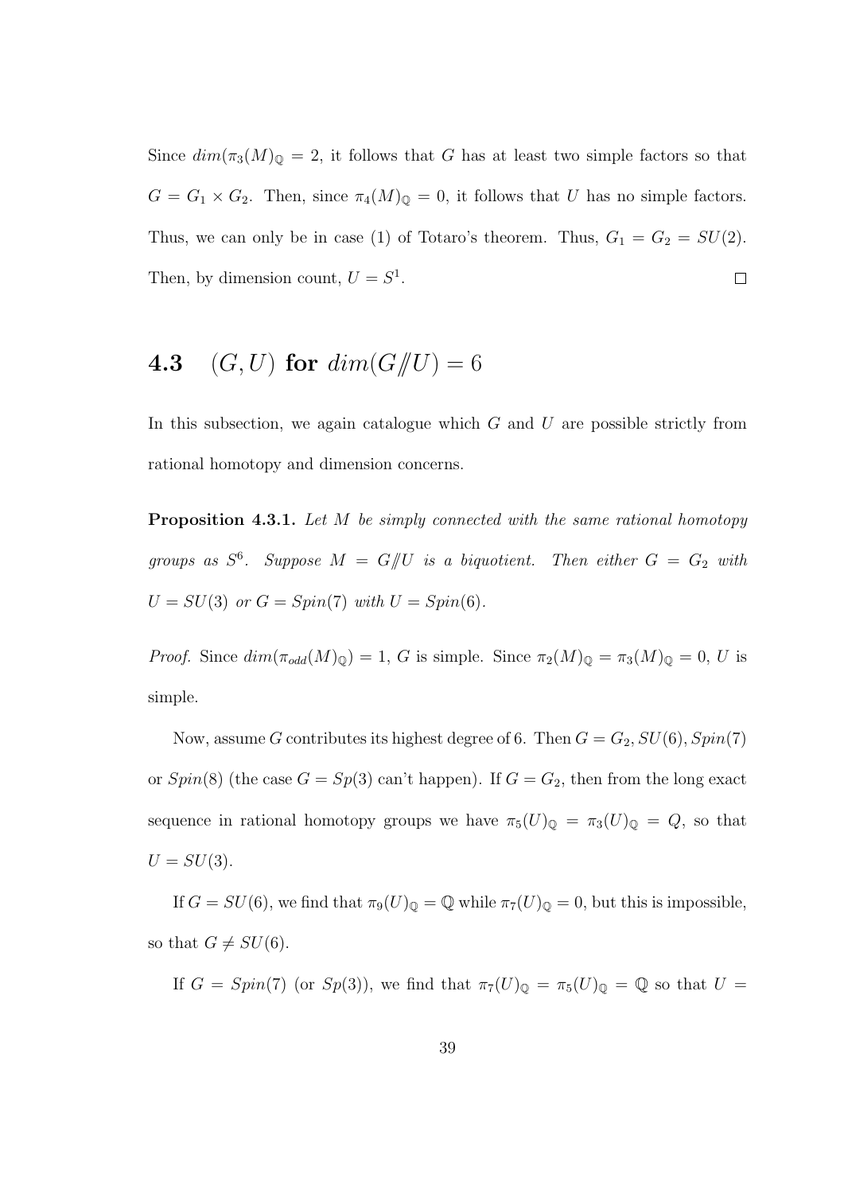Since $dim(\pi_3(M)_{\mathbb{Q}} = 2$, it follows that $G$ has at least two simple factors so that $G = G_1 \times G_2$. Then, since $\pi_4(M)_{\mathbb{Q}} = 0$, it follows that $U$ has no simple factors. Thus, we can only be in case (1) of Totaro's theorem. Thus, $G_1 = G_2 = SU(2)$. Then, by dimension count, $U = S^1$. □

## 4.3 $(G, U)$ for $dim(G/\!\!/U) = 6$

In this subsection, we again catalogue which $G$ and $U$ are possible strictly from rational homotopy and dimension concerns.

**Proposition 4.3.1.** *Let $M$ be simply connected with the same rational homotopy groups as $S^6$. Suppose $M = G/\!\!/U$ is a biquotient. Then either $G = G_2$ with $U = SU(3)$ or $G = Spin(7)$ with $U = Spin(6)$.*

*Proof.* Since $dim(\pi_{odd}(M)_{\mathbb{Q}}) = 1$, $G$ is simple. Since $\pi_2(M)_{\mathbb{Q}} = \pi_3(M)_{\mathbb{Q}} = 0$, $U$ is simple.

Now, assume $G$ contributes its highest degree of 6. Then $G = G_2, SU(6), Spin(7)$ or $Spin(8)$ (the case $G = Sp(3)$ can't happen). If $G = G_2$, then from the long exact sequence in rational homotopy groups we have $\pi_5(U)_{\mathbb{Q}} = \pi_3(U)_{\mathbb{Q}} = Q$, so that $U = SU(3)$.

If $G = SU(6)$, we find that $\pi_9(U)_{\mathbb{Q}} = \mathbb{Q}$ while $\pi_7(U)_{\mathbb{Q}} = 0$, but this is impossible, so that $G \neq SU(6)$.

If $G = Spin(7)$ (or $Sp(3)$), we find that $\pi_7(U)_{\mathbb{Q}} = \pi_5(U)_{\mathbb{Q}} = \mathbb{Q}$ so that $U =$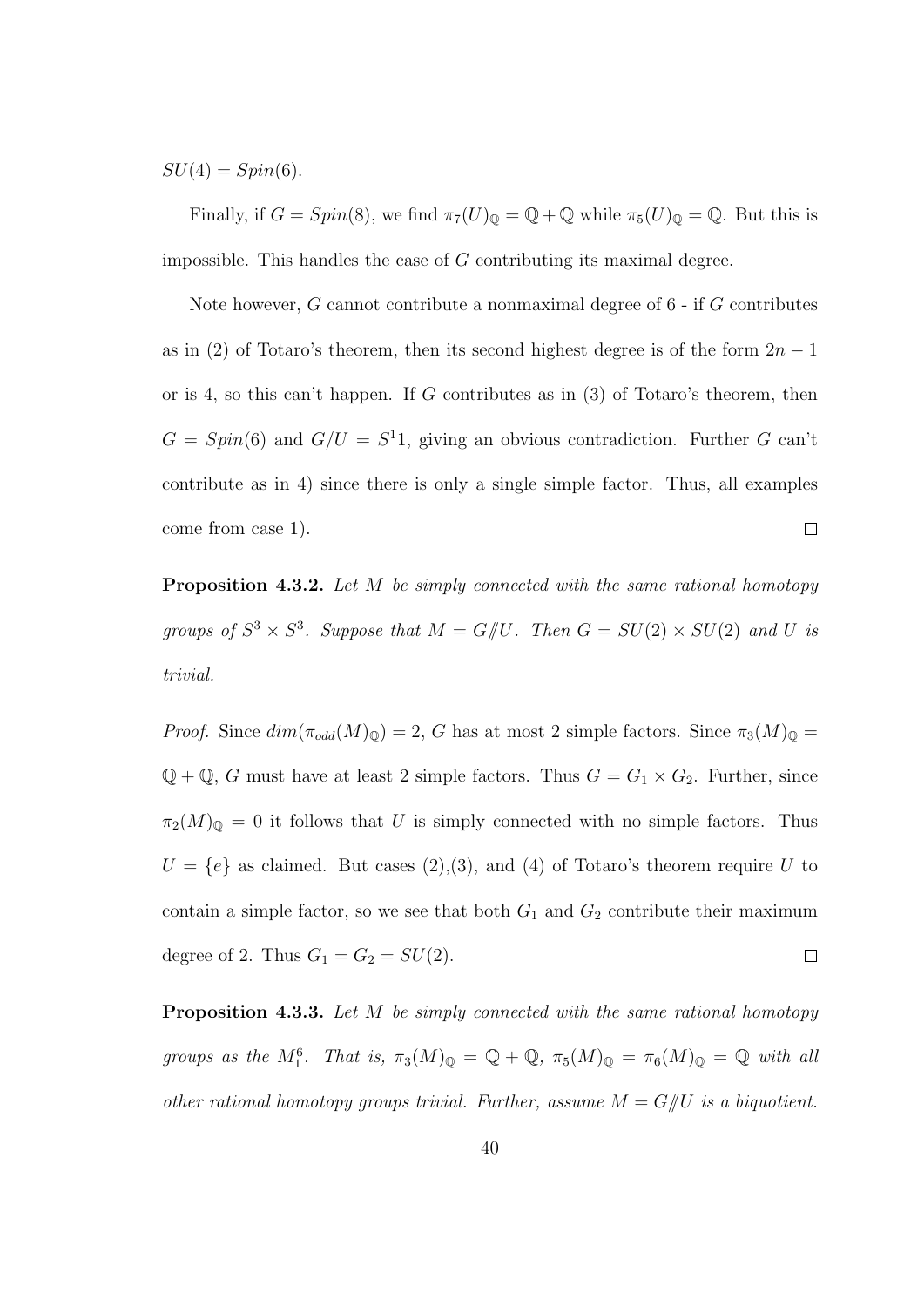$SU(4) = Spin(6)$.

Finally, if $G = Spin(8)$, we find $\pi_7(U)_{\mathbb{Q}} = \mathbb{Q} + \mathbb{Q}$ while $\pi_5(U)_{\mathbb{Q}} = \mathbb{Q}$. But this is impossible. This handles the case of $G$ contributing its maximal degree.

Note however, $G$ cannot contribute a nonmaximal degree of 6 - if $G$ contributes as in (2) of Totaro's theorem, then its second highest degree is of the form $2n-1$ or is 4, so this can't happen. If $G$ contributes as in (3) of Totaro's theorem, then $G = Spin(6)$ and $G/U = S^11$, giving an obvious contradiction. Further $G$ can't contribute as in 4) since there is only a single simple factor. Thus, all examples come from case 1). $\square$

**Proposition 4.3.2.** *Let $M$ be simply connected with the same rational homotopy groups of $S^3 \times S^3$. Suppose that $M = G/\!\!/U$. Then $G = SU(2) \times SU(2)$ and $U$ is trivial.*

*Proof.* Since $dim(\pi_{odd}(M)_{\mathbb{Q}}) = 2$, $G$ has at most 2 simple factors. Since $\pi_3(M)_{\mathbb{Q}} = \mathbb{Q} + \mathbb{Q}$, $G$ must have at least 2 simple factors. Thus $G = G_1 \times G_2$. Further, since $\pi_2(M)_{\mathbb{Q}} = 0$ it follows that $U$ is simply connected with no simple factors. Thus $U = \{e\}$ as claimed. But cases (2),(3), and (4) of Totaro's theorem require $U$ to contain a simple factor, so we see that both $G_1$ and $G_2$ contribute their maximum degree of 2. Thus $G_1 = G_2 = SU(2)$. $\square$

**Proposition 4.3.3.** *Let $M$ be simply connected with the same rational homotopy groups as the $M_1^6$. That is, $\pi_3(M)_{\mathbb{Q}} = \mathbb{Q} + \mathbb{Q}$, $\pi_5(M)_{\mathbb{Q}} = \pi_6(M)_{\mathbb{Q}} = \mathbb{Q}$ with all other rational homotopy groups trivial. Further, assume $M = G/\!\!/U$ is a biquotient.*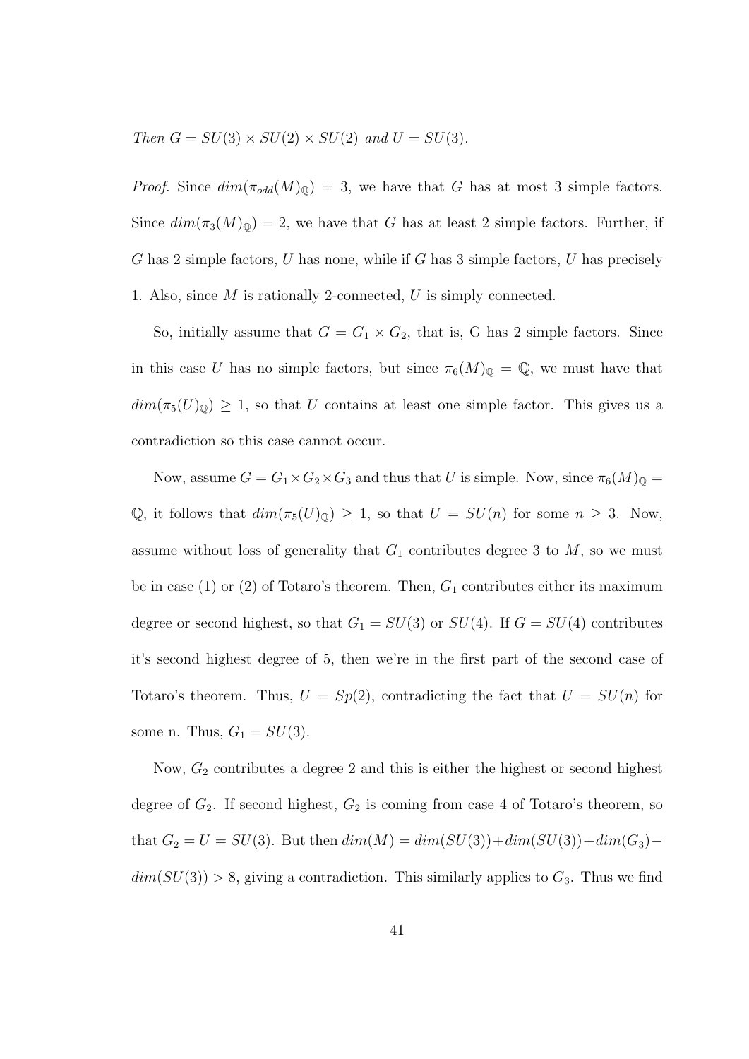*Then* $G = SU(3) \times SU(2) \times SU(2)$ *and* $U = SU(3)$.

*Proof.* Since $dim(\pi_{odd}(M)_{\mathbb{Q}}) = 3$, we have that $G$ has at most 3 simple factors. Since $dim(\pi_3(M)_{\mathbb{Q}}) = 2$, we have that $G$ has at least 2 simple factors. Further, if $G$ has 2 simple factors, $U$ has none, while if $G$ has 3 simple factors, $U$ has precisely 1. Also, since $M$ is rationally 2-connected, $U$ is simply connected.

So, initially assume that $G = G_1 \times G_2$, that is, G has 2 simple factors. Since in this case $U$ has no simple factors, but since $\pi_6(M)_{\mathbb{Q}} = \mathbb{Q}$, we must have that $dim(\pi_5(U)_{\mathbb{Q}}) \geq 1$, so that $U$ contains at least one simple factor. This gives us a contradiction so this case cannot occur.

Now, assume $G = G_1 \times G_2 \times G_3$ and thus that $U$ is simple. Now, since $\pi_6(M)_{\mathbb{Q}} = \mathbb{Q}$, it follows that $dim(\pi_5(U)_{\mathbb{Q}}) \geq 1$, so that $U = SU(n)$ for some $n \geq 3$. Now, assume without loss of generality that $G_1$ contributes degree 3 to $M$, so we must be in case (1) or (2) of Totaro's theorem. Then, $G_1$ contributes either its maximum degree or second highest, so that $G_1 = SU(3)$ or $SU(4)$. If $G = SU(4)$ contributes it's second highest degree of 5, then we're in the first part of the second case of Totaro's theorem. Thus, $U = Sp(2)$, contradicting the fact that $U = SU(n)$ for some n. Thus, $G_1 = SU(3)$.

Now, $G_2$ contributes a degree 2 and this is either the highest or second highest degree of $G_2$. If second highest, $G_2$ is coming from case 4 of Totaro's theorem, so that $G_2 = U = SU(3)$. But then $dim(M) = dim(SU(3)) + dim(SU(3)) + dim(G_3) - dim(SU(3)) > 8$, giving a contradiction. This similarly applies to $G_3$. Thus we find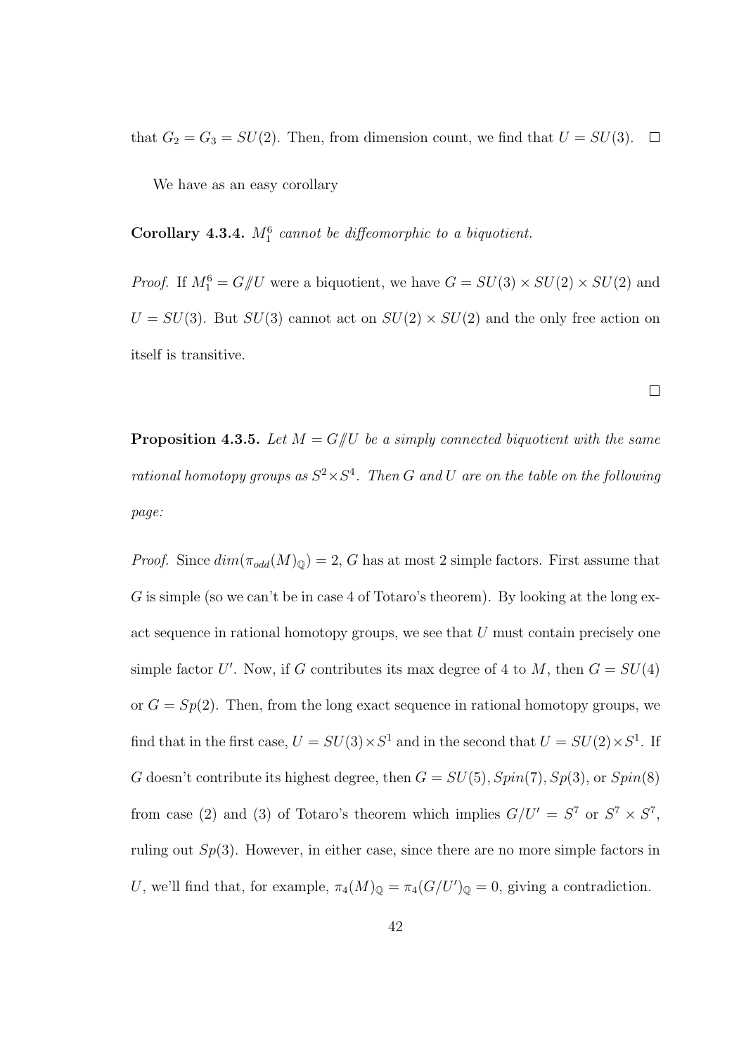that $G_2 = G_3 = SU(2)$. Then, from dimension count, we find that $U = SU(3)$. $\square$

We have as an easy corollary

**Corollary 4.3.4.** *$M_1^6$ cannot be diffeomorphic to a biquotient.*

*Proof.* If $M_1^6 = G/\!\!/U$ were a biquotient, we have $G = SU(3) \times SU(2) \times SU(2)$ and $U = SU(3)$. But $SU(3)$ cannot act on $SU(2) \times SU(2)$ and the only free action on itself is transitive.

$\square$

**Proposition 4.3.5.** *Let $M = G/\!\!/U$ be a simply connected biquotient with the same rational homotopy groups as $S^2 \times S^4$. Then $G$ and $U$ are on the table on the following page:*

*Proof.* Since $dim(\pi_{odd}(M)_{\mathbb{Q}}) = 2$, $G$ has at most 2 simple factors. First assume that $G$ is simple (so we can't be in case 4 of Totaro's theorem). By looking at the long exact sequence in rational homotopy groups, we see that $U$ must contain precisely one simple factor $U'$. Now, if $G$ contributes its max degree of 4 to $M$, then $G = SU(4)$ or $G = Sp(2)$. Then, from the long exact sequence in rational homotopy groups, we find that in the first case, $U = SU(3) \times S^1$ and in the second that $U = SU(2) \times S^1$. If $G$ doesn't contribute its highest degree, then $G = SU(5), Spin(7), Sp(3)$, or $Spin(8)$ from case (2) and (3) of Totaro's theorem which implies $G/U' = S^7$ or $S^7 \times S^7$, ruling out $Sp(3)$. However, in either case, since there are no more simple factors in $U$, we'll find that, for example, $\pi_4(M)_{\mathbb{Q}} = \pi_4(G/U')_{\mathbb{Q}} = 0$, giving a contradiction.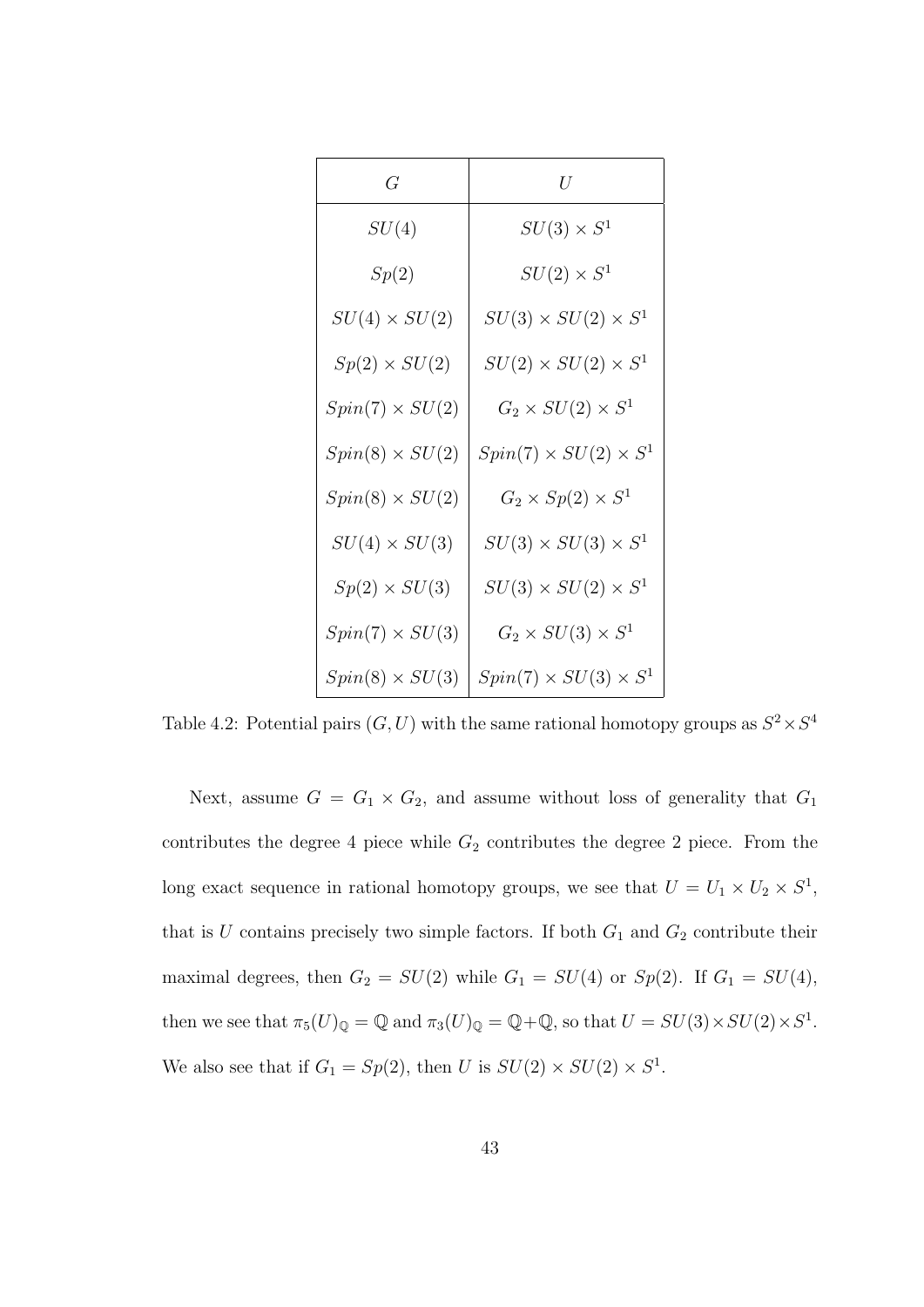| $G$ | $U$ |
|---|---|
| $SU(4)$ | $SU(3) \times S^1$ |
| $Sp(2)$ | $SU(2) \times S^1$ |
| $SU(4) \times SU(2)$ | $SU(3) \times SU(2) \times S^1$ |
| $Sp(2) \times SU(2)$ | $SU(2) \times SU(2) \times S^1$ |
| $Spin(7) \times SU(2)$ | $G_2 \times SU(2) \times S^1$ |
| $Spin(8) \times SU(2)$ | $Spin(7) \times SU(2) \times S^1$ |
| $Spin(8) \times SU(2)$ | $G_2 \times Sp(2) \times S^1$ |
| $SU(4) \times SU(3)$ | $SU(3) \times SU(3) \times S^1$ |
| $Sp(2) \times SU(3)$ | $SU(3) \times SU(2) \times S^1$ |
| $Spin(7) \times SU(3)$ | $G_2 \times SU(3) \times S^1$ |
| $Spin(8) \times SU(3)$ | $Spin(7) \times SU(3) \times S^1$ |

Table 4.2: Potential pairs $(G, U)$ with the same rational homotopy groups as $S^2 \times S^4$

Next, assume $G = G_1 \times G_2$, and assume without loss of generality that $G_1$ contributes the degree 4 piece while $G_2$ contributes the degree 2 piece. From the long exact sequence in rational homotopy groups, we see that $U = U_1 \times U_2 \times S^1$, that is $U$ contains precisely two simple factors. If both $G_1$ and $G_2$ contribute their maximal degrees, then $G_2 = SU(2)$ while $G_1 = SU(4)$ or $Sp(2)$. If $G_1 = SU(4)$, then we see that $\pi_5(U)_{\mathbb{Q}} = \mathbb{Q}$ and $\pi_3(U)_{\mathbb{Q}} = \mathbb{Q}+\mathbb{Q}$, so that $U = SU(3) \times SU(2) \times S^1$. We also see that if $G_1 = Sp(2)$, then $U$ is $SU(2) \times SU(2) \times S^1$.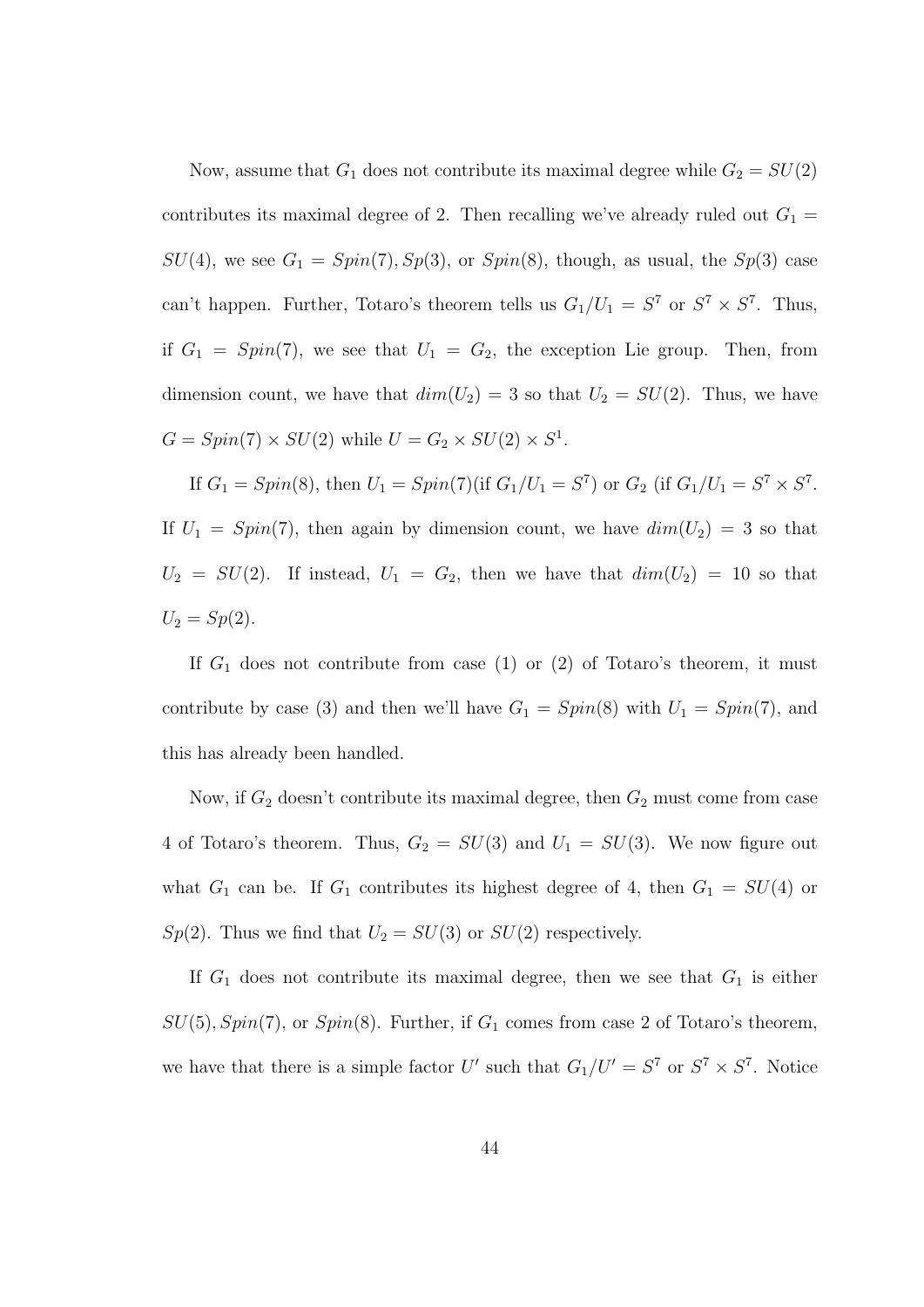Now, assume that $G_1$ does not contribute its maximal degree while $G_2 = SU(2)$ contributes its maximal degree of 2. Then recalling we've already ruled out $G_1 = SU(4)$, we see $G_1 = Spin(7), Sp(3)$, or $Spin(8)$, though, as usual, the $Sp(3)$ case can't happen. Further, Totaro's theorem tells us $G_1/U_1 = S^7$ or $S^7 \times S^7$. Thus, if $G_1 = Spin(7)$, we see that $U_1 = G_2$, the exception Lie group. Then, from dimension count, we have that $dim(U_2) = 3$ so that $U_2 = SU(2)$. Thus, we have $G = Spin(7) \times SU(2)$ while $U = G_2 \times SU(2) \times S^1$.

If $G_1 = Spin(8)$, then $U_1 = Spin(7)$(if $G_1/U_1 = S^7$) or $G_2$ (if $G_1/U_1 = S^7 \times S^7$. If $U_1 = Spin(7)$, then again by dimension count, we have $dim(U_2) = 3$ so that $U_2 = SU(2)$. If instead, $U_1 = G_2$, then we have that $dim(U_2) = 10$ so that $U_2 = Sp(2)$.

If $G_1$ does not contribute from case (1) or (2) of Totaro's theorem, it must contribute by case (3) and then we'll have $G_1 = Spin(8)$ with $U_1 = Spin(7)$, and this has already been handled.

Now, if $G_2$ doesn't contribute its maximal degree, then $G_2$ must come from case 4 of Totaro's theorem. Thus, $G_2 = SU(3)$ and $U_1 = SU(3)$. We now figure out what $G_1$ can be. If $G_1$ contributes its highest degree of 4, then $G_1 = SU(4)$ or $Sp(2)$. Thus we find that $U_2 = SU(3)$ or $SU(2)$ respectively.

If $G_1$ does not contribute its maximal degree, then we see that $G_1$ is either $SU(5), Spin(7)$, or $Spin(8)$. Further, if $G_1$ comes from case 2 of Totaro's theorem, we have that there is a simple factor $U'$ such that $G_1/U' = S^7$ or $S^7 \times S^7$. Notice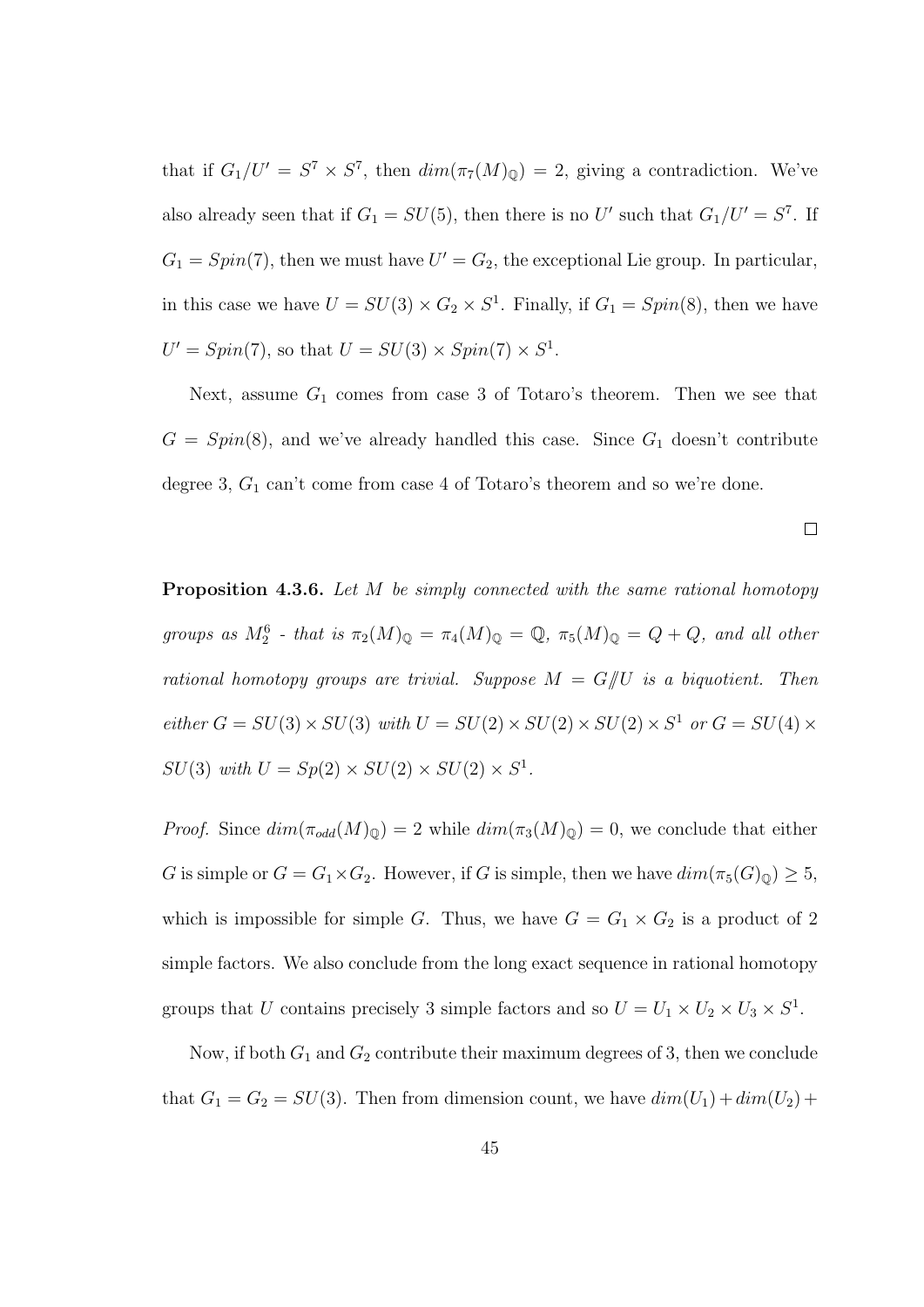that if $G_1/U' = S^7 \times S^7$, then $dim(\pi_7(M)_{\mathbb{Q}}) = 2$, giving a contradiction. We've also already seen that if $G_1 = SU(5)$, then there is no $U'$ such that $G_1/U' = S^7$. If $G_1 = Spin(7)$, then we must have $U' = G_2$, the exceptional Lie group. In particular, in this case we have $U = SU(3) \times G_2 \times S^1$. Finally, if $G_1 = Spin(8)$, then we have $U' = Spin(7)$, so that $U = SU(3) \times Spin(7) \times S^1$.

Next, assume $G_1$ comes from case 3 of Totaro's theorem. Then we see that $G = Spin(8)$, and we've already handled this case. Since $G_1$ doesn't contribute degree 3, $G_1$ can't come from case 4 of Totaro's theorem and so we're done.

$\square$

**Proposition 4.3.6.** *Let $M$ be simply connected with the same rational homotopy groups as $M_2^6$ - that is $\pi_2(M)_{\mathbb{Q}} = \pi_4(M)_{\mathbb{Q}} = \mathbb{Q}$, $\pi_5(M)_{\mathbb{Q}} = Q + Q$, and all other rational homotopy groups are trivial. Suppose $M = G/\!\!/U$ is a biquotient. Then either $G = SU(3) \times SU(3)$ with $U = SU(2) \times SU(2) \times SU(2) \times S^1$ or $G = SU(4) \times SU(3)$ with $U = Sp(2) \times SU(2) \times SU(2) \times S^1$.*

*Proof.* Since $dim(\pi_{odd}(M)_{\mathbb{Q}}) = 2$ while $dim(\pi_3(M)_{\mathbb{Q}}) = 0$, we conclude that either $G$ is simple or $G = G_1 \times G_2$. However, if $G$ is simple, then we have $dim(\pi_5(G)_{\mathbb{Q}}) \geq 5$, which is impossible for simple $G$. Thus, we have $G = G_1 \times G_2$ is a product of 2 simple factors. We also conclude from the long exact sequence in rational homotopy groups that $U$ contains precisely 3 simple factors and so $U = U_1 \times U_2 \times U_3 \times S^1$.

Now, if both $G_1$ and $G_2$ contribute their maximum degrees of 3, then we conclude that $G_1 = G_2 = SU(3)$. Then from dimension count, we have $dim(U_1) + dim(U_2) +$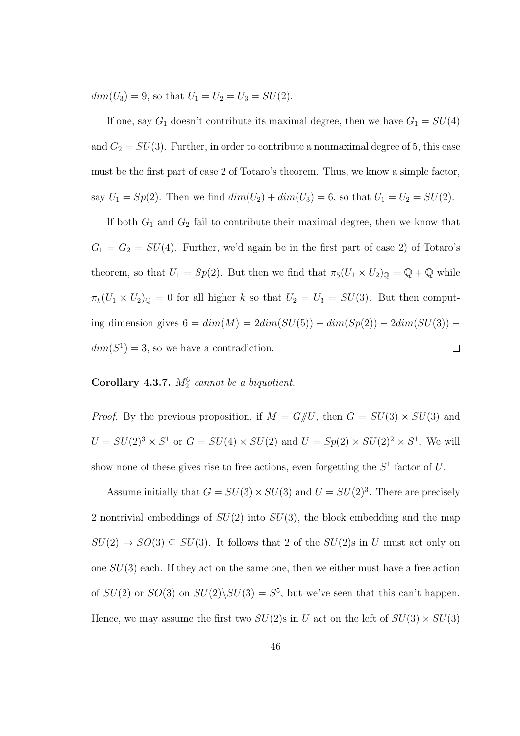$dim(U_3) = 9$, so that $U_1 = U_2 = U_3 = SU(2)$.

If one, say $G_1$ doesn't contribute its maximal degree, then we have $G_1 = SU(4)$ and $G_2 = SU(3)$. Further, in order to contribute a nonmaximal degree of 5, this case must be the first part of case 2 of Totaro's theorem. Thus, we know a simple factor, say $U_1 = Sp(2)$. Then we find $dim(U_2) + dim(U_3) = 6$, so that $U_1 = U_2 = SU(2)$.

If both $G_1$ and $G_2$ fail to contribute their maximal degree, then we know that $G_1 = G_2 = SU(4)$. Further, we'd again be in the first part of case 2) of Totaro's theorem, so that $U_1 = Sp(2)$. But then we find that $\pi_5(U_1 \times U_2)_{\mathbb{Q}} = \mathbb{Q} + \mathbb{Q}$ while $\pi_k(U_1 \times U_2)_{\mathbb{Q}} = 0$ for all higher $k$ so that $U_2 = U_3 = SU(3)$. But then computing dimension gives $6 = dim(M) = 2dim(SU(5)) - dim(Sp(2)) - 2dim(SU(3)) - dim(S^1) = 3$, so we have a contradiction. $\square$

**Corollary 4.3.7.** *$M_2^6$ cannot be a biquotient.*

*Proof.* By the previous proposition, if $M = G/\!\!/U$, then $G = SU(3) \times SU(3)$ and $U = SU(2)^3 \times S^1$ or $G = SU(4) \times SU(2)$ and $U = Sp(2) \times SU(2)^2 \times S^1$. We will show none of these gives rise to free actions, even forgetting the $S^1$ factor of $U$.

Assume initially that $G = SU(3) \times SU(3)$ and $U = SU(2)^3$. There are precisely 2 nontrivial embeddings of $SU(2)$ into $SU(3)$, the block embedding and the map $SU(2) \to SO(3) \subseteq SU(3)$. It follows that 2 of the $SU(2)$s in $U$ must act only on one $SU(3)$ each. If they act on the same one, then we either must have a free action of $SU(2)$ or $SO(3)$ on $SU(2)\backslash SU(3) = S^5$, but we've seen that this can't happen. Hence, we may assume the first two $SU(2)$s in $U$ act on the left of $SU(3) \times SU(3)$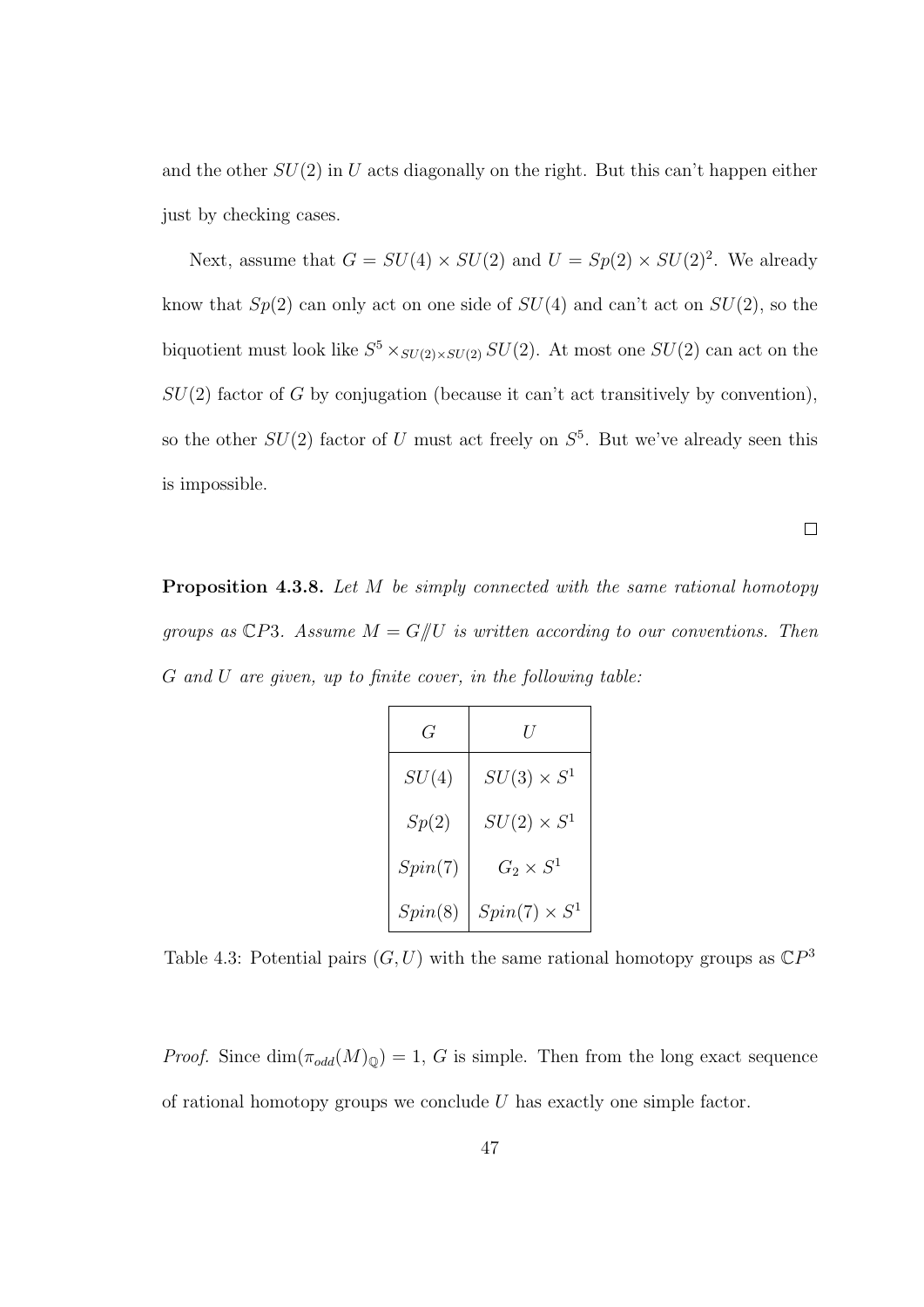and the other $SU(2)$ in $U$ acts diagonally on the right. But this can't happen either just by checking cases.

Next, assume that $G = SU(4) \times SU(2)$ and $U = Sp(2) \times SU(2)^2$. We already know that $Sp(2)$ can only act on one side of $SU(4)$ and can't act on $SU(2)$, so the biquotient must look like $S^5 \times_{SU(2)\times SU(2)} SU(2)$. At most one $SU(2)$ can act on the $SU(2)$ factor of $G$ by conjugation (because it can't act transitively by convention), so the other $SU(2)$ factor of $U$ must act freely on $S^5$. But we've already seen this is impossible.

$\square$

**Proposition 4.3.8.** *Let $M$ be simply connected with the same rational homotopy groups as $\mathbb{C}P3$. Assume $M = G/\!\!/U$ is written according to our conventions. Then $G$ and $U$ are given, up to finite cover, in the following table:*

| $G$ | $U$ |
|---|---|
| $SU(4)$ | $SU(3) \times S^1$ |
| $Sp(2)$ | $SU(2) \times S^1$ |
| $Spin(7)$ | $G_2 \times S^1$ |
| $Spin(8)$ | $Spin(7) \times S^1$ |

Table 4.3: Potential pairs $(G, U)$ with the same rational homotopy groups as $\mathbb{C}P^3$

*Proof.* Since $\dim(\pi_{odd}(M)_{\mathbb{Q}}) = 1$, $G$ is simple. Then from the long exact sequence of rational homotopy groups we conclude $U$ has exactly one simple factor.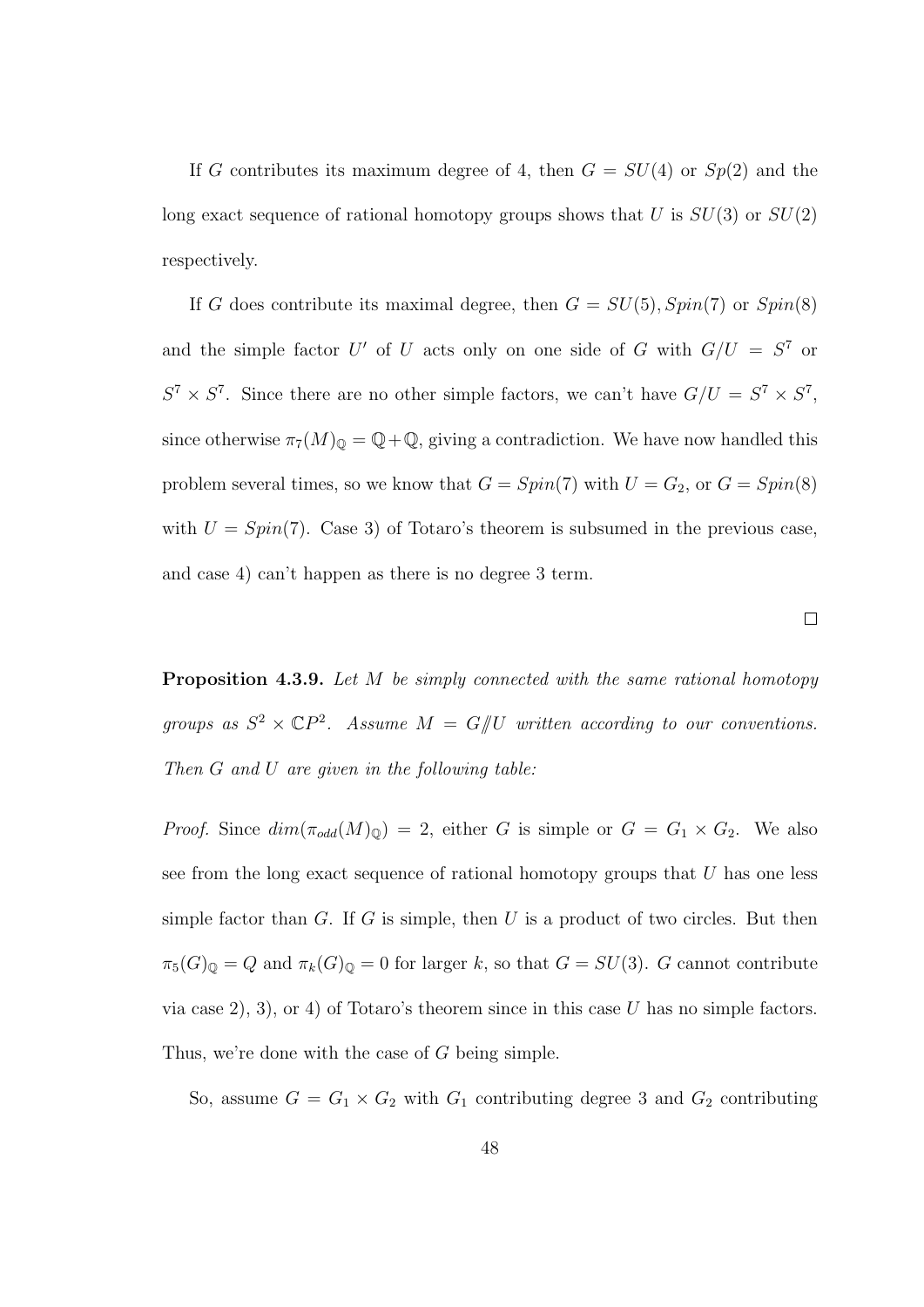If $G$ contributes its maximum degree of 4, then $G = SU(4)$ or $Sp(2)$ and the long exact sequence of rational homotopy groups shows that $U$ is $SU(3)$ or $SU(2)$ respectively.

If $G$ does contribute its maximal degree, then $G = SU(5), Spin(7)$ or $Spin(8)$ and the simple factor $U'$ of $U$ acts only on one side of $G$ with $G/U = S^7$ or $S^7 \times S^7$. Since there are no other simple factors, we can't have $G/U = S^7 \times S^7$, since otherwise $\pi_7(M)_{\mathbb{Q}} = \mathbb{Q} + \mathbb{Q}$, giving a contradiction. We have now handled this problem several times, so we know that $G = Spin(7)$ with $U = G_2$, or $G = Spin(8)$ with $U = Spin(7)$. Case 3) of Totaro's theorem is subsumed in the previous case, and case 4) can't happen as there is no degree 3 term.

□

**Proposition 4.3.9.** *Let $M$ be simply connected with the same rational homotopy groups as $S^2 \times \mathbb{C}P^2$. Assume $M = G /\!\!/ U$ written according to our conventions. Then $G$ and $U$ are given in the following table:*

*Proof.* Since $dim(\pi_{odd}(M)_{\mathbb{Q}}) = 2$, either $G$ is simple or $G = G_1 \times G_2$. We also see from the long exact sequence of rational homotopy groups that $U$ has one less simple factor than $G$. If $G$ is simple, then $U$ is a product of two circles. But then $\pi_5(G)_{\mathbb{Q}} = Q$ and $\pi_k(G)_{\mathbb{Q}} = 0$ for larger $k$, so that $G = SU(3)$. $G$ cannot contribute via case 2), 3), or 4) of Totaro's theorem since in this case $U$ has no simple factors. Thus, we're done with the case of $G$ being simple.

So, assume $G = G_1 \times G_2$ with $G_1$ contributing degree 3 and $G_2$ contributing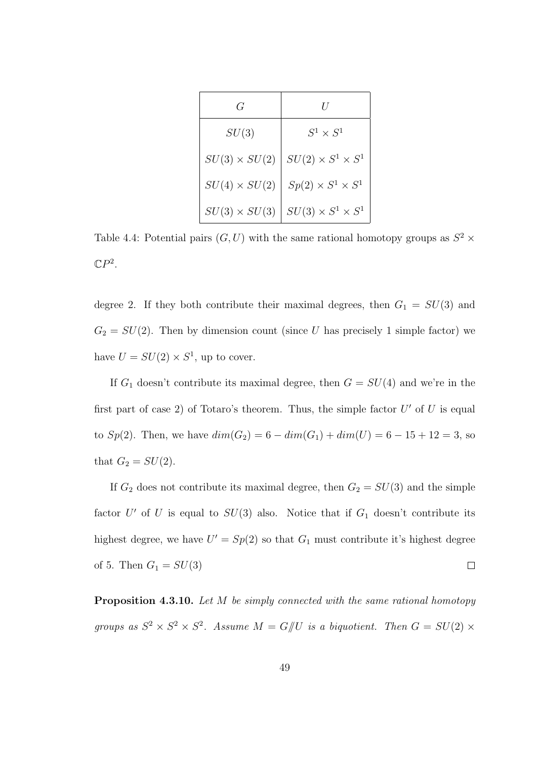| $G$ | $U$ |
|---|---|
| $SU(3)$ | $S^1 \times S^1$ |
| $SU(3) \times SU(2)$ | $SU(2) \times S^1 \times S^1$ |
| $SU(4) \times SU(2)$ | $Sp(2) \times S^1 \times S^1$ |
| $SU(3) \times SU(3)$ | $SU(3) \times S^1 \times S^1$ |

Table 4.4: Potential pairs $(G, U)$ with the same rational homotopy groups as $S^2 \times \mathbb{C}P^2$.

degree 2. If they both contribute their maximal degrees, then $G_1 = SU(3)$ and $G_2 = SU(2)$. Then by dimension count (since $U$ has precisely 1 simple factor) we have $U = SU(2) \times S^1$, up to cover.

If $G_1$ doesn't contribute its maximal degree, then $G = SU(4)$ and we're in the first part of case 2) of Totaro's theorem. Thus, the simple factor $U'$ of $U$ is equal to $Sp(2)$. Then, we have $dim(G_2) = 6 - dim(G_1) + dim(U) = 6 - 15 + 12 = 3$, so that $G_2 = SU(2)$.

If $G_2$ does not contribute its maximal degree, then $G_2 = SU(3)$ and the simple factor $U'$ of $U$ is equal to $SU(3)$ also. Notice that if $G_1$ doesn't contribute its highest degree, we have $U' = Sp(2)$ so that $G_1$ must contribute it's highest degree of 5. Then $G_1 = SU(3)$ $\square$

**Proposition 4.3.10.** *Let $M$ be simply connected with the same rational homotopy groups as $S^2 \times S^2 \times S^2$. Assume $M = G /\!\!/ U$ is a biquotient. Then $G = SU(2) \times$*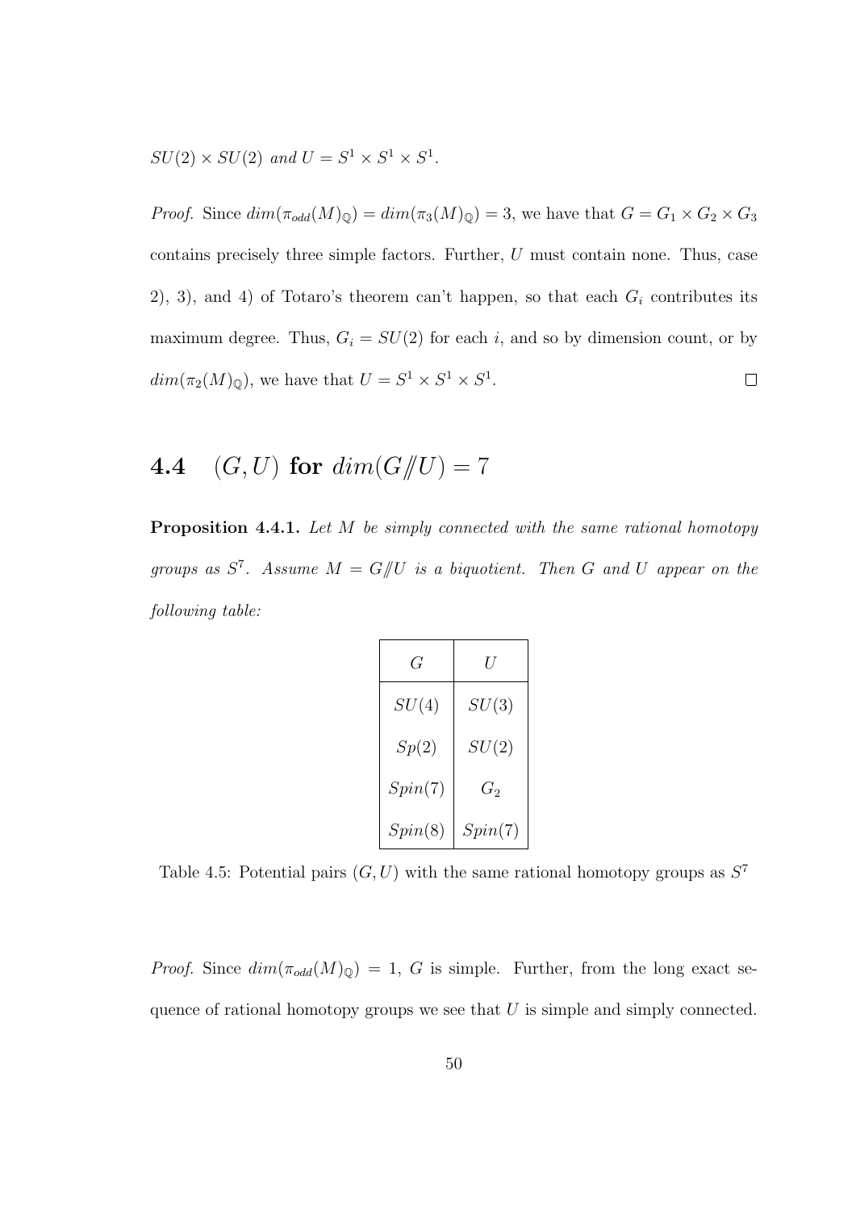$SU(2) \times SU(2)$ *and* $U = S^1 \times S^1 \times S^1$.

*Proof.* Since $dim(\pi_{odd}(M)_{\mathbb{Q}}) = dim(\pi_3(M)_{\mathbb{Q}}) = 3$, we have that $G = G_1 \times G_2 \times G_3$ contains precisely three simple factors. Further, $U$ must contain none. Thus, case 2), 3), and 4) of Totaro's theorem can't happen, so that each $G_i$ contributes its maximum degree. Thus, $G_i = SU(2)$ for each $i$, and so by dimension count, or by $dim(\pi_2(M)_{\mathbb{Q}})$, we have that $U = S^1 \times S^1 \times S^1$. $\square$

## 4.4 $(G, U)$ for $dim(G /\!\!/ U) = 7$

**Proposition 4.4.1.** *Let $M$ be simply connected with the same rational homotopy groups as $S^7$. Assume $M = G /\!\!/ U$ is a biquotient. Then $G$ and $U$ appear on the following table:*

| $G$ | $U$ |
|---|---|
| $SU(4)$ | $SU(3)$ |
| $Sp(2)$ | $SU(2)$ |
| $Spin(7)$ | $G_2$ |
| $Spin(8)$ | $Spin(7)$ |

Table 4.5: Potential pairs $(G, U)$ with the same rational homotopy groups as $S^7$

*Proof.* Since $dim(\pi_{odd}(M)_{\mathbb{Q}}) = 1$, $G$ is simple. Further, from the long exact sequence of rational homotopy groups we see that $U$ is simple and simply connected.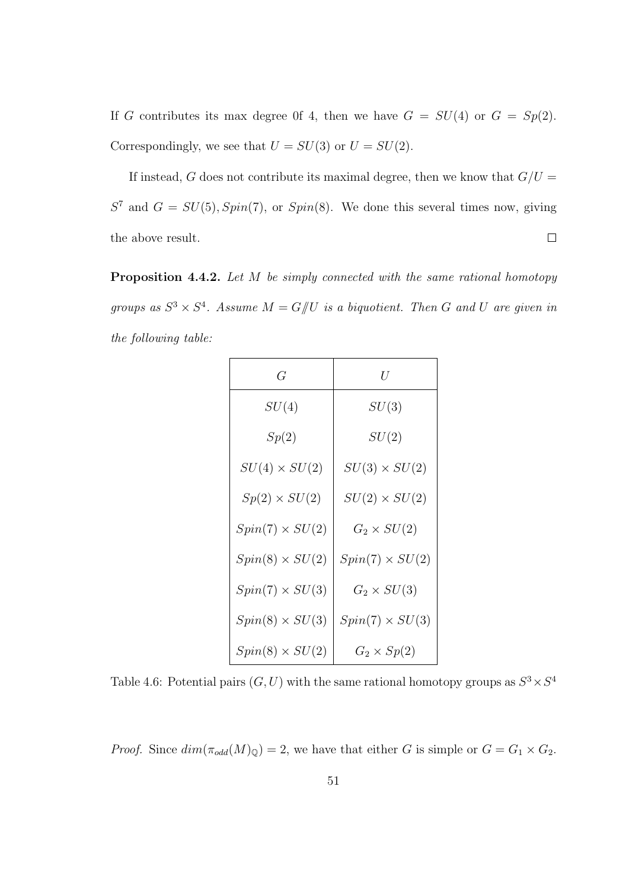If $G$ contributes its max degree 0f 4, then we have $G = SU(4)$ or $G = Sp(2)$. Correspondingly, we see that $U = SU(3)$ or $U = SU(2)$.

If instead, $G$ does not contribute its maximal degree, then we know that $G/U = S^7$ and $G = SU(5), Spin(7)$, or $Spin(8)$. We done this several times now, giving the above result. $\square$

**Proposition 4.4.2.** *Let $M$ be simply connected with the same rational homotopy groups as $S^3 \times S^4$. Assume $M = G/\!\!/U$ is a biquotient. Then $G$ and $U$ are given in the following table:*

| $G$ | $U$ |
|---|---|
| $SU(4)$ | $SU(3)$ |
| $Sp(2)$ | $SU(2)$ |
| $SU(4) \times SU(2)$ | $SU(3) \times SU(2)$ |
| $Sp(2) \times SU(2)$ | $SU(2) \times SU(2)$ |
| $Spin(7) \times SU(2)$ | $G_2 \times SU(2)$ |
| $Spin(8) \times SU(2)$ | $Spin(7) \times SU(2)$ |
| $Spin(7) \times SU(3)$ | $G_2 \times SU(3)$ |
| $Spin(8) \times SU(3)$ | $Spin(7) \times SU(3)$ |
| $Spin(8) \times SU(2)$ | $G_2 \times Sp(2)$ |

Table 4.6: Potential pairs $(G, U)$ with the same rational homotopy groups as $S^3 \times S^4$

*Proof.* Since $dim(\pi_{odd}(M)_{\mathbb{Q}}) = 2$, we have that either $G$ is simple or $G = G_1 \times G_2$.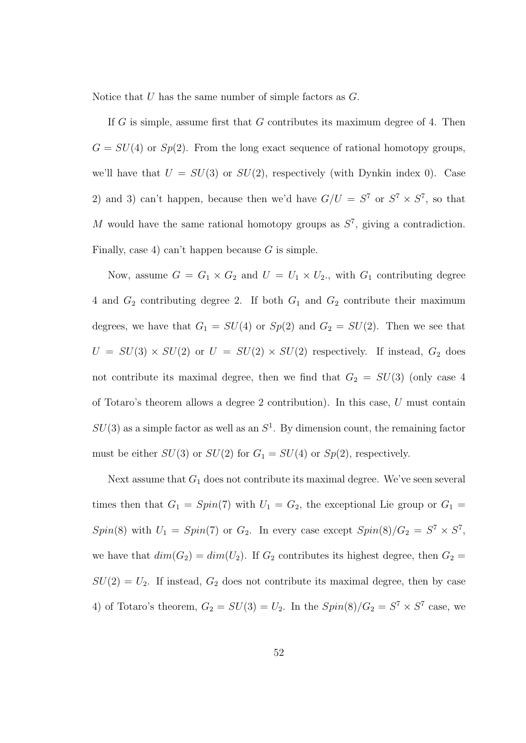Notice that $U$ has the same number of simple factors as $G$.

If $G$ is simple, assume first that $G$ contributes its maximum degree of 4. Then $G = SU(4)$ or $Sp(2)$. From the long exact sequence of rational homotopy groups, we'll have that $U = SU(3)$ or $SU(2)$, respectively (with Dynkin index 0). Case 2) and 3) can't happen, because then we'd have $G/U = S^7$ or $S^7 \times S^7$, so that $M$ would have the same rational homotopy groups as $S^7$, giving a contradiction. Finally, case 4) can't happen because $G$ is simple.

Now, assume $G = G_1 \times G_2$ and $U = U_1 \times U_2$., with $G_1$ contributing degree 4 and $G_2$ contributing degree 2. If both $G_1$ and $G_2$ contribute their maximum degrees, we have that $G_1 = SU(4)$ or $Sp(2)$ and $G_2 = SU(2)$. Then we see that $U = SU(3) \times SU(2)$ or $U = SU(2) \times SU(2)$ respectively. If instead, $G_2$ does not contribute its maximal degree, then we find that $G_2 = SU(3)$ (only case 4 of Totaro's theorem allows a degree 2 contribution). In this case, $U$ must contain $SU(3)$ as a simple factor as well as an $S^1$. By dimension count, the remaining factor must be either $SU(3)$ or $SU(2)$ for $G_1 = SU(4)$ or $Sp(2)$, respectively.

Next assume that $G_1$ does not contribute its maximal degree. We've seen several times then that $G_1 = Spin(7)$ with $U_1 = G_2$, the exceptional Lie group or $G_1 = Spin(8)$ with $U_1 = Spin(7)$ or $G_2$. In every case except $Spin(8)/G_2 = S^7 \times S^7$, we have that $dim(G_2) = dim(U_2)$. If $G_2$ contributes its highest degree, then $G_2 = SU(2) = U_2$. If instead, $G_2$ does not contribute its maximal degree, then by case 4) of Totaro's theorem, $G_2 = SU(3) = U_2$. In the $Spin(8)/G_2 = S^7 \times S^7$ case, we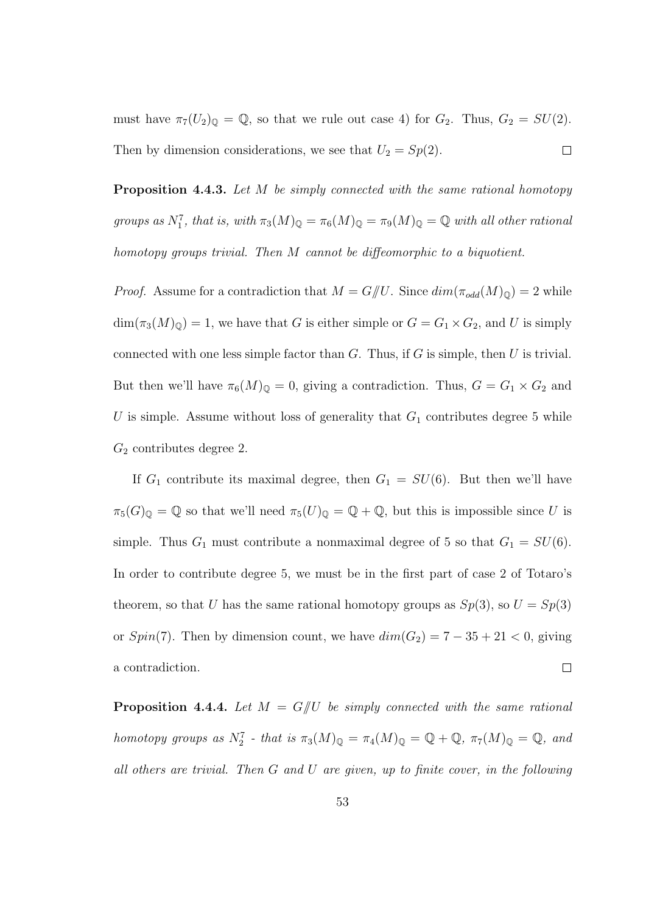must have $\pi_7(U_2)_{\mathbb{Q}} = \mathbb{Q}$, so that we rule out case 4) for $G_2$. Thus, $G_2 = SU(2)$. Then by dimension considerations, we see that $U_2 = Sp(2)$. $\square$

**Proposition 4.4.3.** *Let $M$ be simply connected with the same rational homotopy groups as $N_1^7$, that is, with $\pi_3(M)_{\mathbb{Q}} = \pi_6(M)_{\mathbb{Q}} = \pi_9(M)_{\mathbb{Q}} = \mathbb{Q}$ with all other rational homotopy groups trivial. Then $M$ cannot be diffeomorphic to a biquotient.*

*Proof.* Assume for a contradiction that $M = G/\!\!/U$. Since $dim(\pi_{odd}(M)_{\mathbb{Q}}) = 2$ while $\dim(\pi_3(M)_{\mathbb{Q}}) = 1$, we have that $G$ is either simple or $G = G_1 \times G_2$, and $U$ is simply connected with one less simple factor than $G$. Thus, if $G$ is simple, then $U$ is trivial. But then we'll have $\pi_6(M)_{\mathbb{Q}} = 0$, giving a contradiction. Thus, $G = G_1 \times G_2$ and $U$ is simple. Assume without loss of generality that $G_1$ contributes degree 5 while $G_2$ contributes degree 2.

If $G_1$ contribute its maximal degree, then $G_1 = SU(6)$. But then we'll have $\pi_5(G)_{\mathbb{Q}} = \mathbb{Q}$ so that we'll need $\pi_5(U)_{\mathbb{Q}} = \mathbb{Q} + \mathbb{Q}$, but this is impossible since $U$ is simple. Thus $G_1$ must contribute a nonmaximal degree of 5 so that $G_1 = SU(6)$. In order to contribute degree 5, we must be in the first part of case 2 of Totaro's theorem, so that $U$ has the same rational homotopy groups as $Sp(3)$, so $U = Sp(3)$ or $Spin(7)$. Then by dimension count, we have $dim(G_2) = 7 - 35 + 21 < 0$, giving a contradiction. $\square$

**Proposition 4.4.4.** *Let $M = G/\!\!/U$ be simply connected with the same rational homotopy groups as $N_2^7$ - that is $\pi_3(M)_{\mathbb{Q}} = \pi_4(M)_{\mathbb{Q}} = \mathbb{Q} + \mathbb{Q}$, $\pi_7(M)_{\mathbb{Q}} = \mathbb{Q}$, and all others are trivial. Then $G$ and $U$ are given, up to finite cover, in the following*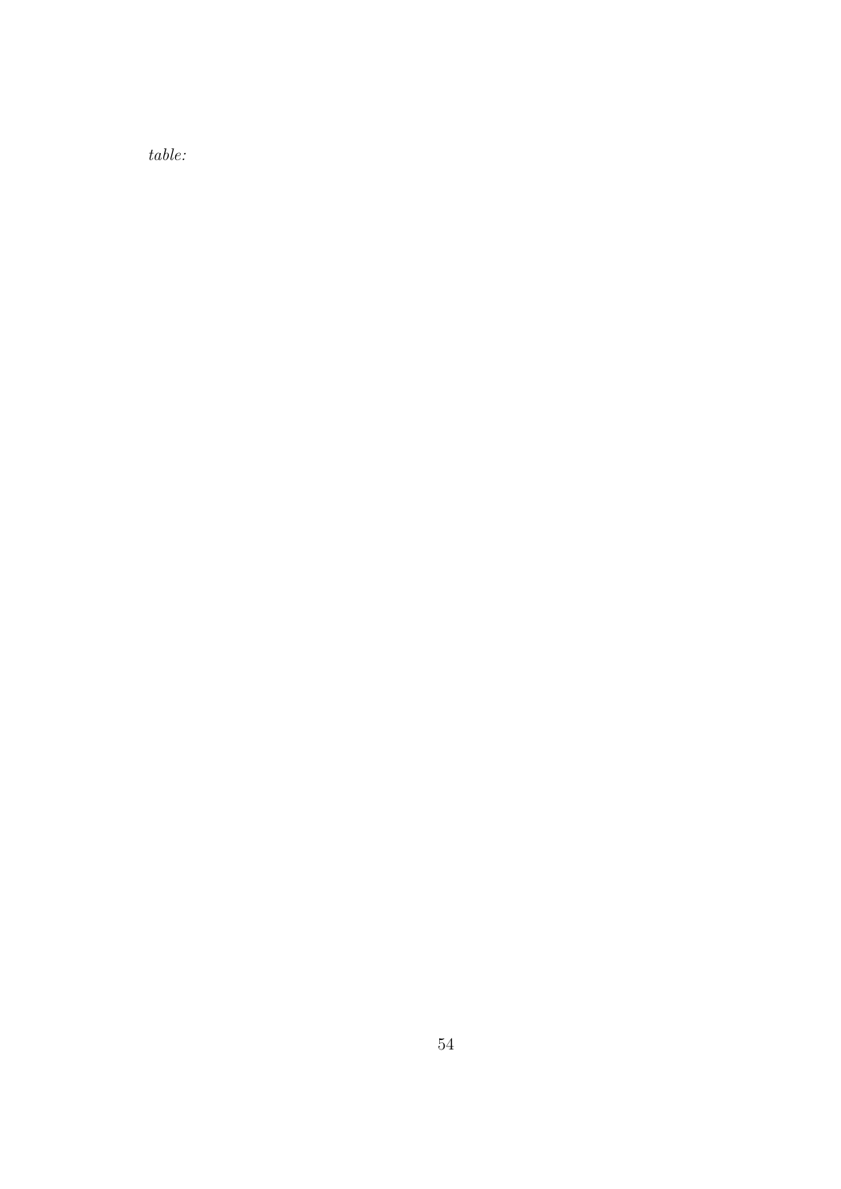*table:*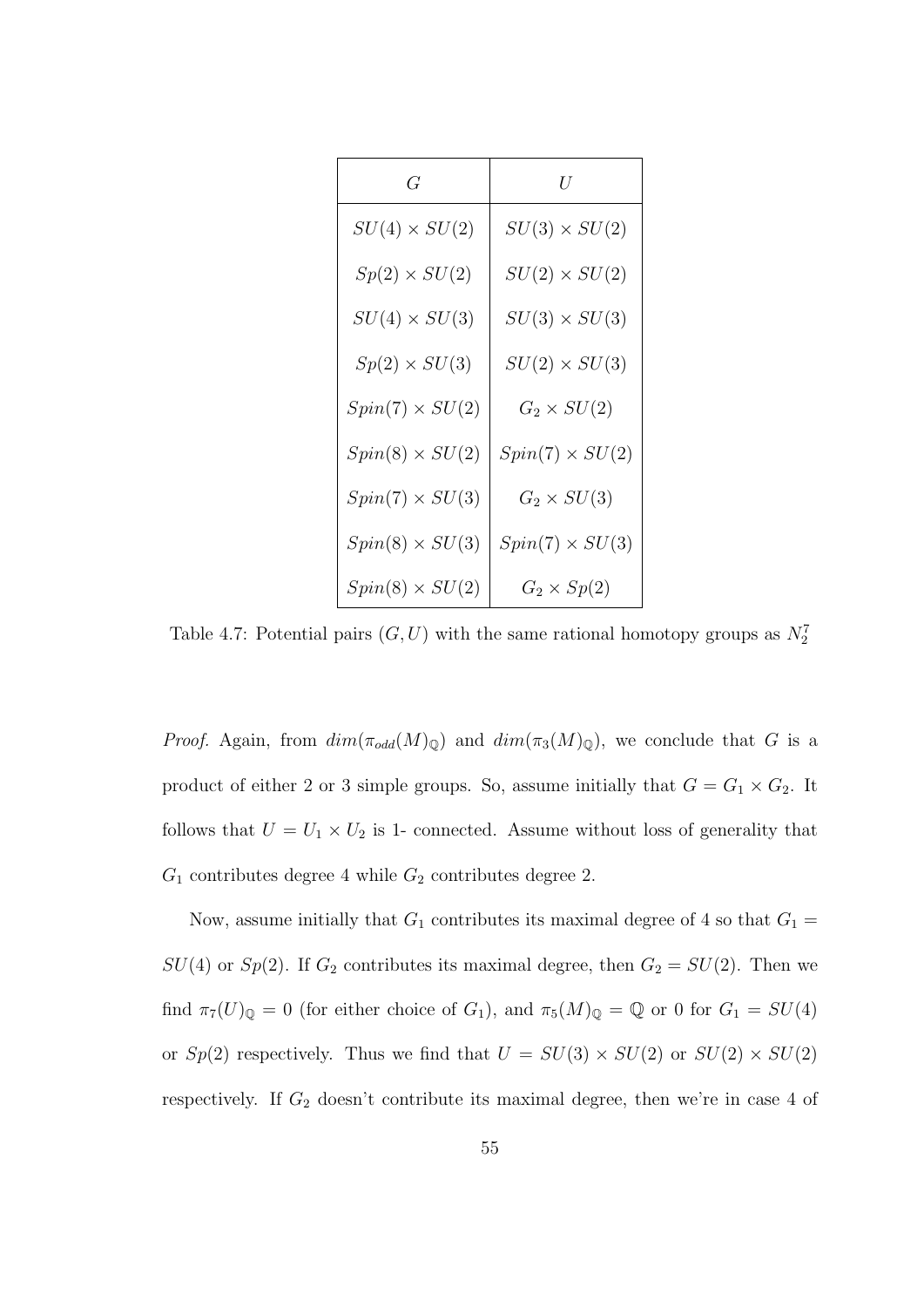| $G$ | $U$ |
|---|---|
| $SU(4) \times SU(2)$ | $SU(3) \times SU(2)$ |
| $Sp(2) \times SU(2)$ | $SU(2) \times SU(2)$ |
| $SU(4) \times SU(3)$ | $SU(3) \times SU(3)$ |
| $Sp(2) \times SU(3)$ | $SU(2) \times SU(3)$ |
| $Spin(7) \times SU(2)$ | $G_2 \times SU(2)$ |
| $Spin(8) \times SU(2)$ | $Spin(7) \times SU(2)$ |
| $Spin(7) \times SU(3)$ | $G_2 \times SU(3)$ |
| $Spin(8) \times SU(3)$ | $Spin(7) \times SU(3)$ |
| $Spin(8) \times SU(2)$ | $G_2 \times Sp(2)$ |

Table 4.7: Potential pairs $(G, U)$ with the same rational homotopy groups as $N_2^7$

*Proof.* Again, from $dim(\pi_{odd}(M)_{\mathbb{Q}})$ and $dim(\pi_3(M)_{\mathbb{Q}})$, we conclude that $G$ is a product of either 2 or 3 simple groups. So, assume initially that $G = G_1 \times G_2$. It follows that $U = U_1 \times U_2$ is 1- connected. Assume without loss of generality that $G_1$ contributes degree 4 while $G_2$ contributes degree 2.

Now, assume initially that $G_1$ contributes its maximal degree of 4 so that $G_1 = SU(4)$ or $Sp(2)$. If $G_2$ contributes its maximal degree, then $G_2 = SU(2)$. Then we find $\pi_7(U)_{\mathbb{Q}} = 0$ (for either choice of $G_1$), and $\pi_5(M)_{\mathbb{Q}} = \mathbb{Q}$ or 0 for $G_1 = SU(4)$ or $Sp(2)$ respectively. Thus we find that $U = SU(3) \times SU(2)$ or $SU(2) \times SU(2)$ respectively. If $G_2$ doesn't contribute its maximal degree, then we're in case 4 of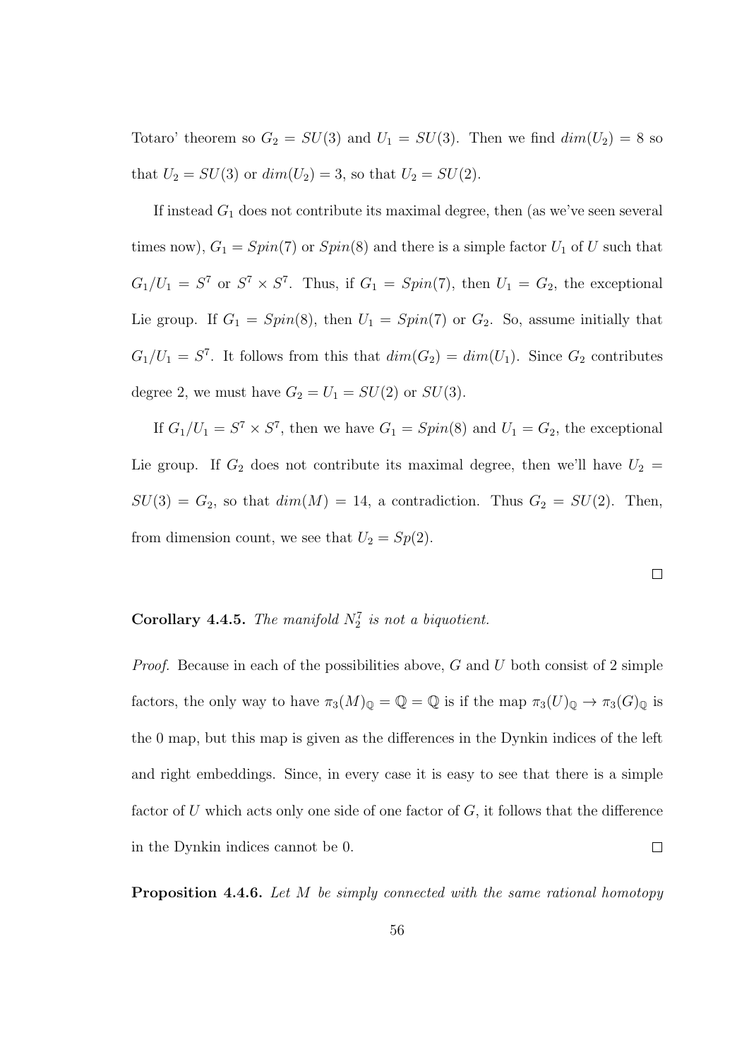Totaro' theorem so $G_2 = SU(3)$ and $U_1 = SU(3)$. Then we find $dim(U_2) = 8$ so that $U_2 = SU(3)$ or $dim(U_2) = 3$, so that $U_2 = SU(2)$.

If instead $G_1$ does not contribute its maximal degree, then (as we've seen several times now), $G_1 = Spin(7)$ or $Spin(8)$ and there is a simple factor $U_1$ of $U$ such that $G_1/U_1 = S^7$ or $S^7 \times S^7$. Thus, if $G_1 = Spin(7)$, then $U_1 = G_2$, the exceptional Lie group. If $G_1 = Spin(8)$, then $U_1 = Spin(7)$ or $G_2$. So, assume initially that $G_1/U_1 = S^7$. It follows from this that $dim(G_2) = dim(U_1)$. Since $G_2$ contributes degree 2, we must have $G_2 = U_1 = SU(2)$ or $SU(3)$.

If $G_1/U_1 = S^7 \times S^7$, then we have $G_1 = Spin(8)$ and $U_1 = G_2$, the exceptional Lie group. If $G_2$ does not contribute its maximal degree, then we'll have $U_2 = SU(3) = G_2$, so that $dim(M) = 14$, a contradiction. Thus $G_2 = SU(2)$. Then, from dimension count, we see that $U_2 = Sp(2)$.

□

**Corollary 4.4.5.** *The manifold $N_2^7$ is not a biquotient.*

*Proof.* Because in each of the possibilities above, $G$ and $U$ both consist of 2 simple factors, the only way to have $\pi_3(M)_{\mathbb{Q}} = \mathbb{Q} = \mathbb{Q}$ is if the map $\pi_3(U)_{\mathbb{Q}} \to \pi_3(G)_{\mathbb{Q}}$ is the 0 map, but this map is given as the differences in the Dynkin indices of the left and right embeddings. Since, in every case it is easy to see that there is a simple factor of $U$ which acts only one side of one factor of $G$, it follows that the difference in the Dynkin indices cannot be 0. □

**Proposition 4.4.6.** *Let $M$ be simply connected with the same rational homotopy*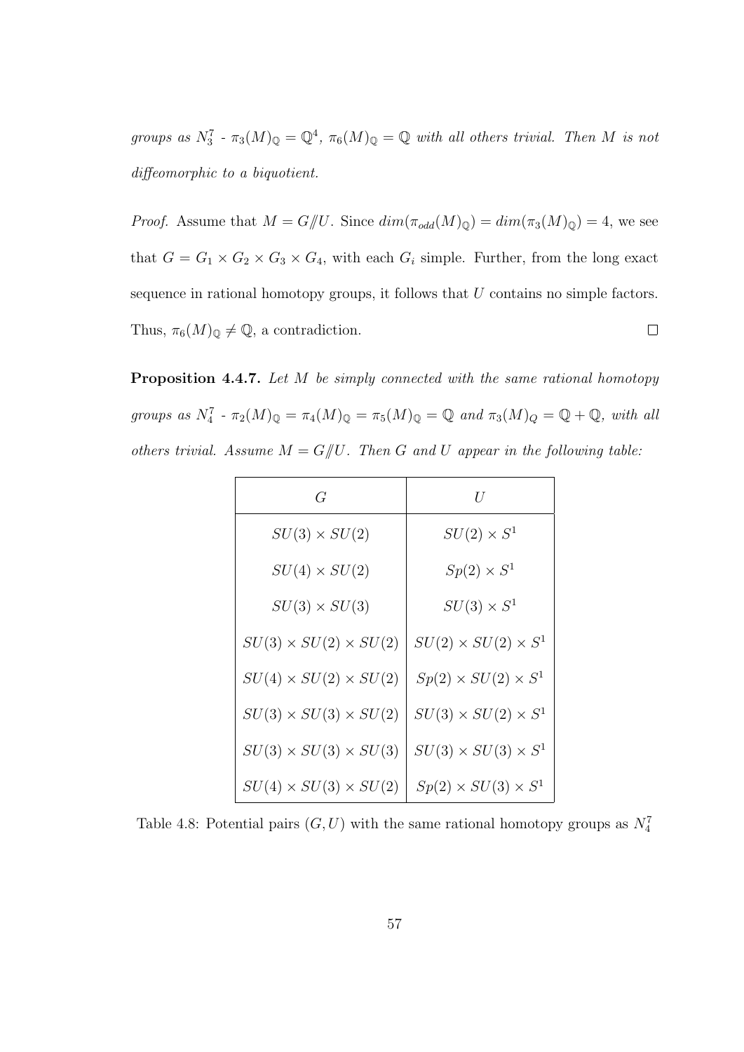*groups as* $N_3^7$ - $\pi_3(M)_{\mathbb{Q}} = \mathbb{Q}^4$, $\pi_6(M)_{\mathbb{Q}} = \mathbb{Q}$ *with all others trivial. Then* $M$ *is not diffeomorphic to a biquotient.*

*Proof.* Assume that $M = G/\!\!/U$. Since $dim(\pi_{odd}(M)_{\mathbb{Q}}) = dim(\pi_3(M)_{\mathbb{Q}}) = 4$, we see that $G = G_1 \times G_2 \times G_3 \times G_4$, with each $G_i$ simple. Further, from the long exact sequence in rational homotopy groups, it follows that $U$ contains no simple factors. Thus, $\pi_6(M)_{\mathbb{Q}} \neq \mathbb{Q}$, a contradiction. □

**Proposition 4.4.7.** *Let* $M$ *be simply connected with the same rational homotopy groups as* $N_4^7$ - $\pi_2(M)_{\mathbb{Q}} = \pi_4(M)_{\mathbb{Q}} = \pi_5(M)_{\mathbb{Q}} = \mathbb{Q}$ *and* $\pi_3(M)_Q = \mathbb{Q} + \mathbb{Q}$, *with all others trivial. Assume* $M = G/\!\!/U$. *Then* $G$ *and* $U$ *appear in the following table:*

| $G$ | $U$ |
|---|---|
| $SU(3) \times SU(2)$ | $SU(2) \times S^1$ |
| $SU(4) \times SU(2)$ | $Sp(2) \times S^1$ |
| $SU(3) \times SU(3)$ | $SU(3) \times S^1$ |
| $SU(3) \times SU(2) \times SU(2)$ | $SU(2) \times SU(2) \times S^1$ |
| $SU(4) \times SU(2) \times SU(2)$ | $Sp(2) \times SU(2) \times S^1$ |
| $SU(3) \times SU(3) \times SU(2)$ | $SU(3) \times SU(2) \times S^1$ |
| $SU(3) \times SU(3) \times SU(3)$ | $SU(3) \times SU(3) \times S^1$ |
| $SU(4) \times SU(3) \times SU(2)$ | $Sp(2) \times SU(3) \times S^1$ |

Table 4.8: Potential pairs $(G, U)$ with the same rational homotopy groups as $N_4^7$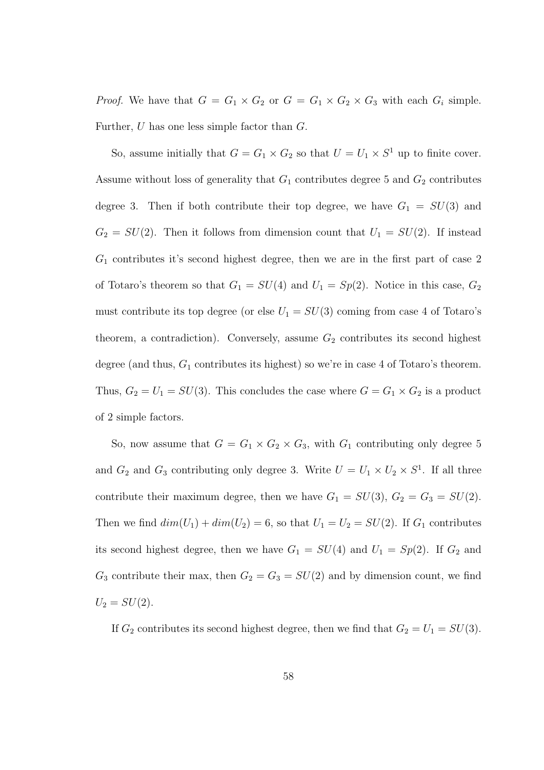*Proof.* We have that $G = G_1 \times G_2$ or $G = G_1 \times G_2 \times G_3$ with each $G_i$ simple. Further, $U$ has one less simple factor than $G$.

So, assume initially that $G = G_1 \times G_2$ so that $U = U_1 \times S^1$ up to finite cover. Assume without loss of generality that $G_1$ contributes degree 5 and $G_2$ contributes degree 3. Then if both contribute their top degree, we have $G_1 = SU(3)$ and $G_2 = SU(2)$. Then it follows from dimension count that $U_1 = SU(2)$. If instead $G_1$ contributes it's second highest degree, then we are in the first part of case 2 of Totaro's theorem so that $G_1 = SU(4)$ and $U_1 = Sp(2)$. Notice in this case, $G_2$ must contribute its top degree (or else $U_1 = SU(3)$ coming from case 4 of Totaro's theorem, a contradiction). Conversely, assume $G_2$ contributes its second highest degree (and thus, $G_1$ contributes its highest) so we're in case 4 of Totaro's theorem. Thus, $G_2 = U_1 = SU(3)$. This concludes the case where $G = G_1 \times G_2$ is a product of 2 simple factors.

So, now assume that $G = G_1 \times G_2 \times G_3$, with $G_1$ contributing only degree 5 and $G_2$ and $G_3$ contributing only degree 3. Write $U = U_1 \times U_2 \times S^1$. If all three contribute their maximum degree, then we have $G_1 = SU(3)$, $G_2 = G_3 = SU(2)$. Then we find $dim(U_1) + dim(U_2) = 6$, so that $U_1 = U_2 = SU(2)$. If $G_1$ contributes its second highest degree, then we have $G_1 = SU(4)$ and $U_1 = Sp(2)$. If $G_2$ and $G_3$ contribute their max, then $G_2 = G_3 = SU(2)$ and by dimension count, we find $U_2 = SU(2)$.

If $G_2$ contributes its second highest degree, then we find that $G_2 = U_1 = SU(3)$.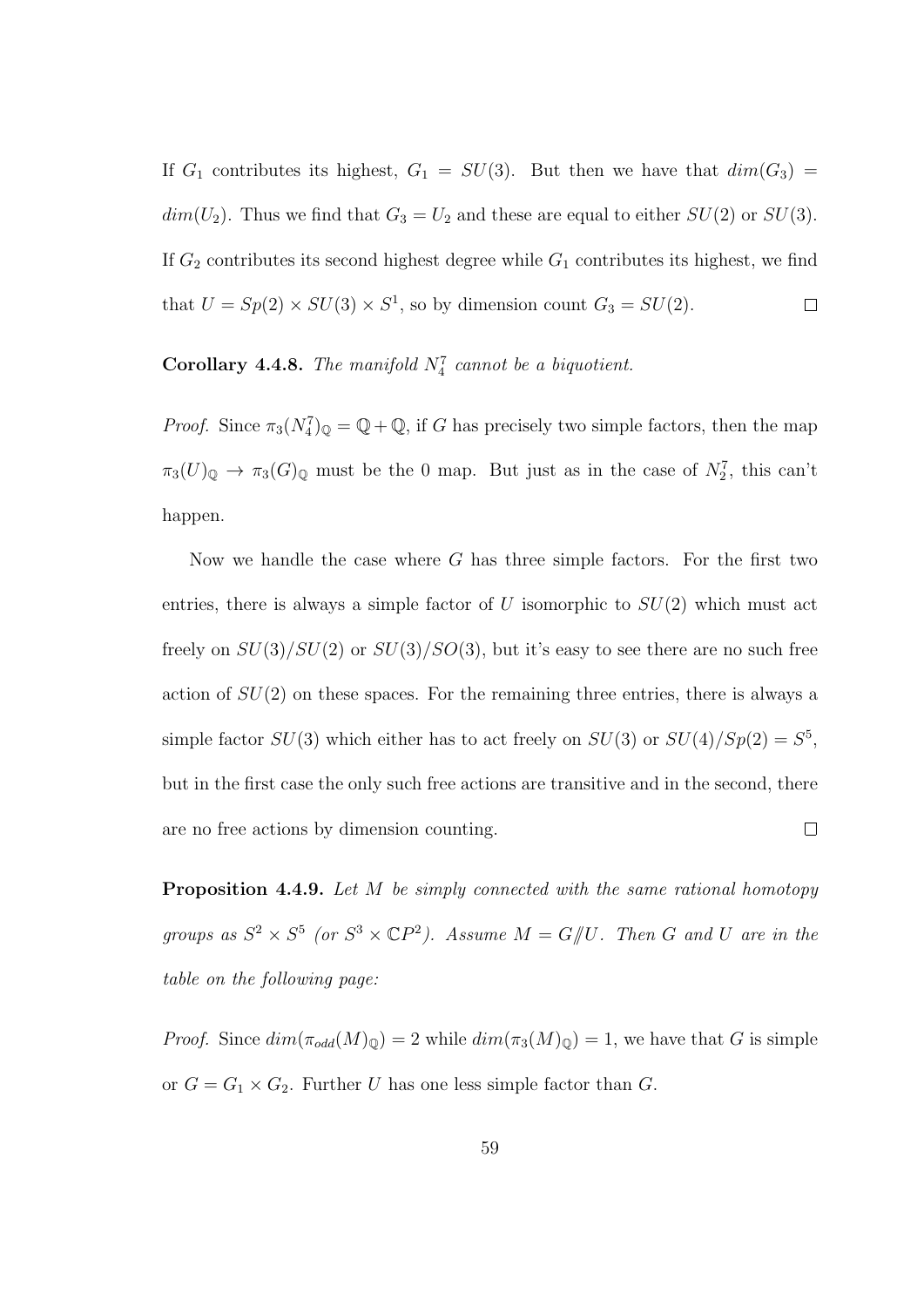If $G_1$ contributes its highest, $G_1 = SU(3)$. But then we have that $dim(G_3) = dim(U_2)$. Thus we find that $G_3 = U_2$ and these are equal to either $SU(2)$ or $SU(3)$. If $G_2$ contributes its second highest degree while $G_1$ contributes its highest, we find that $U = Sp(2) \times SU(3) \times S^1$, so by dimension count $G_3 = SU(2)$. $\square$

**Corollary 4.4.8.** *The manifold $N_4^7$ cannot be a biquotient.*

*Proof.* Since $\pi_3(N_4^7)_{\mathbb{Q}} = \mathbb{Q} + \mathbb{Q}$, if $G$ has precisely two simple factors, then the map $\pi_3(U)_{\mathbb{Q}} \to \pi_3(G)_{\mathbb{Q}}$ must be the 0 map. But just as in the case of $N_2^7$, this can't happen.

Now we handle the case where $G$ has three simple factors. For the first two entries, there is always a simple factor of $U$ isomorphic to $SU(2)$ which must act freely on $SU(3)/SU(2)$ or $SU(3)/SO(3)$, but it's easy to see there are no such free action of $SU(2)$ on these spaces. For the remaining three entries, there is always a simple factor $SU(3)$ which either has to act freely on $SU(3)$ or $SU(4)/Sp(2) = S^5$, but in the first case the only such free actions are transitive and in the second, there are no free actions by dimension counting. $\square$

**Proposition 4.4.9.** *Let $M$ be simply connected with the same rational homotopy groups as $S^2 \times S^5$ (or $S^3 \times \mathbb{C}P^2$). Assume $M = G/\!\!/U$. Then $G$ and $U$ are in the table on the following page:*

*Proof.* Since $dim(\pi_{odd}(M)_{\mathbb{Q}}) = 2$ while $dim(\pi_3(M)_{\mathbb{Q}}) = 1$, we have that $G$ is simple or $G = G_1 \times G_2$. Further $U$ has one less simple factor than $G$.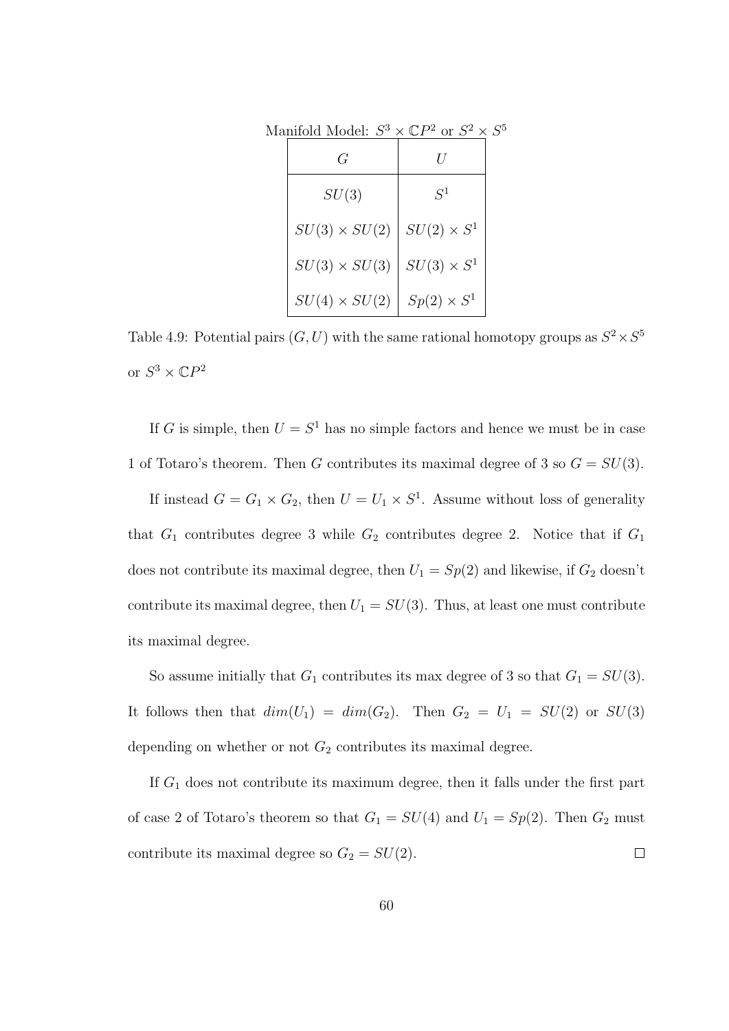Manifold Model: $S^3 \times \mathbb{C}P^2$ or $S^2 \times S^5$

| $G$ | $U$ |
|---|---|
| $SU(3)$ | $S^1$ |
| $SU(3) \times SU(2)$ | $SU(2) \times S^1$ |
| $SU(3) \times SU(3)$ | $SU(3) \times S^1$ |
| $SU(4) \times SU(2)$ | $Sp(2) \times S^1$ |

Table 4.9: Potential pairs $(G, U)$ with the same rational homotopy groups as $S^2 \times S^5$ or $S^3 \times \mathbb{C}P^2$

If $G$ is simple, then $U = S^1$ has no simple factors and hence we must be in case 1 of Totaro's theorem. Then $G$ contributes its maximal degree of 3 so $G = SU(3)$.

If instead $G = G_1 \times G_2$, then $U = U_1 \times S^1$. Assume without loss of generality that $G_1$ contributes degree 3 while $G_2$ contributes degree 2. Notice that if $G_1$ does not contribute its maximal degree, then $U_1 = Sp(2)$ and likewise, if $G_2$ doesn't contribute its maximal degree, then $U_1 = SU(3)$. Thus, at least one must contribute its maximal degree.

So assume initially that $G_1$ contributes its max degree of 3 so that $G_1 = SU(3)$. It follows then that $dim(U_1) = dim(G_2)$. Then $G_2 = U_1 = SU(2)$ or $SU(3)$ depending on whether or not $G_2$ contributes its maximal degree.

If $G_1$ does not contribute its maximum degree, then it falls under the first part of case 2 of Totaro's theorem so that $G_1 = SU(4)$ and $U_1 = Sp(2)$. Then $G_2$ must contribute its maximal degree so $G_2 = SU(2)$. $\square$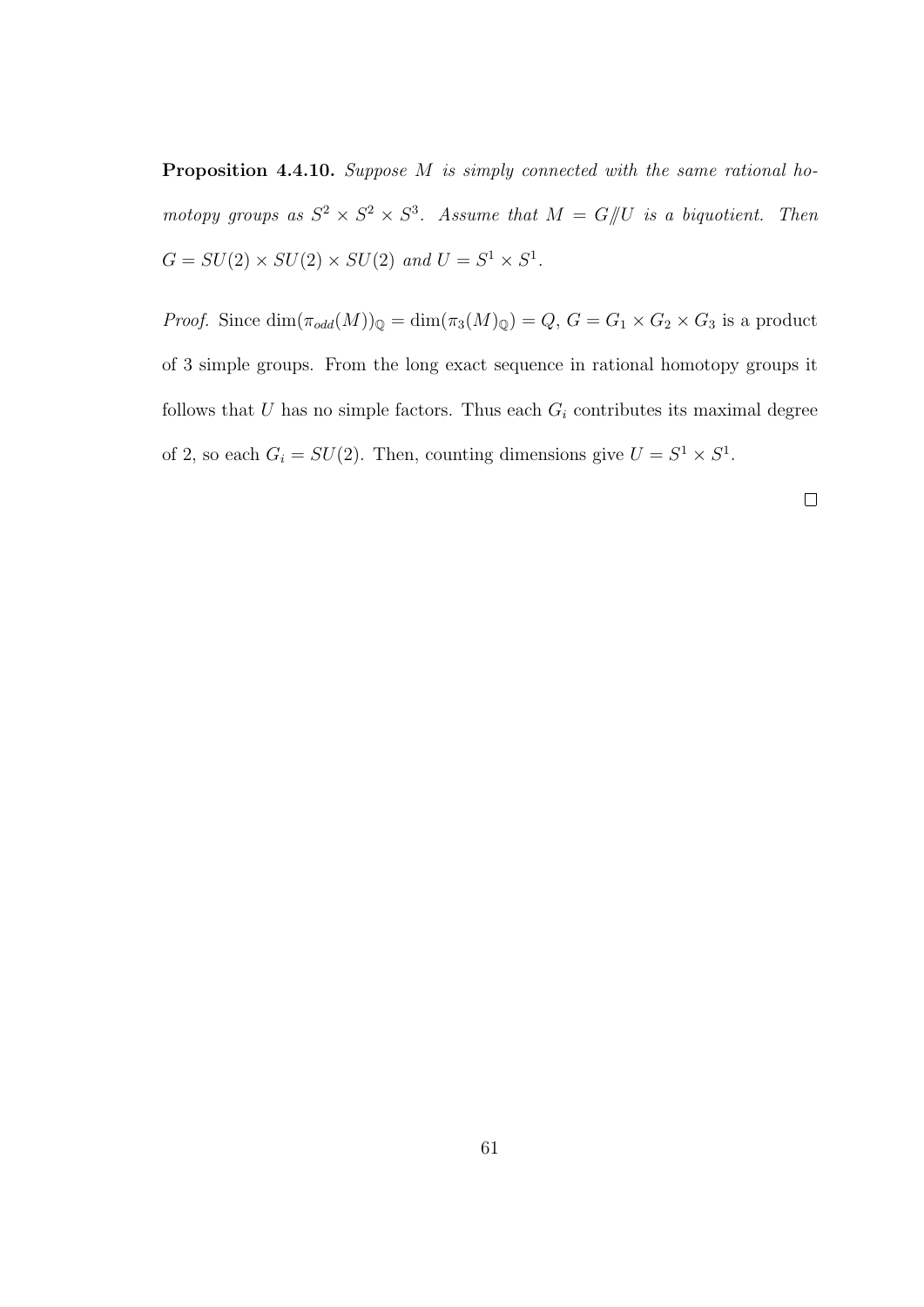**Proposition 4.4.10.** *Suppose $M$ is simply connected with the same rational homotopy groups as $S^2 \times S^2 \times S^3$. Assume that $M = G /\!\!/ U$ is a biquotient. Then $G = SU(2) \times SU(2) \times SU(2)$ and $U = S^1 \times S^1$.*

*Proof.* Since $\dim(\pi_{odd}(M))_{\mathbb{Q}} = \dim(\pi_3(M)_{\mathbb{Q}}) = Q$, $G = G_1 \times G_2 \times G_3$ is a product of 3 simple groups. From the long exact sequence in rational homotopy groups it follows that $U$ has no simple factors. Thus each $G_i$ contributes its maximal degree of 2, so each $G_i = SU(2)$. Then, counting dimensions give $U = S^1 \times S^1$.

□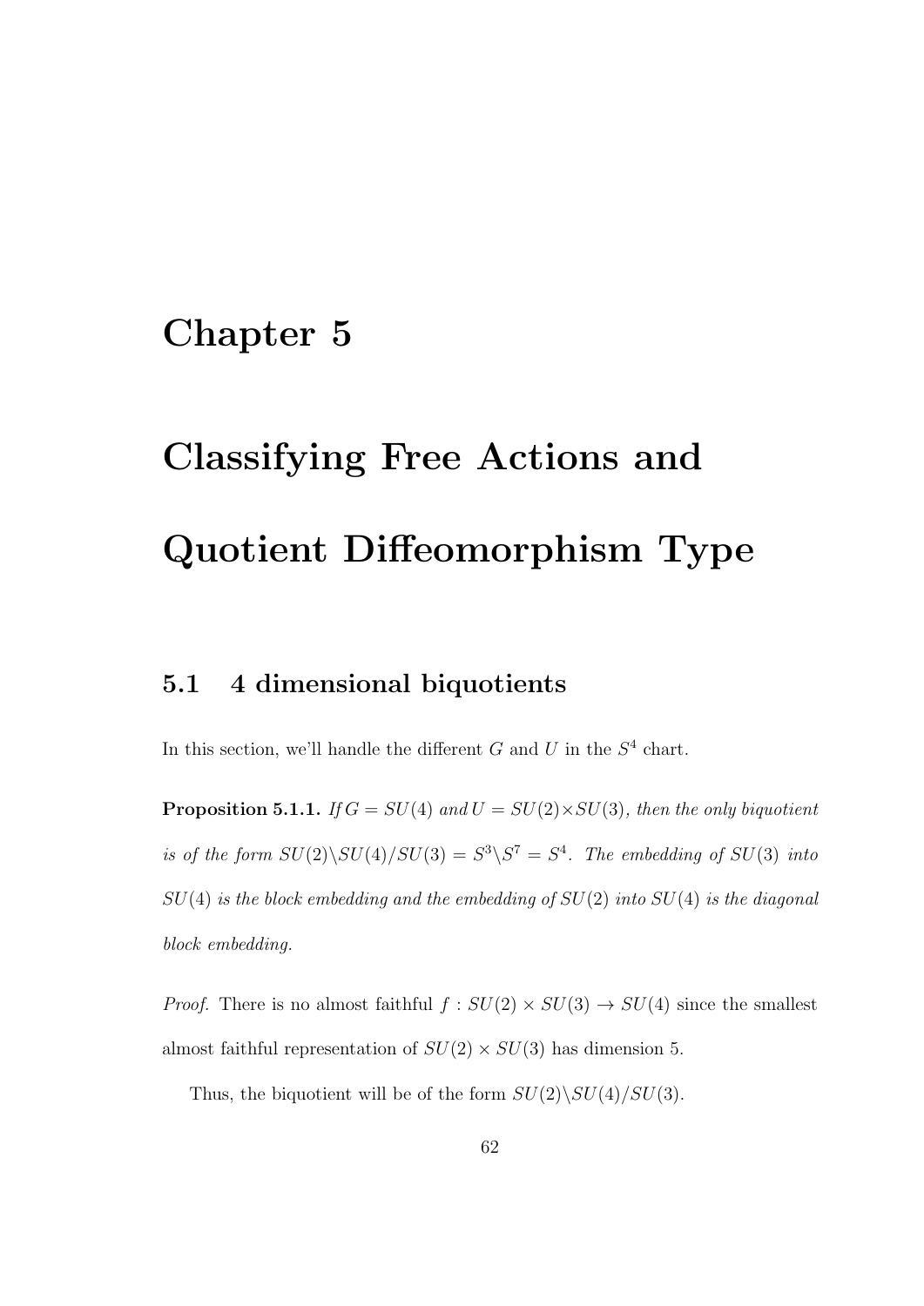# Chapter 5

# Classifying Free Actions and Quotient Diffeomorphism Type

## 5.1 4 dimensional biquotients

In this section, we'll handle the different $G$ and $U$ in the $S^4$ chart.

**Proposition 5.1.1.** *If $G = SU(4)$ and $U = SU(2)\times SU(3)$, then the only biquotient is of the form $SU(2)\backslash SU(4)/SU(3) = S^3\backslash S^7 = S^4$. The embedding of $SU(3)$ into $SU(4)$ is the block embedding and the embedding of $SU(2)$ into $SU(4)$ is the diagonal block embedding.*

*Proof.* There is no almost faithful $f : SU(2) \times SU(3) \to SU(4)$ since the smallest almost faithful representation of $SU(2) \times SU(3)$ has dimension 5.

Thus, the biquotient will be of the form $SU(2)\backslash SU(4)/SU(3)$.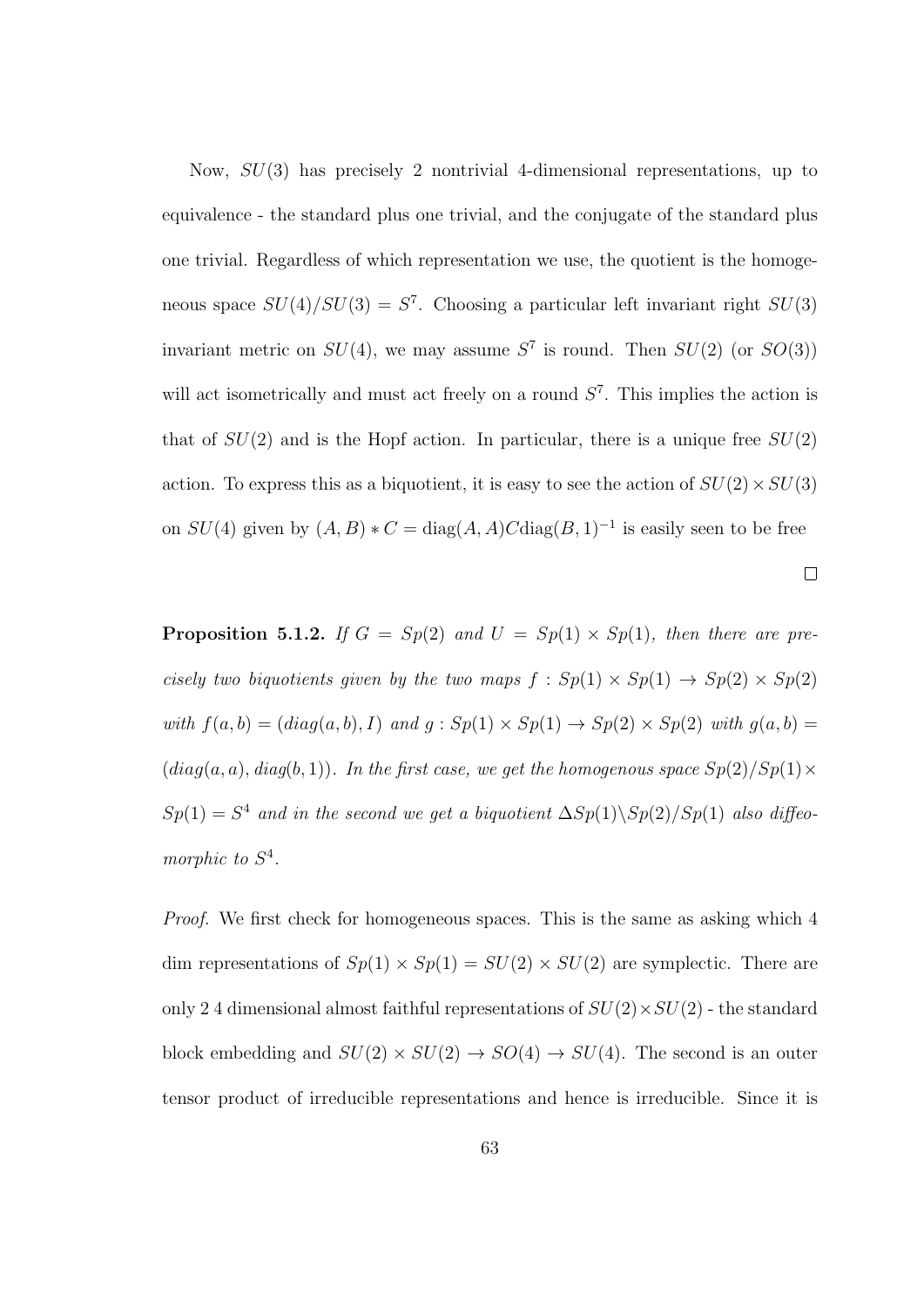Now, $SU(3)$ has precisely 2 nontrivial 4-dimensional representations, up to equivalence - the standard plus one trivial, and the conjugate of the standard plus one trivial. Regardless of which representation we use, the quotient is the homogeneous space $SU(4)/SU(3) = S^7$. Choosing a particular left invariant right $SU(3)$ invariant metric on $SU(4)$, we may assume $S^7$ is round. Then $SU(2)$ (or $SO(3)$) will act isometrically and must act freely on a round $S^7$. This implies the action is that of $SU(2)$ and is the Hopf action. In particular, there is a unique free $SU(2)$ action. To express this as a biquotient, it is easy to see the action of $SU(2) \times SU(3)$ on $SU(4)$ given by $(A, B) * C = \text{diag}(A, A) C \text{diag}(B, 1)^{-1}$ is easily seen to be free

□

**Proposition 5.1.2.** *If $G = Sp(2)$ and $U = Sp(1) \times Sp(1)$, then there are precisely two biquotients given by the two maps $f : Sp(1) \times Sp(1) \to Sp(2) \times Sp(2)$ with $f(a, b) = (diag(a, b), I)$ and $g : Sp(1) \times Sp(1) \to Sp(2) \times Sp(2)$ with $g(a, b) = (diag(a, a), diag(b, 1))$. In the first case, we get the homogenous space $Sp(2)/Sp(1) \times Sp(1) = S^4$ and in the second we get a biquotient $\Delta Sp(1) \backslash Sp(2)/Sp(1)$ also diffeomorphic to $S^4$.*

*Proof.* We first check for homogeneous spaces. This is the same as asking which 4 dim representations of $Sp(1) \times Sp(1) = SU(2) \times SU(2)$ are symplectic. There are only 2 4 dimensional almost faithful representations of $SU(2) \times SU(2)$ - the standard block embedding and $SU(2) \times SU(2) \to SO(4) \to SU(4)$. The second is an outer tensor product of irreducible representations and hence is irreducible. Since it is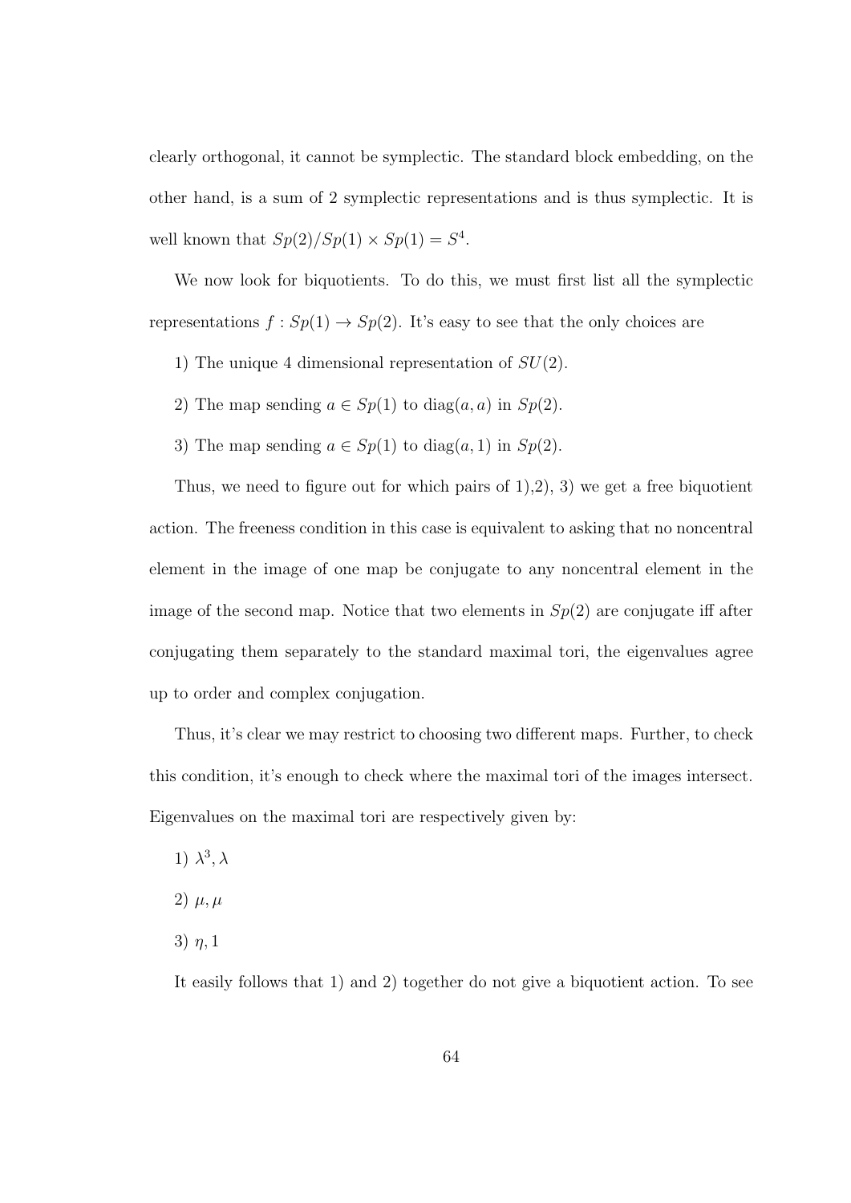clearly orthogonal, it cannot be symplectic. The standard block embedding, on the other hand, is a sum of 2 symplectic representations and is thus symplectic. It is well known that $Sp(2)/Sp(1) \times Sp(1) = S^4$.

We now look for biquotients. To do this, we must first list all the symplectic representations $f : Sp(1) \to Sp(2)$. It's easy to see that the only choices are

1) The unique 4 dimensional representation of $SU(2)$.

2) The map sending $a \in Sp(1)$ to $\mathrm{diag}(a, a)$ in $Sp(2)$.

3) The map sending $a \in Sp(1)$ to $\mathrm{diag}(a, 1)$ in $Sp(2)$.

Thus, we need to figure out for which pairs of 1),2), 3) we get a free biquotient action. The freeness condition in this case is equivalent to asking that no noncentral element in the image of one map be conjugate to any noncentral element in the image of the second map. Notice that two elements in $Sp(2)$ are conjugate iff after conjugating them separately to the standard maximal tori, the eigenvalues agree up to order and complex conjugation.

Thus, it's clear we may restrict to choosing two different maps. Further, to check this condition, it's enough to check where the maximal tori of the images intersect. Eigenvalues on the maximal tori are respectively given by:

1) $\lambda^3, \lambda$

2) $\mu, \mu$

3) $\eta, 1$

It easily follows that 1) and 2) together do not give a biquotient action. To see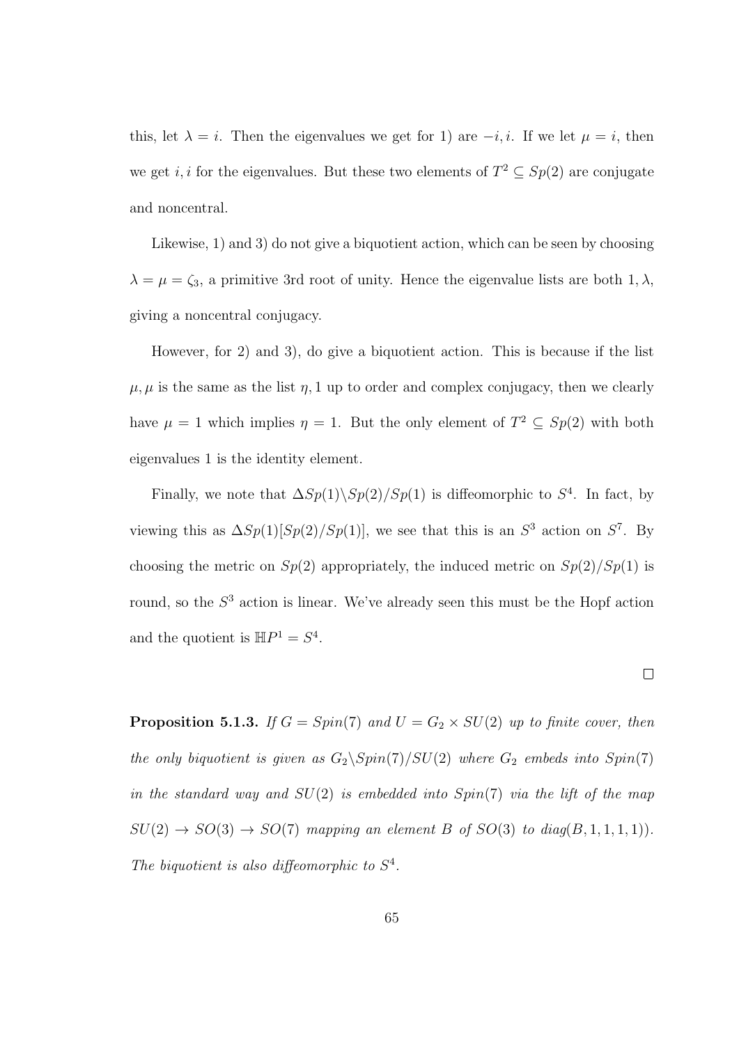this, let $\lambda = i$. Then the eigenvalues we get for 1) are $-i, i$. If we let $\mu = i$, then we get $i, i$ for the eigenvalues. But these two elements of $T^2 \subseteq Sp(2)$ are conjugate and noncentral.

Likewise, 1) and 3) do not give a biquotient action, which can be seen by choosing $\lambda = \mu = \zeta_3$, a primitive 3rd root of unity. Hence the eigenvalue lists are both $1, \lambda$, giving a noncentral conjugacy.

However, for 2) and 3), do give a biquotient action. This is because if the list $\mu, \mu$ is the same as the list $\eta, 1$ up to order and complex conjugacy, then we clearly have $\mu = 1$ which implies $\eta = 1$. But the only element of $T^2 \subseteq Sp(2)$ with both eigenvalues 1 is the identity element.

Finally, we note that $\Delta Sp(1)\backslash Sp(2)/Sp(1)$ is diffeomorphic to $S^4$. In fact, by viewing this as $\Delta Sp(1)[Sp(2)/Sp(1)]$, we see that this is an $S^3$ action on $S^7$. By choosing the metric on $Sp(2)$ appropriately, the induced metric on $Sp(2)/Sp(1)$ is round, so the $S^3$ action is linear. We've already seen this must be the Hopf action and the quotient is $\mathbb{H}P^1 = S^4$.

□

**Proposition 5.1.3.** *If $G = Spin(7)$ and $U = G_2 \times SU(2)$ up to finite cover, then the only biquotient is given as $G_2\backslash Spin(7)/SU(2)$ where $G_2$ embeds into $Spin(7)$ in the standard way and $SU(2)$ is embedded into $Spin(7)$ via the lift of the map $SU(2) \to SO(3) \to SO(7)$ mapping an element $B$ of $SO(3)$ to $diag(B, 1, 1, 1, 1)$). The biquotient is also diffeomorphic to $S^4$.*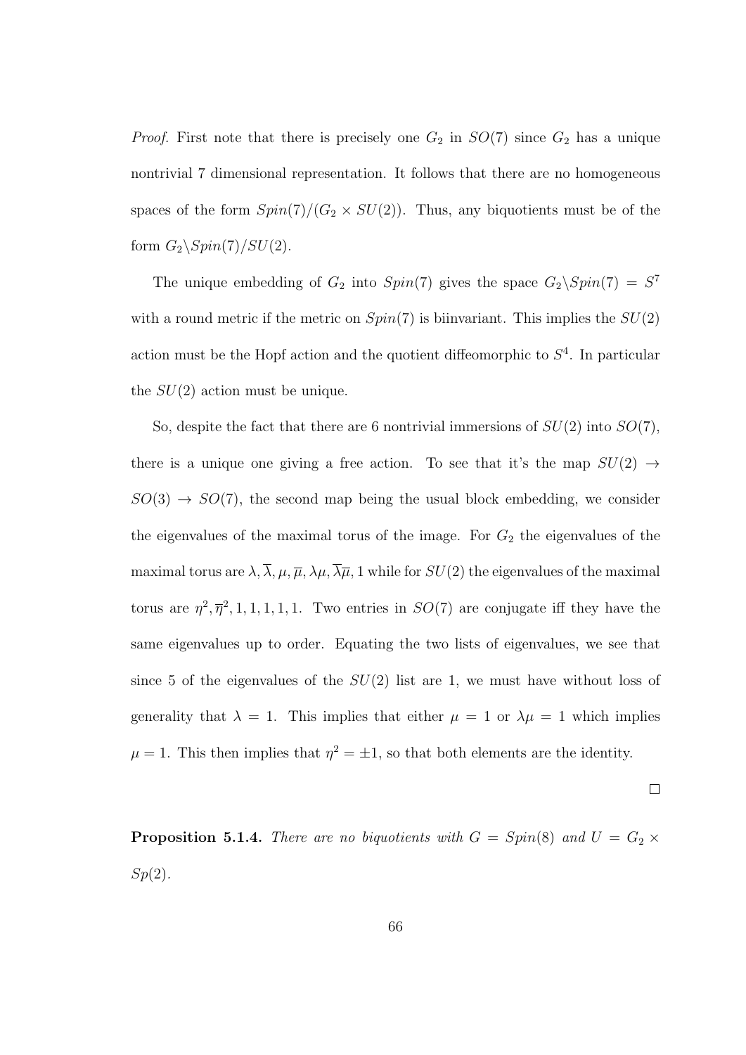*Proof.* First note that there is precisely one $G_2$ in $SO(7)$ since $G_2$ has a unique nontrivial 7 dimensional representation. It follows that there are no homogeneous spaces of the form $Spin(7)/(G_2 \times SU(2))$. Thus, any biquotients must be of the form $G_2\backslash Spin(7)/SU(2)$.

The unique embedding of $G_2$ into $Spin(7)$ gives the space $G_2\backslash Spin(7) = S^7$ with a round metric if the metric on $Spin(7)$ is biinvariant. This implies the $SU(2)$ action must be the Hopf action and the quotient diffeomorphic to $S^4$. In particular the $SU(2)$ action must be unique.

So, despite the fact that there are 6 nontrivial immersions of $SU(2)$ into $SO(7)$, there is a unique one giving a free action. To see that it's the map $SU(2) \to SO(3) \to SO(7)$, the second map being the usual block embedding, we consider the eigenvalues of the maximal torus of the image. For $G_2$ the eigenvalues of the maximal torus are $\lambda, \overline{\lambda}, \mu, \overline{\mu}, \lambda\mu, \overline{\lambda}\overline{\mu}, 1$ while for $SU(2)$ the eigenvalues of the maximal torus are $\eta^2, \overline{\eta}^2, 1, 1, 1, 1, 1$. Two entries in $SO(7)$ are conjugate iff they have the same eigenvalues up to order. Equating the two lists of eigenvalues, we see that since 5 of the eigenvalues of the $SU(2)$ list are 1, we must have without loss of generality that $\lambda = 1$. This implies that either $\mu = 1$ or $\lambda\mu = 1$ which implies $\mu = 1$. This then implies that $\eta^2 = \pm 1$, so that both elements are the identity.

∎

**Proposition 5.1.4.** *There are no biquotients with $G = Spin(8)$ and $U = G_2 \times Sp(2)$.*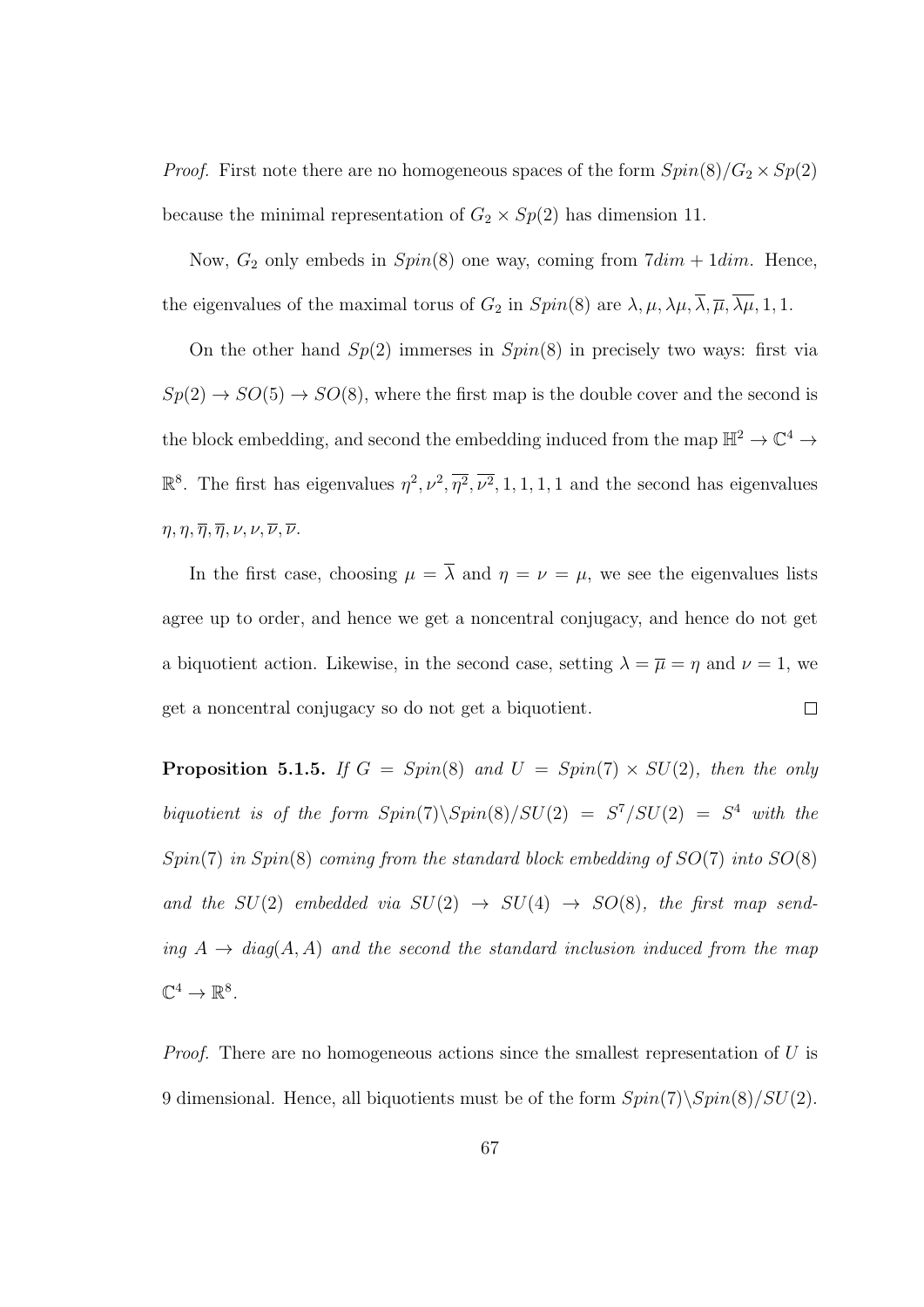*Proof.* First note there are no homogeneous spaces of the form $Spin(8)/G_2 \times Sp(2)$ because the minimal representation of $G_2 \times Sp(2)$ has dimension 11.

Now, $G_2$ only embeds in $Spin(8)$ one way, coming from $7dim + 1dim$. Hence, the eigenvalues of the maximal torus of $G_2$ in $Spin(8)$ are $\lambda, \mu, \lambda\mu, \overline{\lambda}, \overline{\mu}, \overline{\lambda\mu}, 1, 1$.

On the other hand $Sp(2)$ immerses in $Spin(8)$ in precisely two ways: first via $Sp(2) \to SO(5) \to SO(8)$, where the first map is the double cover and the second is the block embedding, and second the embedding induced from the map $\mathbb{H}^2 \to \mathbb{C}^4 \to \mathbb{R}^8$. The first has eigenvalues $\eta^2, \nu^2, \overline{\eta^2}, \overline{\nu^2}, 1, 1, 1, 1$ and the second has eigenvalues $\eta, \eta, \overline{\eta}, \overline{\eta}, \nu, \nu, \overline{\nu}, \overline{\nu}$.

In the first case, choosing $\mu = \overline{\lambda}$ and $\eta = \nu = \mu$, we see the eigenvalues lists agree up to order, and hence we get a noncentral conjugacy, and hence do not get a biquotient action. Likewise, in the second case, setting $\lambda = \overline{\mu} = \eta$ and $\nu = 1$, we get a noncentral conjugacy so do not get a biquotient. $\square$

**Proposition 5.1.5.** *If $G = Spin(8)$ and $U = Spin(7) \times SU(2)$, then the only biquotient is of the form $Spin(7)\backslash Spin(8)/SU(2) = S^7/SU(2) = S^4$ with the $Spin(7)$ in $Spin(8)$ coming from the standard block embedding of $SO(7)$ into $SO(8)$ and the $SU(2)$ embedded via $SU(2) \to SU(4) \to SO(8)$, the first map sending $A \to diag(A, A)$ and the second the standard inclusion induced from the map $\mathbb{C}^4 \to \mathbb{R}^8$.*

*Proof.* There are no homogeneous actions since the smallest representation of $U$ is 9 dimensional. Hence, all biquotients must be of the form $Spin(7)\backslash Spin(8)/SU(2)$.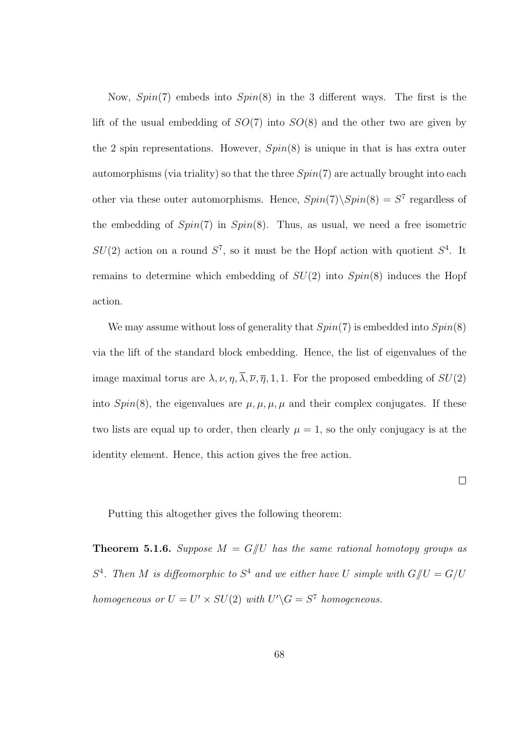Now, $Spin(7)$ embeds into $Spin(8)$ in the 3 different ways. The first is the lift of the usual embedding of $SO(7)$ into $SO(8)$ and the other two are given by the 2 spin representations. However, $Spin(8)$ is unique in that is has extra outer automorphisms (via triality) so that the three $Spin(7)$ are actually brought into each other via these outer automorphisms. Hence, $Spin(7)\backslash Spin(8) = S^7$ regardless of the embedding of $Spin(7)$ in $Spin(8)$. Thus, as usual, we need a free isometric $SU(2)$ action on a round $S^7$, so it must be the Hopf action with quotient $S^4$. It remains to determine which embedding of $SU(2)$ into $Spin(8)$ induces the Hopf action.

We may assume without loss of generality that $Spin(7)$ is embedded into $Spin(8)$ via the lift of the standard block embedding. Hence, the list of eigenvalues of the image maximal torus are $\lambda, \nu, \eta, \overline{\lambda}, \overline{\nu}, \overline{\eta}, 1, 1$. For the proposed embedding of $SU(2)$ into $Spin(8)$, the eigenvalues are $\mu, \mu, \mu, \mu$ and their complex conjugates. If these two lists are equal up to order, then clearly $\mu = 1$, so the only conjugacy is at the identity element. Hence, this action gives the free action.

□

Putting this altogether gives the following theorem:

**Theorem 5.1.6.** *Suppose $M = G/\!\!/U$ has the same rational homotopy groups as $S^4$. Then $M$ is diffeomorphic to $S^4$ and we either have $U$ simple with $G/\!\!/U = G/U$ homogeneous or $U = U' \times SU(2)$ with $U'\backslash G = S^7$ homogeneous.*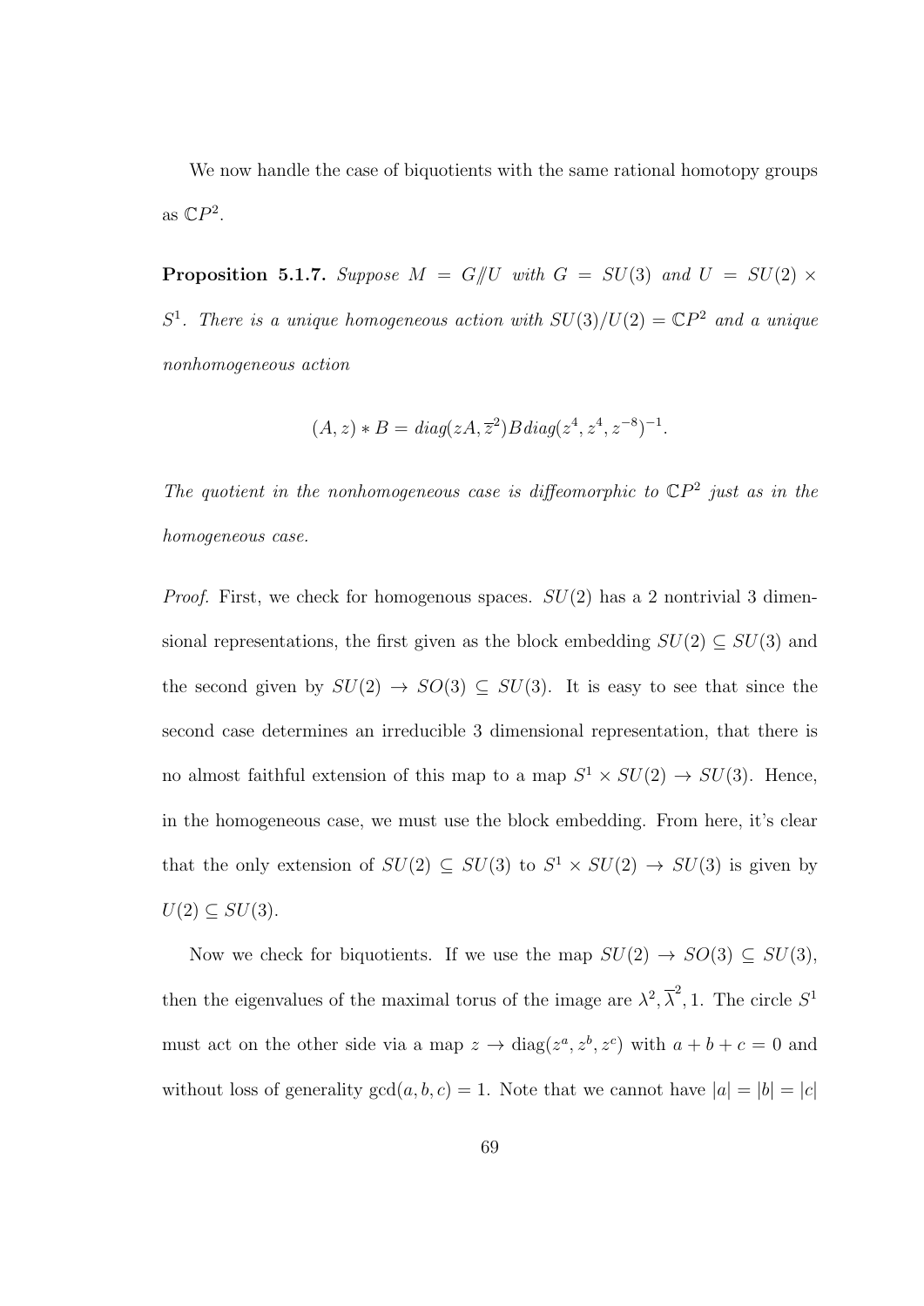We now handle the case of biquotients with the same rational homotopy groups as $\mathbb{C}P^2$.

**Proposition 5.1.7.** *Suppose $M = G/\!\!/U$ with $G = SU(3)$ and $U = SU(2) \times S^1$. There is a unique homogeneous action with $SU(3)/U(2) = \mathbb{C}P^2$ and a unique nonhomogeneous action*

$$(A, z) * B = diag(zA, \overline{z}^2) B \, diag(z^4, z^4, z^{-8})^{-1}.$$

*The quotient in the nonhomogeneous case is diffeomorphic to $\mathbb{C}P^2$ just as in the homogeneous case.*

*Proof.* First, we check for homogenous spaces. $SU(2)$ has a 2 nontrivial 3 dimensional representations, the first given as the block embedding $SU(2) \subseteq SU(3)$ and the second given by $SU(2) \to SO(3) \subseteq SU(3)$. It is easy to see that since the second case determines an irreducible 3 dimensional representation, that there is no almost faithful extension of this map to a map $S^1 \times SU(2) \to SU(3)$. Hence, in the homogeneous case, we must use the block embedding. From here, it's clear that the only extension of $SU(2) \subseteq SU(3)$ to $S^1 \times SU(2) \to SU(3)$ is given by $U(2) \subseteq SU(3)$.

Now we check for biquotients. If we use the map $SU(2) \to SO(3) \subseteq SU(3)$, then the eigenvalues of the maximal torus of the image are $\lambda^2, \overline{\lambda}^2, 1$. The circle $S^1$ must act on the other side via a map $z \to \text{diag}(z^a, z^b, z^c)$ with $a + b + c = 0$ and without loss of generality $\gcd(a, b, c) = 1$. Note that we cannot have $|a| = |b| = |c|$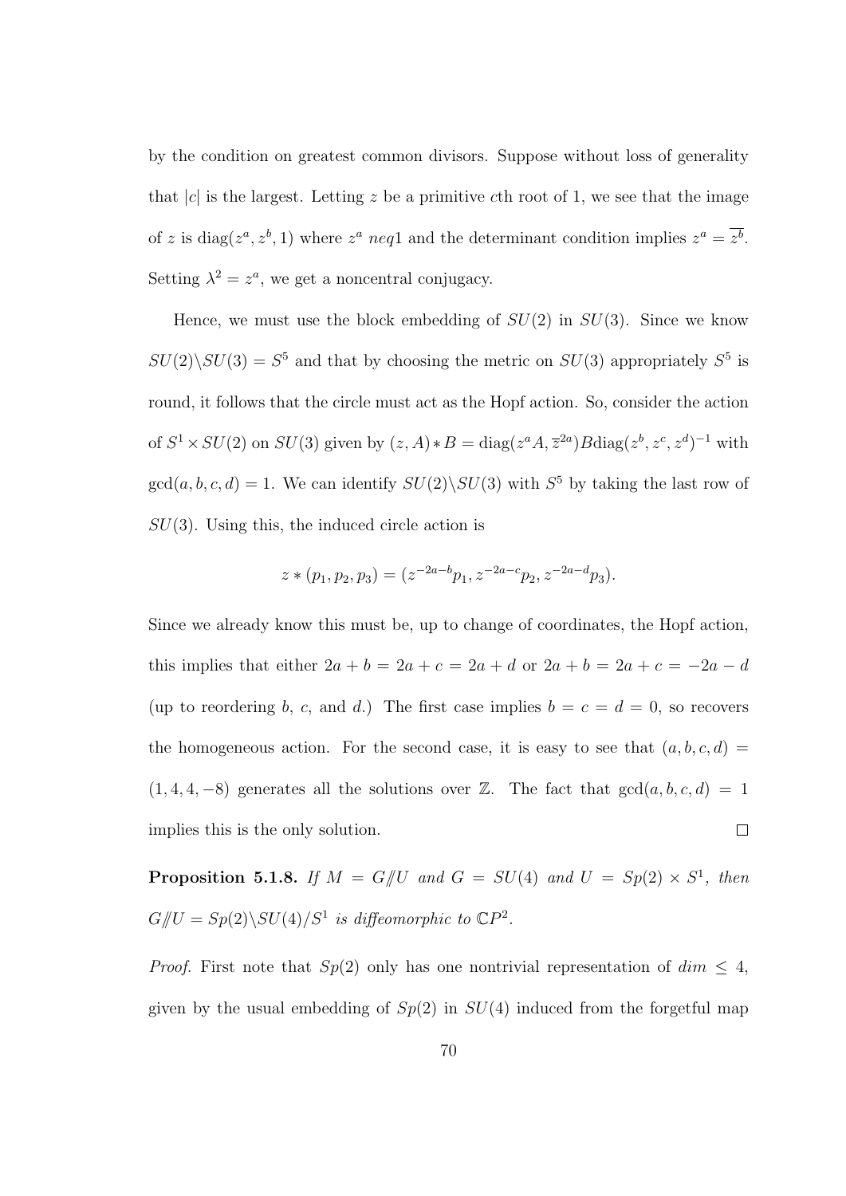by the condition on greatest common divisors. Suppose without loss of generality that $|c|$ is the largest. Letting $z$ be a primitive $c$th root of 1, we see that the image of $z$ is $\operatorname{diag}(z^a, z^b, 1)$ where $z^a\ neq 1$ and the determinant condition implies $z^a = \overline{z^b}$. Setting $\lambda^2 = z^a$, we get a noncentral conjugacy.

Hence, we must use the block embedding of $SU(2)$ in $SU(3)$. Since we know $SU(2)\backslash SU(3) = S^5$ and that by choosing the metric on $SU(3)$ appropriately $S^5$ is round, it follows that the circle must act as the Hopf action. So, consider the action of $S^1 \times SU(2)$ on $SU(3)$ given by $(z, A) * B = \operatorname{diag}(z^a A, \overline{z}^{2a}) B \operatorname{diag}(z^b, z^c, z^d)^{-1}$ with $\gcd(a, b, c, d) = 1$. We can identify $SU(2)\backslash SU(3)$ with $S^5$ by taking the last row of $SU(3)$. Using this, the induced circle action is

$$z * (p_1, p_2, p_3) = (z^{-2a-b} p_1, z^{-2a-c} p_2, z^{-2a-d} p_3).$$

Since we already know this must be, up to change of coordinates, the Hopf action, this implies that either $2a + b = 2a + c = 2a + d$ or $2a + b = 2a + c = -2a - d$ (up to reordering $b$, $c$, and $d$.) The first case implies $b = c = d = 0$, so recovers the homogeneous action. For the second case, it is easy to see that $(a, b, c, d) = (1, 4, 4, -8)$ generates all the solutions over $\mathbb{Z}$. The fact that $\gcd(a, b, c, d) = 1$ implies this is the only solution. $\square$

**Proposition 5.1.8.** *If $M = G/\!\!/U$ and $G = SU(4)$ and $U = Sp(2) \times S^1$, then $G/\!\!/U = Sp(2)\backslash SU(4)/S^1$ is diffeomorphic to $\mathbb{C}P^2$.*

*Proof.* First note that $Sp(2)$ only has one nontrivial representation of $dim \leq 4$, given by the usual embedding of $Sp(2)$ in $SU(4)$ induced from the forgetful map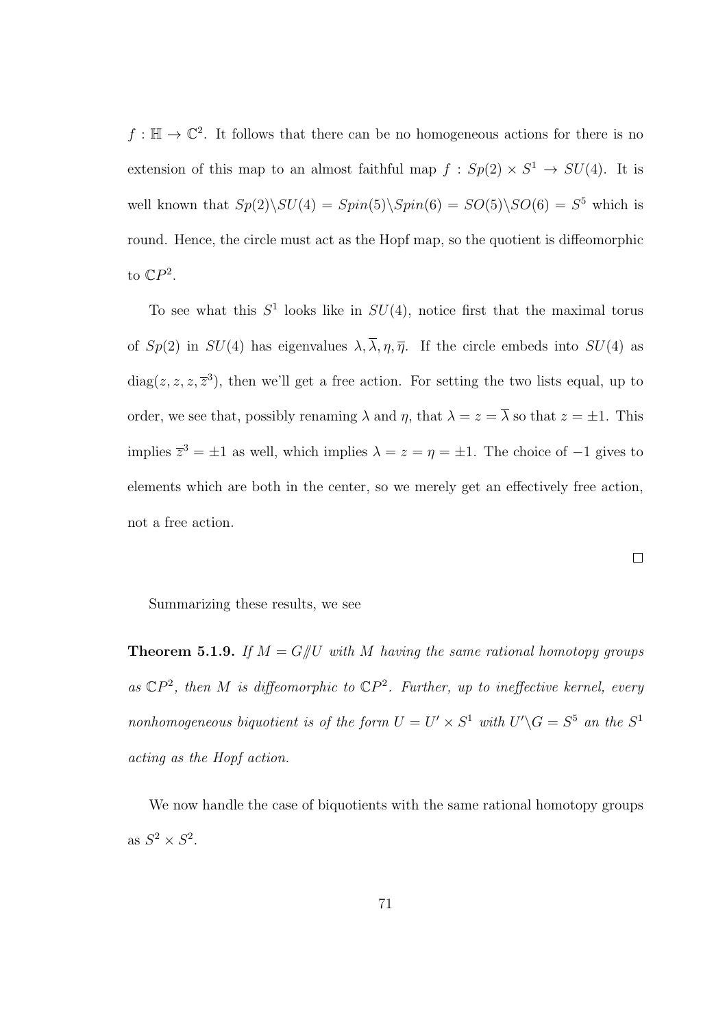$f : \mathbb{H} \to \mathbb{C}^2$. It follows that there can be no homogeneous actions for there is no extension of this map to an almost faithful map $f : Sp(2) \times S^1 \to SU(4)$. It is well known that $Sp(2)\backslash SU(4) = Spin(5)\backslash Spin(6) = SO(5)\backslash SO(6) = S^5$ which is round. Hence, the circle must act as the Hopf map, so the quotient is diffeomorphic to $\mathbb{C}P^2$.

To see what this $S^1$ looks like in $SU(4)$, notice first that the maximal torus of $Sp(2)$ in $SU(4)$ has eigenvalues $\lambda, \overline{\lambda}, \eta, \overline{\eta}$. If the circle embeds into $SU(4)$ as $\mathrm{diag}(z, z, z, \overline{z}^3)$, then we'll get a free action. For setting the two lists equal, up to order, we see that, possibly renaming $\lambda$ and $\eta$, that $\lambda = z = \overline{\lambda}$ so that $z = \pm 1$. This implies $\overline{z}^3 = \pm 1$ as well, which implies $\lambda = z = \eta = \pm 1$. The choice of $-1$ gives to elements which are both in the center, so we merely get an effectively free action, not a free action.

$\square$

Summarizing these results, we see

**Theorem 5.1.9.** *If $M = G/\!\!/U$ with $M$ having the same rational homotopy groups as $\mathbb{C}P^2$, then $M$ is diffeomorphic to $\mathbb{C}P^2$. Further, up to ineffective kernel, every nonhomogeneous biquotient is of the form $U = U' \times S^1$ with $U'\backslash G = S^5$ an the $S^1$ acting as the Hopf action.*

We now handle the case of biquotients with the same rational homotopy groups as $S^2 \times S^2$.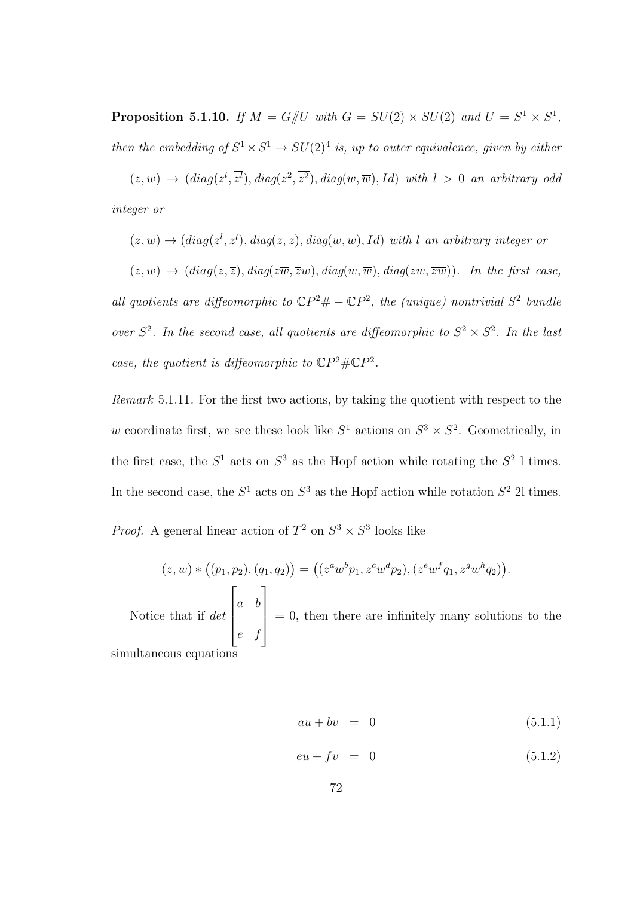**Proposition 5.1.10.** *If $M = G /\!\!/ U$ with $G = SU(2) \times SU(2)$ and $U = S^1 \times S^1$, then the embedding of $S^1 \times S^1 \to SU(2)^4$ is, up to outer equivalence, given by either*

*$(z, w) \to (diag(z^l, \overline{z^l}), diag(z^2, \overline{z^2}), diag(w, \overline{w}), Id)$ with $l > 0$ an arbitrary odd integer or*

*$(z, w) \to (diag(z^l, \overline{z^l}), diag(z, \overline{z}), diag(w, \overline{w}), Id)$ with $l$ an arbitrary integer or*

*$(z, w) \to (diag(z, \overline{z}), diag(z\overline{w}, \overline{z}w), diag(w, \overline{w}), diag(zw, \overline{zw}))$. In the first case, all quotients are diffeomorphic to $\mathbb{C}P^2 \# -\mathbb{C}P^2$, the (unique) nontrivial $S^2$ bundle over $S^2$. In the second case, all quotients are diffeomorphic to $S^2 \times S^2$. In the last case, the quotient is diffeomorphic to $\mathbb{C}P^2 \# \mathbb{C}P^2$.*

*Remark* 5.1.11. For the first two actions, by taking the quotient with respect to the $w$ coordinate first, we see these look like $S^1$ actions on $S^3 \times S^2$. Geometrically, in the first case, the $S^1$ acts on $S^3$ as the Hopf action while rotating the $S^2$ l times. In the second case, the $S^1$ acts on $S^3$ as the Hopf action while rotation $S^2$ 2l times.

*Proof.* A general linear action of $T^2$ on $S^3 \times S^3$ looks like

$$(z, w) * \big((p_1, p_2), (q_1, q_2)\big) = \big((z^a w^b p_1, z^c w^d p_2), (z^e w^f q_1, z^g w^h q_2)\big).$$

Notice that if $det \begin{bmatrix} a & b \\ e & f \end{bmatrix} = 0$, then there are infinitely many solutions to the simultaneous equations

$$au + bv = 0 \tag{5.1.1}$$

$$eu + fv = 0 \tag{5.1.2}$$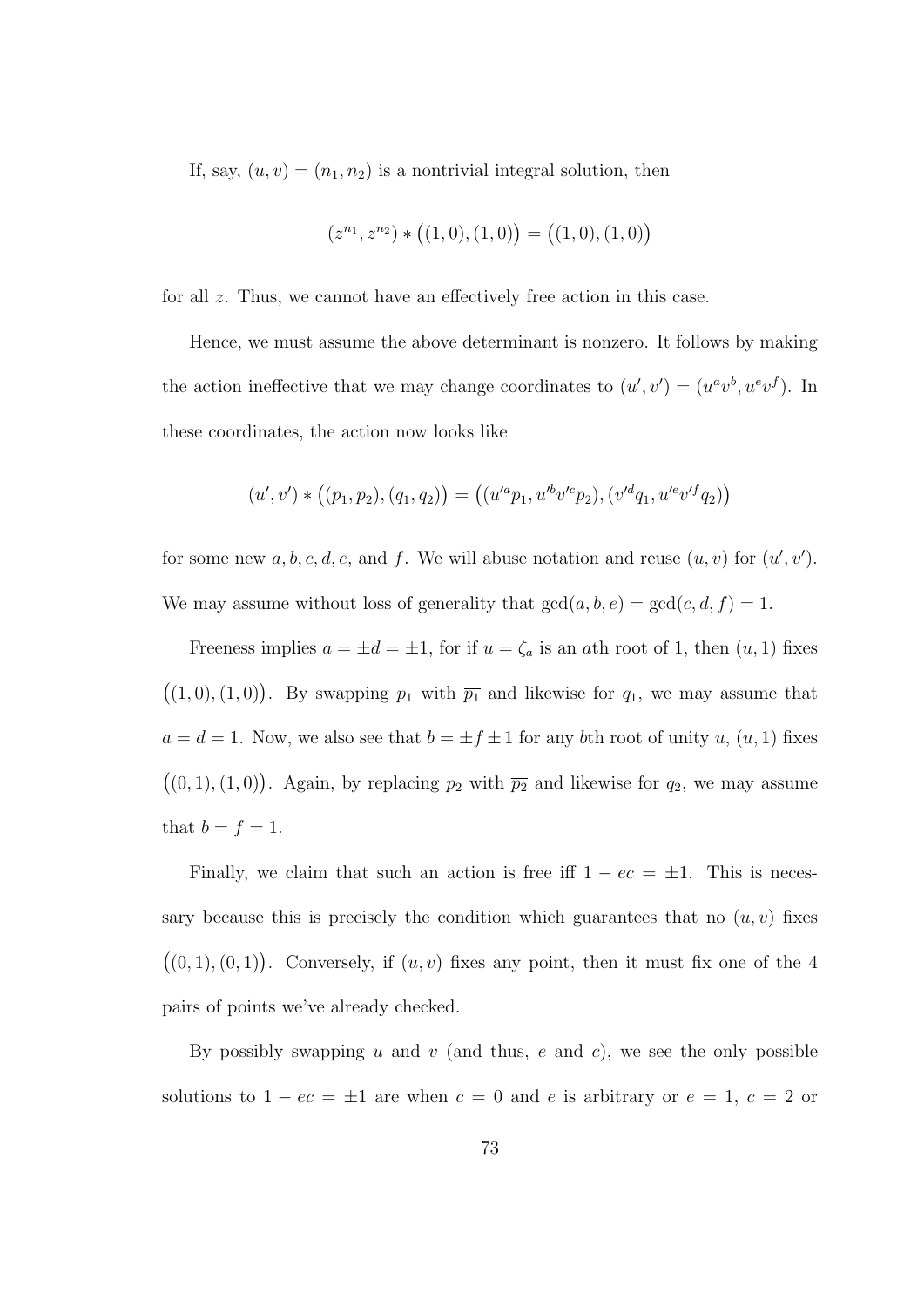If, say, $(u,v) = (n_1, n_2)$ is a nontrivial integral solution, then

$$(z^{n_1}, z^{n_2}) * \big((1,0),(1,0)\big) = \big((1,0),(1,0)\big)$$

for all $z$. Thus, we cannot have an effectively free action in this case.

Hence, we must assume the above determinant is nonzero. It follows by making the action ineffective that we may change coordinates to $(u', v') = (u^a v^b, u^e v^f)$. In these coordinates, the action now looks like

$$(u', v') * \big((p_1, p_2), (q_1, q_2)\big) = \big((u'^a p_1, u'^b v'^c p_2), (v'^d q_1, u'^e v'^f q_2)\big)$$

for some new $a, b, c, d, e$, and $f$. We will abuse notation and reuse $(u, v)$ for $(u', v')$. We may assume without loss of generality that $\gcd(a, b, e) = \gcd(c, d, f) = 1$.

Freeness implies $a = \pm d = \pm 1$, for if $u = \zeta_a$ is an $a$th root of 1, then $(u, 1)$ fixes $\big((1,0),(1,0)\big)$. By swapping $p_1$ with $\overline{p_1}$ and likewise for $q_1$, we may assume that $a = d = 1$. Now, we also see that $b = \pm f \pm 1$ for any $b$th root of unity $u$, $(u, 1)$ fixes $\big((0,1),(1,0)\big)$. Again, by replacing $p_2$ with $\overline{p_2}$ and likewise for $q_2$, we may assume that $b = f = 1$.

Finally, we claim that such an action is free iff $1 - ec = \pm 1$. This is necessary because this is precisely the condition which guarantees that no $(u, v)$ fixes $\big((0,1),(0,1)\big)$. Conversely, if $(u, v)$ fixes any point, then it must fix one of the 4 pairs of points we've already checked.

By possibly swapping $u$ and $v$ (and thus, $e$ and $c$), we see the only possible solutions to $1 - ec = \pm 1$ are when $c = 0$ and $e$ is arbitrary or $e = 1$, $c = 2$ or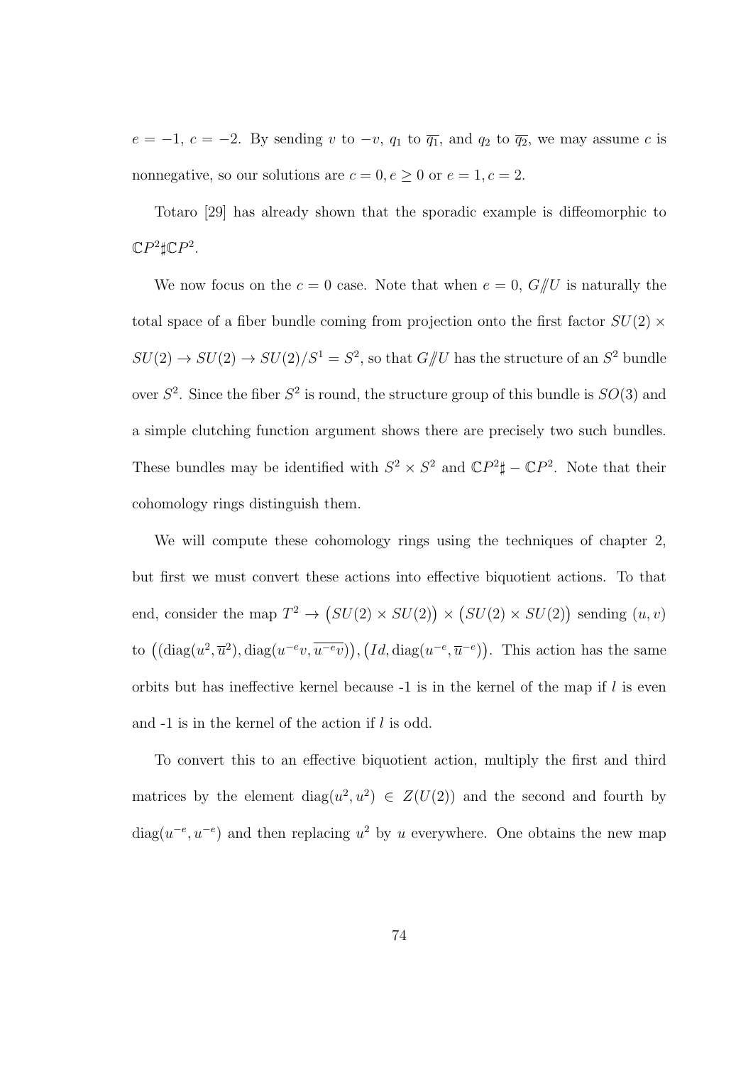$e = -1$, $c = -2$. By sending $v$ to $-v$, $q_1$ to $\overline{q_1}$, and $q_2$ to $\overline{q_2}$, we may assume $c$ is nonnegative, so our solutions are $c = 0, e \geq 0$ or $e = 1, c = 2$.

Totaro [29] has already shown that the sporadic example is diffeomorphic to $\mathbb{C}P^2 \sharp \mathbb{C}P^2$.

We now focus on the $c = 0$ case. Note that when $e = 0$, $G /\!\!/ U$ is naturally the total space of a fiber bundle coming from projection onto the first factor $SU(2) \times SU(2) \to SU(2) \to SU(2)/S^1 = S^2$, so that $G /\!\!/ U$ has the structure of an $S^2$ bundle over $S^2$. Since the fiber $S^2$ is round, the structure group of this bundle is $SO(3)$ and a simple clutching function argument shows there are precisely two such bundles. These bundles may be identified with $S^2 \times S^2$ and $\mathbb{C}P^2 \sharp - \mathbb{C}P^2$. Note that their cohomology rings distinguish them.

We will compute these cohomology rings using the techniques of chapter 2, but first we must convert these actions into effective biquotient actions. To that end, consider the map $T^2 \to \big(SU(2) \times SU(2)\big) \times \big(SU(2) \times SU(2)\big)$ sending $(u, v)$ to $\big((\mathrm{diag}(u^2, \overline{u}^2), \mathrm{diag}(u^{-e}v, \overline{u^{-e}v})\big), \big(Id, \mathrm{diag}(u^{-e}, \overline{u}^{-e})\big)$. This action has the same orbits but has ineffective kernel because -1 is in the kernel of the map if $l$ is even and -1 is in the kernel of the action if $l$ is odd.

To convert this to an effective biquotient action, multiply the first and third matrices by the element $\mathrm{diag}(u^2, u^2) \in Z(U(2))$ and the second and fourth by $\mathrm{diag}(u^{-e}, u^{-e})$ and then replacing $u^2$ by $u$ everywhere. One obtains the new map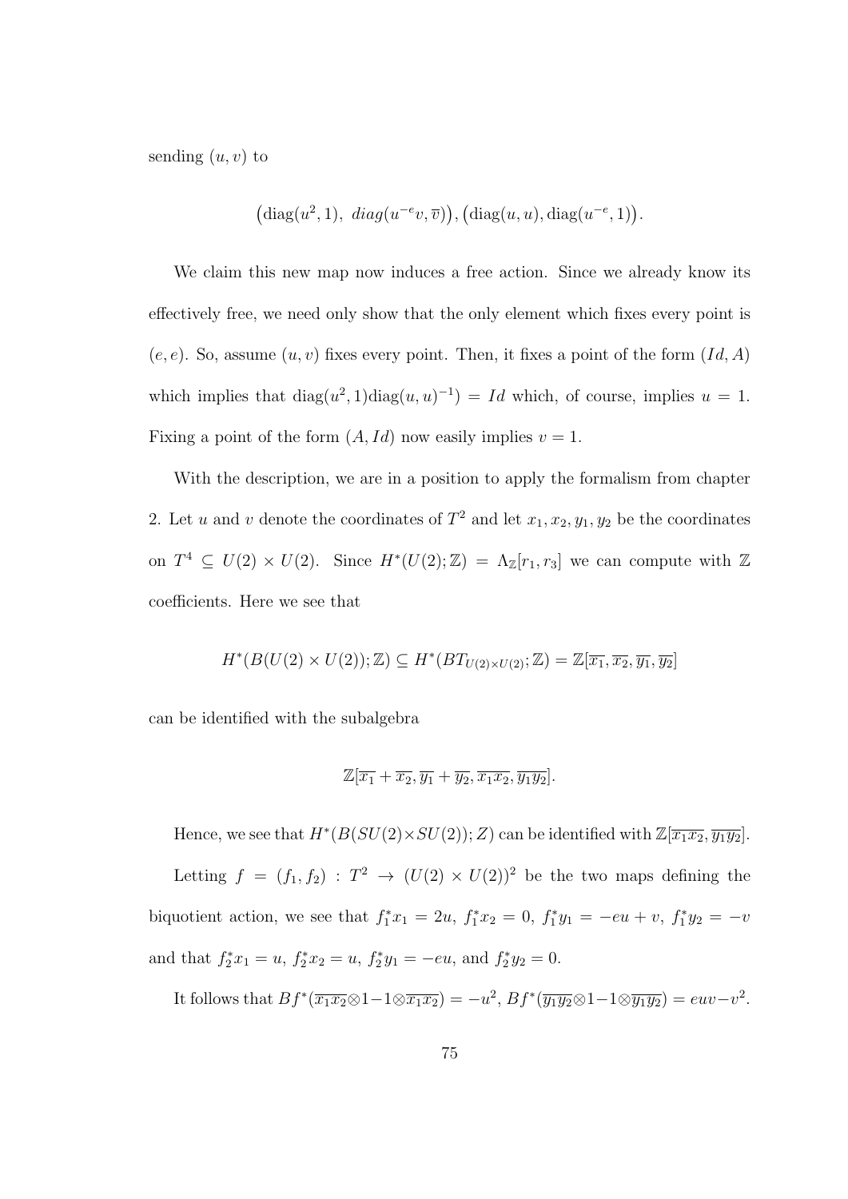sending $(u, v)$ to

$$\left(\operatorname{diag}(u^2, 1),\ diag(u^{-e}v, \overline{v})\right), \left(\operatorname{diag}(u, u), \operatorname{diag}(u^{-e}, 1)\right).$$

We claim this new map now induces a free action. Since we already know its effectively free, we need only show that the only element which fixes every point is $(e, e)$. So, assume $(u, v)$ fixes every point. Then, it fixes a point of the form $(Id, A)$ which implies that $\operatorname{diag}(u^2, 1)\operatorname{diag}(u, u)^{-1}) = Id$ which, of course, implies $u = 1$. Fixing a point of the form $(A, Id)$ now easily implies $v = 1$.

With the description, we are in a position to apply the formalism from chapter 2. Let $u$ and $v$ denote the coordinates of $T^2$ and let $x_1, x_2, y_1, y_2$ be the coordinates on $T^4 \subseteq U(2) \times U(2)$. Since $H^*(U(2); \mathbb{Z}) = \Lambda_{\mathbb{Z}}[r_1, r_3]$ we can compute with $\mathbb{Z}$ coefficients. Here we see that

$$H^*(B(U(2) \times U(2)); \mathbb{Z}) \subseteq H^*(BT_{U(2)\times U(2)}; \mathbb{Z}) = \mathbb{Z}[\overline{x_1}, \overline{x_2}, \overline{y_1}, \overline{y_2}]$$

can be identified with the subalgebra

$$\mathbb{Z}[\overline{x_1} + \overline{x_2}, \overline{y_1} + \overline{y_2}, \overline{x_1 x_2}, \overline{y_1 y_2}].$$

Hence, we see that $H^*(B(SU(2)\times SU(2)); Z)$ can be identified with $\mathbb{Z}[\overline{x_1 x_2}, \overline{y_1 y_2}]$.

Letting $f = (f_1, f_2) : T^2 \to (U(2) \times U(2))^2$ be the two maps defining the biquotient action, we see that $f_1^* x_1 = 2u$, $f_1^* x_2 = 0$, $f_1^* y_1 = -eu + v$, $f_1^* y_2 = -v$ and that $f_2^* x_1 = u$, $f_2^* x_2 = u$, $f_2^* y_1 = -eu$, and $f_2^* y_2 = 0$.

It follows that $Bf^*(\overline{x_1 x_2} \otimes 1 - 1 \otimes \overline{x_1 x_2}) = -u^2$, $Bf^*(\overline{y_1 y_2} \otimes 1 - 1 \otimes \overline{y_1 y_2}) = euv - v^2$.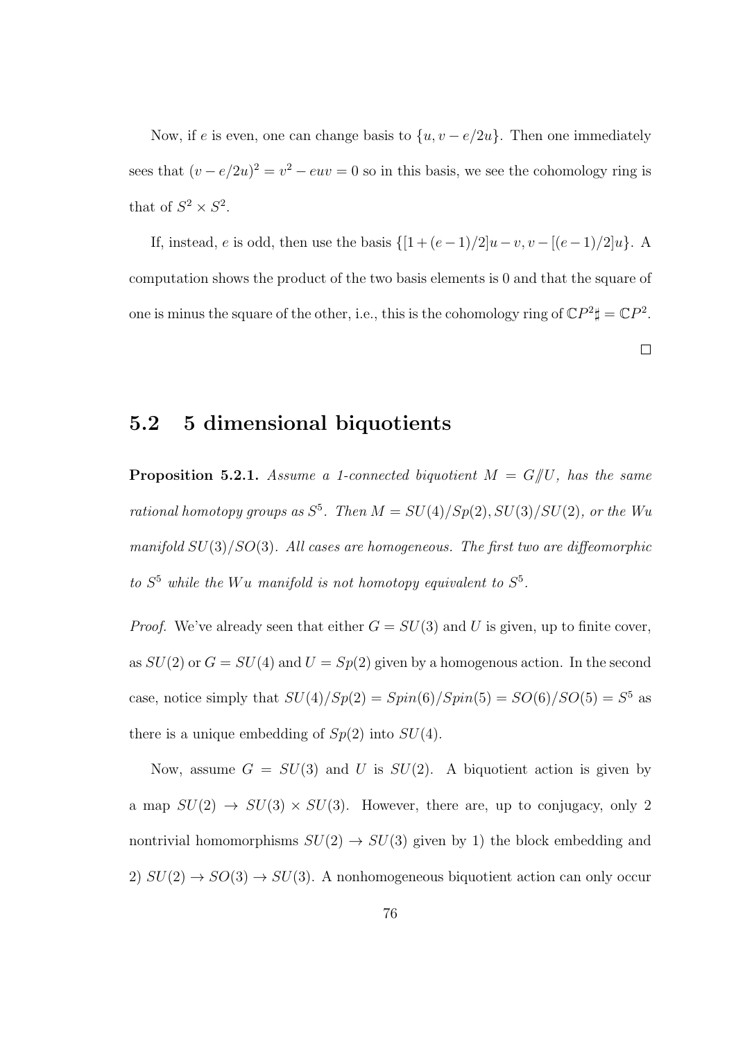Now, if $e$ is even, one can change basis to $\{u, v - e/2u\}$. Then one immediately sees that $(v - e/2u)^2 = v^2 - euv = 0$ so in this basis, we see the cohomology ring is that of $S^2 \times S^2$.

If, instead, $e$ is odd, then use the basis $\{[1 + (e-1)/2]u - v, v - [(e-1)/2]u\}$. A computation shows the product of the two basis elements is 0 and that the square of one is minus the square of the other, i.e., this is the cohomology ring of $\mathbb{C}P^2 \sharp = \mathbb{C}P^2$.

$\square$

## 5.2 5 dimensional biquotients

**Proposition 5.2.1.** *Assume a 1-connected biquotient $M = G/\!\!/U$, has the same rational homotopy groups as $S^5$. Then $M = SU(4)/Sp(2), SU(3)/SU(2)$, or the Wu manifold $SU(3)/SO(3)$. All cases are homogeneous. The first two are diffeomorphic to $S^5$ while the Wu manifold is not homotopy equivalent to $S^5$.*

*Proof.* We've already seen that either $G = SU(3)$ and $U$ is given, up to finite cover, as $SU(2)$ or $G = SU(4)$ and $U = Sp(2)$ given by a homogenous action. In the second case, notice simply that $SU(4)/Sp(2) = Spin(6)/Spin(5) = SO(6)/SO(5) = S^5$ as there is a unique embedding of $Sp(2)$ into $SU(4)$.

Now, assume $G = SU(3)$ and $U$ is $SU(2)$. A biquotient action is given by a map $SU(2) \to SU(3) \times SU(3)$. However, there are, up to conjugacy, only 2 nontrivial homomorphisms $SU(2) \to SU(3)$ given by 1) the block embedding and 2) $SU(2) \to SO(3) \to SU(3)$. A nonhomogeneous biquotient action can only occur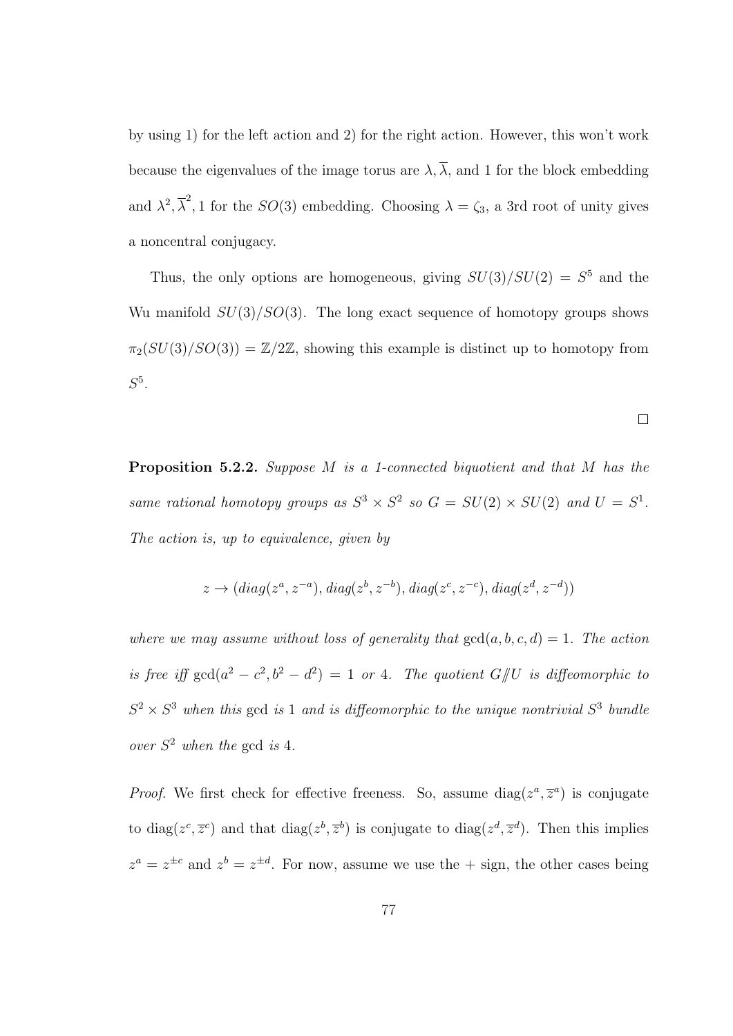by using 1) for the left action and 2) for the right action. However, this won't work because the eigenvalues of the image torus are $\lambda, \overline{\lambda}$, and 1 for the block embedding and $\lambda^2, \overline{\lambda}^2, 1$ for the $SO(3)$ embedding. Choosing $\lambda = \zeta_3$, a 3rd root of unity gives a noncentral conjugacy.

Thus, the only options are homogeneous, giving $SU(3)/SU(2) = S^5$ and the Wu manifold $SU(3)/SO(3)$. The long exact sequence of homotopy groups shows $\pi_2(SU(3)/SO(3)) = \mathbb{Z}/2\mathbb{Z}$, showing this example is distinct up to homotopy from $S^5$.

□

**Proposition 5.2.2.** *Suppose $M$ is a 1-connected biquotient and that $M$ has the same rational homotopy groups as $S^3 \times S^2$ so $G = SU(2) \times SU(2)$ and $U = S^1$. The action is, up to equivalence, given by*

$$z \to (diag(z^a, z^{-a}), diag(z^b, z^{-b}), diag(z^c, z^{-c}), diag(z^d, z^{-d}))$$

*where we may assume without loss of generality that $\gcd(a, b, c, d) = 1$. The action is free iff $\gcd(a^2 - c^2, b^2 - d^2) = 1$ or 4. The quotient $G/\!\!/U$ is diffeomorphic to $S^2 \times S^3$ when this* gcd *is* 1 *and is diffeomorphic to the unique nontrivial $S^3$ bundle over $S^2$ when the* gcd *is* 4.

*Proof.* We first check for effective freeness. So, assume $\text{diag}(z^a, \overline{z}^a)$ is conjugate to $\text{diag}(z^c, \overline{z}^c)$ and that $\text{diag}(z^b, \overline{z}^b)$ is conjugate to $\text{diag}(z^d, \overline{z}^d)$. Then this implies $z^a = z^{\pm c}$ and $z^b = z^{\pm d}$. For now, assume we use the + sign, the other cases being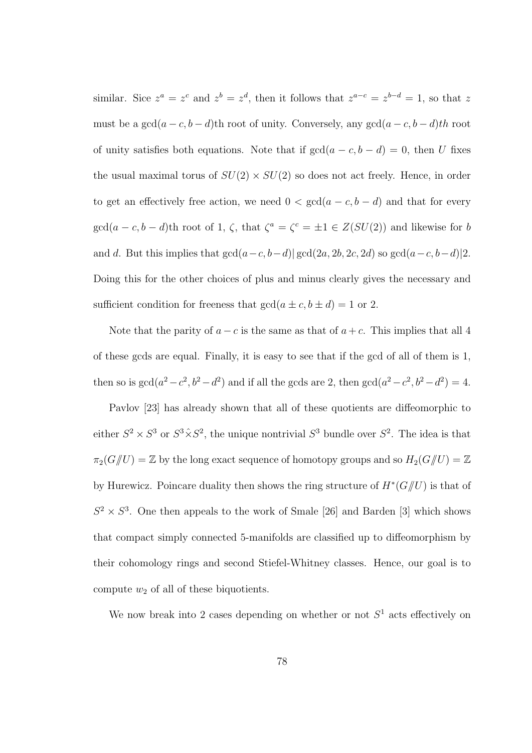similar. Sice $z^a = z^c$ and $z^b = z^d$, then it follows that $z^{a-c} = z^{b-d} = 1$, so that $z$ must be a $\gcd(a-c, b-d)$th root of unity. Conversely, any $\gcd(a-c, b-d)th$ root of unity satisfies both equations. Note that if $\gcd(a-c, b-d) = 0$, then $U$ fixes the usual maximal torus of $SU(2) \times SU(2)$ so does not act freely. Hence, in order to get an effectively free action, we need $0 < \gcd(a-c, b-d)$ and that for every $\gcd(a-c, b-d)$th root of 1, $\zeta$, that $\zeta^a = \zeta^c = \pm 1 \in Z(SU(2))$ and likewise for $b$ and $d$. But this implies that $\gcd(a-c, b-d) | \gcd(2a, 2b, 2c, 2d)$ so $\gcd(a-c, b-d)|2$. Doing this for the other choices of plus and minus clearly gives the necessary and sufficient condition for freeness that $\gcd(a \pm c, b \pm d) = 1$ or 2.

Note that the parity of $a-c$ is the same as that of $a+c$. This implies that all 4 of these gcds are equal. Finally, it is easy to see that if the gcd of all of them is 1, then so is $\gcd(a^2 - c^2, b^2 - d^2)$ and if all the gcds are 2, then $\gcd(a^2 - c^2, b^2 - d^2) = 4$.

Pavlov [23] has already shown that all of these quotients are diffeomorphic to either $S^2 \times S^3$ or $S^3 \hat{\times} S^2$, the unique nontrivial $S^3$ bundle over $S^2$. The idea is that $\pi_2(G/\!\!/U) = \mathbb{Z}$ by the long exact sequence of homotopy groups and so $H_2(G/\!\!/U) = \mathbb{Z}$ by Hurewicz. Poincare duality then shows the ring structure of $H^*(G/\!\!/U)$ is that of $S^2 \times S^3$. One then appeals to the work of Smale [26] and Barden [3] which shows that compact simply connected 5-manifolds are classified up to diffeomorphism by their cohomology rings and second Stiefel-Whitney classes. Hence, our goal is to compute $w_2$ of all of these biquotients.

We now break into 2 cases depending on whether or not $S^1$ acts effectively on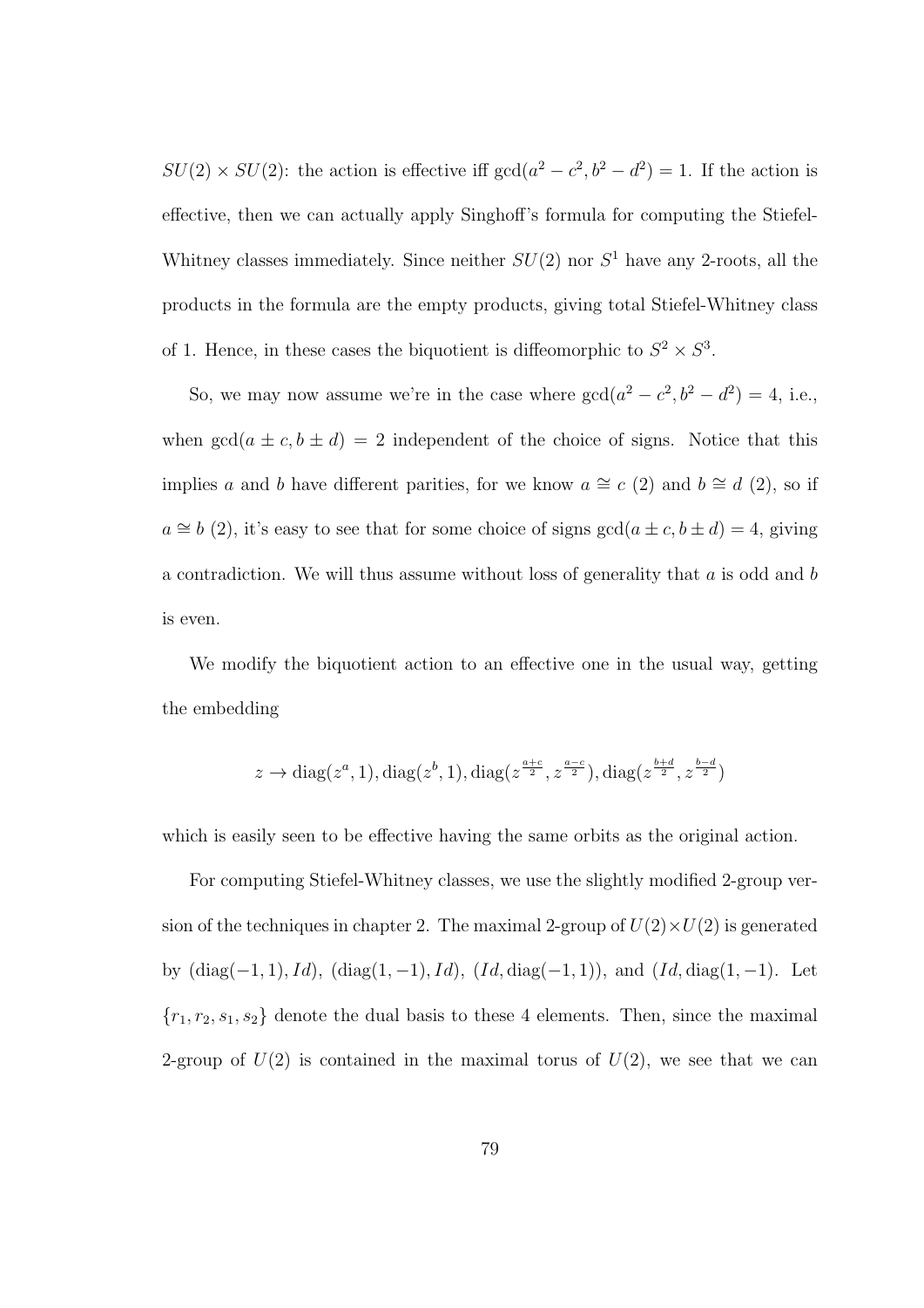$SU(2) \times SU(2)$: the action is effective iff $\gcd(a^2 - c^2, b^2 - d^2) = 1$. If the action is effective, then we can actually apply Singhoff's formula for computing the Stiefel-Whitney classes immediately. Since neither $SU(2)$ nor $S^1$ have any 2-roots, all the products in the formula are the empty products, giving total Stiefel-Whitney class of 1. Hence, in these cases the biquotient is diffeomorphic to $S^2 \times S^3$.

So, we may now assume we're in the case where $\gcd(a^2 - c^2, b^2 - d^2) = 4$, i.e., when $\gcd(a \pm c, b \pm d) = 2$ independent of the choice of signs. Notice that this implies $a$ and $b$ have different parities, for we know $a \cong c$ (2) and $b \cong d$ (2), so if $a \cong b$ (2), it's easy to see that for some choice of signs $\gcd(a \pm c, b \pm d) = 4$, giving a contradiction. We will thus assume without loss of generality that $a$ is odd and $b$ is even.

We modify the biquotient action to an effective one in the usual way, getting the embedding

$$z \to \operatorname{diag}(z^a, 1), \operatorname{diag}(z^b, 1), \operatorname{diag}(z^{\frac{a+c}{2}}, z^{\frac{a-c}{2}}), \operatorname{diag}(z^{\frac{b+d}{2}}, z^{\frac{b-d}{2}})$$

which is easily seen to be effective having the same orbits as the original action.

For computing Stiefel-Whitney classes, we use the slightly modified 2-group version of the techniques in chapter 2. The maximal 2-group of $U(2) \times U(2)$ is generated by $(\operatorname{diag}(-1, 1), Id)$, $(\operatorname{diag}(1, -1), Id)$, $(Id, \operatorname{diag}(-1, 1))$, and $(Id, \operatorname{diag}(1, -1)$. Let $\{r_1, r_2, s_1, s_2\}$ denote the dual basis to these 4 elements. Then, since the maximal 2-group of $U(2)$ is contained in the maximal torus of $U(2)$, we see that we can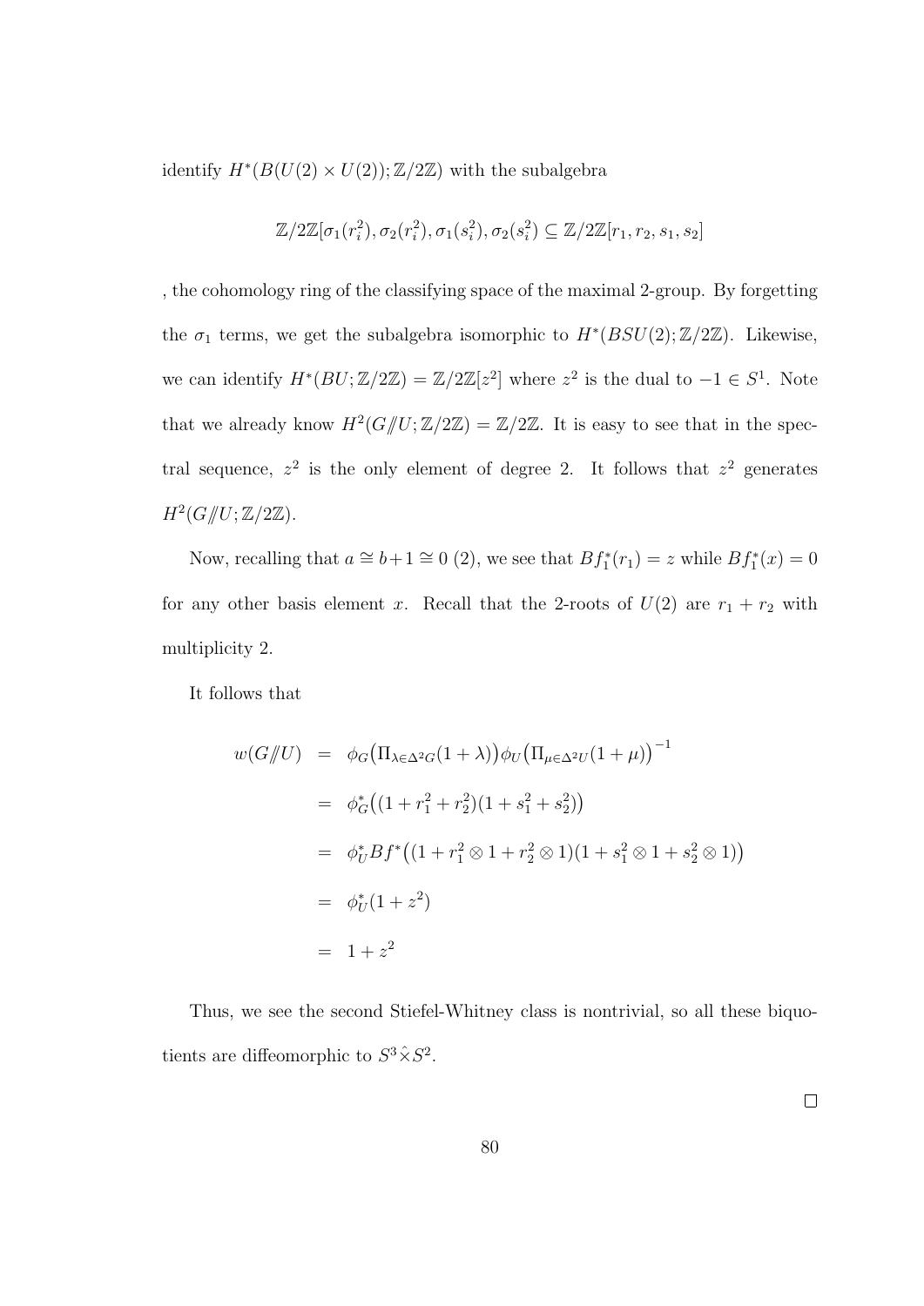identify $H^*(B(U(2) \times U(2)); \mathbb{Z}/2\mathbb{Z})$ with the subalgebra

$$\mathbb{Z}/2\mathbb{Z}[\sigma_1(r_i^2), \sigma_2(r_i^2), \sigma_1(s_i^2), \sigma_2(s_i^2) \subseteq \mathbb{Z}/2\mathbb{Z}[r_1, r_2, s_1, s_2]$$

, the cohomology ring of the classifying space of the maximal 2-group. By forgetting the $\sigma_1$ terms, we get the subalgebra isomorphic to $H^*(BSU(2); \mathbb{Z}/2\mathbb{Z})$. Likewise, we can identify $H^*(BU; \mathbb{Z}/2\mathbb{Z}) = \mathbb{Z}/2\mathbb{Z}[z^2]$ where $z^2$ is the dual to $-1 \in S^1$. Note that we already know $H^2(G/\!\!/U; \mathbb{Z}/2\mathbb{Z}) = \mathbb{Z}/2\mathbb{Z}$. It is easy to see that in the spectral sequence, $z^2$ is the only element of degree 2. It follows that $z^2$ generates $H^2(G/\!\!/U; \mathbb{Z}/2\mathbb{Z})$.

Now, recalling that $a \cong b+1 \cong 0$ (2), we see that $Bf_1^*(r_1) = z$ while $Bf_1^*(x) = 0$ for any other basis element $x$. Recall that the 2-roots of $U(2)$ are $r_1 + r_2$ with multiplicity 2.

It follows that

$$\begin{aligned}
w(G/\!\!/U) &= \phi_G\big(\Pi_{\lambda \in \Delta^2 G}(1+\lambda)\big)\phi_U\big(\Pi_{\mu \in \Delta^2 U}(1+\mu)\big)^{-1} \\
&= \phi_G^*\big((1 + r_1^2 + r_2^2)(1 + s_1^2 + s_2^2)\big) \\
&= \phi_U^* Bf^*\big((1 + r_1^2 \otimes 1 + r_2^2 \otimes 1)(1 + s_1^2 \otimes 1 + s_2^2 \otimes 1)\big) \\
&= \phi_U^*(1 + z^2) \\
&= 1 + z^2
\end{aligned}$$

Thus, we see the second Stiefel-Whitney class is nontrivial, so all these biquotients are diffeomorphic to $S^3 \hat{\times} S^2$.

$\square$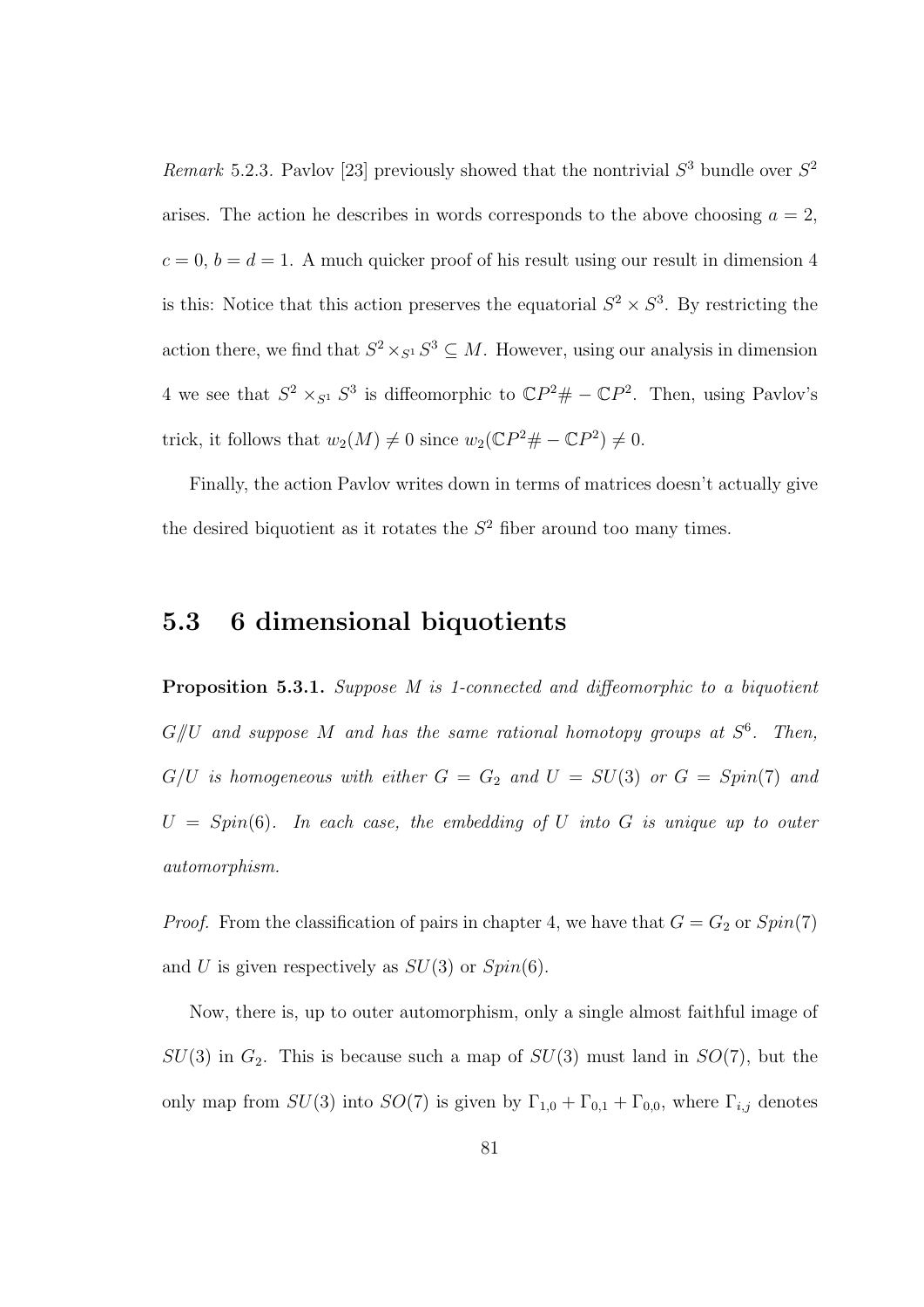*Remark* 5.2.3. Pavlov [23] previously showed that the nontrivial $S^3$ bundle over $S^2$ arises. The action he describes in words corresponds to the above choosing $a = 2$, $c = 0$, $b = d = 1$. A much quicker proof of his result using our result in dimension 4 is this: Notice that this action preserves the equatorial $S^2 \times S^3$. By restricting the action there, we find that $S^2 \times_{S^1} S^3 \subseteq M$. However, using our analysis in dimension 4 we see that $S^2 \times_{S^1} S^3$ is diffeomorphic to $\mathbb{C}P^2 \# -\mathbb{C}P^2$. Then, using Pavlov's trick, it follows that $w_2(M) \neq 0$ since $w_2(\mathbb{C}P^2 \# -\mathbb{C}P^2) \neq 0$.

Finally, the action Pavlov writes down in terms of matrices doesn't actually give the desired biquotient as it rotates the $S^2$ fiber around too many times.

## 5.3 6 dimensional biquotients

**Proposition 5.3.1.** *Suppose $M$ is 1-connected and diffeomorphic to a biquotient $G/\!\!/U$ and suppose $M$ and has the same rational homotopy groups at $S^6$. Then, $G/U$ is homogeneous with either $G = G_2$ and $U = SU(3)$ or $G = Spin(7)$ and $U = Spin(6)$. In each case, the embedding of $U$ into $G$ is unique up to outer automorphism.*

*Proof.* From the classification of pairs in chapter 4, we have that $G = G_2$ or $Spin(7)$ and $U$ is given respectively as $SU(3)$ or $Spin(6)$.

Now, there is, up to outer automorphism, only a single almost faithful image of $SU(3)$ in $G_2$. This is because such a map of $SU(3)$ must land in $SO(7)$, but the only map from $SU(3)$ into $SO(7)$ is given by $\Gamma_{1,0} + \Gamma_{0,1} + \Gamma_{0,0}$, where $\Gamma_{i,j}$ denotes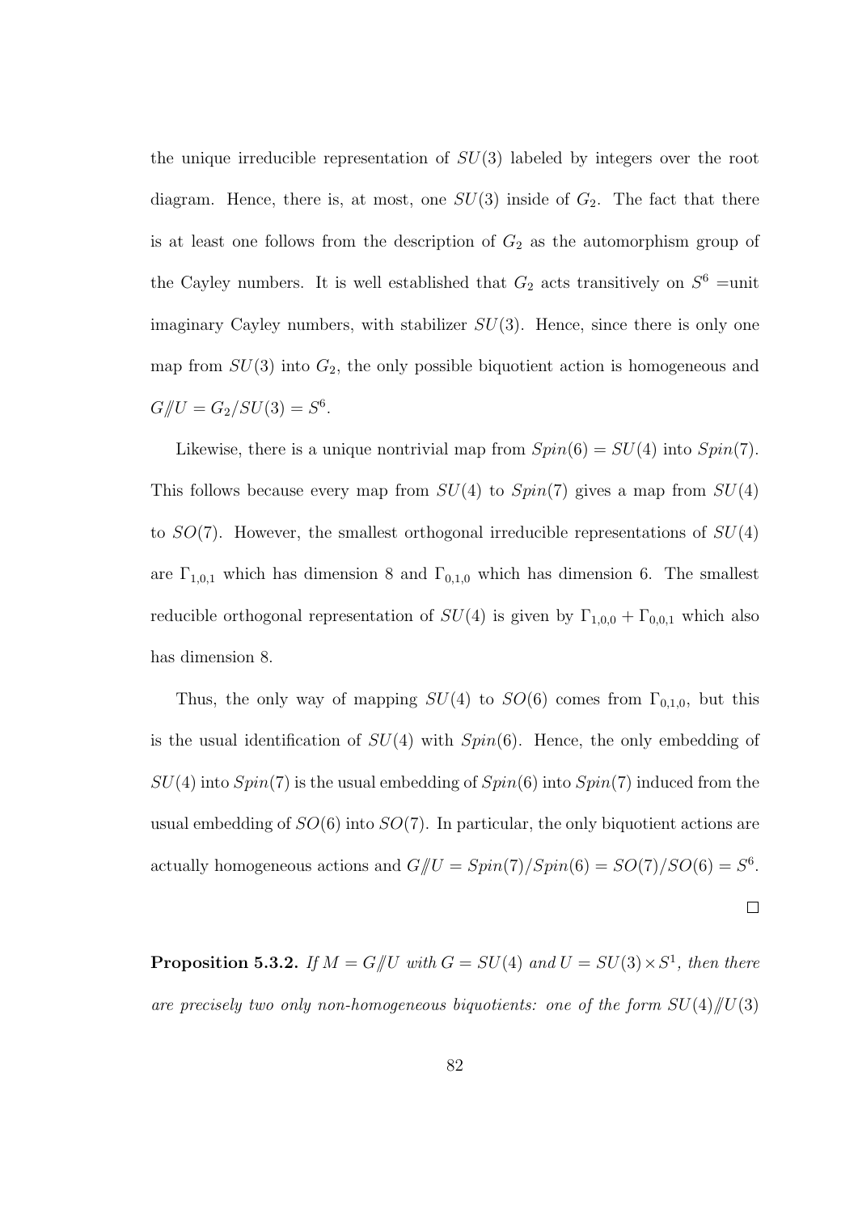the unique irreducible representation of $SU(3)$ labeled by integers over the root diagram. Hence, there is, at most, one $SU(3)$ inside of $G_2$. The fact that there is at least one follows from the description of $G_2$ as the automorphism group of the Cayley numbers. It is well established that $G_2$ acts transitively on $S^6$ =unit imaginary Cayley numbers, with stabilizer $SU(3)$. Hence, since there is only one map from $SU(3)$ into $G_2$, the only possible biquotient action is homogeneous and $G/\!\!/U = G_2/SU(3) = S^6$.

Likewise, there is a unique nontrivial map from $Spin(6) = SU(4)$ into $Spin(7)$. This follows because every map from $SU(4)$ to $Spin(7)$ gives a map from $SU(4)$ to $SO(7)$. However, the smallest orthogonal irreducible representations of $SU(4)$ are $\Gamma_{1,0,1}$ which has dimension 8 and $\Gamma_{0,1,0}$ which has dimension 6. The smallest reducible orthogonal representation of $SU(4)$ is given by $\Gamma_{1,0,0} + \Gamma_{0,0,1}$ which also has dimension 8.

Thus, the only way of mapping $SU(4)$ to $SO(6)$ comes from $\Gamma_{0,1,0}$, but this is the usual identification of $SU(4)$ with $Spin(6)$. Hence, the only embedding of $SU(4)$ into $Spin(7)$ is the usual embedding of $Spin(6)$ into $Spin(7)$ induced from the usual embedding of $SO(6)$ into $SO(7)$. In particular, the only biquotient actions are actually homogeneous actions and $G/\!\!/U = Spin(7)/Spin(6) = SO(7)/SO(6) = S^6$.

□

**Proposition 5.3.2.** *If $M = G/\!\!/U$ with $G = SU(4)$ and $U = SU(3) \times S^1$, then there are precisely two only non-homogeneous biquotients: one of the form $SU(4)/\!\!/U(3)$*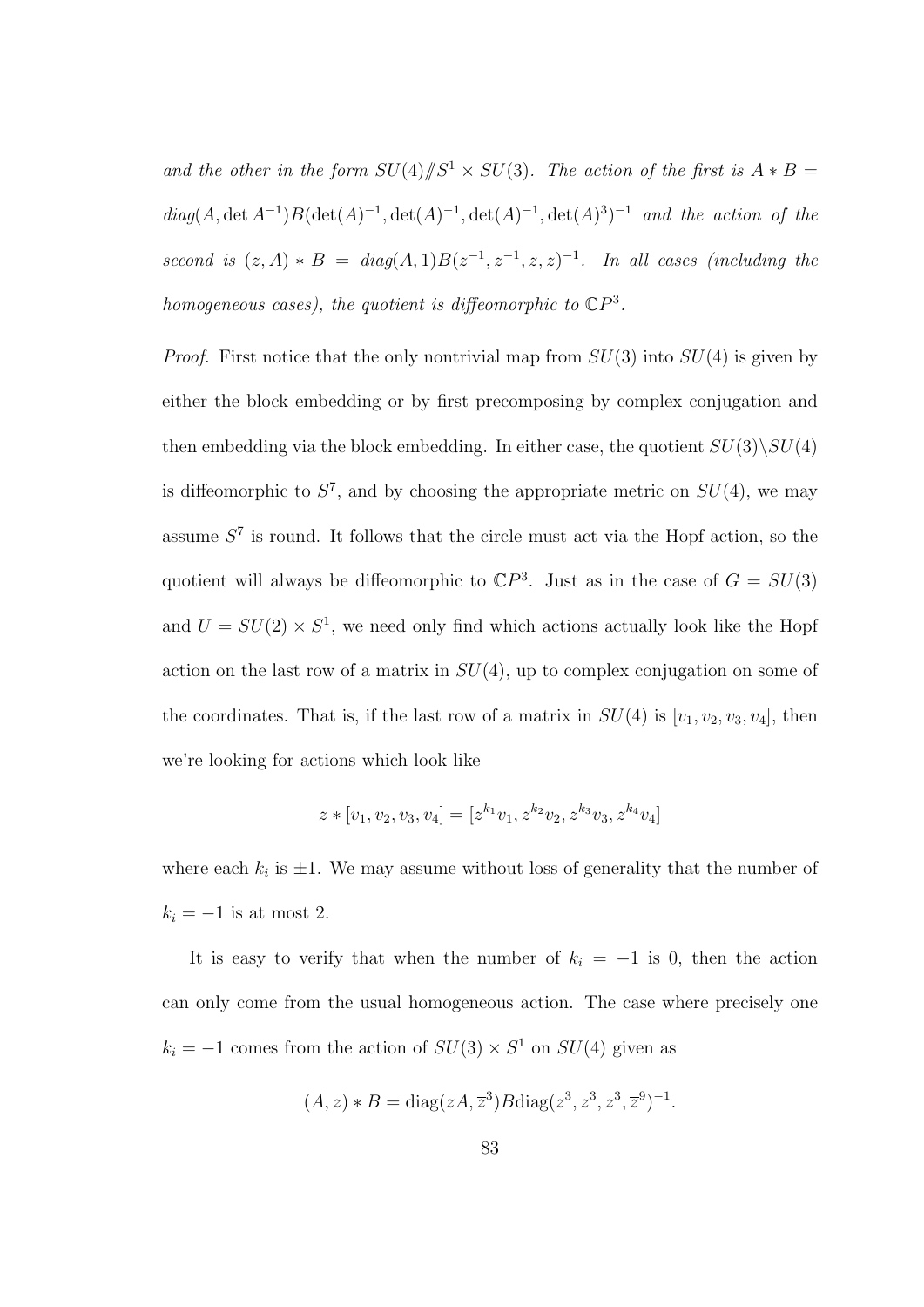*and the other in the form $SU(4)/\!\!/S^1 \times SU(3)$. The action of the first is $A * B = diag(A, \det A^{-1})B(\det(A)^{-1}, \det(A)^{-1}, \det(A)^{-1}, \det(A)^3)^{-1}$ and the action of the second is $(z, A) * B = diag(A, 1)B(z^{-1}, z^{-1}, z, z)^{-1}$. In all cases (including the homogeneous cases), the quotient is diffeomorphic to $\mathbb{C}P^3$.*

*Proof.* First notice that the only nontrivial map from $SU(3)$ into $SU(4)$ is given by either the block embedding or by first precomposing by complex conjugation and then embedding via the block embedding. In either case, the quotient $SU(3)\backslash SU(4)$ is diffeomorphic to $S^7$, and by choosing the appropriate metric on $SU(4)$, we may assume $S^7$ is round. It follows that the circle must act via the Hopf action, so the quotient will always be diffeomorphic to $\mathbb{C}P^3$. Just as in the case of $G = SU(3)$ and $U = SU(2) \times S^1$, we need only find which actions actually look like the Hopf action on the last row of a matrix in $SU(4)$, up to complex conjugation on some of the coordinates. That is, if the last row of a matrix in $SU(4)$ is $[v_1, v_2, v_3, v_4]$, then we're looking for actions which look like

$$z * [v_1, v_2, v_3, v_4] = [z^{k_1}v_1, z^{k_2}v_2, z^{k_3}v_3, z^{k_4}v_4]$$

where each $k_i$ is $\pm 1$. We may assume without loss of generality that the number of $k_i = -1$ is at most 2.

It is easy to verify that when the number of $k_i = -1$ is 0, then the action can only come from the usual homogeneous action. The case where precisely one $k_i = -1$ comes from the action of $SU(3) \times S^1$ on $SU(4)$ given as

$$(A, z) * B = \text{diag}(zA, \overline{z}^3)B\text{diag}(z^3, z^3, z^3, \overline{z}^9)^{-1}.$$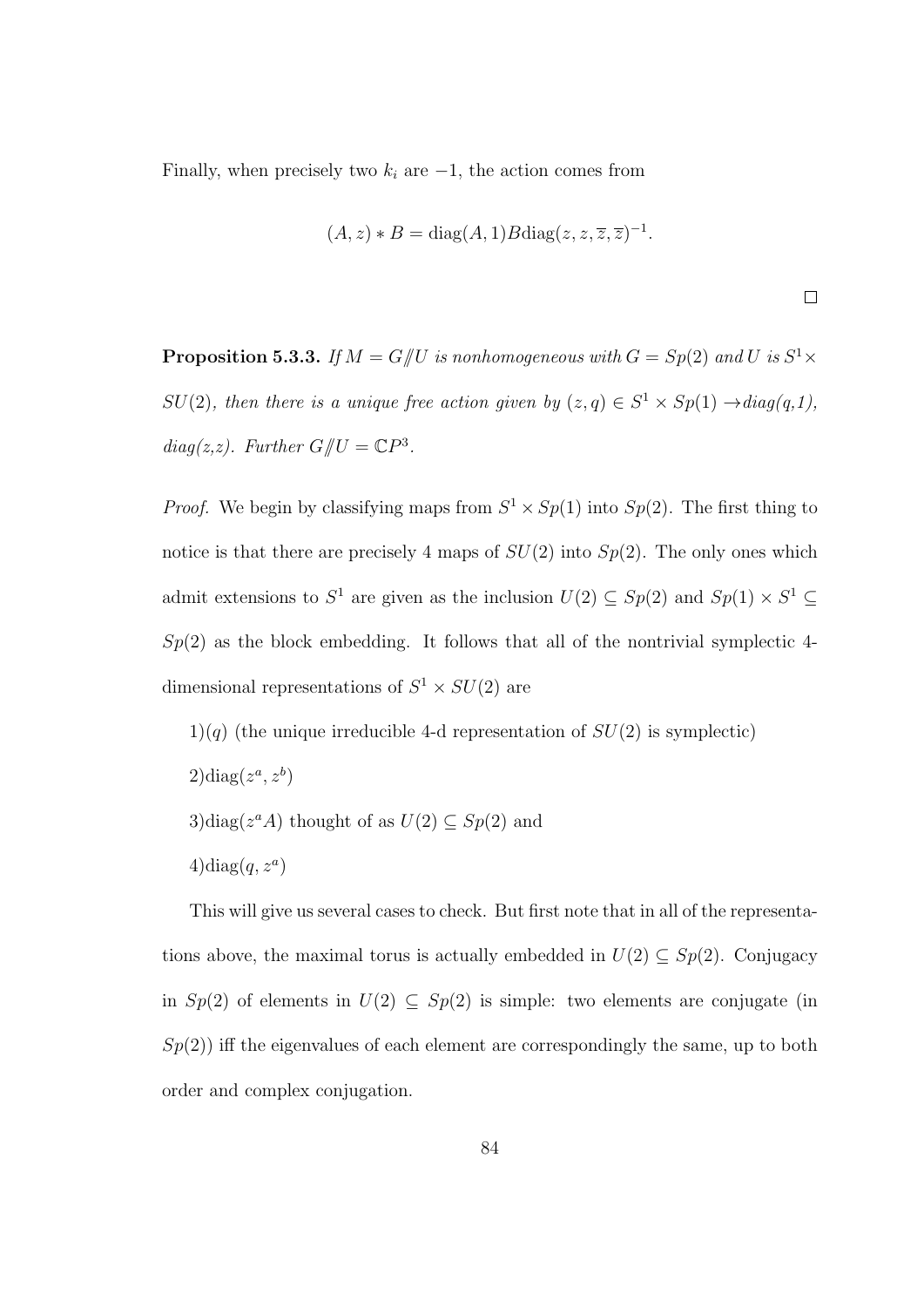Finally, when precisely two $k_i$ are $-1$, the action comes from

$$(A, z) * B = \text{diag}(A, 1)B\text{diag}(z, z, \overline{z}, \overline{z})^{-1}.$$

$\square$

**Proposition 5.3.3.** *If $M = G/\!\!/U$ is nonhomogeneous with $G = Sp(2)$ and $U$ is $S^1 \times SU(2)$, then there is a unique free action given by $(z, q) \in S^1 \times Sp(1) \to$diag(q,1), diag(z,z). Further $G/\!\!/U = \mathbb{C}P^3$.*

*Proof.* We begin by classifying maps from $S^1 \times Sp(1)$ into $Sp(2)$. The first thing to notice is that there are precisely 4 maps of $SU(2)$ into $Sp(2)$. The only ones which admit extensions to $S^1$ are given as the inclusion $U(2) \subseteq Sp(2)$ and $Sp(1) \times S^1 \subseteq Sp(2)$ as the block embedding. It follows that all of the nontrivial symplectic 4-dimensional representations of $S^1 \times SU(2)$ are

1)$(q)$ (the unique irreducible 4-d representation of $SU(2)$ is symplectic)

2)$\text{diag}(z^a, z^b)$

3)$\text{diag}(z^a A)$ thought of as $U(2) \subseteq Sp(2)$ and

4)$\text{diag}(q, z^a)$

This will give us several cases to check. But first note that in all of the representations above, the maximal torus is actually embedded in $U(2) \subseteq Sp(2)$. Conjugacy in $Sp(2)$ of elements in $U(2) \subseteq Sp(2)$ is simple: two elements are conjugate (in $Sp(2)$) iff the eigenvalues of each element are correspondingly the same, up to both order and complex conjugation.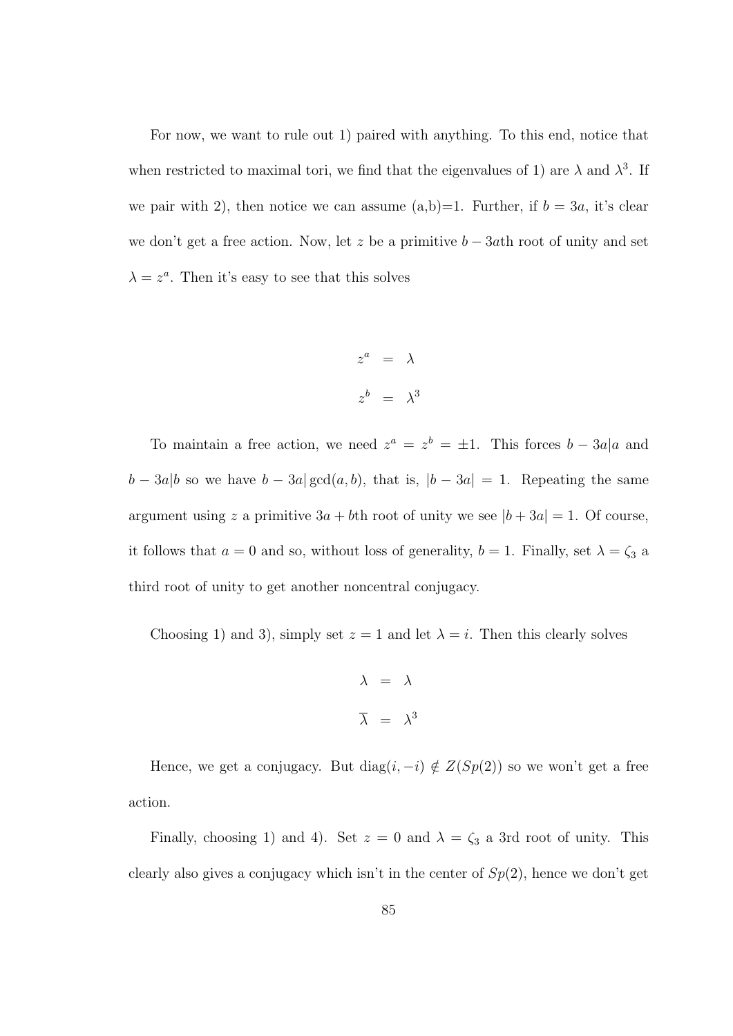For now, we want to rule out 1) paired with anything. To this end, notice that when restricted to maximal tori, we find that the eigenvalues of 1) are $\lambda$ and $\lambda^3$. If we pair with 2), then notice we can assume (a,b)=1. Further, if $b = 3a$, it's clear we don't get a free action. Now, let $z$ be a primitive $b - 3a$th root of unity and set $\lambda = z^a$. Then it's easy to see that this solves

$$
\begin{aligned}
z^a &= \lambda \\
z^b &= \lambda^3
\end{aligned}
$$

To maintain a free action, we need $z^a = z^b = \pm 1$. This forces $b - 3a|a$ and $b - 3a|b$ so we have $b - 3a|\gcd(a, b)$, that is, $|b - 3a| = 1$. Repeating the same argument using $z$ a primitive $3a + b$th root of unity we see $|b + 3a| = 1$. Of course, it follows that $a = 0$ and so, without loss of generality, $b = 1$. Finally, set $\lambda = \zeta_3$ a third root of unity to get another noncentral conjugacy.

Choosing 1) and 3), simply set $z = 1$ and let $\lambda = i$. Then this clearly solves

$$
\begin{aligned}
\lambda &= \lambda \\
\overline{\lambda} &= \lambda^3
\end{aligned}
$$

Hence, we get a conjugacy. But $\mathrm{diag}(i, -i) \notin Z(Sp(2))$ so we won't get a free action.

Finally, choosing 1) and 4). Set $z = 0$ and $\lambda = \zeta_3$ a 3rd root of unity. This clearly also gives a conjugacy which isn't in the center of $Sp(2)$, hence we don't get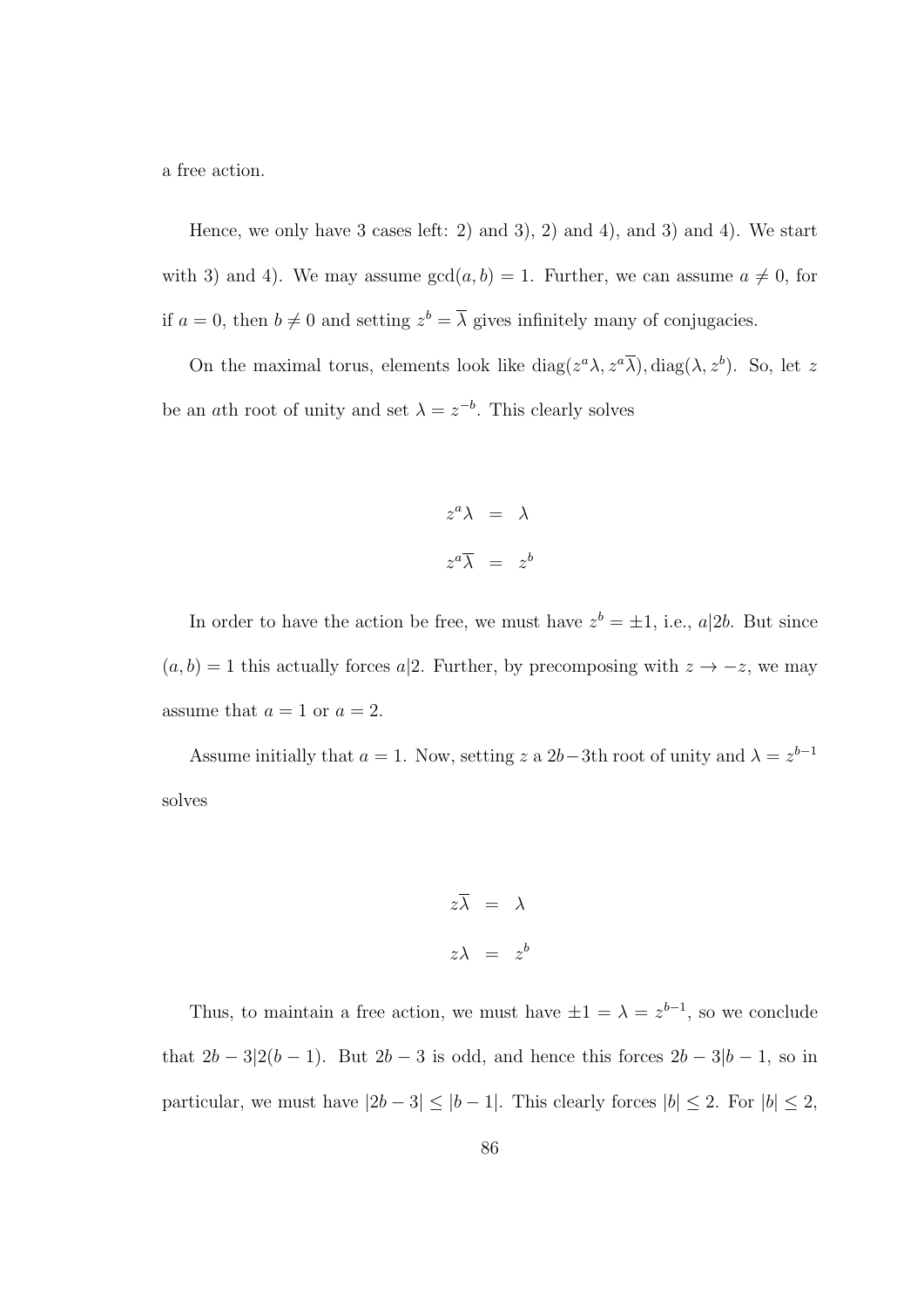a free action.

Hence, we only have 3 cases left: 2) and 3), 2) and 4), and 3) and 4). We start with 3) and 4). We may assume $\gcd(a,b)=1$. Further, we can assume $a\neq 0$, for if $a=0$, then $b\neq 0$ and setting $z^b=\overline{\lambda}$ gives infinitely many of conjugacies.

On the maximal torus, elements look like $\mathrm{diag}(z^a\lambda, z^a\overline{\lambda}), \mathrm{diag}(\lambda, z^b)$. So, let $z$ be an $a$th root of unity and set $\lambda = z^{-b}$. This clearly solves

$$
\begin{aligned}
z^a\lambda &= \lambda \\
z^a\overline{\lambda} &= z^b
\end{aligned}
$$

In order to have the action be free, we must have $z^b=\pm 1$, i.e., $a|2b$. But since $(a,b)=1$ this actually forces $a|2$. Further, by precomposing with $z\to -z$, we may assume that $a=1$ or $a=2$.

Assume initially that $a=1$. Now, setting $z$ a $2b-3$th root of unity and $\lambda = z^{b-1}$ solves

$$
\begin{aligned}
z\overline{\lambda} &= \lambda \\
z\lambda &= z^b
\end{aligned}
$$

Thus, to maintain a free action, we must have $\pm 1 = \lambda = z^{b-1}$, so we conclude that $2b-3|2(b-1)$. But $2b-3$ is odd, and hence this forces $2b-3|b-1$, so in particular, we must have $|2b-3|\leq |b-1|$. This clearly forces $|b|\leq 2$. For $|b|\leq 2$,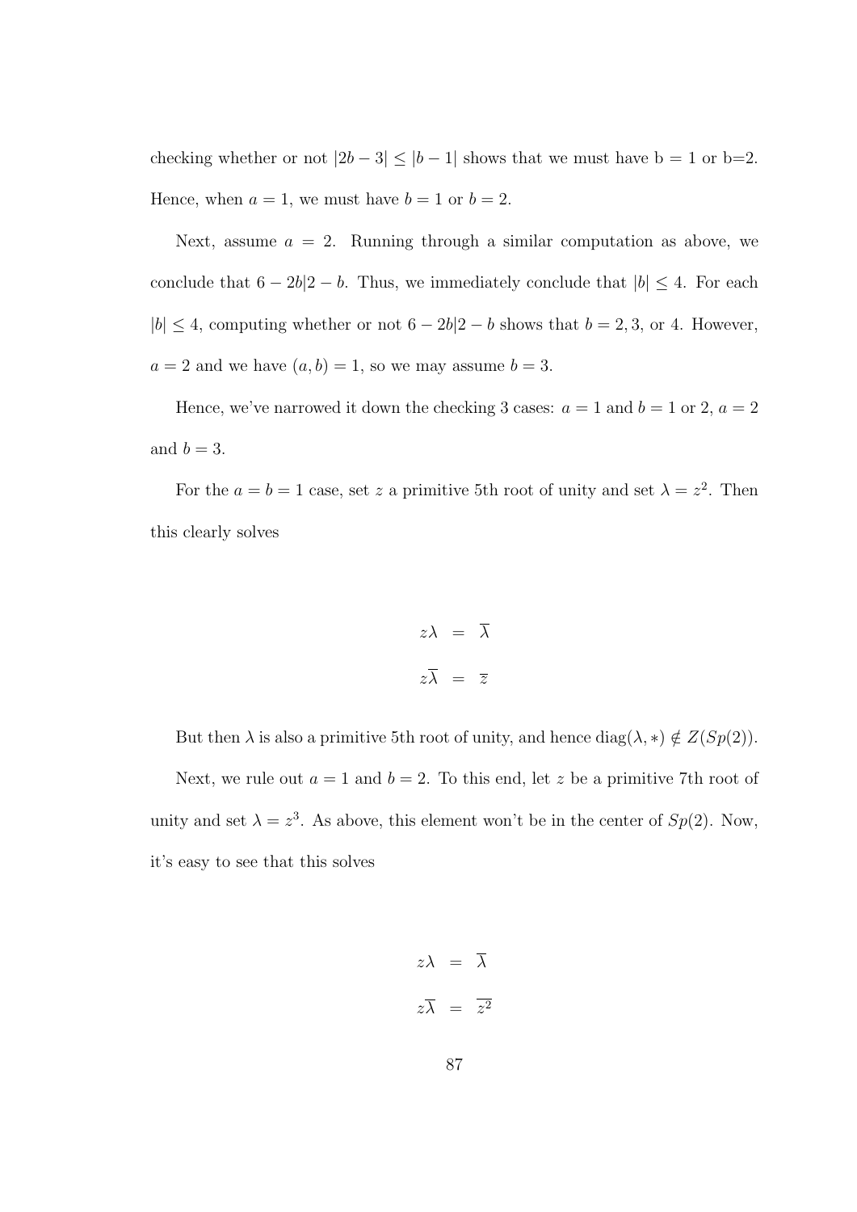checking whether or not $|2b-3| \leq |b-1|$ shows that we must have b = 1 or b=2. Hence, when $a = 1$, we must have $b = 1$ or $b = 2$.

Next, assume $a = 2$. Running through a similar computation as above, we conclude that $6 - 2b|2 - b$. Thus, we immediately conclude that $|b| \leq 4$. For each $|b| \leq 4$, computing whether or not $6 - 2b|2 - b$ shows that $b = 2, 3$, or 4. However, $a = 2$ and we have $(a, b) = 1$, so we may assume $b = 3$.

Hence, we've narrowed it down the checking 3 cases: $a = 1$ and $b = 1$ or 2, $a = 2$ and $b = 3$.

For the $a = b = 1$ case, set $z$ a primitive 5th root of unity and set $\lambda = z^2$. Then this clearly solves

$$
\begin{aligned}
z\lambda &= \overline{\lambda} \\
z\overline{\lambda} &= \overline{z}
\end{aligned}
$$

But then $\lambda$ is also a primitive 5th root of unity, and hence $\mathrm{diag}(\lambda, *) \notin Z(Sp(2))$.

Next, we rule out $a = 1$ and $b = 2$. To this end, let $z$ be a primitive 7th root of unity and set $\lambda = z^3$. As above, this element won't be in the center of $Sp(2)$. Now, it's easy to see that this solves

$$
\begin{aligned}
z\lambda &= \overline{\lambda} \\
z\overline{\lambda} &= \overline{z^2}
\end{aligned}
$$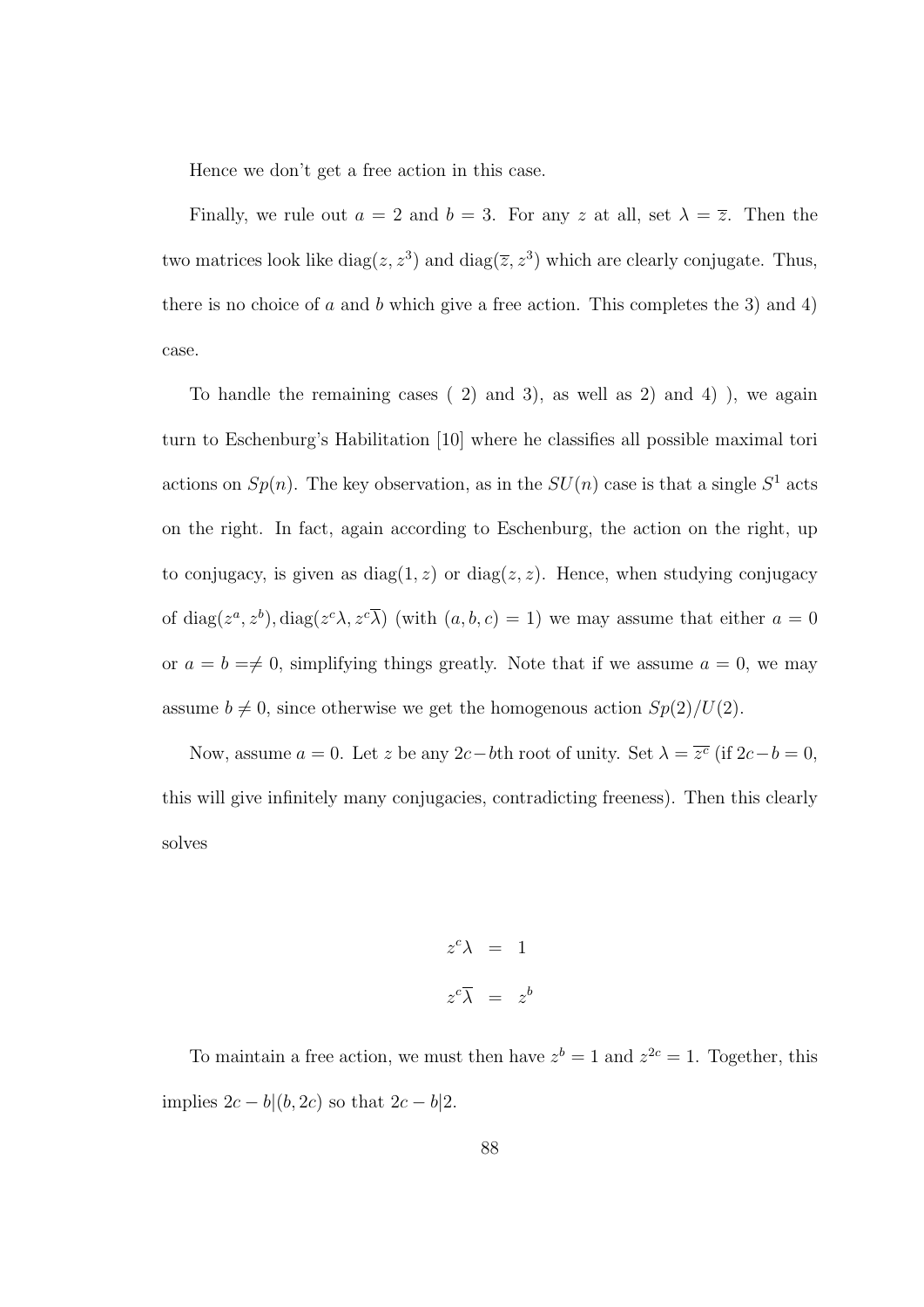Hence we don't get a free action in this case.

Finally, we rule out $a = 2$ and $b = 3$. For any $z$ at all, set $\lambda = \overline{z}$. Then the two matrices look like $\text{diag}(z, z^3)$ and $\text{diag}(\overline{z}, z^3)$ which are clearly conjugate. Thus, there is no choice of $a$ and $b$ which give a free action. This completes the 3) and 4) case.

To handle the remaining cases ( 2) and 3), as well as 2) and 4) ), we again turn to Eschenburg's Habilitation [10] where he classifies all possible maximal tori actions on $Sp(n)$. The key observation, as in the $SU(n)$ case is that a single $S^1$ acts on the right. In fact, again according to Eschenburg, the action on the right, up to conjugacy, is given as $\text{diag}(1, z)$ or $\text{diag}(z, z)$. Hence, when studying conjugacy of $\text{diag}(z^a, z^b), \text{diag}(z^c\lambda, z^c\overline{\lambda})$ (with $(a, b, c) = 1$) we may assume that either $a = 0$ or $a = b =\neq 0$, simplifying things greatly. Note that if we assume $a = 0$, we may assume $b \neq 0$, since otherwise we get the homogenous action $Sp(2)/U(2)$.

Now, assume $a = 0$. Let $z$ be any $2c-b$th root of unity. Set $\lambda = \overline{z^c}$ (if $2c-b = 0$, this will give infinitely many conjugacies, contradicting freeness). Then this clearly solves

$$
\begin{aligned}
z^c\lambda &= 1 \\
z^c\overline{\lambda} &= z^b
\end{aligned}
$$

To maintain a free action, we must then have $z^b = 1$ and $z^{2c} = 1$. Together, this implies $2c - b|(b, 2c)$ so that $2c - b|2$.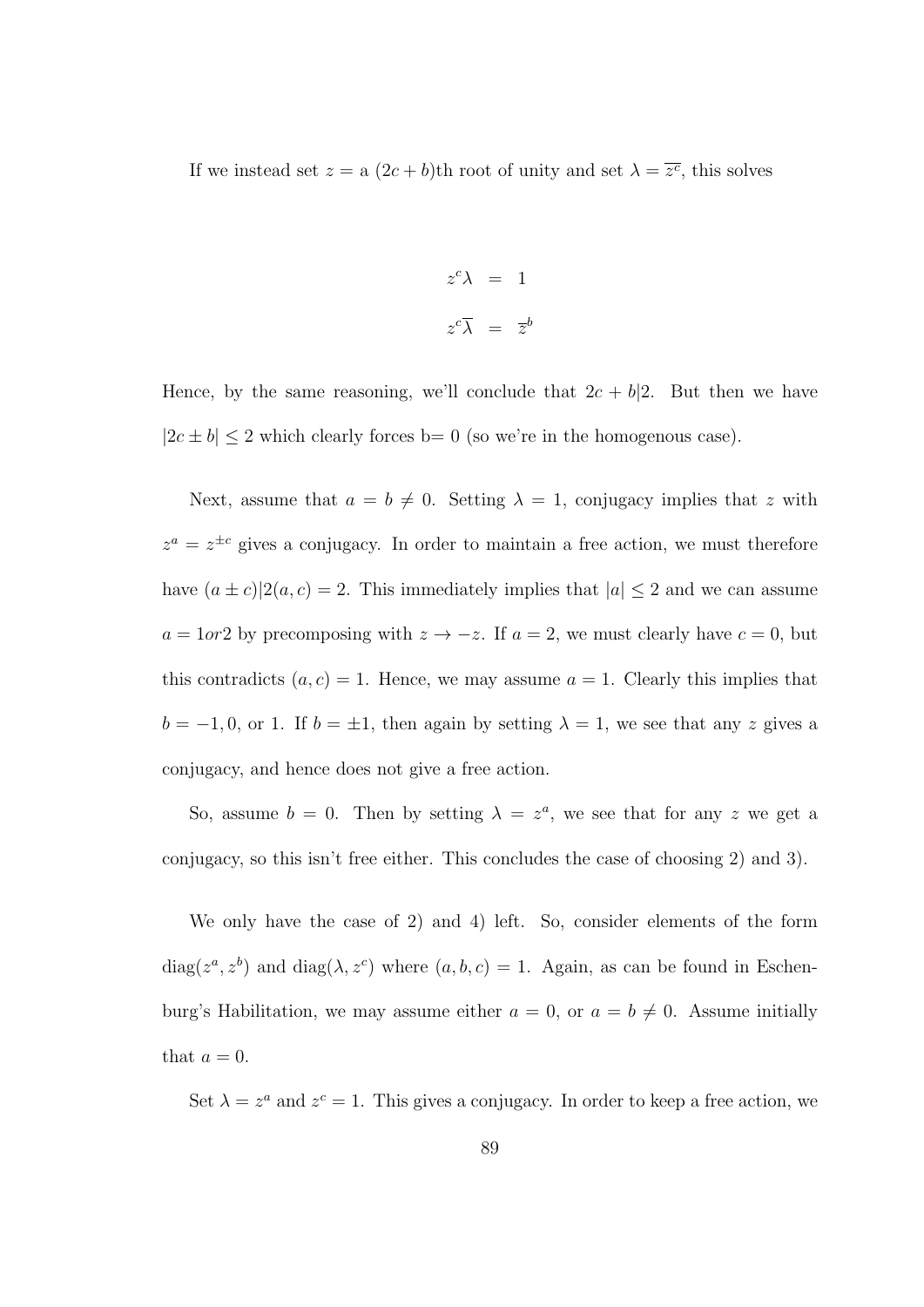If we instead set $z =$ a $(2c+b)$th root of unity and set $\lambda = \overline{z^c}$, this solves

$$\begin{aligned} z^c\lambda &= 1 \\ z^c\overline{\lambda} &= \overline{z}^b \end{aligned}$$

Hence, by the same reasoning, we'll conclude that $2c + b|2$. But then we have $|2c \pm b| \leq 2$ which clearly forces b= 0 (so we're in the homogenous case).

Next, assume that $a = b \neq 0$. Setting $\lambda = 1$, conjugacy implies that $z$ with $z^a = z^{\pm c}$ gives a conjugacy. In order to maintain a free action, we must therefore have $(a \pm c)|2(a,c) = 2$. This immediately implies that $|a| \leq 2$ and we can assume $a = 1 or 2$ by precomposing with $z \to -z$. If $a = 2$, we must clearly have $c = 0$, but this contradicts $(a,c) = 1$. Hence, we may assume $a = 1$. Clearly this implies that $b = -1, 0$, or 1. If $b = \pm 1$, then again by setting $\lambda = 1$, we see that any $z$ gives a conjugacy, and hence does not give a free action.

So, assume $b = 0$. Then by setting $\lambda = z^a$, we see that for any $z$ we get a conjugacy, so this isn't free either. This concludes the case of choosing 2) and 3).

We only have the case of 2) and 4) left. So, consider elements of the form $\text{diag}(z^a, z^b)$ and $\text{diag}(\lambda, z^c)$ where $(a,b,c) = 1$. Again, as can be found in Eschenburg's Habilitation, we may assume either $a = 0$, or $a = b \neq 0$. Assume initially that $a = 0$.

Set $\lambda = z^a$ and $z^c = 1$. This gives a conjugacy. In order to keep a free action, we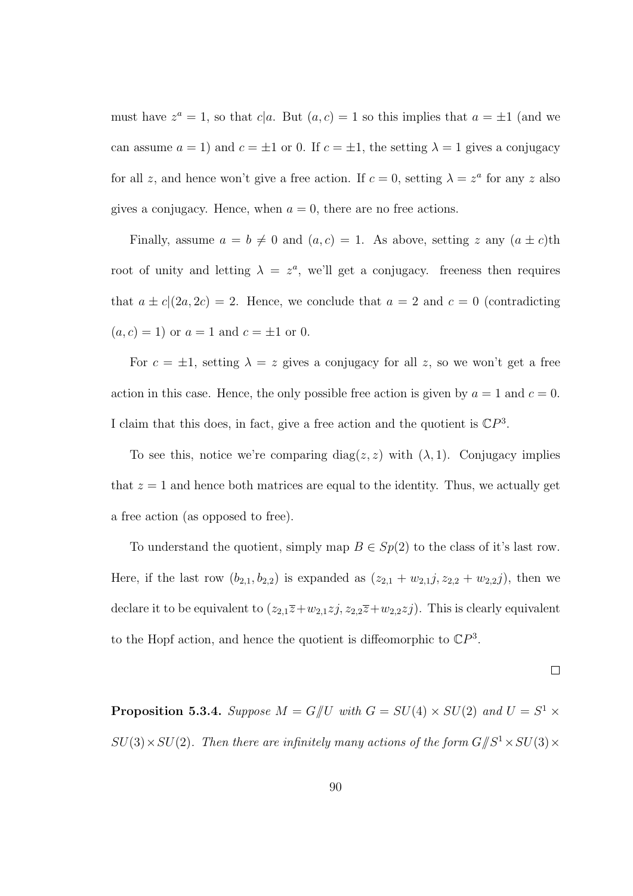must have $z^a = 1$, so that $c|a$. But $(a, c) = 1$ so this implies that $a = \pm 1$ (and we can assume $a = 1$) and $c = \pm 1$ or 0. If $c = \pm 1$, the setting $\lambda = 1$ gives a conjugacy for all $z$, and hence won't give a free action. If $c = 0$, setting $\lambda = z^a$ for any $z$ also gives a conjugacy. Hence, when $a = 0$, there are no free actions.

Finally, assume $a = b \neq 0$ and $(a, c) = 1$. As above, setting $z$ any $(a \pm c)$th root of unity and letting $\lambda = z^a$, we'll get a conjugacy. freeness then requires that $a \pm c|(2a, 2c) = 2$. Hence, we conclude that $a = 2$ and $c = 0$ (contradicting $(a, c) = 1$) or $a = 1$ and $c = \pm 1$ or 0.

For $c = \pm 1$, setting $\lambda = z$ gives a conjugacy for all $z$, so we won't get a free action in this case. Hence, the only possible free action is given by $a = 1$ and $c = 0$. I claim that this does, in fact, give a free action and the quotient is $\mathbb{C}P^3$.

To see this, notice we're comparing $\operatorname{diag}(z, z)$ with $(\lambda, 1)$. Conjugacy implies that $z = 1$ and hence both matrices are equal to the identity. Thus, we actually get a free action (as opposed to free).

To understand the quotient, simply map $B \in Sp(2)$ to the class of it's last row. Here, if the last row $(b_{2,1}, b_{2,2})$ is expanded as $(z_{2,1} + w_{2,1}j, z_{2,2} + w_{2,2}j)$, then we declare it to be equivalent to $(z_{2,1}\overline{z} + w_{2,1}zj, z_{2,2}\overline{z} + w_{2,2}zj)$. This is clearly equivalent to the Hopf action, and hence the quotient is diffeomorphic to $\mathbb{C}P^3$.

$\square$

**Proposition 5.3.4.** *Suppose $M = G/\!\!/U$ with $G = SU(4) \times SU(2)$ and $U = S^1 \times SU(3) \times SU(2)$. Then there are infinitely many actions of the form $G/\!\!/S^1 \times SU(3) \times$*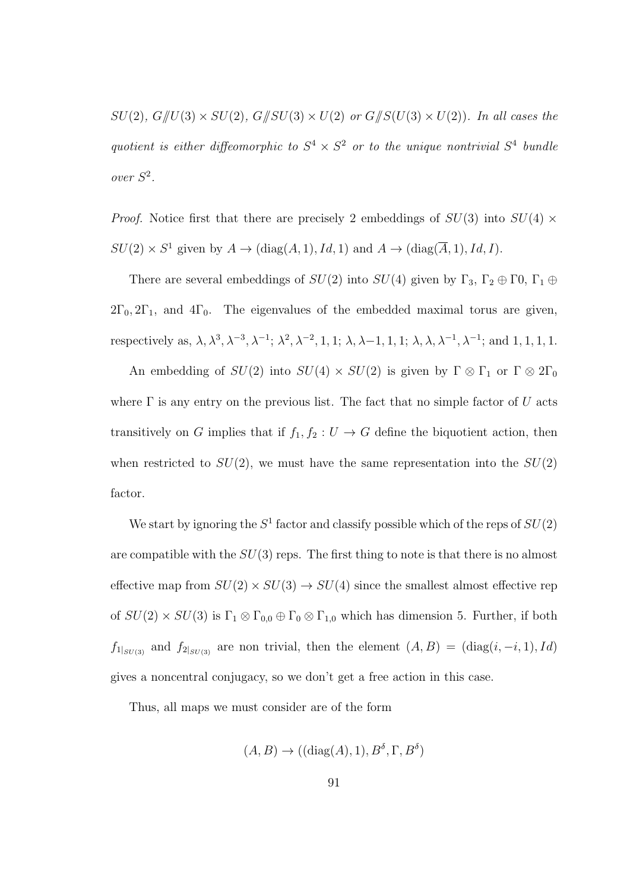*$SU(2)$, $G/\!\!/U(3) \times SU(2)$, $G/\!\!/SU(3) \times U(2)$ or $G/\!\!/S(U(3) \times U(2))$. In all cases the quotient is either diffeomorphic to $S^4 \times S^2$ or to the unique nontrivial $S^4$ bundle over $S^2$.*

*Proof.* Notice first that there are precisely 2 embeddings of $SU(3)$ into $SU(4) \times SU(2) \times S^1$ given by $A \to (\text{diag}(A, 1), Id, 1)$ and $A \to (\text{diag}(\overline{A}, 1), Id, I)$.

There are several embeddings of $SU(2)$ into $SU(4)$ given by $\Gamma_3$, $\Gamma_2 \oplus \Gamma 0$, $\Gamma_1 \oplus 2\Gamma_0, 2\Gamma_1$, and $4\Gamma_0$. The eigenvalues of the embedded maximal torus are given, respectively as, $\lambda, \lambda^3, \lambda^{-3}, \lambda^{-1}$; $\lambda^2, \lambda^{-2}, 1, 1$; $\lambda, \lambda{-1}, 1, 1$; $\lambda, \lambda, \lambda^{-1}, \lambda^{-1}$; and $1, 1, 1, 1$.

An embedding of $SU(2)$ into $SU(4) \times SU(2)$ is given by $\Gamma \otimes \Gamma_1$ or $\Gamma \otimes 2\Gamma_0$ where $\Gamma$ is any entry on the previous list. The fact that no simple factor of $U$ acts transitively on $G$ implies that if $f_1, f_2 : U \to G$ define the biquotient action, then when restricted to $SU(2)$, we must have the same representation into the $SU(2)$ factor.

We start by ignoring the $S^1$ factor and classify possible which of the reps of $SU(2)$ are compatible with the $SU(3)$ reps. The first thing to note is that there is no almost effective map from $SU(2) \times SU(3) \to SU(4)$ since the smallest almost effective rep of $SU(2) \times SU(3)$ is $\Gamma_1 \otimes \Gamma_{0,0} \oplus \Gamma_0 \otimes \Gamma_{1,0}$ which has dimension 5. Further, if both $f_{1|_{SU(3)}}$ and $f_{2|_{SU(3)}}$ are non trivial, then the element $(A, B) = (\text{diag}(i, -i, 1), Id)$ gives a noncentral conjugacy, so we don't get a free action in this case.

Thus, all maps we must consider are of the form

$$(A, B) \to ((\text{diag}(A), 1), B^\delta, \Gamma, B^\delta)$$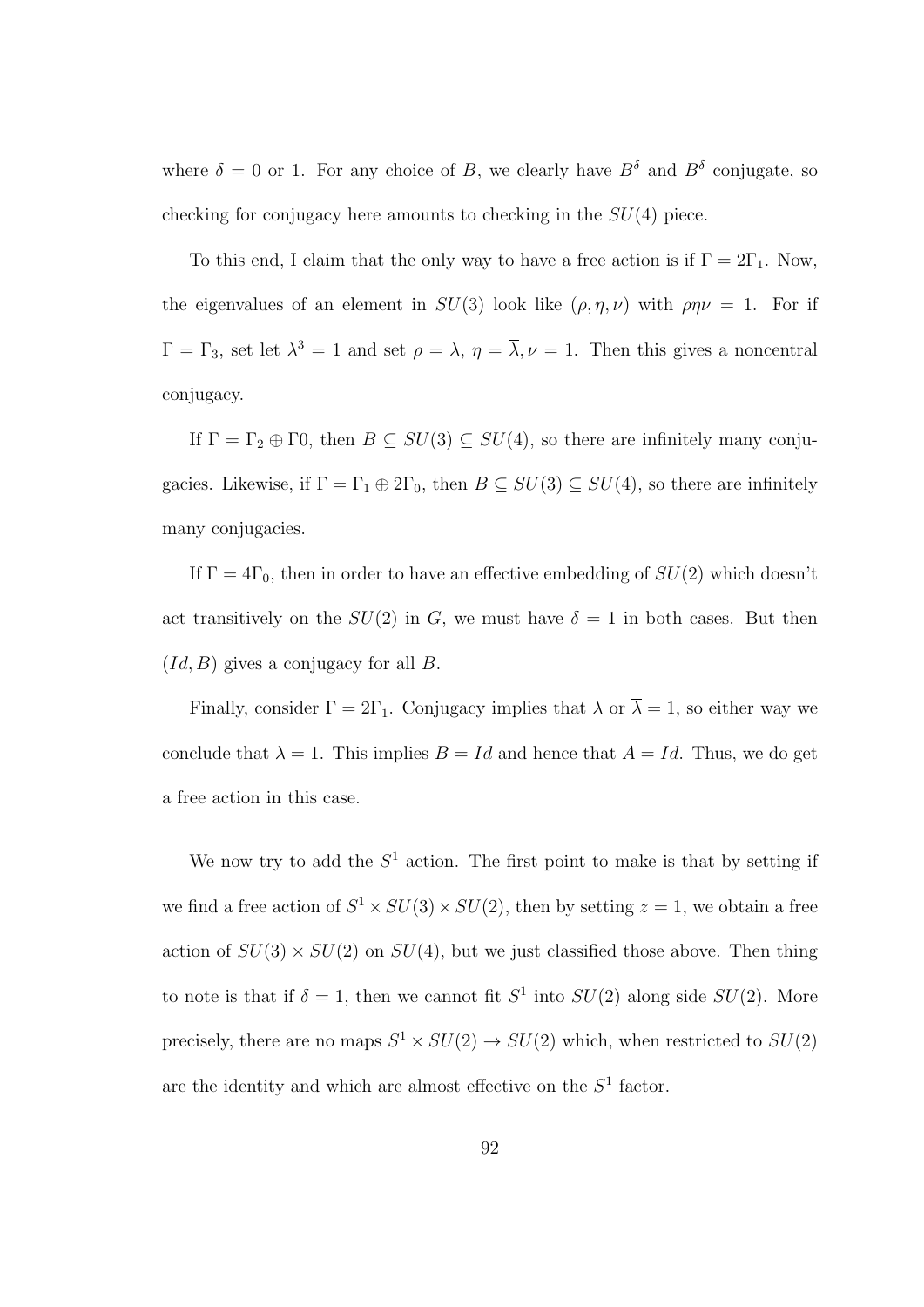where $\delta = 0$ or 1. For any choice of $B$, we clearly have $B^\delta$ and $B^\delta$ conjugate, so checking for conjugacy here amounts to checking in the $SU(4)$ piece.

To this end, I claim that the only way to have a free action is if $\Gamma = 2\Gamma_1$. Now, the eigenvalues of an element in $SU(3)$ look like $(\rho, \eta, \nu)$ with $\rho\eta\nu = 1$. For if $\Gamma = \Gamma_3$, set let $\lambda^3 = 1$ and set $\rho = \lambda$, $\eta = \overline{\lambda}, \nu = 1$. Then this gives a noncentral conjugacy.

If $\Gamma = \Gamma_2 \oplus \Gamma 0$, then $B \subseteq SU(3) \subseteq SU(4)$, so there are infinitely many conjugacies. Likewise, if $\Gamma = \Gamma_1 \oplus 2\Gamma_0$, then $B \subseteq SU(3) \subseteq SU(4)$, so there are infinitely many conjugacies.

If $\Gamma = 4\Gamma_0$, then in order to have an effective embedding of $SU(2)$ which doesn't act transitively on the $SU(2)$ in $G$, we must have $\delta = 1$ in both cases. But then $(Id, B)$ gives a conjugacy for all $B$.

Finally, consider $\Gamma = 2\Gamma_1$. Conjugacy implies that $\lambda$ or $\overline{\lambda} = 1$, so either way we conclude that $\lambda = 1$. This implies $B = Id$ and hence that $A = Id$. Thus, we do get a free action in this case.

We now try to add the $S^1$ action. The first point to make is that by setting if we find a free action of $S^1 \times SU(3) \times SU(2)$, then by setting $z = 1$, we obtain a free action of $SU(3) \times SU(2)$ on $SU(4)$, but we just classified those above. Then thing to note is that if $\delta = 1$, then we cannot fit $S^1$ into $SU(2)$ along side $SU(2)$. More precisely, there are no maps $S^1 \times SU(2) \to SU(2)$ which, when restricted to $SU(2)$ are the identity and which are almost effective on the $S^1$ factor.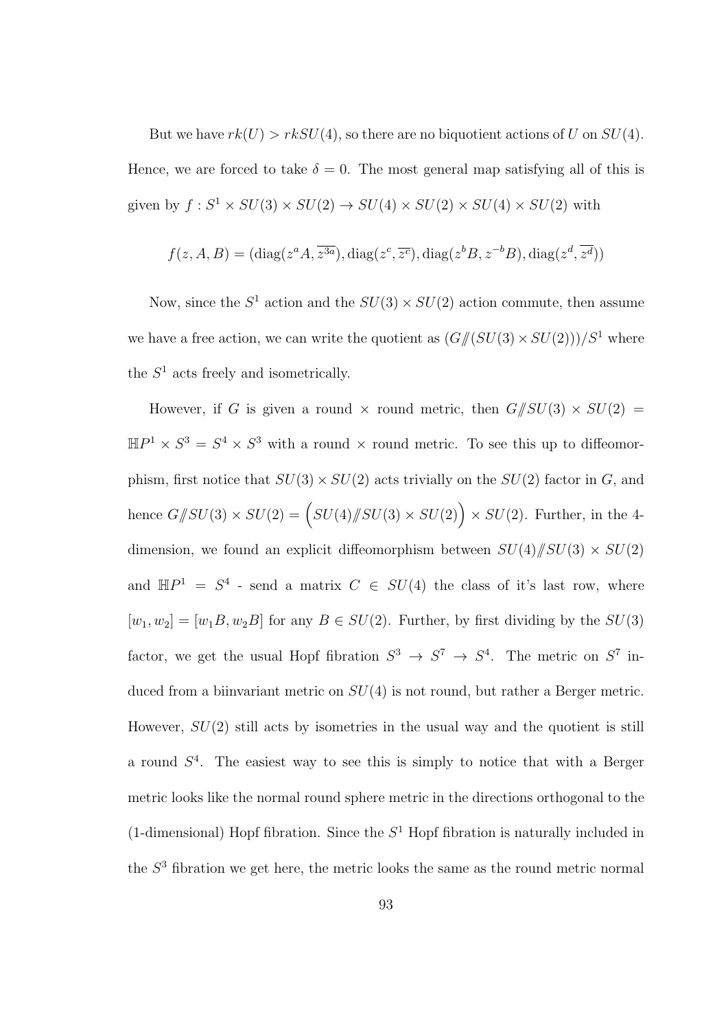But we have $rk(U) > rkSU(4)$, so there are no biquotient actions of $U$ on $SU(4)$. Hence, we are forced to take $\delta = 0$. The most general map satisfying all of this is given by $f : S^1 \times SU(3) \times SU(2) \to SU(4) \times SU(2) \times SU(4) \times SU(2)$ with

$$f(z, A, B) = (\mathrm{diag}(z^a A, \overline{z^{3a}}), \mathrm{diag}(z^c, \overline{z^c}), \mathrm{diag}(z^b B, z^{-b} B), \mathrm{diag}(z^d, \overline{z^d}))$$

Now, since the $S^1$ action and the $SU(3) \times SU(2)$ action commute, then assume we have a free action, we can write the quotient as $(G /\!\!/ (SU(3) \times SU(2)))/S^1$ where the $S^1$ acts freely and isometrically.

However, if $G$ is given a round $\times$ round metric, then $G /\!\!/ SU(3) \times SU(2) = \mathbb{H}P^1 \times S^3 = S^4 \times S^3$ with a round $\times$ round metric. To see this up to diffeomorphism, first notice that $SU(3) \times SU(2)$ acts trivially on the $SU(2)$ factor in $G$, and hence $G /\!\!/ SU(3) \times SU(2) = \Big(SU(4) /\!\!/ SU(3) \times SU(2)\Big) \times SU(2)$. Further, in the 4-dimension, we found an explicit diffeomorphism between $SU(4) /\!\!/ SU(3) \times SU(2)$ and $\mathbb{H}P^1 = S^4$ - send a matrix $C \in SU(4)$ the class of it's last row, where $[w_1, w_2] = [w_1 B, w_2 B]$ for any $B \in SU(2)$. Further, by first dividing by the $SU(3)$ factor, we get the usual Hopf fibration $S^3 \to S^7 \to S^4$. The metric on $S^7$ induced from a biinvariant metric on $SU(4)$ is not round, but rather a Berger metric. However, $SU(2)$ still acts by isometries in the usual way and the quotient is still a round $S^4$. The easiest way to see this is simply to notice that with a Berger metric looks like the normal round sphere metric in the directions orthogonal to the (1-dimensional) Hopf fibration. Since the $S^1$ Hopf fibration is naturally included in the $S^3$ fibration we get here, the metric looks the same as the round metric normal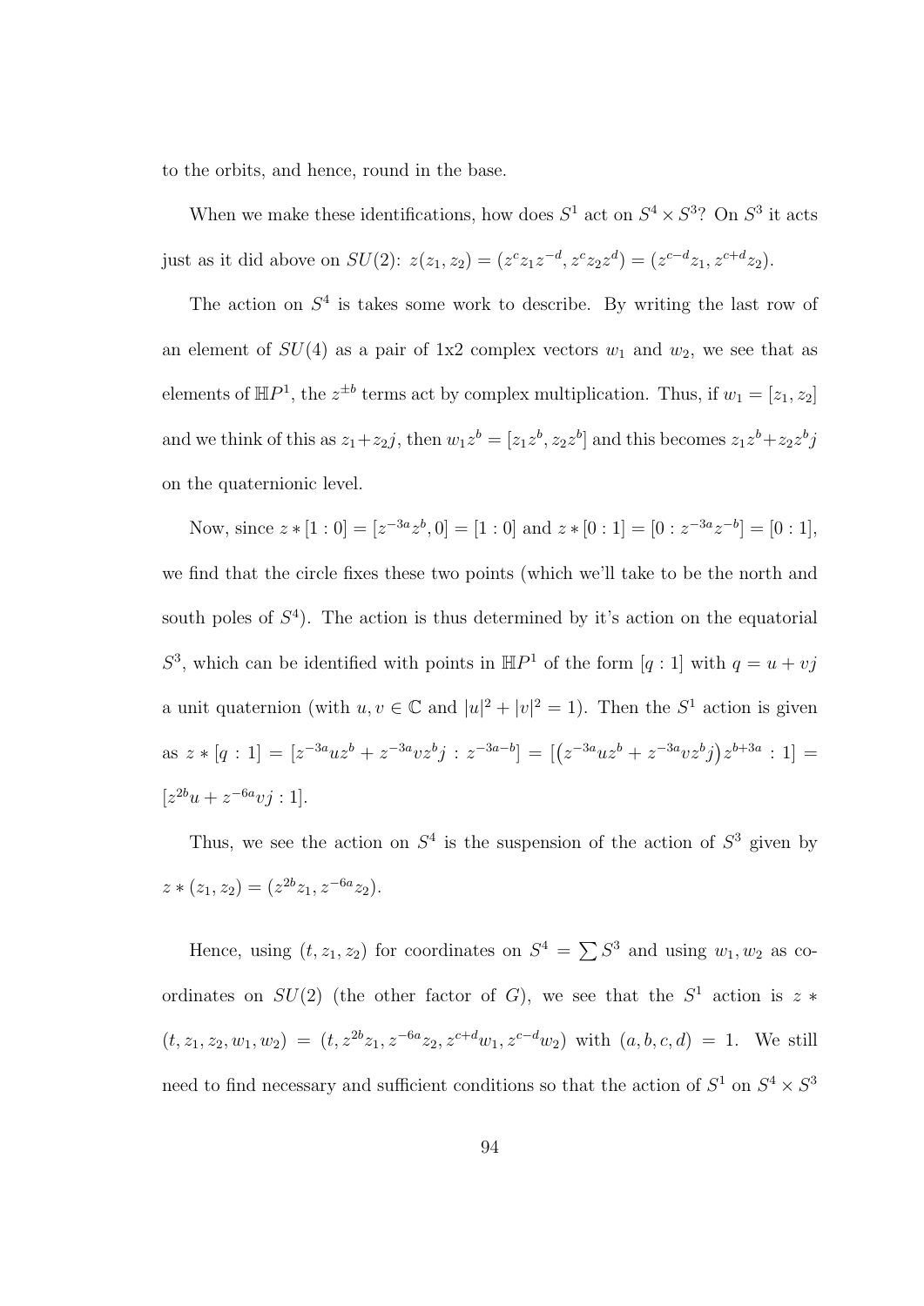to the orbits, and hence, round in the base.

When we make these identifications, how does $S^1$ act on $S^4 \times S^3$? On $S^3$ it acts just as it did above on $SU(2)$: $z(z_1, z_2) = (z^c z_1 z^{-d}, z^c z_2 z^d) = (z^{c-d} z_1, z^{c+d} z_2)$.

The action on $S^4$ is takes some work to describe. By writing the last row of an element of $SU(4)$ as a pair of 1x2 complex vectors $w_1$ and $w_2$, we see that as elements of $\mathbb{H}P^1$, the $z^{\pm b}$ terms act by complex multiplication. Thus, if $w_1 = [z_1, z_2]$ and we think of this as $z_1 + z_2 j$, then $w_1 z^b = [z_1 z^b, z_2 z^b]$ and this becomes $z_1 z^b + z_2 z^b j$ on the quaternionic level.

Now, since $z * [1 : 0] = [z^{-3a} z^b, 0] = [1 : 0]$ and $z * [0 : 1] = [0 : z^{-3a} z^{-b}] = [0 : 1]$, we find that the circle fixes these two points (which we'll take to be the north and south poles of $S^4$). The action is thus determined by it's action on the equatorial $S^3$, which can be identified with points in $\mathbb{H}P^1$ of the form $[q : 1]$ with $q = u + vj$ a unit quaternion (with $u, v \in \mathbb{C}$ and $|u|^2 + |v|^2 = 1$). Then the $S^1$ action is given as $z * [q : 1] = [z^{-3a} u z^b + z^{-3a} v z^b j : z^{-3a-b}] = [\big(z^{-3a} u z^b + z^{-3a} v z^b j\big) z^{b+3a} : 1] = [z^{2b} u + z^{-6a} v j : 1]$.

Thus, we see the action on $S^4$ is the suspension of the action of $S^3$ given by $z * (z_1, z_2) = (z^{2b} z_1, z^{-6a} z_2)$.

Hence, using $(t, z_1, z_2)$ for coordinates on $S^4 = \sum S^3$ and using $w_1, w_2$ as coordinates on $SU(2)$ (the other factor of $G$), we see that the $S^1$ action is $z * (t, z_1, z_2, w_1, w_2) = (t, z^{2b} z_1, z^{-6a} z_2, z^{c+d} w_1, z^{c-d} w_2)$ with $(a, b, c, d) = 1$. We still need to find necessary and sufficient conditions so that the action of $S^1$ on $S^4 \times S^3$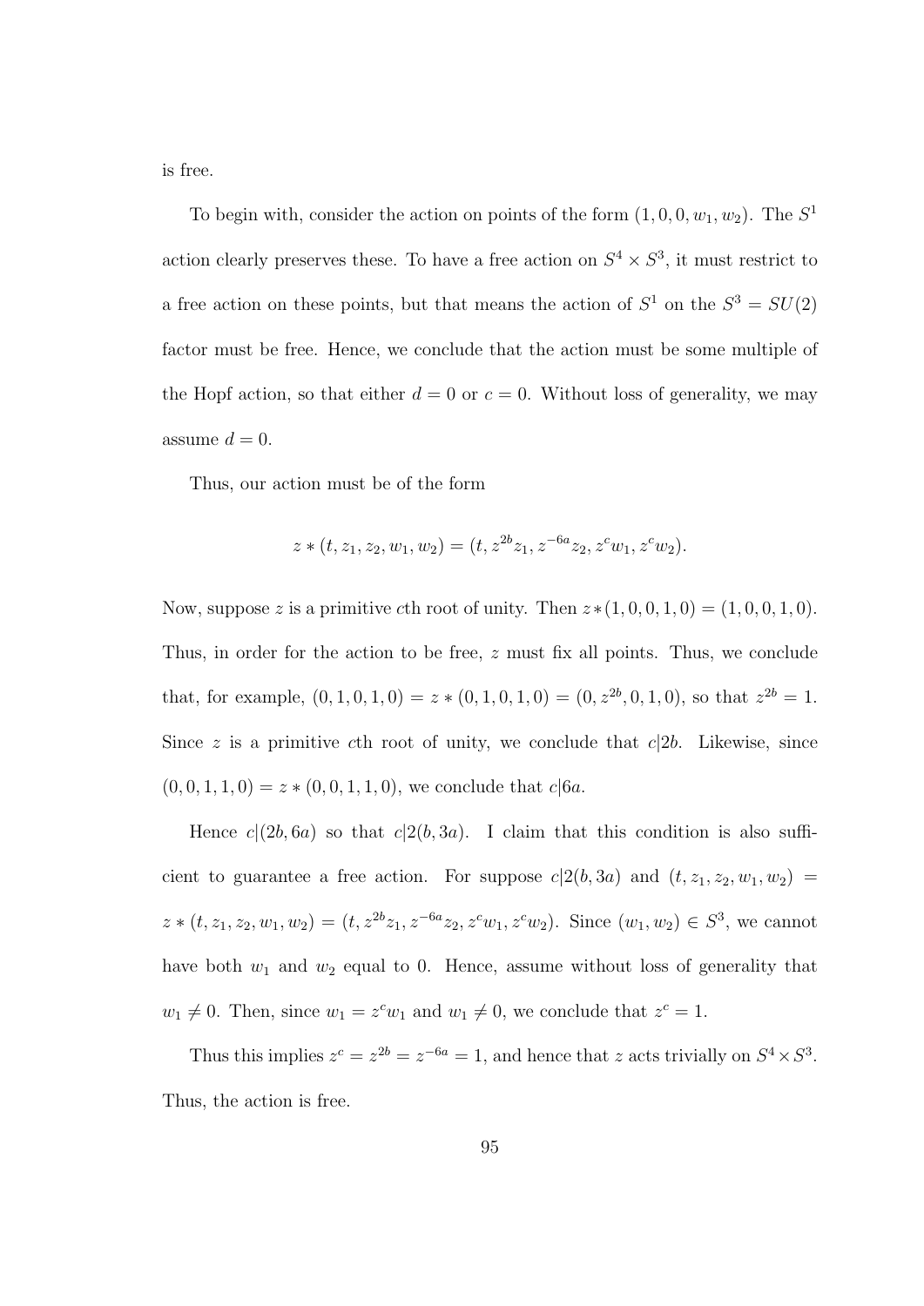is free.

To begin with, consider the action on points of the form $(1, 0, 0, w_1, w_2)$. The $S^1$ action clearly preserves these. To have a free action on $S^4 \times S^3$, it must restrict to a free action on these points, but that means the action of $S^1$ on the $S^3 = SU(2)$ factor must be free. Hence, we conclude that the action must be some multiple of the Hopf action, so that either $d = 0$ or $c = 0$. Without loss of generality, we may assume $d = 0$.

Thus, our action must be of the form

$$z * (t, z_1, z_2, w_1, w_2) = (t, z^{2b} z_1, z^{-6a} z_2, z^c w_1, z^c w_2).$$

Now, suppose $z$ is a primitive $c$th root of unity. Then $z * (1, 0, 0, 1, 0) = (1, 0, 0, 1, 0)$. Thus, in order for the action to be free, $z$ must fix all points. Thus, we conclude that, for example, $(0, 1, 0, 1, 0) = z * (0, 1, 0, 1, 0) = (0, z^{2b}, 0, 1, 0)$, so that $z^{2b} = 1$. Since $z$ is a primitive $c$th root of unity, we conclude that $c|2b$. Likewise, since $(0, 0, 1, 1, 0) = z * (0, 0, 1, 1, 0)$, we conclude that $c|6a$.

Hence $c|(2b, 6a)$ so that $c|2(b, 3a)$. I claim that this condition is also sufficient to guarantee a free action. For suppose $c|2(b, 3a)$ and $(t, z_1, z_2, w_1, w_2) = z * (t, z_1, z_2, w_1, w_2) = (t, z^{2b} z_1, z^{-6a} z_2, z^c w_1, z^c w_2)$. Since $(w_1, w_2) \in S^3$, we cannot have both $w_1$ and $w_2$ equal to 0. Hence, assume without loss of generality that $w_1 \neq 0$. Then, since $w_1 = z^c w_1$ and $w_1 \neq 0$, we conclude that $z^c = 1$.

Thus this implies $z^c = z^{2b} = z^{-6a} = 1$, and hence that $z$ acts trivially on $S^4 \times S^3$. Thus, the action is free.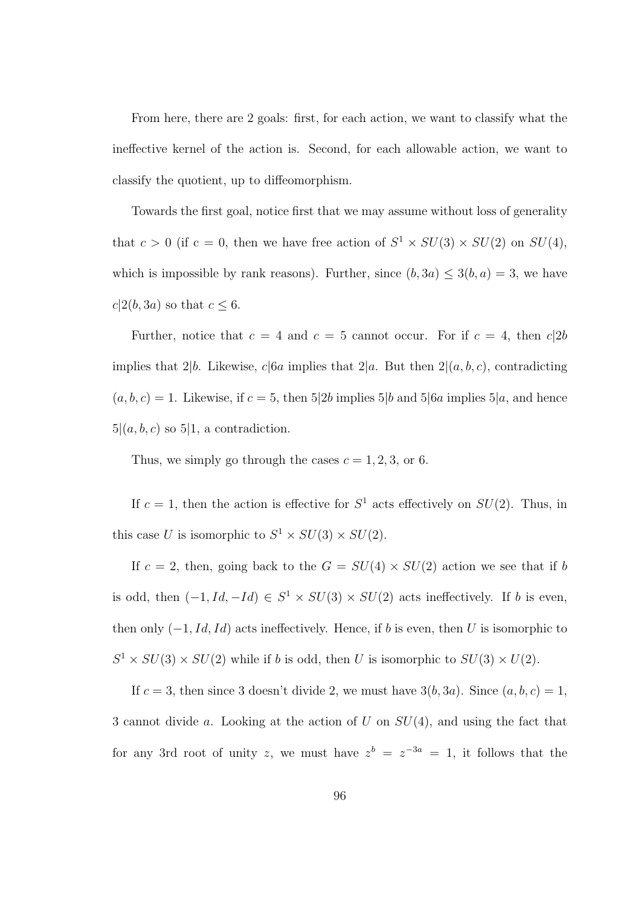From here, there are 2 goals: first, for each action, we want to classify what the ineffective kernel of the action is. Second, for each allowable action, we want to classify the quotient, up to diffeomorphism.

Towards the first goal, notice first that we may assume without loss of generality that $c > 0$ (if c = 0, then we have free action of $S^1 \times SU(3) \times SU(2)$ on $SU(4)$, which is impossible by rank reasons). Further, since $(b, 3a) \leq 3(b, a) = 3$, we have $c|2(b, 3a)$ so that $c \leq 6$.

Further, notice that $c = 4$ and $c = 5$ cannot occur. For if $c = 4$, then $c|2b$ implies that $2|b$. Likewise, $c|6a$ implies that $2|a$. But then $2|(a, b, c)$, contradicting $(a, b, c) = 1$. Likewise, if $c = 5$, then $5|2b$ implies $5|b$ and $5|6a$ implies $5|a$, and hence $5|(a, b, c)$ so $5|1$, a contradiction.

Thus, we simply go through the cases $c = 1, 2, 3$, or 6.

If $c = 1$, then the action is effective for $S^1$ acts effectively on $SU(2)$. Thus, in this case $U$ is isomorphic to $S^1 \times SU(3) \times SU(2)$.

If $c = 2$, then, going back to the $G = SU(4) \times SU(2)$ action we see that if $b$ is odd, then $(-1, Id, -Id) \in S^1 \times SU(3) \times SU(2)$ acts ineffectively. If $b$ is even, then only $(-1, Id, Id)$ acts ineffectively. Hence, if $b$ is even, then $U$ is isomorphic to $S^1 \times SU(3) \times SU(2)$ while if $b$ is odd, then $U$ is isomorphic to $SU(3) \times U(2)$.

If $c = 3$, then since 3 doesn't divide 2, we must have $3(b, 3a)$. Since $(a, b, c) = 1$, 3 cannot divide $a$. Looking at the action of $U$ on $SU(4)$, and using the fact that for any 3rd root of unity $z$, we must have $z^b = z^{-3a} = 1$, it follows that the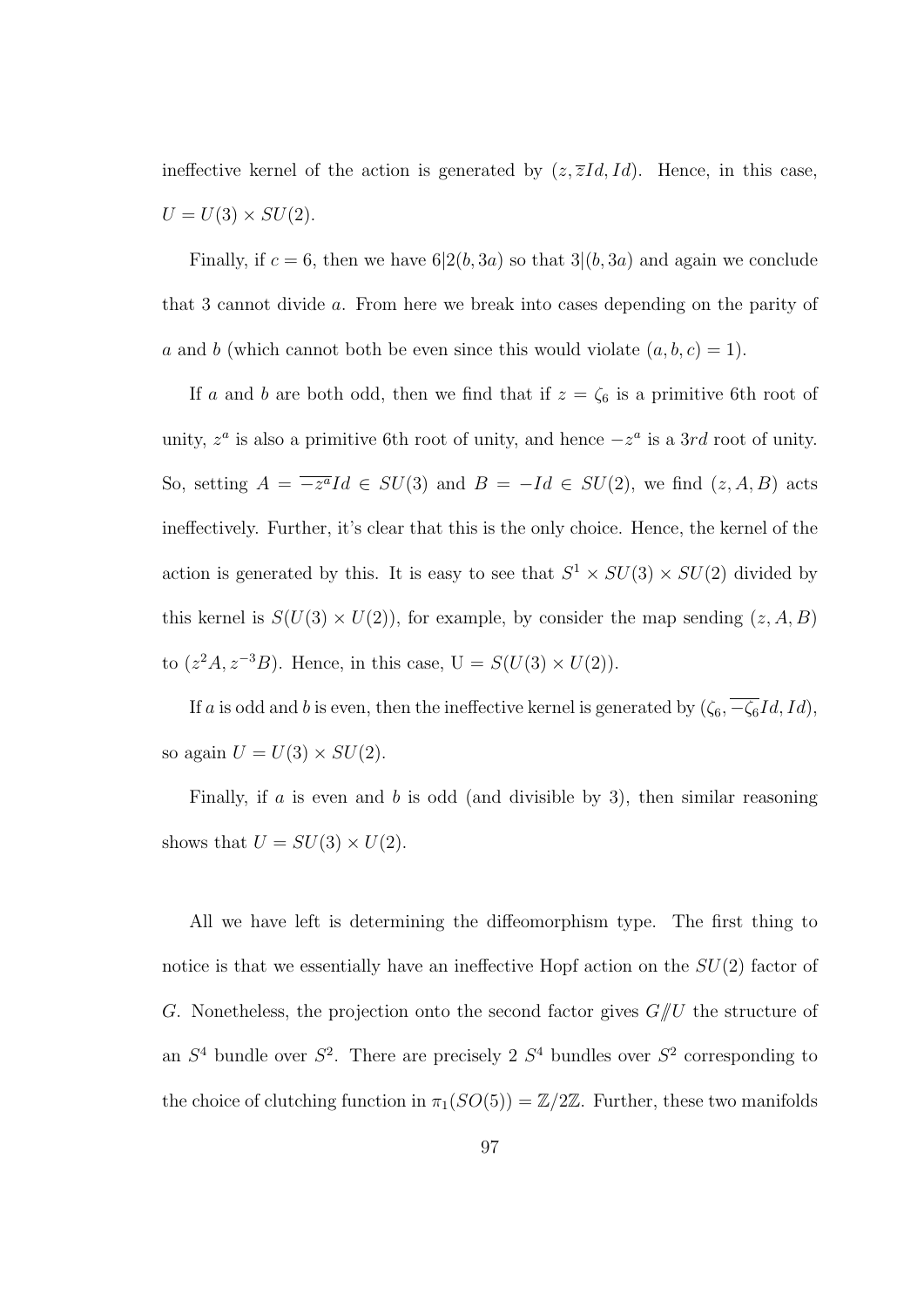ineffective kernel of the action is generated by $(z, \overline{z}Id, Id)$. Hence, in this case, $U = U(3) \times SU(2)$.

Finally, if $c = 6$, then we have $6|2(b, 3a)$ so that $3|(b, 3a)$ and again we conclude that 3 cannot divide $a$. From here we break into cases depending on the parity of $a$ and $b$ (which cannot both be even since this would violate $(a, b, c) = 1$).

If $a$ and $b$ are both odd, then we find that if $z = \zeta_6$ is a primitive 6th root of unity, $z^a$ is also a primitive 6th root of unity, and hence $-z^a$ is a $3rd$ root of unity. So, setting $A = \overline{-z^a}Id \in SU(3)$ and $B = -Id \in SU(2)$, we find $(z, A, B)$ acts ineffectively. Further, it's clear that this is the only choice. Hence, the kernel of the action is generated by this. It is easy to see that $S^1 \times SU(3) \times SU(2)$ divided by this kernel is $S(U(3) \times U(2))$, for example, by consider the map sending $(z, A, B)$ to $(z^2 A, z^{-3} B)$. Hence, in this case, $\mathrm{U} = S(U(3) \times U(2))$.

If $a$ is odd and $b$ is even, then the ineffective kernel is generated by $(\zeta_6, \overline{-\zeta_6}Id, Id)$, so again $U = U(3) \times SU(2)$.

Finally, if $a$ is even and $b$ is odd (and divisible by 3), then similar reasoning shows that $U = SU(3) \times U(2)$.

All we have left is determining the diffeomorphism type. The first thing to notice is that we essentially have an ineffective Hopf action on the $SU(2)$ factor of $G$. Nonetheless, the projection onto the second factor gives $G/\!\!/U$ the structure of an $S^4$ bundle over $S^2$. There are precisely 2 $S^4$ bundles over $S^2$ corresponding to the choice of clutching function in $\pi_1(SO(5)) = \mathbb{Z}/2\mathbb{Z}$. Further, these two manifolds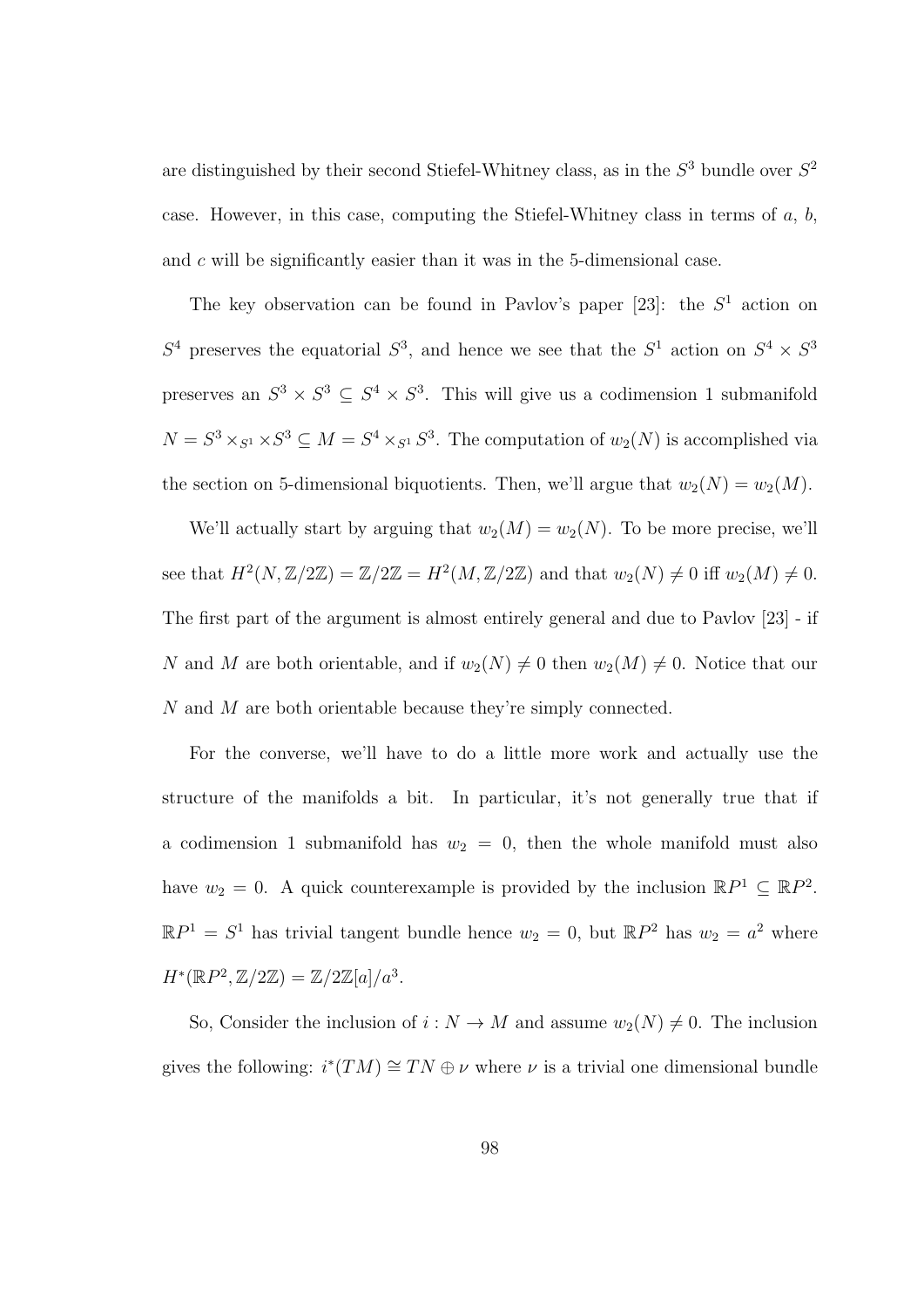are distinguished by their second Stiefel-Whitney class, as in the $S^3$ bundle over $S^2$ case. However, in this case, computing the Stiefel-Whitney class in terms of $a$, $b$, and $c$ will be significantly easier than it was in the 5-dimensional case.

The key observation can be found in Pavlov's paper [23]: the $S^1$ action on $S^4$ preserves the equatorial $S^3$, and hence we see that the $S^1$ action on $S^4 \times S^3$ preserves an $S^3 \times S^3 \subseteq S^4 \times S^3$. This will give us a codimension 1 submanifold $N = S^3 \times_{S^1} \times S^3 \subseteq M = S^4 \times_{S^1} S^3$. The computation of $w_2(N)$ is accomplished via the section on 5-dimensional biquotients. Then, we'll argue that $w_2(N) = w_2(M)$.

We'll actually start by arguing that $w_2(M) = w_2(N)$. To be more precise, we'll see that $H^2(N, \mathbb{Z}/2\mathbb{Z}) = \mathbb{Z}/2\mathbb{Z} = H^2(M, \mathbb{Z}/2\mathbb{Z})$ and that $w_2(N) \neq 0$ iff $w_2(M) \neq 0$. The first part of the argument is almost entirely general and due to Pavlov [23] - if $N$ and $M$ are both orientable, and if $w_2(N) \neq 0$ then $w_2(M) \neq 0$. Notice that our $N$ and $M$ are both orientable because they're simply connected.

For the converse, we'll have to do a little more work and actually use the structure of the manifolds a bit. In particular, it's not generally true that if a codimension 1 submanifold has $w_2 = 0$, then the whole manifold must also have $w_2 = 0$. A quick counterexample is provided by the inclusion $\mathbb{R}P^1 \subseteq \mathbb{R}P^2$. $\mathbb{R}P^1 = S^1$ has trivial tangent bundle hence $w_2 = 0$, but $\mathbb{R}P^2$ has $w_2 = a^2$ where $H^*(\mathbb{R}P^2, \mathbb{Z}/2\mathbb{Z}) = \mathbb{Z}/2\mathbb{Z}[a]/a^3$.

So, Consider the inclusion of $i : N \to M$ and assume $w_2(N) \neq 0$. The inclusion gives the following: $i^*(TM) \cong TN \oplus \nu$ where $\nu$ is a trivial one dimensional bundle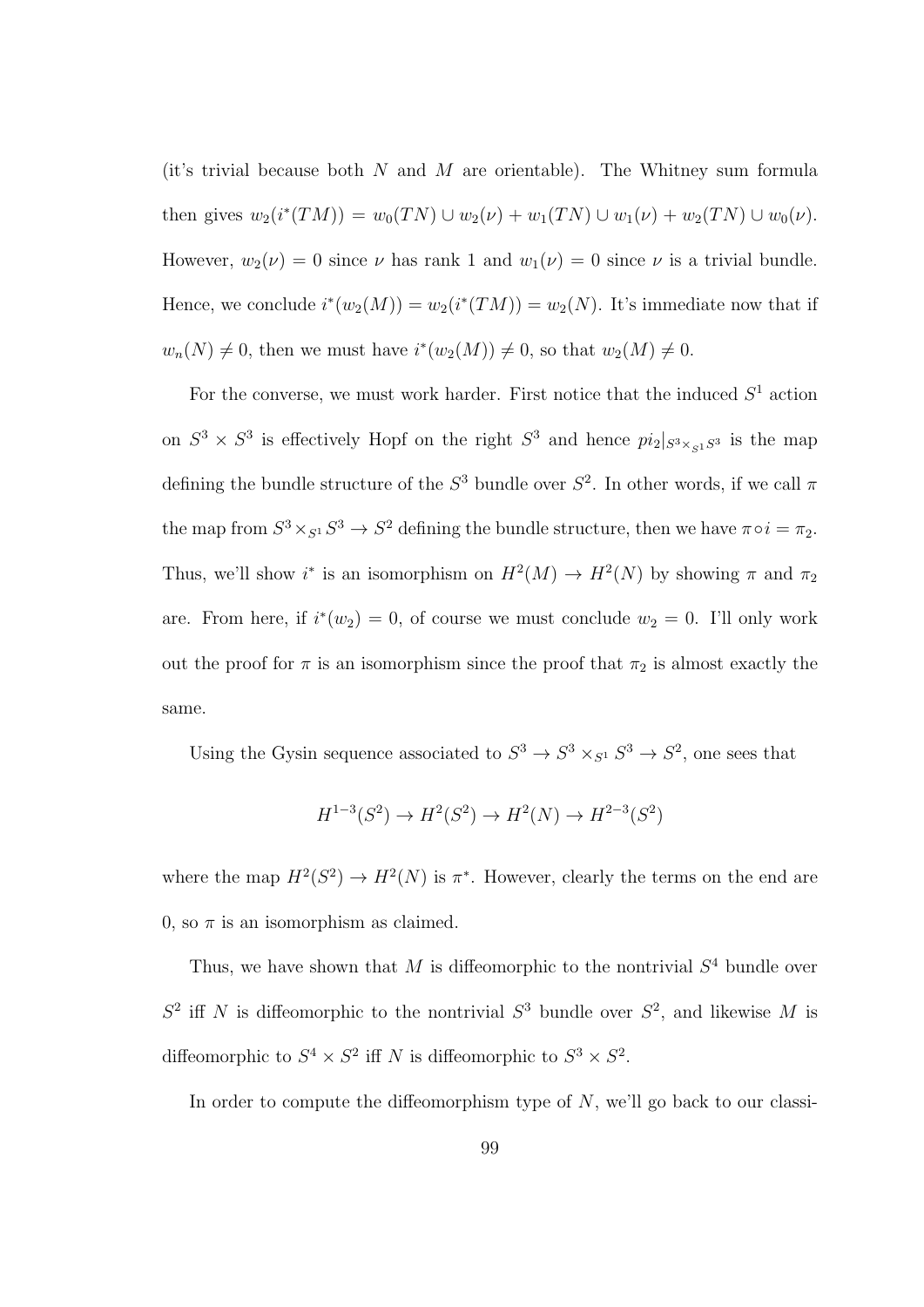(it's trivial because both $N$ and $M$ are orientable). The Whitney sum formula then gives $w_2(i^*(TM)) = w_0(TN) \cup w_2(\nu) + w_1(TN) \cup w_1(\nu) + w_2(TN) \cup w_0(\nu)$. However, $w_2(\nu) = 0$ since $\nu$ has rank 1 and $w_1(\nu) = 0$ since $\nu$ is a trivial bundle. Hence, we conclude $i^*(w_2(M)) = w_2(i^*(TM)) = w_2(N)$. It's immediate now that if $w_n(N) \neq 0$, then we must have $i^*(w_2(M)) \neq 0$, so that $w_2(M) \neq 0$.

For the converse, we must work harder. First notice that the induced $S^1$ action on $S^3 \times S^3$ is effectively Hopf on the right $S^3$ and hence $pi_2|_{S^3 \times_{S^1} S^3}$ is the map defining the bundle structure of the $S^3$ bundle over $S^2$. In other words, if we call $\pi$ the map from $S^3 \times_{S^1} S^3 \to S^2$ defining the bundle structure, then we have $\pi \circ i = \pi_2$. Thus, we'll show $i^*$ is an isomorphism on $H^2(M) \to H^2(N)$ by showing $\pi$ and $\pi_2$ are. From here, if $i^*(w_2) = 0$, of course we must conclude $w_2 = 0$. I'll only work out the proof for $\pi$ is an isomorphism since the proof that $\pi_2$ is almost exactly the same.

Using the Gysin sequence associated to $S^3 \to S^3 \times_{S^1} S^3 \to S^2$, one sees that

$$H^{1-3}(S^2) \to H^2(S^2) \to H^2(N) \to H^{2-3}(S^2)$$

where the map $H^2(S^2) \to H^2(N)$ is $\pi^*$. However, clearly the terms on the end are 0, so $\pi$ is an isomorphism as claimed.

Thus, we have shown that $M$ is diffeomorphic to the nontrivial $S^4$ bundle over $S^2$ iff $N$ is diffeomorphic to the nontrivial $S^3$ bundle over $S^2$, and likewise $M$ is diffeomorphic to $S^4 \times S^2$ iff $N$ is diffeomorphic to $S^3 \times S^2$.

In order to compute the diffeomorphism type of $N$, we'll go back to our classi-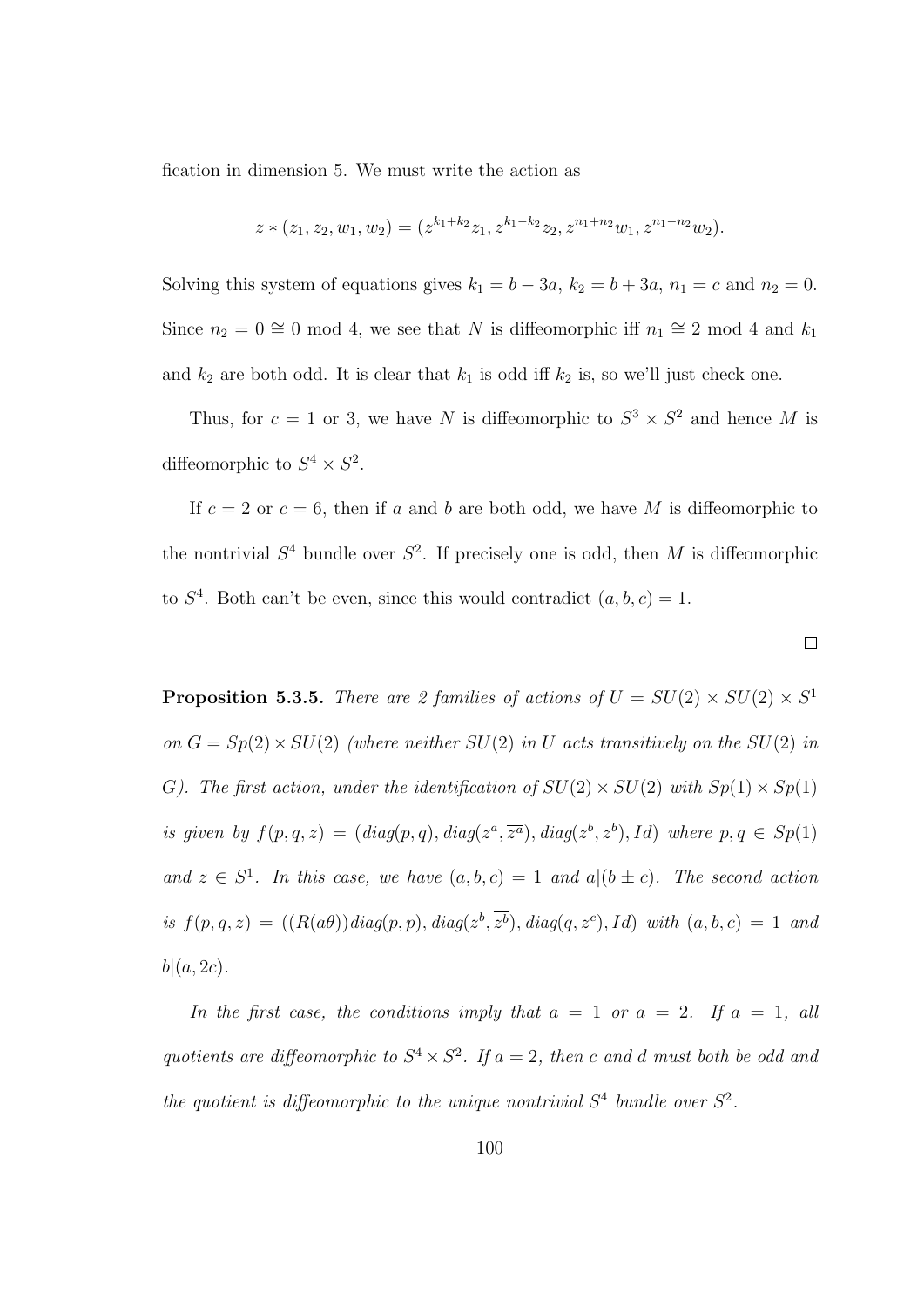fication in dimension 5. We must write the action as

$$z * (z_1, z_2, w_1, w_2) = (z^{k_1+k_2} z_1, z^{k_1-k_2} z_2, z^{n_1+n_2} w_1, z^{n_1-n_2} w_2).$$

Solving this system of equations gives $k_1 = b - 3a$, $k_2 = b + 3a$, $n_1 = c$ and $n_2 = 0$. Since $n_2 = 0 \cong 0 \mod 4$, we see that $N$ is diffeomorphic iff $n_1 \cong 2 \mod 4$ and $k_1$ and $k_2$ are both odd. It is clear that $k_1$ is odd iff $k_2$ is, so we'll just check one.

Thus, for $c = 1$ or 3, we have $N$ is diffeomorphic to $S^3 \times S^2$ and hence $M$ is diffeomorphic to $S^4 \times S^2$.

If $c = 2$ or $c = 6$, then if $a$ and $b$ are both odd, we have $M$ is diffeomorphic to the nontrivial $S^4$ bundle over $S^2$. If precisely one is odd, then $M$ is diffeomorphic to $S^4$. Both can't be even, since this would contradict $(a, b, c) = 1$.

$\square$

**Proposition 5.3.5.** *There are 2 families of actions of $U = SU(2) \times SU(2) \times S^1$ on $G = Sp(2) \times SU(2)$ (where neither $SU(2)$ in $U$ acts transitively on the $SU(2)$ in $G$). The first action, under the identification of $SU(2) \times SU(2)$ with $Sp(1) \times Sp(1)$ is given by $f(p, q, z) = (diag(p, q), diag(z^a, \overline{z^a}), diag(z^b, z^b), Id)$ where $p, q \in Sp(1)$ and $z \in S^1$. In this case, we have $(a, b, c) = 1$ and $a|(b \pm c)$. The second action is $f(p, q, z) = ((R(a\theta))diag(p, p), diag(z^b, \overline{z^b}), diag(q, z^c), Id)$ with $(a, b, c) = 1$ and $b|(a, 2c)$.*

*In the first case, the conditions imply that $a = 1$ or $a = 2$. If $a = 1$, all quotients are diffeomorphic to $S^4 \times S^2$. If $a = 2$, then $c$ and $d$ must both be odd and the quotient is diffeomorphic to the unique nontrivial $S^4$ bundle over $S^2$.*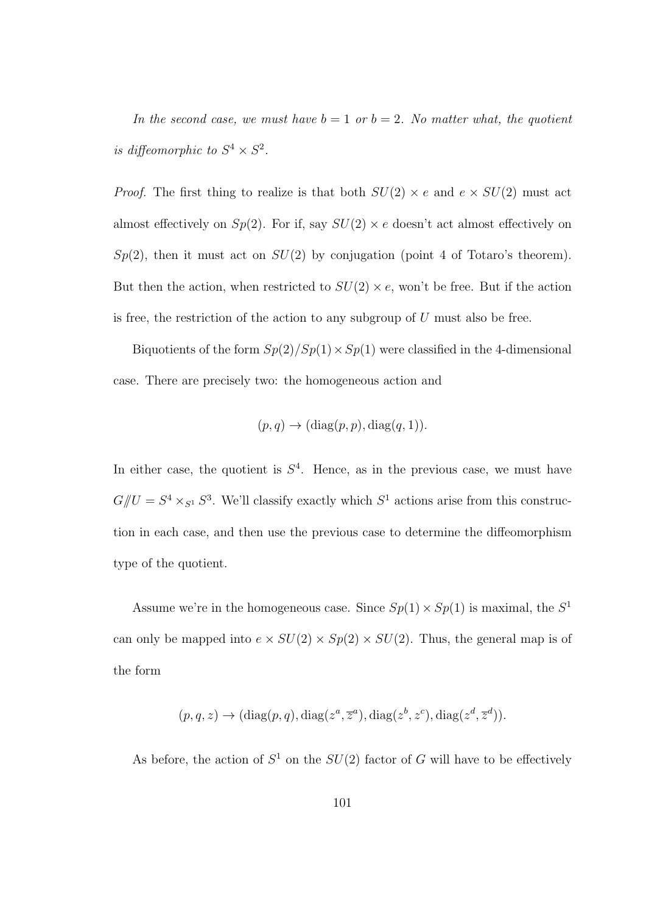*In the second case, we must have $b = 1$ or $b = 2$. No matter what, the quotient is diffeomorphic to $S^4 \times S^2$.*

*Proof.* The first thing to realize is that both $SU(2) \times e$ and $e \times SU(2)$ must act almost effectively on $Sp(2)$. For if, say $SU(2) \times e$ doesn't act almost effectively on $Sp(2)$, then it must act on $SU(2)$ by conjugation (point 4 of Totaro's theorem). But then the action, when restricted to $SU(2) \times e$, won't be free. But if the action is free, the restriction of the action to any subgroup of $U$ must also be free.

Biquotients of the form $Sp(2)/Sp(1) \times Sp(1)$ were classified in the 4-dimensional case. There are precisely two: the homogeneous action and

$$(p, q) \to (\text{diag}(p, p), \text{diag}(q, 1)).$$

In either case, the quotient is $S^4$. Hence, as in the previous case, we must have $G /\!\!/ U = S^4 \times_{S^1} S^3$. We'll classify exactly which $S^1$ actions arise from this construction in each case, and then use the previous case to determine the diffeomorphism type of the quotient.

Assume we're in the homogeneous case. Since $Sp(1) \times Sp(1)$ is maximal, the $S^1$ can only be mapped into $e \times SU(2) \times Sp(2) \times SU(2)$. Thus, the general map is of the form

$$(p, q, z) \to (\text{diag}(p, q), \text{diag}(z^a, \overline{z}^a), \text{diag}(z^b, z^c), \text{diag}(z^d, \overline{z}^d)).$$

As before, the action of $S^1$ on the $SU(2)$ factor of $G$ will have to be effectively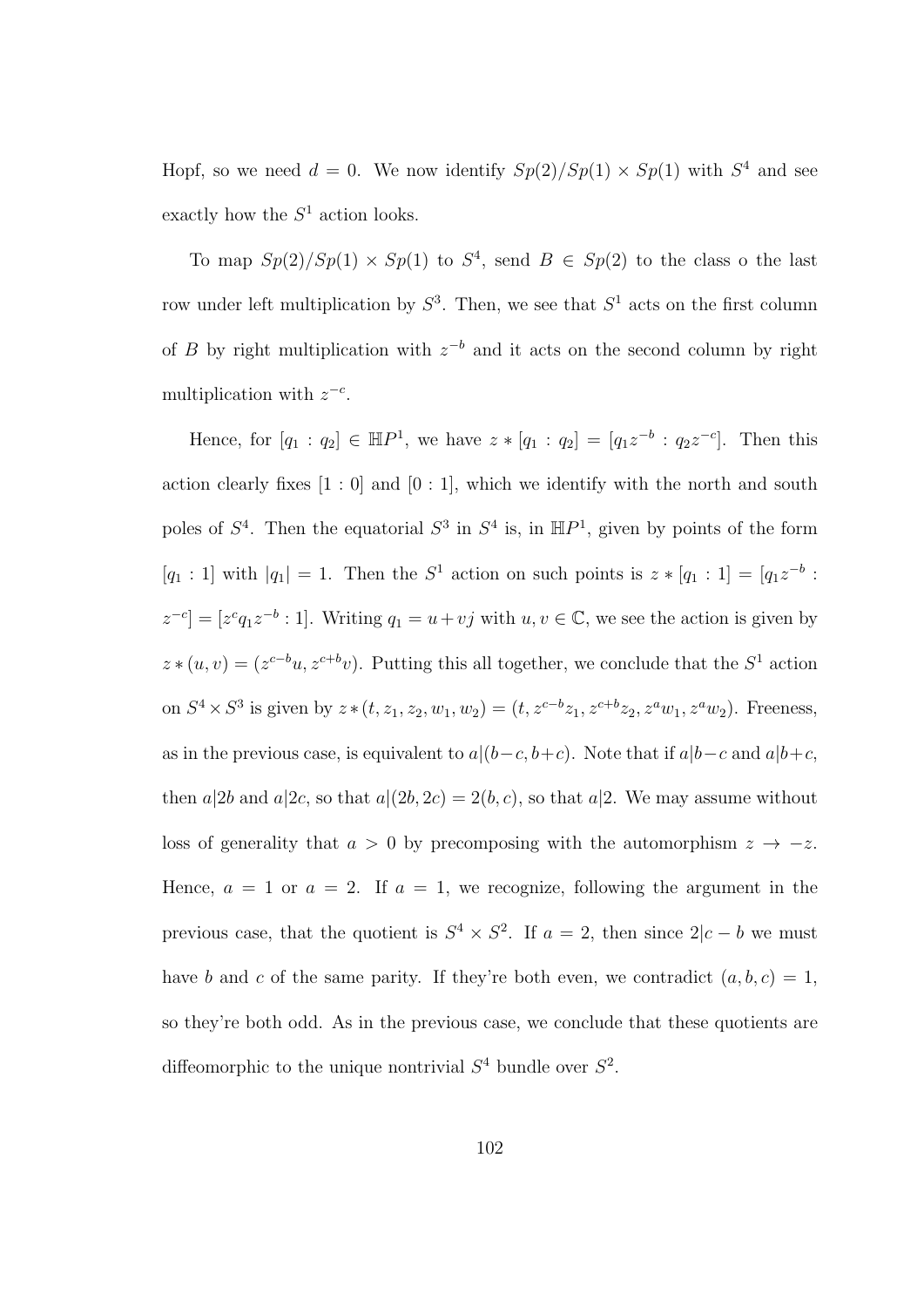Hopf, so we need $d = 0$. We now identify $Sp(2)/Sp(1) \times Sp(1)$ with $S^4$ and see exactly how the $S^1$ action looks.

To map $Sp(2)/Sp(1) \times Sp(1)$ to $S^4$, send $B \in Sp(2)$ to the class o the last row under left multiplication by $S^3$. Then, we see that $S^1$ acts on the first column of $B$ by right multiplication with $z^{-b}$ and it acts on the second column by right multiplication with $z^{-c}$.

Hence, for $[q_1 : q_2] \in \mathbb{H}P^1$, we have $z * [q_1 : q_2] = [q_1 z^{-b} : q_2 z^{-c}]$. Then this action clearly fixes $[1 : 0]$ and $[0 : 1]$, which we identify with the north and south poles of $S^4$. Then the equatorial $S^3$ in $S^4$ is, in $\mathbb{H}P^1$, given by points of the form $[q_1 : 1]$ with $|q_1| = 1$. Then the $S^1$ action on such points is $z * [q_1 : 1] = [q_1 z^{-b} : z^{-c}] = [z^c q_1 z^{-b} : 1]$. Writing $q_1 = u + vj$ with $u, v \in \mathbb{C}$, we see the action is given by $z * (u, v) = (z^{c-b}u, z^{c+b}v)$. Putting this all together, we conclude that the $S^1$ action on $S^4 \times S^3$ is given by $z * (t, z_1, z_2, w_1, w_2) = (t, z^{c-b}z_1, z^{c+b}z_2, z^a w_1, z^a w_2)$. Freeness, as in the previous case, is equivalent to $a|(b-c, b+c)$. Note that if $a|b-c$ and $a|b+c$, then $a|2b$ and $a|2c$, so that $a|(2b, 2c) = 2(b, c)$, so that $a|2$. We may assume without loss of generality that $a > 0$ by precomposing with the automorphism $z \to -z$. Hence, $a = 1$ or $a = 2$. If $a = 1$, we recognize, following the argument in the previous case, that the quotient is $S^4 \times S^2$. If $a = 2$, then since $2|c - b$ we must have $b$ and $c$ of the same parity. If they're both even, we contradict $(a, b, c) = 1$, so they're both odd. As in the previous case, we conclude that these quotients are diffeomorphic to the unique nontrivial $S^4$ bundle over $S^2$.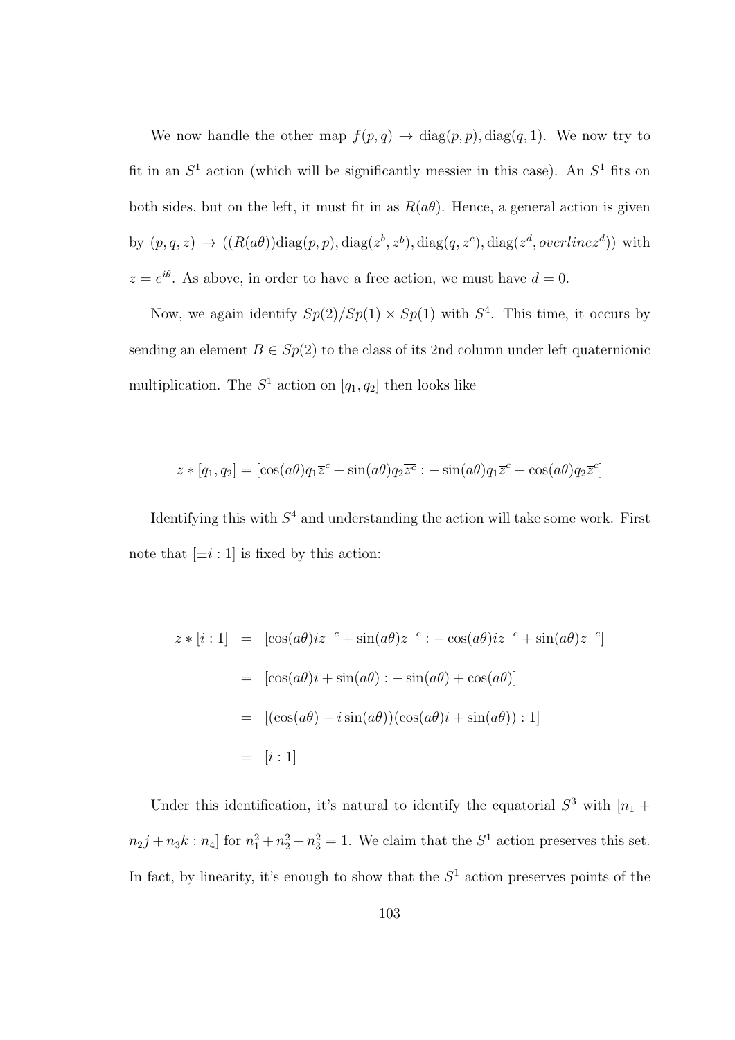We now handle the other map $f(p,q) \to \text{diag}(p,p), \text{diag}(q,1)$. We now try to fit in an $S^1$ action (which will be significantly messier in this case). An $S^1$ fits on both sides, but on the left, it must fit in as $R(a\theta)$. Hence, a general action is given by $(p,q,z) \to ((R(a\theta))\text{diag}(p,p), \text{diag}(z^b, \overline{z^b}), \text{diag}(q, z^c), \text{diag}(z^d, overlinez^d))$ with $z = e^{i\theta}$. As above, in order to have a free action, we must have $d = 0$.

Now, we again identify $Sp(2)/Sp(1) \times Sp(1)$ with $S^4$. This time, it occurs by sending an element $B \in Sp(2)$ to the class of its 2nd column under left quaternionic multiplication. The $S^1$ action on $[q_1, q_2]$ then looks like

$$z * [q_1, q_2] = [\cos(a\theta) q_1 \overline{z}^c + \sin(a\theta) q_2 \overline{z^c} : -\sin(a\theta) q_1 \overline{z}^c + \cos(a\theta) q_2 \overline{z}^c]$$

Identifying this with $S^4$ and understanding the action will take some work. First note that $[\pm i : 1]$ is fixed by this action:

$$\begin{aligned}
z * [i : 1] &= [\cos(a\theta) i z^{-c} + \sin(a\theta) z^{-c} : -\cos(a\theta) i z^{-c} + \sin(a\theta) z^{-c}] \\
&= [\cos(a\theta) i + \sin(a\theta) : -\sin(a\theta) + \cos(a\theta)] \\
&= [(\cos(a\theta) + i \sin(a\theta))(\cos(a\theta) i + \sin(a\theta)) : 1] \\
&= [i : 1]
\end{aligned}$$

Under this identification, it's natural to identify the equatorial $S^3$ with $[n_1 + n_2 j + n_3 k : n_4]$ for $n_1^2 + n_2^2 + n_3^2 = 1$. We claim that the $S^1$ action preserves this set. In fact, by linearity, it's enough to show that the $S^1$ action preserves points of the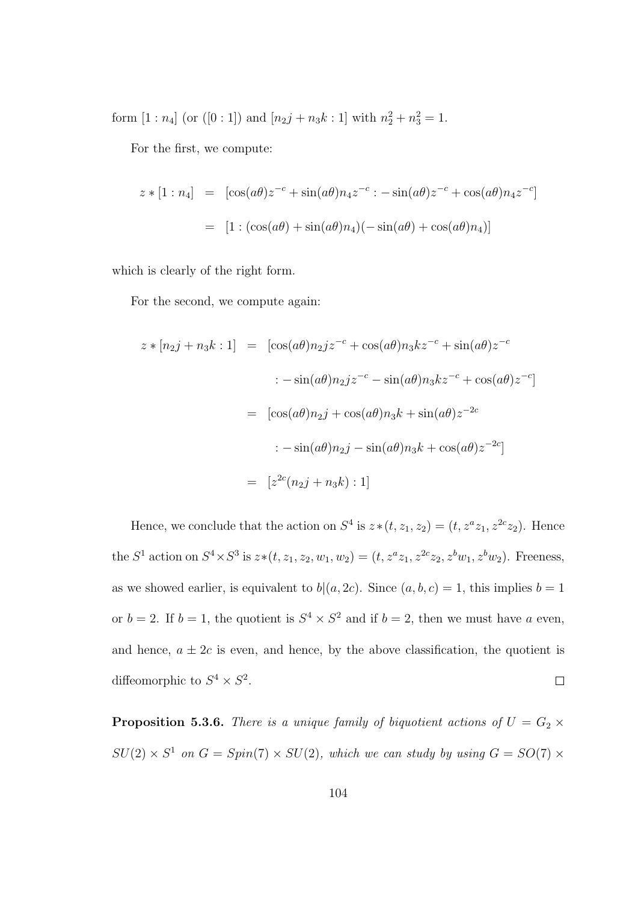form $[1 : n_4]$ (or $([0 : 1])$ and $[n_2 j + n_3 k : 1]$ with $n_2^2 + n_3^2 = 1$.

For the first, we compute:

$$
\begin{aligned}
z * [1 : n_4] &= [\cos(a\theta) z^{-c} + \sin(a\theta) n_4 z^{-c} : -\sin(a\theta) z^{-c} + \cos(a\theta) n_4 z^{-c}] \\
&= [1 : (\cos(a\theta) + \sin(a\theta) n_4)(-\sin(a\theta) + \cos(a\theta) n_4)]
\end{aligned}
$$

which is clearly of the right form.

For the second, we compute again:

$$
\begin{aligned}
z * [n_2 j + n_3 k : 1] &= [\cos(a\theta) n_2 j z^{-c} + \cos(a\theta) n_3 k z^{-c} + \sin(a\theta) z^{-c} \\
&\quad : -\sin(a\theta) n_2 j z^{-c} - \sin(a\theta) n_3 k z^{-c} + \cos(a\theta) z^{-c}] \\
&= [\cos(a\theta) n_2 j + \cos(a\theta) n_3 k + \sin(a\theta) z^{-2c} \\
&\quad : -\sin(a\theta) n_2 j - \sin(a\theta) n_3 k + \cos(a\theta) z^{-2c}] \\
&= [z^{2c}(n_2 j + n_3 k) : 1]
\end{aligned}
$$

Hence, we conclude that the action on $S^4$ is $z * (t, z_1, z_2) = (t, z^a z_1, z^{2c} z_2)$. Hence the $S^1$ action on $S^4 \times S^3$ is $z * (t, z_1, z_2, w_1, w_2) = (t, z^a z_1, z^{2c} z_2, z^b w_1, z^b w_2)$. Freeness, as we showed earlier, is equivalent to $b | (a, 2c)$. Since $(a, b, c) = 1$, this implies $b = 1$ or $b = 2$. If $b = 1$, the quotient is $S^4 \times S^2$ and if $b = 2$, then we must have $a$ even, and hence, $a \pm 2c$ is even, and hence, by the above classification, the quotient is diffeomorphic to $S^4 \times S^2$. $\square$

**Proposition 5.3.6.** *There is a unique family of biquotient actions of $U = G_2 \times SU(2) \times S^1$ on $G = Spin(7) \times SU(2)$, which we can study by using $G = SO(7) \times$*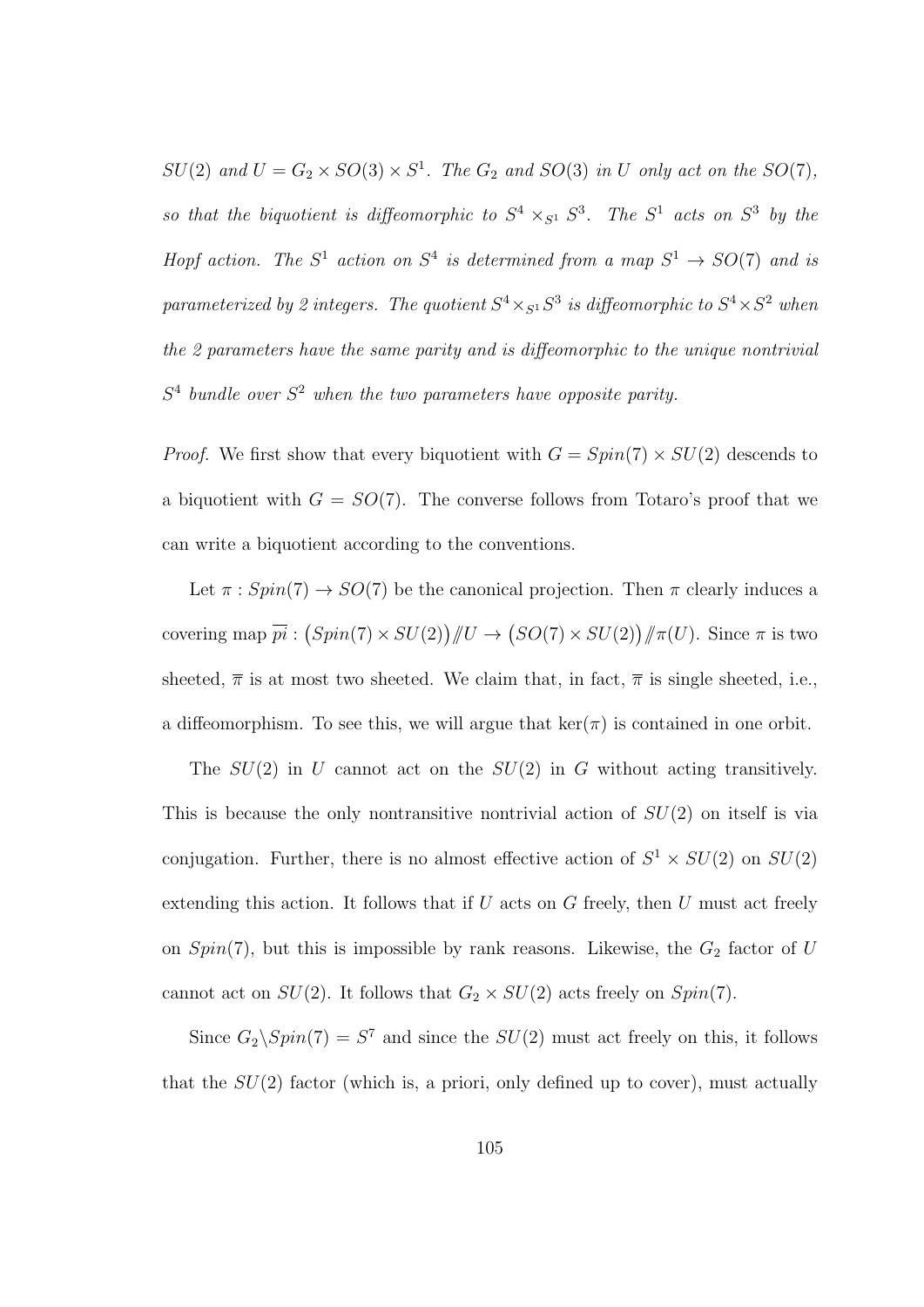*$SU(2)$ and $U = G_2 \times SO(3) \times S^1$. The $G_2$ and $SO(3)$ in $U$ only act on the $SO(7)$, so that the biquotient is diffeomorphic to $S^4 \times_{S^1} S^3$. The $S^1$ acts on $S^3$ by the Hopf action. The $S^1$ action on $S^4$ is determined from a map $S^1 \to SO(7)$ and is parameterized by 2 integers. The quotient $S^4 \times_{S^1} S^3$ is diffeomorphic to $S^4 \times S^2$ when the 2 parameters have the same parity and is diffeomorphic to the unique nontrivial $S^4$ bundle over $S^2$ when the two parameters have opposite parity.*

*Proof.* We first show that every biquotient with $G = Spin(7) \times SU(2)$ descends to a biquotient with $G = SO(7)$. The converse follows from Totaro's proof that we can write a biquotient according to the conventions.

Let $\pi : Spin(7) \to SO(7)$ be the canonical projection. Then $\pi$ clearly induces a covering map $\overline{pi} : \big(Spin(7) \times SU(2)\big) /\!\!/ U \to \big(SO(7) \times SU(2)\big) /\!\!/ \pi(U)$. Since $\pi$ is two sheeted, $\overline{\pi}$ is at most two sheeted. We claim that, in fact, $\overline{\pi}$ is single sheeted, i.e., a diffeomorphism. To see this, we will argue that $\ker(\pi)$ is contained in one orbit.

The $SU(2)$ in $U$ cannot act on the $SU(2)$ in $G$ without acting transitively. This is because the only nontransitive nontrivial action of $SU(2)$ on itself is via conjugation. Further, there is no almost effective action of $S^1 \times SU(2)$ on $SU(2)$ extending this action. It follows that if $U$ acts on $G$ freely, then $U$ must act freely on $Spin(7)$, but this is impossible by rank reasons. Likewise, the $G_2$ factor of $U$ cannot act on $SU(2)$. It follows that $G_2 \times SU(2)$ acts freely on $Spin(7)$.

Since $G_2 \backslash Spin(7) = S^7$ and since the $SU(2)$ must act freely on this, it follows that the $SU(2)$ factor (which is, a priori, only defined up to cover), must actually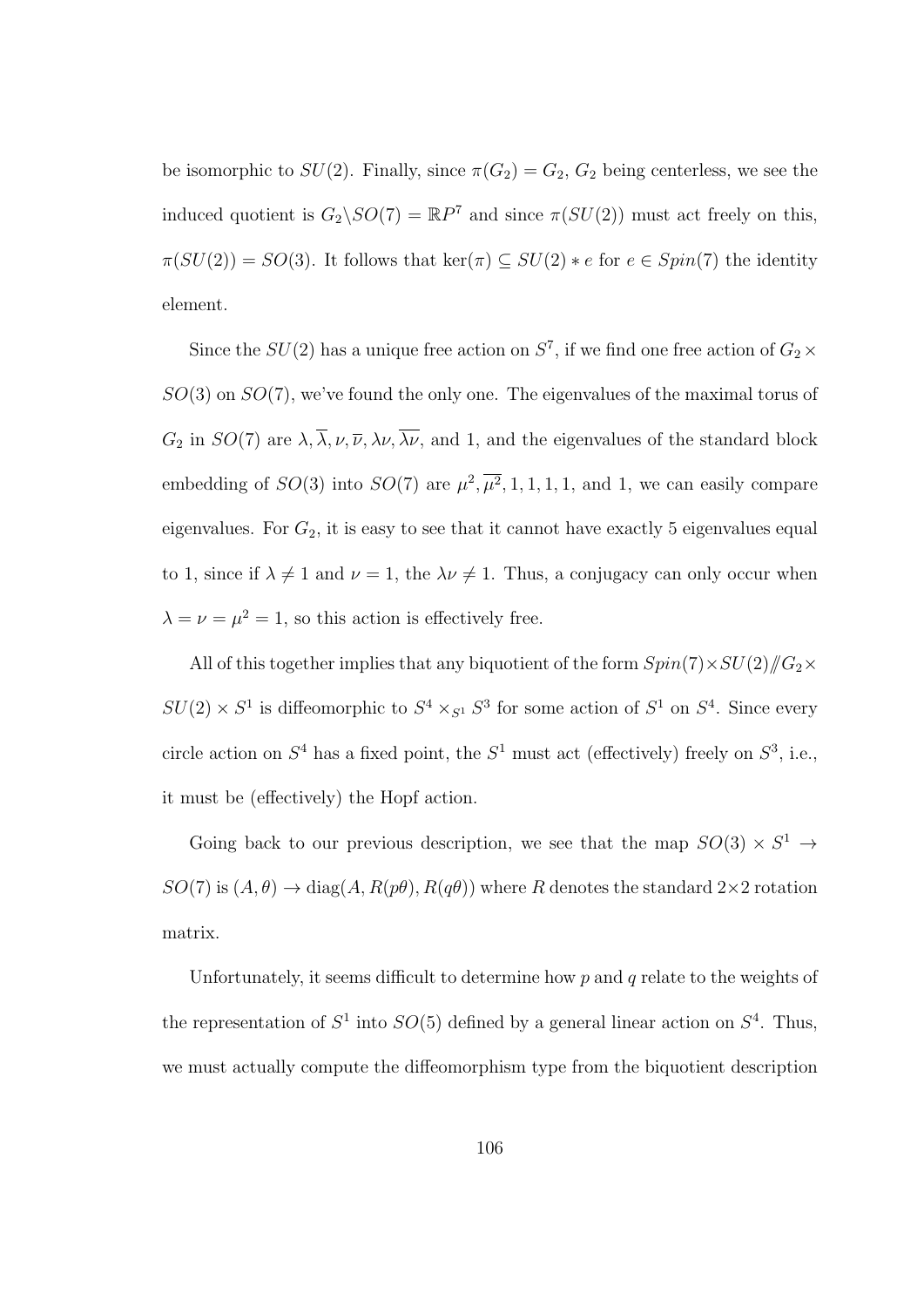be isomorphic to $SU(2)$. Finally, since $\pi(G_2) = G_2$, $G_2$ being centerless, we see the induced quotient is $G_2\backslash SO(7) = \mathbb{R}P^7$ and since $\pi(SU(2))$ must act freely on this, $\pi(SU(2)) = SO(3)$. It follows that $\ker(\pi) \subseteq SU(2) * e$ for $e \in Spin(7)$ the identity element.

Since the $SU(2)$ has a unique free action on $S^7$, if we find one free action of $G_2 \times SO(3)$ on $SO(7)$, we've found the only one. The eigenvalues of the maximal torus of $G_2$ in $SO(7)$ are $\lambda, \overline{\lambda}, \nu, \overline{\nu}, \lambda\nu, \overline{\lambda\nu}$, and 1, and the eigenvalues of the standard block embedding of $SO(3)$ into $SO(7)$ are $\mu^2, \overline{\mu^2}, 1, 1, 1, 1$, and 1, we can easily compare eigenvalues. For $G_2$, it is easy to see that it cannot have exactly 5 eigenvalues equal to 1, since if $\lambda \neq 1$ and $\nu = 1$, the $\lambda\nu \neq 1$. Thus, a conjugacy can only occur when $\lambda = \nu = \mu^2 = 1$, so this action is effectively free.

All of this together implies that any biquotient of the form $Spin(7) \times SU(2) /\!\!/ G_2 \times SU(2) \times S^1$ is diffeomorphic to $S^4 \times_{S^1} S^3$ for some action of $S^1$ on $S^4$. Since every circle action on $S^4$ has a fixed point, the $S^1$ must act (effectively) freely on $S^3$, i.e., it must be (effectively) the Hopf action.

Going back to our previous description, we see that the map $SO(3) \times S^1 \to SO(7)$ is $(A, \theta) \to \text{diag}(A, R(p\theta), R(q\theta))$ where $R$ denotes the standard $2\times 2$ rotation matrix.

Unfortunately, it seems difficult to determine how $p$ and $q$ relate to the weights of the representation of $S^1$ into $SO(5)$ defined by a general linear action on $S^4$. Thus, we must actually compute the diffeomorphism type from the biquotient description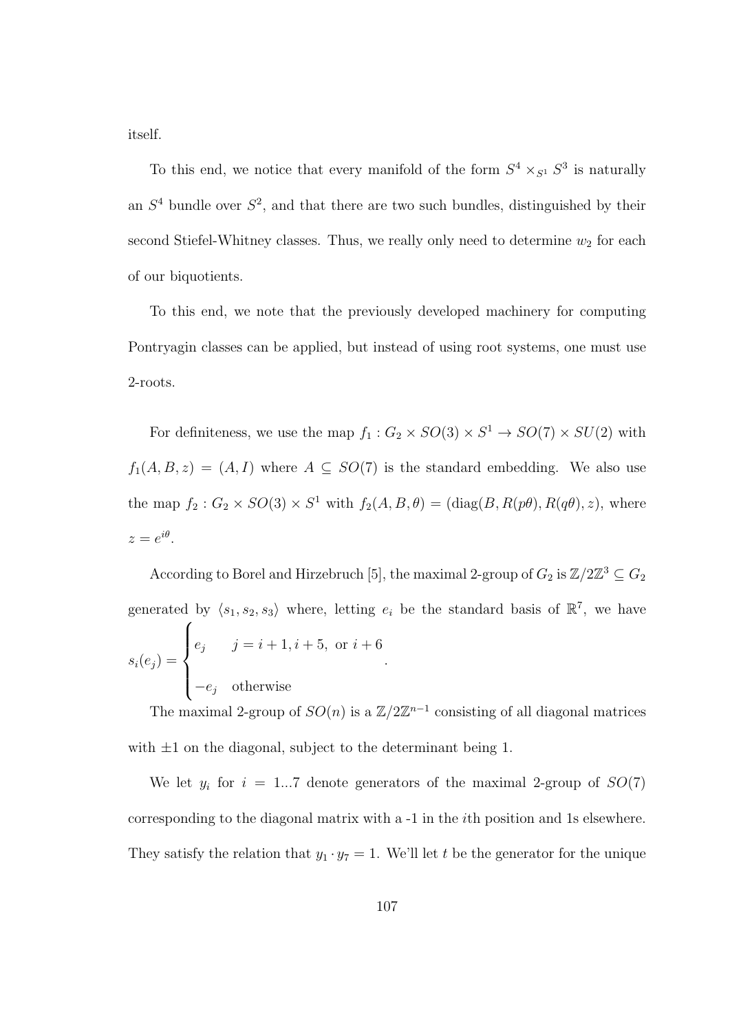itself.

To this end, we notice that every manifold of the form $S^4 \times_{S^1} S^3$ is naturally an $S^4$ bundle over $S^2$, and that there are two such bundles, distinguished by their second Stiefel-Whitney classes. Thus, we really only need to determine $w_2$ for each of our biquotients.

To this end, we note that the previously developed machinery for computing Pontryagin classes can be applied, but instead of using root systems, one must use 2-roots.

For definiteness, we use the map $f_1 : G_2 \times SO(3) \times S^1 \to SO(7) \times SU(2)$ with $f_1(A, B, z) = (A, I)$ where $A \subseteq SO(7)$ is the standard embedding. We also use the map $f_2 : G_2 \times SO(3) \times S^1$ with $f_2(A, B, \theta) = (\text{diag}(B, R(p\theta), R(q\theta), z)$, where $z = e^{i\theta}$.

According to Borel and Hirzebruch [5], the maximal 2-group of $G_2$ is $\mathbb{Z}/2\mathbb{Z}^3 \subseteq G_2$ generated by $\langle s_1, s_2, s_3 \rangle$ where, letting $e_i$ be the standard basis of $\mathbb{R}^7$, we have

$$s_i(e_j) = \begin{cases} e_j & j = i+1, i+5, \text{ or } i+6 \\ -e_j & \text{otherwise} \end{cases}.$$

The maximal 2-group of $SO(n)$ is a $\mathbb{Z}/2\mathbb{Z}^{n-1}$ consisting of all diagonal matrices with $\pm 1$ on the diagonal, subject to the determinant being 1.

We let $y_i$ for $i = 1...7$ denote generators of the maximal 2-group of $SO(7)$ corresponding to the diagonal matrix with a -1 in the $i$th position and 1s elsewhere. They satisfy the relation that $y_1 \cdot y_7 = 1$. We'll let $t$ be the generator for the unique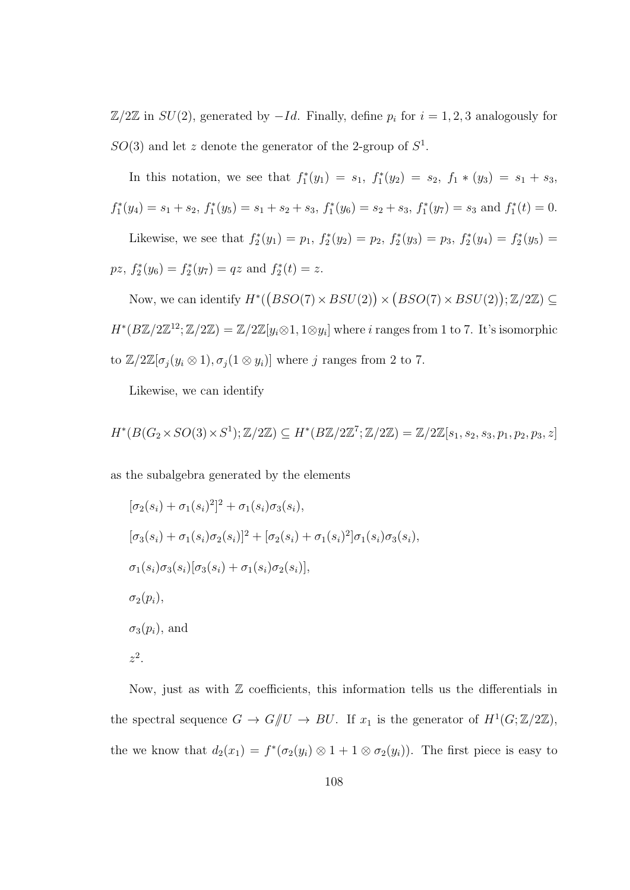$\mathbb{Z}/2\mathbb{Z}$ in $SU(2)$, generated by $-Id$. Finally, define $p_i$ for $i = 1, 2, 3$ analogously for $SO(3)$ and let $z$ denote the generator of the 2-group of $S^1$.

In this notation, we see that $f_1^*(y_1) = s_1$, $f_1^*(y_2) = s_2$, $f_1 * (y_3) = s_1 + s_3$, $f_1^*(y_4) = s_1 + s_2$, $f_1^*(y_5) = s_1 + s_2 + s_3$, $f_1^*(y_6) = s_2 + s_3$, $f_1^*(y_7) = s_3$ and $f_1^*(t) = 0$.

Likewise, we see that $f_2^*(y_1) = p_1$, $f_2^*(y_2) = p_2$, $f_2^*(y_3) = p_3$, $f_2^*(y_4) = f_2^*(y_5) = pz$, $f_2^*(y_6) = f_2^*(y_7) = qz$ and $f_2^*(t) = z$.

Now, we can identify $H^*(\big(BSO(7) \times BSU(2)\big) \times \big(BSO(7) \times BSU(2)\big); \mathbb{Z}/2\mathbb{Z}) \subseteq H^*(B\mathbb{Z}/2\mathbb{Z}^{12}; \mathbb{Z}/2\mathbb{Z}) = \mathbb{Z}/2\mathbb{Z}[y_i \otimes 1, 1 \otimes y_i]$ where $i$ ranges from 1 to 7. It's isomorphic to $\mathbb{Z}/2\mathbb{Z}[\sigma_j(y_i \otimes 1), \sigma_j(1 \otimes y_i)]$ where $j$ ranges from 2 to 7.

Likewise, we can identify

$$H^*(B(G_2 \times SO(3) \times S^1); \mathbb{Z}/2\mathbb{Z}) \subseteq H^*(B\mathbb{Z}/2\mathbb{Z}^7; \mathbb{Z}/2\mathbb{Z}) = \mathbb{Z}/2\mathbb{Z}[s_1, s_2, s_3, p_1, p_2, p_3, z]$$

as the subalgebra generated by the elements

$[\sigma_2(s_i) + \sigma_1(s_i)^2]^2 + \sigma_1(s_i)\sigma_3(s_i)$,

$[\sigma_3(s_i) + \sigma_1(s_i)\sigma_2(s_i)]^2 + [\sigma_2(s_i) + \sigma_1(s_i)^2]\sigma_1(s_i)\sigma_3(s_i)$,

$\sigma_1(s_i)\sigma_3(s_i)[\sigma_3(s_i) + \sigma_1(s_i)\sigma_2(s_i)]$,

$\sigma_2(p_i)$,

$\sigma_3(p_i)$, and

$z^2$.

Now, just as with $\mathbb{Z}$ coefficients, this information tells us the differentials in the spectral sequence $G \to G/\!\!/U \to BU$. If $x_1$ is the generator of $H^1(G; \mathbb{Z}/2\mathbb{Z})$, the we know that $d_2(x_1) = f^*(\sigma_2(y_i) \otimes 1 + 1 \otimes \sigma_2(y_i))$. The first piece is easy to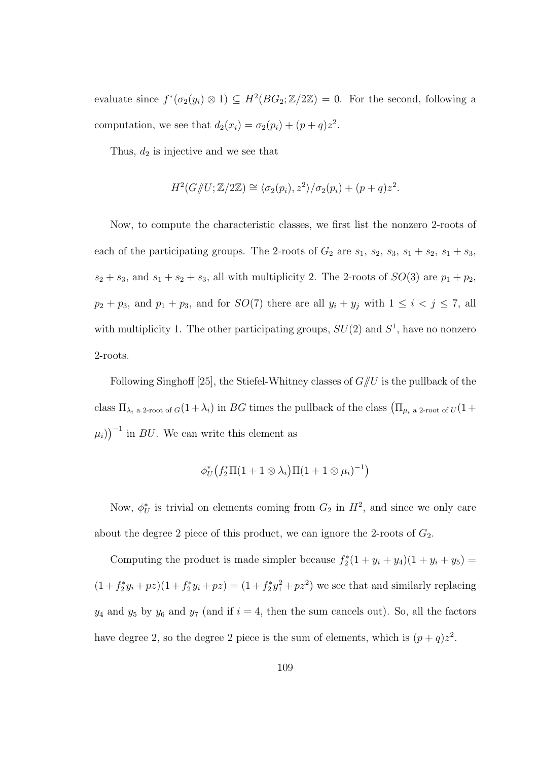evaluate since $f^*(\sigma_2(y_i) \otimes 1) \subseteq H^2(BG_2; \mathbb{Z}/2\mathbb{Z}) = 0$. For the second, following a computation, we see that $d_2(x_i) = \sigma_2(p_i) + (p+q)z^2$.

Thus, $d_2$ is injective and we see that

$$H^2(G/\!\!/U; \mathbb{Z}/2\mathbb{Z}) \cong \langle \sigma_2(p_i), z^2 \rangle / \sigma_2(p_i) + (p+q)z^2.$$

Now, to compute the characteristic classes, we first list the nonzero 2-roots of each of the participating groups. The 2-roots of $G_2$ are $s_1$, $s_2$, $s_3$, $s_1+s_2$, $s_1+s_3$, $s_2+s_3$, and $s_1+s_2+s_3$, all with multiplicity 2. The 2-roots of $SO(3)$ are $p_1+p_2$, $p_2+p_3$, and $p_1+p_3$, and for $SO(7)$ there are all $y_i+y_j$ with $1 \leq i < j \leq 7$, all with multiplicity 1. The other participating groups, $SU(2)$ and $S^1$, have no nonzero 2-roots.

Following Singhoff [25], the Stiefel-Whitney classes of $G/\!\!/U$ is the pullback of the class $\Pi_{\lambda_i \text{ a 2-root of } G}(1+\lambda_i)$ in $BG$ times the pullback of the class $\big(\Pi_{\mu_i \text{ a 2-root of } U}(1+\mu_i)\big)^{-1}$ in $BU$. We can write this element as

$$\phi_U^*\big(f_2^*\Pi(1+1\otimes\lambda_i)\Pi(1+1\otimes\mu_i)^{-1}\big)$$

Now, $\phi_U^*$ is trivial on elements coming from $G_2$ in $H^2$, and since we only care about the degree 2 piece of this product, we can ignore the 2-roots of $G_2$.

Computing the product is made simpler because $f_2^*(1+y_i+y_4)(1+y_i+y_5) = (1+f_2^*y_i+pz)(1+f_2^*y_i+pz) = (1+f_2^*y_1^2+pz^2)$ we see that and similarly replacing $y_4$ and $y_5$ by $y_6$ and $y_7$ (and if $i=4$, then the sum cancels out). So, all the factors have degree 2, so the degree 2 piece is the sum of elements, which is $(p+q)z^2$.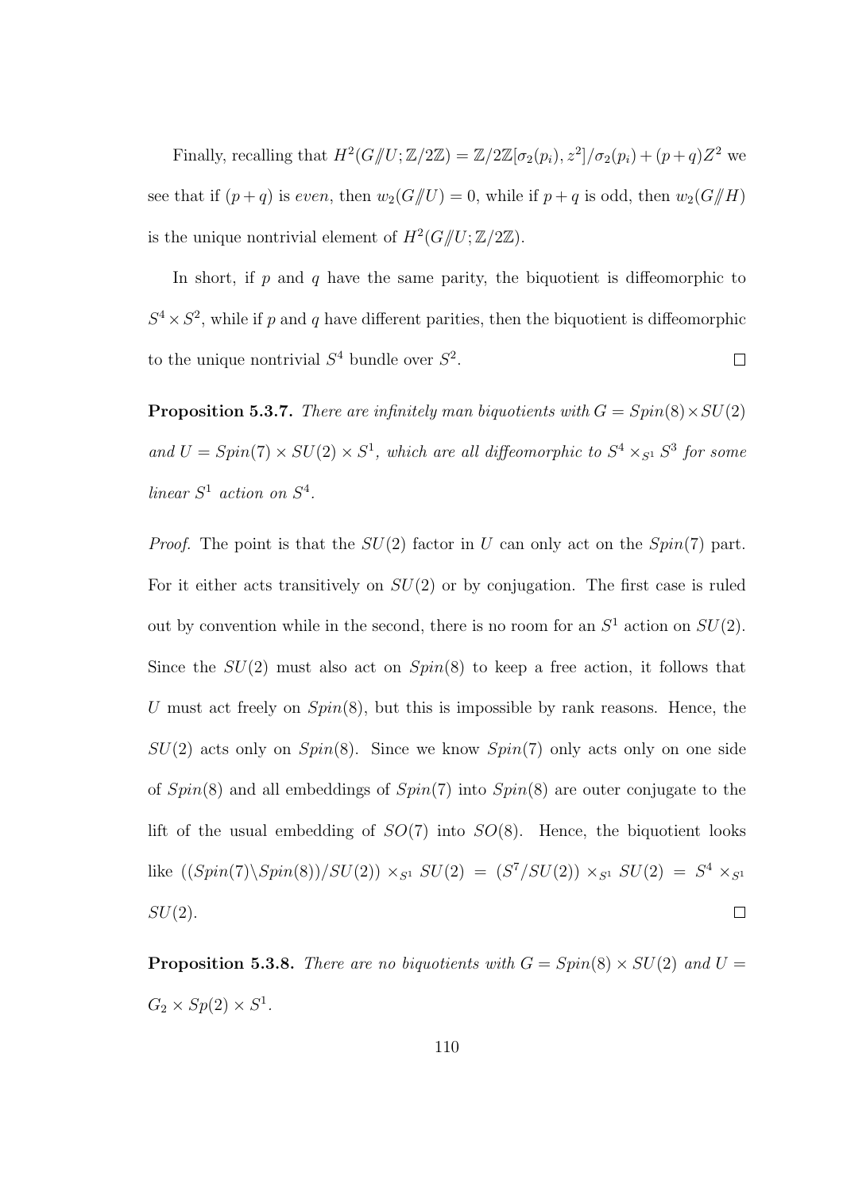Finally, recalling that $H^2(G/\!\!/U;\mathbb{Z}/2\mathbb{Z}) = \mathbb{Z}/2\mathbb{Z}[\sigma_2(p_i), z^2]/\sigma_2(p_i) + (p+q)Z^2$ we see that if $(p+q)$ is *even*, then $w_2(G/\!\!/U) = 0$, while if $p+q$ is odd, then $w_2(G/\!\!/H)$ is the unique nontrivial element of $H^2(G/\!\!/U;\mathbb{Z}/2\mathbb{Z})$.

In short, if $p$ and $q$ have the same parity, the biquotient is diffeomorphic to $S^4 \times S^2$, while if $p$ and $q$ have different parities, then the biquotient is diffeomorphic to the unique nontrivial $S^4$ bundle over $S^2$. $\square$

**Proposition 5.3.7.** *There are infinitely man biquotients with $G = Spin(8) \times SU(2)$ and $U = Spin(7) \times SU(2) \times S^1$, which are all diffeomorphic to $S^4 \times_{S^1} S^3$ for some linear $S^1$ action on $S^4$.*

*Proof.* The point is that the $SU(2)$ factor in $U$ can only act on the $Spin(7)$ part. For it either acts transitively on $SU(2)$ or by conjugation. The first case is ruled out by convention while in the second, there is no room for an $S^1$ action on $SU(2)$. Since the $SU(2)$ must also act on $Spin(8)$ to keep a free action, it follows that $U$ must act freely on $Spin(8)$, but this is impossible by rank reasons. Hence, the $SU(2)$ acts only on $Spin(8)$. Since we know $Spin(7)$ only acts only on one side of $Spin(8)$ and all embeddings of $Spin(7)$ into $Spin(8)$ are outer conjugate to the lift of the usual embedding of $SO(7)$ into $SO(8)$. Hence, the biquotient looks like $((Spin(7)\backslash Spin(8))/SU(2)) \times_{S^1} SU(2) = (S^7/SU(2)) \times_{S^1} SU(2) = S^4 \times_{S^1} SU(2)$. $\square$

**Proposition 5.3.8.** *There are no biquotients with $G = Spin(8) \times SU(2)$ and $U = G_2 \times Sp(2) \times S^1$.*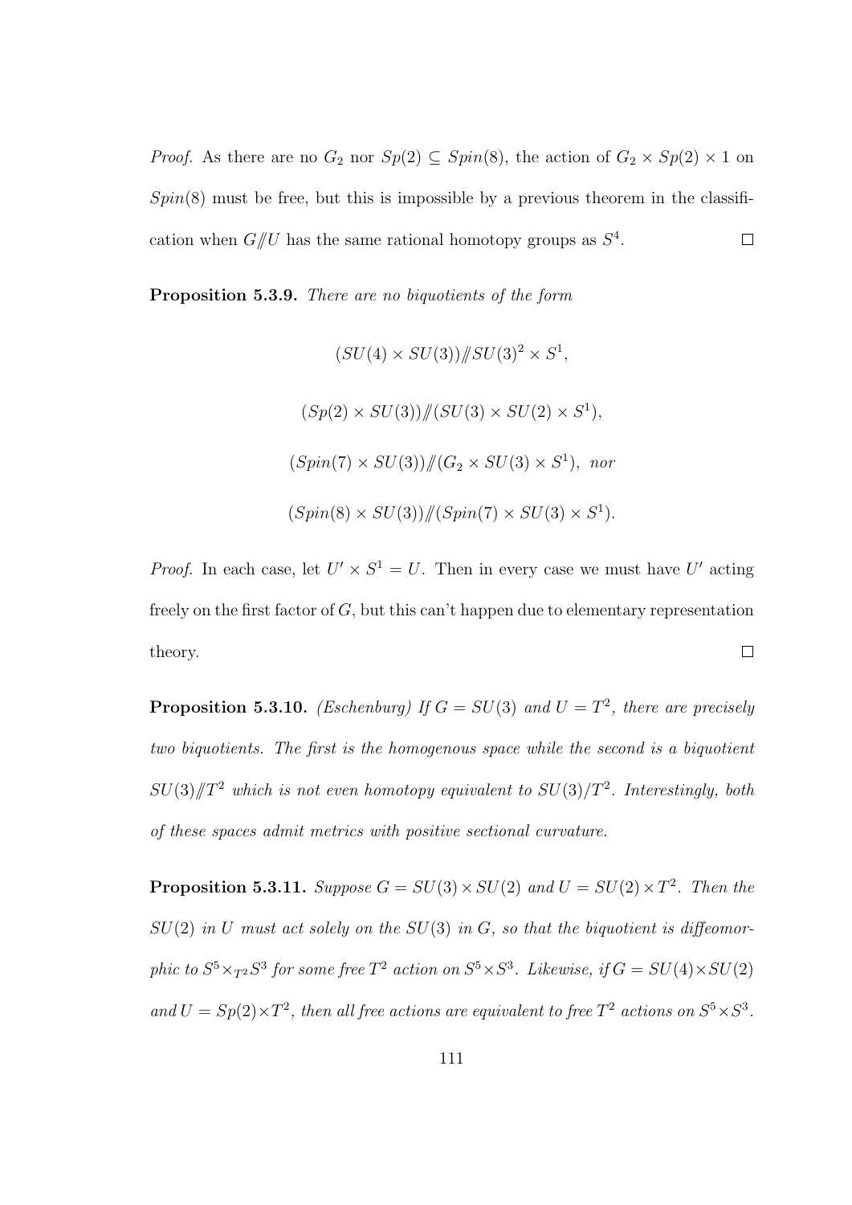*Proof.* As there are no $G_2$ nor $Sp(2) \subseteq Spin(8)$, the action of $G_2 \times Sp(2) \times 1$ on $Spin(8)$ must be free, but this is impossible by a previous theorem in the classification when $G/\!\!/U$ has the same rational homotopy groups as $S^4$. $\square$

**Proposition 5.3.9.** *There are no biquotients of the form*

$$(SU(4) \times SU(3))/\!\!/SU(3)^2 \times S^1,$$

$$(Sp(2) \times SU(3))/\!\!/(SU(3) \times SU(2) \times S^1),$$

$$(Spin(7) \times SU(3))/\!\!/(G_2 \times SU(3) \times S^1), \text{ nor}$$

$$(Spin(8) \times SU(3))/\!\!/(Spin(7) \times SU(3) \times S^1).$$

*Proof.* In each case, let $U' \times S^1 = U$. Then in every case we must have $U'$ acting freely on the first factor of $G$, but this can't happen due to elementary representation theory. $\square$

**Proposition 5.3.10.** *(Eschenburg) If $G = SU(3)$ and $U = T^2$, there are precisely two biquotients. The first is the homogenous space while the second is a biquotient $SU(3)/\!\!/T^2$ which is not even homotopy equivalent to $SU(3)/T^2$. Interestingly, both of these spaces admit metrics with positive sectional curvature.*

**Proposition 5.3.11.** *Suppose $G = SU(3) \times SU(2)$ and $U = SU(2) \times T^2$. Then the $SU(2)$ in $U$ must act solely on the $SU(3)$ in $G$, so that the biquotient is diffeomorphic to $S^5 \times_{T^2} S^3$ for some free $T^2$ action on $S^5 \times S^3$. Likewise, if $G = SU(4) \times SU(2)$ and $U = Sp(2) \times T^2$, then all free actions are equivalent to free $T^2$ actions on $S^5 \times S^3$.*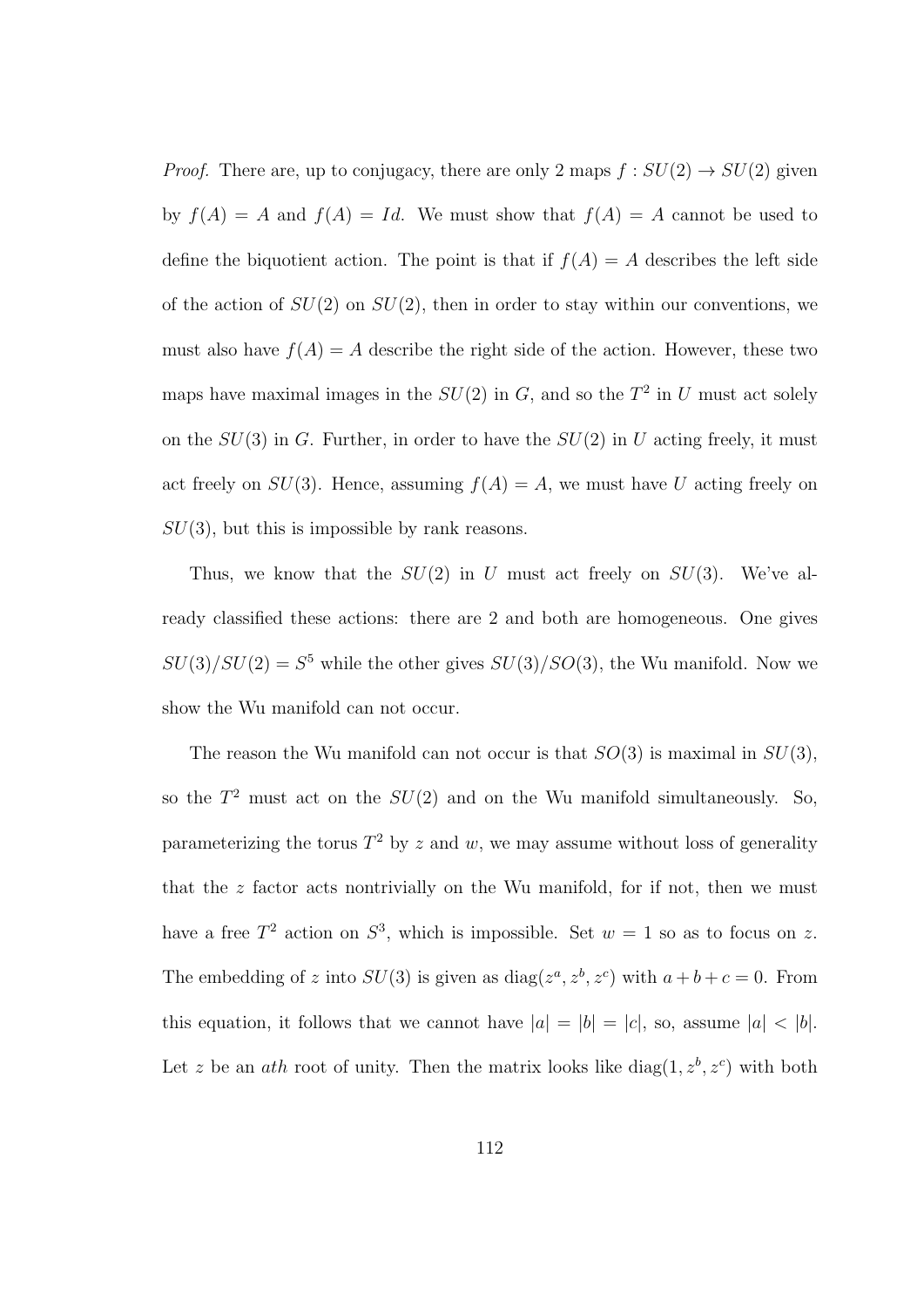*Proof.* There are, up to conjugacy, there are only 2 maps $f : SU(2) \to SU(2)$ given by $f(A) = A$ and $f(A) = Id$. We must show that $f(A) = A$ cannot be used to define the biquotient action. The point is that if $f(A) = A$ describes the left side of the action of $SU(2)$ on $SU(2)$, then in order to stay within our conventions, we must also have $f(A) = A$ describe the right side of the action. However, these two maps have maximal images in the $SU(2)$ in $G$, and so the $T^2$ in $U$ must act solely on the $SU(3)$ in $G$. Further, in order to have the $SU(2)$ in $U$ acting freely, it must act freely on $SU(3)$. Hence, assuming $f(A) = A$, we must have $U$ acting freely on $SU(3)$, but this is impossible by rank reasons.

Thus, we know that the $SU(2)$ in $U$ must act freely on $SU(3)$. We've already classified these actions: there are 2 and both are homogeneous. One gives $SU(3)/SU(2) = S^5$ while the other gives $SU(3)/SO(3)$, the Wu manifold. Now we show the Wu manifold can not occur.

The reason the Wu manifold can not occur is that $SO(3)$ is maximal in $SU(3)$, so the $T^2$ must act on the $SU(2)$ and on the Wu manifold simultaneously. So, parameterizing the torus $T^2$ by $z$ and $w$, we may assume without loss of generality that the $z$ factor acts nontrivially on the Wu manifold, for if not, then we must have a free $T^2$ action on $S^3$, which is impossible. Set $w = 1$ so as to focus on $z$. The embedding of $z$ into $SU(3)$ is given as $\text{diag}(z^a, z^b, z^c)$ with $a + b + c = 0$. From this equation, it follows that we cannot have $|a| = |b| = |c|$, so, assume $|a| < |b|$. Let $z$ be an *ath* root of unity. Then the matrix looks like $\text{diag}(1, z^b, z^c)$ with both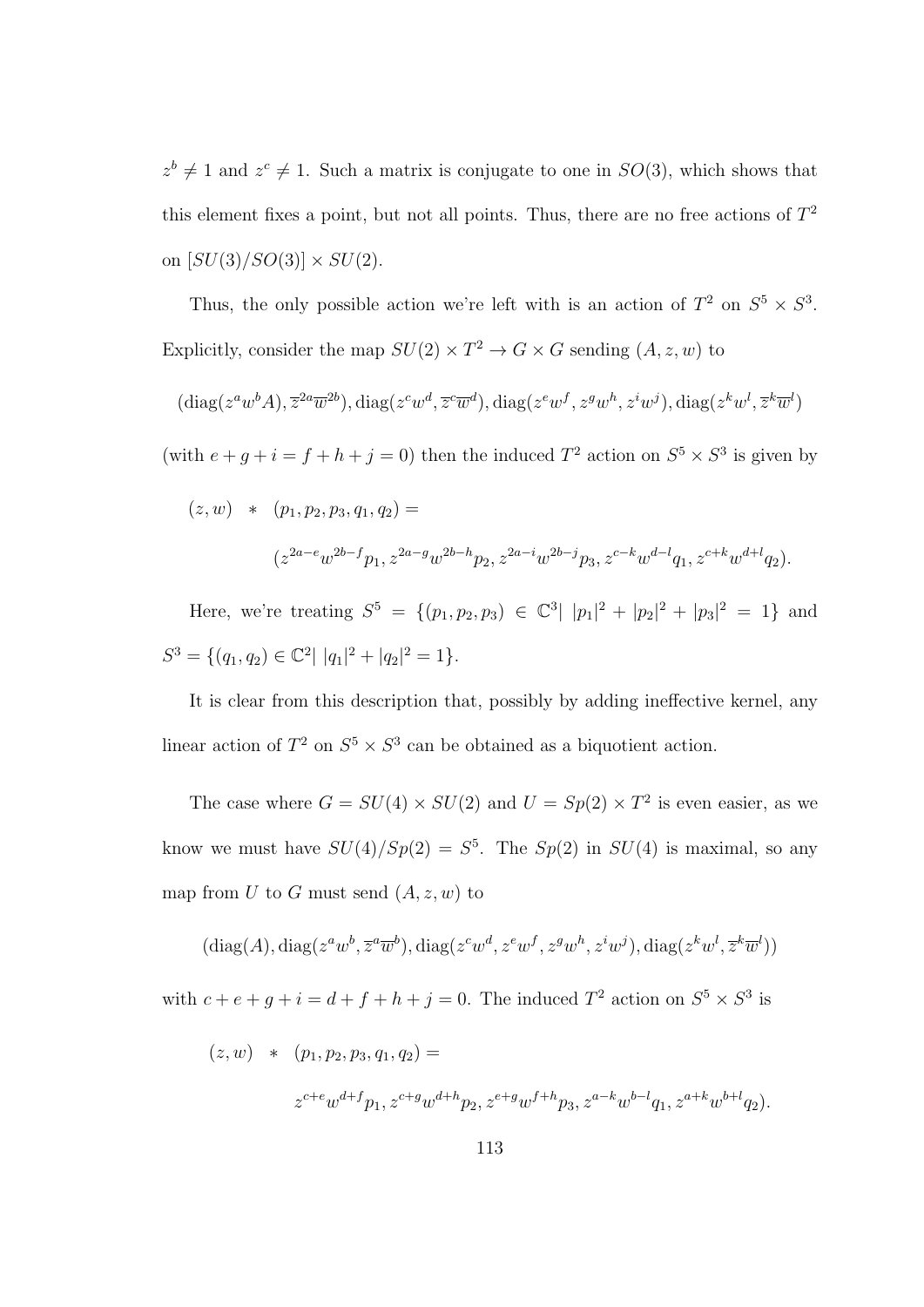$z^b \neq 1$ and $z^c \neq 1$. Such a matrix is conjugate to one in $SO(3)$, which shows that this element fixes a point, but not all points. Thus, there are no free actions of $T^2$ on $[SU(3)/SO(3)] \times SU(2)$.

Thus, the only possible action we're left with is an action of $T^2$ on $S^5 \times S^3$. Explicitly, consider the map $SU(2) \times T^2 \to G \times G$ sending $(A, z, w)$ to

$$(\mathrm{diag}(z^a w^b A), \overline{z}^{2a}\overline{w}^{2b}), \mathrm{diag}(z^c w^d, \overline{z}^c\overline{w}^d), \mathrm{diag}(z^e w^f, z^g w^h, z^i w^j), \mathrm{diag}(z^k w^l, \overline{z}^k\overline{w}^l)$$

(with $e + g + i = f + h + j = 0$) then the induced $T^2$ action on $S^5 \times S^3$ is given by

$$\begin{aligned}(z, w) \ * \ & (p_1, p_2, p_3, q_1, q_2) = \\ & (z^{2a-e}w^{2b-f}p_1, z^{2a-g}w^{2b-h}p_2, z^{2a-i}w^{2b-j}p_3, z^{c-k}w^{d-l}q_1, z^{c+k}w^{d+l}q_2).\end{aligned}$$

Here, we're treating $S^5 = \{(p_1, p_2, p_3) \in \mathbb{C}^3 | \ |p_1|^2 + |p_2|^2 + |p_3|^2 = 1\}$ and $S^3 = \{(q_1, q_2) \in \mathbb{C}^2 | \ |q_1|^2 + |q_2|^2 = 1\}$.

It is clear from this description that, possibly by adding ineffective kernel, any linear action of $T^2$ on $S^5 \times S^3$ can be obtained as a biquotient action.

The case where $G = SU(4) \times SU(2)$ and $U = Sp(2) \times T^2$ is even easier, as we know we must have $SU(4)/Sp(2) = S^5$. The $Sp(2)$ in $SU(4)$ is maximal, so any map from $U$ to $G$ must send $(A, z, w)$ to

$$(\mathrm{diag}(A), \mathrm{diag}(z^a w^b, \overline{z}^a\overline{w}^b), \mathrm{diag}(z^c w^d, z^e w^f, z^g w^h, z^i w^j), \mathrm{diag}(z^k w^l, \overline{z}^k\overline{w}^l))$$

with $c + e + g + i = d + f + h + j = 0$. The induced $T^2$ action on $S^5 \times S^3$ is

$$\begin{aligned}(z, w) \ * \ & (p_1, p_2, p_3, q_1, q_2) = \\ & z^{c+e}w^{d+f}p_1, z^{c+g}w^{d+h}p_2, z^{e+g}w^{f+h}p_3, z^{a-k}w^{b-l}q_1, z^{a+k}w^{b+l}q_2).\end{aligned}$$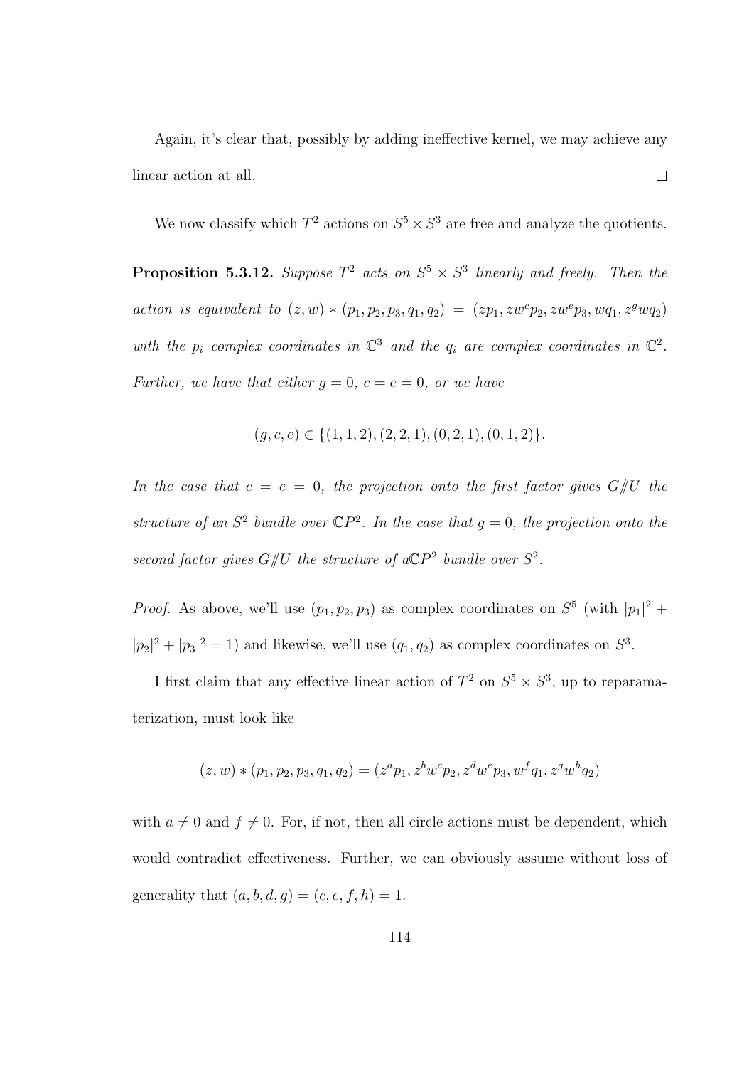Again, it's clear that, possibly by adding ineffective kernel, we may achieve any linear action at all. $\square$

We now classify which $T^2$ actions on $S^5 \times S^3$ are free and analyze the quotients.

**Proposition 5.3.12.** *Suppose $T^2$ acts on $S^5 \times S^3$ linearly and freely. Then the action is equivalent to $(z, w) * (p_1, p_2, p_3, q_1, q_2) = (zp_1, zw^c p_2, zw^e p_3, wq_1, z^g w q_2)$ with the $p_i$ complex coordinates in $\mathbb{C}^3$ and the $q_i$ are complex coordinates in $\mathbb{C}^2$. Further, we have that either $g = 0$, $c = e = 0$, or we have*

$$(g, c, e) \in \{(1, 1, 2), (2, 2, 1), (0, 2, 1), (0, 1, 2)\}.$$

*In the case that $c = e = 0$, the projection onto the first factor gives $G/\!\!/U$ the structure of an $S^2$ bundle over $\mathbb{C}P^2$. In the case that $g = 0$, the projection onto the second factor gives $G/\!\!/U$ the structure of a$\mathbb{C}P^2$ bundle over $S^2$.*

*Proof.* As above, we'll use $(p_1, p_2, p_3)$ as complex coordinates on $S^5$ (with $|p_1|^2 + |p_2|^2 + |p_3|^2 = 1$) and likewise, we'll use $(q_1, q_2)$ as complex coordinates on $S^3$.

I first claim that any effective linear action of $T^2$ on $S^5 \times S^3$, up to reparamaterization, must look like

$$(z, w) * (p_1, p_2, p_3, q_1, q_2) = (z^a p_1, z^b w^c p_2, z^d w^e p_3, w^f q_1, z^g w^h q_2)$$

with $a \neq 0$ and $f \neq 0$. For, if not, then all circle actions must be dependent, which would contradict effectiveness. Further, we can obviously assume without loss of generality that $(a, b, d, g) = (c, e, f, h) = 1$.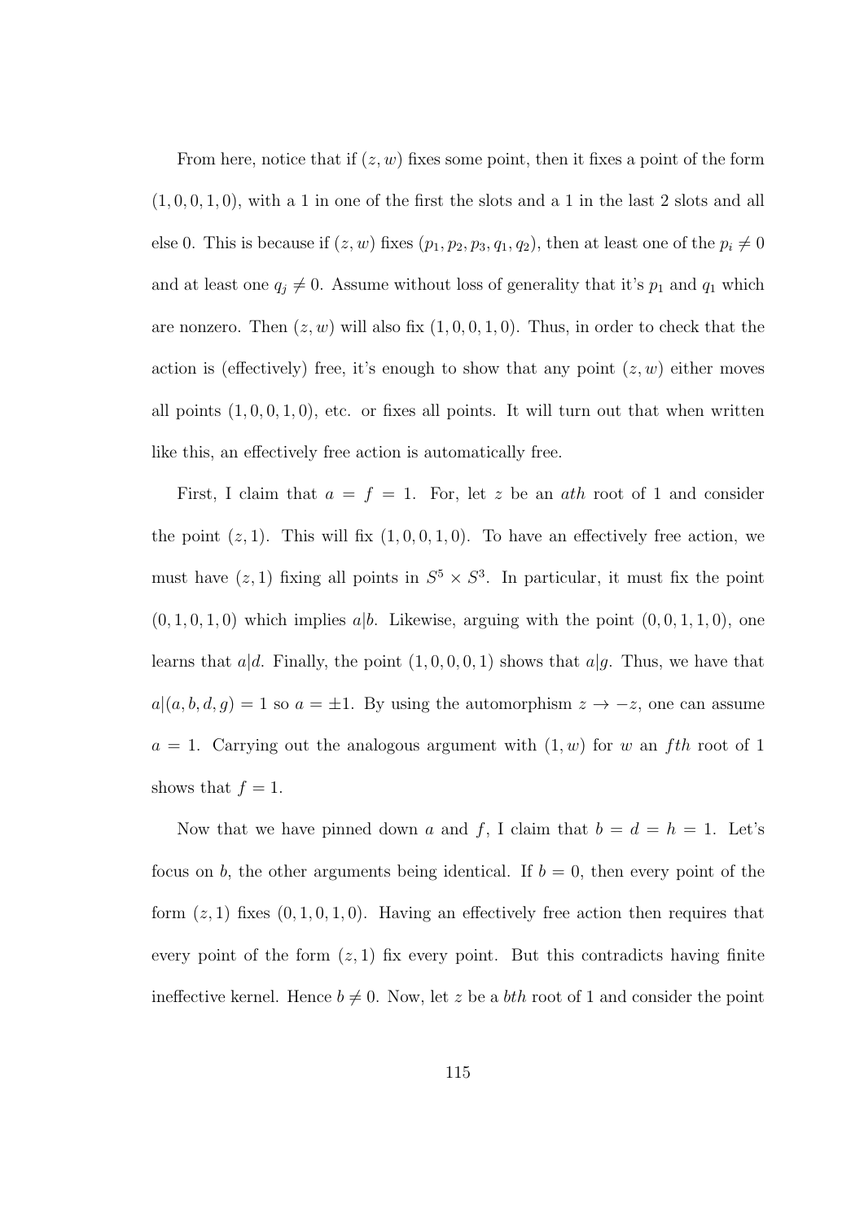From here, notice that if $(z, w)$ fixes some point, then it fixes a point of the form $(1, 0, 0, 1, 0)$, with a 1 in one of the first the slots and a 1 in the last 2 slots and all else 0. This is because if $(z, w)$ fixes $(p_1, p_2, p_3, q_1, q_2)$, then at least one of the $p_i \neq 0$ and at least one $q_j \neq 0$. Assume without loss of generality that it's $p_1$ and $q_1$ which are nonzero. Then $(z, w)$ will also fix $(1, 0, 0, 1, 0)$. Thus, in order to check that the action is (effectively) free, it's enough to show that any point $(z, w)$ either moves all points $(1, 0, 0, 1, 0)$, etc. or fixes all points. It will turn out that when written like this, an effectively free action is automatically free.

First, I claim that $a = f = 1$. For, let $z$ be an $ath$ root of 1 and consider the point $(z, 1)$. This will fix $(1, 0, 0, 1, 0)$. To have an effectively free action, we must have $(z, 1)$ fixing all points in $S^5 \times S^3$. In particular, it must fix the point $(0, 1, 0, 1, 0)$ which implies $a|b$. Likewise, arguing with the point $(0, 0, 1, 1, 0)$, one learns that $a|d$. Finally, the point $(1, 0, 0, 0, 1)$ shows that $a|g$. Thus, we have that $a|(a, b, d, g) = 1$ so $a = \pm 1$. By using the automorphism $z \to -z$, one can assume $a = 1$. Carrying out the analogous argument with $(1, w)$ for $w$ an $fth$ root of 1 shows that $f = 1$.

Now that we have pinned down $a$ and $f$, I claim that $b = d = h = 1$. Let's focus on $b$, the other arguments being identical. If $b = 0$, then every point of the form $(z, 1)$ fixes $(0, 1, 0, 1, 0)$. Having an effectively free action then requires that every point of the form $(z, 1)$ fix every point. But this contradicts having finite ineffective kernel. Hence $b \neq 0$. Now, let $z$ be a $bth$ root of 1 and consider the point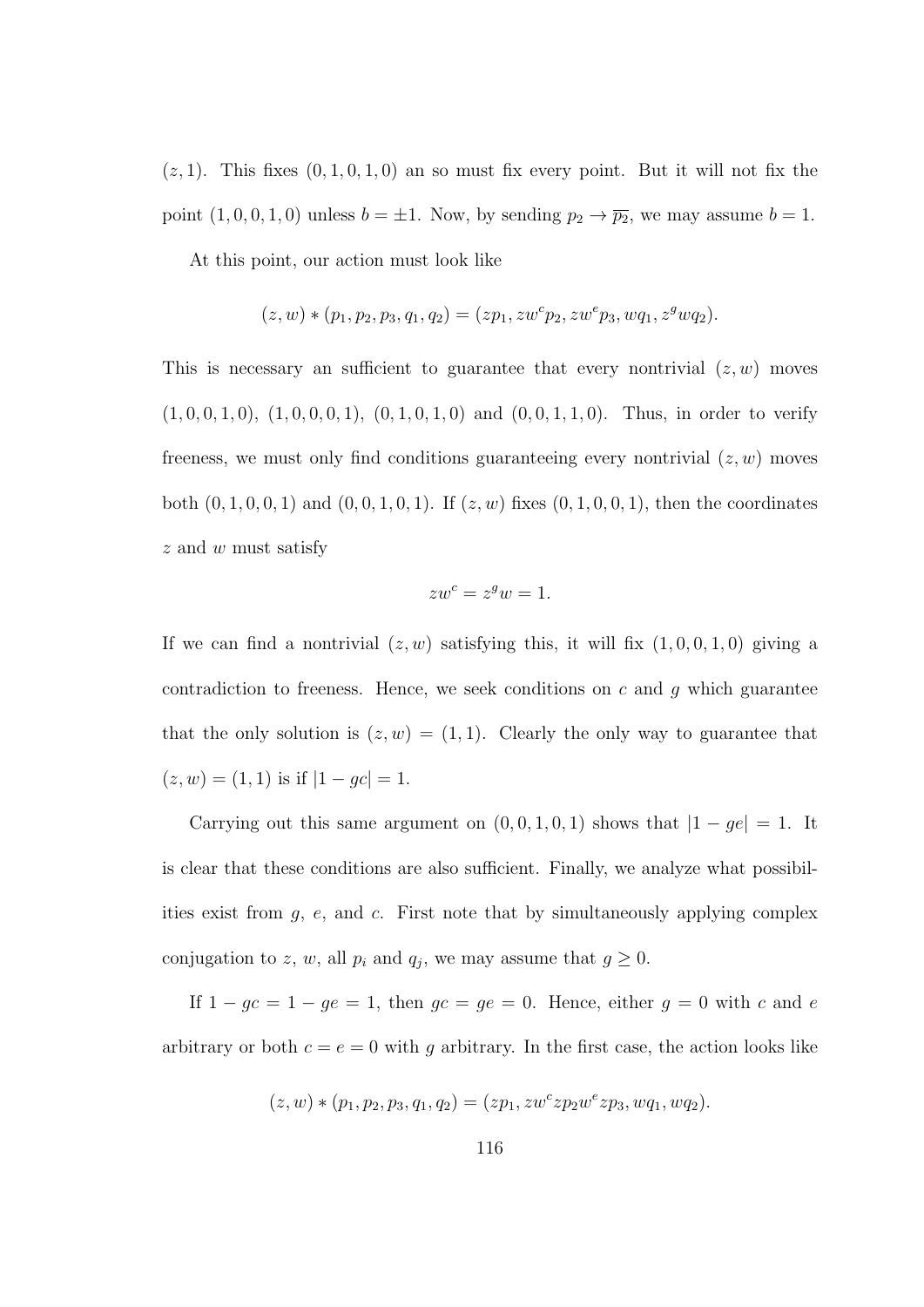$(z, 1)$. This fixes $(0, 1, 0, 1, 0)$ an so must fix every point. But it will not fix the point $(1, 0, 0, 1, 0)$ unless $b = \pm 1$. Now, by sending $p_2 \to \overline{p_2}$, we may assume $b = 1$.

At this point, our action must look like

$$(z, w) * (p_1, p_2, p_3, q_1, q_2) = (zp_1, zw^c p_2, zw^e p_3, wq_1, z^g wq_2).$$

This is necessary an sufficient to guarantee that every nontrivial $(z, w)$ moves $(1, 0, 0, 1, 0)$, $(1, 0, 0, 0, 1)$, $(0, 1, 0, 1, 0)$ and $(0, 0, 1, 1, 0)$. Thus, in order to verify freeness, we must only find conditions guaranteeing every nontrivial $(z, w)$ moves both $(0, 1, 0, 0, 1)$ and $(0, 0, 1, 0, 1)$. If $(z, w)$ fixes $(0, 1, 0, 0, 1)$, then the coordinates $z$ and $w$ must satisfy

$$zw^c = z^g w = 1.$$

If we can find a nontrivial $(z, w)$ satisfying this, it will fix $(1, 0, 0, 1, 0)$ giving a contradiction to freeness. Hence, we seek conditions on $c$ and $g$ which guarantee that the only solution is $(z, w) = (1, 1)$. Clearly the only way to guarantee that $(z, w) = (1, 1)$ is if $|1 - gc| = 1$.

Carrying out this same argument on $(0, 0, 1, 0, 1)$ shows that $|1 - ge| = 1$. It is clear that these conditions are also sufficient. Finally, we analyze what possibilities exist from $g$, $e$, and $c$. First note that by simultaneously applying complex conjugation to $z$, $w$, all $p_i$ and $q_j$, we may assume that $g \geq 0$.

If $1 - gc = 1 - ge = 1$, then $gc = ge = 0$. Hence, either $g = 0$ with $c$ and $e$ arbitrary or both $c = e = 0$ with $g$ arbitrary. In the first case, the action looks like

$$(z, w) * (p_1, p_2, p_3, q_1, q_2) = (zp_1, zw^c zp_2 w^e zp_3, wq_1, wq_2).$$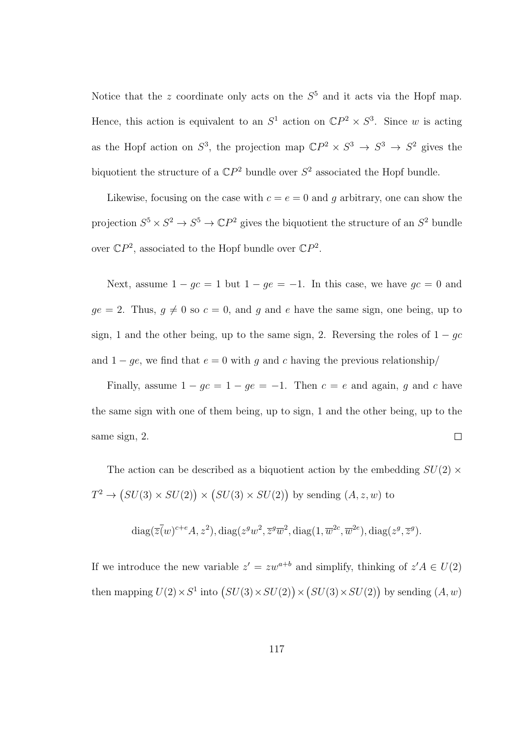Notice that the $z$ coordinate only acts on the $S^5$ and it acts via the Hopf map. Hence, this action is equivalent to an $S^1$ action on $\mathbb{C}P^2 \times S^3$. Since $w$ is acting as the Hopf action on $S^3$, the projection map $\mathbb{C}P^2 \times S^3 \to S^3 \to S^2$ gives the biquotient the structure of a $\mathbb{C}P^2$ bundle over $S^2$ associated the Hopf bundle.

Likewise, focusing on the case with $c = e = 0$ and $g$ arbitrary, one can show the projection $S^5 \times S^2 \to S^5 \to \mathbb{C}P^2$ gives the biquotient the structure of an $S^2$ bundle over $\mathbb{C}P^2$, associated to the Hopf bundle over $\mathbb{C}P^2$.

Next, assume $1 - gc = 1$ but $1 - ge = -1$. In this case, we have $gc = 0$ and $ge = 2$. Thus, $g \neq 0$ so $c = 0$, and $g$ and $e$ have the same sign, one being, up to sign, 1 and the other being, up to the same sign, 2. Reversing the roles of $1 - gc$ and $1 - ge$, we find that $e = 0$ with $g$ and $c$ having the previous relationship/

Finally, assume $1 - gc = 1 - ge = -1$. Then $c = e$ and again, $g$ and $c$ have the same sign with one of them being, up to sign, 1 and the other being, up to the same sign, 2. $\square$

The action can be described as a biquotient action by the embedding $SU(2) \times T^2 \to \big(SU(3) \times SU(2)\big) \times \big(SU(3) \times SU(2)\big)$ by sending $(A, z, w)$ to

$$\operatorname{diag}(\overline{z}\overline{(}w)^{c+e}A, z^2), \operatorname{diag}(z^g w^2, \overline{z}^g \overline{w}^2, \operatorname{diag}(1, \overline{w}^{2c}, \overline{w}^{2e}), \operatorname{diag}(z^g, \overline{z}^g).$$

If we introduce the new variable $z' = zw^{a+b}$ and simplify, thinking of $z'A \in U(2)$ then mapping $U(2) \times S^1$ into $\big(SU(3) \times SU(2)\big) \times \big(SU(3) \times SU(2)\big)$ by sending $(A, w)$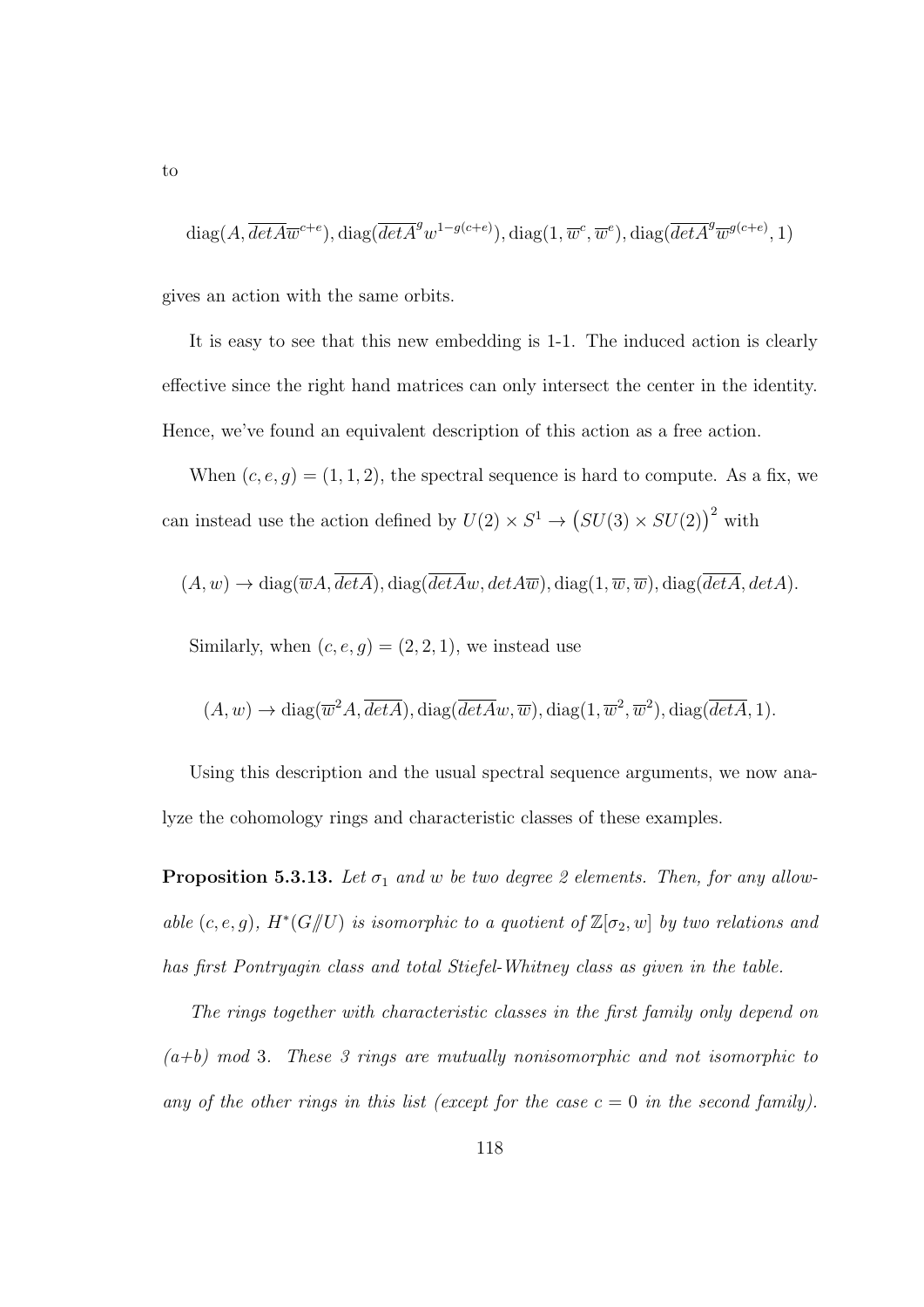to

$$\mathrm{diag}(A, \overline{detA}\overline{w}^{c+e}), \mathrm{diag}(\overline{detA}^g w^{1-g(c+e)}), \mathrm{diag}(1, \overline{w}^c, \overline{w}^e), \mathrm{diag}(\overline{detA}^g \overline{w}^{g(c+e)}, 1)$$

gives an action with the same orbits.

It is easy to see that this new embedding is 1-1. The induced action is clearly effective since the right hand matrices can only intersect the center in the identity. Hence, we've found an equivalent description of this action as a free action.

When $(c, e, g) = (1, 1, 2)$, the spectral sequence is hard to compute. As a fix, we can instead use the action defined by $U(2) \times S^1 \to \big(SU(3) \times SU(2)\big)^2$ with

$$(A, w) \to \mathrm{diag}(\overline{w}A, \overline{detA}), \mathrm{diag}(\overline{detA}w, detA\overline{w}), \mathrm{diag}(1, \overline{w}, \overline{w}), \mathrm{diag}(\overline{detA}, detA).$$

Similarly, when $(c, e, g) = (2, 2, 1)$, we instead use

$$(A, w) \to \mathrm{diag}(\overline{w}^2 A, \overline{detA}), \mathrm{diag}(\overline{detA}w, \overline{w}), \mathrm{diag}(1, \overline{w}^2, \overline{w}^2), \mathrm{diag}(\overline{detA}, 1).$$

Using this description and the usual spectral sequence arguments, we now analyze the cohomology rings and characteristic classes of these examples.

**Proposition 5.3.13.** *Let $\sigma_1$ and $w$ be two degree 2 elements. Then, for any allowable $(c, e, g)$, $H^*(G/\!\!/U)$ is isomorphic to a quotient of $\mathbb{Z}[\sigma_2, w]$ by two relations and has first Pontryagin class and total Stiefel-Whitney class as given in the table.*

*The rings together with characteristic classes in the first family only depend on $(a+b)$ mod 3. These 3 rings are mutually nonisomorphic and not isomorphic to any of the other rings in this list (except for the case $c = 0$ in the second family).*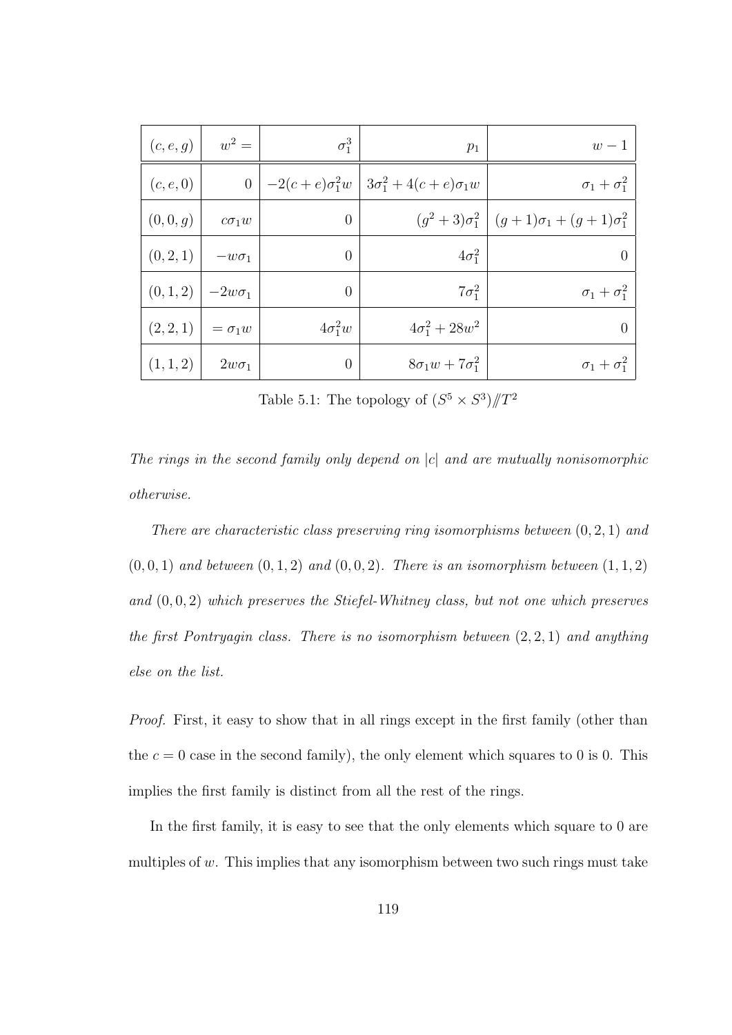| $(c,e,g)$ | $w^2 =$ | $\sigma_1^3$ | $p_1$ | $w-1$ |
|---|---|---|---|---|
| $(c,e,0)$ | $0$ | $-2(c+e)\sigma_1^2 w$ | $3\sigma_1^2 + 4(c+e)\sigma_1 w$ | $\sigma_1 + \sigma_1^2$ |
| $(0,0,g)$ | $c\sigma_1 w$ | $0$ | $(g^2+3)\sigma_1^2$ | $(g+1)\sigma_1 + (g+1)\sigma_1^2$ |
| $(0,2,1)$ | $-w\sigma_1$ | $0$ | $4\sigma_1^2$ | $0$ |
| $(0,1,2)$ | $-2w\sigma_1$ | $0$ | $7\sigma_1^2$ | $\sigma_1 + \sigma_1^2$ |
| $(2,2,1)$ | $= \sigma_1 w$ | $4\sigma_1^2 w$ | $4\sigma_1^2 + 28w^2$ | $0$ |
| $(1,1,2)$ | $2w\sigma_1$ | $0$ | $8\sigma_1 w + 7\sigma_1^2$ | $\sigma_1 + \sigma_1^2$ |

Table 5.1: The topology of $(S^5 \times S^3)/\!\!/T^2$

*The rings in the second family only depend on $|c|$ and are mutually nonisomorphic otherwise.*

*There are characteristic class preserving ring isomorphisms between $(0,2,1)$ and $(0,0,1)$ and between $(0,1,2)$ and $(0,0,2)$. There is an isomorphism between $(1,1,2)$ and $(0,0,2)$ which preserves the Stiefel-Whitney class, but not one which preserves the first Pontryagin class. There is no isomorphism between $(2,2,1)$ and anything else on the list.*

*Proof.* First, it easy to show that in all rings except in the first family (other than the $c=0$ case in the second family), the only element which squares to 0 is 0. This implies the first family is distinct from all the rest of the rings.

In the first family, it is easy to see that the only elements which square to 0 are multiples of $w$. This implies that any isomorphism between two such rings must take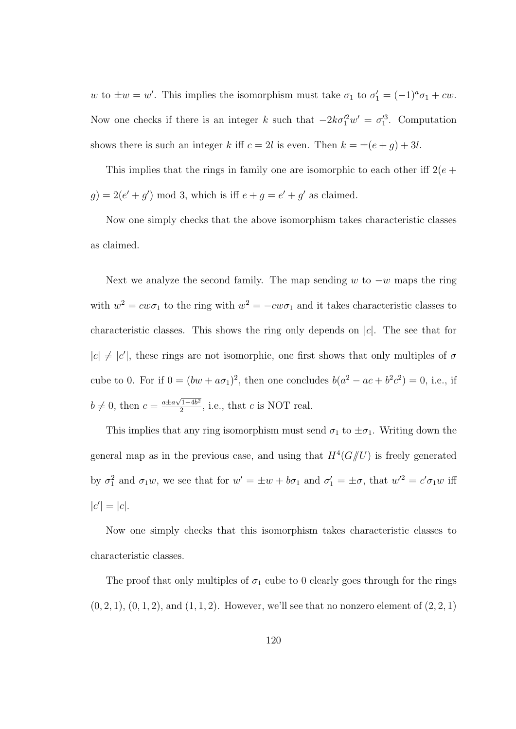$w$ to $\pm w = w'$. This implies the isomorphism must take $\sigma_1$ to $\sigma_1' = (-1)^a \sigma_1 + cw$. Now one checks if there is an integer $k$ such that $-2k\sigma_1'^2 w' = \sigma_1'^3$. Computation shows there is such an integer $k$ iff $c = 2l$ is even. Then $k = \pm(e+g) + 3l$.

This implies that the rings in family one are isomorphic to each other iff $2(e + g) = 2(e' + g') \bmod 3$, which is iff $e + g = e' + g'$ as claimed.

Now one simply checks that the above isomorphism takes characteristic classes as claimed.

Next we analyze the second family. The map sending $w$ to $-w$ maps the ring with $w^2 = cw\sigma_1$ to the ring with $w^2 = -cw\sigma_1$ and it takes characteristic classes to characteristic classes. This shows the ring only depends on $|c|$. The see that for $|c| \neq |c'|$, these rings are not isomorphic, one first shows that only multiples of $\sigma$ cube to 0. For if $0 = (bw + a\sigma_1)^2$, then one concludes $b(a^2 - ac + b^2c^2) = 0$, i.e., if $b \neq 0$, then $c = \frac{a \pm a\sqrt{1-4b^2}}{2}$, i.e., that $c$ is NOT real.

This implies that any ring isomorphism must send $\sigma_1$ to $\pm\sigma_1$. Writing down the general map as in the previous case, and using that $H^4(G /\!\!/ U)$ is freely generated by $\sigma_1^2$ and $\sigma_1 w$, we see that for $w' = \pm w + b\sigma_1$ and $\sigma_1' = \pm\sigma$, that $w'^2 = c'\sigma_1 w$ iff $|c'| = |c|$.

Now one simply checks that this isomorphism takes characteristic classes to characteristic classes.

The proof that only multiples of $\sigma_1$ cube to 0 clearly goes through for the rings $(0, 2, 1)$, $(0, 1, 2)$, and $(1, 1, 2)$. However, we'll see that no nonzero element of $(2, 2, 1)$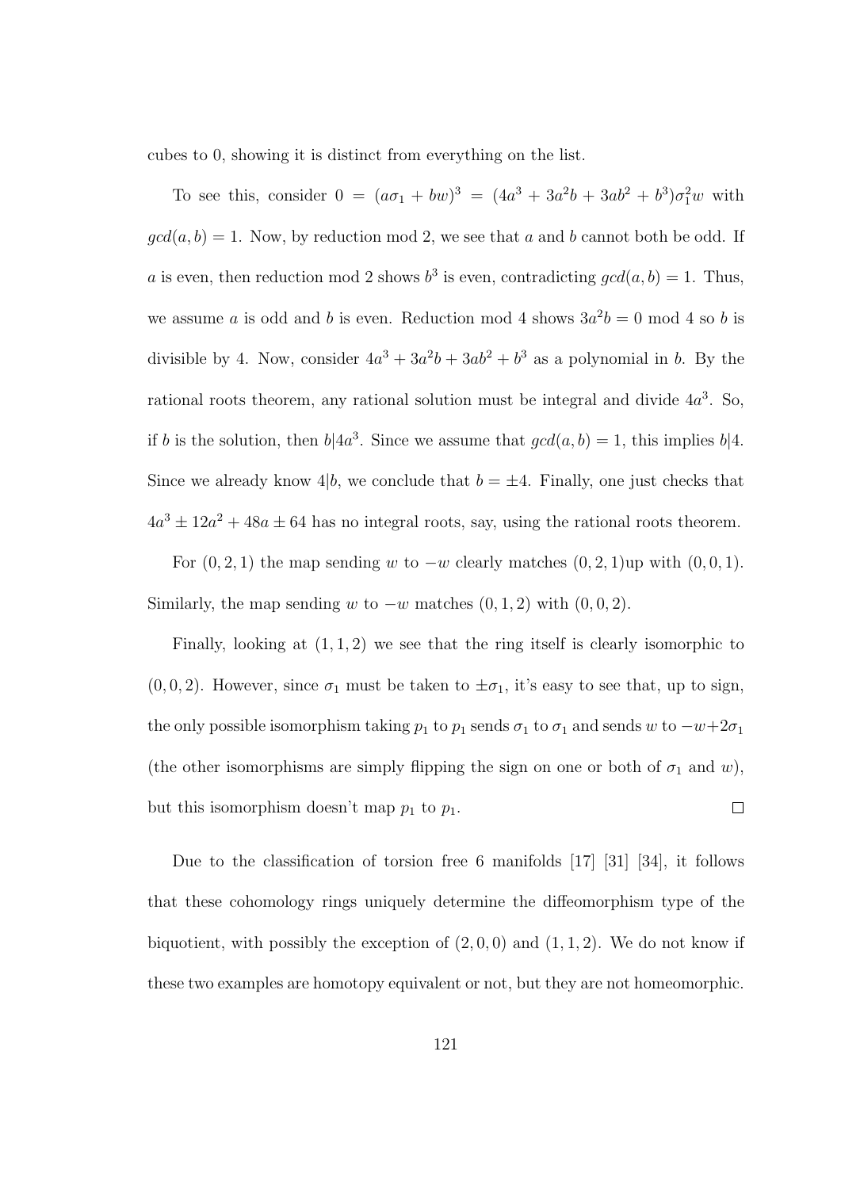cubes to 0, showing it is distinct from everything on the list.

To see this, consider $0 = (a\sigma_1 + bw)^3 = (4a^3 + 3a^2b + 3ab^2 + b^3)\sigma_1^2 w$ with $gcd(a,b) = 1$. Now, by reduction mod 2, we see that $a$ and $b$ cannot both be odd. If $a$ is even, then reduction mod 2 shows $b^3$ is even, contradicting $gcd(a,b) = 1$. Thus, we assume $a$ is odd and $b$ is even. Reduction mod 4 shows $3a^2b = 0$ mod 4 so $b$ is divisible by 4. Now, consider $4a^3 + 3a^2b + 3ab^2 + b^3$ as a polynomial in $b$. By the rational roots theorem, any rational solution must be integral and divide $4a^3$. So, if $b$ is the solution, then $b|4a^3$. Since we assume that $gcd(a,b) = 1$, this implies $b|4$. Since we already know $4|b$, we conclude that $b = \pm 4$. Finally, one just checks that $4a^3 \pm 12a^2 + 48a \pm 64$ has no integral roots, say, using the rational roots theorem.

For $(0,2,1)$ the map sending $w$ to $-w$ clearly matches $(0,2,1)$up with $(0,0,1)$. Similarly, the map sending $w$ to $-w$ matches $(0,1,2)$ with $(0,0,2)$.

Finally, looking at $(1,1,2)$ we see that the ring itself is clearly isomorphic to $(0,0,2)$. However, since $\sigma_1$ must be taken to $\pm\sigma_1$, it's easy to see that, up to sign, the only possible isomorphism taking $p_1$ to $p_1$ sends $\sigma_1$ to $\sigma_1$ and sends $w$ to $-w+2\sigma_1$ (the other isomorphisms are simply flipping the sign on one or both of $\sigma_1$ and $w$), but this isomorphism doesn't map $p_1$ to $p_1$. $\square$

Due to the classification of torsion free 6 manifolds [17] [31] [34], it follows that these cohomology rings uniquely determine the diffeomorphism type of the biquotient, with possibly the exception of $(2,0,0)$ and $(1,1,2)$. We do not know if these two examples are homotopy equivalent or not, but they are not homeomorphic.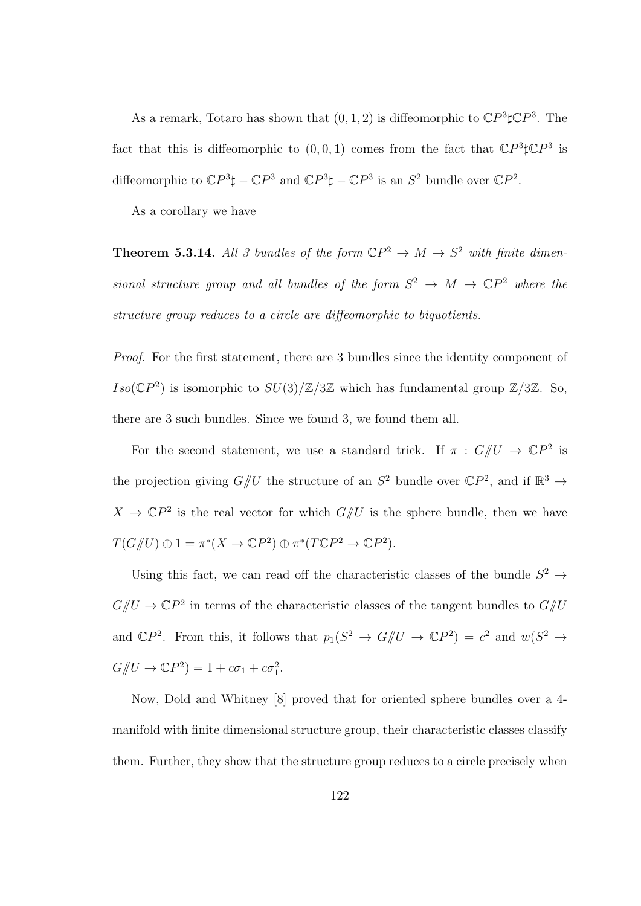As a remark, Totaro has shown that $(0,1,2)$ is diffeomorphic to $\mathbb{C}P^3\sharp\mathbb{C}P^3$. The fact that this is diffeomorphic to $(0,0,1)$ comes from the fact that $\mathbb{C}P^3\sharp\mathbb{C}P^3$ is diffeomorphic to $\mathbb{C}P^3\sharp-\mathbb{C}P^3$ and $\mathbb{C}P^3\sharp-\mathbb{C}P^3$ is an $S^2$ bundle over $\mathbb{C}P^2$.

As a corollary we have

**Theorem 5.3.14.** *All 3 bundles of the form $\mathbb{C}P^2 \to M \to S^2$ with finite dimensional structure group and all bundles of the form $S^2 \to M \to \mathbb{C}P^2$ where the structure group reduces to a circle are diffeomorphic to biquotients.*

*Proof.* For the first statement, there are 3 bundles since the identity component of $Iso(\mathbb{C}P^2)$ is isomorphic to $SU(3)/\mathbb{Z}/3\mathbb{Z}$ which has fundamental group $\mathbb{Z}/3\mathbb{Z}$. So, there are 3 such bundles. Since we found 3, we found them all.

For the second statement, we use a standard trick. If $\pi : G/\!\!/U \to \mathbb{C}P^2$ is the projection giving $G/\!\!/U$ the structure of an $S^2$ bundle over $\mathbb{C}P^2$, and if $\mathbb{R}^3 \to X \to \mathbb{C}P^2$ is the real vector for which $G/\!\!/U$ is the sphere bundle, then we have $T(G/\!\!/U) \oplus 1 = \pi^*(X \to \mathbb{C}P^2) \oplus \pi^*(T\mathbb{C}P^2 \to \mathbb{C}P^2)$.

Using this fact, we can read off the characteristic classes of the bundle $S^2 \to G/\!\!/U \to \mathbb{C}P^2$ in terms of the characteristic classes of the tangent bundles to $G/\!\!/U$ and $\mathbb{C}P^2$. From this, it follows that $p_1(S^2 \to G/\!\!/U \to \mathbb{C}P^2) = c^2$ and $w(S^2 \to G/\!\!/U \to \mathbb{C}P^2) = 1 + c\sigma_1 + c\sigma_1^2$.

Now, Dold and Whitney [8] proved that for oriented sphere bundles over a 4-manifold with finite dimensional structure group, their characteristic classes classify them. Further, they show that the structure group reduces to a circle precisely when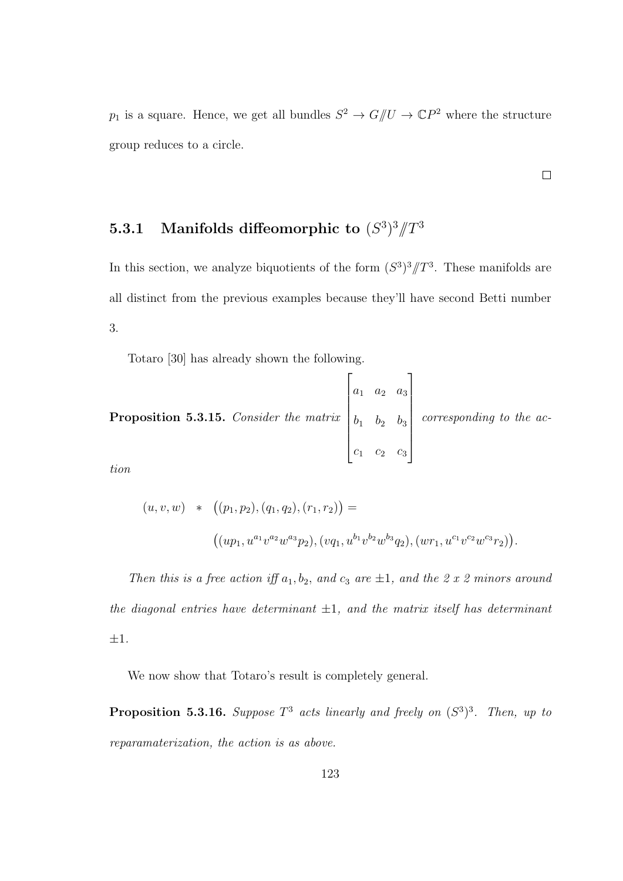$p_1$ is a square. Hence, we get all bundles $S^2 \to G/\!\!/U \to \mathbb{C}P^2$ where the structure group reduces to a circle.

$\square$

### 5.3.1 Manifolds diffeomorphic to $(S^3)^3/\!\!/T^3$

In this section, we analyze biquotients of the form $(S^3)^3/\!\!/T^3$. These manifolds are all distinct from the previous examples because they'll have second Betti number 3.

Totaro [30] has already shown the following.

**Proposition 5.3.15.** *Consider the matrix* $\begin{bmatrix} a_1 & a_2 & a_3 \\ b_1 & b_2 & b_3 \\ c_1 & c_2 & c_3 \end{bmatrix}$ *corresponding to the action*

$$(u, v, w) \ * \ \big((p_1, p_2), (q_1, q_2), (r_1, r_2)\big) =$$

$$\big((up_1, u^{a_1}v^{a_2}w^{a_3}p_2), (vq_1, u^{b_1}v^{b_2}w^{b_3}q_2), (wr_1, u^{c_1}v^{c_2}w^{c_3}r_2)\big).$$

*Then this is a free action iff $a_1, b_2$, and $c_3$ are $\pm 1$, and the 2 x 2 minors around the diagonal entries have determinant $\pm 1$, and the matrix itself has determinant $\pm 1$.*

We now show that Totaro's result is completely general.

**Proposition 5.3.16.** *Suppose $T^3$ acts linearly and freely on $(S^3)^3$. Then, up to reparamaterization, the action is as above.*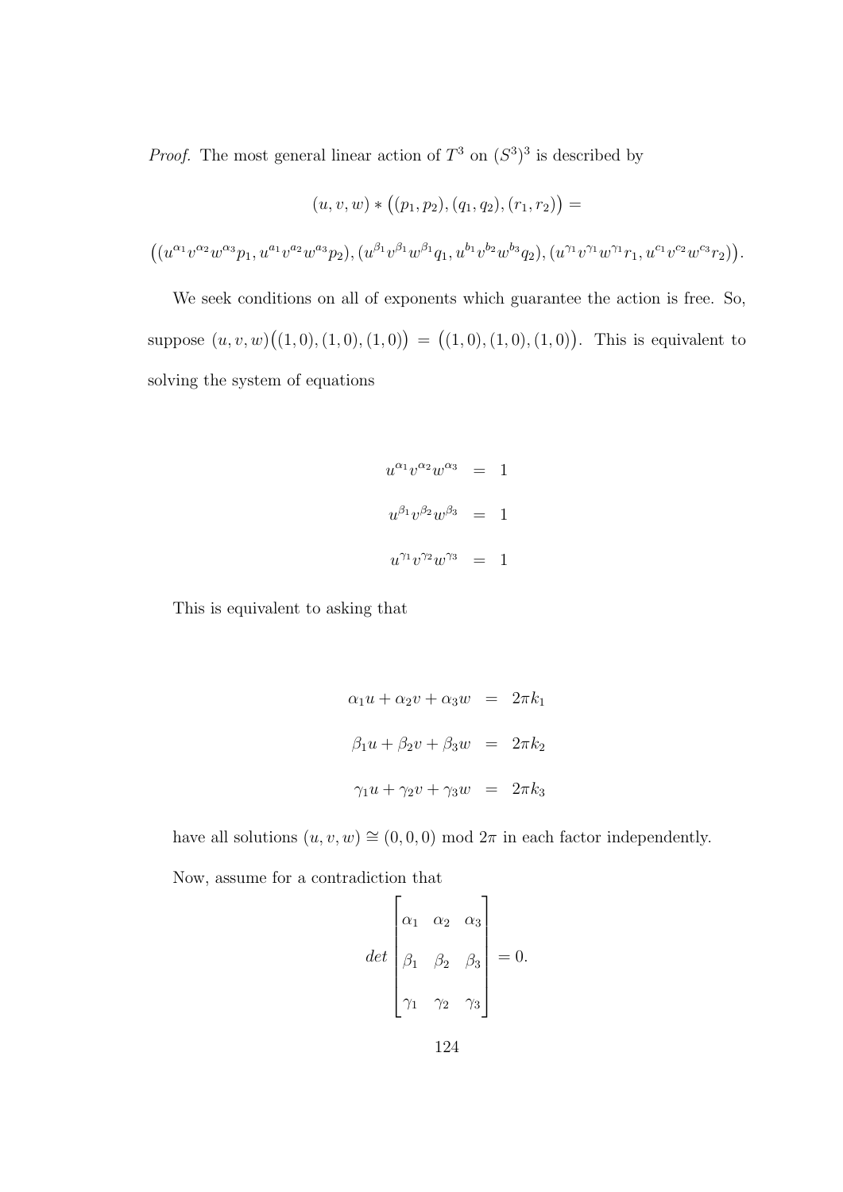*Proof.* The most general linear action of $T^3$ on $(S^3)^3$ is described by

$$(u,v,w) * \big((p_1,p_2),(q_1,q_2),(r_1,r_2)\big) =$$

$$\big((u^{\alpha_1}v^{\alpha_2}w^{\alpha_3}p_1, u^{a_1}v^{a_2}w^{a_3}p_2),(u^{\beta_1}v^{\beta_1}w^{\beta_1}q_1, u^{b_1}v^{b_2}w^{b_3}q_2),(u^{\gamma_1}v^{\gamma_1}w^{\gamma_1}r_1, u^{c_1}v^{c_2}w^{c_3}r_2)\big).$$

We seek conditions on all of exponents which guarantee the action is free. So, suppose $(u,v,w)\big((1,0),(1,0),(1,0)\big) = \big((1,0),(1,0),(1,0)\big)$. This is equivalent to solving the system of equations

$$\begin{aligned}
u^{\alpha_1}v^{\alpha_2}w^{\alpha_3} &= 1 \\
u^{\beta_1}v^{\beta_2}w^{\beta_3} &= 1 \\
u^{\gamma_1}v^{\gamma_2}w^{\gamma_3} &= 1
\end{aligned}$$

This is equivalent to asking that

$$\begin{aligned}
\alpha_1 u + \alpha_2 v + \alpha_3 w &= 2\pi k_1 \\
\beta_1 u + \beta_2 v + \beta_3 w &= 2\pi k_2 \\
\gamma_1 u + \gamma_2 v + \gamma_3 w &= 2\pi k_3
\end{aligned}$$

have all solutions $(u,v,w) \cong (0,0,0) \bmod 2\pi$ in each factor independently.

Now, assume for a contradiction that

$$det \begin{bmatrix} \alpha_1 & \alpha_2 & \alpha_3 \\ \beta_1 & \beta_2 & \beta_3 \\ \gamma_1 & \gamma_2 & \gamma_3 \end{bmatrix} = 0.$$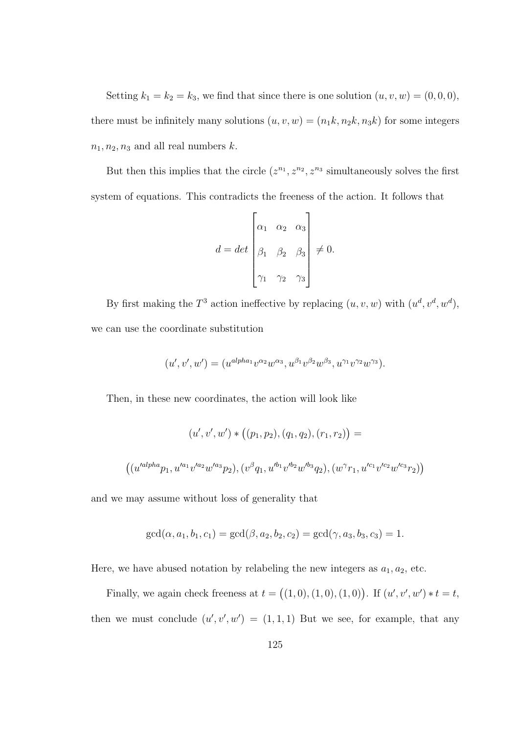Setting $k_1 = k_2 = k_3$, we find that since there is one solution $(u, v, w) = (0, 0, 0)$, there must be infinitely many solutions $(u, v, w) = (n_1 k, n_2 k, n_3 k)$ for some integers $n_1, n_2, n_3$ and all real numbers $k$.

But then this implies that the circle $(z^{n_1}, z^{n_2}, z^{n_3}$ simultaneously solves the first system of equations. This contradicts the freeness of the action. It follows that

$$d = det \begin{bmatrix} \alpha_1 & \alpha_2 & \alpha_3 \\ \beta_1 & \beta_2 & \beta_3 \\ \gamma_1 & \gamma_2 & \gamma_3 \end{bmatrix} \neq 0.$$

By first making the $T^3$ action ineffective by replacing $(u, v, w)$ with $(u^d, v^d, w^d)$, we can use the coordinate substitution

$$(u', v', w') = (u^{alpha_1} v^{\alpha_2} w^{\alpha_3}, u^{\beta_1} v^{\beta_2} w^{\beta_3}, u^{\gamma_1} v^{\gamma_2} w^{\gamma_3}).$$

Then, in these new coordinates, the action will look like

$$(u', v', w') * \big((p_1, p_2), (q_1, q_2), (r_1, r_2)\big) =$$

$$\big((u'^{alpha} p_1, u'^{a_1} v'^{a_2} w'^{a_3} p_2), (v^{\beta} q_1, u'^{b_1} v'^{b_2} w'^{b_3} q_2), (w^{\gamma} r_1, u'^{c_1} v'^{c_2} w'^{c_3} r_2)\big)$$

and we may assume without loss of generality that

$$\gcd(\alpha, a_1, b_1, c_1) = \gcd(\beta, a_2, b_2, c_2) = \gcd(\gamma, a_3, b_3, c_3) = 1.$$

Here, we have abused notation by relabeling the new integers as $a_1, a_2$, etc.

Finally, we again check freeness at $t = \big((1, 0), (1, 0), (1, 0)\big)$. If $(u', v', w') * t = t$, then we must conclude $(u', v', w') = (1, 1, 1)$ But we see, for example, that any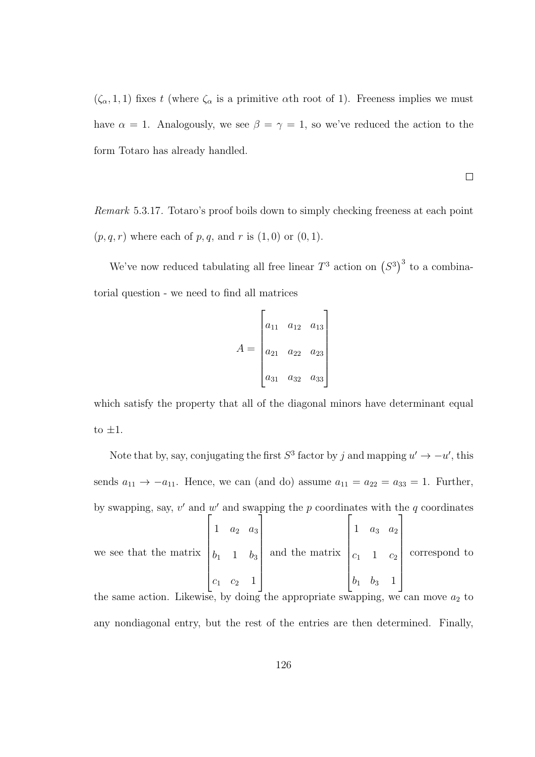$(\zeta_\alpha, 1, 1)$ fixes $t$ (where $\zeta_\alpha$ is a primitive $\alpha$th root of 1). Freeness implies we must have $\alpha = 1$. Analogously, we see $\beta = \gamma = 1$, so we've reduced the action to the form Totaro has already handled.

$\square$

*Remark* 5.3.17. Totaro's proof boils down to simply checking freeness at each point $(p, q, r)$ where each of $p, q$, and $r$ is $(1, 0)$ or $(0, 1)$.

We've now reduced tabulating all free linear $T^3$ action on $\left(S^3\right)^3$ to a combinatorial question - we need to find all matrices

$$A = \begin{bmatrix} a_{11} & a_{12} & a_{13} \\ a_{21} & a_{22} & a_{23} \\ a_{31} & a_{32} & a_{33} \end{bmatrix}$$

which satisfy the property that all of the diagonal minors have determinant equal to $\pm 1$.

Note that by, say, conjugating the first $S^3$ factor by $j$ and mapping $u' \to -u'$, this sends $a_{11} \to -a_{11}$. Hence, we can (and do) assume $a_{11} = a_{22} = a_{33} = 1$. Further, by swapping, say, $v'$ and $w'$ and swapping the $p$ coordinates with the $q$ coordinates we see that the matrix $\begin{bmatrix} 1 & a_2 & a_3 \\ b_1 & 1 & b_3 \\ c_1 & c_2 & 1 \end{bmatrix}$ and the matrix $\begin{bmatrix} 1 & a_3 & a_2 \\ c_1 & 1 & c_2 \\ b_1 & b_3 & 1 \end{bmatrix}$ correspond to the same action. Likewise, by doing the appropriate swapping, we can move $a_2$ to any nondiagonal entry, but the rest of the entries are then determined. Finally,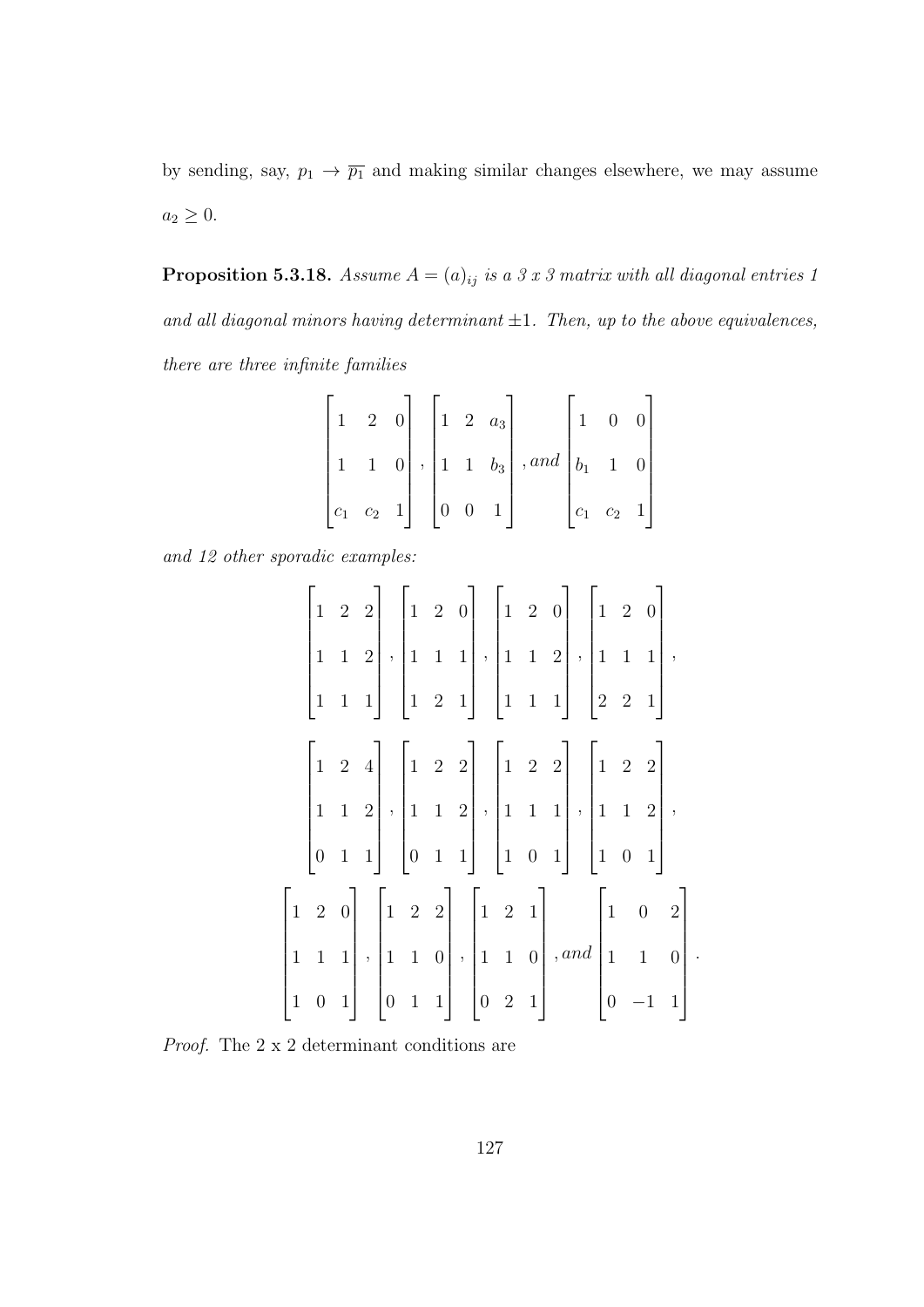by sending, say, $p_1 \to \overline{p_1}$ and making similar changes elsewhere, we may assume $a_2 \geq 0$.

**Proposition 5.3.18.** *Assume $A = (a)_{ij}$ is a 3 x 3 matrix with all diagonal entries 1 and all diagonal minors having determinant $\pm 1$. Then, up to the above equivalences, there are three infinite families*

$$\begin{bmatrix} 1 & 2 & 0 \\ 1 & 1 & 0 \\ c_1 & c_2 & 1 \end{bmatrix}, \begin{bmatrix} 1 & 2 & a_3 \\ 1 & 1 & b_3 \\ 0 & 0 & 1 \end{bmatrix}, and \begin{bmatrix} 1 & 0 & 0 \\ b_1 & 1 & 0 \\ c_1 & c_2 & 1 \end{bmatrix}$$

*and 12 other sporadic examples:*

$$\begin{bmatrix} 1 & 2 & 2 \\ 1 & 1 & 2 \\ 1 & 1 & 1 \end{bmatrix}, \begin{bmatrix} 1 & 2 & 0 \\ 1 & 1 & 1 \\ 1 & 2 & 1 \end{bmatrix}, \begin{bmatrix} 1 & 2 & 0 \\ 1 & 1 & 2 \\ 1 & 1 & 1 \end{bmatrix}, \begin{bmatrix} 1 & 2 & 0 \\ 1 & 1 & 1 \\ 2 & 2 & 1 \end{bmatrix},$$

$$\begin{bmatrix} 1 & 2 & 4 \\ 1 & 1 & 2 \\ 0 & 1 & 1 \end{bmatrix}, \begin{bmatrix} 1 & 2 & 2 \\ 1 & 1 & 2 \\ 0 & 1 & 1 \end{bmatrix}, \begin{bmatrix} 1 & 2 & 2 \\ 1 & 1 & 1 \\ 1 & 0 & 1 \end{bmatrix}, \begin{bmatrix} 1 & 2 & 2 \\ 1 & 1 & 2 \\ 1 & 0 & 1 \end{bmatrix},$$

$$\begin{bmatrix} 1 & 2 & 0 \\ 1 & 1 & 1 \\ 1 & 0 & 1 \end{bmatrix}, \begin{bmatrix} 1 & 2 & 2 \\ 1 & 1 & 0 \\ 0 & 1 & 1 \end{bmatrix}, \begin{bmatrix} 1 & 2 & 1 \\ 1 & 1 & 0 \\ 0 & 2 & 1 \end{bmatrix}, and \begin{bmatrix} 1 & 0 & 2 \\ 1 & 1 & 0 \\ 0 & -1 & 1 \end{bmatrix}.$$

*Proof.* The 2 x 2 determinant conditions are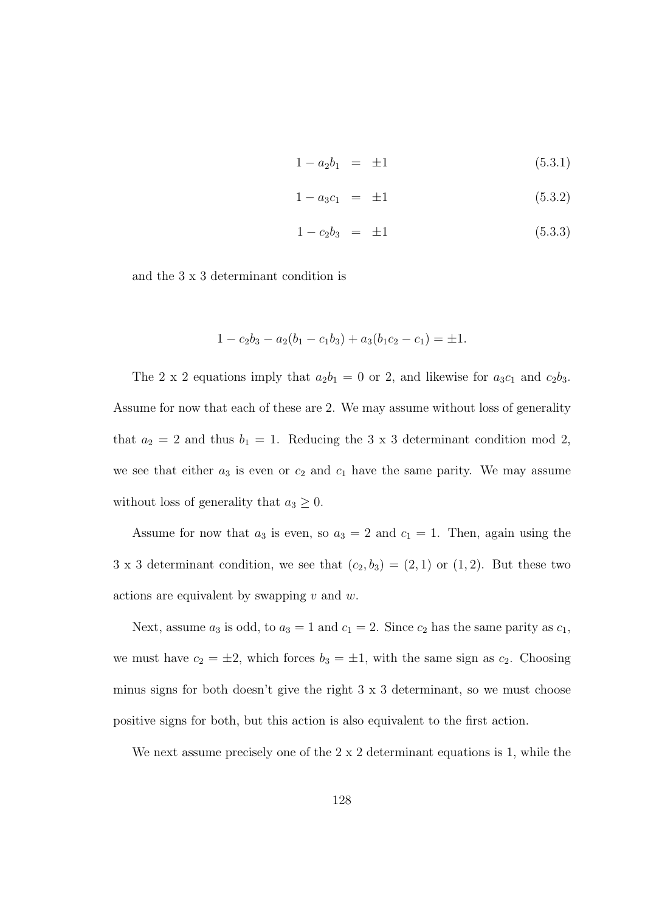$$1 - a_2 b_1 = \pm 1 \tag{5.3.1}$$

$$1 - a_3 c_1 = \pm 1 \tag{5.3.2}$$

$$1 - c_2 b_3 = \pm 1 \tag{5.3.3}$$

and the 3 x 3 determinant condition is

$$1 - c_2 b_3 - a_2(b_1 - c_1 b_3) + a_3(b_1 c_2 - c_1) = \pm 1.$$

The 2 x 2 equations imply that $a_2 b_1 = 0$ or 2, and likewise for $a_3 c_1$ and $c_2 b_3$. Assume for now that each of these are 2. We may assume without loss of generality that $a_2 = 2$ and thus $b_1 = 1$. Reducing the 3 x 3 determinant condition mod 2, we see that either $a_3$ is even or $c_2$ and $c_1$ have the same parity. We may assume without loss of generality that $a_3 \geq 0$.

Assume for now that $a_3$ is even, so $a_3 = 2$ and $c_1 = 1$. Then, again using the 3 x 3 determinant condition, we see that $(c_2, b_3) = (2, 1)$ or $(1, 2)$. But these two actions are equivalent by swapping $v$ and $w$.

Next, assume $a_3$ is odd, to $a_3 = 1$ and $c_1 = 2$. Since $c_2$ has the same parity as $c_1$, we must have $c_2 = \pm 2$, which forces $b_3 = \pm 1$, with the same sign as $c_2$. Choosing minus signs for both doesn't give the right 3 x 3 determinant, so we must choose positive signs for both, but this action is also equivalent to the first action.

We next assume precisely one of the 2 x 2 determinant equations is 1, while the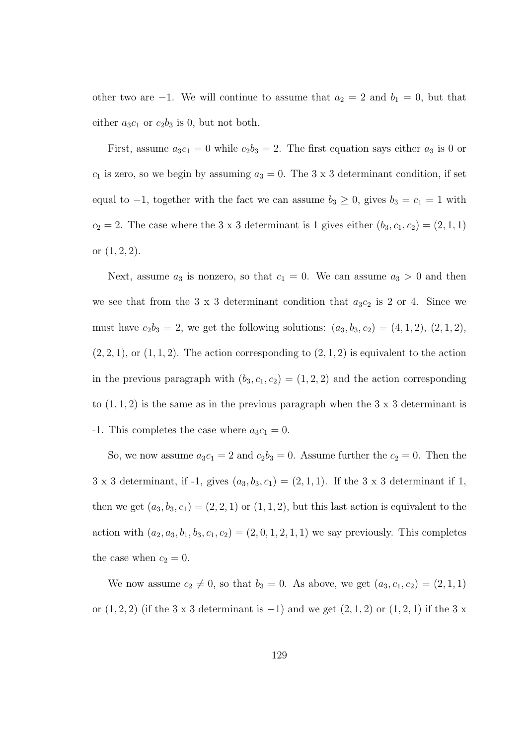other two are $-1$. We will continue to assume that $a_2 = 2$ and $b_1 = 0$, but that either $a_3c_1$ or $c_2b_3$ is 0, but not both.

First, assume $a_3c_1 = 0$ while $c_2b_3 = 2$. The first equation says either $a_3$ is 0 or $c_1$ is zero, so we begin by assuming $a_3 = 0$. The 3 x 3 determinant condition, if set equal to $-1$, together with the fact we can assume $b_3 \geq 0$, gives $b_3 = c_1 = 1$ with $c_2 = 2$. The case where the 3 x 3 determinant is 1 gives either $(b_3, c_1, c_2) = (2, 1, 1)$ or $(1, 2, 2)$.

Next, assume $a_3$ is nonzero, so that $c_1 = 0$. We can assume $a_3 > 0$ and then we see that from the 3 x 3 determinant condition that $a_3c_2$ is 2 or 4. Since we must have $c_2b_3 = 2$, we get the following solutions: $(a_3, b_3, c_2) = (4, 1, 2)$, $(2, 1, 2)$, $(2, 2, 1)$, or $(1, 1, 2)$. The action corresponding to $(2, 1, 2)$ is equivalent to the action in the previous paragraph with $(b_3, c_1, c_2) = (1, 2, 2)$ and the action corresponding to $(1, 1, 2)$ is the same as in the previous paragraph when the 3 x 3 determinant is -1. This completes the case where $a_3c_1 = 0$.

So, we now assume $a_3c_1 = 2$ and $c_2b_3 = 0$. Assume further the $c_2 = 0$. Then the 3 x 3 determinant, if -1, gives $(a_3, b_3, c_1) = (2, 1, 1)$. If the 3 x 3 determinant if 1, then we get $(a_3, b_3, c_1) = (2, 2, 1)$ or $(1, 1, 2)$, but this last action is equivalent to the action with $(a_2, a_3, b_1, b_3, c_1, c_2) = (2, 0, 1, 2, 1, 1)$ we say previously. This completes the case when $c_2 = 0$.

We now assume $c_2 \neq 0$, so that $b_3 = 0$. As above, we get $(a_3, c_1, c_2) = (2, 1, 1)$ or $(1, 2, 2)$ (if the 3 x 3 determinant is $-1$) and we get $(2, 1, 2)$ or $(1, 2, 1)$ if the 3 x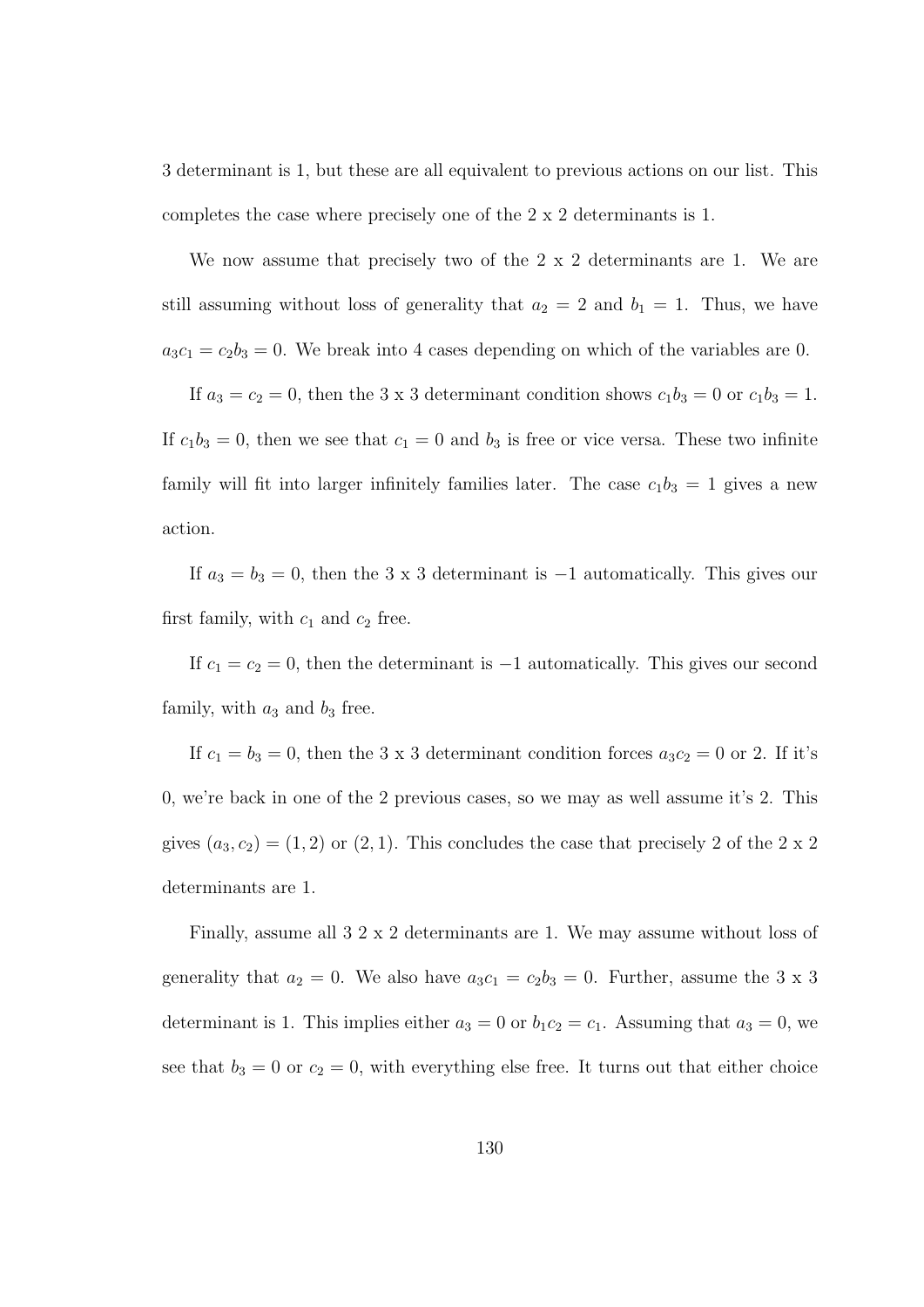3 determinant is 1, but these are all equivalent to previous actions on our list. This completes the case where precisely one of the 2 x 2 determinants is 1.

We now assume that precisely two of the 2 x 2 determinants are 1. We are still assuming without loss of generality that $a_2 = 2$ and $b_1 = 1$. Thus, we have $a_3c_1 = c_2b_3 = 0$. We break into 4 cases depending on which of the variables are 0.

If $a_3 = c_2 = 0$, then the 3 x 3 determinant condition shows $c_1b_3 = 0$ or $c_1b_3 = 1$. If $c_1b_3 = 0$, then we see that $c_1 = 0$ and $b_3$ is free or vice versa. These two infinite family will fit into larger infinitely families later. The case $c_1b_3 = 1$ gives a new action.

If $a_3 = b_3 = 0$, then the 3 x 3 determinant is $-1$ automatically. This gives our first family, with $c_1$ and $c_2$ free.

If $c_1 = c_2 = 0$, then the determinant is $-1$ automatically. This gives our second family, with $a_3$ and $b_3$ free.

If $c_1 = b_3 = 0$, then the 3 x 3 determinant condition forces $a_3c_2 = 0$ or 2. If it's 0, we're back in one of the 2 previous cases, so we may as well assume it's 2. This gives $(a_3, c_2) = (1, 2)$ or $(2, 1)$. This concludes the case that precisely 2 of the 2 x 2 determinants are 1.

Finally, assume all 3 2 x 2 determinants are 1. We may assume without loss of generality that $a_2 = 0$. We also have $a_3c_1 = c_2b_3 = 0$. Further, assume the 3 x 3 determinant is 1. This implies either $a_3 = 0$ or $b_1c_2 = c_1$. Assuming that $a_3 = 0$, we see that $b_3 = 0$ or $c_2 = 0$, with everything else free. It turns out that either choice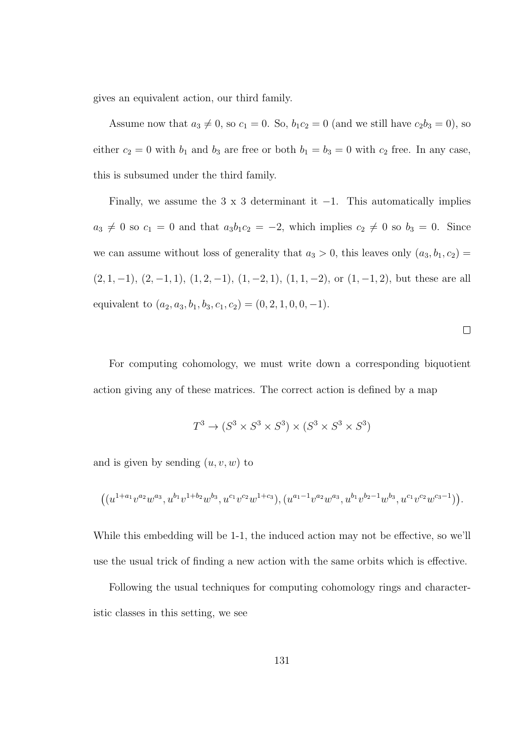gives an equivalent action, our third family.

Assume now that $a_3 \neq 0$, so $c_1 = 0$. So, $b_1 c_2 = 0$ (and we still have $c_2 b_3 = 0$), so either $c_2 = 0$ with $b_1$ and $b_3$ are free or both $b_1 = b_3 = 0$ with $c_2$ free. In any case, this is subsumed under the third family.

Finally, we assume the 3 x 3 determinant it $-1$. This automatically implies $a_3 \neq 0$ so $c_1 = 0$ and that $a_3 b_1 c_2 = -2$, which implies $c_2 \neq 0$ so $b_3 = 0$. Since we can assume without loss of generality that $a_3 > 0$, this leaves only $(a_3, b_1, c_2) = (2, 1, -1)$, $(2, -1, 1)$, $(1, 2, -1)$, $(1, -2, 1)$, $(1, 1, -2)$, or $(1, -1, 2)$, but these are all equivalent to $(a_2, a_3, b_1, b_3, c_1, c_2) = (0, 2, 1, 0, 0, -1)$.

$\square$

For computing cohomology, we must write down a corresponding biquotient action giving any of these matrices. The correct action is defined by a map

$$T^3 \to (S^3 \times S^3 \times S^3) \times (S^3 \times S^3 \times S^3)$$

and is given by sending $(u, v, w)$ to

$$\big((u^{1+a_1} v^{a_2} w^{a_3}, u^{b_1} v^{1+b_2} w^{b_3}, u^{c_1} v^{c_2} w^{1+c_3}), (u^{a_1 - 1} v^{a_2} w^{a_3}, u^{b_1} v^{b_2 - 1} w^{b_3}, u^{c_1} v^{c_2} w^{c_3 - 1})\big).$$

While this embedding will be 1-1, the induced action may not be effective, so we'll use the usual trick of finding a new action with the same orbits which is effective.

Following the usual techniques for computing cohomology rings and characteristic classes in this setting, we see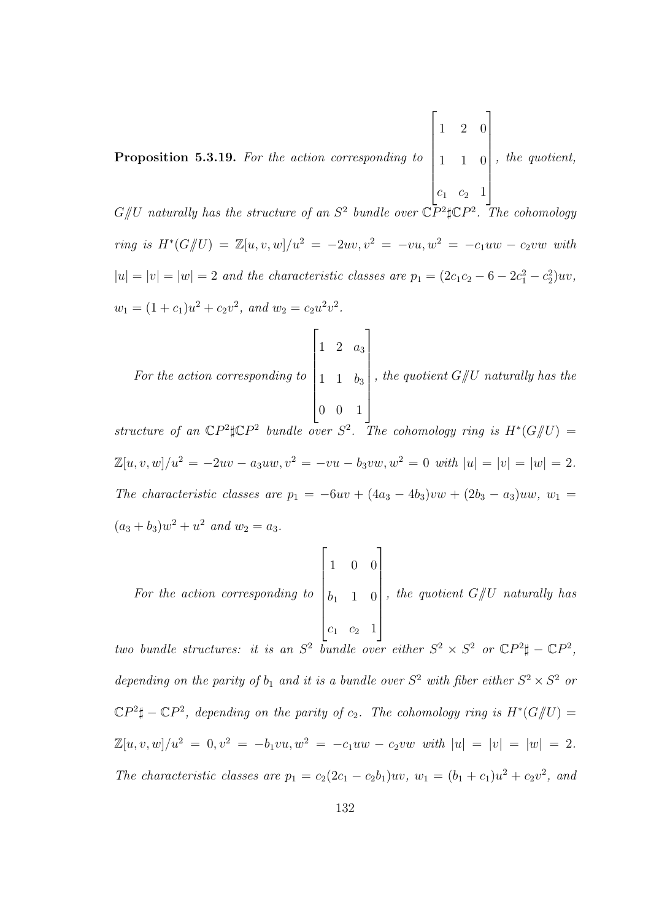**Proposition 5.3.19.** *For the action corresponding to* $\begin{bmatrix} 1 & 2 & 0 \\ 1 & 1 & 0 \\ c_1 & c_2 & 1 \end{bmatrix}$, *the quotient, $G/\!\!/U$ naturally has the structure of an $S^2$ bundle over $\mathbb{C}P^2\sharp\mathbb{C}P^2$. The cohomology ring is $H^*(G/\!\!/U) = \mathbb{Z}[u, v, w]/u^2 = -2uv, v^2 = -vu, w^2 = -c_1uw - c_2vw$ with $|u| = |v| = |w| = 2$ and the characteristic classes are $p_1 = (2c_1c_2 - 6 - 2c_1^2 - c_2^2)uv$, $w_1 = (1 + c_1)u^2 + c_2v^2$, and $w_2 = c_2u^2v^2$.*

*For the action corresponding to* $\begin{bmatrix} 1 & 2 & a_3 \\ 1 & 1 & b_3 \\ 0 & 0 & 1 \end{bmatrix}$, *the quotient $G/\!\!/U$ naturally has the structure of an $\mathbb{C}P^2\sharp\mathbb{C}P^2$ bundle over $S^2$. The cohomology ring is $H^*(G/\!\!/U) = \mathbb{Z}[u, v, w]/u^2 = -2uv - a_3uw, v^2 = -vu - b_3vw, w^2 = 0$ with $|u| = |v| = |w| = 2$. The characteristic classes are $p_1 = -6uv + (4a_3 - 4b_3)vw + (2b_3 - a_3)uw$, $w_1 = (a_3 + b_3)w^2 + u^2$ and $w_2 = a_3$.*

*For the action corresponding to* $\begin{bmatrix} 1 & 0 & 0 \\ b_1 & 1 & 0 \\ c_1 & c_2 & 1 \end{bmatrix}$, *the quotient $G/\!\!/U$ naturally has two bundle structures: it is an $S^2$ bundle over either $S^2 \times S^2$ or $\mathbb{C}P^2\sharp - \mathbb{C}P^2$, depending on the parity of $b_1$ and it is a bundle over $S^2$ with fiber either $S^2 \times S^2$ or $\mathbb{C}P^2\sharp - \mathbb{C}P^2$, depending on the parity of $c_2$. The cohomology ring is $H^*(G/\!\!/U) = \mathbb{Z}[u, v, w]/u^2 = 0, v^2 = -b_1vu, w^2 = -c_1uw - c_2vw$ with $|u| = |v| = |w| = 2$. The characteristic classes are $p_1 = c_2(2c_1 - c_2b_1)uv$, $w_1 = (b_1 + c_1)u^2 + c_2v^2$, and*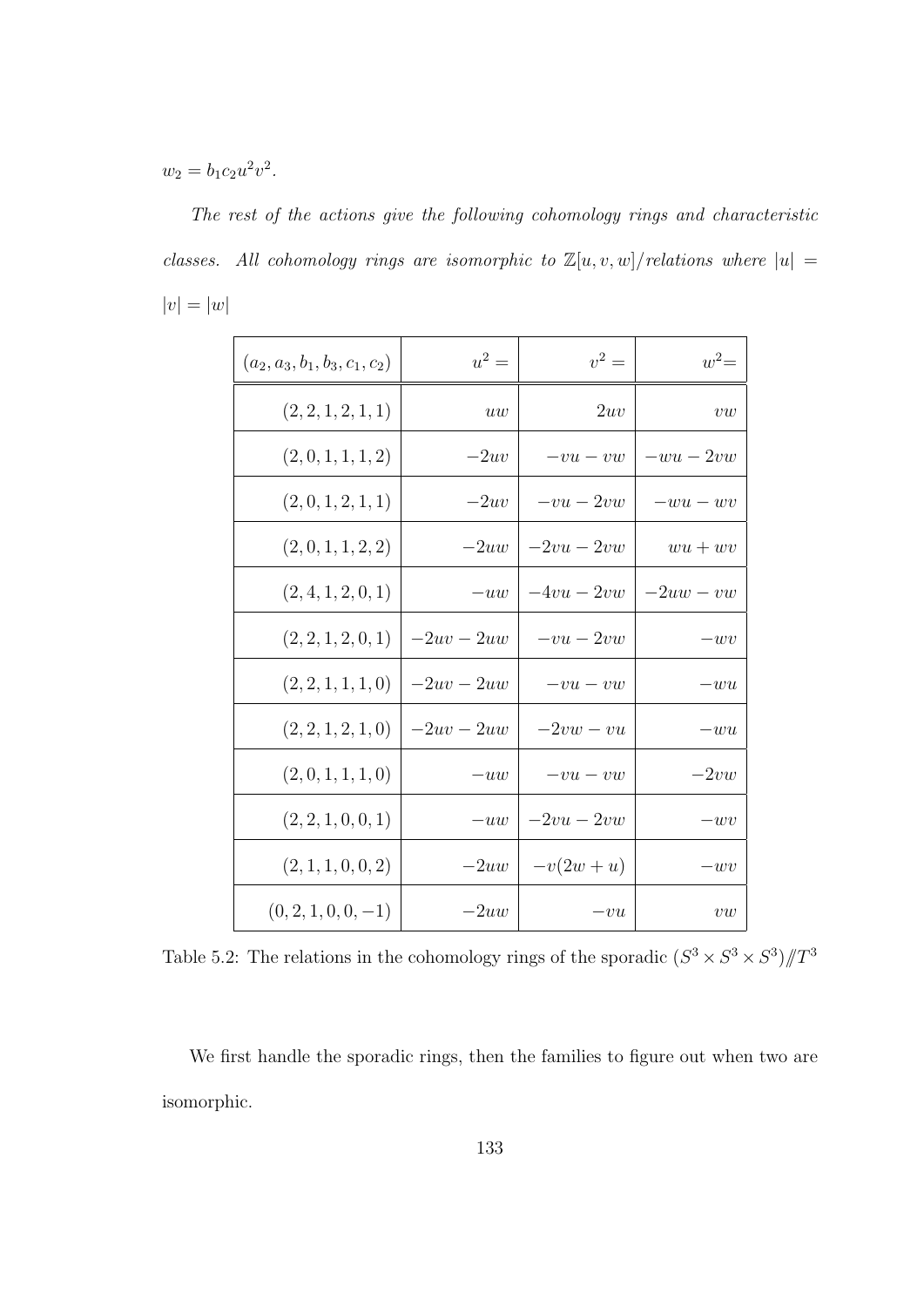$w_2 = b_1 c_2 u^2 v^2$.

*The rest of the actions give the following cohomology rings and characteristic classes. All cohomology rings are isomorphic to* $\mathbb{Z}[u, v, w]/relations$ *where* $|u| = |v| = |w|$

| $(a_2, a_3, b_1, b_3, c_1, c_2)$ | $u^2 =$ | $v^2 =$ | $w^2 =$ |
|---:|---:|---:|---:|
| $(2, 2, 1, 2, 1, 1)$ | $uw$ | $2uv$ | $vw$ |
| $(2, 0, 1, 1, 1, 2)$ | $-2uv$ | $-vu - vw$ | $-wu - 2vw$ |
| $(2, 0, 1, 2, 1, 1)$ | $-2uv$ | $-vu - 2vw$ | $-wu - wv$ |
| $(2, 0, 1, 1, 2, 2)$ | $-2uw$ | $-2vu - 2vw$ | $wu + wv$ |
| $(2, 4, 1, 2, 0, 1)$ | $-uw$ | $-4vu - 2vw$ | $-2uw - vw$ |
| $(2, 2, 1, 2, 0, 1)$ | $-2uv - 2uw$ | $-vu - 2vw$ | $-wv$ |
| $(2, 2, 1, 1, 1, 0)$ | $-2uv - 2uw$ | $-vu - vw$ | $-wu$ |
| $(2, 2, 1, 2, 1, 0)$ | $-2uv - 2uw$ | $-2vw - vu$ | $-wu$ |
| $(2, 0, 1, 1, 1, 0)$ | $-uw$ | $-vu - vw$ | $-2vw$ |
| $(2, 2, 1, 0, 0, 1)$ | $-uw$ | $-2vu - 2vw$ | $-wv$ |
| $(2, 1, 1, 0, 0, 2)$ | $-2uw$ | $-v(2w + u)$ | $-wv$ |
| $(0, 2, 1, 0, 0, -1)$ | $-2uw$ | $-vu$ | $vw$ |

Table 5.2: The relations in the cohomology rings of the sporadic $(S^3 \times S^3 \times S^3)/\!\!/T^3$

We first handle the sporadic rings, then the families to figure out when two are isomorphic.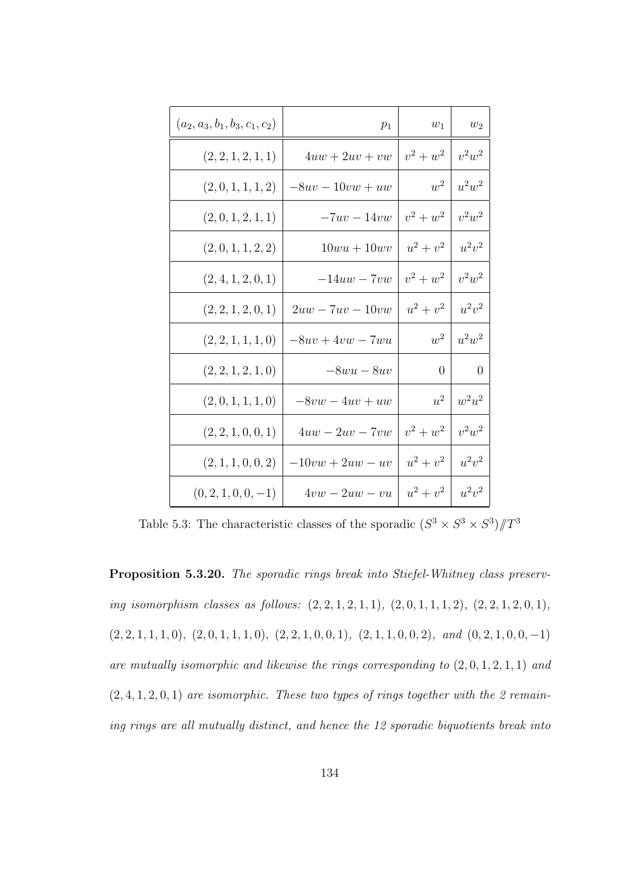| $(a_2, a_3, b_1, b_3, c_1, c_2)$ | $p_1$ | $w_1$ | $w_2$ |
|---|---|---|---|
| $(2, 2, 1, 2, 1, 1)$ | $4uw + 2uv + vw$ | $v^2 + w^2$ | $v^2w^2$ |
| $(2, 0, 1, 1, 1, 2)$ | $-8uv - 10vw + uw$ | $w^2$ | $u^2w^2$ |
| $(2, 0, 1, 2, 1, 1)$ | $-7uv - 14vw$ | $v^2 + w^2$ | $v^2w^2$ |
| $(2, 0, 1, 1, 2, 2)$ | $10wu + 10wv$ | $u^2 + v^2$ | $u^2v^2$ |
| $(2, 4, 1, 2, 0, 1)$ | $-14uw - 7vw$ | $v^2 + w^2$ | $v^2w^2$ |
| $(2, 2, 1, 2, 0, 1)$ | $2uw - 7uv - 10vw$ | $u^2 + v^2$ | $u^2v^2$ |
| $(2, 2, 1, 1, 1, 0)$ | $-8uv + 4vw - 7wu$ | $w^2$ | $u^2w^2$ |
| $(2, 2, 1, 2, 1, 0)$ | $-8wu - 8uv$ | $0$ | $0$ |
| $(2, 0, 1, 1, 1, 0)$ | $-8vw - 4uv + uw$ | $u^2$ | $w^2u^2$ |
| $(2, 2, 1, 0, 0, 1)$ | $4uw - 2uv - 7vw$ | $v^2 + w^2$ | $v^2w^2$ |
| $(2, 1, 1, 0, 0, 2)$ | $-10vw + 2uw - uv$ | $u^2 + v^2$ | $u^2v^2$ |
| $(0, 2, 1, 0, 0, -1)$ | $4vw - 2uw - vu$ | $u^2 + v^2$ | $u^2v^2$ |

Table 5.3: The characteristic classes of the sporadic $(S^3 \times S^3 \times S^3)/\!\!/T^3$

**Proposition 5.3.20.** *The sporadic rings break into Stiefel-Whitney class preserving isomorphism classes as follows:* $(2, 2, 1, 2, 1, 1)$*,* $(2, 0, 1, 1, 1, 2)$*,* $(2, 2, 1, 2, 0, 1)$*,* $(2, 2, 1, 1, 1, 0)$*,* $(2, 0, 1, 1, 1, 0)$*,* $(2, 2, 1, 0, 0, 1)$*,* $(2, 1, 1, 0, 0, 2)$*, and* $(0, 2, 1, 0, 0, -1)$ *are mutually isomorphic and likewise the rings corresponding to* $(2, 0, 1, 2, 1, 1)$ *and* $(2, 4, 1, 2, 0, 1)$ *are isomorphic. These two types of rings together with the 2 remaining rings are all mutually distinct, and hence the 12 sporadic biquotients break into*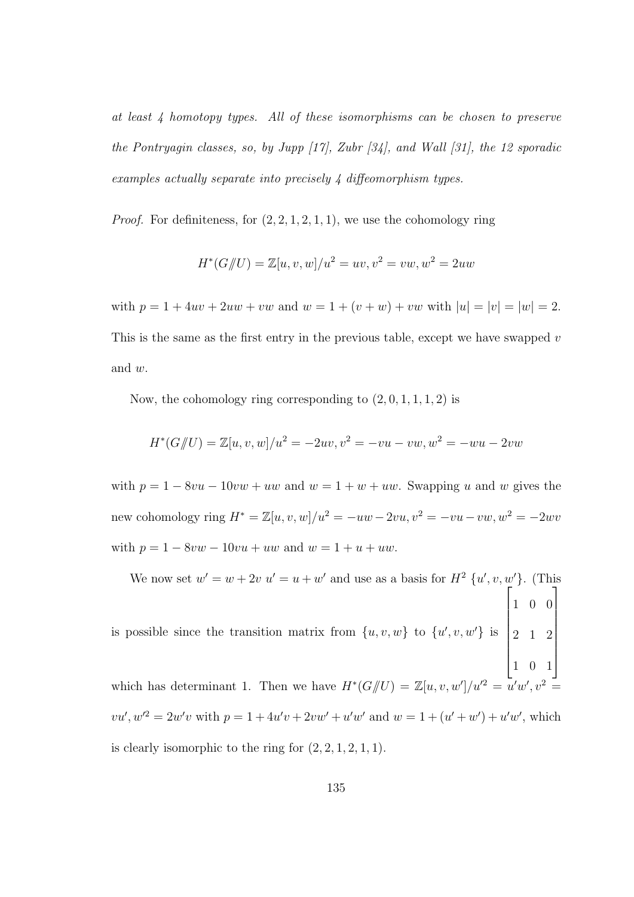*at least 4 homotopy types. All of these isomorphisms can be chosen to preserve the Pontryagin classes, so, by Jupp [17], Zubr [34], and Wall [31], the 12 sporadic examples actually separate into precisely 4 diffeomorphism types.*

*Proof.* For definiteness, for $(2, 2, 1, 2, 1, 1)$, we use the cohomology ring

$$H^*(G/\!\!/U) = \mathbb{Z}[u, v, w]/u^2 = uv, v^2 = vw, w^2 = 2uw$$

with $p = 1 + 4uv + 2uw + vw$ and $w = 1 + (v + w) + vw$ with $|u| = |v| = |w| = 2$. This is the same as the first entry in the previous table, except we have swapped $v$ and $w$.

Now, the cohomology ring corresponding to $(2, 0, 1, 1, 1, 2)$ is

$$H^*(G/\!\!/U) = \mathbb{Z}[u, v, w]/u^2 = -2uv, v^2 = -vu - vw, w^2 = -wu - 2vw$$

with $p = 1 - 8vu - 10vw + uw$ and $w = 1 + w + uw$. Swapping $u$ and $w$ gives the new cohomology ring $H^* = \mathbb{Z}[u, v, w]/u^2 = -uw - 2vu, v^2 = -vu - vw, w^2 = -2wv$ with $p = 1 - 8vw - 10vu + uw$ and $w = 1 + u + uw$.

We now set $w' = w + 2v$ $u' = u + w'$ and use as a basis for $H^2$ $\{u', v, w'\}$. (This is possible since the transition matrix from $\{u, v, w\}$ to $\{u', v, w'\}$ is $\begin{bmatrix} 1 & 0 & 0 \\ 2 & 1 & 2 \\ 1 & 0 & 1 \end{bmatrix}$ which has determinant 1. Then we have $H^*(G/\!\!/U) = \mathbb{Z}[u, v, w']/u'^2 = u'w', v^2 = vu', w'^2 = 2w'v$ with $p = 1 + 4u'v + 2vw' + u'w'$ and $w = 1 + (u' + w') + u'w'$, which is clearly isomorphic to the ring for $(2, 2, 1, 2, 1, 1)$.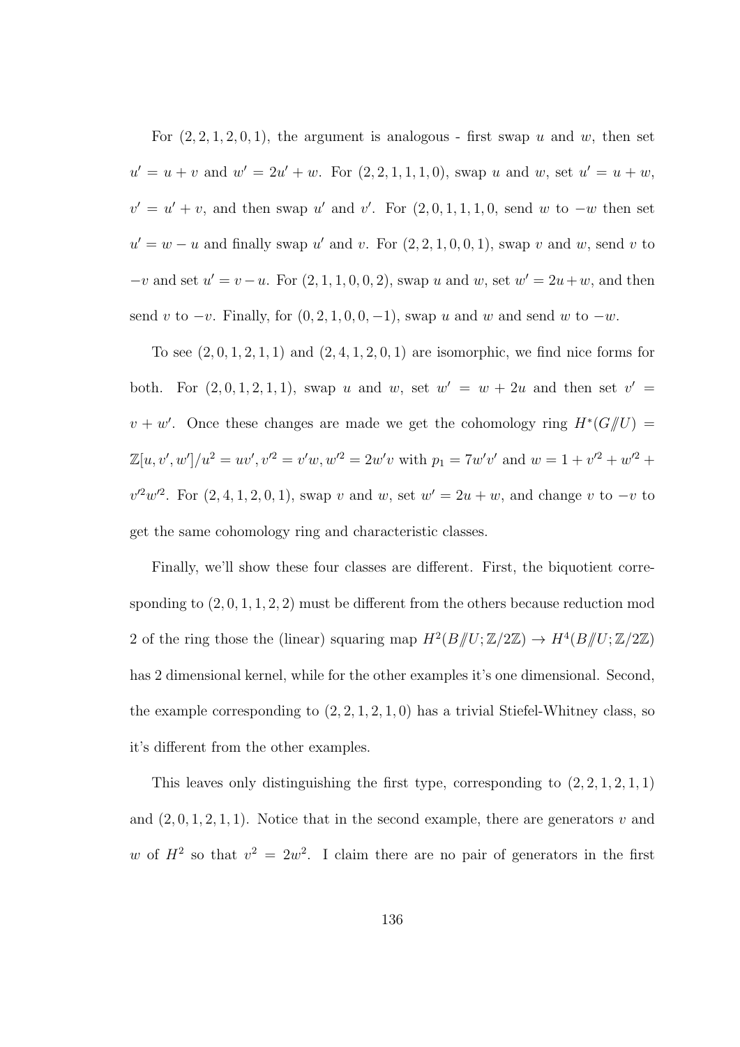For $(2, 2, 1, 2, 0, 1)$, the argument is analogous - first swap $u$ and $w$, then set $u' = u + v$ and $w' = 2u' + w$. For $(2, 2, 1, 1, 1, 0)$, swap $u$ and $w$, set $u' = u + w$, $v' = u' + v$, and then swap $u'$ and $v'$. For $(2, 0, 1, 1, 1, 0$, send $w$ to $-w$ then set $u' = w - u$ and finally swap $u'$ and $v$. For $(2, 2, 1, 0, 0, 1)$, swap $v$ and $w$, send $v$ to $-v$ and set $u' = v - u$. For $(2, 1, 1, 0, 0, 2)$, swap $u$ and $w$, set $w' = 2u + w$, and then send $v$ to $-v$. Finally, for $(0, 2, 1, 0, 0, -1)$, swap $u$ and $w$ and send $w$ to $-w$.

To see $(2, 0, 1, 2, 1, 1)$ and $(2, 4, 1, 2, 0, 1)$ are isomorphic, we find nice forms for both. For $(2, 0, 1, 2, 1, 1)$, swap $u$ and $w$, set $w' = w + 2u$ and then set $v' = v + w'$. Once these changes are made we get the cohomology ring $H^*(G/\!\!/U) = \mathbb{Z}[u, v', w']/u^2 = uv', v'^2 = v'w, w'^2 = 2w'v$ with $p_1 = 7w'v'$ and $w = 1 + v'^2 + w'^2 + v'^2w'^2$. For $(2, 4, 1, 2, 0, 1)$, swap $v$ and $w$, set $w' = 2u + w$, and change $v$ to $-v$ to get the same cohomology ring and characteristic classes.

Finally, we'll show these four classes are different. First, the biquotient corresponding to $(2, 0, 1, 1, 2, 2)$ must be different from the others because reduction mod 2 of the ring those the (linear) squaring map $H^2(B/\!\!/U; \mathbb{Z}/2\mathbb{Z}) \to H^4(B/\!\!/U; \mathbb{Z}/2\mathbb{Z})$ has 2 dimensional kernel, while for the other examples it's one dimensional. Second, the example corresponding to $(2, 2, 1, 2, 1, 0)$ has a trivial Stiefel-Whitney class, so it's different from the other examples.

This leaves only distinguishing the first type, corresponding to $(2, 2, 1, 2, 1, 1)$ and $(2, 0, 1, 2, 1, 1)$. Notice that in the second example, there are generators $v$ and $w$ of $H^2$ so that $v^2 = 2w^2$. I claim there are no pair of generators in the first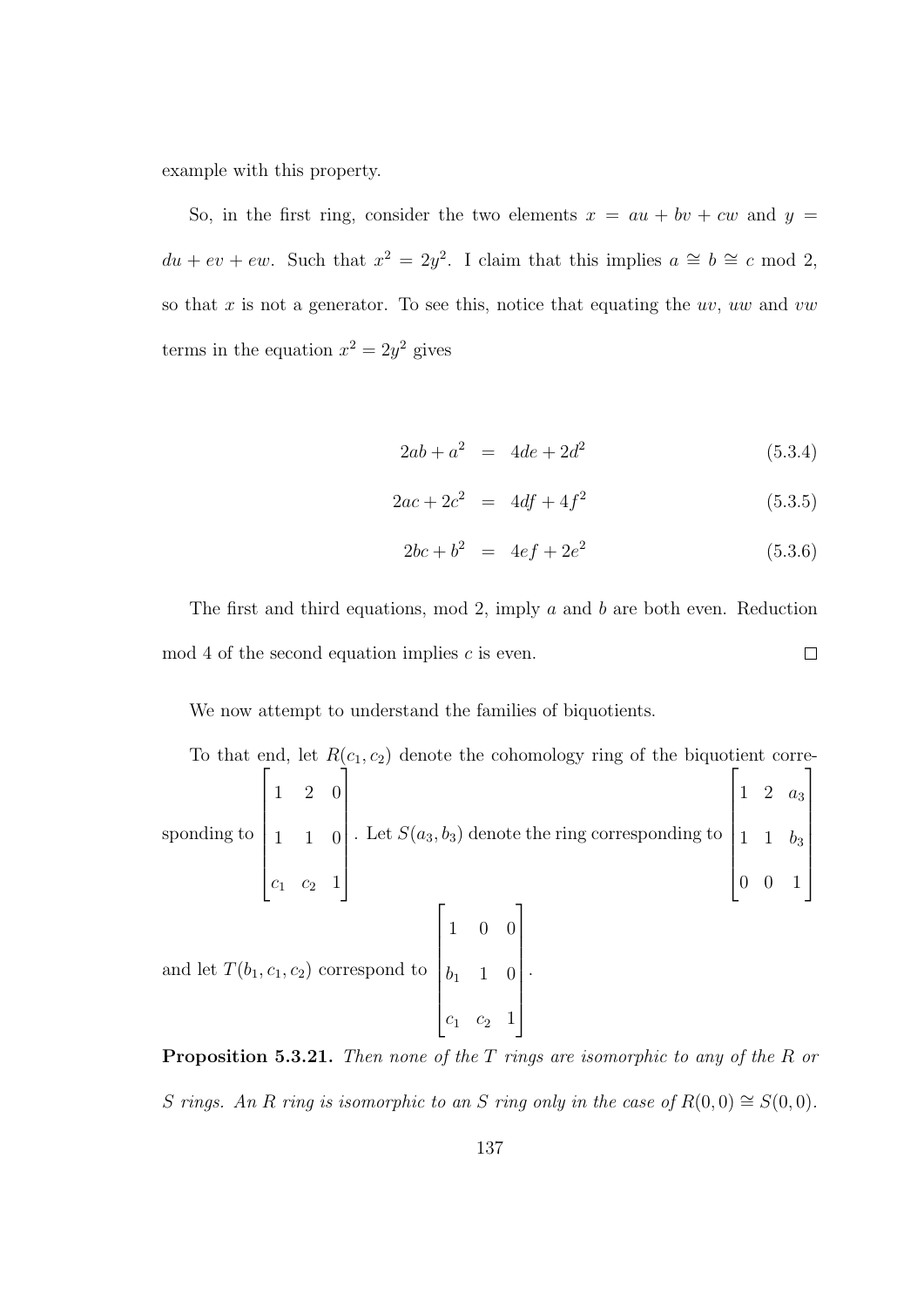example with this property.

So, in the first ring, consider the two elements $x = au + bv + cw$ and $y = du + ev + ew$. Such that $x^2 = 2y^2$. I claim that this implies $a \cong b \cong c \bmod 2$, so that $x$ is not a generator. To see this, notice that equating the $uv$, $uw$ and $vw$ terms in the equation $x^2 = 2y^2$ gives

$$2ab + a^2 = 4de + 2d^2 \tag{5.3.4}$$

$$2ac + 2c^2 = 4df + 4f^2 \tag{5.3.5}$$

$$2bc + b^2 = 4ef + 2e^2 \tag{5.3.6}$$

The first and third equations, mod 2, imply $a$ and $b$ are both even. Reduction mod 4 of the second equation implies $c$ is even. □

We now attempt to understand the families of biquotients.

To that end, let $R(c_1, c_2)$ denote the cohomology ring of the biquotient corresponding to $\begin{bmatrix} 1 & 2 & 0 \\ 1 & 1 & 0 \\ c_1 & c_2 & 1 \end{bmatrix}$. Let $S(a_3, b_3)$ denote the ring corresponding to $\begin{bmatrix} 1 & 2 & a_3 \\ 1 & 1 & b_3 \\ 0 & 0 & 1 \end{bmatrix}$ and let $T(b_1, c_1, c_2)$ correspond to $\begin{bmatrix} 1 & 0 & 0 \\ b_1 & 1 & 0 \\ c_1 & c_2 & 1 \end{bmatrix}$.

**Proposition 5.3.21.** *Then none of the $T$ rings are isomorphic to any of the $R$ or $S$ rings. An $R$ ring is isomorphic to an $S$ ring only in the case of $R(0,0) \cong S(0,0)$.*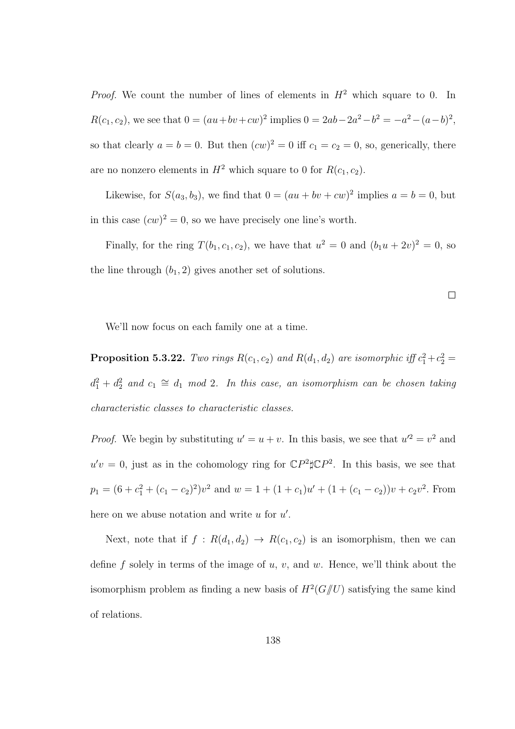*Proof.* We count the number of lines of elements in $H^2$ which square to 0. In $R(c_1, c_2)$, we see that $0 = (au+bv+cw)^2$ implies $0 = 2ab - 2a^2 - b^2 = -a^2 - (a-b)^2$, so that clearly $a = b = 0$. But then $(cw)^2 = 0$ iff $c_1 = c_2 = 0$, so, generically, there are no nonzero elements in $H^2$ which square to 0 for $R(c_1, c_2)$.

Likewise, for $S(a_3, b_3)$, we find that $0 = (au + bv + cw)^2$ implies $a = b = 0$, but in this case $(cw)^2 = 0$, so we have precisely one line's worth.

Finally, for the ring $T(b_1, c_1, c_2)$, we have that $u^2 = 0$ and $(b_1 u + 2v)^2 = 0$, so the line through $(b_1, 2)$ gives another set of solutions.

$\square$

We'll now focus on each family one at a time.

**Proposition 5.3.22.** *Two rings $R(c_1, c_2)$ and $R(d_1, d_2)$ are isomorphic iff $c_1^2 + c_2^2 = d_1^2 + d_2^2$ and $c_1 \cong d_1$ mod 2. In this case, an isomorphism can be chosen taking characteristic classes to characteristic classes.*

*Proof.* We begin by substituting $u' = u + v$. In this basis, we see that $u'^2 = v^2$ and $u'v = 0$, just as in the cohomology ring for $\mathbb{C}P^2 \sharp \mathbb{C}P^2$. In this basis, we see that $p_1 = (6 + c_1^2 + (c_1 - c_2)^2)v^2$ and $w = 1 + (1 + c_1)u' + (1 + (c_1 - c_2))v + c_2 v^2$. From here on we abuse notation and write $u$ for $u'$.

Next, note that if $f : R(d_1, d_2) \to R(c_1, c_2)$ is an isomorphism, then we can define $f$ solely in terms of the image of $u$, $v$, and $w$. Hence, we'll think about the isomorphism problem as finding a new basis of $H^2(G/\!\!/U)$ satisfying the same kind of relations.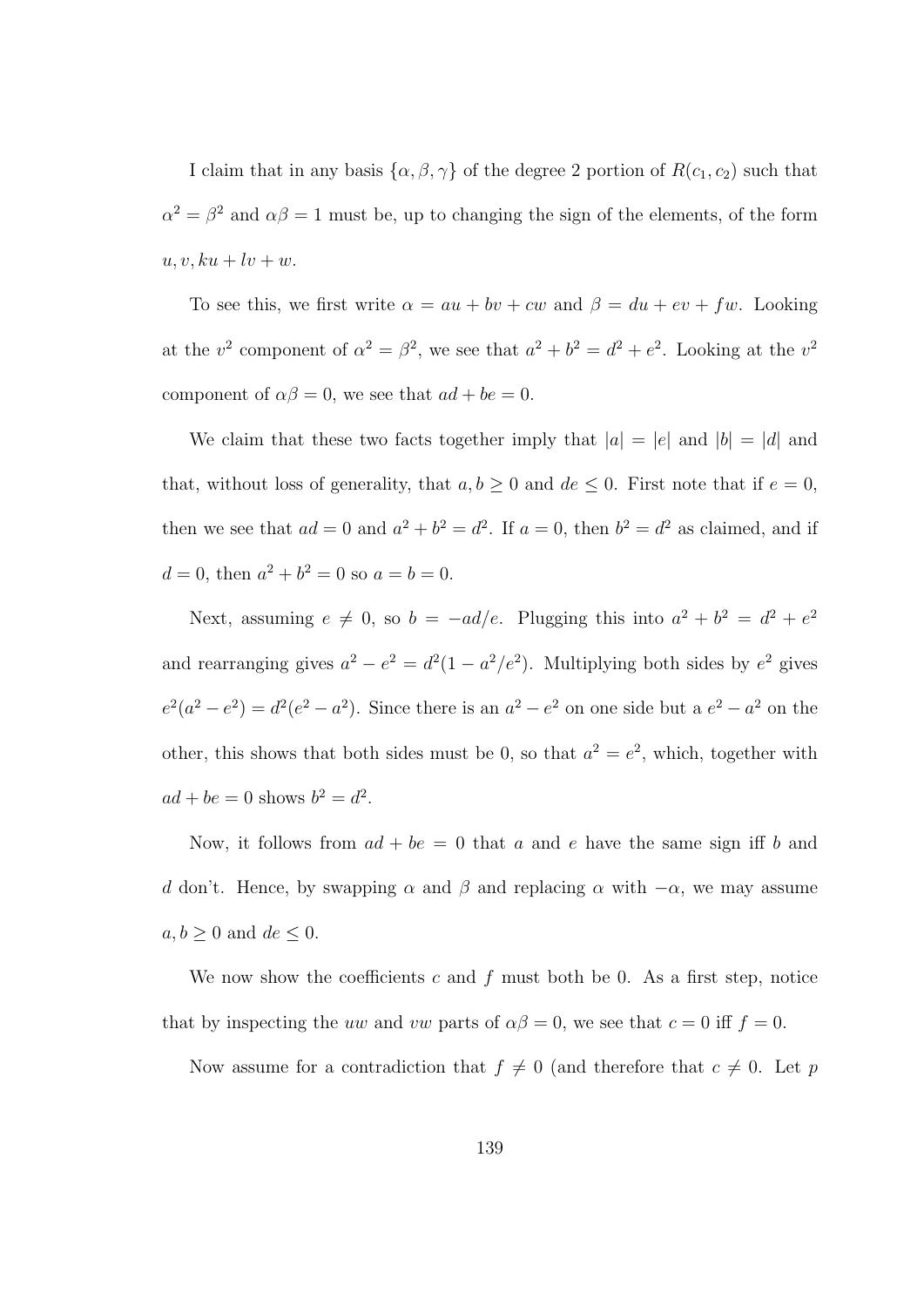I claim that in any basis $\{\alpha, \beta, \gamma\}$ of the degree 2 portion of $R(c_1, c_2)$ such that $\alpha^2 = \beta^2$ and $\alpha\beta = 1$ must be, up to changing the sign of the elements, of the form $u, v, ku + lv + w$.

To see this, we first write $\alpha = au + bv + cw$ and $\beta = du + ev + fw$. Looking at the $v^2$ component of $\alpha^2 = \beta^2$, we see that $a^2 + b^2 = d^2 + e^2$. Looking at the $v^2$ component of $\alpha\beta = 0$, we see that $ad + be = 0$.

We claim that these two facts together imply that $|a| = |e|$ and $|b| = |d|$ and that, without loss of generality, that $a, b \geq 0$ and $de \leq 0$. First note that if $e = 0$, then we see that $ad = 0$ and $a^2 + b^2 = d^2$. If $a = 0$, then $b^2 = d^2$ as claimed, and if $d = 0$, then $a^2 + b^2 = 0$ so $a = b = 0$.

Next, assuming $e \neq 0$, so $b = -ad/e$. Plugging this into $a^2 + b^2 = d^2 + e^2$ and rearranging gives $a^2 - e^2 = d^2(1 - a^2/e^2)$. Multiplying both sides by $e^2$ gives $e^2(a^2 - e^2) = d^2(e^2 - a^2)$. Since there is an $a^2 - e^2$ on one side but a $e^2 - a^2$ on the other, this shows that both sides must be 0, so that $a^2 = e^2$, which, together with $ad + be = 0$ shows $b^2 = d^2$.

Now, it follows from $ad + be = 0$ that $a$ and $e$ have the same sign iff $b$ and $d$ don't. Hence, by swapping $\alpha$ and $\beta$ and replacing $\alpha$ with $-\alpha$, we may assume $a, b \geq 0$ and $de \leq 0$.

We now show the coefficients $c$ and $f$ must both be 0. As a first step, notice that by inspecting the $uw$ and $vw$ parts of $\alpha\beta = 0$, we see that $c = 0$ iff $f = 0$.

Now assume for a contradiction that $f \neq 0$ (and therefore that $c \neq 0$. Let $p$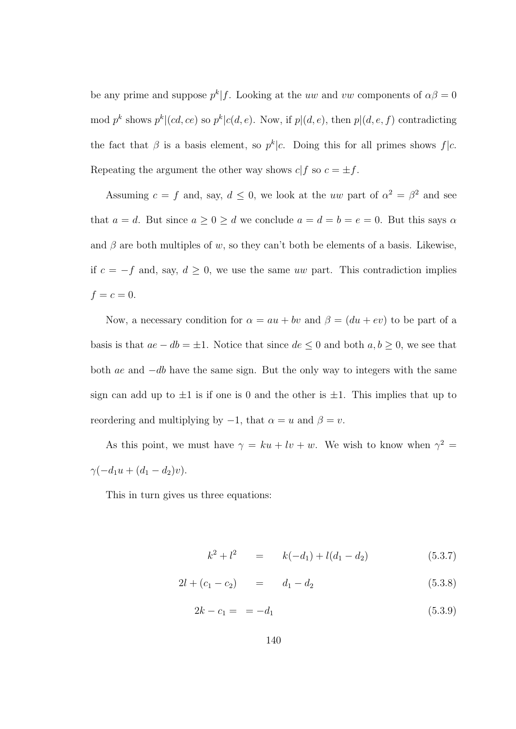be any prime and suppose $p^k|f$. Looking at the $uw$ and $vw$ components of $\alpha\beta = 0 \mod p^k$ shows $p^k|(cd, ce)$ so $p^k|c(d,e)$. Now, if $p|(d,e)$, then $p|(d,e,f)$ contradicting the fact that $\beta$ is a basis element, so $p^k|c$. Doing this for all primes shows $f|c$. Repeating the argument the other way shows $c|f$ so $c = \pm f$.

Assuming $c = f$ and, say, $d \le 0$, we look at the $uw$ part of $\alpha^2 = \beta^2$ and see that $a = d$. But since $a \ge 0 \ge d$ we conclude $a = d = b = e = 0$. But this says $\alpha$ and $\beta$ are both multiples of $w$, so they can't both be elements of a basis. Likewise, if $c = -f$ and, say, $d \ge 0$, we use the same $uw$ part. This contradiction implies $f = c = 0$.

Now, a necessary condition for $\alpha = au + bv$ and $\beta = (du + ev)$ to be part of a basis is that $ae - db = \pm 1$. Notice that since $de \le 0$ and both $a, b \ge 0$, we see that both $ae$ and $-db$ have the same sign. But the only way to integers with the same sign can add up to $\pm 1$ is if one is 0 and the other is $\pm 1$. This implies that up to reordering and multiplying by $-1$, that $\alpha = u$ and $\beta = v$.

As this point, we must have $\gamma = ku + lv + w$. We wish to know when $\gamma^2 = \gamma(-d_1 u + (d_1 - d_2)v)$.

This in turn gives us three equations:

$$k^2 + l^2 = k(-d_1) + l(d_1 - d_2) \tag{5.3.7}$$

$$2l + (c_1 - c_2) = d_1 - d_2 \tag{5.3.8}$$

$$2k - c_1 = \ = -d_1 \tag{5.3.9}$$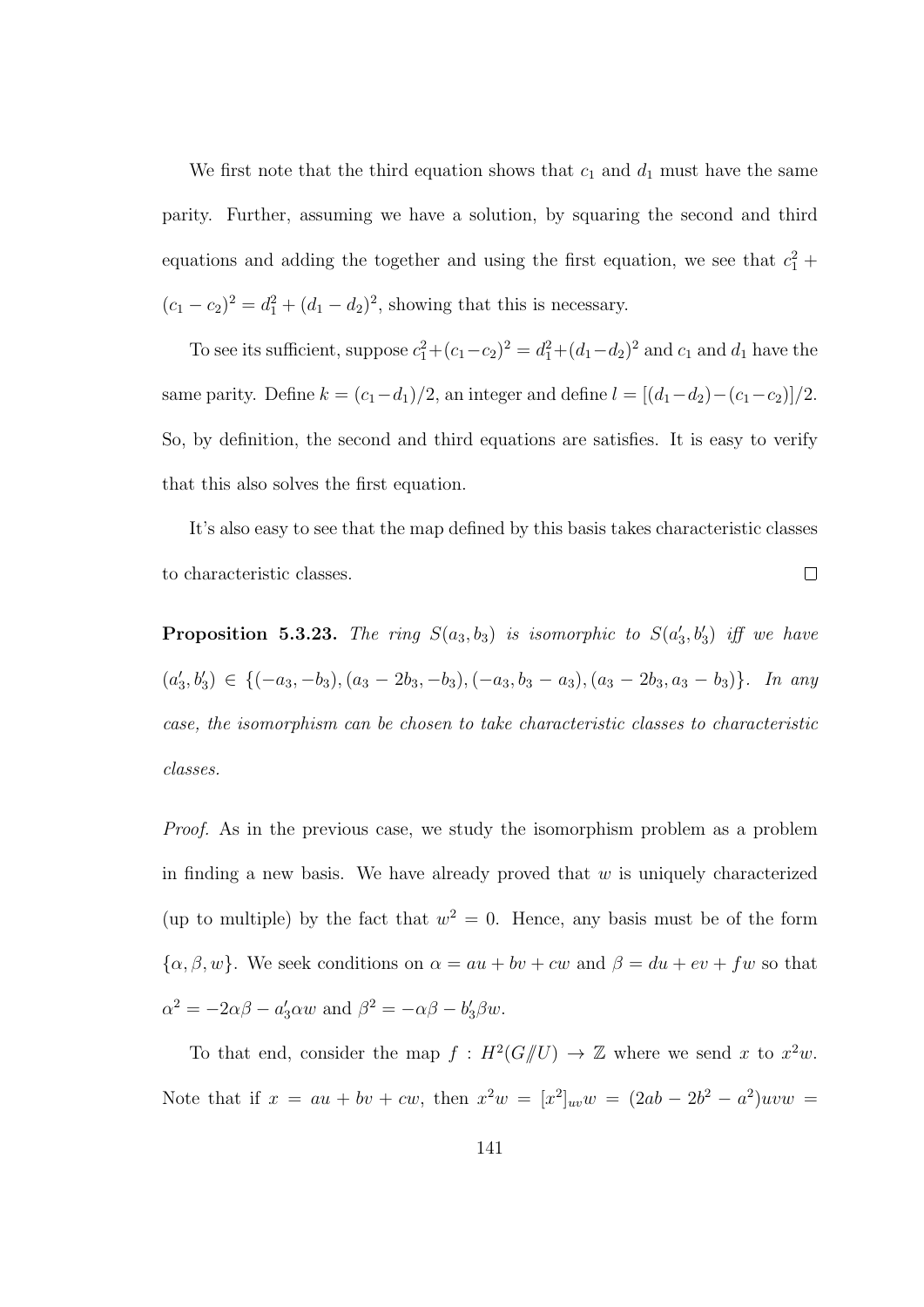We first note that the third equation shows that $c_1$ and $d_1$ must have the same parity. Further, assuming we have a solution, by squaring the second and third equations and adding the together and using the first equation, we see that $c_1^2 + (c_1 - c_2)^2 = d_1^2 + (d_1 - d_2)^2$, showing that this is necessary.

To see its sufficient, suppose $c_1^2+(c_1-c_2)^2 = d_1^2+(d_1-d_2)^2$ and $c_1$ and $d_1$ have the same parity. Define $k = (c_1-d_1)/2$, an integer and define $l = [(d_1-d_2)-(c_1-c_2)]/2$. So, by definition, the second and third equations are satisfies. It is easy to verify that this also solves the first equation.

It's also easy to see that the map defined by this basis takes characteristic classes to characteristic classes. $\square$

**Proposition 5.3.23.** *The ring $S(a_3, b_3)$ is isomorphic to $S(a_3', b_3')$ iff we have $(a_3', b_3') \in \{(-a_3, -b_3), (a_3 - 2b_3, -b_3), (-a_3, b_3 - a_3), (a_3 - 2b_3, a_3 - b_3)\}$. In any case, the isomorphism can be chosen to take characteristic classes to characteristic classes.*

*Proof.* As in the previous case, we study the isomorphism problem as a problem in finding a new basis. We have already proved that $w$ is uniquely characterized (up to multiple) by the fact that $w^2 = 0$. Hence, any basis must be of the form $\{\alpha, \beta, w\}$. We seek conditions on $\alpha = au + bv + cw$ and $\beta = du + ev + fw$ so that $\alpha^2 = -2\alpha\beta - a_3'\alpha w$ and $\beta^2 = -\alpha\beta - b_3'\beta w$.

To that end, consider the map $f : H^2(G/\!\!/U) \to \mathbb{Z}$ where we send $x$ to $x^2 w$. Note that if $x = au + bv + cw$, then $x^2 w = [x^2]_{uv} w = (2ab - 2b^2 - a^2)uvw =$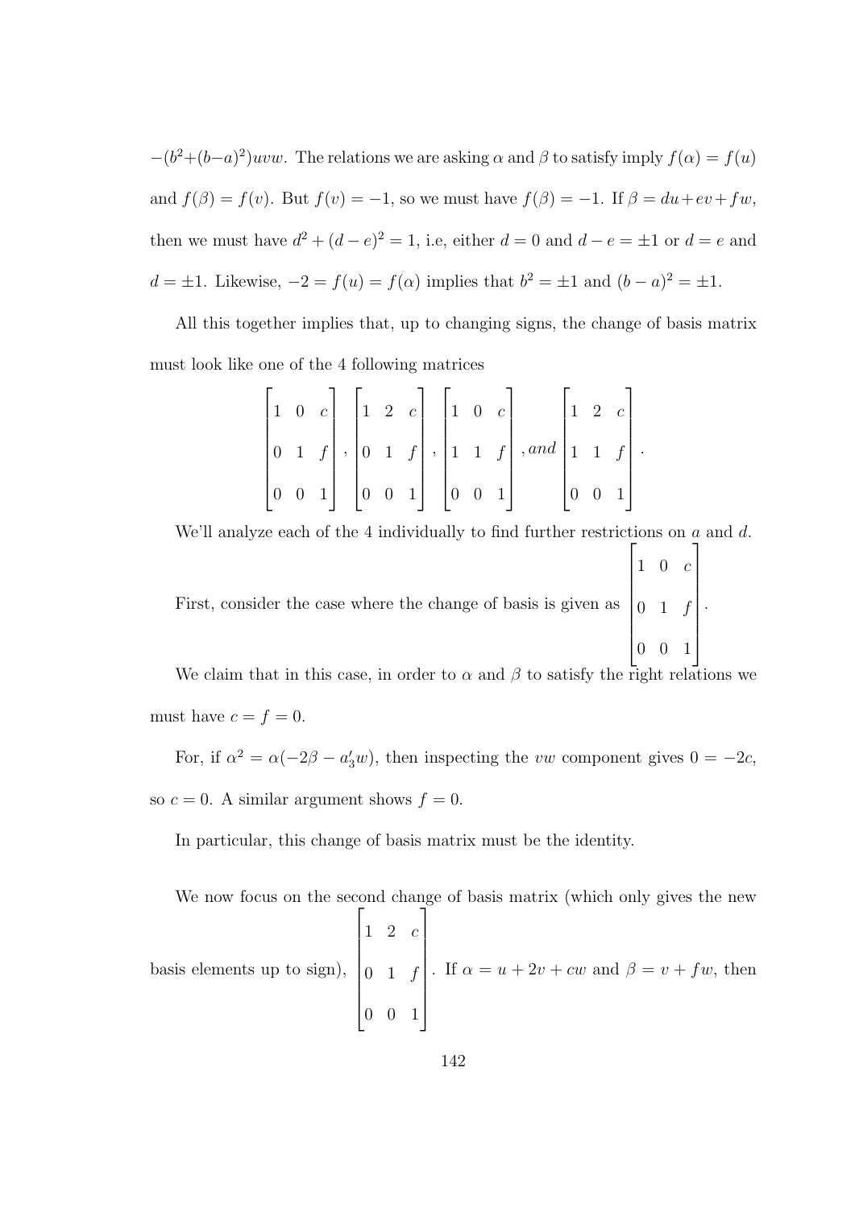$-(b^2+(b-a)^2)uvw$. The relations we are asking $\alpha$ and $\beta$ to satisfy imply $f(\alpha) = f(u)$ and $f(\beta) = f(v)$. But $f(v) = -1$, so we must have $f(\beta) = -1$. If $\beta = du + ev + fw$, then we must have $d^2 + (d-e)^2 = 1$, i.e, either $d = 0$ and $d - e = \pm 1$ or $d = e$ and $d = \pm 1$. Likewise, $-2 = f(u) = f(\alpha)$ implies that $b^2 = \pm 1$ and $(b-a)^2 = \pm 1$.

All this together implies that, up to changing signs, the change of basis matrix must look like one of the 4 following matrices

$$\begin{bmatrix} 1 & 0 & c \\ 0 & 1 & f \\ 0 & 0 & 1 \end{bmatrix}, \begin{bmatrix} 1 & 2 & c \\ 0 & 1 & f \\ 0 & 0 & 1 \end{bmatrix}, \begin{bmatrix} 1 & 0 & c \\ 1 & 1 & f \\ 0 & 0 & 1 \end{bmatrix}, and \begin{bmatrix} 1 & 2 & c \\ 1 & 1 & f \\ 0 & 0 & 1 \end{bmatrix}.$$

We'll analyze each of the 4 individually to find further restrictions on $a$ and $d$.

First, consider the case where the change of basis is given as $\begin{bmatrix} 1 & 0 & c \\ 0 & 1 & f \\ 0 & 0 & 1 \end{bmatrix}$.

We claim that in this case, in order to $\alpha$ and $\beta$ to satisfy the right relations we must have $c = f = 0$.

For, if $\alpha^2 = \alpha(-2\beta - a_3' w)$, then inspecting the $vw$ component gives $0 = -2c$, so $c = 0$. A similar argument shows $f = 0$.

In particular, this change of basis matrix must be the identity.

We now focus on the second change of basis matrix (which only gives the new basis elements up to sign), $\begin{bmatrix} 1 & 2 & c \\ 0 & 1 & f \\ 0 & 0 & 1 \end{bmatrix}$. If $\alpha = u + 2v + cw$ and $\beta = v + fw$, then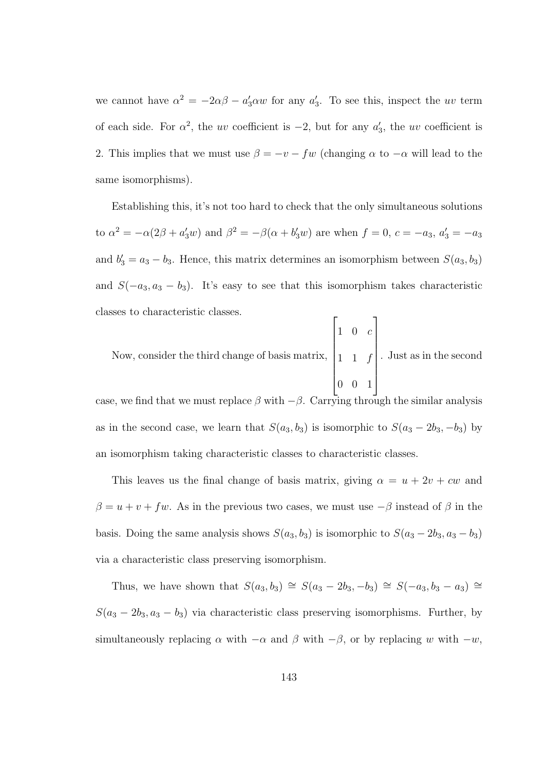we cannot have $\alpha^2 = -2\alpha\beta - a_3'\alpha w$ for any $a_3'$. To see this, inspect the $uv$ term of each side. For $\alpha^2$, the $uv$ coefficient is $-2$, but for any $a_3'$, the $uv$ coefficient is 2. This implies that we must use $\beta = -v - fw$ (changing $\alpha$ to $-\alpha$ will lead to the same isomorphisms).

Establishing this, it's not too hard to check that the only simultaneous solutions to $\alpha^2 = -\alpha(2\beta + a_3'w)$ and $\beta^2 = -\beta(\alpha + b_3'w)$ are when $f = 0$, $c = -a_3$, $a_3' = -a_3$ and $b_3' = a_3 - b_3$. Hence, this matrix determines an isomorphism between $S(a_3, b_3)$ and $S(-a_3, a_3 - b_3)$. It's easy to see that this isomorphism takes characteristic classes to characteristic classes.

Now, consider the third change of basis matrix, $\begin{bmatrix} 1 & 0 & c \\ 1 & 1 & f \\ 0 & 0 & 1 \end{bmatrix}$. Just as in the second case, we find that we must replace $\beta$ with $-\beta$. Carrying through the similar analysis as in the second case, we learn that $S(a_3, b_3)$ is isomorphic to $S(a_3 - 2b_3, -b_3)$ by an isomorphism taking characteristic classes to characteristic classes.

This leaves us the final change of basis matrix, giving $\alpha = u + 2v + cw$ and $\beta = u + v + fw$. As in the previous two cases, we must use $-\beta$ instead of $\beta$ in the basis. Doing the same analysis shows $S(a_3, b_3)$ is isomorphic to $S(a_3 - 2b_3, a_3 - b_3)$ via a characteristic class preserving isomorphism.

Thus, we have shown that $S(a_3, b_3) \cong S(a_3 - 2b_3, -b_3) \cong S(-a_3, b_3 - a_3) \cong S(a_3 - 2b_3, a_3 - b_3)$ via characteristic class preserving isomorphisms. Further, by simultaneously replacing $\alpha$ with $-\alpha$ and $\beta$ with $-\beta$, or by replacing $w$ with $-w$,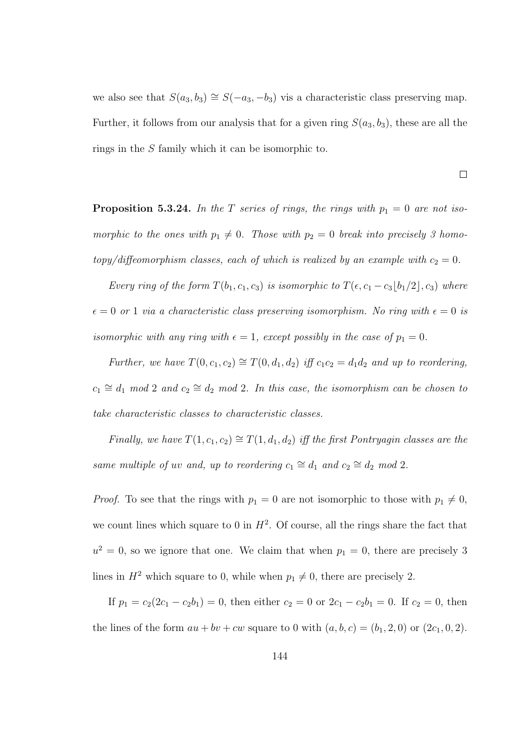we also see that $S(a_3, b_3) \cong S(-a_3, -b_3)$ vis a characteristic class preserving map. Further, it follows from our analysis that for a given ring $S(a_3, b_3)$, these are all the rings in the $S$ family which it can be isomorphic to.

□

**Proposition 5.3.24.** *In the $T$ series of rings, the rings with $p_1 = 0$ are not isomorphic to the ones with $p_1 \neq 0$. Those with $p_2 = 0$ break into precisely 3 homotopy/diffeomorphism classes, each of which is realized by an example with $c_2 = 0$.*

*Every ring of the form $T(b_1, c_1, c_3)$ is isomorphic to $T(\epsilon, c_1 - c_3\lfloor b_1/2 \rfloor, c_3)$ where $\epsilon = 0$ or $1$ via a characteristic class preserving isomorphism. No ring with $\epsilon = 0$ is isomorphic with any ring with $\epsilon = 1$, except possibly in the case of $p_1 = 0$.*

*Further, we have $T(0, c_1, c_2) \cong T(0, d_1, d_2)$ iff $c_1 c_2 = d_1 d_2$ and up to reordering, $c_1 \cong d_1$ mod 2 and $c_2 \cong d_2$ mod 2. In this case, the isomorphism can be chosen to take characteristic classes to characteristic classes.*

*Finally, we have $T(1, c_1, c_2) \cong T(1, d_1, d_2)$ iff the first Pontryagin classes are the same multiple of $uv$ and, up to reordering $c_1 \cong d_1$ and $c_2 \cong d_2$ mod 2.*

*Proof.* To see that the rings with $p_1 = 0$ are not isomorphic to those with $p_1 \neq 0$, we count lines which square to 0 in $H^2$. Of course, all the rings share the fact that $u^2 = 0$, so we ignore that one. We claim that when $p_1 = 0$, there are precisely 3 lines in $H^2$ which square to 0, while when $p_1 \neq 0$, there are precisely 2.

If $p_1 = c_2(2c_1 - c_2 b_1) = 0$, then either $c_2 = 0$ or $2c_1 - c_2 b_1 = 0$. If $c_2 = 0$, then the lines of the form $au + bv + cw$ square to 0 with $(a, b, c) = (b_1, 2, 0)$ or $(2c_1, 0, 2)$.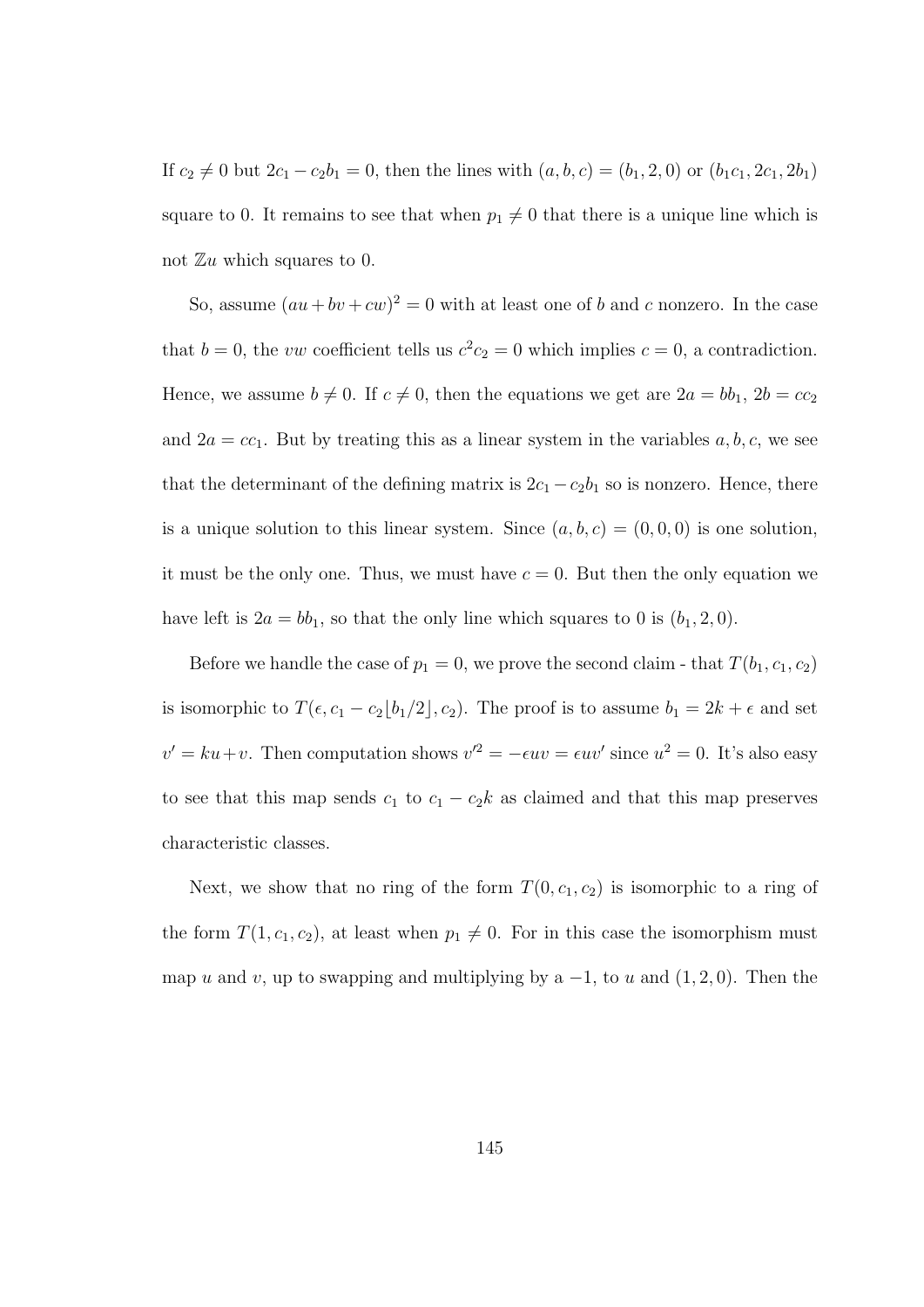If $c_2 \neq 0$ but $2c_1 - c_2 b_1 = 0$, then the lines with $(a, b, c) = (b_1, 2, 0)$ or $(b_1 c_1, 2c_1, 2b_1)$ square to 0. It remains to see that when $p_1 \neq 0$ that there is a unique line which is not $\mathbb{Z}u$ which squares to 0.

So, assume $(au + bv + cw)^2 = 0$ with at least one of $b$ and $c$ nonzero. In the case that $b = 0$, the $vw$ coefficient tells us $c^2 c_2 = 0$ which implies $c = 0$, a contradiction. Hence, we assume $b \neq 0$. If $c \neq 0$, then the equations we get are $2a = bb_1$, $2b = cc_2$ and $2a = cc_1$. But by treating this as a linear system in the variables $a, b, c$, we see that the determinant of the defining matrix is $2c_1 - c_2 b_1$ so is nonzero. Hence, there is a unique solution to this linear system. Since $(a, b, c) = (0, 0, 0)$ is one solution, it must be the only one. Thus, we must have $c = 0$. But then the only equation we have left is $2a = bb_1$, so that the only line which squares to 0 is $(b_1, 2, 0)$.

Before we handle the case of $p_1 = 0$, we prove the second claim - that $T(b_1, c_1, c_2)$ is isomorphic to $T(\epsilon, c_1 - c_2\lfloor b_1/2 \rfloor, c_2)$. The proof is to assume $b_1 = 2k + \epsilon$ and set $v' = ku + v$. Then computation shows $v'^2 = -\epsilon uv = \epsilon uv'$ since $u^2 = 0$. It's also easy to see that this map sends $c_1$ to $c_1 - c_2 k$ as claimed and that this map preserves characteristic classes.

Next, we show that no ring of the form $T(0, c_1, c_2)$ is isomorphic to a ring of the form $T(1, c_1, c_2)$, at least when $p_1 \neq 0$. For in this case the isomorphism must map $u$ and $v$, up to swapping and multiplying by a $-1$, to $u$ and $(1, 2, 0)$. Then the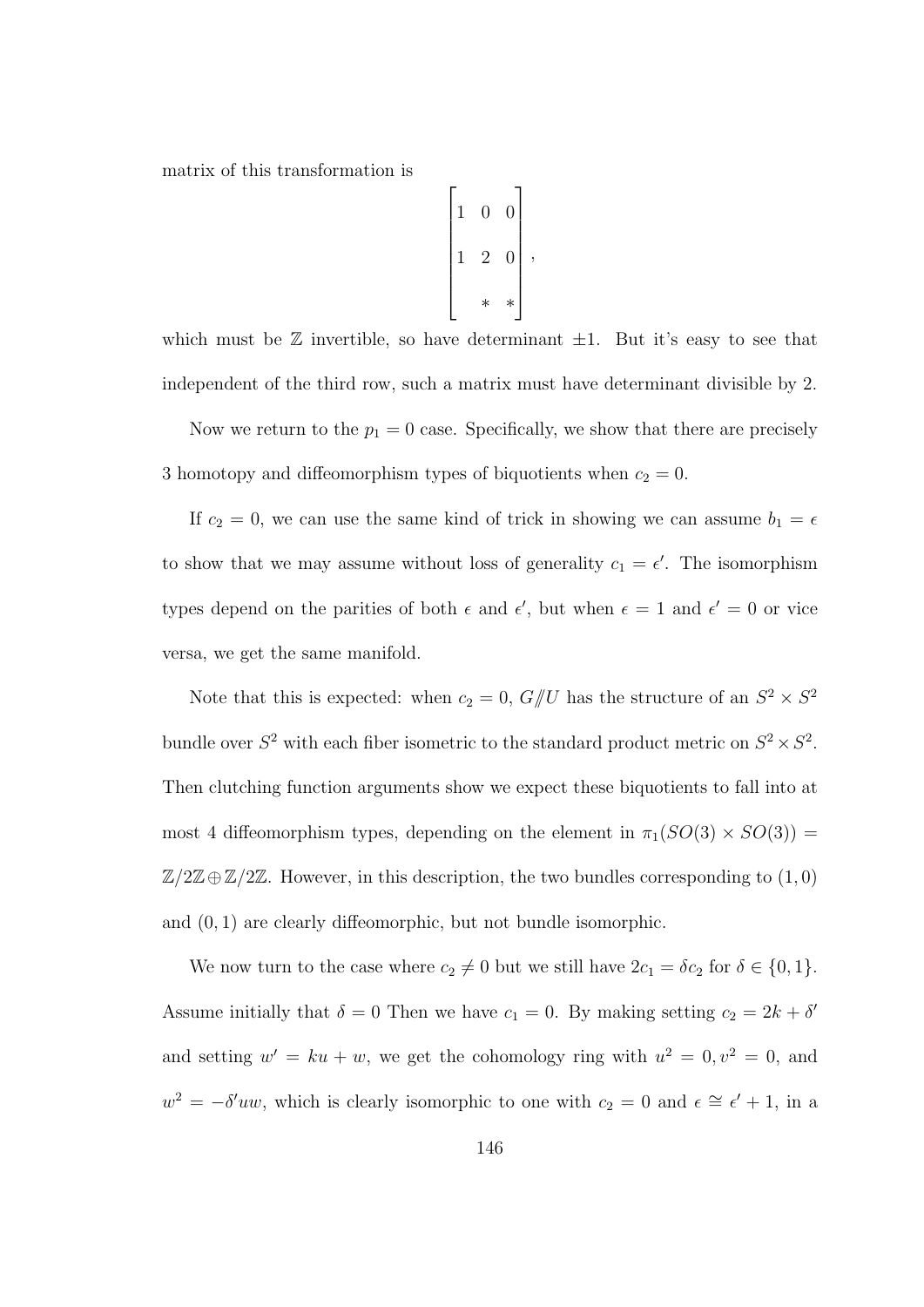matrix of this transformation is

$$\begin{bmatrix} 1 & 0 & 0 \\ 1 & 2 & 0 \\ & * & * \end{bmatrix},$$

which must be $\mathbb{Z}$ invertible, so have determinant $\pm 1$. But it's easy to see that independent of the third row, such a matrix must have determinant divisible by 2.

Now we return to the $p_1 = 0$ case. Specifically, we show that there are precisely 3 homotopy and diffeomorphism types of biquotients when $c_2 = 0$.

If $c_2 = 0$, we can use the same kind of trick in showing we can assume $b_1 = \epsilon$ to show that we may assume without loss of generality $c_1 = \epsilon'$. The isomorphism types depend on the parities of both $\epsilon$ and $\epsilon'$, but when $\epsilon = 1$ and $\epsilon' = 0$ or vice versa, we get the same manifold.

Note that this is expected: when $c_2 = 0$, $G/\!\!/U$ has the structure of an $S^2 \times S^2$ bundle over $S^2$ with each fiber isometric to the standard product metric on $S^2 \times S^2$. Then clutching function arguments show we expect these biquotients to fall into at most 4 diffeomorphism types, depending on the element in $\pi_1(SO(3) \times SO(3)) = \mathbb{Z}/2\mathbb{Z} \oplus \mathbb{Z}/2\mathbb{Z}$. However, in this description, the two bundles corresponding to $(1, 0)$ and $(0, 1)$ are clearly diffeomorphic, but not bundle isomorphic.

We now turn to the case where $c_2 \neq 0$ but we still have $2c_1 = \delta c_2$ for $\delta \in \{0, 1\}$. Assume initially that $\delta = 0$ Then we have $c_1 = 0$. By making setting $c_2 = 2k + \delta'$ and setting $w' = ku + w$, we get the cohomology ring with $u^2 = 0, v^2 = 0$, and $w^2 = -\delta' uw$, which is clearly isomorphic to one with $c_2 = 0$ and $\epsilon \cong \epsilon' + 1$, in a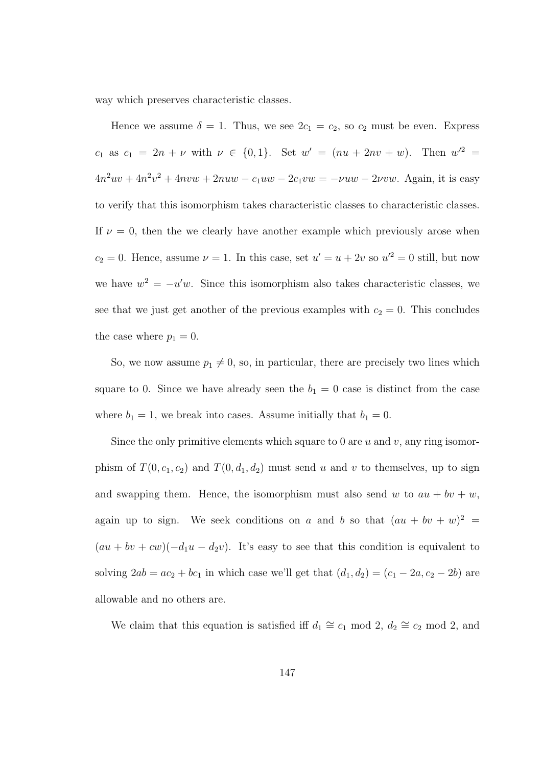way which preserves characteristic classes.

Hence we assume $\delta = 1$. Thus, we see $2c_1 = c_2$, so $c_2$ must be even. Express $c_1$ as $c_1 = 2n + \nu$ with $\nu \in \{0, 1\}$. Set $w' = (nu + 2nv + w)$. Then $w'^2 = 4n^2uv + 4n^2v^2 + 4nvw + 2nuw - c_1uw - 2c_1vw = -\nu uw - 2\nu vw$. Again, it is easy to verify that this isomorphism takes characteristic classes to characteristic classes. If $\nu = 0$, then the we clearly have another example which previously arose when $c_2 = 0$. Hence, assume $\nu = 1$. In this case, set $u' = u + 2v$ so $u'^2 = 0$ still, but now we have $w^2 = -u'w$. Since this isomorphism also takes characteristic classes, we see that we just get another of the previous examples with $c_2 = 0$. This concludes the case where $p_1 = 0$.

So, we now assume $p_1 \neq 0$, so, in particular, there are precisely two lines which square to 0. Since we have already seen the $b_1 = 0$ case is distinct from the case where $b_1 = 1$, we break into cases. Assume initially that $b_1 = 0$.

Since the only primitive elements which square to 0 are $u$ and $v$, any ring isomorphism of $T(0, c_1, c_2)$ and $T(0, d_1, d_2)$ must send $u$ and $v$ to themselves, up to sign and swapping them. Hence, the isomorphism must also send $w$ to $au + bv + w$, again up to sign. We seek conditions on $a$ and $b$ so that $(au + bv + w)^2 = (au + bv + cw)(-d_1u - d_2v)$. It's easy to see that this condition is equivalent to solving $2ab = ac_2 + bc_1$ in which case we'll get that $(d_1, d_2) = (c_1 - 2a, c_2 - 2b)$ are allowable and no others are.

We claim that this equation is satisfied iff $d_1 \cong c_1 \bmod 2$, $d_2 \cong c_2 \bmod 2$, and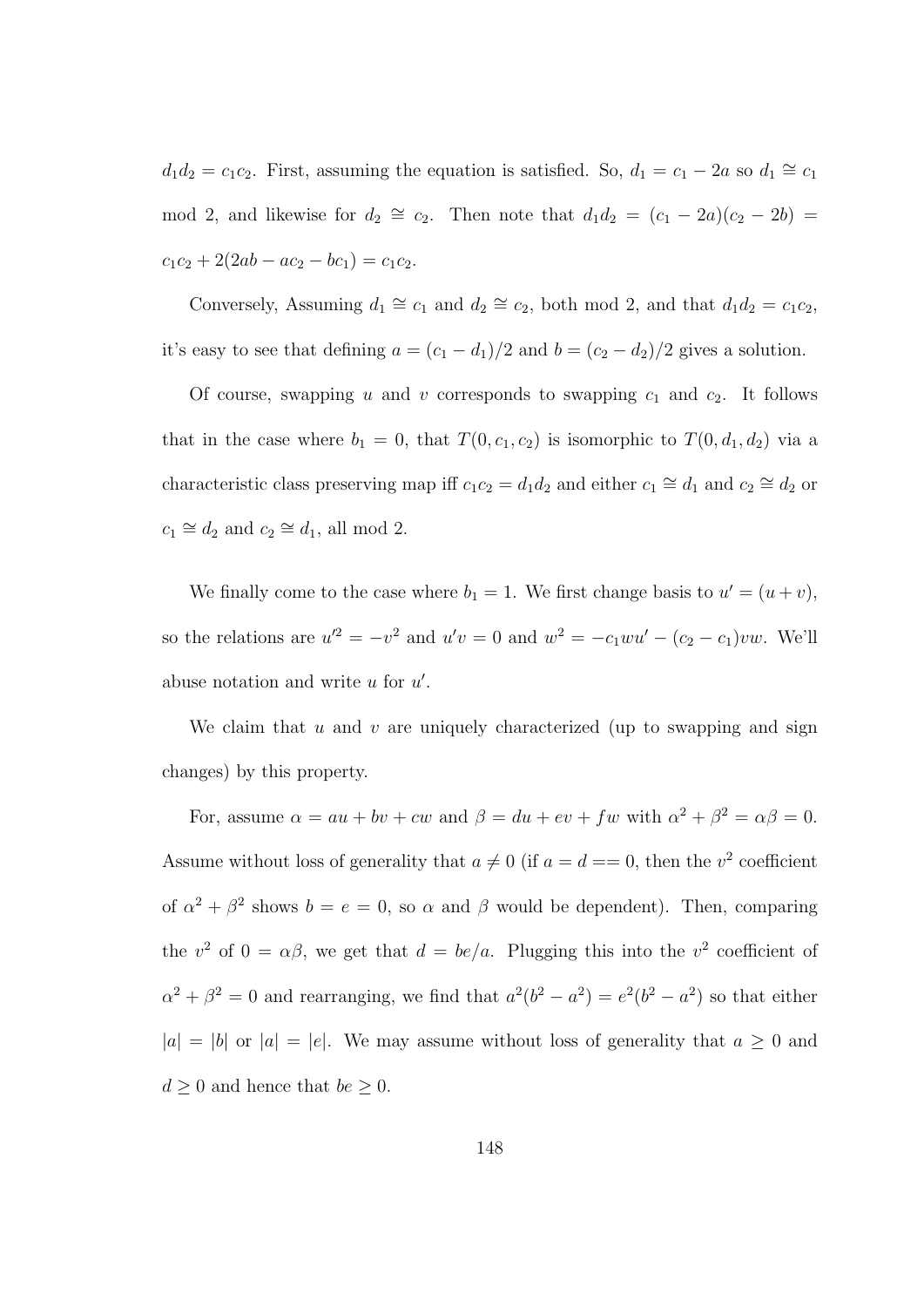$d_1 d_2 = c_1 c_2$. First, assuming the equation is satisfied. So, $d_1 = c_1 - 2a$ so $d_1 \cong c_1$ mod 2, and likewise for $d_2 \cong c_2$. Then note that $d_1 d_2 = (c_1 - 2a)(c_2 - 2b) = c_1 c_2 + 2(2ab - ac_2 - bc_1) = c_1 c_2$.

Conversely, Assuming $d_1 \cong c_1$ and $d_2 \cong c_2$, both mod 2, and that $d_1 d_2 = c_1 c_2$, it's easy to see that defining $a = (c_1 - d_1)/2$ and $b = (c_2 - d_2)/2$ gives a solution.

Of course, swapping $u$ and $v$ corresponds to swapping $c_1$ and $c_2$. It follows that in the case where $b_1 = 0$, that $T(0, c_1, c_2)$ is isomorphic to $T(0, d_1, d_2)$ via a characteristic class preserving map iff $c_1 c_2 = d_1 d_2$ and either $c_1 \cong d_1$ and $c_2 \cong d_2$ or $c_1 \cong d_2$ and $c_2 \cong d_1$, all mod 2.

We finally come to the case where $b_1 = 1$. We first change basis to $u' = (u + v)$, so the relations are $u'^2 = -v^2$ and $u'v = 0$ and $w^2 = -c_1 w u' - (c_2 - c_1) v w$. We'll abuse notation and write $u$ for $u'$.

We claim that $u$ and $v$ are uniquely characterized (up to swapping and sign changes) by this property.

For, assume $\alpha = au + bv + cw$ and $\beta = du + ev + fw$ with $\alpha^2 + \beta^2 = \alpha\beta = 0$. Assume without loss of generality that $a \neq 0$ (if $a = d == 0$, then the $v^2$ coefficient of $\alpha^2 + \beta^2$ shows $b = e = 0$, so $\alpha$ and $\beta$ would be dependent). Then, comparing the $v^2$ of $0 = \alpha\beta$, we get that $d = be/a$. Plugging this into the $v^2$ coefficient of $\alpha^2 + \beta^2 = 0$ and rearranging, we find that $a^2(b^2 - a^2) = e^2(b^2 - a^2)$ so that either $|a| = |b|$ or $|a| = |e|$. We may assume without loss of generality that $a \geq 0$ and $d \geq 0$ and hence that $be \geq 0$.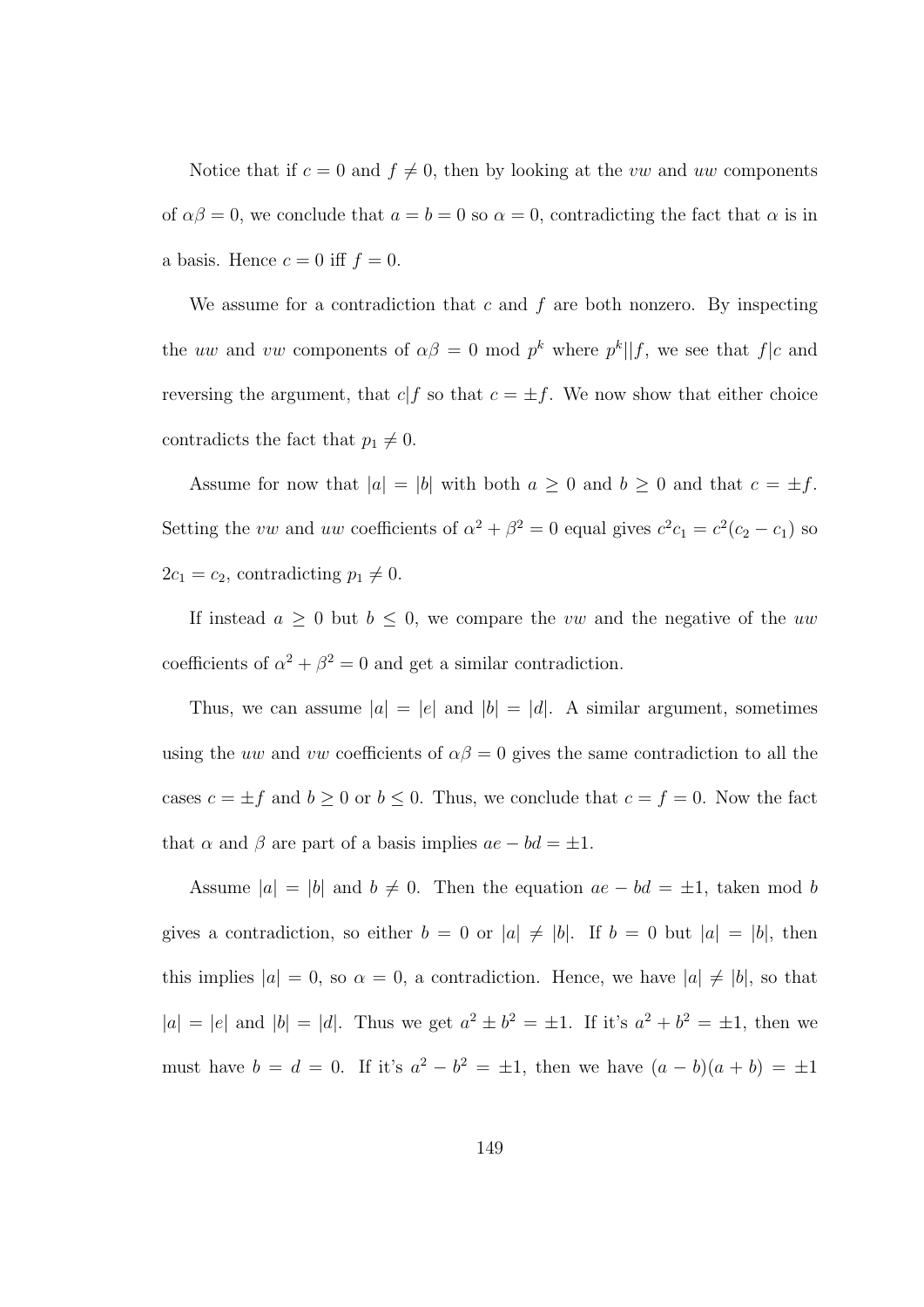Notice that if $c = 0$ and $f \neq 0$, then by looking at the $vw$ and $uw$ components of $\alpha\beta = 0$, we conclude that $a = b = 0$ so $\alpha = 0$, contradicting the fact that $\alpha$ is in a basis. Hence $c = 0$ iff $f = 0$.

We assume for a contradiction that $c$ and $f$ are both nonzero. By inspecting the $uw$ and $vw$ components of $\alpha\beta = 0 \bmod p^k$ where $p^k || f$, we see that $f | c$ and reversing the argument, that $c | f$ so that $c = \pm f$. We now show that either choice contradicts the fact that $p_1 \neq 0$.

Assume for now that $|a| = |b|$ with both $a \geq 0$ and $b \geq 0$ and that $c = \pm f$. Setting the $vw$ and $uw$ coefficients of $\alpha^2 + \beta^2 = 0$ equal gives $c^2 c_1 = c^2(c_2 - c_1)$ so $2c_1 = c_2$, contradicting $p_1 \neq 0$.

If instead $a \geq 0$ but $b \leq 0$, we compare the $vw$ and the negative of the $uw$ coefficients of $\alpha^2 + \beta^2 = 0$ and get a similar contradiction.

Thus, we can assume $|a| = |e|$ and $|b| = |d|$. A similar argument, sometimes using the $uw$ and $vw$ coefficients of $\alpha\beta = 0$ gives the same contradiction to all the cases $c = \pm f$ and $b \geq 0$ or $b \leq 0$. Thus, we conclude that $c = f = 0$. Now the fact that $\alpha$ and $\beta$ are part of a basis implies $ae - bd = \pm 1$.

Assume $|a| = |b|$ and $b \neq 0$. Then the equation $ae - bd = \pm 1$, taken mod $b$ gives a contradiction, so either $b = 0$ or $|a| \neq |b|$. If $b = 0$ but $|a| = |b|$, then this implies $|a| = 0$, so $\alpha = 0$, a contradiction. Hence, we have $|a| \neq |b|$, so that $|a| = |e|$ and $|b| = |d|$. Thus we get $a^2 \pm b^2 = \pm 1$. If it's $a^2 + b^2 = \pm 1$, then we must have $b = d = 0$. If it's $a^2 - b^2 = \pm 1$, then we have $(a - b)(a + b) = \pm 1$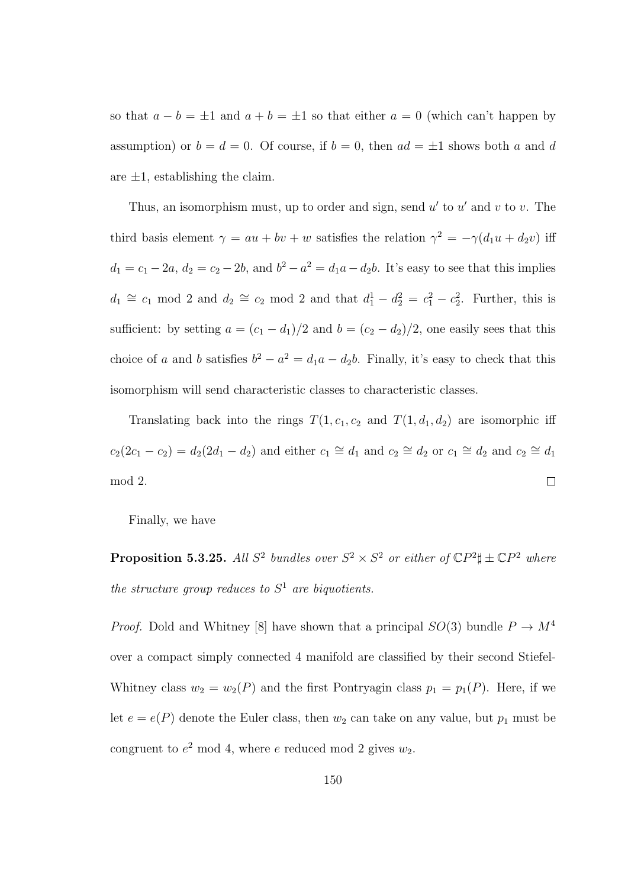so that $a - b = \pm 1$ and $a + b = \pm 1$ so that either $a = 0$ (which can't happen by assumption) or $b = d = 0$. Of course, if $b = 0$, then $ad = \pm 1$ shows both $a$ and $d$ are $\pm 1$, establishing the claim.

Thus, an isomorphism must, up to order and sign, send $u'$ to $u'$ and $v$ to $v$. The third basis element $\gamma = au + bv + w$ satisfies the relation $\gamma^2 = -\gamma(d_1 u + d_2 v)$ iff $d_1 = c_1 - 2a$, $d_2 = c_2 - 2b$, and $b^2 - a^2 = d_1 a - d_2 b$. It's easy to see that this implies $d_1 \cong c_1 \bmod 2$ and $d_2 \cong c_2 \bmod 2$ and that $d_1^1 - d_2^2 = c_1^2 - c_2^2$. Further, this is sufficient: by setting $a = (c_1 - d_1)/2$ and $b = (c_2 - d_2)/2$, one easily sees that this choice of $a$ and $b$ satisfies $b^2 - a^2 = d_1 a - d_2 b$. Finally, it's easy to check that this isomorphism will send characteristic classes to characteristic classes.

Translating back into the rings $T(1, c_1, c_2$ and $T(1, d_1, d_2)$ are isomorphic iff $c_2(2c_1 - c_2) = d_2(2d_1 - d_2)$ and either $c_1 \cong d_1$ and $c_2 \cong d_2$ or $c_1 \cong d_2$ and $c_2 \cong d_1$ mod 2. $\square$

Finally, we have

**Proposition 5.3.25.** *All $S^2$ bundles over $S^2 \times S^2$ or either of $\mathbb{C}P^2 \sharp \pm \mathbb{C}P^2$ where the structure group reduces to $S^1$ are biquotients.*

*Proof.* Dold and Whitney [8] have shown that a principal $SO(3)$ bundle $P \to M^4$ over a compact simply connected 4 manifold are classified by their second Stiefel-Whitney class $w_2 = w_2(P)$ and the first Pontryagin class $p_1 = p_1(P)$. Here, if we let $e = e(P)$ denote the Euler class, then $w_2$ can take on any value, but $p_1$ must be congruent to $e^2$ mod 4, where $e$ reduced mod 2 gives $w_2$.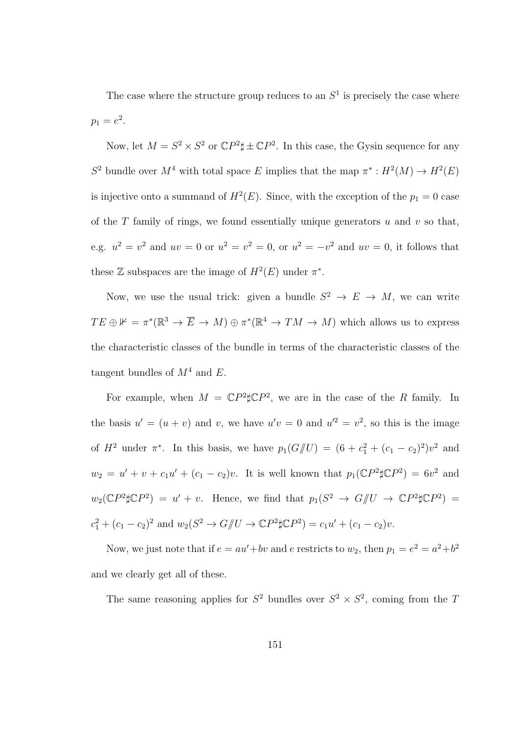The case where the structure group reduces to an $S^1$ is precisely the case where $p_1 = e^2$.

Now, let $M = S^2 \times S^2$ or $\mathbb{C}P^2 \sharp \pm \mathbb{C}P^2$. In this case, the Gysin sequence for any $S^2$ bundle over $M^4$ with total space $E$ implies that the map $\pi^* : H^2(M) \to H^2(E)$ is injective onto a summand of $H^2(E)$. Since, with the exception of the $p_1 = 0$ case of the $T$ family of rings, we found essentially unique generators $u$ and $v$ so that, e.g. $u^2 = v^2$ and $uv = 0$ or $u^2 = v^2 = 0$, or $u^2 = -v^2$ and $uv = 0$, it follows that these $\mathbb{Z}$ subspaces are the image of $H^2(E)$ under $\pi^*$.

Now, we use the usual trick: given a bundle $S^2 \to E \to M$, we can write $TE \oplus \not{\mathbb{K}} = \pi^*(\mathbb{R}^3 \to \overline{E} \to M) \oplus \pi^*(\mathbb{R}^4 \to TM \to M)$ which allows us to express the characteristic classes of the bundle in terms of the characteristic classes of the tangent bundles of $M^4$ and $E$.

For example, when $M = \mathbb{C}P^2 \sharp \mathbb{C}P^2$, we are in the case of the $R$ family. In the basis $u' = (u + v)$ and $v$, we have $u'v = 0$ and $u'^2 = v^2$, so this is the image of $H^2$ under $\pi^*$. In this basis, we have $p_1(G/\!\!/U) = (6 + c_1^2 + (c_1 - c_2)^2)v^2$ and $w_2 = u' + v + c_1 u' + (c_1 - c_2)v$. It is well known that $p_1(\mathbb{C}P^2 \sharp \mathbb{C}P^2) = 6v^2$ and $w_2(\mathbb{C}P^2 \sharp \mathbb{C}P^2) = u' + v$. Hence, we find that $p_1(S^2 \to G/\!\!/U \to \mathbb{C}P^2 \sharp \mathbb{C}P^2) = c_1^2 + (c_1 - c_2)^2$ and $w_2(S^2 \to G/\!\!/U \to \mathbb{C}P^2 \sharp \mathbb{C}P^2) = c_1 u' + (c_1 - c_2)v$.

Now, we just note that if $e = au' + bv$ and $e$ restricts to $w_2$, then $p_1 = e^2 = a^2 + b^2$ and we clearly get all of these.

The same reasoning applies for $S^2$ bundles over $S^2 \times S^2$, coming from the $T$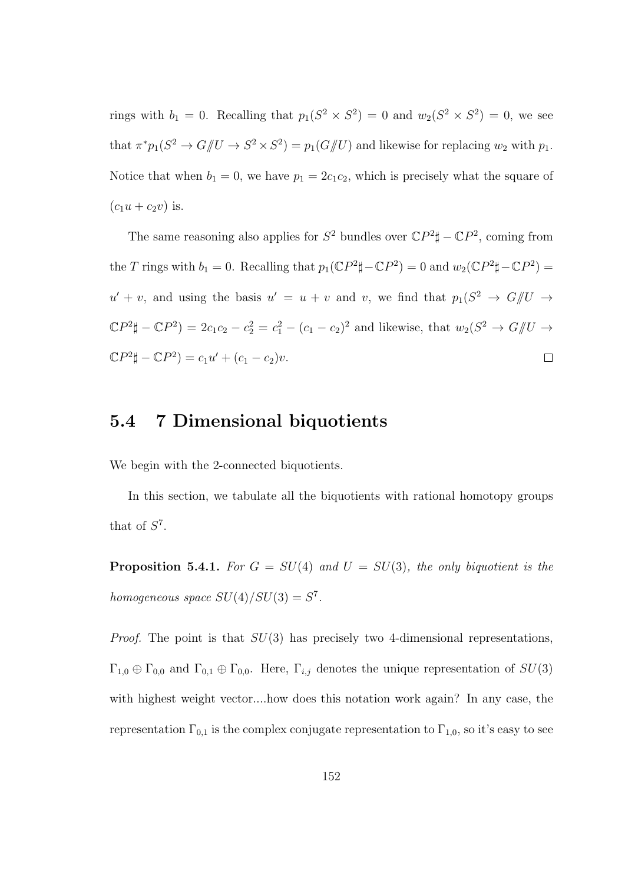rings with $b_1 = 0$. Recalling that $p_1(S^2 \times S^2) = 0$ and $w_2(S^2 \times S^2) = 0$, we see that $\pi^* p_1(S^2 \to G/\!\!/U \to S^2 \times S^2) = p_1(G/\!\!/U)$ and likewise for replacing $w_2$ with $p_1$. Notice that when $b_1 = 0$, we have $p_1 = 2c_1c_2$, which is precisely what the square of $(c_1 u + c_2 v)$ is.

The same reasoning also applies for $S^2$ bundles over $\mathbb{C}P^2 \sharp - \mathbb{C}P^2$, coming from the $T$ rings with $b_1 = 0$. Recalling that $p_1(\mathbb{C}P^2 \sharp - \mathbb{C}P^2) = 0$ and $w_2(\mathbb{C}P^2 \sharp - \mathbb{C}P^2) = u' + v$, and using the basis $u' = u + v$ and $v$, we find that $p_1(S^2 \to G/\!\!/U \to \mathbb{C}P^2 \sharp - \mathbb{C}P^2) = 2c_1c_2 - c_2^2 = c_1^2 - (c_1 - c_2)^2$ and likewise, that $w_2(S^2 \to G/\!\!/U \to \mathbb{C}P^2 \sharp - \mathbb{C}P^2) = c_1 u' + (c_1 - c_2)v$. $\square$

## 5.4 7 Dimensional biquotients

We begin with the 2-connected biquotients.

In this section, we tabulate all the biquotients with rational homotopy groups that of $S^7$.

**Proposition 5.4.1.** *For $G = SU(4)$ and $U = SU(3)$, the only biquotient is the homogeneous space $SU(4)/SU(3) = S^7$.*

*Proof.* The point is that $SU(3)$ has precisely two 4-dimensional representations, $\Gamma_{1,0} \oplus \Gamma_{0,0}$ and $\Gamma_{0,1} \oplus \Gamma_{0,0}$. Here, $\Gamma_{i,j}$ denotes the unique representation of $SU(3)$ with highest weight vector....how does this notation work again? In any case, the representation $\Gamma_{0,1}$ is the complex conjugate representation to $\Gamma_{1,0}$, so it's easy to see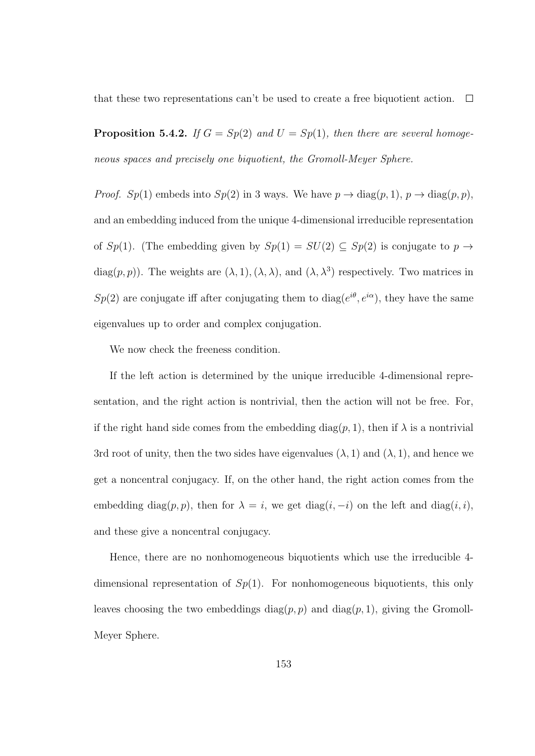that these two representations can't be used to create a free biquotient action. $\square$

**Proposition 5.4.2.** *If $G = Sp(2)$ and $U = Sp(1)$, then there are several homogeneous spaces and precisely one biquotient, the Gromoll-Meyer Sphere.*

*Proof.* $Sp(1)$ embeds into $Sp(2)$ in 3 ways. We have $p \to \text{diag}(p, 1)$, $p \to \text{diag}(p, p)$, and an embedding induced from the unique 4-dimensional irreducible representation of $Sp(1)$. (The embedding given by $Sp(1) = SU(2) \subseteq Sp(2)$ is conjugate to $p \to \text{diag}(p, p)$). The weights are $(\lambda, 1), (\lambda, \lambda)$, and $(\lambda, \lambda^3)$ respectively. Two matrices in $Sp(2)$ are conjugate iff after conjugating them to $\text{diag}(e^{i\theta}, e^{i\alpha})$, they have the same eigenvalues up to order and complex conjugation.

We now check the freeness condition.

If the left action is determined by the unique irreducible 4-dimensional representation, and the right action is nontrivial, then the action will not be free. For, if the right hand side comes from the embedding $\text{diag}(p, 1)$, then if $\lambda$ is a nontrivial 3rd root of unity, then the two sides have eigenvalues $(\lambda, 1)$ and $(\lambda, 1)$, and hence we get a noncentral conjugacy. If, on the other hand, the right action comes from the embedding $\text{diag}(p, p)$, then for $\lambda = i$, we get $\text{diag}(i, -i)$ on the left and $\text{diag}(i, i)$, and these give a noncentral conjugacy.

Hence, there are no nonhomogeneous biquotients which use the irreducible 4-dimensional representation of $Sp(1)$. For nonhomogeneous biquotients, this only leaves choosing the two embeddings $\text{diag}(p, p)$ and $\text{diag}(p, 1)$, giving the Gromoll-Meyer Sphere.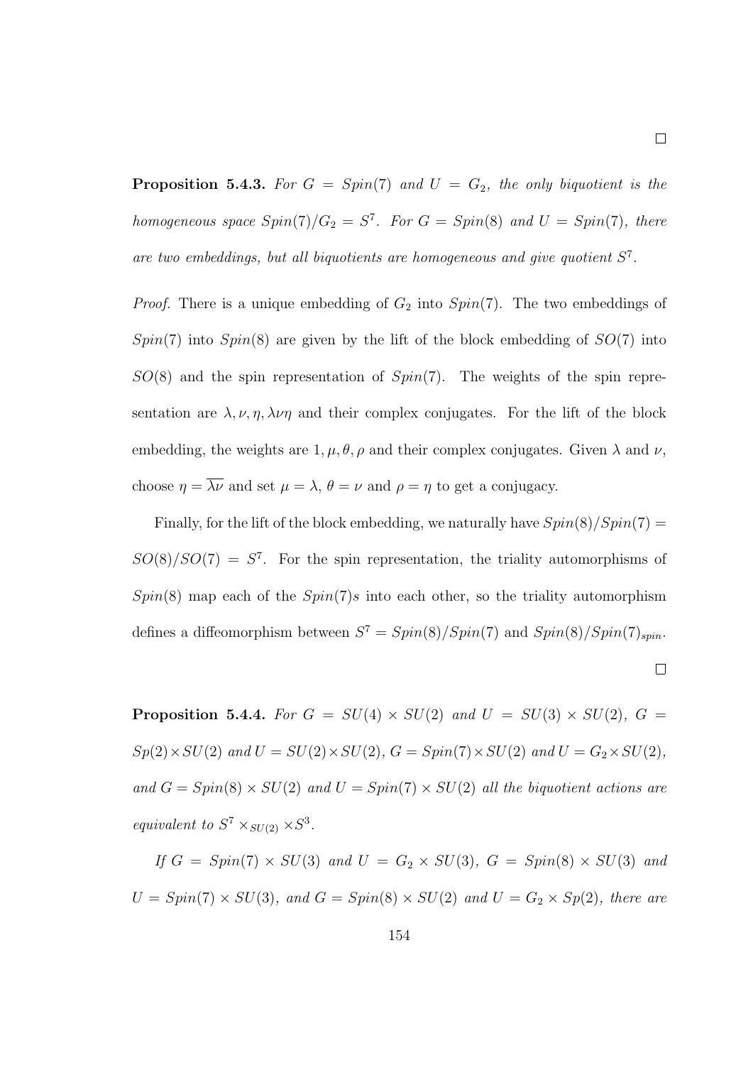□

**Proposition 5.4.3.** *For $G = Spin(7)$ and $U = G_2$, the only biquotient is the homogeneous space $Spin(7)/G_2 = S^7$. For $G = Spin(8)$ and $U = Spin(7)$, there are two embeddings, but all biquotients are homogeneous and give quotient $S^7$.*

*Proof.* There is a unique embedding of $G_2$ into $Spin(7)$. The two embeddings of $Spin(7)$ into $Spin(8)$ are given by the lift of the block embedding of $SO(7)$ into $SO(8)$ and the spin representation of $Spin(7)$. The weights of the spin representation are $\lambda, \nu, \eta, \lambda\nu\eta$ and their complex conjugates. For the lift of the block embedding, the weights are $1, \mu, \theta, \rho$ and their complex conjugates. Given $\lambda$ and $\nu$, choose $\eta = \overline{\lambda\nu}$ and set $\mu = \lambda$, $\theta = \nu$ and $\rho = \eta$ to get a conjugacy.

Finally, for the lift of the block embedding, we naturally have $Spin(8)/Spin(7) = SO(8)/SO(7) = S^7$. For the spin representation, the triality automorphisms of $Spin(8)$ map each of the $Spin(7)$s into each other, so the triality automorphism defines a diffeomorphism between $S^7 = Spin(8)/Spin(7)$ and $Spin(8)/Spin(7)_{spin}$. □

**Proposition 5.4.4.** *For $G = SU(4) \times SU(2)$ and $U = SU(3) \times SU(2)$, $G = Sp(2) \times SU(2)$ and $U = SU(2) \times SU(2)$, $G = Spin(7) \times SU(2)$ and $U = G_2 \times SU(2)$, and $G = Spin(8) \times SU(2)$ and $U = Spin(7) \times SU(2)$ all the biquotient actions are equivalent to $S^7 \times_{SU(2)} \times S^3$.*

*If $G = Spin(7) \times SU(3)$ and $U = G_2 \times SU(3)$, $G = Spin(8) \times SU(3)$ and $U = Spin(7) \times SU(3)$, and $G = Spin(8) \times SU(2)$ and $U = G_2 \times Sp(2)$, there are*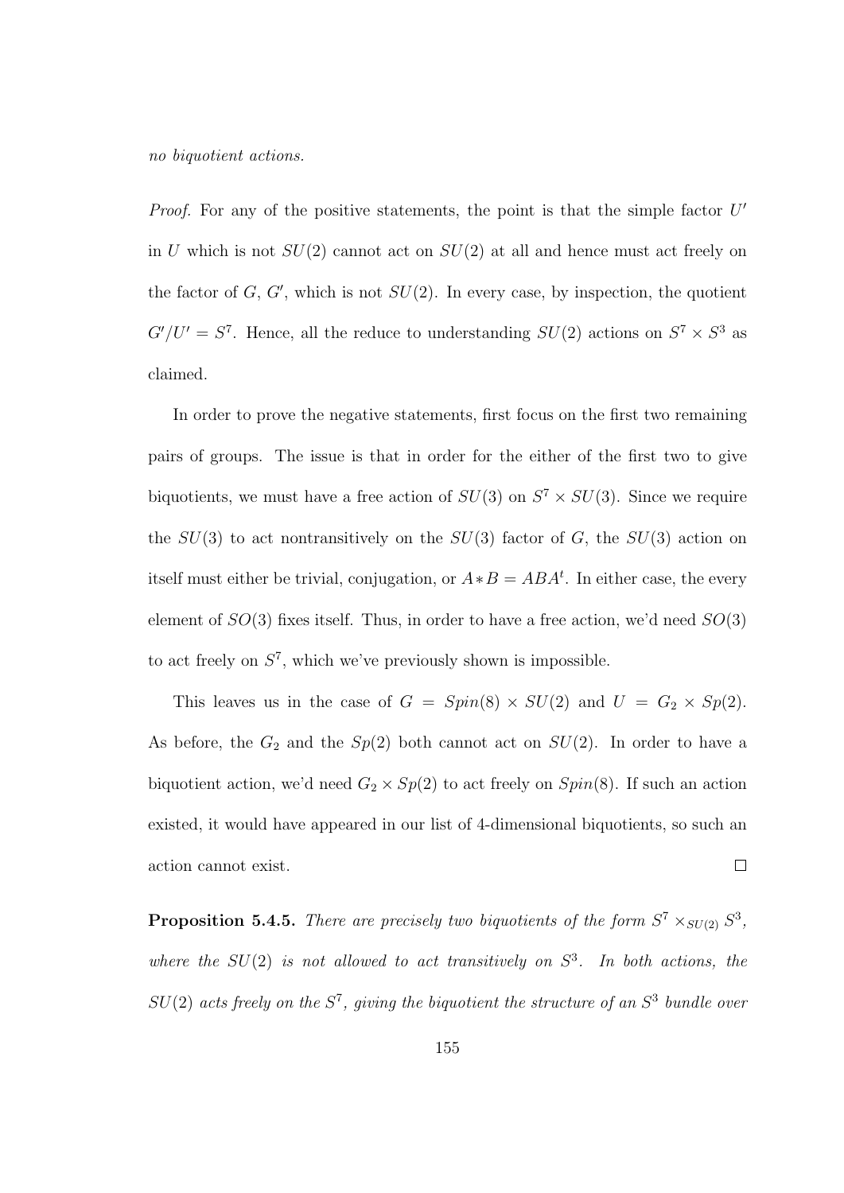*no biquotient actions.*

*Proof.* For any of the positive statements, the point is that the simple factor $U'$ in $U$ which is not $SU(2)$ cannot act on $SU(2)$ at all and hence must act freely on the factor of $G$, $G'$, which is not $SU(2)$. In every case, by inspection, the quotient $G'/U' = S^7$. Hence, all the reduce to understanding $SU(2)$ actions on $S^7 \times S^3$ as claimed.

In order to prove the negative statements, first focus on the first two remaining pairs of groups. The issue is that in order for the either of the first two to give biquotients, we must have a free action of $SU(3)$ on $S^7 \times SU(3)$. Since we require the $SU(3)$ to act nontransitively on the $SU(3)$ factor of $G$, the $SU(3)$ action on itself must either be trivial, conjugation, or $A * B = ABA^t$. In either case, the every element of $SO(3)$ fixes itself. Thus, in order to have a free action, we'd need $SO(3)$ to act freely on $S^7$, which we've previously shown is impossible.

This leaves us in the case of $G = Spin(8) \times SU(2)$ and $U = G_2 \times Sp(2)$. As before, the $G_2$ and the $Sp(2)$ both cannot act on $SU(2)$. In order to have a biquotient action, we'd need $G_2 \times Sp(2)$ to act freely on $Spin(8)$. If such an action existed, it would have appeared in our list of 4-dimensional biquotients, so such an action cannot exist. $\square$

**Proposition 5.4.5.** *There are precisely two biquotients of the form $S^7 \times_{SU(2)} S^3$, where the $SU(2)$ is not allowed to act transitively on $S^3$. In both actions, the $SU(2)$ acts freely on the $S^7$, giving the biquotient the structure of an $S^3$ bundle over*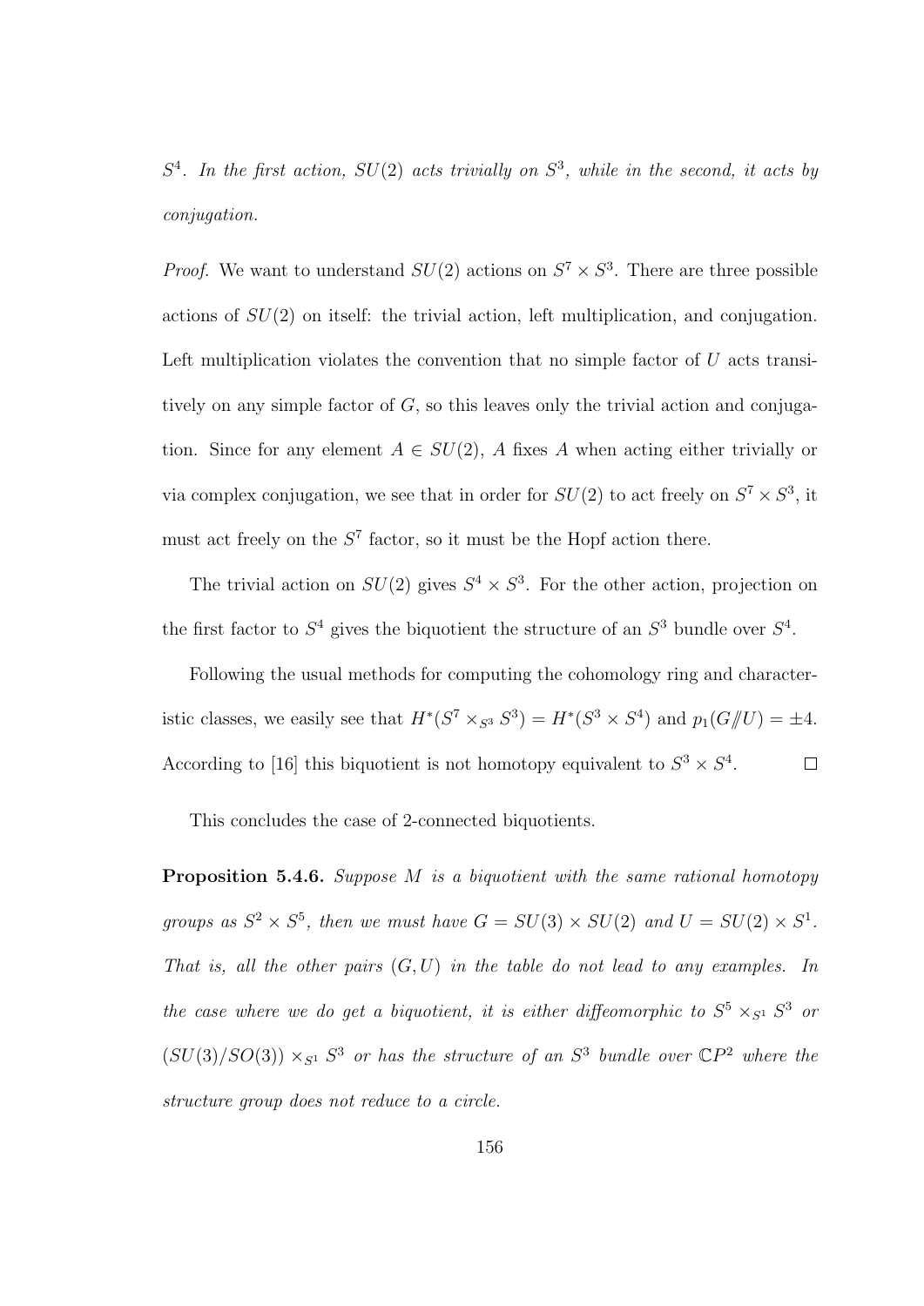$S^4$. *In the first action, $SU(2)$ acts trivially on $S^3$, while in the second, it acts by conjugation.*

*Proof.* We want to understand $SU(2)$ actions on $S^7 \times S^3$. There are three possible actions of $SU(2)$ on itself: the trivial action, left multiplication, and conjugation. Left multiplication violates the convention that no simple factor of $U$ acts transitively on any simple factor of $G$, so this leaves only the trivial action and conjugation. Since for any element $A \in SU(2)$, $A$ fixes $A$ when acting either trivially or via complex conjugation, we see that in order for $SU(2)$ to act freely on $S^7 \times S^3$, it must act freely on the $S^7$ factor, so it must be the Hopf action there.

The trivial action on $SU(2)$ gives $S^4 \times S^3$. For the other action, projection on the first factor to $S^4$ gives the biquotient the structure of an $S^3$ bundle over $S^4$.

Following the usual methods for computing the cohomology ring and characteristic classes, we easily see that $H^*(S^7 \times_{S^3} S^3) = H^*(S^3 \times S^4)$ and $p_1(G/\!\!/U) = \pm 4$. According to [16] this biquotient is not homotopy equivalent to $S^3 \times S^4$. $\square$

This concludes the case of 2-connected biquotients.

**Proposition 5.4.6.** *Suppose $M$ is a biquotient with the same rational homotopy groups as $S^2 \times S^5$, then we must have $G = SU(3) \times SU(2)$ and $U = SU(2) \times S^1$. That is, all the other pairs $(G, U)$ in the table do not lead to any examples. In the case where we do get a biquotient, it is either diffeomorphic to $S^5 \times_{S^1} S^3$ or $(SU(3)/SO(3)) \times_{S^1} S^3$ or has the structure of an $S^3$ bundle over $\mathbb{C}P^2$ where the structure group does not reduce to a circle.*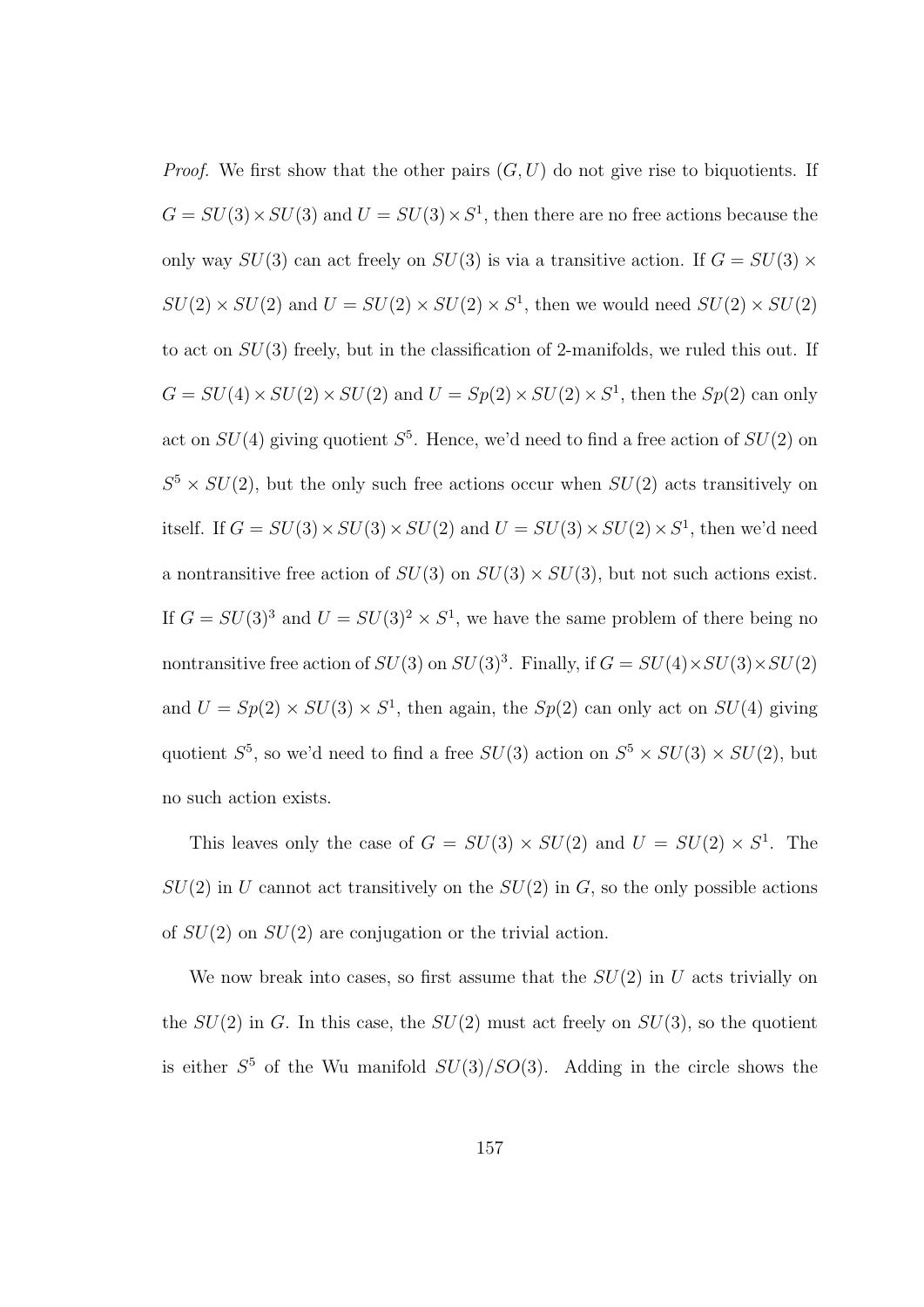*Proof.* We first show that the other pairs $(G, U)$ do not give rise to biquotients. If $G = SU(3) \times SU(3)$ and $U = SU(3) \times S^1$, then there are no free actions because the only way $SU(3)$ can act freely on $SU(3)$ is via a transitive action. If $G = SU(3) \times SU(2) \times SU(2)$ and $U = SU(2) \times SU(2) \times S^1$, then we would need $SU(2) \times SU(2)$ to act on $SU(3)$ freely, but in the classification of 2-manifolds, we ruled this out. If $G = SU(4) \times SU(2) \times SU(2)$ and $U = Sp(2) \times SU(2) \times S^1$, then the $Sp(2)$ can only act on $SU(4)$ giving quotient $S^5$. Hence, we'd need to find a free action of $SU(2)$ on $S^5 \times SU(2)$, but the only such free actions occur when $SU(2)$ acts transitively on itself. If $G = SU(3) \times SU(3) \times SU(2)$ and $U = SU(3) \times SU(2) \times S^1$, then we'd need a nontransitive free action of $SU(3)$ on $SU(3) \times SU(3)$, but not such actions exist. If $G = SU(3)^3$ and $U = SU(3)^2 \times S^1$, we have the same problem of there being no nontransitive free action of $SU(3)$ on $SU(3)^3$. Finally, if $G = SU(4) \times SU(3) \times SU(2)$ and $U = Sp(2) \times SU(3) \times S^1$, then again, the $Sp(2)$ can only act on $SU(4)$ giving quotient $S^5$, so we'd need to find a free $SU(3)$ action on $S^5 \times SU(3) \times SU(2)$, but no such action exists.

This leaves only the case of $G = SU(3) \times SU(2)$ and $U = SU(2) \times S^1$. The $SU(2)$ in $U$ cannot act transitively on the $SU(2)$ in $G$, so the only possible actions of $SU(2)$ on $SU(2)$ are conjugation or the trivial action.

We now break into cases, so first assume that the $SU(2)$ in $U$ acts trivially on the $SU(2)$ in $G$. In this case, the $SU(2)$ must act freely on $SU(3)$, so the quotient is either $S^5$ of the Wu manifold $SU(3)/SO(3)$. Adding in the circle shows the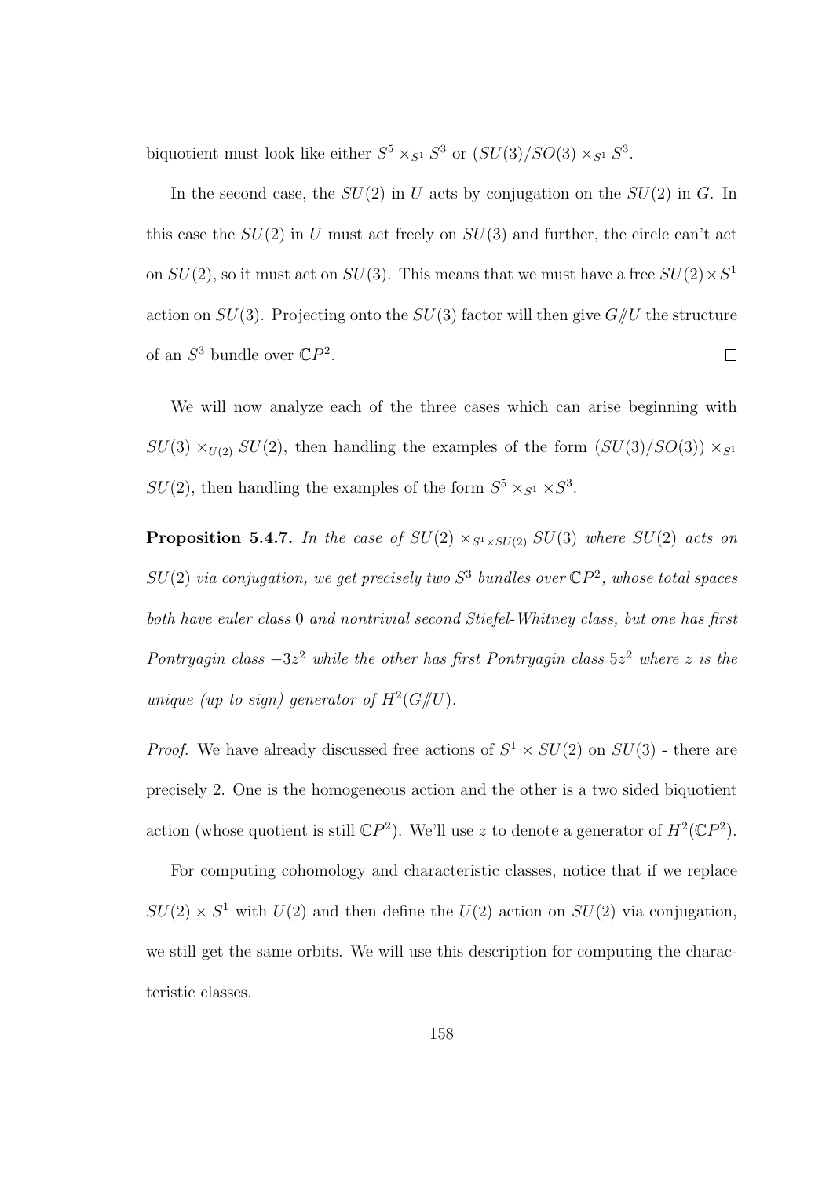biquotient must look like either $S^5 \times_{S^1} S^3$ or $(SU(3)/SO(3) \times_{S^1} S^3$.

In the second case, the $SU(2)$ in $U$ acts by conjugation on the $SU(2)$ in $G$. In this case the $SU(2)$ in $U$ must act freely on $SU(3)$ and further, the circle can't act on $SU(2)$, so it must act on $SU(3)$. This means that we must have a free $SU(2) \times S^1$ action on $SU(3)$. Projecting onto the $SU(3)$ factor will then give $G/\!\!/U$ the structure of an $S^3$ bundle over $\mathbb{C}P^2$. $\square$

We will now analyze each of the three cases which can arise beginning with $SU(3) \times_{U(2)} SU(2)$, then handling the examples of the form $(SU(3)/SO(3)) \times_{S^1} SU(2)$, then handling the examples of the form $S^5 \times_{S^1} \times S^3$.

**Proposition 5.4.7.** *In the case of $SU(2) \times_{S^1 \times SU(2)} SU(3)$ where $SU(2)$ acts on $SU(2)$ via conjugation, we get precisely two $S^3$ bundles over $\mathbb{C}P^2$, whose total spaces both have euler class $0$ and nontrivial second Stiefel-Whitney class, but one has first Pontryagin class $-3z^2$ while the other has first Pontryagin class $5z^2$ where $z$ is the unique (up to sign) generator of $H^2(G/\!\!/U)$.*

*Proof.* We have already discussed free actions of $S^1 \times SU(2)$ on $SU(3)$ - there are precisely 2. One is the homogeneous action and the other is a two sided biquotient action (whose quotient is still $\mathbb{C}P^2$). We'll use $z$ to denote a generator of $H^2(\mathbb{C}P^2)$.

For computing cohomology and characteristic classes, notice that if we replace $SU(2) \times S^1$ with $U(2)$ and then define the $U(2)$ action on $SU(2)$ via conjugation, we still get the same orbits. We will use this description for computing the characteristic classes.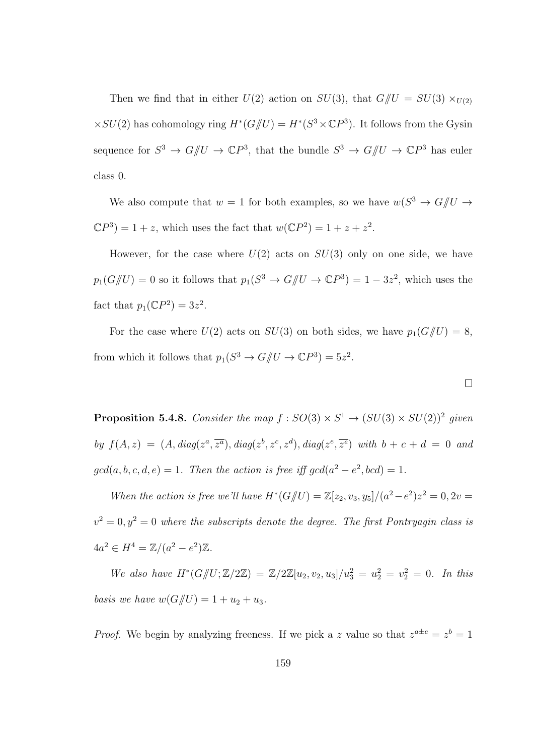Then we find that in either $U(2)$ action on $SU(3)$, that $G/\!\!/U = SU(3) \times_{U(2)} \times SU(2)$ has cohomology ring $H^*(G/\!\!/U) = H^*(S^3 \times \mathbb{C}P^3)$. It follows from the Gysin sequence for $S^3 \to G/\!\!/U \to \mathbb{C}P^3$, that the bundle $S^3 \to G/\!\!/U \to \mathbb{C}P^3$ has euler class 0.

We also compute that $w = 1$ for both examples, so we have $w(S^3 \to G/\!\!/U \to \mathbb{C}P^3) = 1 + z$, which uses the fact that $w(\mathbb{C}P^2) = 1 + z + z^2$.

However, for the case where $U(2)$ acts on $SU(3)$ only on one side, we have $p_1(G/\!\!/U) = 0$ so it follows that $p_1(S^3 \to G/\!\!/U \to \mathbb{C}P^3) = 1 - 3z^2$, which uses the fact that $p_1(\mathbb{C}P^2) = 3z^2$.

For the case where $U(2)$ acts on $SU(3)$ on both sides, we have $p_1(G/\!\!/U) = 8$, from which it follows that $p_1(S^3 \to G/\!\!/U \to \mathbb{C}P^3) = 5z^2$.

$\square$

**Proposition 5.4.8.** *Consider the map $f : SO(3) \times S^1 \to (SU(3) \times SU(2))^2$ given by $f(A, z) = (A, diag(z^a, \overline{z^a}), diag(z^b, z^c, z^d), diag(z^e, \overline{z^e})$ with $b + c + d = 0$ and $gcd(a, b, c, d, e) = 1$. Then the action is free iff $gcd(a^2 - e^2, bcd) = 1$.*

*When the action is free we'll have $H^*(G/\!\!/U) = \mathbb{Z}[z_2, v_3, y_5]/(a^2 - e^2)z^2 = 0, 2v = v^2 = 0, y^2 = 0$ where the subscripts denote the degree. The first Pontryagin class is $4a^2 \in H^4 = \mathbb{Z}/(a^2 - e^2)\mathbb{Z}$.*

*We also have $H^*(G/\!\!/U; \mathbb{Z}/2\mathbb{Z}) = \mathbb{Z}/2\mathbb{Z}[u_2, v_2, u_3]/u_3^2 = u_2^2 = v_2^2 = 0$. In this basis we have $w(G/\!\!/U) = 1 + u_2 + u_3$.*

*Proof.* We begin by analyzing freeness. If we pick a $z$ value so that $z^{a \pm e} = z^b = 1$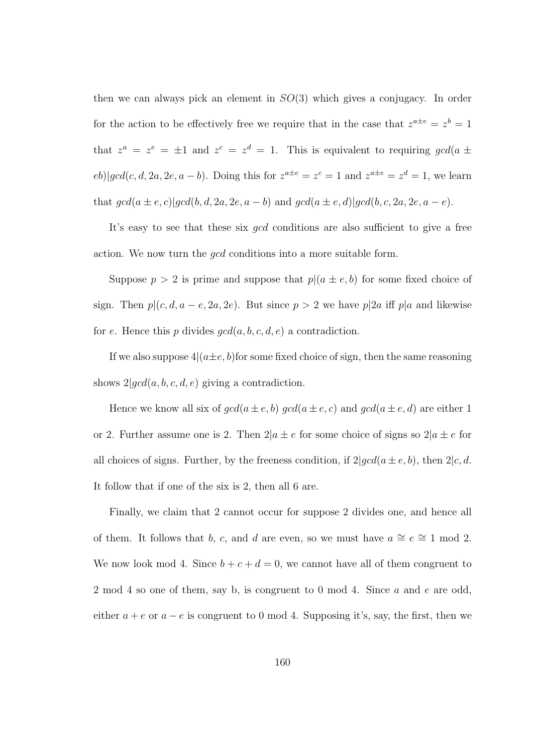then we can always pick an element in $SO(3)$ which gives a conjugacy. In order for the action to be effectively free we require that in the case that $z^{a\pm e} = z^b = 1$ that $z^a = z^e = \pm 1$ and $z^c = z^d = 1$. This is equivalent to requiring $gcd(a \pm eb)|gcd(c, d, 2a, 2e, a-b)$. Doing this for $z^{a\pm e} = z^c = 1$ and $z^{a\pm e} = z^d = 1$, we learn that $gcd(a \pm e, c)|gcd(b, d, 2a, 2e, a-b)$ and $gcd(a \pm e, d)|gcd(b, c, 2a, 2e, a-e)$.

It's easy to see that these six *gcd* conditions are also sufficient to give a free action. We now turn the *gcd* conditions into a more suitable form.

Suppose $p > 2$ is prime and suppose that $p|(a \pm e, b)$ for some fixed choice of sign. Then $p|(c, d, a-e, 2a, 2e)$. But since $p > 2$ we have $p|2a$ iff $p|a$ and likewise for $e$. Hence this $p$ divides $gcd(a, b, c, d, e)$ a contradiction.

If we also suppose $4|(a\pm e, b)$for some fixed choice of sign, then the same reasoning shows $2|gcd(a, b, c, d, e)$ giving a contradiction.

Hence we know all six of $gcd(a \pm e, b)$ $gcd(a \pm e, c)$ and $gcd(a \pm e, d)$ are either 1 or 2. Further assume one is 2. Then $2|a \pm e$ for some choice of signs so $2|a \pm e$ for all choices of signs. Further, by the freeness condition, if $2|gcd(a \pm e, b)$, then $2|c, d$. It follow that if one of the six is 2, then all 6 are.

Finally, we claim that 2 cannot occur for suppose 2 divides one, and hence all of them. It follows that $b$, $c$, and $d$ are even, so we must have $a \cong e \cong 1 \bmod 2$. We now look mod 4. Since $b + c + d = 0$, we cannot have all of them congruent to 2 mod 4 so one of them, say b, is congruent to 0 mod 4. Since $a$ and $e$ are odd, either $a + e$ or $a - e$ is congruent to 0 mod 4. Supposing it's, say, the first, then we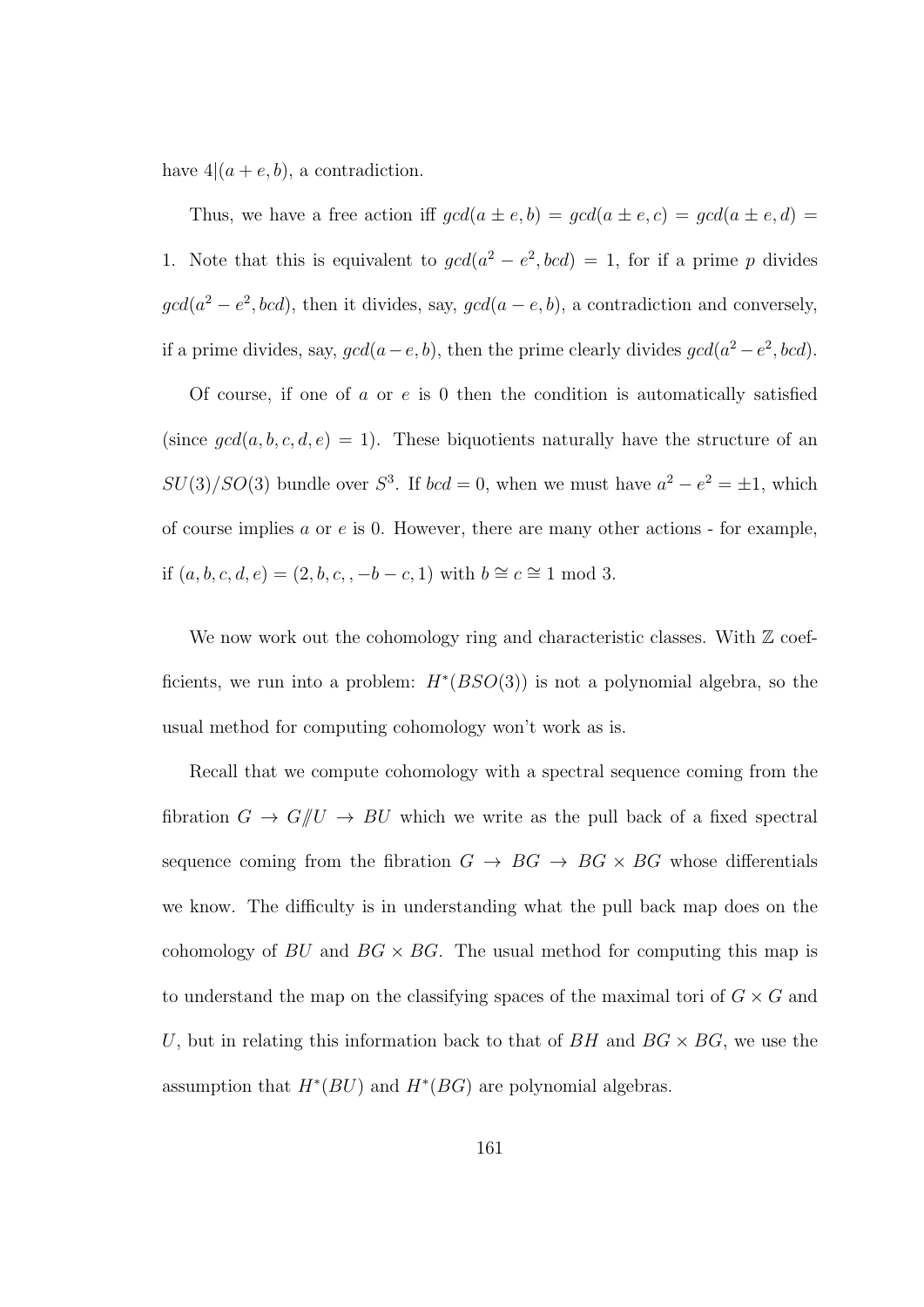have $4|(a+e,b)$, a contradiction.

Thus, we have a free action iff $gcd(a \pm e, b) = gcd(a \pm e, c) = gcd(a \pm e, d) = 1$. Note that this is equivalent to $gcd(a^2 - e^2, bcd) = 1$, for if a prime $p$ divides $gcd(a^2 - e^2, bcd)$, then it divides, say, $gcd(a-e, b)$, a contradiction and conversely, if a prime divides, say, $gcd(a-e, b)$, then the prime clearly divides $gcd(a^2 - e^2, bcd)$.

Of course, if one of $a$ or $e$ is 0 then the condition is automatically satisfied (since $gcd(a, b, c, d, e) = 1$). These biquotients naturally have the structure of an $SU(3)/SO(3)$ bundle over $S^3$. If $bcd = 0$, when we must have $a^2 - e^2 = \pm 1$, which of course implies $a$ or $e$ is 0. However, there are many other actions - for example, if $(a, b, c, d, e) = (2, b, c, , -b-c, 1)$ with $b \cong c \cong 1 \bmod 3$.

We now work out the cohomology ring and characteristic classes. With $\mathbb{Z}$ coefficients, we run into a problem: $H^*(BSO(3))$ is not a polynomial algebra, so the usual method for computing cohomology won't work as is.

Recall that we compute cohomology with a spectral sequence coming from the fibration $G \to G/\!\!/U \to BU$ which we write as the pull back of a fixed spectral sequence coming from the fibration $G \to BG \to BG \times BG$ whose differentials we know. The difficulty is in understanding what the pull back map does on the cohomology of $BU$ and $BG \times BG$. The usual method for computing this map is to understand the map on the classifying spaces of the maximal tori of $G \times G$ and $U$, but in relating this information back to that of $BH$ and $BG \times BG$, we use the assumption that $H^*(BU)$ and $H^*(BG)$ are polynomial algebras.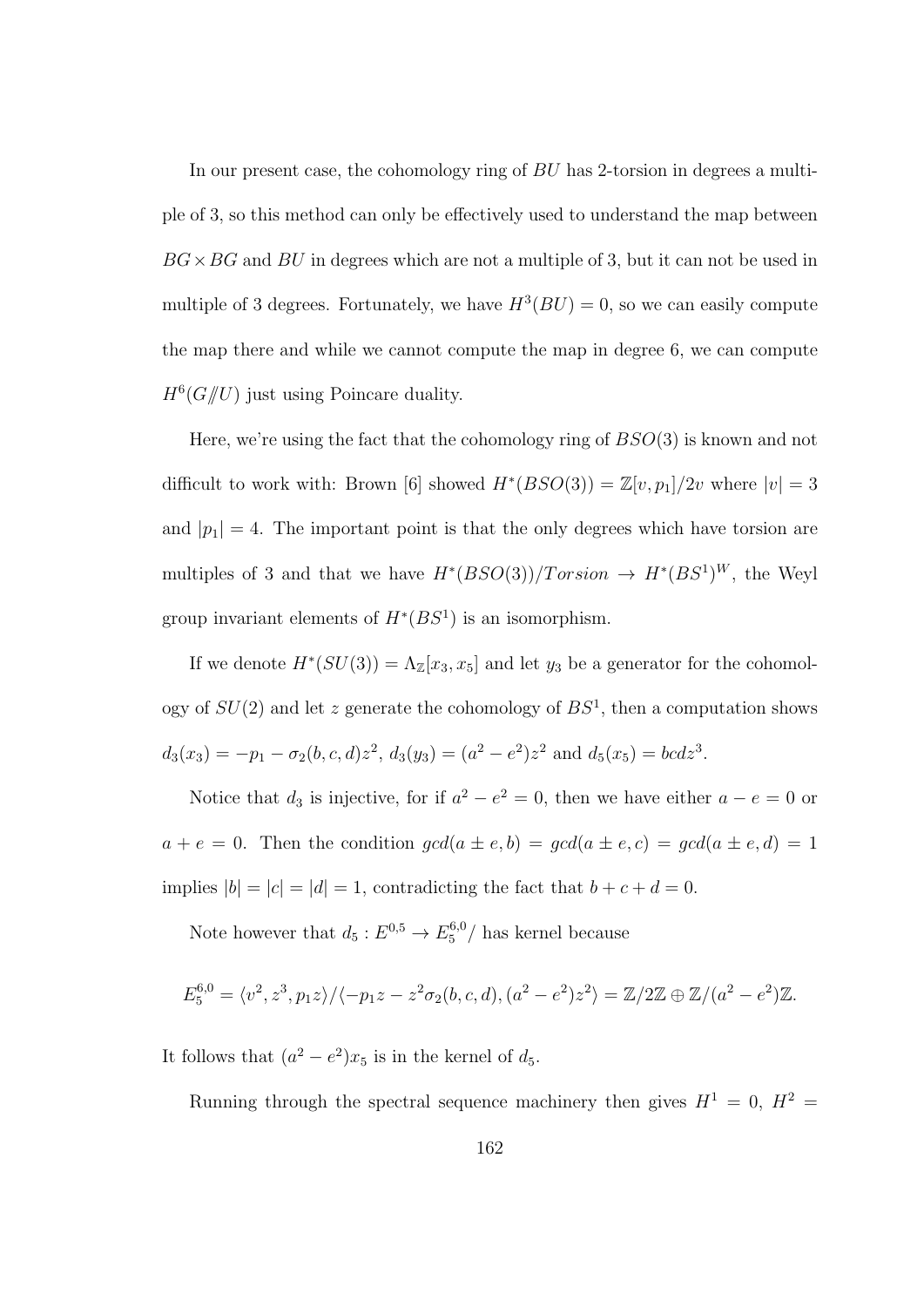In our present case, the cohomology ring of $BU$ has 2-torsion in degrees a multiple of 3, so this method can only be effectively used to understand the map between $BG \times BG$ and $BU$ in degrees which are not a multiple of 3, but it can not be used in multiple of 3 degrees. Fortunately, we have $H^3(BU) = 0$, so we can easily compute the map there and while we cannot compute the map in degree 6, we can compute $H^6(G/\!\!/U)$ just using Poincare duality.

Here, we're using the fact that the cohomology ring of $BSO(3)$ is known and not difficult to work with: Brown [6] showed $H^*(BSO(3)) = \mathbb{Z}[v, p_1]/2v$ where $|v| = 3$ and $|p_1| = 4$. The important point is that the only degrees which have torsion are multiples of 3 and that we have $H^*(BSO(3))/Torsion \to H^*(BS^1)^W$, the Weyl group invariant elements of $H^*(BS^1)$ is an isomorphism.

If we denote $H^*(SU(3)) = \Lambda_{\mathbb{Z}}[x_3, x_5]$ and let $y_3$ be a generator for the cohomology of $SU(2)$ and let $z$ generate the cohomology of $BS^1$, then a computation shows $d_3(x_3) = -p_1 - \sigma_2(b, c, d)z^2$, $d_3(y_3) = (a^2 - e^2)z^2$ and $d_5(x_5) = bcdz^3$.

Notice that $d_3$ is injective, for if $a^2 - e^2 = 0$, then we have either $a - e = 0$ or $a + e = 0$. Then the condition $gcd(a \pm e, b) = gcd(a \pm e, c) = gcd(a \pm e, d) = 1$ implies $|b| = |c| = |d| = 1$, contradicting the fact that $b + c + d = 0$.

Note however that $d_5 : E^{0,5} \to E_5^{6,0}/$ has kernel because

$$E_5^{6,0} = \langle v^2, z^3, p_1 z\rangle / \langle -p_1 z - z^2\sigma_2(b, c, d), (a^2 - e^2)z^2\rangle = \mathbb{Z}/2\mathbb{Z} \oplus \mathbb{Z}/(a^2 - e^2)\mathbb{Z}.$$

It follows that $(a^2 - e^2)x_5$ is in the kernel of $d_5$.

Running through the spectral sequence machinery then gives $H^1 = 0$, $H^2 =$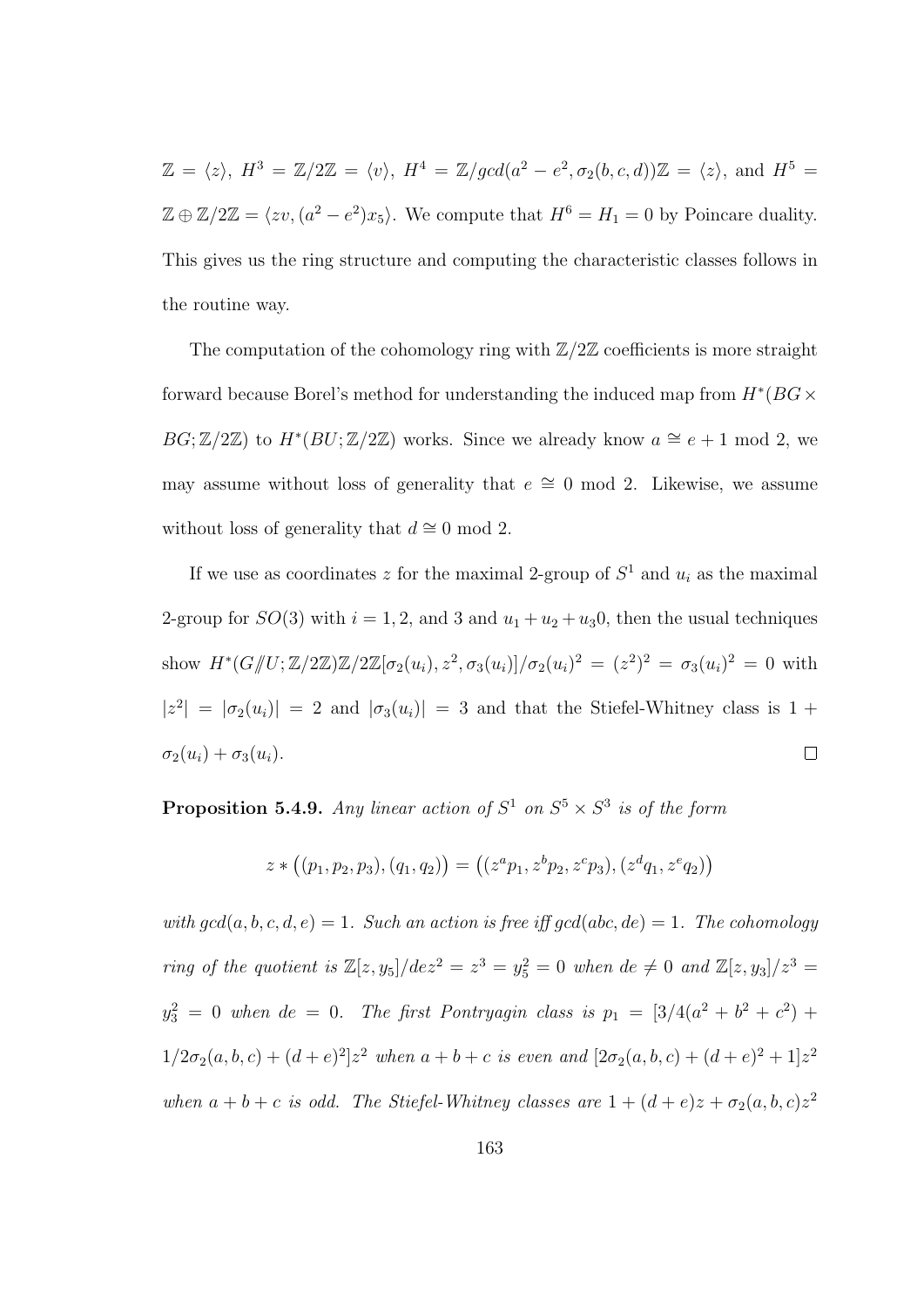$\mathbb{Z} = \langle z \rangle$, $H^3 = \mathbb{Z}/2\mathbb{Z} = \langle v \rangle$, $H^4 = \mathbb{Z}/gcd(a^2 - e^2, \sigma_2(b, c, d))\mathbb{Z} = \langle z \rangle$, and $H^5 = \mathbb{Z} \oplus \mathbb{Z}/2\mathbb{Z} = \langle zv, (a^2 - e^2)x_5 \rangle$. We compute that $H^6 = H_1 = 0$ by Poincare duality. This gives us the ring structure and computing the characteristic classes follows in the routine way.

The computation of the cohomology ring with $\mathbb{Z}/2\mathbb{Z}$ coefficients is more straight forward because Borel's method for understanding the induced map from $H^*(BG \times BG; \mathbb{Z}/2\mathbb{Z})$ to $H^*(BU; \mathbb{Z}/2\mathbb{Z})$ works. Since we already know $a \cong e + 1 \bmod 2$, we may assume without loss of generality that $e \cong 0 \bmod 2$. Likewise, we assume without loss of generality that $d \cong 0 \bmod 2$.

If we use as coordinates $z$ for the maximal 2-group of $S^1$ and $u_i$ as the maximal 2-group for $SO(3)$ with $i = 1, 2$, and 3 and $u_1 + u_2 + u_3 0$, then the usual techniques show $H^*(G /\!\!/ U; \mathbb{Z}/2\mathbb{Z})\mathbb{Z}/2\mathbb{Z}[\sigma_2(u_i), z^2, \sigma_3(u_i)]/\sigma_2(u_i)^2 = (z^2)^2 = \sigma_3(u_i)^2 = 0$ with $|z^2| = |\sigma_2(u_i)| = 2$ and $|\sigma_3(u_i)| = 3$ and that the Stiefel-Whitney class is $1 + \sigma_2(u_i) + \sigma_3(u_i)$. $\square$

**Proposition 5.4.9.** *Any linear action of $S^1$ on $S^5 \times S^3$ is of the form*

$$z * \big((p_1, p_2, p_3), (q_1, q_2)\big) = \big((z^a p_1, z^b p_2, z^c p_3), (z^d q_1, z^e q_2)\big)$$

*with $gcd(a, b, c, d, e) = 1$. Such an action is free iff $gcd(abc, de) = 1$. The cohomology ring of the quotient is $\mathbb{Z}[z, y_5]/dez^2 = z^3 = y_5^2 = 0$ when $de \neq 0$ and $\mathbb{Z}[z, y_3]/z^3 = y_3^2 = 0$ when $de = 0$. The first Pontryagin class is $p_1 = [3/4(a^2 + b^2 + c^2) + 1/2\sigma_2(a, b, c) + (d + e)^2]z^2$ when $a + b + c$ is even and $[2\sigma_2(a, b, c) + (d + e)^2 + 1]z^2$ when $a + b + c$ is odd. The Stiefel-Whitney classes are $1 + (d + e)z + \sigma_2(a, b, c)z^2$*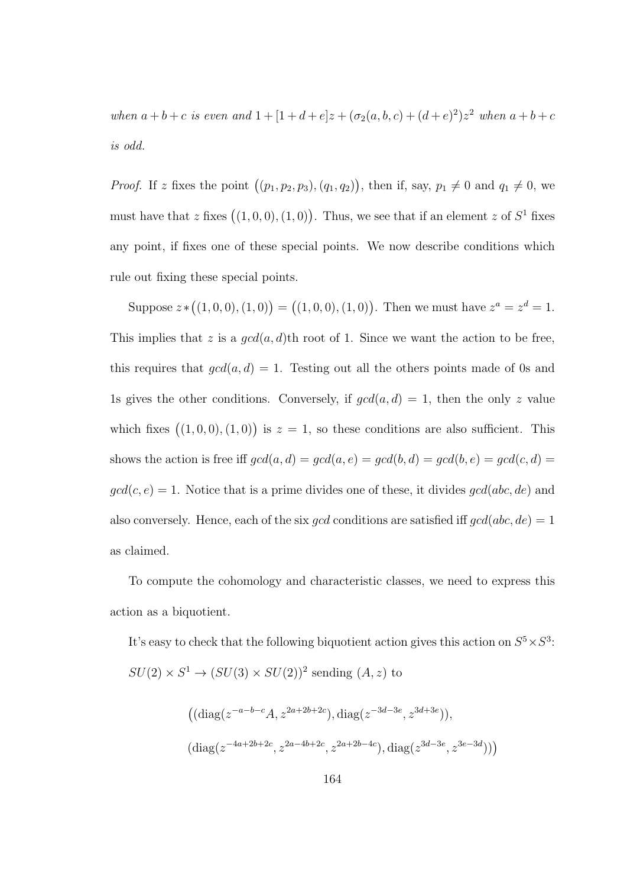*when $a+b+c$ is even and $1+[1+d+e]z+(\sigma_2(a,b,c)+(d+e)^2)z^2$ when $a+b+c$ is odd.*

*Proof.* If $z$ fixes the point $\big((p_1,p_2,p_3),(q_1,q_2)\big)$, then if, say, $p_1 \neq 0$ and $q_1 \neq 0$, we must have that $z$ fixes $\big((1,0,0),(1,0)\big)$. Thus, we see that if an element $z$ of $S^1$ fixes any point, if fixes one of these special points. We now describe conditions which rule out fixing these special points.

Suppose $z * \big((1,0,0),(1,0)\big) = \big((1,0,0),(1,0)\big)$. Then we must have $z^a = z^d = 1$. This implies that $z$ is a $gcd(a,d)$th root of 1. Since we want the action to be free, this requires that $gcd(a,d) = 1$. Testing out all the others points made of 0s and 1s gives the other conditions. Conversely, if $gcd(a,d) = 1$, then the only $z$ value which fixes $\big((1,0,0),(1,0)\big)$ is $z = 1$, so these conditions are also sufficient. This shows the action is free iff $gcd(a,d) = gcd(a,e) = gcd(b,d) = gcd(b,e) = gcd(c,d) = gcd(c,e) = 1$. Notice that is a prime divides one of these, it divides $gcd(abc,de)$ and also conversely. Hence, each of the six $gcd$ conditions are satisfied iff $gcd(abc,de) = 1$ as claimed.

To compute the cohomology and characteristic classes, we need to express this action as a biquotient.

It's easy to check that the following biquotient action gives this action on $S^5 \times S^3$: $SU(2) \times S^1 \to (SU(3) \times SU(2))^2$ sending $(A,z)$ to

$$\big((\mathrm{diag}(z^{-a-b-c}A, z^{2a+2b+2c}), \mathrm{diag}(z^{-3d-3e}, z^{3d+3e})),$$
$$(\mathrm{diag}(z^{-4a+2b+2c}, z^{2a-4b+2c}, z^{2a+2b-4c}), \mathrm{diag}(z^{3d-3e}, z^{3e-3d}))\big)$$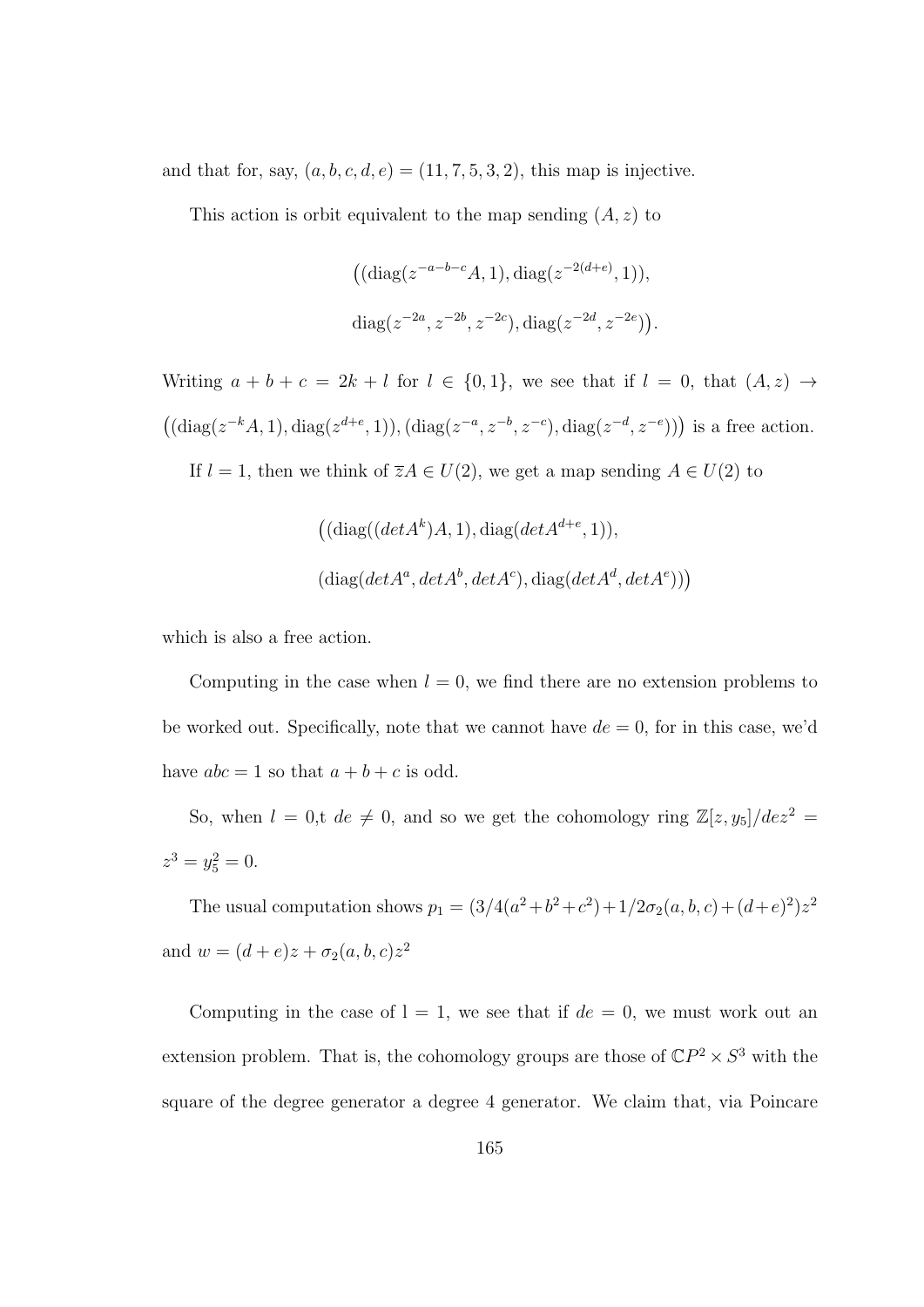and that for, say, $(a, b, c, d, e) = (11, 7, 5, 3, 2)$, this map is injective.

This action is orbit equivalent to the map sending $(A, z)$ to

$$\big((\text{diag}(z^{-a-b-c}A, 1), \text{diag}(z^{-2(d+e)}, 1)),$$

$$\text{diag}(z^{-2a}, z^{-2b}, z^{-2c}), \text{diag}(z^{-2d}, z^{-2e})\big).$$

Writing $a + b + c = 2k + l$ for $l \in \{0, 1\}$, we see that if $l = 0$, that $(A, z) \to \big((\text{diag}(z^{-k}A, 1), \text{diag}(z^{d+e}, 1)), (\text{diag}(z^{-a}, z^{-b}, z^{-c}), \text{diag}(z^{-d}, z^{-e})\big)$ is a free action.

If $l = 1$, then we think of $\overline{z}A \in U(2)$, we get a map sending $A \in U(2)$ to

$$\big((\text{diag}((detA^k)A, 1), \text{diag}(detA^{d+e}, 1)),$$

$$(\text{diag}(detA^a, detA^b, detA^c), \text{diag}(detA^d, detA^e))\big)$$

which is also a free action.

Computing in the case when $l = 0$, we find there are no extension problems to be worked out. Specifically, note that we cannot have $de = 0$, for in this case, we'd have $abc = 1$ so that $a + b + c$ is odd.

So, when $l = 0$,t $de \neq 0$, and so we get the cohomology ring $\mathbb{Z}[z, y_5]/dez^2 = z^3 = y_5^2 = 0$.

The usual computation shows $p_1 = (3/4(a^2+b^2+c^2)+1/2\sigma_2(a, b, c)+(d+e)^2)z^2$ and $w = (d + e)z + \sigma_2(a, b, c)z^2$

Computing in the case of l = 1, we see that if $de = 0$, we must work out an extension problem. That is, the cohomology groups are those of $\mathbb{C}P^2 \times S^3$ with the square of the degree generator a degree 4 generator. We claim that, via Poincare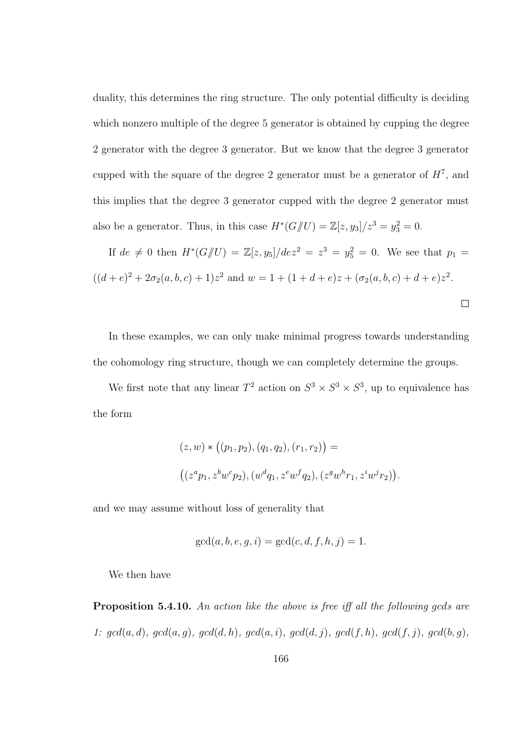duality, this determines the ring structure. The only potential difficulty is deciding which nonzero multiple of the degree 5 generator is obtained by cupping the degree 2 generator with the degree 3 generator. But we know that the degree 3 generator cupped with the square of the degree 2 generator must be a generator of $H^7$, and this implies that the degree 3 generator cupped with the degree 2 generator must also be a generator. Thus, in this case $H^*(G/\!\!/U) = \mathbb{Z}[z, y_3]/z^3 = y_3^2 = 0$.

If $de \neq 0$ then $H^*(G/\!\!/U) = \mathbb{Z}[z, y_5]/dez^2 = z^3 = y_5^2 = 0$. We see that $p_1 = ((d+e)^2 + 2\sigma_2(a,b,c) + 1)z^2$ and $w = 1 + (1 + d + e)z + (\sigma_2(a,b,c) + d + e)z^2$.

□

In these examples, we can only make minimal progress towards understanding the cohomology ring structure, though we can completely determine the groups.

We first note that any linear $T^2$ action on $S^3 \times S^3 \times S^3$, up to equivalence has the form

$$(z, w) * \big((p_1, p_2), (q_1, q_2), (r_1, r_2)\big) =$$

$$\big((z^a p_1, z^b w^c p_2), (w^d q_1, z^e w^f q_2), (z^g w^h r_1, z^i w^j r_2)\big).$$

and we may assume without loss of generality that

$$\gcd(a, b, e, g, i) = \gcd(c, d, f, h, j) = 1.$$

We then have

**Proposition 5.4.10.** *An action like the above is free iff all the following gcds are 1: $gcd(a, d)$, $gcd(a, g)$, $gcd(d, h)$, $gcd(a, i)$, $gcd(d, j)$, $gcd(f, h)$, $gcd(f, j)$, $gcd(b, g)$,*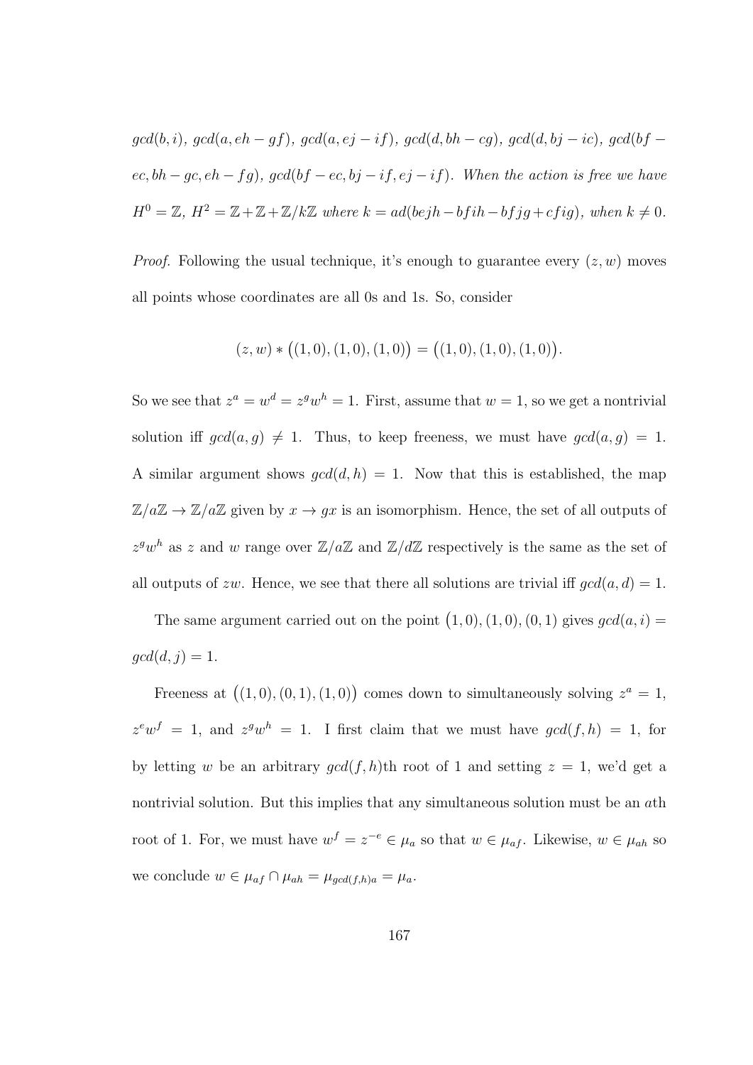*$gcd(b, i)$, $gcd(a, eh - gf)$, $gcd(a, ej - if)$, $gcd(d, bh - cg)$, $gcd(d, bj - ic)$, $gcd(bf - ec, bh - gc, eh - fg)$, $gcd(bf - ec, bj - if, ej - if)$. When the action is free we have $H^0 = \mathbb{Z}$, $H^2 = \mathbb{Z} + \mathbb{Z} + \mathbb{Z}/k\mathbb{Z}$ where $k = ad(bejh - bfih - bfjg + cfig)$, when $k \neq 0$.*

*Proof.* Following the usual technique, it's enough to guarantee every $(z, w)$ moves all points whose coordinates are all 0s and 1s. So, consider

$$(z, w) * \big((1, 0), (1, 0), (1, 0)\big) = \big((1, 0), (1, 0), (1, 0)\big).$$

So we see that $z^a = w^d = z^g w^h = 1$. First, assume that $w = 1$, so we get a nontrivial solution iff $gcd(a, g) \neq 1$. Thus, to keep freeness, we must have $gcd(a, g) = 1$. A similar argument shows $gcd(d, h) = 1$. Now that this is established, the map $\mathbb{Z}/a\mathbb{Z} \to \mathbb{Z}/a\mathbb{Z}$ given by $x \to gx$ is an isomorphism. Hence, the set of all outputs of $z^g w^h$ as $z$ and $w$ range over $\mathbb{Z}/a\mathbb{Z}$ and $\mathbb{Z}/d\mathbb{Z}$ respectively is the same as the set of all outputs of $zw$. Hence, we see that there all solutions are trivial iff $gcd(a, d) = 1$.

The same argument carried out on the point $\big(1, 0), (1, 0), (0, 1\big)$ gives $gcd(a, i) = gcd(d, j) = 1$.

Freeness at $\big((1, 0), (0, 1), (1, 0)\big)$ comes down to simultaneously solving $z^a = 1$, $z^e w^f = 1$, and $z^g w^h = 1$. I first claim that we must have $gcd(f, h) = 1$, for by letting $w$ be an arbitrary $gcd(f, h)$th root of 1 and setting $z = 1$, we'd get a nontrivial solution. But this implies that any simultaneous solution must be an $a$th root of 1. For, we must have $w^f = z^{-e} \in \mu_a$ so that $w \in \mu_{af}$. Likewise, $w \in \mu_{ah}$ so we conclude $w \in \mu_{af} \cap \mu_{ah} = \mu_{gcd(f,h)a} = \mu_a$.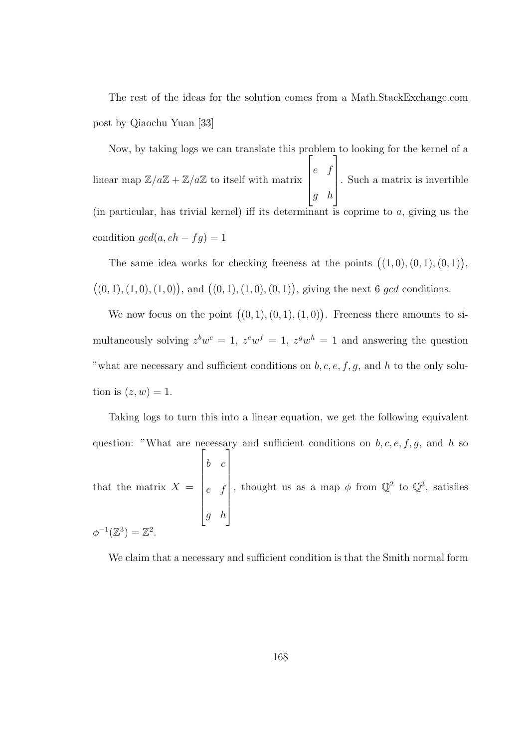The rest of the ideas for the solution comes from a Math.StackExchange.com post by Qiaochu Yuan [33]

Now, by taking logs we can translate this problem to looking for the kernel of a linear map $\mathbb{Z}/a\mathbb{Z} + \mathbb{Z}/a\mathbb{Z}$ to itself with matrix $\begin{bmatrix} e & f \\ g & h \end{bmatrix}$. Such a matrix is invertible (in particular, has trivial kernel) iff its determinant is coprime to $a$, giving us the condition $gcd(a, eh - fg) = 1$

The same idea works for checking freeness at the points $\big((1,0),(0,1),(0,1)\big)$, $\big((0,1),(1,0),(1,0)\big)$, and $\big((0,1),(1,0),(0,1)\big)$, giving the next 6 $gcd$ conditions.

We now focus on the point $\big((0,1),(0,1),(1,0)\big)$. Freeness there amounts to simultaneously solving $z^b w^c = 1$, $z^e w^f = 1$, $z^g w^h = 1$ and answering the question "what are necessary and sufficient conditions on $b, c, e, f, g$, and $h$ to the only solution is $(z, w) = 1$.

Taking logs to turn this into a linear equation, we get the following equivalent question: "What are necessary and sufficient conditions on $b, c, e, f, g$, and $h$ so that the matrix $X = \begin{bmatrix} b & c \\ e & f \\ g & h \end{bmatrix}$, thought us as a map $\phi$ from $\mathbb{Q}^2$ to $\mathbb{Q}^3$, satisfies $\phi^{-1}(\mathbb{Z}^3) = \mathbb{Z}^2$.

We claim that a necessary and sufficient condition is that the Smith normal form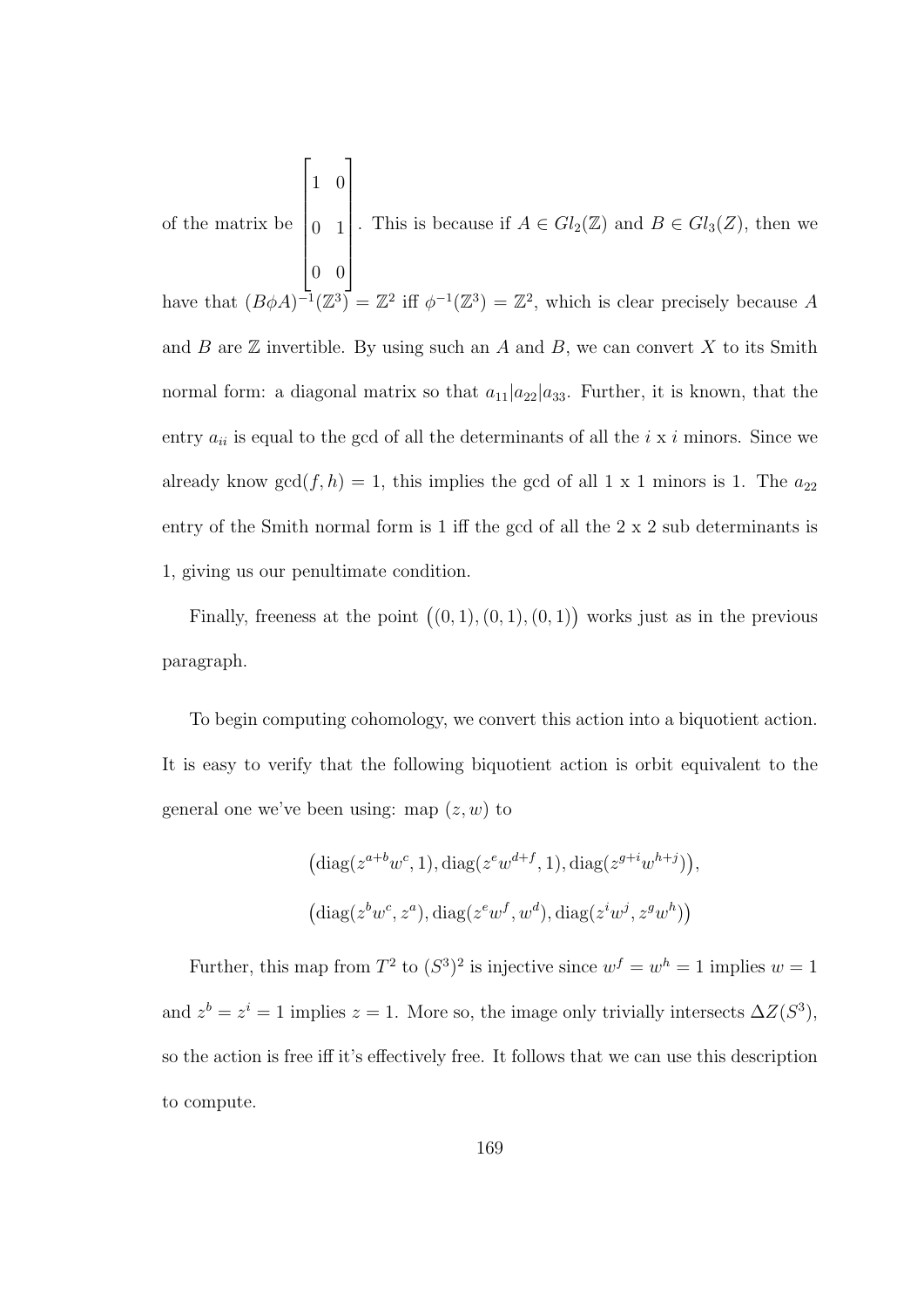of the matrix be $\begin{bmatrix} 1 & 0 \\ 0 & 1 \\ 0 & 0 \end{bmatrix}$. This is because if $A \in Gl_2(\mathbb{Z})$ and $B \in Gl_3(Z)$, then we have that $(B\phi A)^{-1}(\mathbb{Z}^3) = \mathbb{Z}^2$ iff $\phi^{-1}(\mathbb{Z}^3) = \mathbb{Z}^2$, which is clear precisely because $A$ and $B$ are $\mathbb{Z}$ invertible. By using such an $A$ and $B$, we can convert $X$ to its Smith normal form: a diagonal matrix so that $a_{11}|a_{22}|a_{33}$. Further, it is known, that the entry $a_{ii}$ is equal to the gcd of all the determinants of all the $i$ x $i$ minors. Since we already know $\gcd(f, h) = 1$, this implies the gcd of all 1 x 1 minors is 1. The $a_{22}$ entry of the Smith normal form is 1 iff the gcd of all the 2 x 2 sub determinants is 1, giving us our penultimate condition.

Finally, freeness at the point $\big((0,1),(0,1),(0,1)\big)$ works just as in the previous paragraph.

To begin computing cohomology, we convert this action into a biquotient action. It is easy to verify that the following biquotient action is orbit equivalent to the general one we've been using: map $(z, w)$ to

$$\big(\operatorname{diag}(z^{a+b}w^c, 1), \operatorname{diag}(z^e w^{d+f}, 1), \operatorname{diag}(z^{g+i}w^{h+j})\big),$$

$$\big(\operatorname{diag}(z^b w^c, z^a), \operatorname{diag}(z^e w^f, w^d), \operatorname{diag}(z^i w^j, z^g w^h)\big)$$

Further, this map from $T^2$ to $(S^3)^2$ is injective since $w^f = w^h = 1$ implies $w = 1$ and $z^b = z^i = 1$ implies $z = 1$. More so, the image only trivially intersects $\Delta Z(S^3)$, so the action is free iff it's effectively free. It follows that we can use this description to compute.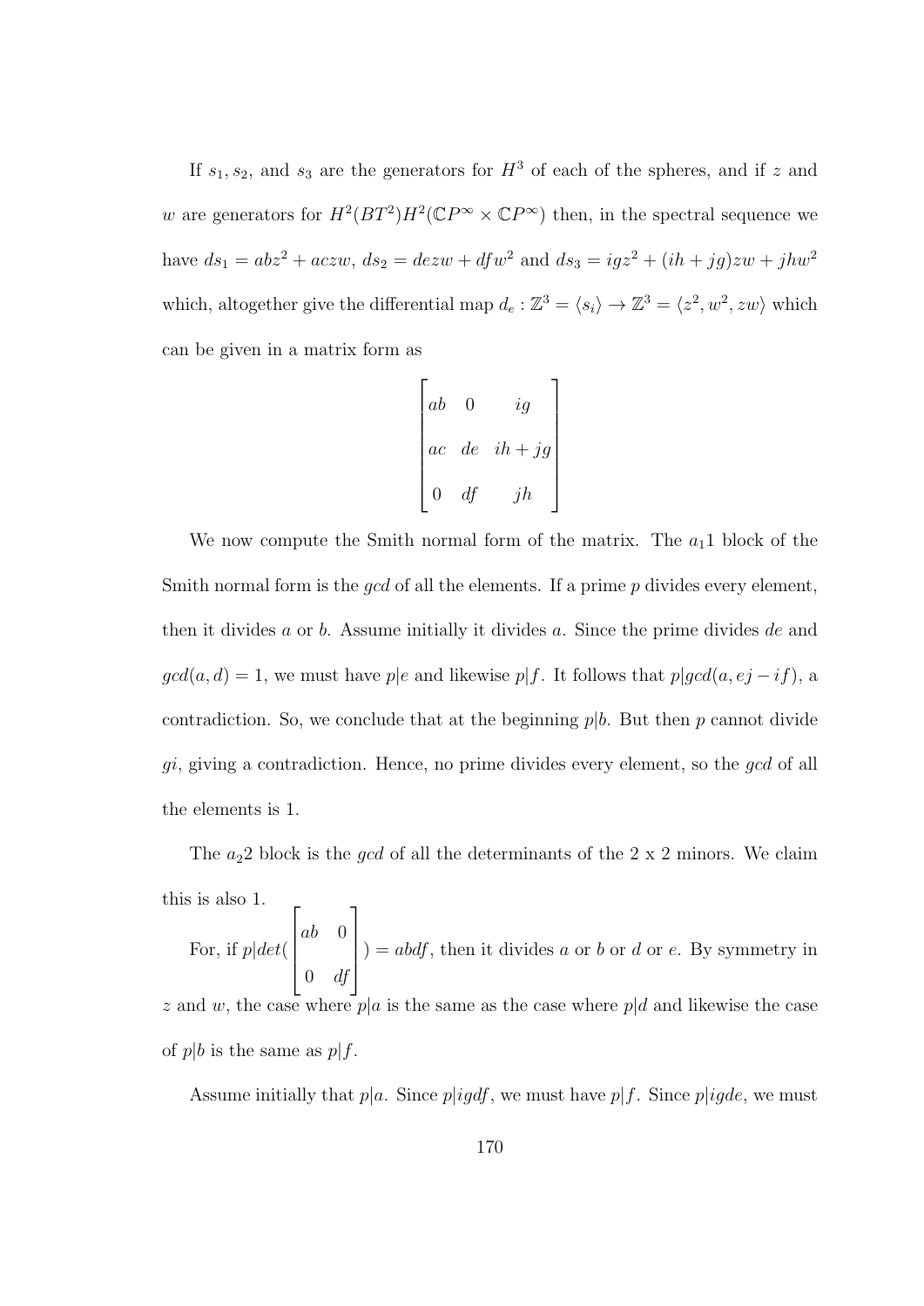If $s_1, s_2$, and $s_3$ are the generators for $H^3$ of each of the spheres, and if $z$ and $w$ are generators for $H^2(BT^2)H^2(\mathbb{C}P^\infty \times \mathbb{C}P^\infty)$ then, in the spectral sequence we have $ds_1 = abz^2 + aczw$, $ds_2 = dezw + dfw^2$ and $ds_3 = igz^2 + (ih + jg)zw + jhw^2$ which, altogether give the differential map $d_e : \mathbb{Z}^3 = \langle s_i \rangle \to \mathbb{Z}^3 = \langle z^2, w^2, zw \rangle$ which can be given in a matrix form as

$$\begin{bmatrix} ab & 0 & ig \\ ac & de & ih + jg \\ 0 & df & jh \end{bmatrix}$$

We now compute the Smith normal form of the matrix. The $a_1 1$ block of the Smith normal form is the $gcd$ of all the elements. If a prime $p$ divides every element, then it divides $a$ or $b$. Assume initially it divides $a$. Since the prime divides $de$ and $gcd(a, d) = 1$, we must have $p|e$ and likewise $p|f$. It follows that $p|gcd(a, ej - if)$, a contradiction. So, we conclude that at the beginning $p|b$. But then $p$ cannot divide $gi$, giving a contradiction. Hence, no prime divides every element, so the $gcd$ of all the elements is 1.

The $a_2 2$ block is the $gcd$ of all the determinants of the 2 x 2 minors. We claim this is also 1.

For, if $p|det(\begin{bmatrix} ab & 0 \\ 0 & df \end{bmatrix}) = abdf$, then it divides $a$ or $b$ or $d$ or $e$. By symmetry in $z$ and $w$, the case where $p|a$ is the same as the case where $p|d$ and likewise the case of $p|b$ is the same as $p|f$.

Assume initially that $p|a$. Since $p|igdf$, we must have $p|f$. Since $p|igde$, we must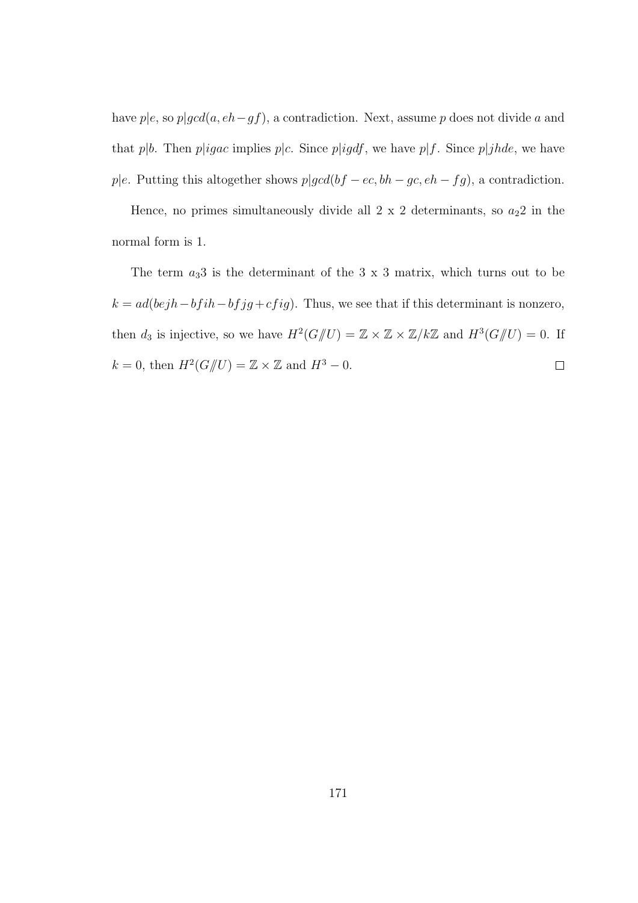have $p|e$, so $p|gcd(a, eh-gf)$, a contradiction. Next, assume $p$ does not divide $a$ and that $p|b$. Then $p|igac$ implies $p|c$. Since $p|igdf$, we have $p|f$. Since $p|jhde$, we have $p|e$. Putting this altogether shows $p|gcd(bf-ec, bh-gc, eh-fg)$, a contradiction.

Hence, no primes simultaneously divide all 2 x 2 determinants, so $a_2 2$ in the normal form is 1.

The term $a_3 3$ is the determinant of the 3 x 3 matrix, which turns out to be $k = ad(bejh - bfih - bfjg + cfig)$. Thus, we see that if this determinant is nonzero, then $d_3$ is injective, so we have $H^2(G/\!\!/U) = \mathbb{Z} \times \mathbb{Z} \times \mathbb{Z}/k\mathbb{Z}$ and $H^3(G/\!\!/U) = 0$. If $k = 0$, then $H^2(G/\!\!/U) = \mathbb{Z} \times \mathbb{Z}$ and $H^3 - 0$. $\square$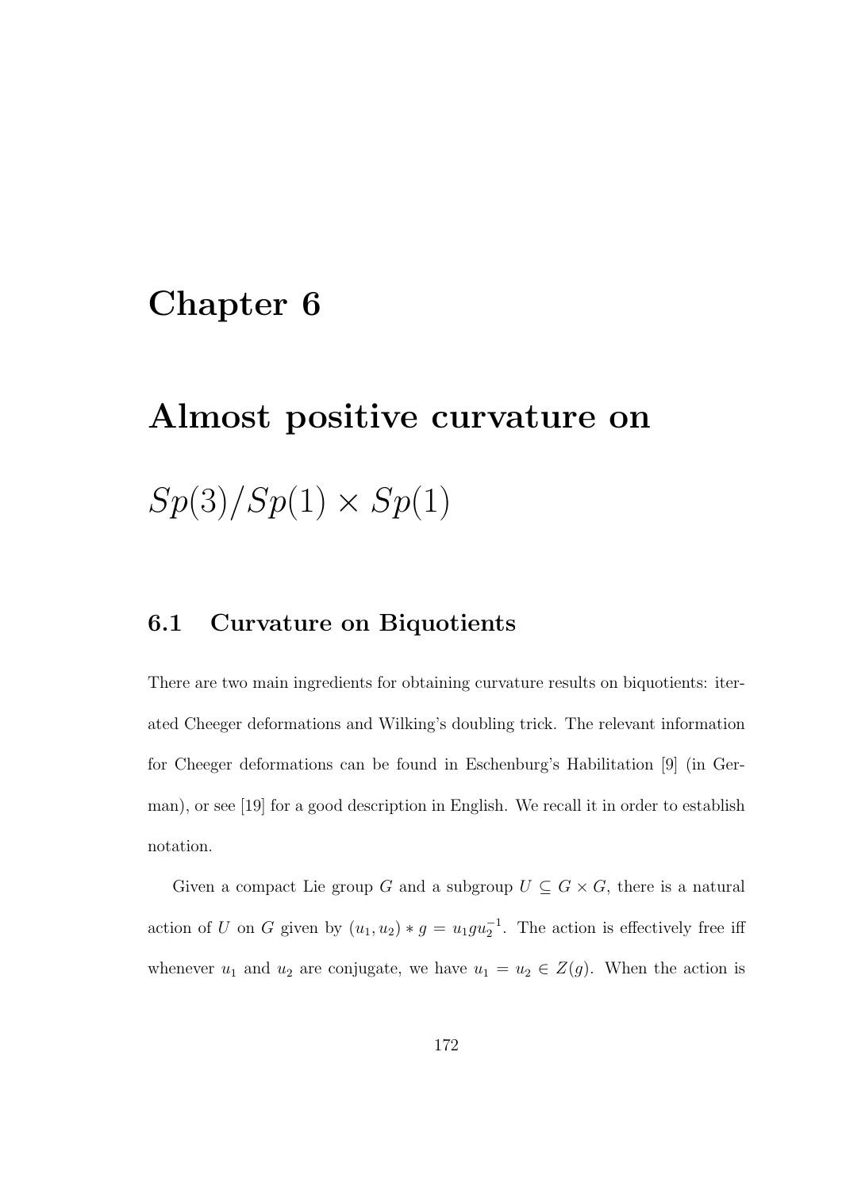# Chapter 6

# Almost positive curvature on $Sp(3)/Sp(1) \times Sp(1)$

## 6.1 Curvature on Biquotients

There are two main ingredients for obtaining curvature results on biquotients: iterated Cheeger deformations and Wilking's doubling trick. The relevant information for Cheeger deformations can be found in Eschenburg's Habilitation [9] (in German), or see [19] for a good description in English. We recall it in order to establish notation.

Given a compact Lie group $G$ and a subgroup $U \subseteq G \times G$, there is a natural action of $U$ on $G$ given by $(u_1, u_2) * g = u_1 g u_2^{-1}$. The action is effectively free iff whenever $u_1$ and $u_2$ are conjugate, we have $u_1 = u_2 \in Z(g)$. When the action is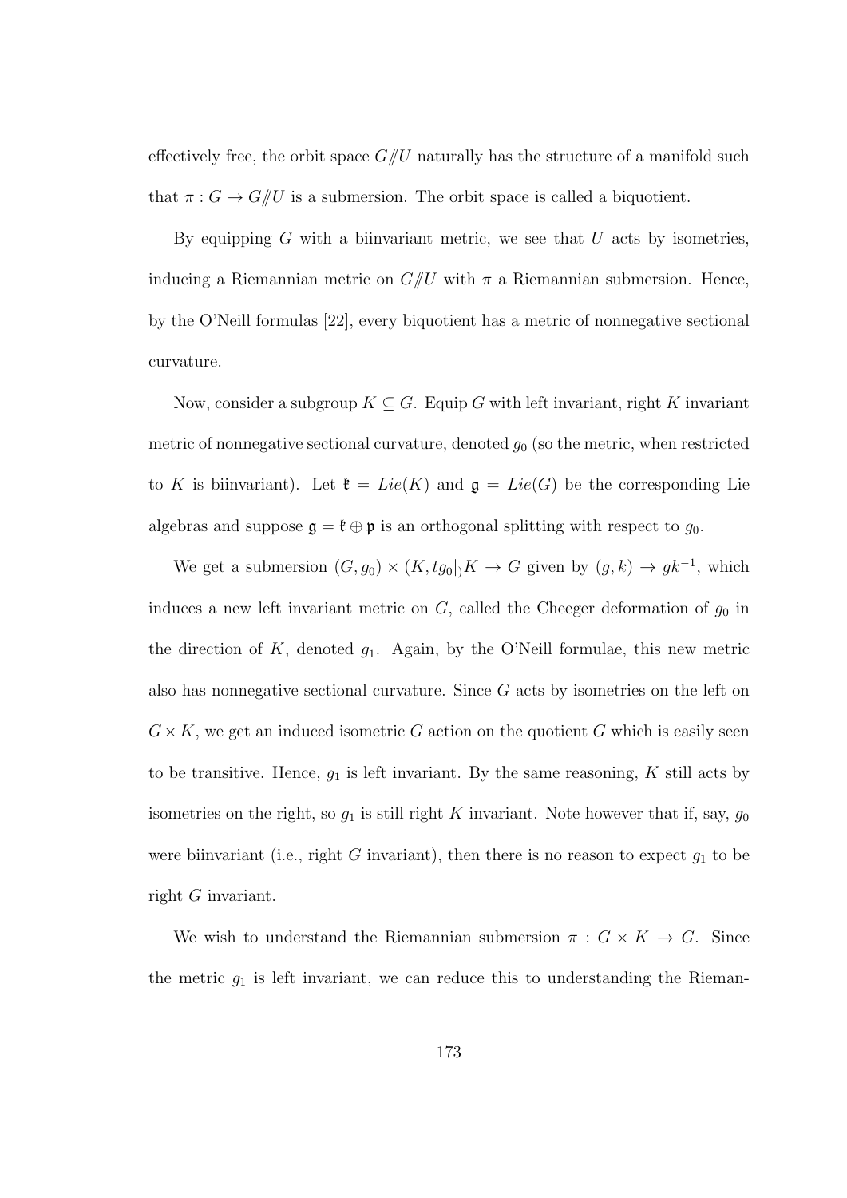effectively free, the orbit space $G/\!\!/U$ naturally has the structure of a manifold such that $\pi : G \to G/\!\!/U$ is a submersion. The orbit space is called a biquotient.

By equipping $G$ with a biinvariant metric, we see that $U$ acts by isometries, inducing a Riemannian metric on $G/\!\!/U$ with $\pi$ a Riemannian submersion. Hence, by the O'Neill formulas [22], every biquotient has a metric of nonnegative sectional curvature.

Now, consider a subgroup $K \subseteq G$. Equip $G$ with left invariant, right $K$ invariant metric of nonnegative sectional curvature, denoted $g_0$ (so the metric, when restricted to $K$ is biinvariant). Let $\mathfrak{k} = Lie(K)$ and $\mathfrak{g} = Lie(G)$ be the corresponding Lie algebras and suppose $\mathfrak{g} = \mathfrak{k} \oplus \mathfrak{p}$ is an orthogonal splitting with respect to $g_0$.

We get a submersion $(G, g_0) \times (K, tg_0|_)K \to G$ given by $(g, k) \to gk^{-1}$, which induces a new left invariant metric on $G$, called the Cheeger deformation of $g_0$ in the direction of $K$, denoted $g_1$. Again, by the O'Neill formulae, this new metric also has nonnegative sectional curvature. Since $G$ acts by isometries on the left on $G \times K$, we get an induced isometric $G$ action on the quotient $G$ which is easily seen to be transitive. Hence, $g_1$ is left invariant. By the same reasoning, $K$ still acts by isometries on the right, so $g_1$ is still right $K$ invariant. Note however that if, say, $g_0$ were biinvariant (i.e., right $G$ invariant), then there is no reason to expect $g_1$ to be right $G$ invariant.

We wish to understand the Riemannian submersion $\pi : G \times K \to G$. Since the metric $g_1$ is left invariant, we can reduce this to understanding the Rieman-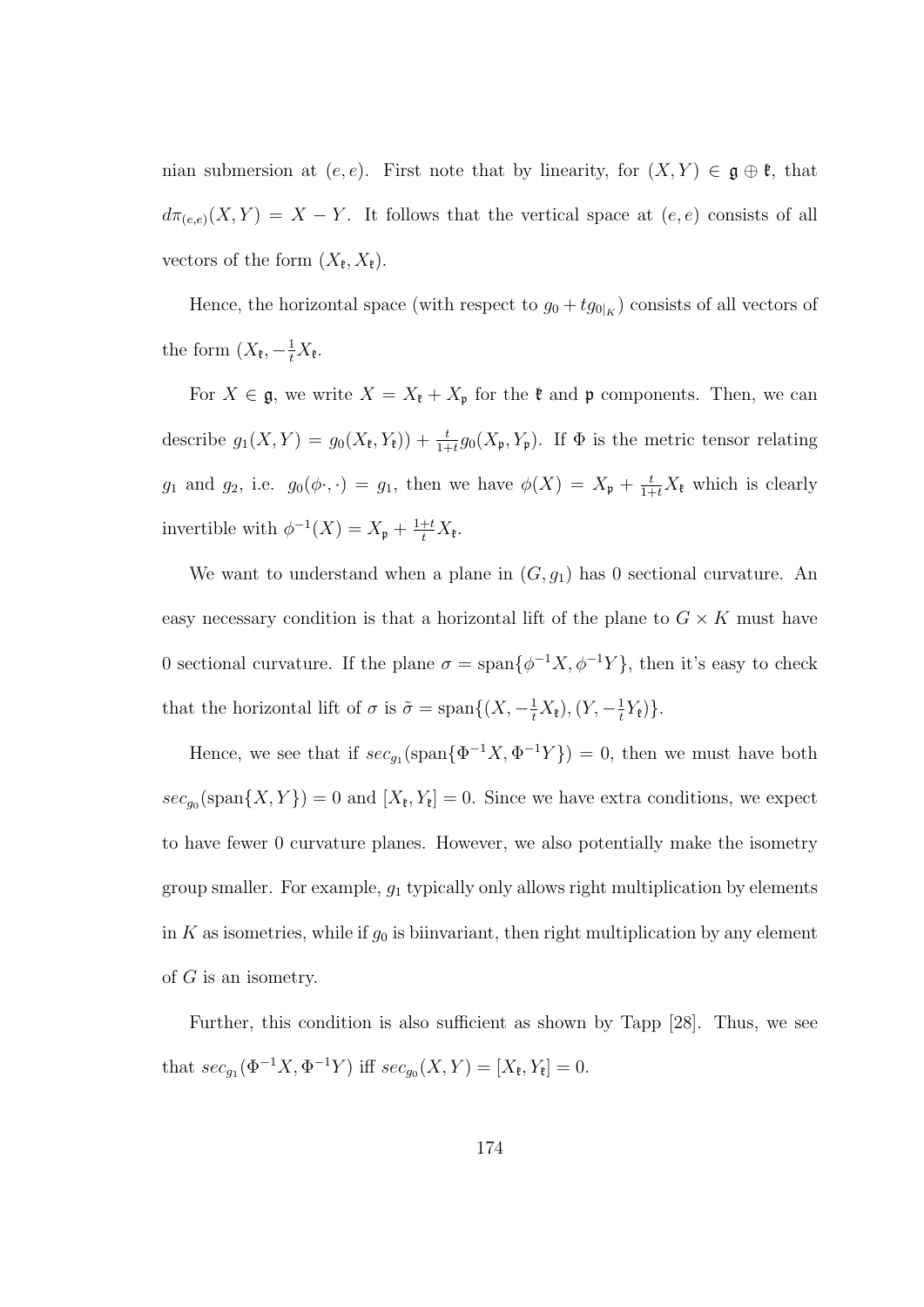nian submersion at $(e,e)$. First note that by linearity, for $(X,Y) \in \mathfrak{g} \oplus \mathfrak{k}$, that $d\pi_{(e,e)}(X,Y) = X - Y$. It follows that the vertical space at $(e,e)$ consists of all vectors of the form $(X_\mathfrak{k}, X_\mathfrak{k})$.

Hence, the horizontal space (with respect to $g_0 + tg_{0|_K}$) consists of all vectors of the form $(X_\mathfrak{k}, -\frac{1}{t}X_\mathfrak{k}$.

For $X \in \mathfrak{g}$, we write $X = X_\mathfrak{k} + X_\mathfrak{p}$ for the $\mathfrak{k}$ and $\mathfrak{p}$ components. Then, we can describe $g_1(X,Y) = g_0(X_\mathfrak{k}, Y_\mathfrak{k})) + \frac{t}{1+t} g_0(X_\mathfrak{p}, Y_\mathfrak{p})$. If $\Phi$ is the metric tensor relating $g_1$ and $g_2$, i.e. $g_0(\phi\cdot, \cdot) = g_1$, then we have $\phi(X) = X_\mathfrak{p} + \frac{t}{1+t}X_\mathfrak{k}$ which is clearly invertible with $\phi^{-1}(X) = X_\mathfrak{p} + \frac{1+t}{t}X_\mathfrak{k}$.

We want to understand when a plane in $(G, g_1)$ has 0 sectional curvature. An easy necessary condition is that a horizontal lift of the plane to $G \times K$ must have 0 sectional curvature. If the plane $\sigma = \text{span}\{\phi^{-1}X, \phi^{-1}Y\}$, then it's easy to check that the horizontal lift of $\sigma$ is $\tilde{\sigma} = \text{span}\{(X, -\frac{1}{t}X_\mathfrak{k}), (Y, -\frac{1}{t}Y_\mathfrak{k})\}$.

Hence, we see that if $sec_{g_1}(\text{span}\{\Phi^{-1}X, \Phi^{-1}Y\}) = 0$, then we must have both $sec_{g_0}(\text{span}\{X,Y\}) = 0$ and $[X_\mathfrak{k}, Y_\mathfrak{k}] = 0$. Since we have extra conditions, we expect to have fewer 0 curvature planes. However, we also potentially make the isometry group smaller. For example, $g_1$ typically only allows right multiplication by elements in $K$ as isometries, while if $g_0$ is biinvariant, then right multiplication by any element of $G$ is an isometry.

Further, this condition is also sufficient as shown by Tapp [28]. Thus, we see that $sec_{g_1}(\Phi^{-1}X, \Phi^{-1}Y)$ iff $sec_{g_0}(X,Y) = [X_\mathfrak{k}, Y_\mathfrak{k}] = 0$.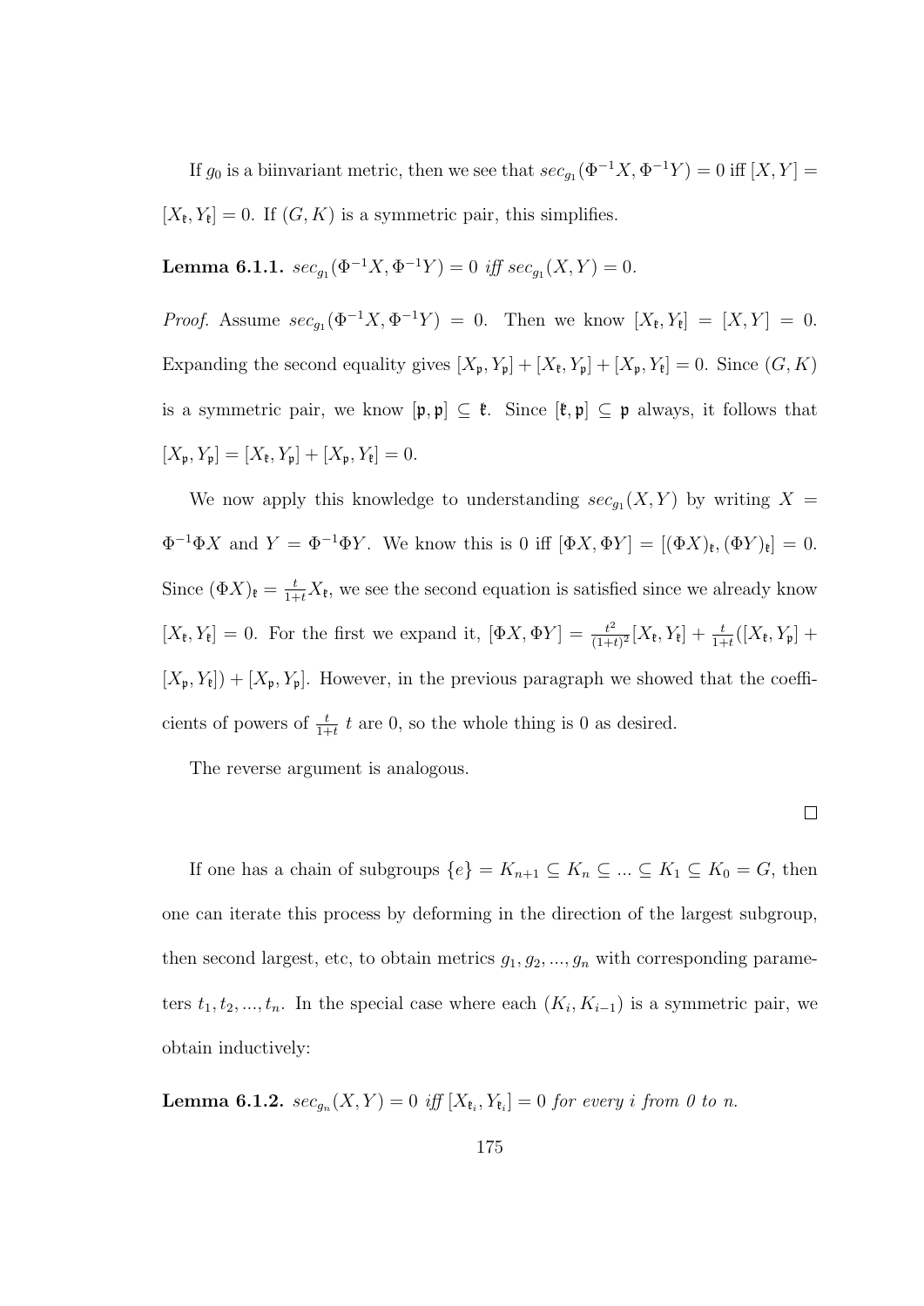If $g_0$ is a biinvariant metric, then we see that $sec_{g_1}(\Phi^{-1}X, \Phi^{-1}Y) = 0$ iff $[X, Y] = [X_{\mathfrak{k}}, Y_{\mathfrak{k}}] = 0$. If $(G, K)$ is a symmetric pair, this simplifies.

**Lemma 6.1.1.** *$sec_{g_1}(\Phi^{-1}X, \Phi^{-1}Y) = 0$ iff $sec_{g_1}(X, Y) = 0$.*

*Proof.* Assume $sec_{g_1}(\Phi^{-1}X, \Phi^{-1}Y) = 0$. Then we know $[X_{\mathfrak{k}}, Y_{\mathfrak{k}}] = [X, Y] = 0$. Expanding the second equality gives $[X_{\mathfrak{p}}, Y_{\mathfrak{p}}] + [X_{\mathfrak{k}}, Y_{\mathfrak{p}}] + [X_{\mathfrak{p}}, Y_{\mathfrak{k}}] = 0$. Since $(G, K)$ is a symmetric pair, we know $[\mathfrak{p}, \mathfrak{p}] \subseteq \mathfrak{k}$. Since $[\mathfrak{k}, \mathfrak{p}] \subseteq \mathfrak{p}$ always, it follows that $[X_{\mathfrak{p}}, Y_{\mathfrak{p}}] = [X_{\mathfrak{k}}, Y_{\mathfrak{p}}] + [X_{\mathfrak{p}}, Y_{\mathfrak{k}}] = 0$.

We now apply this knowledge to understanding $sec_{g_1}(X, Y)$ by writing $X = \Phi^{-1}\Phi X$ and $Y = \Phi^{-1}\Phi Y$. We know this is 0 iff $[\Phi X, \Phi Y] = [(\Phi X)_{\mathfrak{k}}, (\Phi Y)_{\mathfrak{k}}] = 0$. Since $(\Phi X)_{\mathfrak{k}} = \frac{t}{1+t}X_{\mathfrak{k}}$, we see the second equation is satisfied since we already know $[X_{\mathfrak{k}}, Y_{\mathfrak{k}}] = 0$. For the first we expand it, $[\Phi X, \Phi Y] = \frac{t^2}{(1+t)^2}[X_{\mathfrak{k}}, Y_{\mathfrak{k}}] + \frac{t}{1+t}([X_{\mathfrak{k}}, Y_{\mathfrak{p}}] + [X_{\mathfrak{p}}, Y_{\mathfrak{k}}]) + [X_{\mathfrak{p}}, Y_{\mathfrak{p}}]$. However, in the previous paragraph we showed that the coefficients of powers of $\frac{t}{1+t}$ $t$ are 0, so the whole thing is 0 as desired.

The reverse argument is analogous. □

If one has a chain of subgroups $\{e\} = K_{n+1} \subseteq K_n \subseteq ... \subseteq K_1 \subseteq K_0 = G$, then one can iterate this process by deforming in the direction of the largest subgroup, then second largest, etc, to obtain metrics $g_1, g_2, ..., g_n$ with corresponding parameters $t_1, t_2, ..., t_n$. In the special case where each $(K_i, K_{i-1})$ is a symmetric pair, we obtain inductively:

**Lemma 6.1.2.** *$sec_{g_n}(X, Y) = 0$ iff $[X_{\mathfrak{k}_i}, Y_{\mathfrak{k}_i}] = 0$ for every $i$ from 0 to $n$.*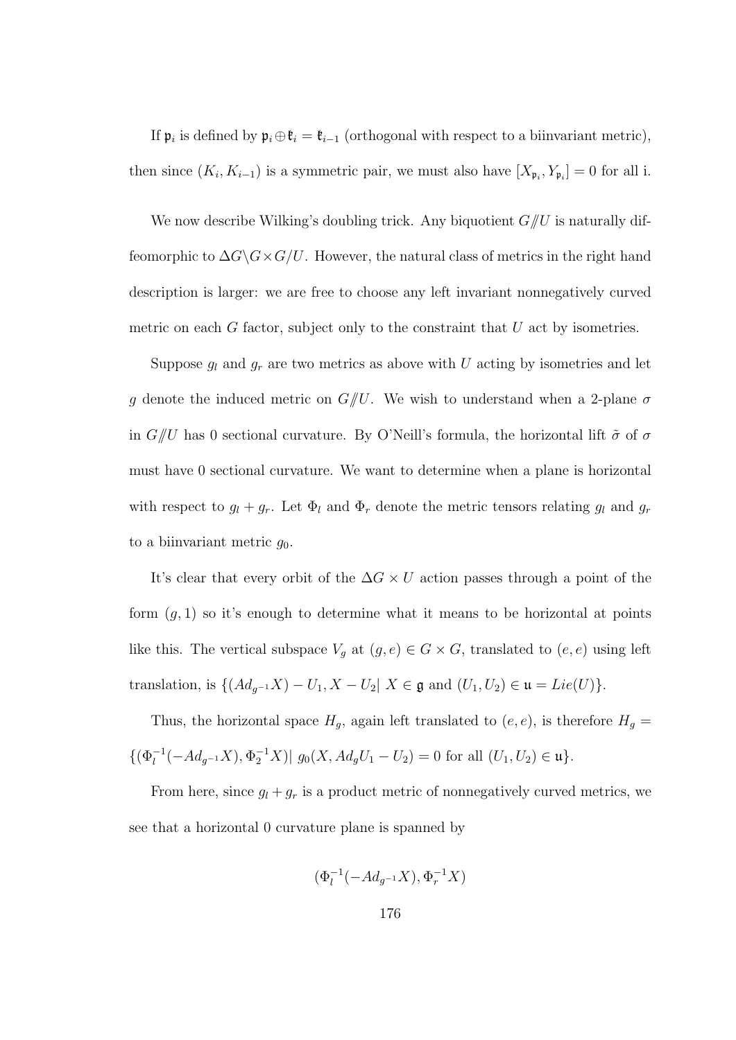If $\mathfrak{p}_i$ is defined by $\mathfrak{p}_i \oplus \mathfrak{k}_i = \mathfrak{k}_{i-1}$ (orthogonal with respect to a biinvariant metric), then since $(K_i, K_{i-1})$ is a symmetric pair, we must also have $[X_{\mathfrak{p}_i}, Y_{\mathfrak{p}_i}] = 0$ for all i.

We now describe Wilking's doubling trick. Any biquotient $G/\!\!/U$ is naturally diffeomorphic to $\Delta G \backslash G \times G/U$. However, the natural class of metrics in the right hand description is larger: we are free to choose any left invariant nonnegatively curved metric on each $G$ factor, subject only to the constraint that $U$ act by isometries.

Suppose $g_l$ and $g_r$ are two metrics as above with $U$ acting by isometries and let $g$ denote the induced metric on $G/\!\!/U$. We wish to understand when a 2-plane $\sigma$ in $G/\!\!/U$ has 0 sectional curvature. By O'Neill's formula, the horizontal lift $\tilde{\sigma}$ of $\sigma$ must have 0 sectional curvature. We want to determine when a plane is horizontal with respect to $g_l + g_r$. Let $\Phi_l$ and $\Phi_r$ denote the metric tensors relating $g_l$ and $g_r$ to a biinvariant metric $g_0$.

It's clear that every orbit of the $\Delta G \times U$ action passes through a point of the form $(g, 1)$ so it's enough to determine what it means to be horizontal at points like this. The vertical subspace $V_g$ at $(g, e) \in G \times G$, translated to $(e, e)$ using left translation, is $\{(Ad_{g^{-1}}X) - U_1, X - U_2 |\ X \in \mathfrak{g} \text{ and } (U_1, U_2) \in \mathfrak{u} = Lie(U)\}$.

Thus, the horizontal space $H_g$, again left translated to $(e, e)$, is therefore $H_g = \{(\Phi_l^{-1}(-Ad_{g^{-1}}X), \Phi_2^{-1}X)|\ g_0(X, Ad_g U_1 - U_2) = 0 \text{ for all } (U_1, U_2) \in \mathfrak{u}\}$.

From here, since $g_l + g_r$ is a product metric of nonnegatively curved metrics, we see that a horizontal 0 curvature plane is spanned by

$$(\Phi_l^{-1}(-Ad_{g^{-1}}X), \Phi_r^{-1}X)$$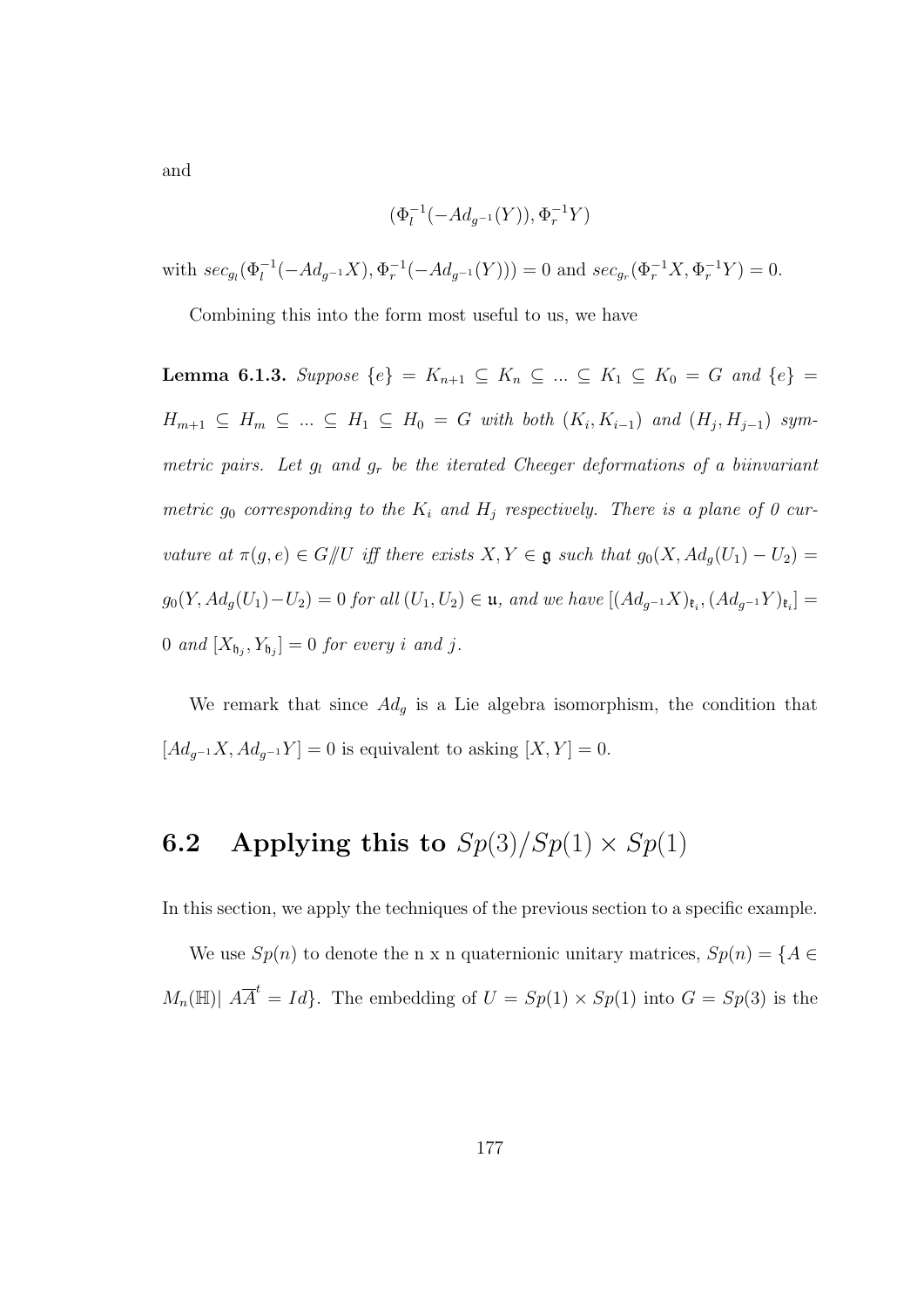and

$$(\Phi_l^{-1}(-Ad_{g^{-1}}(Y)), \Phi_r^{-1}Y)$$

with $sec_{g_l}(\Phi_l^{-1}(-Ad_{g^{-1}}X), \Phi_r^{-1}(-Ad_{g^{-1}}(Y))) = 0$ and $sec_{g_r}(\Phi_r^{-1}X, \Phi_r^{-1}Y) = 0$.

Combining this into the form most useful to us, we have

**Lemma 6.1.3.** *Suppose* $\{e\} = K_{n+1} \subseteq K_n \subseteq ... \subseteq K_1 \subseteq K_0 = G$ *and* $\{e\} = H_{m+1} \subseteq H_m \subseteq ... \subseteq H_1 \subseteq H_0 = G$ *with both* $(K_i, K_{i-1})$ *and* $(H_j, H_{j-1})$ *symmetric pairs. Let* $g_l$ *and* $g_r$ *be the iterated Cheeger deformations of a biinvariant metric* $g_0$ *corresponding to the* $K_i$ *and* $H_j$ *respectively. There is a plane of 0 curvature at* $\pi(g, e) \in G /\!/ U$ *iff there exists* $X, Y \in \mathfrak{g}$ *such that* $g_0(X, Ad_g(U_1) - U_2) = g_0(Y, Ad_g(U_1) - U_2) = 0$ *for all* $(U_1, U_2) \in \mathfrak{u}$*, and we have* $[(Ad_{g^{-1}}X)_{\mathfrak{k}_i}, (Ad_{g^{-1}}Y)_{\mathfrak{k}_i}] = 0$ *and* $[X_{\mathfrak{h}_j}, Y_{\mathfrak{h}_j}] = 0$ *for every* $i$ *and* $j$*.*

We remark that since $Ad_g$ is a Lie algebra isomorphism, the condition that $[Ad_{g^{-1}}X, Ad_{g^{-1}}Y] = 0$ is equivalent to asking $[X, Y] = 0$.

## 6.2 Applying this to $Sp(3)/Sp(1) \times Sp(1)$

In this section, we apply the techniques of the previous section to a specific example.

We use $Sp(n)$ to denote the n x n quaternionic unitary matrices, $Sp(n) = \{A \in M_n(\mathbb{H}) | \; A\overline{A}^t = Id\}$. The embedding of $U = Sp(1) \times Sp(1)$ into $G = Sp(3)$ is the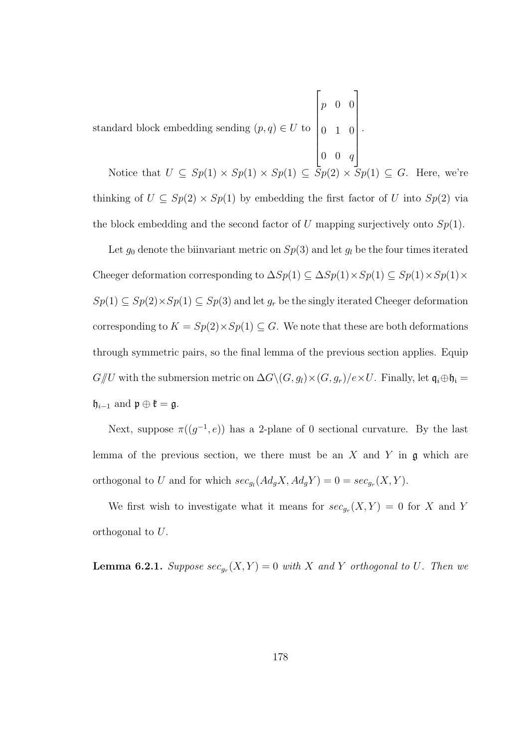standard block embedding sending $(p,q) \in U$ to $\begin{bmatrix} p & 0 & 0 \\ 0 & 1 & 0 \\ 0 & 0 & q \end{bmatrix}$.

Notice that $U \subseteq Sp(1) \times Sp(1) \times Sp(1) \subseteq Sp(2) \times Sp(1) \subseteq G$. Here, we're thinking of $U \subseteq Sp(2) \times Sp(1)$ by embedding the first factor of $U$ into $Sp(2)$ via the block embedding and the second factor of $U$ mapping surjectively onto $Sp(1)$.

Let $g_0$ denote the biinvariant metric on $Sp(3)$ and let $g_l$ be the four times iterated Cheeger deformation corresponding to $\Delta Sp(1) \subseteq \Delta Sp(1) \times Sp(1) \subseteq Sp(1) \times Sp(1) \times Sp(1) \subseteq Sp(2) \times Sp(1) \subseteq Sp(3)$ and let $g_r$ be the singly iterated Cheeger deformation corresponding to $K = Sp(2) \times Sp(1) \subseteq G$. We note that these are both deformations through symmetric pairs, so the final lemma of the previous section applies. Equip $G/\!\!/U$ with the submersion metric on $\Delta G \backslash (G, g_l) \times (G, g_r)/e \times U$. Finally, let $\mathfrak{q}_i \oplus \mathfrak{h}_\mathfrak{i} = \mathfrak{h}_{i-1}$ and $\mathfrak{p} \oplus \mathfrak{k} = \mathfrak{g}$.

Next, suppose $\pi((g^{-1}, e))$ has a 2-plane of 0 sectional curvature. By the last lemma of the previous section, we there must be an $X$ and $Y$ in $\mathfrak{g}$ which are orthogonal to $U$ and for which $sec_{g_l}(Ad_g X, Ad_g Y) = 0 = sec_{g_r}(X, Y)$.

We first wish to investigate what it means for $sec_{g_r}(X, Y) = 0$ for $X$ and $Y$ orthogonal to $U$.

**Lemma 6.2.1.** *Suppose $sec_{g_r}(X, Y) = 0$ with $X$ and $Y$ orthogonal to $U$. Then we*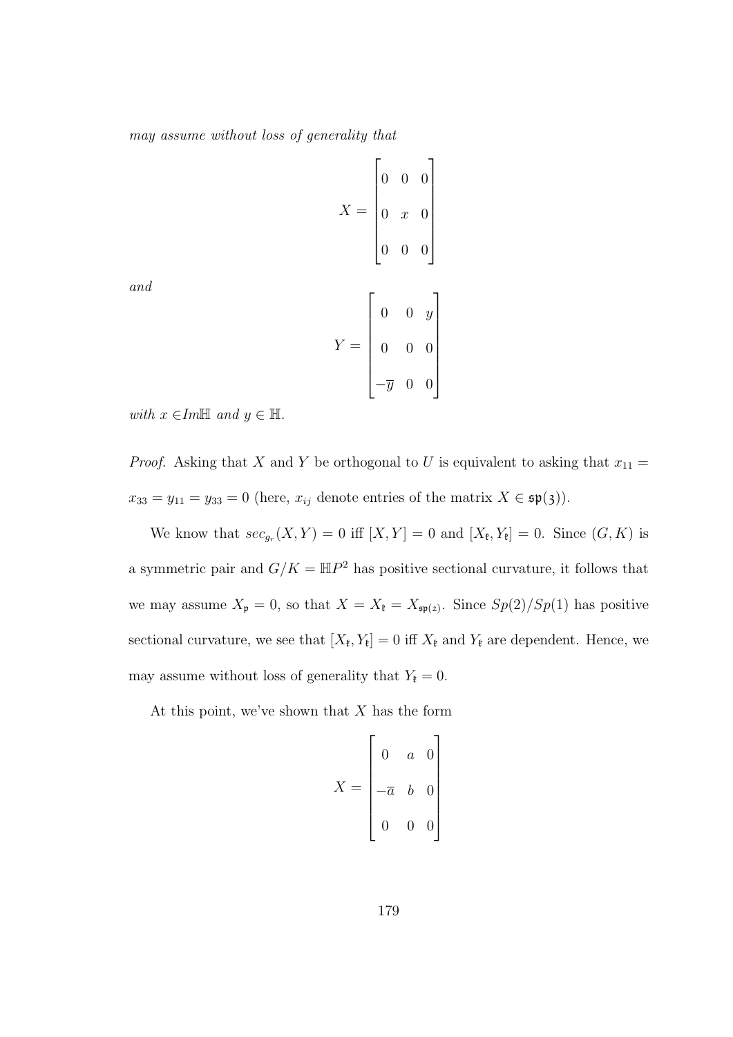*may assume without loss of generality that*

$$X = \begin{bmatrix} 0 & 0 & 0 \\ 0 & x & 0 \\ 0 & 0 & 0 \end{bmatrix}$$

*and*

$$Y = \begin{bmatrix} 0 & 0 & y \\ 0 & 0 & 0 \\ -\overline{y} & 0 & 0 \end{bmatrix}$$

*with* $x \in Im\mathbb{H}$ *and* $y \in \mathbb{H}$.

*Proof.* Asking that $X$ and $Y$ be orthogonal to $U$ is equivalent to asking that $x_{11} = x_{33} = y_{11} = y_{33} = 0$ (here, $x_{ij}$ denote entries of the matrix $X \in \mathfrak{sp}(3)$).

We know that $sec_{g_r}(X, Y) = 0$ iff $[X, Y] = 0$ and $[X_{\mathfrak{k}}, Y_{\mathfrak{k}}] = 0$. Since $(G, K)$ is a symmetric pair and $G/K = \mathbb{H}P^2$ has positive sectional curvature, it follows that we may assume $X_{\mathfrak{p}} = 0$, so that $X = X_{\mathfrak{k}} = X_{\mathfrak{sp}(2)}$. Since $Sp(2)/Sp(1)$ has positive sectional curvature, we see that $[X_{\mathfrak{k}}, Y_{\mathfrak{k}}] = 0$ iff $X_{\mathfrak{k}}$ and $Y_{\mathfrak{k}}$ are dependent. Hence, we may assume without loss of generality that $Y_{\mathfrak{k}} = 0$.

At this point, we've shown that $X$ has the form

$$X = \begin{bmatrix} 0 & a & 0 \\ -\overline{a} & b & 0 \\ 0 & 0 & 0 \end{bmatrix}$$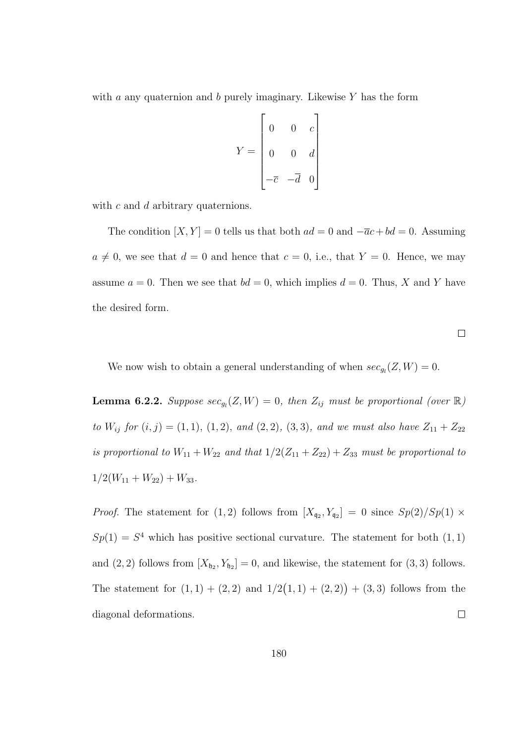with $a$ any quaternion and $b$ purely imaginary. Likewise $Y$ has the form

$$Y = \begin{bmatrix} 0 & 0 & c \\ 0 & 0 & d \\ -\overline{c} & -\overline{d} & 0 \end{bmatrix}$$

with $c$ and $d$ arbitrary quaternions.

The condition $[X, Y] = 0$ tells us that both $ad = 0$ and $-\overline{a}c + bd = 0$. Assuming $a \neq 0$, we see that $d = 0$ and hence that $c = 0$, i.e., that $Y = 0$. Hence, we may assume $a = 0$. Then we see that $bd = 0$, which implies $d = 0$. Thus, $X$ and $Y$ have the desired form.

$\square$

We now wish to obtain a general understanding of when $sec_{g_l}(Z, W) = 0$.

**Lemma 6.2.2.** *Suppose $sec_{g_l}(Z, W) = 0$, then $Z_{ij}$ must be proportional (over $\mathbb{R}$) to $W_{ij}$ for $(i, j) = (1, 1)$, $(1, 2)$, and $(2, 2)$, $(3, 3)$, and we must also have $Z_{11} + Z_{22}$ is proportional to $W_{11} + W_{22}$ and that $1/2(Z_{11} + Z_{22}) + Z_{33}$ must be proportional to $1/2(W_{11} + W_{22}) + W_{33}$.*

*Proof.* The statement for $(1, 2)$ follows from $[X_{\mathfrak{q}_2}, Y_{\mathfrak{q}_2}] = 0$ since $Sp(2)/Sp(1) \times Sp(1) = S^4$ which has positive sectional curvature. The statement for both $(1, 1)$ and $(2, 2)$ follows from $[X_{\mathfrak{h}_2}, Y_{\mathfrak{h}_2}] = 0$, and likewise, the statement for $(3, 3)$ follows. The statement for $(1, 1) + (2, 2)$ and $1/2\big((1, 1) + (2, 2)\big) + (3, 3)$ follows from the diagonal deformations. $\square$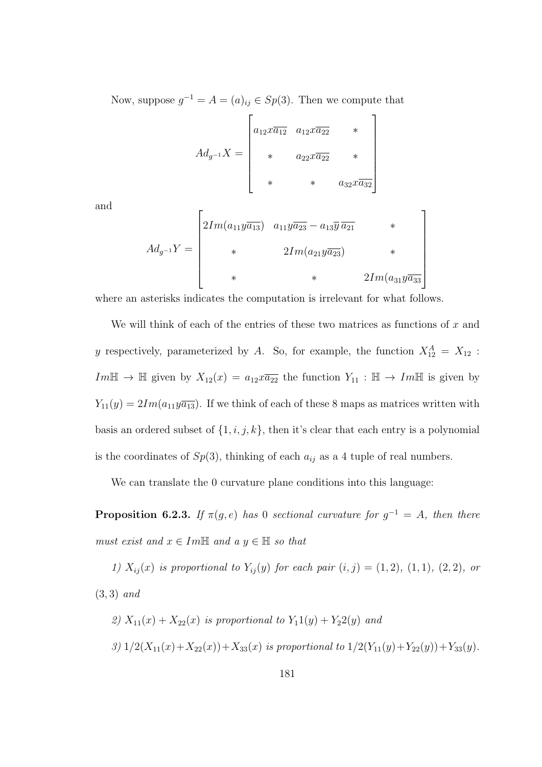Now, suppose $g^{-1} = A = (a)_{ij} \in Sp(3)$. Then we compute that

$$Ad_{g^{-1}}X = \begin{bmatrix} a_{12}x\overline{a_{12}} & a_{12}x\overline{a_{22}} & * \\ * & a_{22}x\overline{a_{22}} & * \\ * & * & a_{32}x\overline{a_{32}} \end{bmatrix}$$

and

$$Ad_{g^{-1}}Y = \begin{bmatrix} 2Im(a_{11}y\overline{a_{13}}) & a_{11}y\overline{a_{23}} - a_{13}\overline{y}\,\overline{a_{21}} & * \\ * & 2Im(a_{21}y\overline{a_{23}}) & * \\ * & * & 2Im(a_{31}y\overline{a_{33}} \end{bmatrix}$$

where an asterisks indicates the computation is irrelevant for what follows.

We will think of each of the entries of these two matrices as functions of $x$ and $y$ respectively, parameterized by $A$. So, for example, the function $X_{12}^A = X_{12} : Im\mathbb{H} \to \mathbb{H}$ given by $X_{12}(x) = a_{12}x\overline{a_{22}}$ the function $Y_{11} : \mathbb{H} \to Im\mathbb{H}$ is given by $Y_{11}(y) = 2Im(a_{11}y\overline{a_{13}})$. If we think of each of these 8 maps as matrices written with basis an ordered subset of $\{1, i, j, k\}$, then it's clear that each entry is a polynomial is the coordinates of $Sp(3)$, thinking of each $a_{ij}$ as a 4 tuple of real numbers.

We can translate the 0 curvature plane conditions into this language:

**Proposition 6.2.3.** *If $\pi(g, e)$ has 0 sectional curvature for $g^{-1} = A$, then there must exist and $x \in Im\mathbb{H}$ and a $y \in \mathbb{H}$ so that*

*1) $X_{ij}(x)$ is proportional to $Y_{ij}(y)$ for each pair $(i, j) = (1, 2)$, $(1, 1)$, $(2, 2)$, or $(3, 3)$ and*

*2) $X_{11}(x) + X_{22}(x)$ is proportional to $Y_1 1(y) + Y_2 2(y)$ and*

*3) $1/2(X_{11}(x) + X_{22}(x)) + X_{33}(x)$ is proportional to $1/2(Y_{11}(y) + Y_{22}(y)) + Y_{33}(y)$.*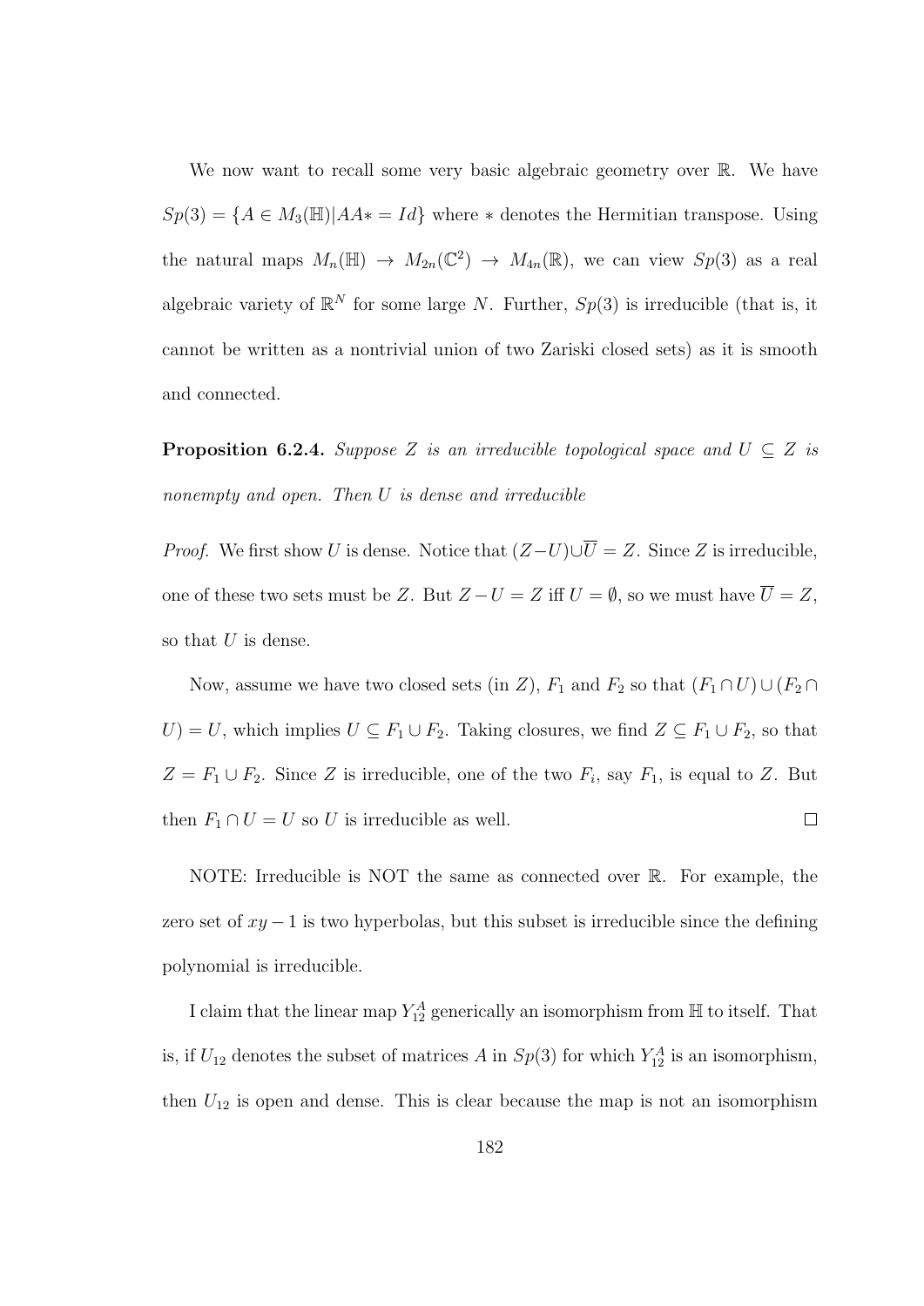We now want to recall some very basic algebraic geometry over $\mathbb{R}$. We have $Sp(3) = \{A \in M_3(\mathbb{H}) | AA* = Id\}$ where $*$ denotes the Hermitian transpose. Using the natural maps $M_n(\mathbb{H}) \to M_{2n}(\mathbb{C}^2) \to M_{4n}(\mathbb{R})$, we can view $Sp(3)$ as a real algebraic variety of $\mathbb{R}^N$ for some large $N$. Further, $Sp(3)$ is irreducible (that is, it cannot be written as a nontrivial union of two Zariski closed sets) as it is smooth and connected.

**Proposition 6.2.4.** *Suppose $Z$ is an irreducible topological space and $U \subseteq Z$ is nonempty and open. Then $U$ is dense and irreducible*

*Proof.* We first show $U$ is dense. Notice that $(Z - U) \cup \overline{U} = Z$. Since $Z$ is irreducible, one of these two sets must be $Z$. But $Z - U = Z$ iff $U = \emptyset$, so we must have $\overline{U} = Z$, so that $U$ is dense.

Now, assume we have two closed sets (in $Z$), $F_1$ and $F_2$ so that $(F_1 \cap U) \cup (F_2 \cap U) = U$, which implies $U \subseteq F_1 \cup F_2$. Taking closures, we find $Z \subseteq F_1 \cup F_2$, so that $Z = F_1 \cup F_2$. Since $Z$ is irreducible, one of the two $F_i$, say $F_1$, is equal to $Z$. But then $F_1 \cap U = U$ so $U$ is irreducible as well. $\square$

NOTE: Irreducible is NOT the same as connected over $\mathbb{R}$. For example, the zero set of $xy - 1$ is two hyperbolas, but this subset is irreducible since the defining polynomial is irreducible.

I claim that the linear map $Y_{12}^A$ generically an isomorphism from $\mathbb{H}$ to itself. That is, if $U_{12}$ denotes the subset of matrices $A$ in $Sp(3)$ for which $Y_{12}^A$ is an isomorphism, then $U_{12}$ is open and dense. This is clear because the map is not an isomorphism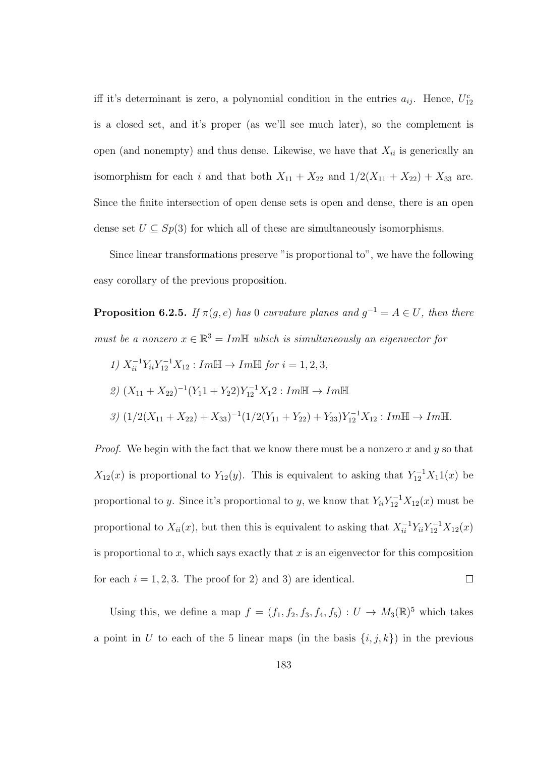iff it's determinant is zero, a polynomial condition in the entries $a_{ij}$. Hence, $U_{12}^c$ is a closed set, and it's proper (as we'll see much later), so the complement is open (and nonempty) and thus dense. Likewise, we have that $X_{ii}$ is generically an isomorphism for each $i$ and that both $X_{11} + X_{22}$ and $1/2(X_{11} + X_{22}) + X_{33}$ are. Since the finite intersection of open dense sets is open and dense, there is an open dense set $U \subseteq Sp(3)$ for which all of these are simultaneously isomorphisms.

Since linear transformations preserve "is proportional to", we have the following easy corollary of the previous proposition.

**Proposition 6.2.5.** *If $\pi(g, e)$ has 0 curvature planes and $g^{-1} = A \in U$, then there must be a nonzero $x \in \mathbb{R}^3 = Im\mathbb{H}$ which is simultaneously an eigenvector for*

*1) $X_{ii}^{-1} Y_{ii} Y_{12}^{-1} X_{12} : Im\mathbb{H} \to Im\mathbb{H}$ for $i = 1, 2, 3$,*

*2) $(X_{11} + X_{22})^{-1}(Y_1 1 + Y_2 2) Y_{12}^{-1} X_1 2 : Im\mathbb{H} \to Im\mathbb{H}$*

*3) $(1/2(X_{11} + X_{22}) + X_{33})^{-1}(1/2(Y_{11} + Y_{22}) + Y_{33}) Y_{12}^{-1} X_{12} : Im\mathbb{H} \to Im\mathbb{H}$.*

*Proof.* We begin with the fact that we know there must be a nonzero $x$ and $y$ so that $X_{12}(x)$ is proportional to $Y_{12}(y)$. This is equivalent to asking that $Y_{12}^{-1} X_1 1(x)$ be proportional to $y$. Since it's proportional to $y$, we know that $Y_{ii} Y_{12}^{-1} X_{12}(x)$ must be proportional to $X_{ii}(x)$, but then this is equivalent to asking that $X_{ii}^{-1} Y_{ii} Y_{12}^{-1} X_{12}(x)$ is proportional to $x$, which says exactly that $x$ is an eigenvector for this composition for each $i = 1, 2, 3$. The proof for 2) and 3) are identical. □

Using this, we define a map $f = (f_1, f_2, f_3, f_4, f_5) : U \to M_3(\mathbb{R})^5$ which takes a point in $U$ to each of the 5 linear maps (in the basis $\{i, j, k\}$) in the previous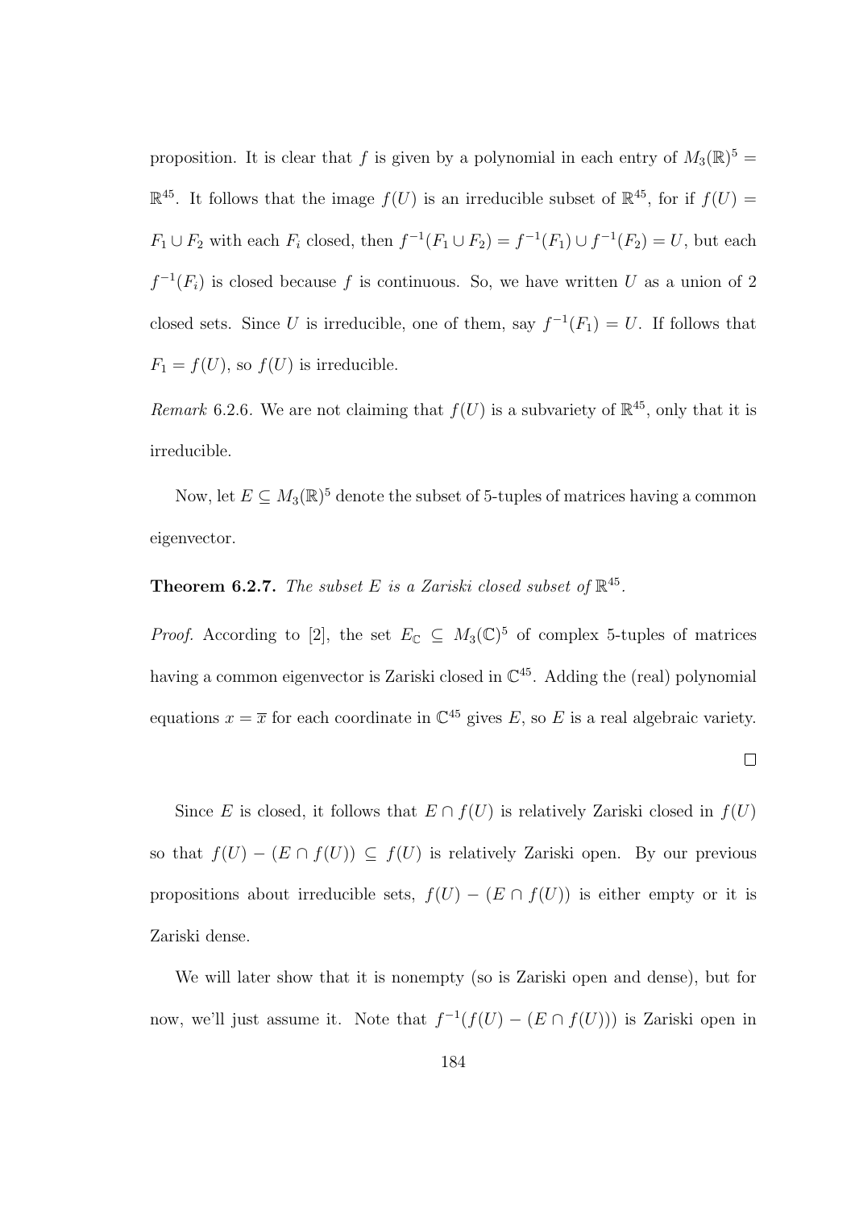proposition. It is clear that $f$ is given by a polynomial in each entry of $M_3(\mathbb{R})^5 = \mathbb{R}^{45}$. It follows that the image $f(U)$ is an irreducible subset of $\mathbb{R}^{45}$, for if $f(U) = F_1 \cup F_2$ with each $F_i$ closed, then $f^{-1}(F_1 \cup F_2) = f^{-1}(F_1) \cup f^{-1}(F_2) = U$, but each $f^{-1}(F_i)$ is closed because $f$ is continuous. So, we have written $U$ as a union of 2 closed sets. Since $U$ is irreducible, one of them, say $f^{-1}(F_1) = U$. If follows that $F_1 = f(U)$, so $f(U)$ is irreducible.

*Remark* 6.2.6. We are not claiming that $f(U)$ is a subvariety of $\mathbb{R}^{45}$, only that it is irreducible.

Now, let $E \subseteq M_3(\mathbb{R})^5$ denote the subset of 5-tuples of matrices having a common eigenvector.

**Theorem 6.2.7.** *The subset $E$ is a Zariski closed subset of $\mathbb{R}^{45}$.*

*Proof.* According to [2], the set $E_{\mathbb{C}} \subseteq M_3(\mathbb{C})^5$ of complex 5-tuples of matrices having a common eigenvector is Zariski closed in $\mathbb{C}^{45}$. Adding the (real) polynomial equations $x = \overline{x}$ for each coordinate in $\mathbb{C}^{45}$ gives $E$, so $E$ is a real algebraic variety. □

Since $E$ is closed, it follows that $E \cap f(U)$ is relatively Zariski closed in $f(U)$ so that $f(U) - (E \cap f(U)) \subseteq f(U)$ is relatively Zariski open. By our previous propositions about irreducible sets, $f(U) - (E \cap f(U))$ is either empty or it is Zariski dense.

We will later show that it is nonempty (so is Zariski open and dense), but for now, we'll just assume it. Note that $f^{-1}(f(U) - (E \cap f(U)))$ is Zariski open in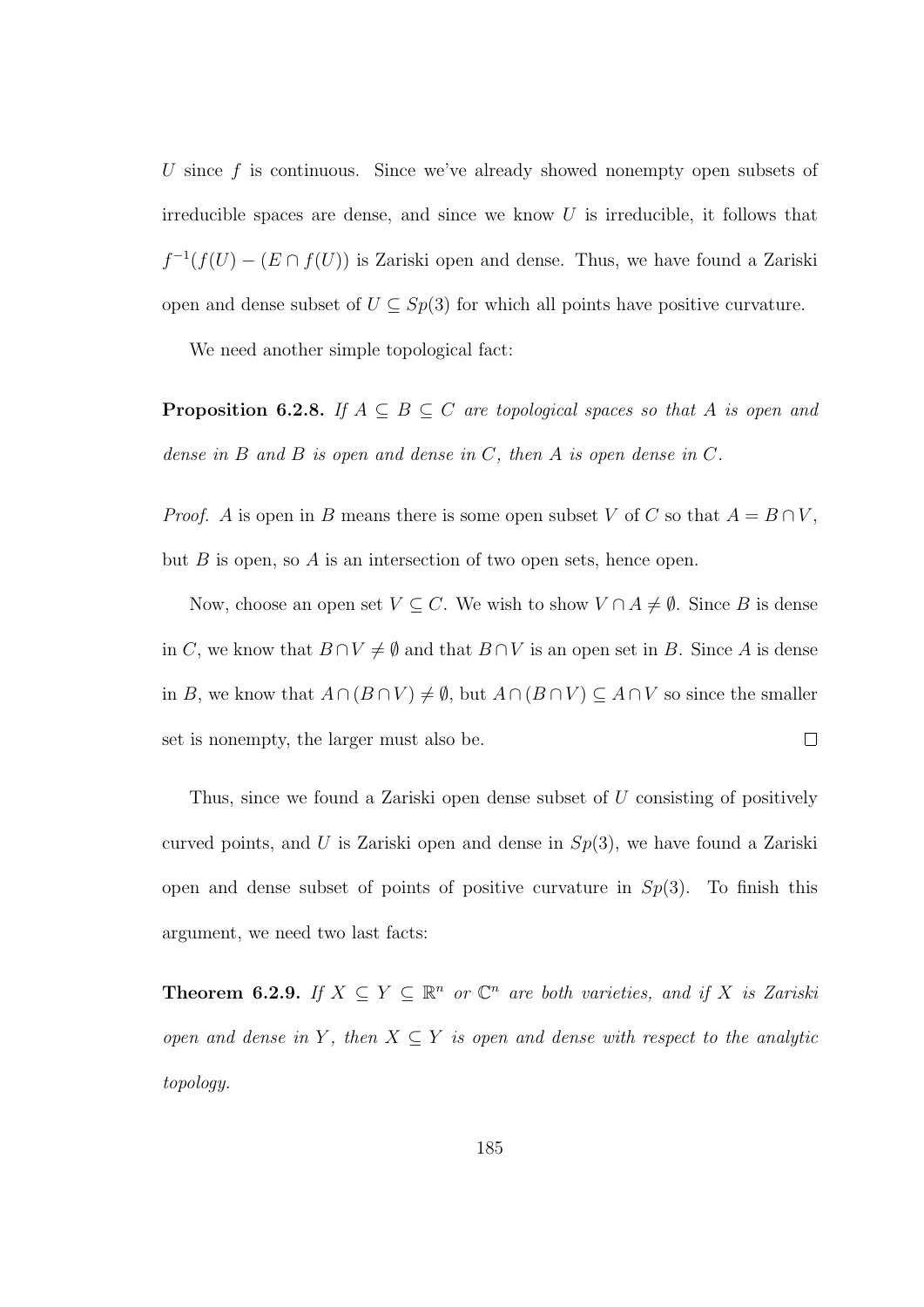$U$ since $f$ is continuous. Since we've already showed nonempty open subsets of irreducible spaces are dense, and since we know $U$ is irreducible, it follows that $f^{-1}(f(U) - (E \cap f(U))$ is Zariski open and dense. Thus, we have found a Zariski open and dense subset of $U \subseteq Sp(3)$ for which all points have positive curvature.

We need another simple topological fact:

**Proposition 6.2.8.** *If $A \subseteq B \subseteq C$ are topological spaces so that $A$ is open and dense in $B$ and $B$ is open and dense in $C$, then $A$ is open dense in $C$.*

*Proof.* $A$ is open in $B$ means there is some open subset $V$ of $C$ so that $A = B \cap V$, but $B$ is open, so $A$ is an intersection of two open sets, hence open.

Now, choose an open set $V \subseteq C$. We wish to show $V \cap A \neq \emptyset$. Since $B$ is dense in $C$, we know that $B \cap V \neq \emptyset$ and that $B \cap V$ is an open set in $B$. Since $A$ is dense in $B$, we know that $A \cap (B \cap V) \neq \emptyset$, but $A \cap (B \cap V) \subseteq A \cap V$ so since the smaller set is nonempty, the larger must also be. $\square$

Thus, since we found a Zariski open dense subset of $U$ consisting of positively curved points, and $U$ is Zariski open and dense in $Sp(3)$, we have found a Zariski open and dense subset of points of positive curvature in $Sp(3)$. To finish this argument, we need two last facts:

**Theorem 6.2.9.** *If $X \subseteq Y \subseteq \mathbb{R}^n$ or $\mathbb{C}^n$ are both varieties, and if $X$ is Zariski open and dense in $Y$, then $X \subseteq Y$ is open and dense with respect to the analytic topology.*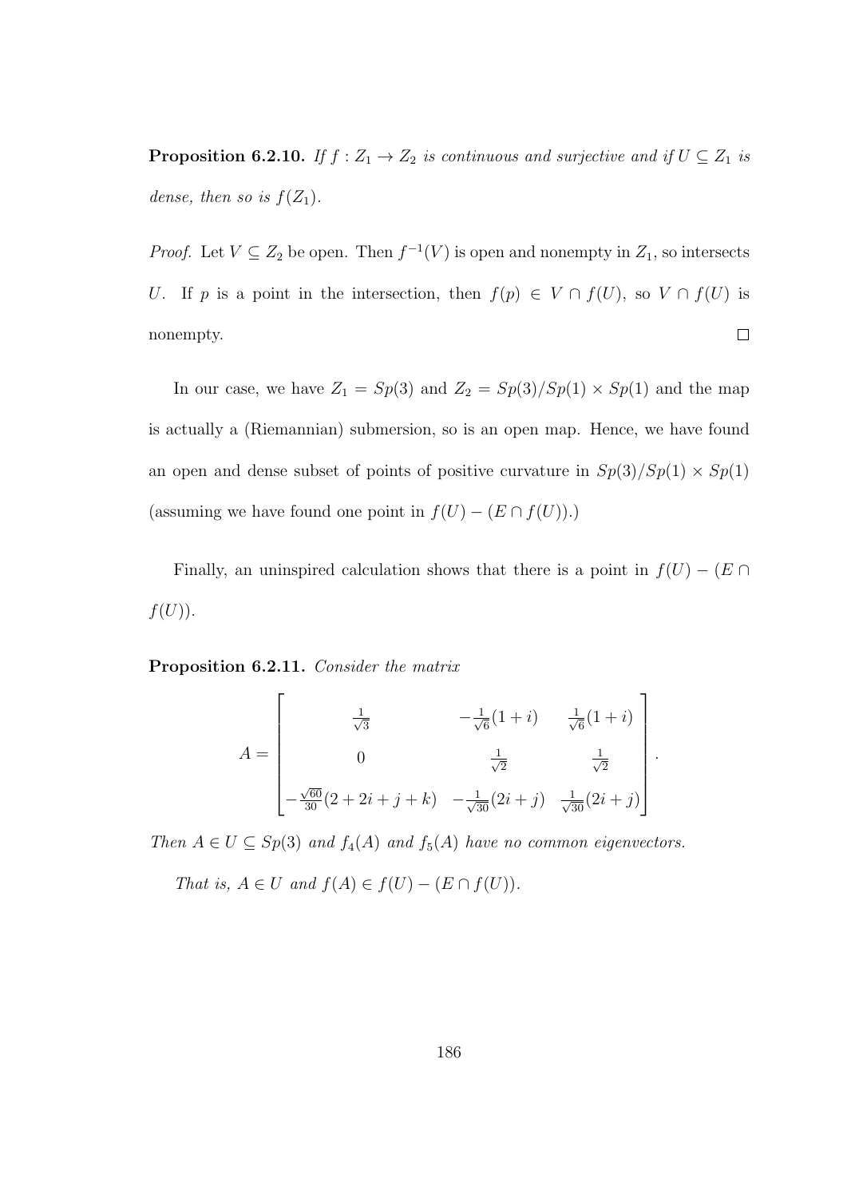**Proposition 6.2.10.** *If $f : Z_1 \to Z_2$ is continuous and surjective and if $U \subseteq Z_1$ is dense, then so is $f(Z_1)$.*

*Proof.* Let $V \subseteq Z_2$ be open. Then $f^{-1}(V)$ is open and nonempty in $Z_1$, so intersects $U$. If $p$ is a point in the intersection, then $f(p) \in V \cap f(U)$, so $V \cap f(U)$ is nonempty. $\square$

In our case, we have $Z_1 = Sp(3)$ and $Z_2 = Sp(3)/Sp(1) \times Sp(1)$ and the map is actually a (Riemannian) submersion, so is an open map. Hence, we have found an open and dense subset of points of positive curvature in $Sp(3)/Sp(1) \times Sp(1)$ (assuming we have found one point in $f(U) - (E \cap f(U))$.)

Finally, an uninspired calculation shows that there is a point in $f(U) - (E \cap f(U))$.

**Proposition 6.2.11.** *Consider the matrix*

$$A = \begin{bmatrix} \frac{1}{\sqrt{3}} & -\frac{1}{\sqrt{6}}(1+i) & \frac{1}{\sqrt{6}}(1+i) \\ 0 & \frac{1}{\sqrt{2}} & \frac{1}{\sqrt{2}} \\ -\frac{\sqrt{60}}{30}(2+2i+j+k) & -\frac{1}{\sqrt{30}}(2i+j) & \frac{1}{\sqrt{30}}(2i+j) \end{bmatrix}.$$

*Then $A \in U \subseteq Sp(3)$ and $f_4(A)$ and $f_5(A)$ have no common eigenvectors.*

*That is, $A \in U$ and $f(A) \in f(U) - (E \cap f(U))$.*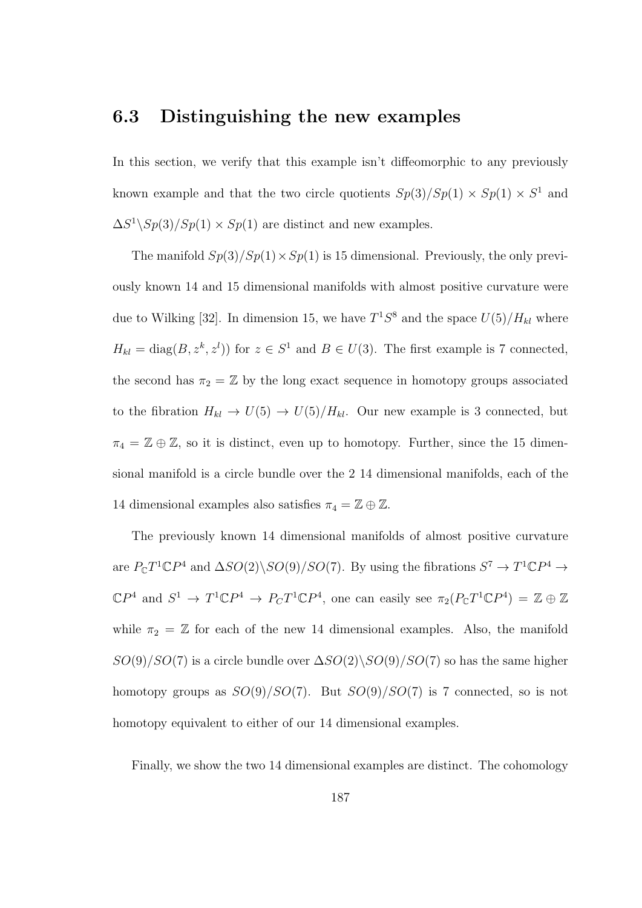## 6.3 Distinguishing the new examples

In this section, we verify that this example isn't diffeomorphic to any previously known example and that the two circle quotients $Sp(3)/Sp(1) \times Sp(1) \times S^1$ and $\Delta S^1 \backslash Sp(3)/Sp(1) \times Sp(1)$ are distinct and new examples.

The manifold $Sp(3)/Sp(1) \times Sp(1)$ is 15 dimensional. Previously, the only previously known 14 and 15 dimensional manifolds with almost positive curvature were due to Wilking [32]. In dimension 15, we have $T^1S^8$ and the space $U(5)/H_{kl}$ where $H_{kl} = \text{diag}(B, z^k, z^l))$ for $z \in S^1$ and $B \in U(3)$. The first example is 7 connected, the second has $\pi_2 = \mathbb{Z}$ by the long exact sequence in homotopy groups associated to the fibration $H_{kl} \to U(5) \to U(5)/H_{kl}$. Our new example is 3 connected, but $\pi_4 = \mathbb{Z} \oplus \mathbb{Z}$, so it is distinct, even up to homotopy. Further, since the 15 dimensional manifold is a circle bundle over the 2 14 dimensional manifolds, each of the 14 dimensional examples also satisfies $\pi_4 = \mathbb{Z} \oplus \mathbb{Z}$.

The previously known 14 dimensional manifolds of almost positive curvature are $P_{\mathbb{C}}T^1\mathbb{C}P^4$ and $\Delta SO(2) \backslash SO(9)/SO(7)$. By using the fibrations $S^7 \to T^1\mathbb{C}P^4 \to \mathbb{C}P^4$ and $S^1 \to T^1\mathbb{C}P^4 \to P_C T^1\mathbb{C}P^4$, one can easily see $\pi_2(P_{\mathbb{C}}T^1\mathbb{C}P^4) = \mathbb{Z} \oplus \mathbb{Z}$ while $\pi_2 = \mathbb{Z}$ for each of the new 14 dimensional examples. Also, the manifold $SO(9)/SO(7)$ is a circle bundle over $\Delta SO(2) \backslash SO(9)/SO(7)$ so has the same higher homotopy groups as $SO(9)/SO(7)$. But $SO(9)/SO(7)$ is 7 connected, so is not homotopy equivalent to either of our 14 dimensional examples.

Finally, we show the two 14 dimensional examples are distinct. The cohomology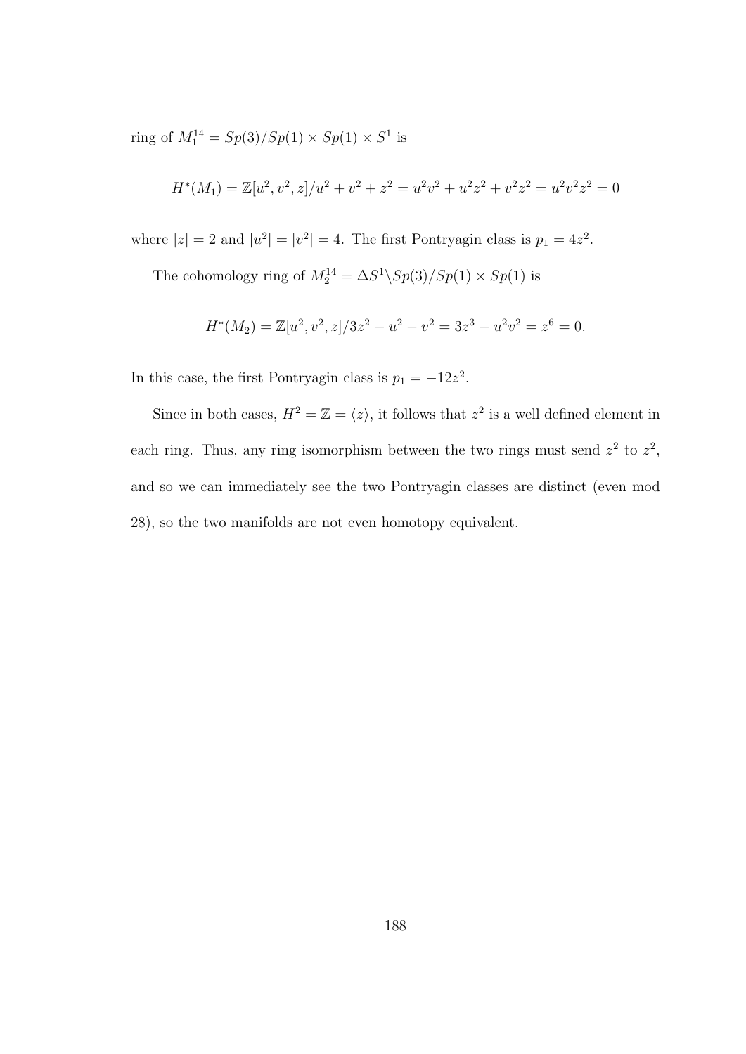ring of $M_1^{14} = Sp(3)/Sp(1) \times Sp(1) \times S^1$ is

$$H^*(M_1) = \mathbb{Z}[u^2, v^2, z]/u^2 + v^2 + z^2 = u^2v^2 + u^2z^2 + v^2z^2 = u^2v^2z^2 = 0$$

where $|z| = 2$ and $|u^2| = |v^2| = 4$. The first Pontryagin class is $p_1 = 4z^2$.

The cohomology ring of $M_2^{14} = \Delta S^1 \backslash Sp(3)/Sp(1) \times Sp(1)$ is

$$H^*(M_2) = \mathbb{Z}[u^2, v^2, z]/3z^2 - u^2 - v^2 = 3z^3 - u^2v^2 = z^6 = 0.$$

In this case, the first Pontryagin class is $p_1 = -12z^2$.

Since in both cases, $H^2 = \mathbb{Z} = \langle z \rangle$, it follows that $z^2$ is a well defined element in each ring. Thus, any ring isomorphism between the two rings must send $z^2$ to $z^2$, and so we can immediately see the two Pontryagin classes are distinct (even mod 28), so the two manifolds are not even homotopy equivalent.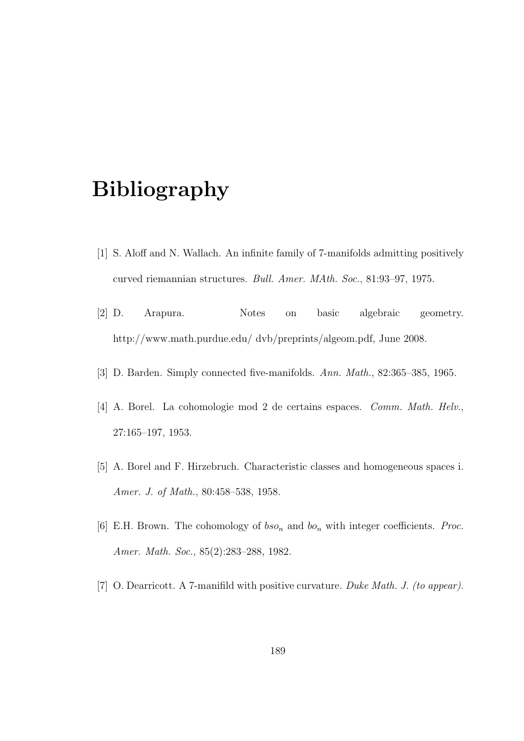# Bibliography

[1] S. Aloff and N. Wallach. An infinite family of 7-manifolds admitting positively curved riemannian structures. *Bull. Amer. MAth. Soc.*, 81:93–97, 1975.

[2] D. Arapura. Notes on basic algebraic geometry. http://www.math.purdue.edu/ dvb/preprints/algeom.pdf, June 2008.

[3] D. Barden. Simply connected five-manifolds. *Ann. Math.*, 82:365–385, 1965.

[4] A. Borel. La cohomologie mod 2 de certains espaces. *Comm. Math. Helv.*, 27:165–197, 1953.

[5] A. Borel and F. Hirzebruch. Characteristic classes and homogeneous spaces i. *Amer. J. of Math.*, 80:458–538, 1958.

[6] E.H. Brown. The cohomology of $bso_n$ and $bo_n$ with integer coefficients. *Proc. Amer. Math. Soc.*, 85(2):283–288, 1982.

[7] O. Dearricott. A 7-manifild with positive curvature. *Duke Math. J. (to appear).*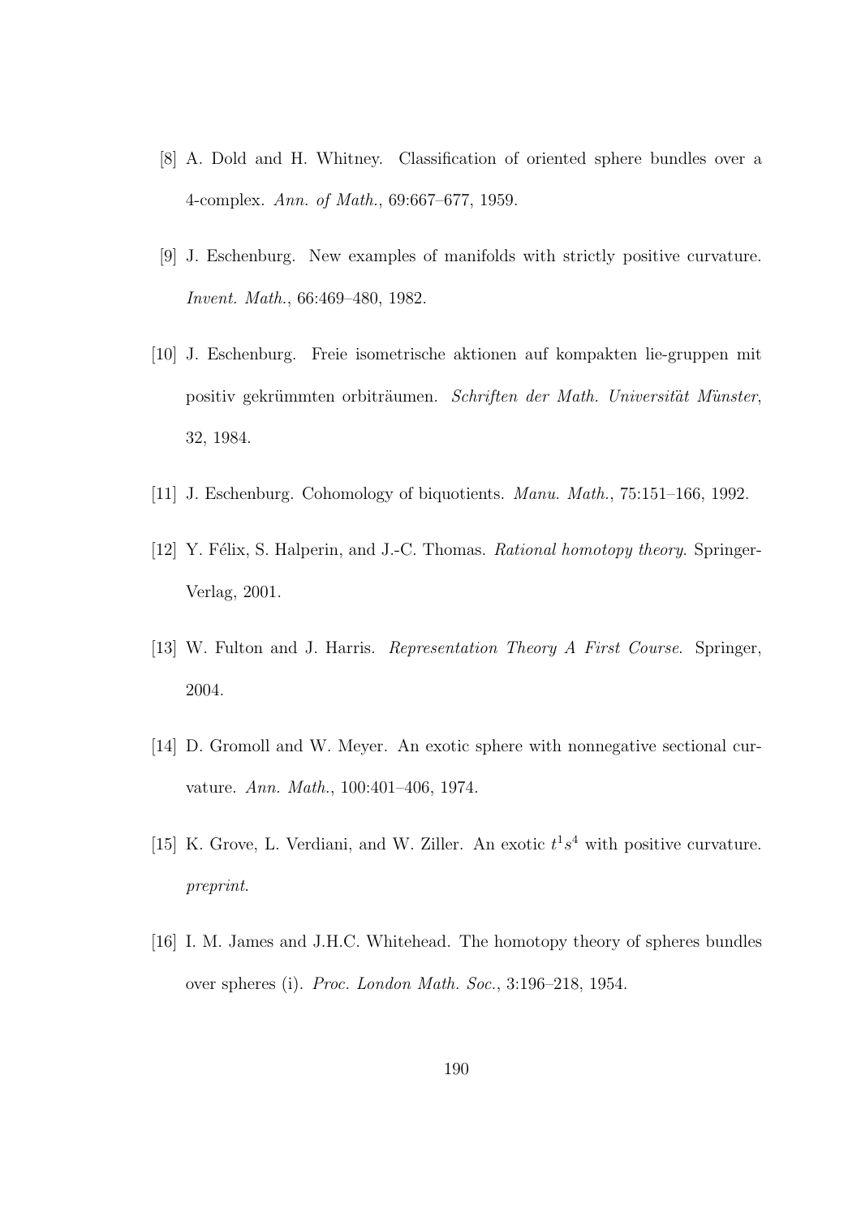[8] A. Dold and H. Whitney. Classification of oriented sphere bundles over a 4-complex. *Ann. of Math.*, 69:667–677, 1959.

[9] J. Eschenburg. New examples of manifolds with strictly positive curvature. *Invent. Math.*, 66:469–480, 1982.

[10] J. Eschenburg. Freie isometrische aktionen auf kompakten lie-gruppen mit positiv gekrümmten orbiträumen. *Schriften der Math. Universität Münster*, 32, 1984.

[11] J. Eschenburg. Cohomology of biquotients. *Manu. Math.*, 75:151–166, 1992.

[12] Y. Félix, S. Halperin, and J.-C. Thomas. *Rational homotopy theory*. Springer-Verlag, 2001.

[13] W. Fulton and J. Harris. *Representation Theory A First Course*. Springer, 2004.

[14] D. Gromoll and W. Meyer. An exotic sphere with nonnegative sectional curvature. *Ann. Math.*, 100:401–406, 1974.

[15] K. Grove, L. Verdiani, and W. Ziller. An exotic $t^1s^4$ with positive curvature. *preprint*.

[16] I. M. James and J.H.C. Whitehead. The homotopy theory of spheres bundles over spheres (i). *Proc. London Math. Soc.*, 3:196–218, 1954.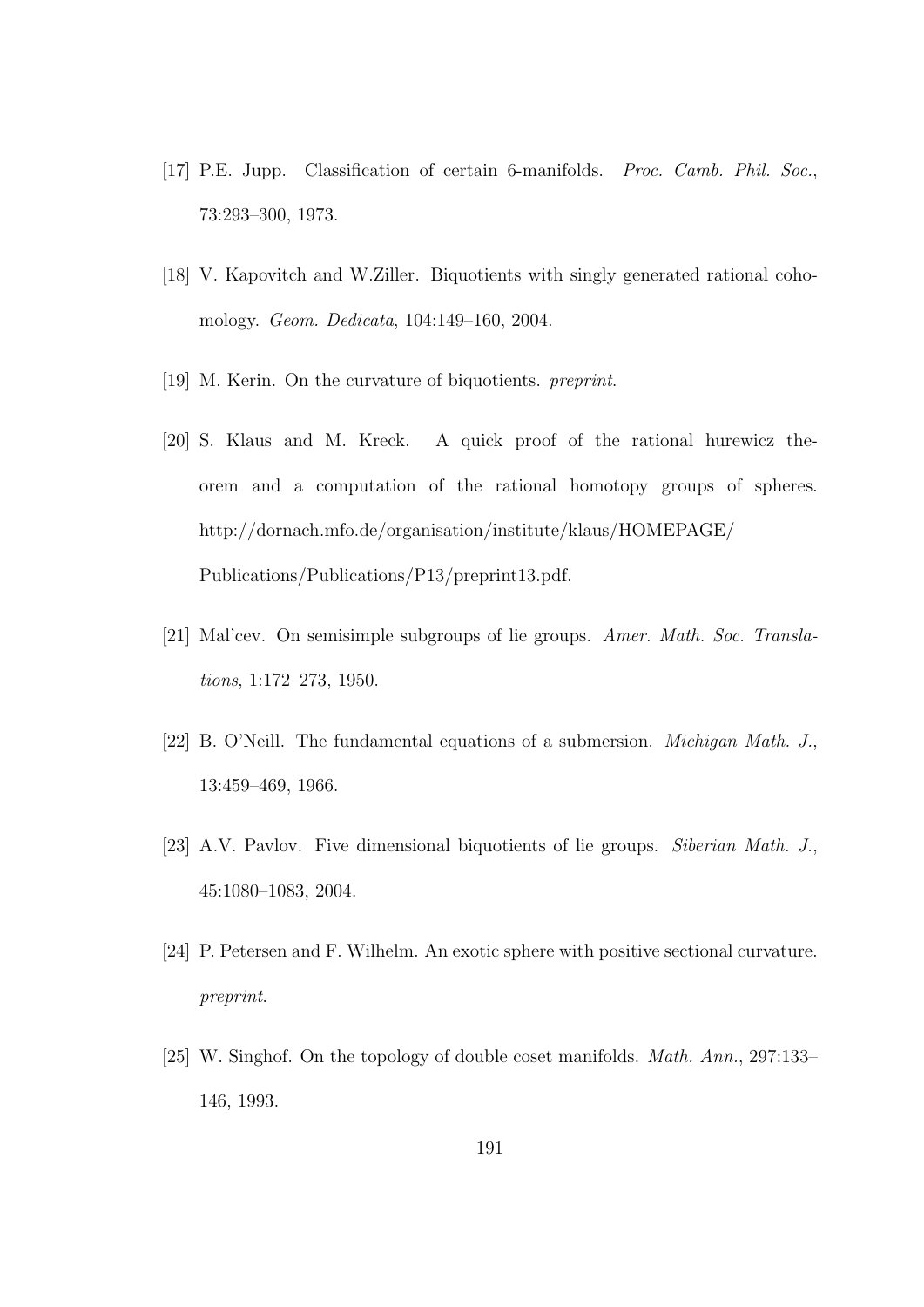[17] P.E. Jupp. Classification of certain 6-manifolds. *Proc. Camb. Phil. Soc.*, 73:293–300, 1973.

[18] V. Kapovitch and W.Ziller. Biquotients with singly generated rational cohomology. *Geom. Dedicata*, 104:149–160, 2004.

[19] M. Kerin. On the curvature of biquotients. *preprint*.

[20] S. Klaus and M. Kreck. A quick proof of the rational hurewicz theorem and a computation of the rational homotopy groups of spheres. http://dornach.mfo.de/organisation/institute/klaus/HOMEPAGE/Publications/Publications/P13/preprint13.pdf.

[21] Mal'cev. On semisimple subgroups of lie groups. *Amer. Math. Soc. Translations*, 1:172–273, 1950.

[22] B. O'Neill. The fundamental equations of a submersion. *Michigan Math. J.*, 13:459–469, 1966.

[23] A.V. Pavlov. Five dimensional biquotients of lie groups. *Siberian Math. J.*, 45:1080–1083, 2004.

[24] P. Petersen and F. Wilhelm. An exotic sphere with positive sectional curvature. *preprint*.

[25] W. Singhof. On the topology of double coset manifolds. *Math. Ann.*, 297:133–146, 1993.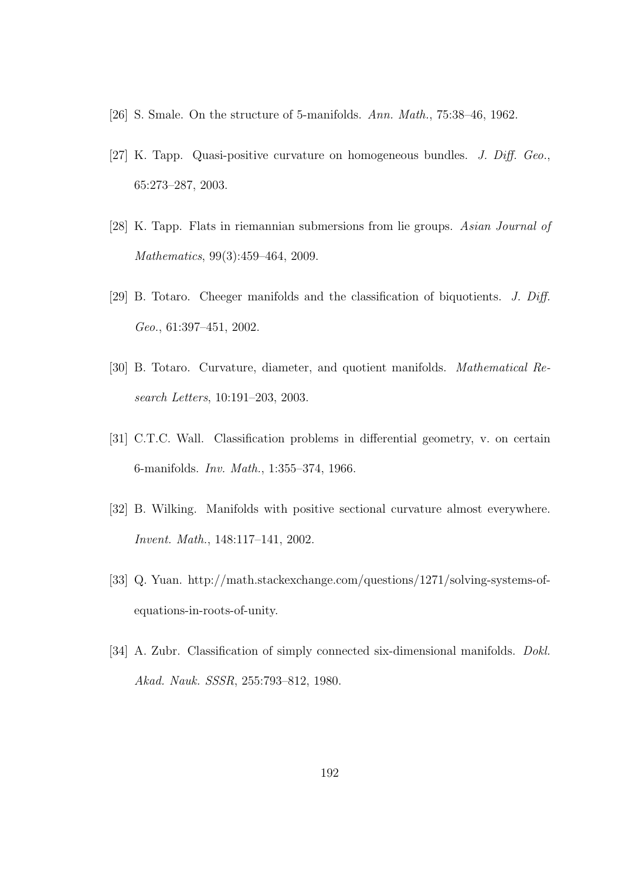[26] S. Smale. On the structure of 5-manifolds. *Ann. Math.*, 75:38–46, 1962.

[27] K. Tapp. Quasi-positive curvature on homogeneous bundles. *J. Diff. Geo.*, 65:273–287, 2003.

[28] K. Tapp. Flats in riemannian submersions from lie groups. *Asian Journal of Mathematics*, 99(3):459–464, 2009.

[29] B. Totaro. Cheeger manifolds and the classification of biquotients. *J. Diff. Geo.*, 61:397–451, 2002.

[30] B. Totaro. Curvature, diameter, and quotient manifolds. *Mathematical Research Letters*, 10:191–203, 2003.

[31] C.T.C. Wall. Classification problems in differential geometry, v. on certain 6-manifolds. *Inv. Math.*, 1:355–374, 1966.

[32] B. Wilking. Manifolds with positive sectional curvature almost everywhere. *Invent. Math.*, 148:117–141, 2002.

[33] Q. Yuan. http://math.stackexchange.com/questions/1271/solving-systems-of-equations-in-roots-of-unity.

[34] A. Zubr. Classification of simply connected six-dimensional manifolds. *Dokl. Akad. Nauk. SSSR*, 255:793–812, 1980.